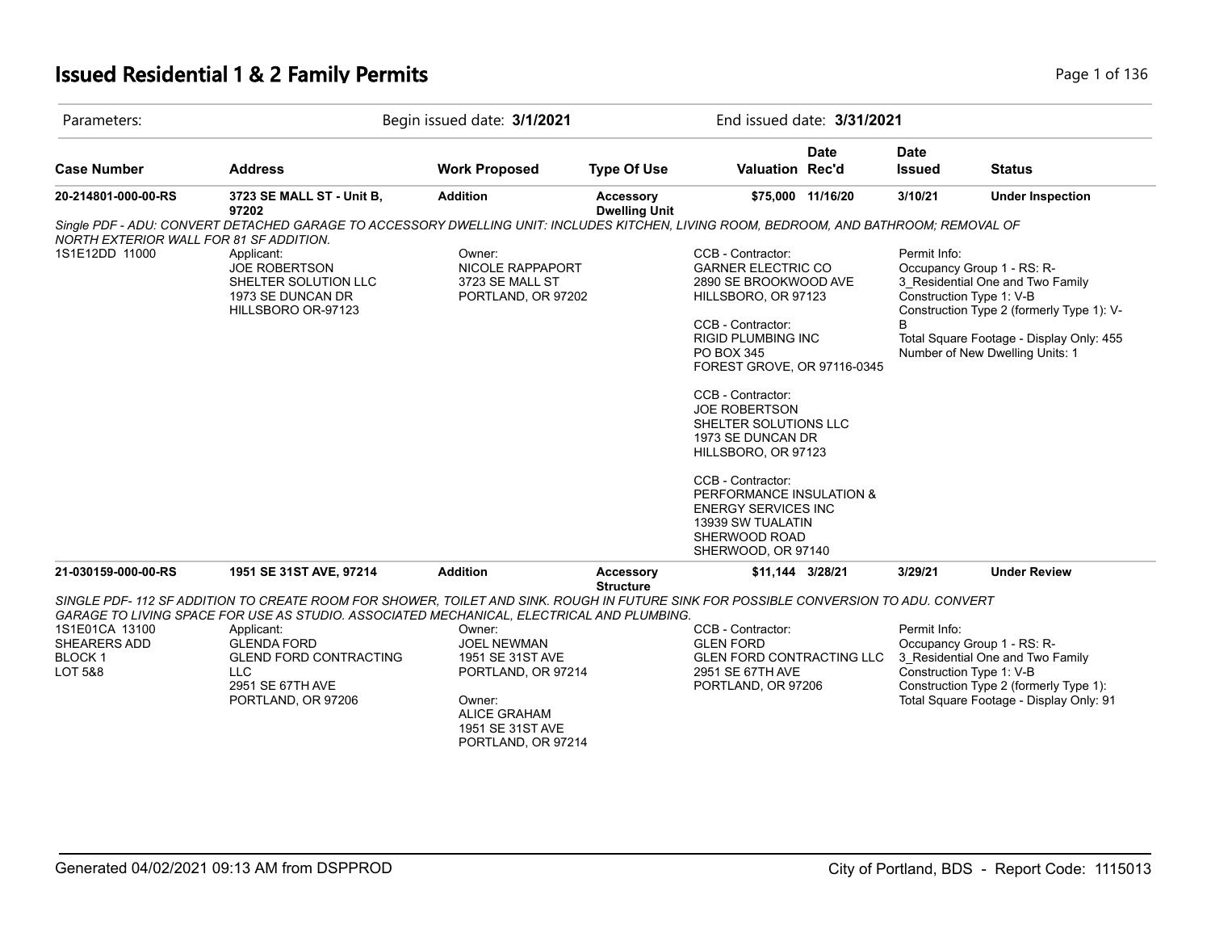# Issued Residential 1 & 2 Family Permits

| Parameters: | Begin issued date: **3/1/2021** | End issued date: **3/31/2021** |
|---|---|---|

| Case Number | Address | Work Proposed | Type Of Use | Valuation | Date Rec'd | Date Issued | Status |
|---|---|---|---|---|---|---|---|
| **20-214801-000-00-RS** | **3723 SE MALL ST - Unit B, 97202** | **Addition** | **Accessory Dwelling Unit** | **$75,000** | **11/16/20** | **3/10/21** | **Under Inspection** |

*Single PDF - ADU: CONVERT DETACHED GARAGE TO ACCESSORY DWELLING UNIT: INCLUDES KITCHEN, LIVING ROOM, BEDROOM, AND BATHROOM; REMOVAL OF NORTH EXTERIOR WALL FOR 81 SF ADDITION.*

1S1E12DD 11000

Applicant:
JOE ROBERTSON
SHELTER SOLUTION LLC
1973 SE DUNCAN DR
HILLSBORO OR-97123

Owner:
NICOLE RAPPAPORT
3723 SE MALL ST
PORTLAND, OR 97202

CCB - Contractor:
GARNER ELECTRIC CO
2890 SE BROOKWOOD AVE
HILLSBORO, OR 97123

CCB - Contractor:
RIGID PLUMBING INC
PO BOX 345
FOREST GROVE, OR 97116-0345

CCB - Contractor:
JOE ROBERTSON
SHELTER SOLUTIONS LLC
1973 SE DUNCAN DR
HILLSBORO, OR 97123

CCB - Contractor:
PERFORMANCE INSULATION & ENERGY SERVICES INC
13939 SW TUALATIN SHERWOOD ROAD
SHERWOOD, OR 97140

Permit Info:
Occupancy Group 1 - RS: R-3_Residential One and Two Family
Construction Type 1: V-B
Construction Type 2 (formerly Type 1): V-B
Total Square Footage - Display Only: 455
Number of New Dwelling Units: 1

| Case Number | Address | Work Proposed | Type Of Use | Valuation | Date Rec'd | Date Issued | Status |
|---|---|---|---|---|---|---|---|
| **21-030159-000-00-RS** | **1951 SE 31ST AVE, 97214** | **Addition** | **Accessory Structure** | **$11,144** | **3/28/21** | **3/29/21** | **Under Review** |

*SINGLE PDF- 112 SF ADDITION TO CREATE ROOM FOR SHOWER, TOILET AND SINK. ROUGH IN FUTURE SINK FOR POSSIBLE CONVERSION TO ADU. CONVERT GARAGE TO LIVING SPACE FOR USE AS STUDIO. ASSOCIATED MECHANICAL, ELECTRICAL AND PLUMBING.*

1S1E01CA 13100
SHEARERS ADD
BLOCK 1
LOT 5&8

Applicant:
GLENDA FORD
GLEND FORD CONTRACTING LLC
2951 SE 67TH AVE
PORTLAND, OR 97206

Owner:
JOEL NEWMAN
1951 SE 31ST AVE
PORTLAND, OR 97214

Owner:
ALICE GRAHAM
1951 SE 31ST AVE
PORTLAND, OR 97214

CCB - Contractor:
GLEN FORD
GLEN FORD CONTRACTING LLC
2951 SE 67TH AVE
PORTLAND, OR 97206

Permit Info:
Occupancy Group 1 - RS: R-3_Residential One and Two Family
Construction Type 1: V-B
Construction Type 2 (formerly Type 1):
Total Square Footage - Display Only: 91

Generated 04/02/2021 09:13 AM from DSPPROD — City of Portland, BDS - Report Code: 1115013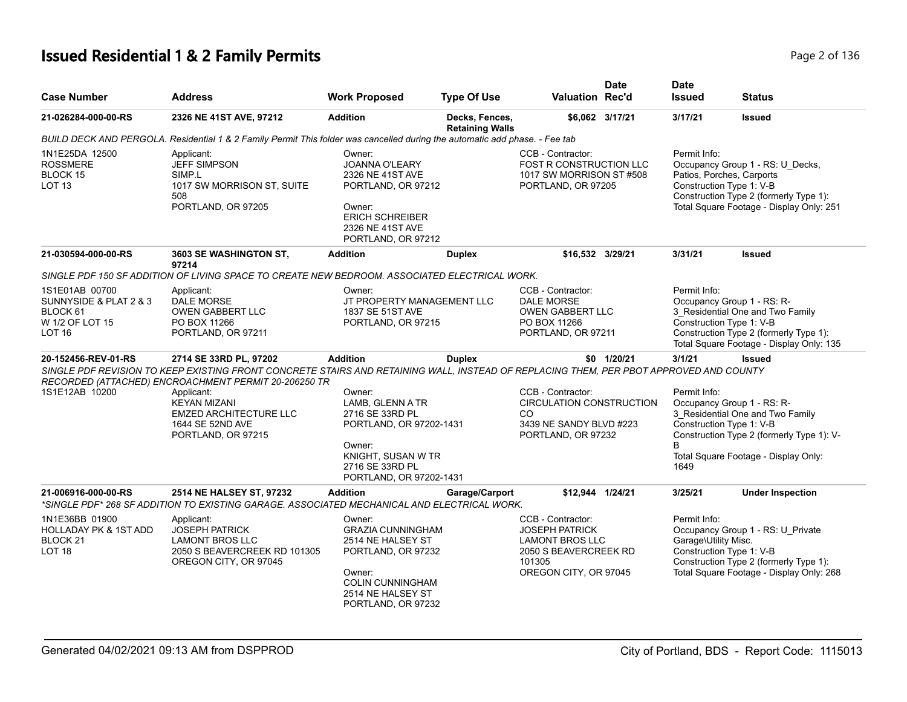# Issued Residential 1 & 2 Family Permits

| Case Number | Address | Work Proposed | Type Of Use | Valuation | Date Rec'd | Date Issued | Status |
|---|---|---|---|---|---|---|---|
| 21-026284-000-00-RS | 2326 NE 41ST AVE, 97212 | Addition | Decks, Fences, Retaining Walls | $6,062 | 3/17/21 | 3/17/21 | Issued |

*BUILD DECK AND PERGOLA. Residential 1 & 2 Family Permit This folder was cancelled during the automatic add phase. - Fee tab*

1N1E25DA 12500
ROSSMERE
BLOCK 15
LOT 13

Applicant:
JEFF SIMPSON
SIMP.L
1017 SW MORRISON ST, SUITE 508
PORTLAND, OR 97205

Owner:
JOANNA O'LEARY
2326 NE 41ST AVE
PORTLAND, OR 97212

Owner:
ERICH SCHREIBER
2326 NE 41ST AVE
PORTLAND, OR 97212

CCB - Contractor:
FOST R CONSTRUCTION LLC
1017 SW MORRISON ST #508
PORTLAND, OR 97205

Permit Info:
Occupancy Group 1 - RS: U_Decks, Patios, Porches, Carports
Construction Type 1: V-B
Construction Type 2 (formerly Type 1):
Total Square Footage - Display Only: 251

| Case Number | Address | Work Proposed | Type Of Use | Valuation | Date Rec'd | Date Issued | Status |
|---|---|---|---|---|---|---|---|
| 21-030594-000-00-RS | 3603 SE WASHINGTON ST, 97214 | Addition | Duplex | $16,532 | 3/29/21 | 3/31/21 | Issued |

*SINGLE PDF 150 SF ADDITION OF LIVING SPACE TO CREATE NEW BEDROOM. ASSOCIATED ELECTRICAL WORK.*

1S1E01AB 00700
SUNNYSIDE & PLAT 2 & 3
BLOCK 61
W 1/2 OF LOT 15
LOT 16

Applicant:
DALE MORSE
OWEN GABBERT LLC
PO BOX 11266
PORTLAND, OR 97211

Owner:
JT PROPERTY MANAGEMENT LLC
1837 SE 51ST AVE
PORTLAND, OR 97215

CCB - Contractor:
DALE MORSE
OWEN GABBERT LLC
PO BOX 11266
PORTLAND, OR 97211

Permit Info:
Occupancy Group 1 - RS: R-3_Residential One and Two Family
Construction Type 1: V-B
Construction Type 2 (formerly Type 1):
Total Square Footage - Display Only: 135

| Case Number | Address | Work Proposed | Type Of Use | Valuation | Date Rec'd | Date Issued | Status |
|---|---|---|---|---|---|---|---|
| 20-152456-REV-01-RS | 2714 SE 33RD PL, 97202 | Addition | Duplex | $0 | 1/20/21 | 3/1/21 | Issued |

*SINGLE PDF REVISION TO KEEP EXISTING FRONT CONCRETE STAIRS AND RETAINING WALL, INSTEAD OF REPLACING THEM, PER PBOT APPROVED AND COUNTY RECORDED (ATTACHED) ENCROACHMENT PERMIT 20-206250 TR*

1S1E12AB 10200

Applicant:
KEYAN MIZANI
EMZED ARCHITECTURE LLC
1644 SE 52ND AVE
PORTLAND, OR 97215

Owner:
LAMB, GLENN A TR
2716 SE 33RD PL
PORTLAND, OR 97202-1431

Owner:
KNIGHT, SUSAN W TR
2716 SE 33RD PL
PORTLAND, OR 97202-1431

CCB - Contractor:
CIRCULATION CONSTRUCTION CO
3439 NE SANDY BLVD #223
PORTLAND, OR 97232

Permit Info:
Occupancy Group 1 - RS: R-3_Residential One and Two Family
Construction Type 1: V-B
Construction Type 2 (formerly Type 1): V-B
Total Square Footage - Display Only: 1649

| Case Number | Address | Work Proposed | Type Of Use | Valuation | Date Rec'd | Date Issued | Status |
|---|---|---|---|---|---|---|---|
| 21-006916-000-00-RS | 2514 NE HALSEY ST, 97232 | Addition | Garage/Carport | $12,944 | 1/24/21 | 3/25/21 | Under Inspection |

*\*SINGLE PDF\* 268 SF ADDITION TO EXISTING GARAGE. ASSOCIATED MECHANICAL AND ELECTRICAL WORK.*

1N1E36BB 01900
HOLLADAY PK & 1ST ADD
BLOCK 21
LOT 18

Applicant:
JOSEPH PATRICK
LAMONT BROS LLC
2050 S BEAVERCREEK RD 101305
OREGON CITY, OR 97045

Owner:
GRAZIA CUNNINGHAM
2514 NE HALSEY ST
PORTLAND, OR 97232

Owner:
COLIN CUNNINGHAM
2514 NE HALSEY ST
PORTLAND, OR 97232

CCB - Contractor:
JOSEPH PATRICK
LAMONT BROS LLC
2050 S BEAVERCREEK RD 101305
OREGON CITY, OR 97045

Permit Info:
Occupancy Group 1 - RS: U_Private Garage\Utility Misc.
Construction Type 1: V-B
Construction Type 2 (formerly Type 1):
Total Square Footage - Display Only: 268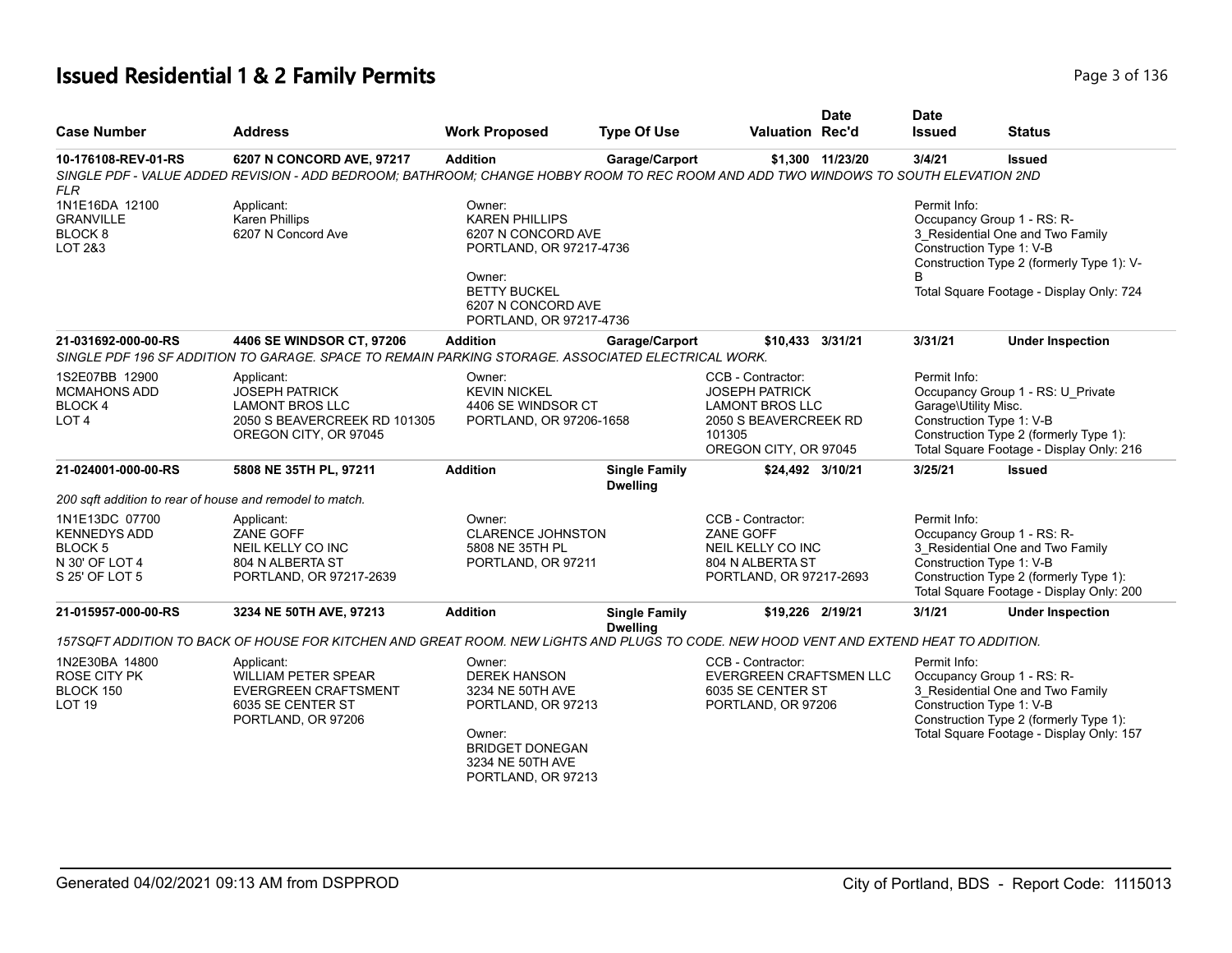# Issued Residential 1 & 2 Family Permits

| Case Number | Address | Work Proposed | Type Of Use | Valuation | Date Rec'd | Date Issued | Status |
|---|---|---|---|---|---|---|---|
| 10-176108-REV-01-RS | 6207 N CONCORD AVE, 97217 | Addition | Garage/Carport | $1,300 | 11/23/20 | 3/4/21 | Issued |

*SINGLE PDF - VALUE ADDED REVISION - ADD BEDROOM; BATHROOM; CHANGE HOBBY ROOM TO REC ROOM AND ADD TWO WINDOWS TO SOUTH ELEVATION 2ND FLR*

1N1E16DA 12100
GRANVILLE
BLOCK 8
LOT 2&3

Applicant:
Karen Phillips
6207 N Concord Ave

Owner:
KAREN PHILLIPS
6207 N CONCORD AVE
PORTLAND, OR 97217-4736

Owner:
BETTY BUCKEL
6207 N CONCORD AVE
PORTLAND, OR 97217-4736

Permit Info:
Occupancy Group 1 - RS: R-3_Residential One and Two Family
Construction Type 1: V-B
Construction Type 2 (formerly Type 1): V-B
Total Square Footage - Display Only: 724

---

| Case Number | Address | Work Proposed | Type Of Use | Valuation | Date Rec'd | Date Issued | Status |
|---|---|---|---|---|---|---|---|
| 21-031692-000-00-RS | 4406 SE WINDSOR CT, 97206 | Addition | Garage/Carport | $10,433 | 3/31/21 | 3/31/21 | Under Inspection |

*SINGLE PDF 196 SF ADDITION TO GARAGE. SPACE TO REMAIN PARKING STORAGE. ASSOCIATED ELECTRICAL WORK.*

1S2E07BB 12900
MCMAHONS ADD
BLOCK 4
LOT 4

Applicant:
JOSEPH PATRICK
LAMONT BROS LLC
2050 S BEAVERCREEK RD 101305
OREGON CITY, OR 97045

Owner:
KEVIN NICKEL
4406 SE WINDSOR CT
PORTLAND, OR 97206-1658

CCB - Contractor:
JOSEPH PATRICK
LAMONT BROS LLC
2050 S BEAVERCREEK RD 101305
OREGON CITY, OR 97045

Permit Info:
Occupancy Group 1 - RS: U_Private Garage\Utility Misc.
Construction Type 1: V-B
Construction Type 2 (formerly Type 1):
Total Square Footage - Display Only: 216

---

| Case Number | Address | Work Proposed | Type Of Use | Valuation | Date Rec'd | Date Issued | Status |
|---|---|---|---|---|---|---|---|
| 21-024001-000-00-RS | 5808 NE 35TH PL, 97211 | Addition | Single Family Dwelling | $24,492 | 3/10/21 | 3/25/21 | Issued |

*200 sqft addition to rear of house and remodel to match.*

1N1E13DC 07700
KENNEDYS ADD
BLOCK 5
N 30' OF LOT 4
S 25' OF LOT 5

Applicant:
ZANE GOFF
NEIL KELLY CO INC
804 N ALBERTA ST
PORTLAND, OR 97217-2639

Owner:
CLARENCE JOHNSTON
5808 NE 35TH PL
PORTLAND, OR 97211

CCB - Contractor:
ZANE GOFF
NEIL KELLY CO INC
804 N ALBERTA ST
PORTLAND, OR 97217-2693

Permit Info:
Occupancy Group 1 - RS: R-3_Residential One and Two Family
Construction Type 1: V-B
Construction Type 2 (formerly Type 1):
Total Square Footage - Display Only: 200

---

| Case Number | Address | Work Proposed | Type Of Use | Valuation | Date Rec'd | Date Issued | Status |
|---|---|---|---|---|---|---|---|
| 21-015957-000-00-RS | 3234 NE 50TH AVE, 97213 | Addition | Single Family Dwelling | $19,226 | 2/19/21 | 3/1/21 | Under Inspection |

*157SQFT ADDITION TO BACK OF HOUSE FOR KITCHEN AND GREAT ROOM. NEW LiGHTS AND PLUGS TO CODE. NEW HOOD VENT AND EXTEND HEAT TO ADDITION.*

1N2E30BA 14800
ROSE CITY PK
BLOCK 150
LOT 19

Applicant:
WILLIAM PETER SPEAR
EVERGREEN CRAFTSMENT
6035 SE CENTER ST
PORTLAND, OR 97206

Owner:
DEREK HANSON
3234 NE 50TH AVE
PORTLAND, OR 97213

Owner:
BRIDGET DONEGAN
3234 NE 50TH AVE
PORTLAND, OR 97213

CCB - Contractor:
EVERGREEN CRAFTSMEN LLC
6035 SE CENTER ST
PORTLAND, OR 97206

Permit Info:
Occupancy Group 1 - RS: R-3_Residential One and Two Family
Construction Type 1: V-B
Construction Type 2 (formerly Type 1):
Total Square Footage - Display Only: 157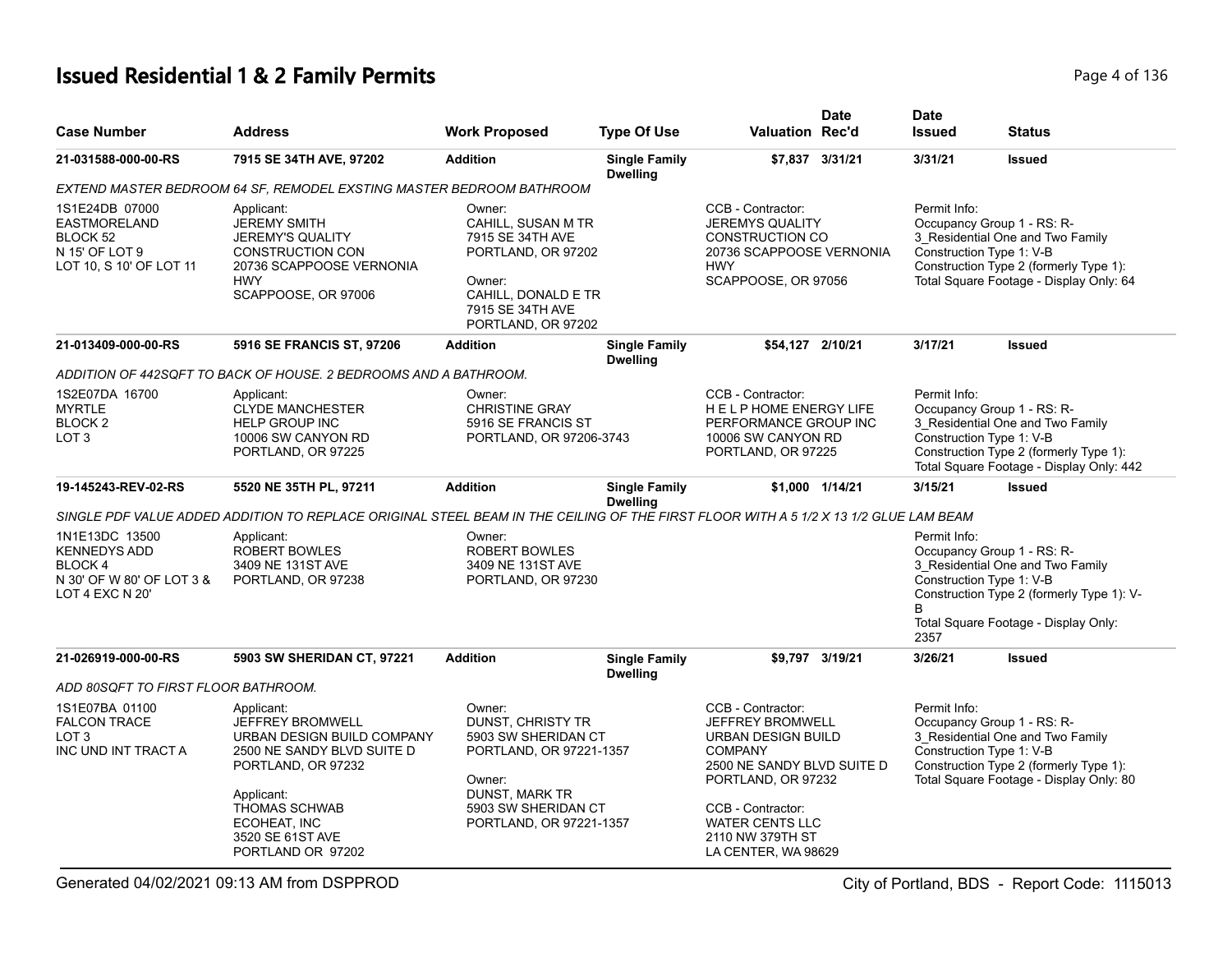# Issued Residential 1 & 2 Family Permits

| Case Number | Address | Work Proposed | Type Of Use | Valuation | Date Rec'd | Date Issued | Status |
|---|---|---|---|---|---|---|---|
| 21-031588-000-00-RS | 7915 SE 34TH AVE, 97202 | Addition | Single Family Dwelling | $7,837 | 3/31/21 | 3/31/21 | Issued |

*EXTEND MASTER BEDROOM 64 SF, REMODEL EXSTING MASTER BEDROOM BATHROOM*

1S1E24DB 07000
EASTMORELAND
BLOCK 52
N 15' OF LOT 9
LOT 10, S 10' OF LOT 11

Applicant:
JEREMY SMITH
JEREMY'S QUALITY CONSTRUCTION CON
20736 SCAPPOOSE VERNONIA HWY
SCAPPOOSE, OR 97006

Owner:
CAHILL, SUSAN M TR
7915 SE 34TH AVE
PORTLAND, OR 97202

Owner:
CAHILL, DONALD E TR
7915 SE 34TH AVE
PORTLAND, OR 97202

CCB - Contractor:
JEREMYS QUALITY CONSTRUCTION CO
20736 SCAPPOOSE VERNONIA HWY
SCAPPOOSE, OR 97056

Permit Info:
Occupancy Group 1 - RS: R-3_Residential One and Two Family
Construction Type 1: V-B
Construction Type 2 (formerly Type 1):
Total Square Footage - Display Only: 64

| Case Number | Address | Work Proposed | Type Of Use | Valuation | Date Rec'd | Date Issued | Status |
|---|---|---|---|---|---|---|---|
| 21-013409-000-00-RS | 5916 SE FRANCIS ST, 97206 | Addition | Single Family Dwelling | $54,127 | 2/10/21 | 3/17/21 | Issued |

*ADDITION OF 442SQFT TO BACK OF HOUSE. 2 BEDROOMS AND A BATHROOM.*

1S2E07DA 16700
MYRTLE
BLOCK 2
LOT 3

Applicant:
CLYDE MANCHESTER
HELP GROUP INC
10006 SW CANYON RD
PORTLAND, OR 97225

Owner:
CHRISTINE GRAY
5916 SE FRANCIS ST
PORTLAND, OR 97206-3743

CCB - Contractor:
H E L P HOME ENERGY LIFE PERFORMANCE GROUP INC
10006 SW CANYON RD
PORTLAND, OR 97225

Permit Info:
Occupancy Group 1 - RS: R-3_Residential One and Two Family
Construction Type 1: V-B
Construction Type 2 (formerly Type 1):
Total Square Footage - Display Only: 442

| Case Number | Address | Work Proposed | Type Of Use | Valuation | Date Rec'd | Date Issued | Status |
|---|---|---|---|---|---|---|---|
| 19-145243-REV-02-RS | 5520 NE 35TH PL, 97211 | Addition | Single Family Dwelling | $1,000 | 1/14/21 | 3/15/21 | Issued |

*SINGLE PDF VALUE ADDED ADDITION TO REPLACE ORIGINAL STEEL BEAM IN THE CEILING OF THE FIRST FLOOR WITH A 5 1/2 X 13 1/2 GLUE LAM BEAM*

1N1E13DC 13500
KENNEDYS ADD
BLOCK 4
N 30' OF W 80' OF LOT 3 & LOT 4 EXC N 20'

Applicant:
ROBERT BOWLES
3409 NE 131ST AVE
PORTLAND, OR 97238

Owner:
ROBERT BOWLES
3409 NE 131ST AVE
PORTLAND, OR 97230

Permit Info:
Occupancy Group 1 - RS: R-3_Residential One and Two Family
Construction Type 1: V-B
Construction Type 2 (formerly Type 1): V-B
Total Square Footage - Display Only: 2357

| Case Number | Address | Work Proposed | Type Of Use | Valuation | Date Rec'd | Date Issued | Status |
|---|---|---|---|---|---|---|---|
| 21-026919-000-00-RS | 5903 SW SHERIDAN CT, 97221 | Addition | Single Family Dwelling | $9,797 | 3/19/21 | 3/26/21 | Issued |

*ADD 80SQFT TO FIRST FLOOR BATHROOM.*

1S1E07BA 01100
FALCON TRACE
LOT 3
INC UND INT TRACT A

Applicant:
JEFFREY BROMWELL
URBAN DESIGN BUILD COMPANY
2500 NE SANDY BLVD SUITE D
PORTLAND, OR 97232

Applicant:
THOMAS SCHWAB
ECOHEAT, INC
3520 SE 61ST AVE
PORTLAND OR 97202

Owner:
DUNST, CHRISTY TR
5903 SW SHERIDAN CT
PORTLAND, OR 97221-1357

Owner:
DUNST, MARK TR
5903 SW SHERIDAN CT
PORTLAND, OR 97221-1357

CCB - Contractor:
JEFFREY BROMWELL
URBAN DESIGN BUILD COMPANY
2500 NE SANDY BLVD SUITE D
PORTLAND, OR 97232

CCB - Contractor:
WATER CENTS LLC
2110 NW 379TH ST
LA CENTER, WA 98629

Permit Info:
Occupancy Group 1 - RS: R-3_Residential One and Two Family
Construction Type 1: V-B
Construction Type 2 (formerly Type 1):
Total Square Footage - Display Only: 80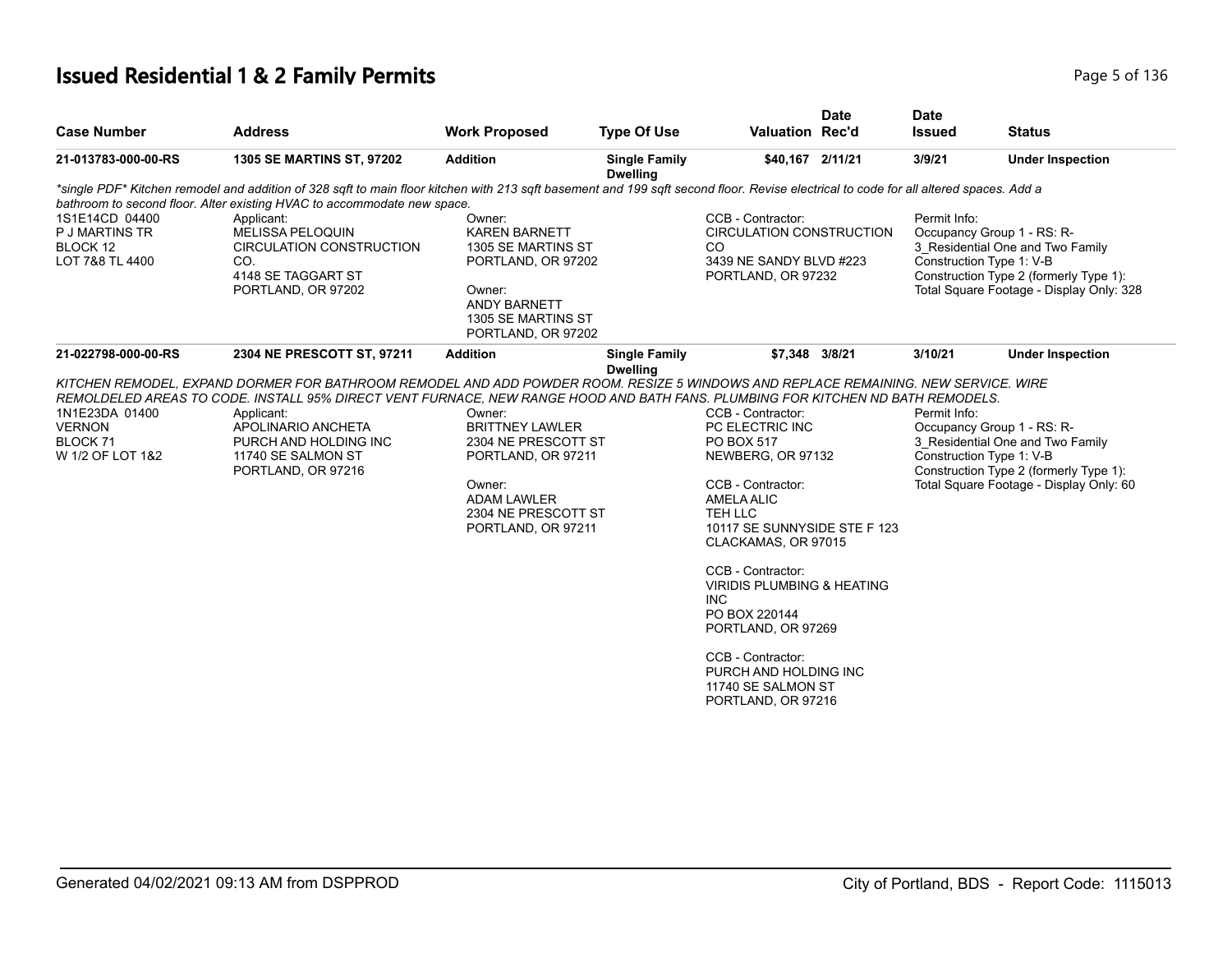# Issued Residential 1 & 2 Family Permits

| Case Number | Address | Work Proposed | Type Of Use | Valuation | Date Rec'd | Date Issued | Status |
|---|---|---|---|---|---|---|---|
| 21-013783-000-00-RS | 1305 SE MARTINS ST, 97202 | Addition | Single Family Dwelling | $40,167 | 2/11/21 | 3/9/21 | Under Inspection |

*single PDF* Kitchen remodel and addition of 328 sqft to main floor kitchen with 213 sqft basement and 199 sqft second floor. Revise electrical to code for all altered spaces. Add a bathroom to second floor. Alter existing HVAC to accommodate new space.

1S1E14CD 04400
P J MARTINS TR
BLOCK 12
LOT 7&8 TL 4400

Applicant:
MELISSA PELOQUIN
CIRCULATION CONSTRUCTION CO.
4148 SE TAGGART ST
PORTLAND, OR 97202

Owner:
KAREN BARNETT
1305 SE MARTINS ST
PORTLAND, OR 97202

Owner:
ANDY BARNETT
1305 SE MARTINS ST
PORTLAND, OR 97202

CCB - Contractor:
CIRCULATION CONSTRUCTION CO
3439 NE SANDY BLVD #223
PORTLAND, OR 97232

Permit Info:
Occupancy Group 1 - RS: R-3_Residential One and Two Family
Construction Type 1: V-B
Construction Type 2 (formerly Type 1):
Total Square Footage - Display Only: 328

| Case Number | Address | Work Proposed | Type Of Use | Valuation | Date Rec'd | Date Issued | Status |
|---|---|---|---|---|---|---|---|
| 21-022798-000-00-RS | 2304 NE PRESCOTT ST, 97211 | Addition | Single Family Dwelling | $7,348 | 3/8/21 | 3/10/21 | Under Inspection |

KITCHEN REMODEL, EXPAND DORMER FOR BATHROOM REMODEL AND ADD POWDER ROOM. RESIZE 5 WINDOWS AND REPLACE REMAINING. NEW SERVICE. WIRE REMOLDELED AREAS TO CODE. INSTALL 95% DIRECT VENT FURNACE, NEW RANGE HOOD AND BATH FANS. PLUMBING FOR KITCHEN ND BATH REMODELS.

1N1E23DA 01400
VERNON
BLOCK 71
W 1/2 OF LOT 1&2

Applicant:
APOLINARIO ANCHETA
PURCH AND HOLDING INC
11740 SE SALMON ST
PORTLAND, OR 97216

Owner:
BRITTNEY LAWLER
2304 NE PRESCOTT ST
PORTLAND, OR 97211

Owner:
ADAM LAWLER
2304 NE PRESCOTT ST
PORTLAND, OR 97211

CCB - Contractor:
PC ELECTRIC INC
PO BOX 517
NEWBERG, OR 97132

CCB - Contractor:
AMELA ALIC
TEH LLC
10117 SE SUNNYSIDE STE F 123
CLACKAMAS, OR 97015

CCB - Contractor:
VIRIDIS PLUMBING & HEATING INC
PO BOX 220144
PORTLAND, OR 97269

CCB - Contractor:
PURCH AND HOLDING INC
11740 SE SALMON ST
PORTLAND, OR 97216

Permit Info:
Occupancy Group 1 - RS: R-3_Residential One and Two Family
Construction Type 1: V-B
Construction Type 2 (formerly Type 1):
Total Square Footage - Display Only: 60

Generated 04/02/2021 09:13 AM from DSPPROD — City of Portland, BDS - Report Code: 1115013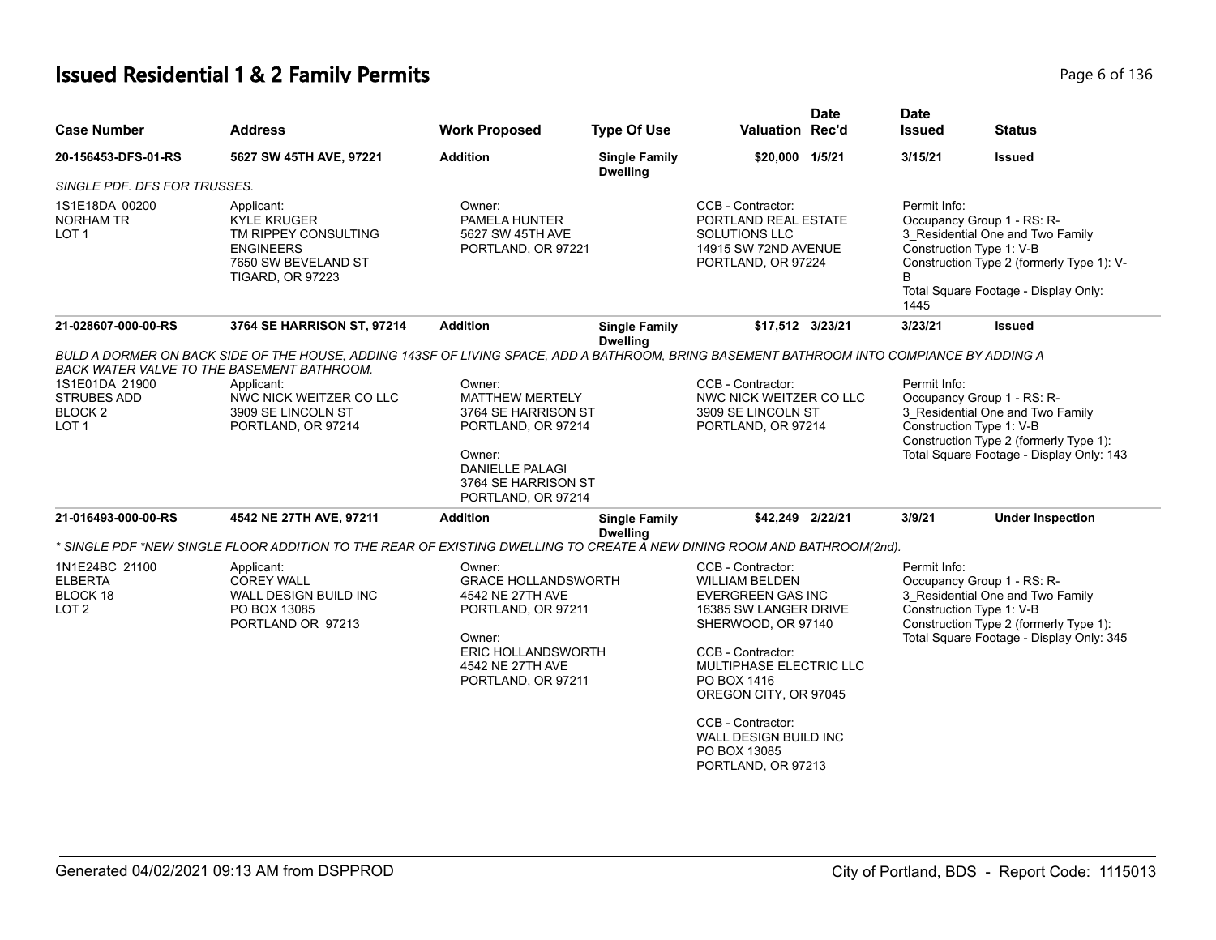# Issued Residential 1 & 2 Family Permits

| Case Number | Address | Work Proposed | Type Of Use | Valuation | Date Rec'd | Date Issued | Status |
|---|---|---|---|---|---|---|---|
| 20-156453-DFS-01-RS | 5627 SW 45TH AVE, 97221 | Addition | Single Family Dwelling | $20,000 | 1/5/21 | 3/15/21 | Issued |

*SINGLE PDF. DFS FOR TRUSSES.*

1S1E18DA 00200
NORHAM TR
LOT 1

Applicant:
KYLE KRUGER
TM RIPPEY CONSULTING ENGINEERS
7650 SW BEVELAND ST
TIGARD, OR 97223

Owner:
PAMELA HUNTER
5627 SW 45TH AVE
PORTLAND, OR 97221

CCB - Contractor:
PORTLAND REAL ESTATE SOLUTIONS LLC
14915 SW 72ND AVENUE
PORTLAND, OR 97224

Permit Info:
Occupancy Group 1 - RS: R-3_Residential One and Two Family
Construction Type 1: V-B
Construction Type 2 (formerly Type 1): V-B
Total Square Footage - Display Only: 1445

| Case Number | Address | Work Proposed | Type Of Use | Valuation | Date Rec'd | Date Issued | Status |
|---|---|---|---|---|---|---|---|
| 21-028607-000-00-RS | 3764 SE HARRISON ST, 97214 | Addition | Single Family Dwelling | $17,512 | 3/23/21 | 3/23/21 | Issued |

*BULD A DORMER ON BACK SIDE OF THE HOUSE, ADDING 143SF OF LIVING SPACE, ADD A BATHROOM, BRING BASEMENT BATHROOM INTO COMPIANCE BY ADDING A BACK WATER VALVE TO THE BASEMENT BATHROOM.*

1S1E01DA 21900
STRUBES ADD
BLOCK 2
LOT 1

Applicant:
NWC NICK WEITZER CO LLC
3909 SE LINCOLN ST
PORTLAND, OR 97214

Owner:
MATTHEW MERTELY
3764 SE HARRISON ST
PORTLAND, OR 97214

Owner:
DANIELLE PALAGI
3764 SE HARRISON ST
PORTLAND, OR 97214

CCB - Contractor:
NWC NICK WEITZER CO LLC
3909 SE LINCOLN ST
PORTLAND, OR 97214

Permit Info:
Occupancy Group 1 - RS: R-3_Residential One and Two Family
Construction Type 1: V-B
Construction Type 2 (formerly Type 1):
Total Square Footage - Display Only: 143

| Case Number | Address | Work Proposed | Type Of Use | Valuation | Date Rec'd | Date Issued | Status |
|---|---|---|---|---|---|---|---|
| 21-016493-000-00-RS | 4542 NE 27TH AVE, 97211 | Addition | Single Family Dwelling | $42,249 | 2/22/21 | 3/9/21 | Under Inspection |

*\* SINGLE PDF \*NEW SINGLE FLOOR ADDITION TO THE REAR OF EXISTING DWELLING TO CREATE A NEW DINING ROOM AND BATHROOM(2nd).*

1N1E24BC 21100
ELBERTA
BLOCK 18
LOT 2

Applicant:
COREY WALL
WALL DESIGN BUILD INC
PO BOX 13085
PORTLAND OR 97213

Owner:
GRACE HOLLANDSWORTH
4542 NE 27TH AVE
PORTLAND, OR 97211

Owner:
ERIC HOLLANDSWORTH
4542 NE 27TH AVE
PORTLAND, OR 97211

CCB - Contractor:
WILLIAM BELDEN
EVERGREEN GAS INC
16385 SW LANGER DRIVE
SHERWOOD, OR 97140

CCB - Contractor:
MULTIPHASE ELECTRIC LLC
PO BOX 1416
OREGON CITY, OR 97045

CCB - Contractor:
WALL DESIGN BUILD INC
PO BOX 13085
PORTLAND, OR 97213

Permit Info:
Occupancy Group 1 - RS: R-3_Residential One and Two Family
Construction Type 1: V-B
Construction Type 2 (formerly Type 1):
Total Square Footage - Display Only: 345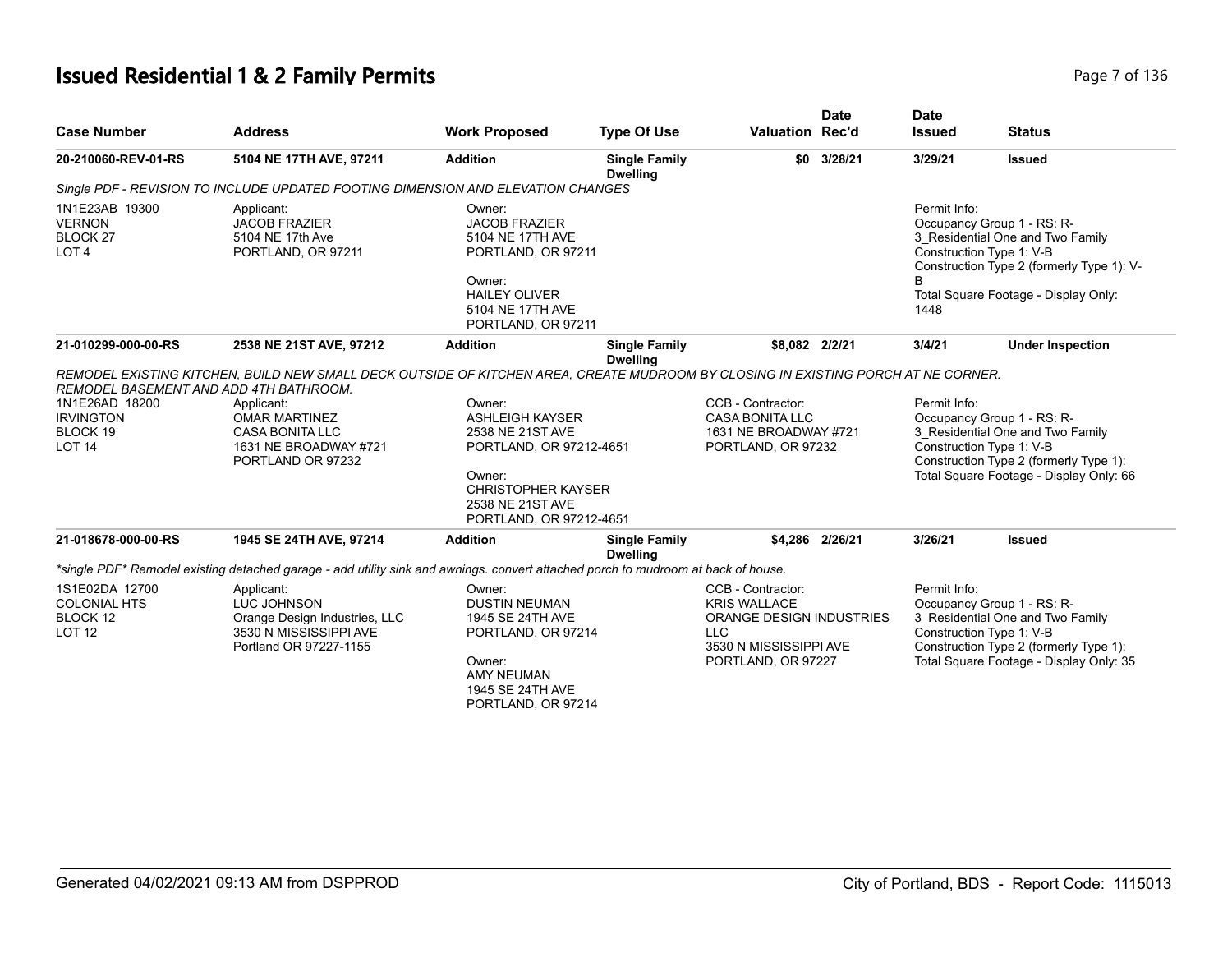## Issued Residential 1 & 2 Family Permits

| Case Number | Address | Work Proposed | Type Of Use | Valuation | Date Rec'd | Date Issued | Status |
|---|---|---|---|---|---|---|---|
| **20-210060-REV-01-RS** | **5104 NE 17TH AVE, 97211** | **Addition** | **Single Family Dwelling** | **$0** | **3/28/21** | **3/29/21** | **Issued** |

*Single PDF - REVISION TO INCLUDE UPDATED FOOTING DIMENSION AND ELEVATION CHANGES*

| | | | | |
|---|---|---|---|---|
| 1N1E23AB 19300<br>VERNON<br>BLOCK 27<br>LOT 4 | Applicant:<br>JACOB FRAZIER<br>5104 NE 17th Ave<br>PORTLAND, OR 97211 | Owner:<br>JACOB FRAZIER<br>5104 NE 17TH AVE<br>PORTLAND, OR 97211<br><br>Owner:<br>HAILEY OLIVER<br>5104 NE 17TH AVE<br>PORTLAND, OR 97211 | | Permit Info:<br>Occupancy Group 1 - RS: R-3_Residential One and Two Family<br>Construction Type 1: V-B<br>Construction Type 2 (formerly Type 1): V-B<br>Total Square Footage - Display Only: 1448 |

| Case Number | Address | Work Proposed | Type Of Use | Valuation | Date Rec'd | Date Issued | Status |
|---|---|---|---|---|---|---|---|
| **21-010299-000-00-RS** | **2538 NE 21ST AVE, 97212** | **Addition** | **Single Family Dwelling** | **$8,082** | **2/2/21** | **3/4/21** | **Under Inspection** |

*REMODEL EXISTING KITCHEN, BUILD NEW SMALL DECK OUTSIDE OF KITCHEN AREA, CREATE MUDROOM BY CLOSING IN EXISTING PORCH AT NE CORNER. REMODEL BASEMENT AND ADD 4TH BATHROOM.*

| | | | | |
|---|---|---|---|---|
| 1N1E26AD 18200<br>IRVINGTON<br>BLOCK 19<br>LOT 14 | Applicant:<br>OMAR MARTINEZ<br>CASA BONITA LLC<br>1631 NE BROADWAY #721<br>PORTLAND OR 97232 | Owner:<br>ASHLEIGH KAYSER<br>2538 NE 21ST AVE<br>PORTLAND, OR 97212-4651<br><br>Owner:<br>CHRISTOPHER KAYSER<br>2538 NE 21ST AVE<br>PORTLAND, OR 97212-4651 | CCB - Contractor:<br>CASA BONITA LLC<br>1631 NE BROADWAY #721<br>PORTLAND, OR 97232 | Permit Info:<br>Occupancy Group 1 - RS: R-3_Residential One and Two Family<br>Construction Type 1: V-B<br>Construction Type 2 (formerly Type 1):<br>Total Square Footage - Display Only: 66 |

| Case Number | Address | Work Proposed | Type Of Use | Valuation | Date Rec'd | Date Issued | Status |
|---|---|---|---|---|---|---|---|
| **21-018678-000-00-RS** | **1945 SE 24TH AVE, 97214** | **Addition** | **Single Family Dwelling** | **$4,286** | **2/26/21** | **3/26/21** | **Issued** |

*\*single PDF\* Remodel existing detached garage - add utility sink and awnings. convert attached porch to mudroom at back of house.*

| | | | | |
|---|---|---|---|---|
| 1S1E02DA 12700<br>COLONIAL HTS<br>BLOCK 12<br>LOT 12 | Applicant:<br>LUC JOHNSON<br>Orange Design Industries, LLC<br>3530 N MISSISSIPPI AVE<br>Portland OR 97227-1155 | Owner:<br>DUSTIN NEUMAN<br>1945 SE 24TH AVE<br>PORTLAND, OR 97214<br><br>Owner:<br>AMY NEUMAN<br>1945 SE 24TH AVE<br>PORTLAND, OR 97214 | CCB - Contractor:<br>KRIS WALLACE<br>ORANGE DESIGN INDUSTRIES LLC<br>3530 N MISSISSIPPI AVE<br>PORTLAND, OR 97227 | Permit Info:<br>Occupancy Group 1 - RS: R-3_Residential One and Two Family<br>Construction Type 1: V-B<br>Construction Type 2 (formerly Type 1):<br>Total Square Footage - Display Only: 35 |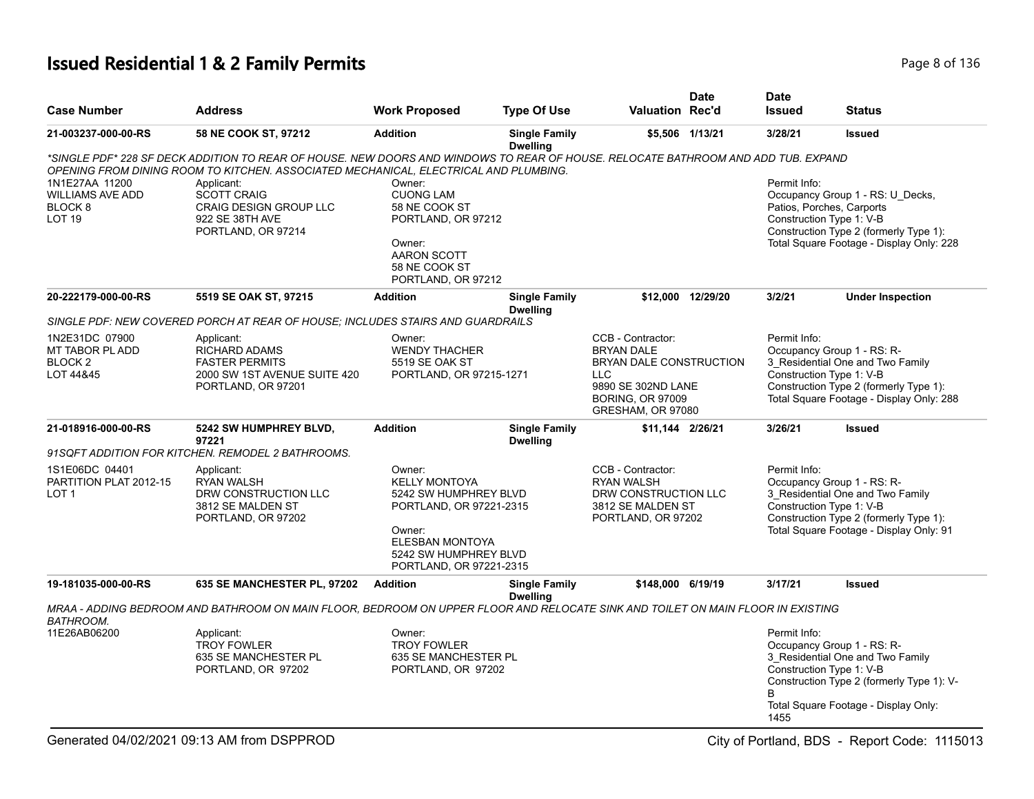# Issued Residential 1 & 2 Family Permits

| Case Number | Address | Work Proposed | Type Of Use | Valuation | Date Rec'd | Date Issued | Status |
|---|---|---|---|---|---|---|---|
| 21-003237-000-00-RS | 58 NE COOK ST, 97212 | Addition | Single Family Dwelling | $5,506 | 1/13/21 | 3/28/21 | Issued |

*\*SINGLE PDF\* 228 SF DECK ADDITION TO REAR OF HOUSE. NEW DOORS AND WINDOWS TO REAR OF HOUSE. RELOCATE BATHROOM AND ADD TUB. EXPAND OPENING FROM DINING ROOM TO KITCHEN. ASSOCIATED MECHANICAL, ELECTRICAL AND PLUMBING.*

1N1E27AA 11200
WILLIAMS AVE ADD
BLOCK 8
LOT 19

Applicant:
SCOTT CRAIG
CRAIG DESIGN GROUP LLC
922 SE 38TH AVE
PORTLAND, OR 97214

Owner:
CUONG LAM
58 NE COOK ST
PORTLAND, OR 97212

Owner:
AARON SCOTT
58 NE COOK ST
PORTLAND, OR 97212

Permit Info:
Occupancy Group 1 - RS: U_Decks, Patios, Porches, Carports
Construction Type 1: V-B
Construction Type 2 (formerly Type 1):
Total Square Footage - Display Only: 228

---

| Case Number | Address | Work Proposed | Type Of Use | Valuation | Date Rec'd | Date Issued | Status |
|---|---|---|---|---|---|---|---|
| 20-222179-000-00-RS | 5519 SE OAK ST, 97215 | Addition | Single Family Dwelling | $12,000 | 12/29/20 | 3/2/21 | Under Inspection |

*SINGLE PDF: NEW COVERED PORCH AT REAR OF HOUSE; INCLUDES STAIRS AND GUARDRAILS*

1N2E31DC 07900
MT TABOR PL ADD
BLOCK 2
LOT 44&45

Applicant:
RICHARD ADAMS
FASTER PERMITS
2000 SW 1ST AVENUE SUITE 420
PORTLAND, OR 97201

Owner:
WENDY THACHER
5519 SE OAK ST
PORTLAND, OR 97215-1271

CCB - Contractor:
BRYAN DALE
BRYAN DALE CONSTRUCTION LLC
9890 SE 302ND LANE
BORING, OR 97009
GRESHAM, OR 97080

Permit Info:
Occupancy Group 1 - RS: R-3_Residential One and Two Family
Construction Type 1: V-B
Construction Type 2 (formerly Type 1):
Total Square Footage - Display Only: 288

---

| Case Number | Address | Work Proposed | Type Of Use | Valuation | Date Rec'd | Date Issued | Status |
|---|---|---|---|---|---|---|---|
| 21-018916-000-00-RS | 5242 SW HUMPHREY BLVD, 97221 | Addition | Single Family Dwelling | $11,144 | 2/26/21 | 3/26/21 | Issued |

*91SQFT ADDITION FOR KITCHEN. REMODEL 2 BATHROOMS.*

1S1E06DC 04401
PARTITION PLAT 2012-15
LOT 1

Applicant:
RYAN WALSH
DRW CONSTRUCTION LLC
3812 SE MALDEN ST
PORTLAND, OR 97202

Owner:
KELLY MONTOYA
5242 SW HUMPHREY BLVD
PORTLAND, OR 97221-2315

Owner:
ELESBAN MONTOYA
5242 SW HUMPHREY BLVD
PORTLAND, OR 97221-2315

CCB - Contractor:
RYAN WALSH
DRW CONSTRUCTION LLC
3812 SE MALDEN ST
PORTLAND, OR 97202

Permit Info:
Occupancy Group 1 - RS: R-3_Residential One and Two Family
Construction Type 1: V-B
Construction Type 2 (formerly Type 1):
Total Square Footage - Display Only: 91

---

| Case Number | Address | Work Proposed | Type Of Use | Valuation | Date Rec'd | Date Issued | Status |
|---|---|---|---|---|---|---|---|
| 19-181035-000-00-RS | 635 SE MANCHESTER PL, 97202 | Addition | Single Family Dwelling | $148,000 | 6/19/19 | 3/17/21 | Issued |

*MRAA - ADDING BEDROOM AND BATHROOM ON MAIN FLOOR, BEDROOM ON UPPER FLOOR AND RELOCATE SINK AND TOILET ON MAIN FLOOR IN EXISTING BATHROOM.*

11E26AB06200

Applicant:
TROY FOWLER
635 SE MANCHESTER PL
PORTLAND, OR 97202

Owner:
TROY FOWLER
635 SE MANCHESTER PL
PORTLAND, OR 97202

Permit Info:
Occupancy Group 1 - RS: R-3_Residential One and Two Family
Construction Type 1: V-B
Construction Type 2 (formerly Type 1): V-B
Total Square Footage - Display Only: 1455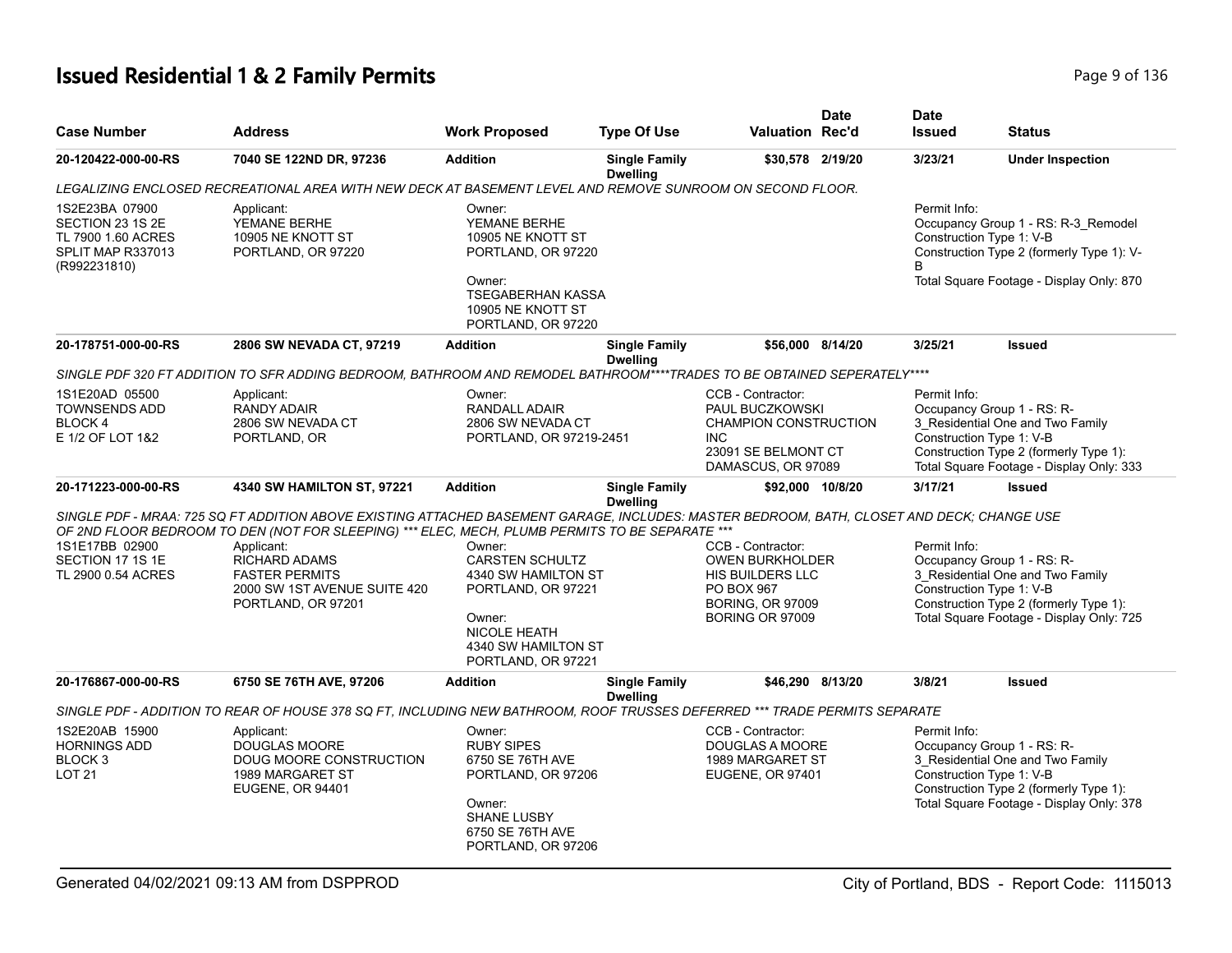# Issued Residential 1 & 2 Family Permits

| Case Number | Address | Work Proposed | Type Of Use | Valuation | Date Rec'd | Date Issued | Status |
|---|---|---|---|---|---|---|---|
| 20-120422-000-00-RS | 7040 SE 122ND DR, 97236 | Addition | Single Family Dwelling | $30,578 | 2/19/20 | 3/23/21 | Under Inspection |

*LEGALIZING ENCLOSED RECREATIONAL AREA WITH NEW DECK AT BASEMENT LEVEL AND REMOVE SUNROOM ON SECOND FLOOR.*

1S2E23BA 07900
SECTION 23 1S 2E
TL 7900 1.60 ACRES
SPLIT MAP R337013
(R992231810)

Applicant:
YEMANE BERHE
10905 NE KNOTT ST
PORTLAND, OR 97220

Owner:
YEMANE BERHE
10905 NE KNOTT ST
PORTLAND, OR 97220

Owner:
TSEGABERHAN KASSA
10905 NE KNOTT ST
PORTLAND, OR 97220

Permit Info:
Occupancy Group 1 - RS: R-3_Remodel
Construction Type 1: V-B
Construction Type 2 (formerly Type 1): V-B
Total Square Footage - Display Only: 870

---

| Case Number | Address | Work Proposed | Type Of Use | Valuation | Date Rec'd | Date Issued | Status |
|---|---|---|---|---|---|---|---|
| 20-178751-000-00-RS | 2806 SW NEVADA CT, 97219 | Addition | Single Family Dwelling | $56,000 | 8/14/20 | 3/25/21 | Issued |

*SINGLE PDF 320 FT ADDITION TO SFR ADDING BEDROOM, BATHROOM AND REMODEL BATHROOM****TRADES TO BE OBTAINED SEPERATELY*****

1S1E20AD 05500
TOWNSENDS ADD
BLOCK 4
E 1/2 OF LOT 1&2

Applicant:
RANDY ADAIR
2806 SW NEVADA CT
PORTLAND, OR

Owner:
RANDALL ADAIR
2806 SW NEVADA CT
PORTLAND, OR 97219-2451

CCB - Contractor:
PAUL BUCZKOWSKI
CHAMPION CONSTRUCTION INC
23091 SE BELMONT CT
DAMASCUS, OR 97089

Permit Info:
Occupancy Group 1 - RS: R-3_Residential One and Two Family
Construction Type 1: V-B
Construction Type 2 (formerly Type 1):
Total Square Footage - Display Only: 333

---

| Case Number | Address | Work Proposed | Type Of Use | Valuation | Date Rec'd | Date Issued | Status |
|---|---|---|---|---|---|---|---|
| 20-171223-000-00-RS | 4340 SW HAMILTON ST, 97221 | Addition | Single Family Dwelling | $92,000 | 10/8/20 | 3/17/21 | Issued |

*SINGLE PDF - MRAA: 725 SQ FT ADDITION ABOVE EXISTING ATTACHED BASEMENT GARAGE, INCLUDES: MASTER BEDROOM, BATH, CLOSET AND DECK; CHANGE USE OF 2ND FLOOR BEDROOM TO DEN (NOT FOR SLEEPING) *** ELEC, MECH, PLUMB PERMITS TO BE SEPARATE ****

1S1E17BB 02900
SECTION 17 1S 1E
TL 2900 0.54 ACRES

Applicant:
RICHARD ADAMS
FASTER PERMITS
2000 SW 1ST AVENUE SUITE 420
PORTLAND, OR 97201

Owner:
CARSTEN SCHULTZ
4340 SW HAMILTON ST
PORTLAND, OR 97221

Owner:
NICOLE HEATH
4340 SW HAMILTON ST
PORTLAND, OR 97221

CCB - Contractor:
OWEN BURKHOLDER
HIS BUILDERS LLC
PO BOX 967
BORING, OR 97009
BORING OR 97009

Permit Info:
Occupancy Group 1 - RS: R-3_Residential One and Two Family
Construction Type 1: V-B
Construction Type 2 (formerly Type 1):
Total Square Footage - Display Only: 725

---

| Case Number | Address | Work Proposed | Type Of Use | Valuation | Date Rec'd | Date Issued | Status |
|---|---|---|---|---|---|---|---|
| 20-176867-000-00-RS | 6750 SE 76TH AVE, 97206 | Addition | Single Family Dwelling | $46,290 | 8/13/20 | 3/8/21 | Issued |

*SINGLE PDF - ADDITION TO REAR OF HOUSE 378 SQ FT, INCLUDING NEW BATHROOM, ROOF TRUSSES DEFERRED *** TRADE PERMITS SEPARATE*

1S2E20AB 15900
HORNINGS ADD
BLOCK 3
LOT 21

Applicant:
DOUGLAS MOORE
DOUG MOORE CONSTRUCTION
1989 MARGARET ST
EUGENE, OR 94401

Owner:
RUBY SIPES
6750 SE 76TH AVE
PORTLAND, OR 97206

Owner:
SHANE LUSBY
6750 SE 76TH AVE
PORTLAND, OR 97206

CCB - Contractor:
DOUGLAS A MOORE
1989 MARGARET ST
EUGENE, OR 97401

Permit Info:
Occupancy Group 1 - RS: R-3_Residential One and Two Family
Construction Type 1: V-B
Construction Type 2 (formerly Type 1):
Total Square Footage - Display Only: 378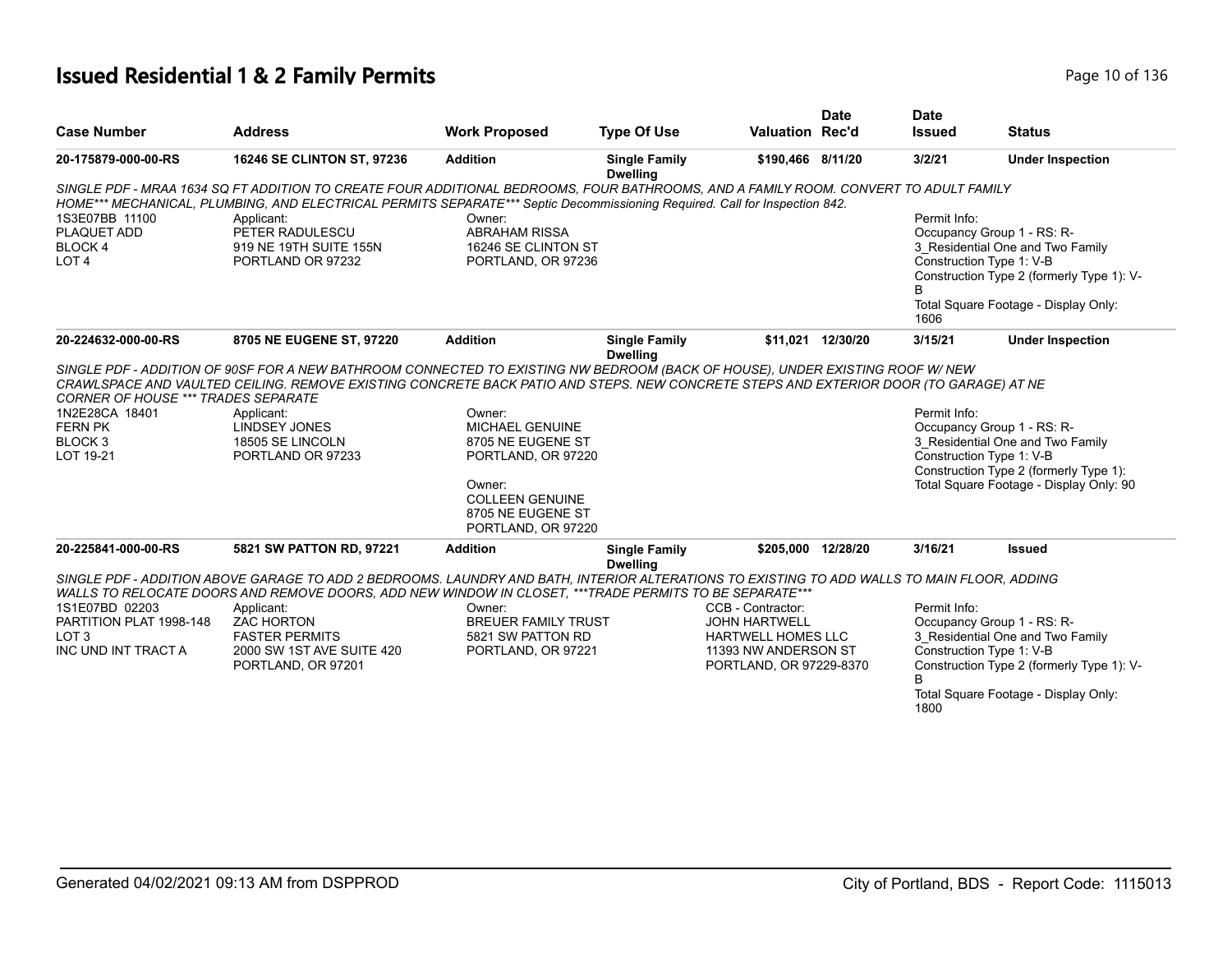# Issued Residential 1 & 2 Family Permits

| Case Number | Address | Work Proposed | Type Of Use | Valuation | Date Rec'd | Date Issued | Status |
|---|---|---|---|---|---|---|---|
| **20-175879-000-00-RS** | **16246 SE CLINTON ST, 97236** | **Addition** | **Single Family Dwelling** | **$190,466** | **8/11/20** | **3/2/21** | **Under Inspection** |

*SINGLE PDF - MRAA 1634 SQ FT ADDITION TO CREATE FOUR ADDITIONAL BEDROOMS, FOUR BATHROOMS, AND A FAMILY ROOM. CONVERT TO ADULT FAMILY HOME*** MECHANICAL, PLUMBING, AND ELECTRICAL PERMITS SEPARATE*** Septic Decommissioning Required. Call for Inspection 842.*

1S3E07BB 11100
PLAQUET ADD
BLOCK 4
LOT 4

Applicant:
PETER RADULESCU
919 NE 19TH SUITE 155N
PORTLAND OR 97232

Owner:
ABRAHAM RISSA
16246 SE CLINTON ST
PORTLAND, OR 97236

Permit Info:
Occupancy Group 1 - RS: R-3_Residential One and Two Family
Construction Type 1: V-B
Construction Type 2 (formerly Type 1): V-B
Total Square Footage - Display Only: 1606

| Case Number | Address | Work Proposed | Type Of Use | Valuation | Date Rec'd | Date Issued | Status |
|---|---|---|---|---|---|---|---|
| **20-224632-000-00-RS** | **8705 NE EUGENE ST, 97220** | **Addition** | **Single Family Dwelling** | **$11,021** | **12/30/20** | **3/15/21** | **Under Inspection** |

*SINGLE PDF - ADDITION OF 90SF FOR A NEW BATHROOM CONNECTED TO EXISTING NW BEDROOM (BACK OF HOUSE), UNDER EXISTING ROOF W/ NEW CRAWLSPACE AND VAULTED CEILING. REMOVE EXISTING CONCRETE BACK PATIO AND STEPS. NEW CONCRETE STEPS AND EXTERIOR DOOR (TO GARAGE) AT NE CORNER OF HOUSE *** TRADES SEPARATE*

1N2E28CA 18401
FERN PK
BLOCK 3
LOT 19-21

Applicant:
LINDSEY JONES
18505 SE LINCOLN
PORTLAND OR 97233

Owner:
MICHAEL GENUINE
8705 NE EUGENE ST
PORTLAND, OR 97220

Owner:
COLLEEN GENUINE
8705 NE EUGENE ST
PORTLAND, OR 97220

Permit Info:
Occupancy Group 1 - RS: R-3_Residential One and Two Family
Construction Type 1: V-B
Construction Type 2 (formerly Type 1):
Total Square Footage - Display Only: 90

| Case Number | Address | Work Proposed | Type Of Use | Valuation | Date Rec'd | Date Issued | Status |
|---|---|---|---|---|---|---|---|
| **20-225841-000-00-RS** | **5821 SW PATTON RD, 97221** | **Addition** | **Single Family Dwelling** | **$205,000** | **12/28/20** | **3/16/21** | **Issued** |

*SINGLE PDF - ADDITION ABOVE GARAGE TO ADD 2 BEDROOMS. LAUNDRY AND BATH, INTERIOR ALTERATIONS TO EXISTING TO ADD WALLS TO MAIN FLOOR, ADDING WALLS TO RELOCATE DOORS AND REMOVE DOORS, ADD NEW WINDOW IN CLOSET, ***TRADE PERMITS TO BE SEPARATE****

1S1E07BD 02203
PARTITION PLAT 1998-148
LOT 3
INC UND INT TRACT A

Applicant:
ZAC HORTON
FASTER PERMITS
2000 SW 1ST AVE SUITE 420
PORTLAND, OR 97201

Owner:
BREUER FAMILY TRUST
5821 SW PATTON RD
PORTLAND, OR 97221

CCB - Contractor:
JOHN HARTWELL
HARTWELL HOMES LLC
11393 NW ANDERSON ST
PORTLAND, OR 97229-8370

Permit Info:
Occupancy Group 1 - RS: R-3_Residential One and Two Family
Construction Type 1: V-B
Construction Type 2 (formerly Type 1): V-B
Total Square Footage - Display Only: 1800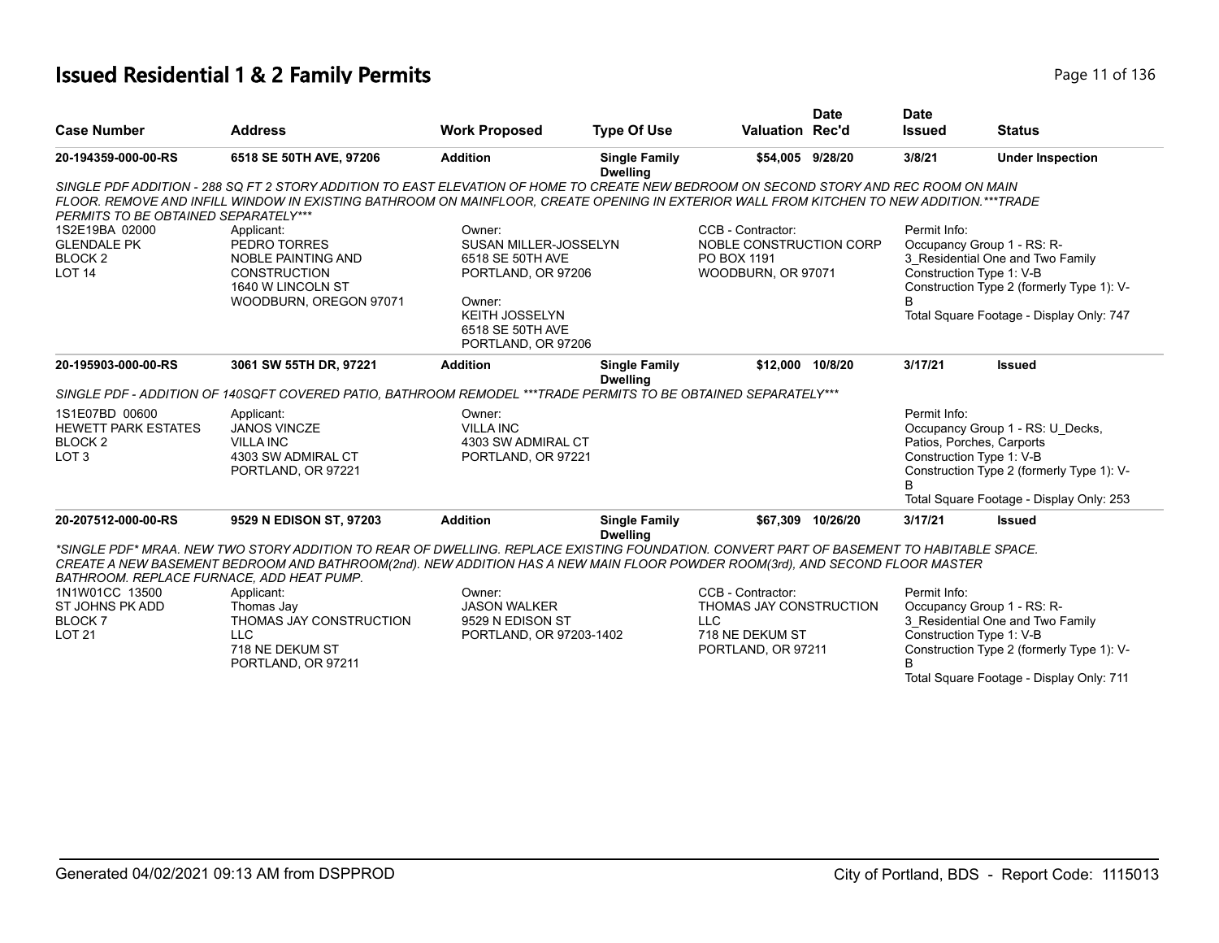# Issued Residential 1 & 2 Family Permits

| Case Number | Address | Work Proposed | Type Of Use | Valuation | Date Rec'd | Date Issued | Status |
|---|---|---|---|---|---|---|---|
| 20-194359-000-00-RS | 6518 SE 50TH AVE, 97206 | Addition | Single Family Dwelling | $54,005 | 9/28/20 | 3/8/21 | Under Inspection |

*SINGLE PDF ADDITION - 288 SQ FT 2 STORY ADDITION TO EAST ELEVATION OF HOME TO CREATE NEW BEDROOM ON SECOND STORY AND REC ROOM ON MAIN FLOOR. REMOVE AND INFILL WINDOW IN EXISTING BATHROOM ON MAINFLOOR, CREATE OPENING IN EXTERIOR WALL FROM KITCHEN TO NEW ADDITION.***TRADE PERMITS TO BE OBTAINED SEPARATELY****

1S2E19BA 02000
GLENDALE PK
BLOCK 2
LOT 14

Applicant:
PEDRO TORRES
NOBLE PAINTING AND CONSTRUCTION
1640 W LINCOLN ST
WOODBURN, OREGON 97071

Owner:
SUSAN MILLER-JOSSELYN
6518 SE 50TH AVE
PORTLAND, OR 97206

Owner:
KEITH JOSSELYN
6518 SE 50TH AVE
PORTLAND, OR 97206

CCB - Contractor:
NOBLE CONSTRUCTION CORP
PO BOX 1191
WOODBURN, OR 97071

Permit Info:
Occupancy Group 1 - RS: R-3_Residential One and Two Family
Construction Type 1: V-B
Construction Type 2 (formerly Type 1): V-B
Total Square Footage - Display Only: 747

| Case Number | Address | Work Proposed | Type Of Use | Valuation | Date Rec'd | Date Issued | Status |
|---|---|---|---|---|---|---|---|
| 20-195903-000-00-RS | 3061 SW 55TH DR, 97221 | Addition | Single Family Dwelling | $12,000 | 10/8/20 | 3/17/21 | Issued |

*SINGLE PDF - ADDITION OF 140SQFT COVERED PATIO, BATHROOM REMODEL ***TRADE PERMITS TO BE OBTAINED SEPARATELY****

1S1E07BD 00600
HEWETT PARK ESTATES
BLOCK 2
LOT 3

Applicant:
JANOS VINCZE
VILLA INC
4303 SW ADMIRAL CT
PORTLAND, OR 97221

Owner:
VILLA INC
4303 SW ADMIRAL CT
PORTLAND, OR 97221

Permit Info:
Occupancy Group 1 - RS: U_Decks, Patios, Porches, Carports
Construction Type 1: V-B
Construction Type 2 (formerly Type 1): V-B
Total Square Footage - Display Only: 253

| Case Number | Address | Work Proposed | Type Of Use | Valuation | Date Rec'd | Date Issued | Status |
|---|---|---|---|---|---|---|---|
| 20-207512-000-00-RS | 9529 N EDISON ST, 97203 | Addition | Single Family Dwelling | $67,309 | 10/26/20 | 3/17/21 | Issued |

**SINGLE PDF* MRAA. NEW TWO STORY ADDITION TO REAR OF DWELLING. REPLACE EXISTING FOUNDATION. CONVERT PART OF BASEMENT TO HABITABLE SPACE. CREATE A NEW BASEMENT BEDROOM AND BATHROOM(2nd). NEW ADDITION HAS A NEW MAIN FLOOR POWDER ROOM(3rd), AND SECOND FLOOR MASTER BATHROOM. REPLACE FURNACE, ADD HEAT PUMP.*

1N1W01CC 13500
ST JOHNS PK ADD
BLOCK 7
LOT 21

Applicant:
Thomas Jay
THOMAS JAY CONSTRUCTION LLC
718 NE DEKUM ST
PORTLAND, OR 97211

Owner:
JASON WALKER
9529 N EDISON ST
PORTLAND, OR 97203-1402

CCB - Contractor:
THOMAS JAY CONSTRUCTION LLC
718 NE DEKUM ST
PORTLAND, OR 97211

Permit Info:
Occupancy Group 1 - RS: R-3_Residential One and Two Family
Construction Type 1: V-B
Construction Type 2 (formerly Type 1): V-B
Total Square Footage - Display Only: 711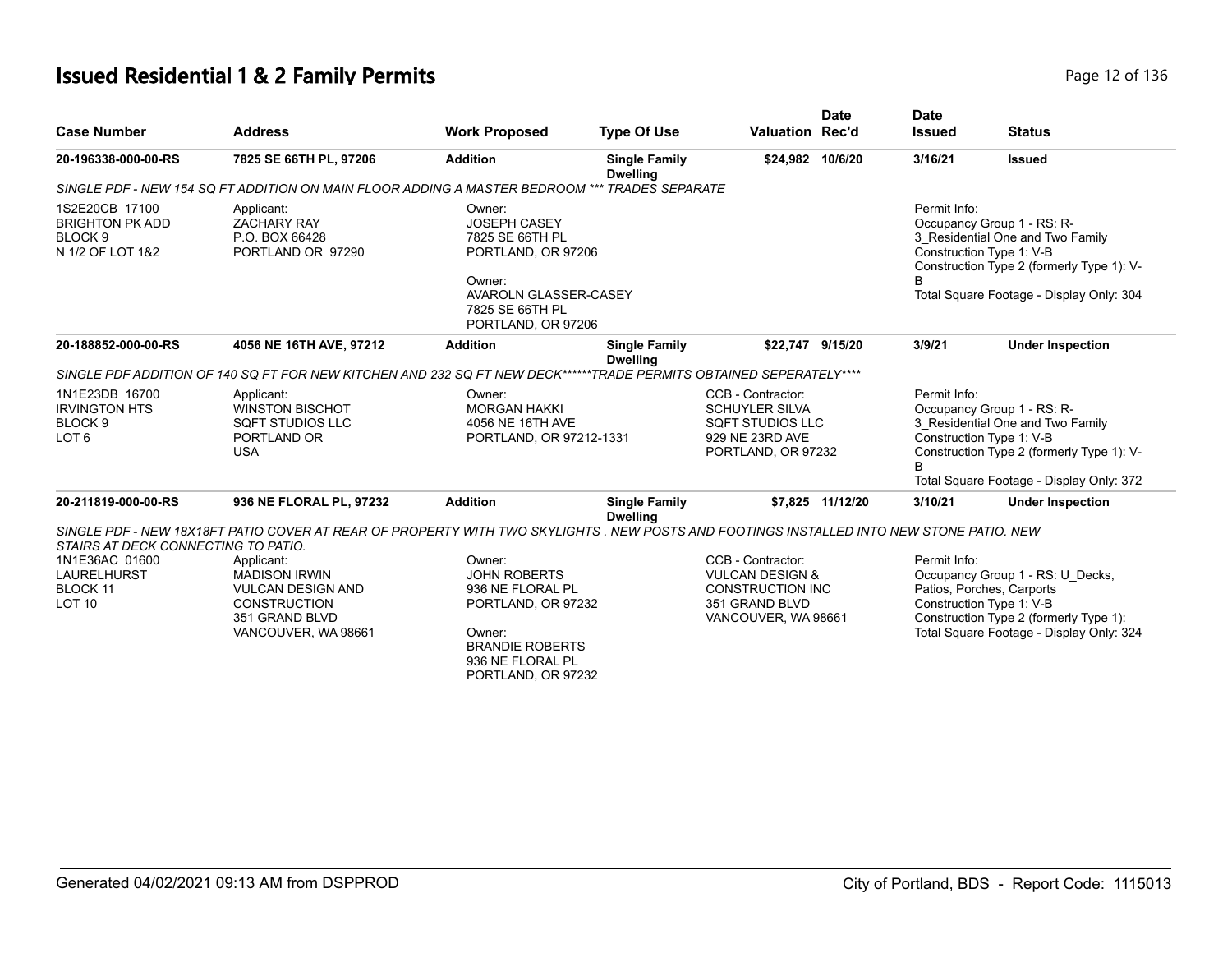# Issued Residential 1 & 2 Family Permits

| Case Number | Address | Work Proposed | Type Of Use | Valuation | Date Rec'd | Date Issued | Status |
|---|---|---|---|---|---|---|---|
| 20-196338-000-00-RS | 7825 SE 66TH PL, 97206 | Addition | Single Family Dwelling | $24,982 | 10/6/20 | 3/16/21 | Issued |

*SINGLE PDF - NEW 154 SQ FT ADDITION ON MAIN FLOOR ADDING A MASTER BEDROOM *** TRADES SEPARATE*

1S2E20CB 17100
BRIGHTON PK ADD
BLOCK 9
N 1/2 OF LOT 1&2

Applicant:
ZACHARY RAY
P.O. BOX 66428
PORTLAND OR 97290

Owner:
JOSEPH CASEY
7825 SE 66TH PL
PORTLAND, OR 97206

Owner:
AVAROLN GLASSER-CASEY
7825 SE 66TH PL
PORTLAND, OR 97206

Permit Info:
Occupancy Group 1 - RS: R-3_Residential One and Two Family
Construction Type 1: V-B
Construction Type 2 (formerly Type 1): V-B
Total Square Footage - Display Only: 304

| Case Number | Address | Work Proposed | Type Of Use | Valuation | Date Rec'd | Date Issued | Status |
|---|---|---|---|---|---|---|---|
| 20-188852-000-00-RS | 4056 NE 16TH AVE, 97212 | Addition | Single Family Dwelling | $22,747 | 9/15/20 | 3/9/21 | Under Inspection |

*SINGLE PDF ADDITION OF 140 SQ FT FOR NEW KITCHEN AND 232 SQ FT NEW DECK******TRADE PERMITS OBTAINED SEPERATELY*****

1N1E23DB 16700
IRVINGTON HTS
BLOCK 9
LOT 6

Applicant:
WINSTON BISCHOT
SQFT STUDIOS LLC
PORTLAND OR
USA

Owner:
MORGAN HAKKI
4056 NE 16TH AVE
PORTLAND, OR 97212-1331

CCB - Contractor:
SCHUYLER SILVA
SQFT STUDIOS LLC
929 NE 23RD AVE
PORTLAND, OR 97232

Permit Info:
Occupancy Group 1 - RS: R-3_Residential One and Two Family
Construction Type 1: V-B
Construction Type 2 (formerly Type 1): V-B
Total Square Footage - Display Only: 372

| Case Number | Address | Work Proposed | Type Of Use | Valuation | Date Rec'd | Date Issued | Status |
|---|---|---|---|---|---|---|---|
| 20-211819-000-00-RS | 936 NE FLORAL PL, 97232 | Addition | Single Family Dwelling | $7,825 | 11/12/20 | 3/10/21 | Under Inspection |

*SINGLE PDF - NEW 18X18FT PATIO COVER AT REAR OF PROPERTY WITH TWO SKYLIGHTS . NEW POSTS AND FOOTINGS INSTALLED INTO NEW STONE PATIO. NEW STAIRS AT DECK CONNECTING TO PATIO.*

1N1E36AC 01600
LAURELHURST
BLOCK 11
LOT 10

Applicant:
MADISON IRWIN
VULCAN DESIGN AND CONSTRUCTION
351 GRAND BLVD
VANCOUVER, WA 98661

Owner:
JOHN ROBERTS
936 NE FLORAL PL
PORTLAND, OR 97232

Owner:
BRANDIE ROBERTS
936 NE FLORAL PL
PORTLAND, OR 97232

CCB - Contractor:
VULCAN DESIGN & CONSTRUCTION INC
351 GRAND BLVD
VANCOUVER, WA 98661

Permit Info:
Occupancy Group 1 - RS: U_Decks, Patios, Porches, Carports
Construction Type 1: V-B
Construction Type 2 (formerly Type 1):
Total Square Footage - Display Only: 324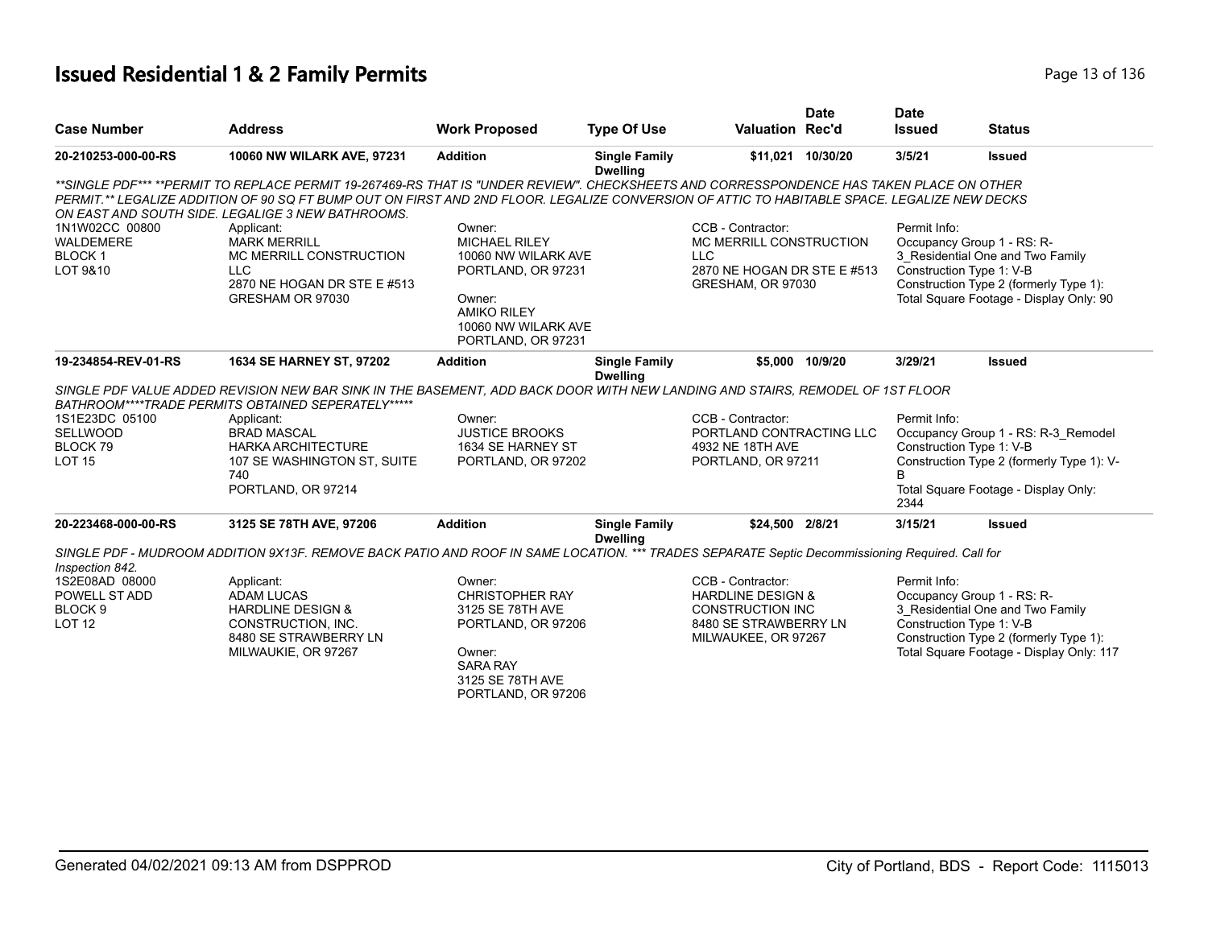# Issued Residential 1 & 2 Family Permits

| Case Number | Address | Work Proposed | Type Of Use | Valuation | Date Rec'd | Date Issued | Status |
|---|---|---|---|---|---|---|---|
| **20-210253-000-00-RS** | **10060 NW WILARK AVE, 97231** | **Addition** | **Single Family Dwelling** | **$11,021** | **10/30/20** | **3/5/21** | **Issued** |

*\*\*SINGLE PDF\*\*\* \*\*PERMIT TO REPLACE PERMIT 19-267469-RS THAT IS "UNDER REVIEW". CHECKSHEETS AND CORRESSPONDENCE HAS TAKEN PLACE ON OTHER PERMIT.\*\* LEGALIZE ADDITION OF 90 SQ FT BUMP OUT ON FIRST AND 2ND FLOOR. LEGALIZE CONVERSION OF ATTIC TO HABITABLE SPACE. LEGALIZE NEW DECKS ON EAST AND SOUTH SIDE. LEGALIGE 3 NEW BATHROOMS.*

1N1W02CC 00800
WALDEMERE
BLOCK 1
LOT 9&10

Applicant:
MARK MERRILL
MC MERRILL CONSTRUCTION LLC
2870 NE HOGAN DR STE E #513
GRESHAM OR 97030

Owner:
MICHAEL RILEY
10060 NW WILARK AVE
PORTLAND, OR 97231

Owner:
AMIKO RILEY
10060 NW WILARK AVE
PORTLAND, OR 97231

CCB - Contractor:
MC MERRILL CONSTRUCTION LLC
2870 NE HOGAN DR STE E #513
GRESHAM, OR 97030

Permit Info:
Occupancy Group 1 - RS: R-3_Residential One and Two Family
Construction Type 1: V-B
Construction Type 2 (formerly Type 1):
Total Square Footage - Display Only: 90

| Case Number | Address | Work Proposed | Type Of Use | Valuation | Date Rec'd | Date Issued | Status |
|---|---|---|---|---|---|---|---|
| **19-234854-REV-01-RS** | **1634 SE HARNEY ST, 97202** | **Addition** | **Single Family Dwelling** | **$5,000** | **10/9/20** | **3/29/21** | **Issued** |

*SINGLE PDF VALUE ADDED REVISION NEW BAR SINK IN THE BASEMENT, ADD BACK DOOR WITH NEW LANDING AND STAIRS, REMODEL OF 1ST FLOOR BATHROOM\*\*\*\*TRADE PERMITS OBTAINED SEPERATELY\*\*\*\*\**

1S1E23DC 05100
SELLWOOD
BLOCK 79
LOT 15

Applicant:
BRAD MASCAL
HARKA ARCHITECTURE
107 SE WASHINGTON ST, SUITE 740
PORTLAND, OR 97214

Owner:
JUSTICE BROOKS
1634 SE HARNEY ST
PORTLAND, OR 97202

CCB - Contractor:
PORTLAND CONTRACTING LLC
4932 NE 18TH AVE
PORTLAND, OR 97211

Permit Info:
Occupancy Group 1 - RS: R-3_Remodel
Construction Type 1: V-B
Construction Type 2 (formerly Type 1): V-B
Total Square Footage - Display Only: 2344

| Case Number | Address | Work Proposed | Type Of Use | Valuation | Date Rec'd | Date Issued | Status |
|---|---|---|---|---|---|---|---|
| **20-223468-000-00-RS** | **3125 SE 78TH AVE, 97206** | **Addition** | **Single Family Dwelling** | **$24,500** | **2/8/21** | **3/15/21** | **Issued** |

*SINGLE PDF - MUDROOM ADDITION 9X13F. REMOVE BACK PATIO AND ROOF IN SAME LOCATION. \*\*\* TRADES SEPARATE Septic Decommissioning Required. Call for Inspection 842.*

1S2E08AD 08000
POWELL ST ADD
BLOCK 9
LOT 12

Applicant:
ADAM LUCAS
HARDLINE DESIGN & CONSTRUCTION, INC.
8480 SE STRAWBERRY LN
MILWAUKIE, OR 97267

Owner:
CHRISTOPHER RAY
3125 SE 78TH AVE
PORTLAND, OR 97206

Owner:
SARA RAY
3125 SE 78TH AVE
PORTLAND, OR 97206

CCB - Contractor:
HARDLINE DESIGN & CONSTRUCTION INC
8480 SE STRAWBERRY LN
MILWAUKEE, OR 97267

Permit Info:
Occupancy Group 1 - RS: R-3_Residential One and Two Family
Construction Type 1: V-B
Construction Type 2 (formerly Type 1):
Total Square Footage - Display Only: 117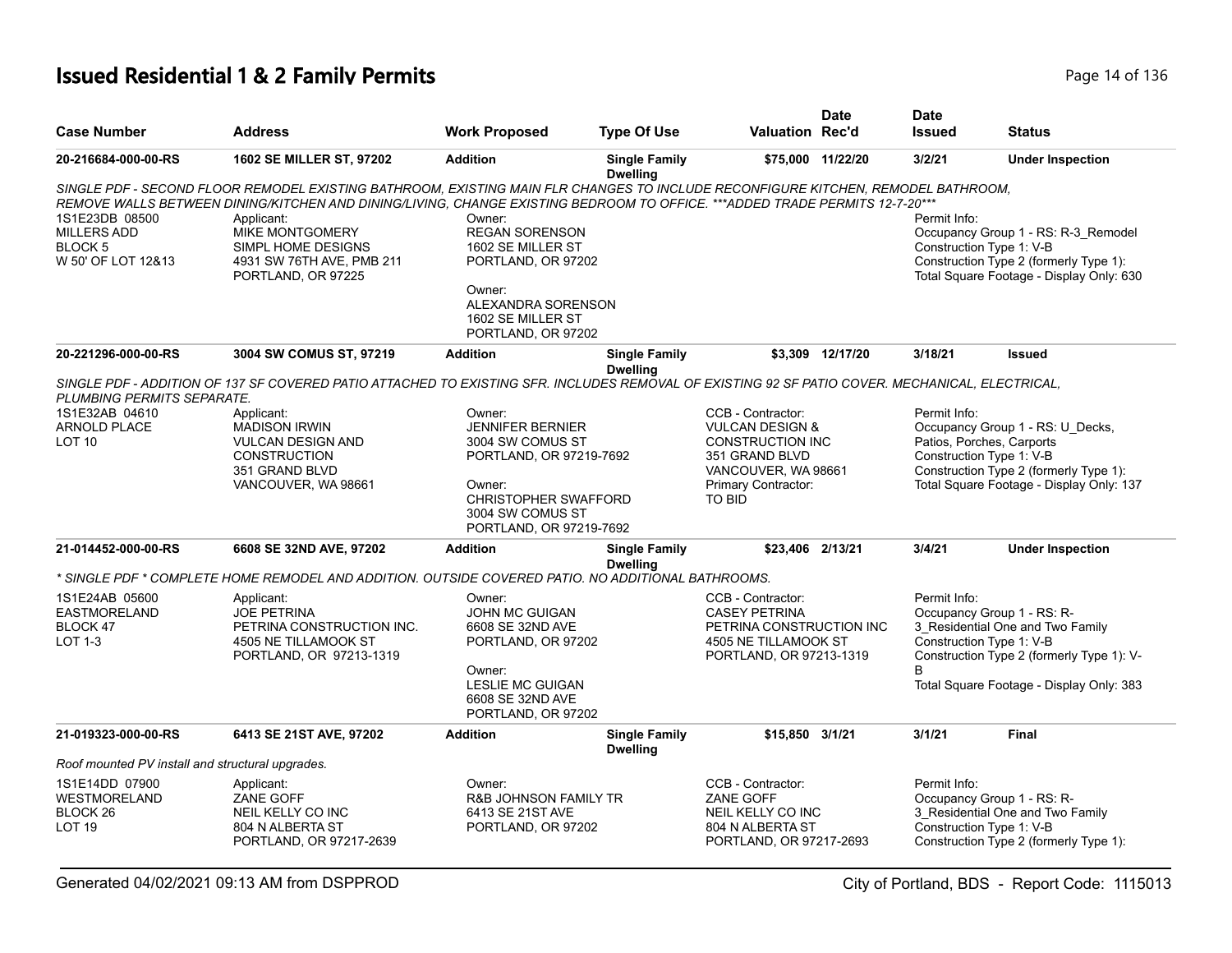# Issued Residential 1 & 2 Family Permits

| Case Number | Address | Work Proposed | Type Of Use | Valuation | Date Rec'd | Date Issued | Status |
|---|---|---|---|---|---|---|---|
| 20-216684-000-00-RS | 1602 SE MILLER ST, 97202 | Addition | Single Family Dwelling | $75,000 | 11/22/20 | 3/2/21 | Under Inspection |

*SINGLE PDF - SECOND FLOOR REMODEL EXISTING BATHROOM, EXISTING MAIN FLR CHANGES TO INCLUDE RECONFIGURE KITCHEN, REMODEL BATHROOM, REMOVE WALLS BETWEEN DINING/KITCHEN AND DINING/LIVING, CHANGE EXISTING BEDROOM TO OFFICE. ***ADDED TRADE PERMITS 12-7-20****

1S1E23DB 08500
MILLERS ADD
BLOCK 5
W 50' OF LOT 12&13

Applicant:
MIKE MONTGOMERY
SIMPL HOME DESIGNS
4931 SW 76TH AVE, PMB 211
PORTLAND, OR 97225

Owner:
REGAN SORENSON
1602 SE MILLER ST
PORTLAND, OR 97202

Owner:
ALEXANDRA SORENSON
1602 SE MILLER ST
PORTLAND, OR 97202

Permit Info:
Occupancy Group 1 - RS: R-3_Remodel
Construction Type 1: V-B
Construction Type 2 (formerly Type 1):
Total Square Footage - Display Only: 630

| Case Number | Address | Work Proposed | Type Of Use | Valuation | Date Rec'd | Date Issued | Status |
|---|---|---|---|---|---|---|---|
| 20-221296-000-00-RS | 3004 SW COMUS ST, 97219 | Addition | Single Family Dwelling | $3,309 | 12/17/20 | 3/18/21 | Issued |

*SINGLE PDF - ADDITION OF 137 SF COVERED PATIO ATTACHED TO EXISTING SFR. INCLUDES REMOVAL OF EXISTING 92 SF PATIO COVER. MECHANICAL, ELECTRICAL, PLUMBING PERMITS SEPARATE.*

1S1E32AB 04610
ARNOLD PLACE
LOT 10

Applicant:
MADISON IRWIN
VULCAN DESIGN AND CONSTRUCTION
351 GRAND BLVD
VANCOUVER, WA 98661

Owner:
JENNIFER BERNIER
3004 SW COMUS ST
PORTLAND, OR 97219-7692

Owner:
CHRISTOPHER SWAFFORD
3004 SW COMUS ST
PORTLAND, OR 97219-7692

CCB - Contractor:
VULCAN DESIGN & CONSTRUCTION INC
351 GRAND BLVD
VANCOUVER, WA 98661
Primary Contractor:
TO BID

Permit Info:
Occupancy Group 1 - RS: U_Decks, Patios, Porches, Carports
Construction Type 1: V-B
Construction Type 2 (formerly Type 1):
Total Square Footage - Display Only: 137

| Case Number | Address | Work Proposed | Type Of Use | Valuation | Date Rec'd | Date Issued | Status |
|---|---|---|---|---|---|---|---|
| 21-014452-000-00-RS | 6608 SE 32ND AVE, 97202 | Addition | Single Family Dwelling | $23,406 | 2/13/21 | 3/4/21 | Under Inspection |

*\* SINGLE PDF \* COMPLETE HOME REMODEL AND ADDITION. OUTSIDE COVERED PATIO. NO ADDITIONAL BATHROOMS.*

1S1E24AB 05600
EASTMORELAND
BLOCK 47
LOT 1-3

Applicant:
JOE PETRINA
PETRINA CONSTRUCTION INC.
4505 NE TILLAMOOK ST
PORTLAND, OR 97213-1319

Owner:
JOHN MC GUIGAN
6608 SE 32ND AVE
PORTLAND, OR 97202

Owner:
LESLIE MC GUIGAN
6608 SE 32ND AVE
PORTLAND, OR 97202

CCB - Contractor:
CASEY PETRINA
PETRINA CONSTRUCTION INC
4505 NE TILLAMOOK ST
PORTLAND, OR 97213-1319

Permit Info:
Occupancy Group 1 - RS: R-3_Residential One and Two Family
Construction Type 1: V-B
Construction Type 2 (formerly Type 1): V-B
Total Square Footage - Display Only: 383

| Case Number | Address | Work Proposed | Type Of Use | Valuation | Date Rec'd | Date Issued | Status |
|---|---|---|---|---|---|---|---|
| 21-019323-000-00-RS | 6413 SE 21ST AVE, 97202 | Addition | Single Family Dwelling | $15,850 | 3/1/21 | 3/1/21 | Final |

*Roof mounted PV install and structural upgrades.*

1S1E14DD 07900
WESTMORELAND
BLOCK 26
LOT 19

Applicant:
ZANE GOFF
NEIL KELLY CO INC
804 N ALBERTA ST
PORTLAND, OR 97217-2639

Owner:
R&B JOHNSON FAMILY TR
6413 SE 21ST AVE
PORTLAND, OR 97202

CCB - Contractor:
ZANE GOFF
NEIL KELLY CO INC
804 N ALBERTA ST
PORTLAND, OR 97217-2693

Permit Info:
Occupancy Group 1 - RS: R-3_Residential One and Two Family
Construction Type 1: V-B
Construction Type 2 (formerly Type 1):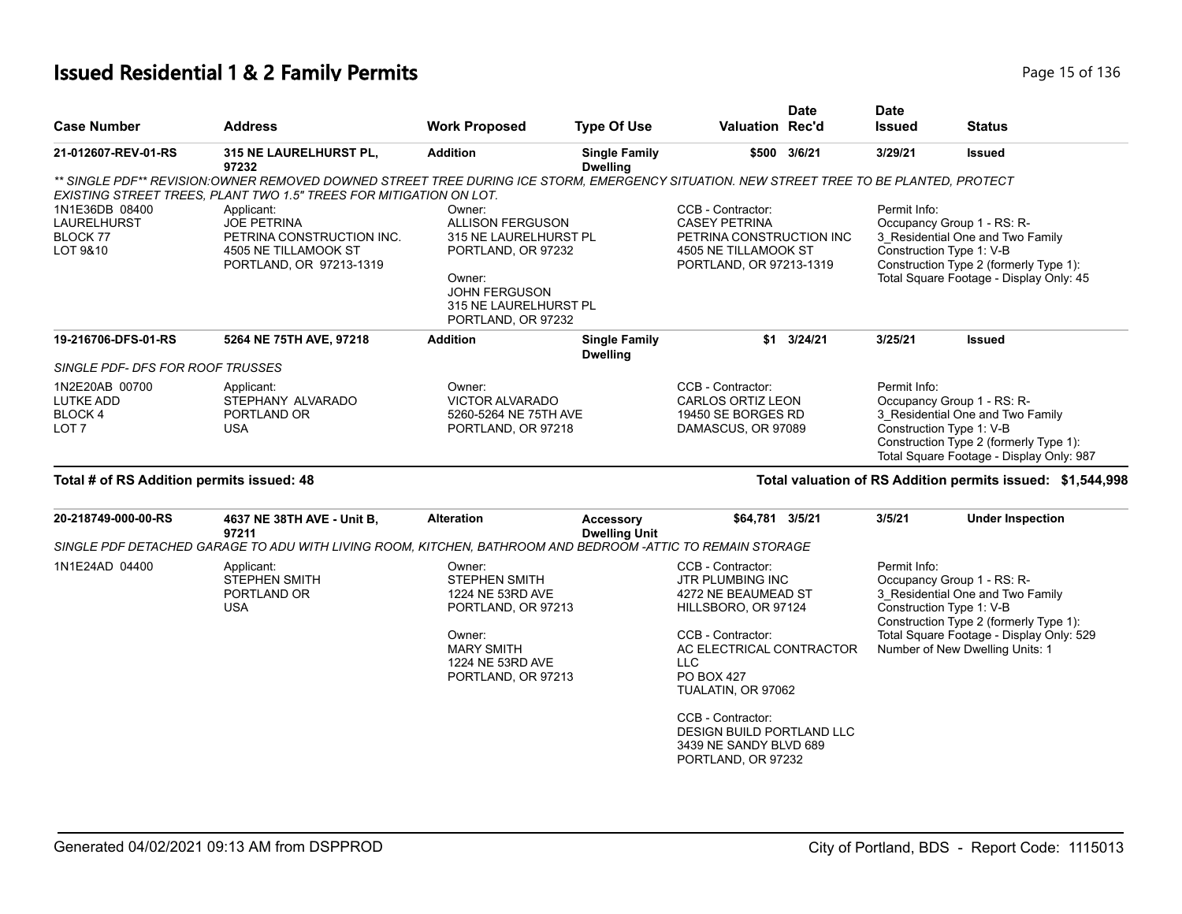# Issued Residential 1 & 2 Family Permits

| Case Number | Address | Work Proposed | Type Of Use | Valuation | Date Rec'd | Date Issued | Status |
|---|---|---|---|---|---|---|---|
| 21-012607-REV-01-RS | 315 NE LAURELHURST PL, 97232 | Addition | Single Family Dwelling | $500 | 3/6/21 | 3/29/21 | Issued |

*** SINGLE PDF** REVISION:OWNER REMOVED DOWNED STREET TREE DURING ICE STORM, EMERGENCY SITUATION. NEW STREET TREE TO BE PLANTED, PROTECT EXISTING STREET TREES, PLANT TWO 1.5" TREES FOR MITIGATION ON LOT.*

1N1E36DB 08400
LAURELHURST
BLOCK 77
LOT 9&10

Applicant:
JOE PETRINA
PETRINA CONSTRUCTION INC.
4505 NE TILLAMOOK ST
PORTLAND, OR 97213-1319

Owner:
ALLISON FERGUSON
315 NE LAURELHURST PL
PORTLAND, OR 97232

Owner:
JOHN FERGUSON
315 NE LAURELHURST PL
PORTLAND, OR 97232

CCB - Contractor:
CASEY PETRINA
PETRINA CONSTRUCTION INC
4505 NE TILLAMOOK ST
PORTLAND, OR 97213-1319

Permit Info:
Occupancy Group 1 - RS: R-3_Residential One and Two Family
Construction Type 1: V-B
Construction Type 2 (formerly Type 1):
Total Square Footage - Display Only: 45

| Case Number | Address | Work Proposed | Type Of Use | Valuation | Date Rec'd | Date Issued | Status |
|---|---|---|---|---|---|---|---|
| 19-216706-DFS-01-RS | 5264 NE 75TH AVE, 97218 | Addition | Single Family Dwelling | $1 | 3/24/21 | 3/25/21 | Issued |

*SINGLE PDF- DFS FOR ROOF TRUSSES*

1N2E20AB 00700
LUTKE ADD
BLOCK 4
LOT 7

Applicant:
STEPHANY ALVARADO
PORTLAND OR
USA

Owner:
VICTOR ALVARADO
5260-5264 NE 75TH AVE
PORTLAND, OR 97218

CCB - Contractor:
CARLOS ORTIZ LEON
19450 SE BORGES RD
DAMASCUS, OR 97089

Permit Info:
Occupancy Group 1 - RS: R-3_Residential One and Two Family
Construction Type 1: V-B
Construction Type 2 (formerly Type 1):
Total Square Footage - Display Only: 987

**Total # of RS Addition permits issued: 48**

**Total valuation of RS Addition permits issued: $1,544,998**

| Case Number | Address | Work Proposed | Type Of Use | Valuation | Date Rec'd | Date Issued | Status |
|---|---|---|---|---|---|---|---|
| 20-218749-000-00-RS | 4637 NE 38TH AVE - Unit B, 97211 | Alteration | Accessory Dwelling Unit | $64,781 | 3/5/21 | 3/5/21 | Under Inspection |

*SINGLE PDF DETACHED GARAGE TO ADU WITH LIVING ROOM, KITCHEN, BATHROOM AND BEDROOM -ATTIC TO REMAIN STORAGE*

1N1E24AD 04400

Applicant:
STEPHEN SMITH
PORTLAND OR
USA

Owner:
STEPHEN SMITH
1224 NE 53RD AVE
PORTLAND, OR 97213

Owner:
MARY SMITH
1224 NE 53RD AVE
PORTLAND, OR 97213

CCB - Contractor:
JTR PLUMBING INC
4272 NE BEAUMEAD ST
HILLSBORO, OR 97124

CCB - Contractor:
AC ELECTRICAL CONTRACTOR LLC
PO BOX 427
TUALATIN, OR 97062

CCB - Contractor:
DESIGN BUILD PORTLAND LLC
3439 NE SANDY BLVD 689
PORTLAND, OR 97232

Permit Info:
Occupancy Group 1 - RS: R-3_Residential One and Two Family
Construction Type 1: V-B
Construction Type 2 (formerly Type 1):
Total Square Footage - Display Only: 529
Number of New Dwelling Units: 1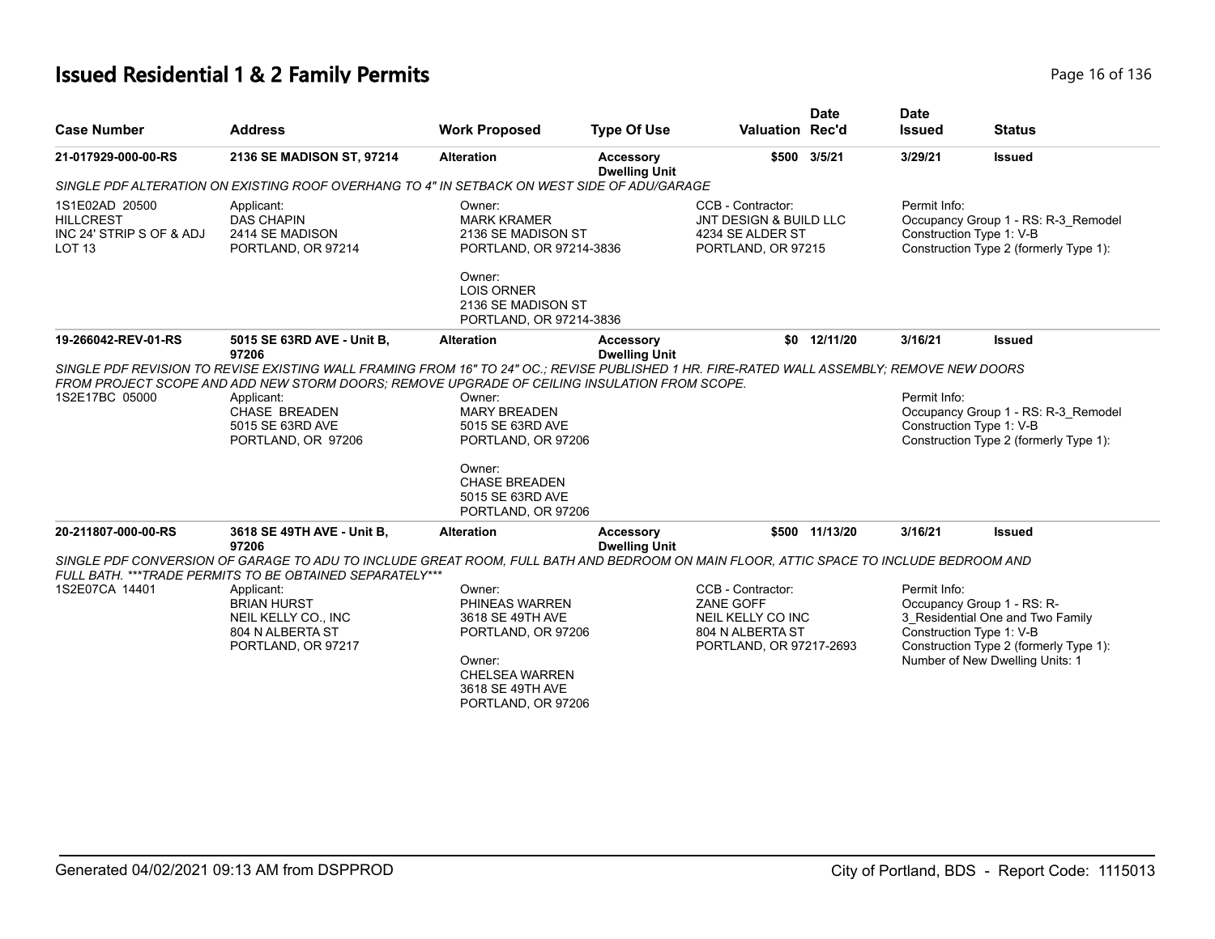# Issued Residential 1 & 2 Family Permits

| Case Number | Address | Work Proposed | Type Of Use | Valuation | Date Rec'd | Date Issued | Status |
|---|---|---|---|---|---|---|---|
| 21-017929-000-00-RS | 2136 SE MADISON ST, 97214 | Alteration | Accessory Dwelling Unit | $500 | 3/5/21 | 3/29/21 | Issued |

*SINGLE PDF ALTERATION ON EXISTING ROOF OVERHANG TO 4" IN SETBACK ON WEST SIDE OF ADU/GARAGE*

1S1E02AD 20500 HILLCREST INC 24' STRIP S OF & ADJ LOT 13

Applicant:
DAS CHAPIN
2414 SE MADISON
PORTLAND, OR 97214

Owner:
MARK KRAMER
2136 SE MADISON ST
PORTLAND, OR 97214-3836

Owner:
LOIS ORNER
2136 SE MADISON ST
PORTLAND, OR 97214-3836

CCB - Contractor:
JNT DESIGN & BUILD LLC
4234 SE ALDER ST
PORTLAND, OR 97215

Permit Info:
Occupancy Group 1 - RS: R-3_Remodel
Construction Type 1: V-B
Construction Type 2 (formerly Type 1):

| Case Number | Address | Work Proposed | Type Of Use | Valuation | Date Rec'd | Date Issued | Status |
|---|---|---|---|---|---|---|---|
| 19-266042-REV-01-RS | 5015 SE 63RD AVE - Unit B, 97206 | Alteration | Accessory Dwelling Unit | $0 | 12/11/20 | 3/16/21 | Issued |

*SINGLE PDF REVISION TO REVISE EXISTING WALL FRAMING FROM 16" TO 24" OC.; REVISE PUBLISHED 1 HR. FIRE-RATED WALL ASSEMBLY; REMOVE NEW DOORS FROM PROJECT SCOPE AND ADD NEW STORM DOORS; REMOVE UPGRADE OF CEILING INSULATION FROM SCOPE.*

1S2E17BC 05000

Applicant:
CHASE BREADEN
5015 SE 63RD AVE
PORTLAND, OR 97206

Owner:
MARY BREADEN
5015 SE 63RD AVE
PORTLAND, OR 97206

Owner:
CHASE BREADEN
5015 SE 63RD AVE
PORTLAND, OR 97206

Permit Info:
Occupancy Group 1 - RS: R-3_Remodel
Construction Type 1: V-B
Construction Type 2 (formerly Type 1):

| Case Number | Address | Work Proposed | Type Of Use | Valuation | Date Rec'd | Date Issued | Status |
|---|---|---|---|---|---|---|---|
| 20-211807-000-00-RS | 3618 SE 49TH AVE - Unit B, 97206 | Alteration | Accessory Dwelling Unit | $500 | 11/13/20 | 3/16/21 | Issued |

*SINGLE PDF CONVERSION OF GARAGE TO ADU TO INCLUDE GREAT ROOM, FULL BATH AND BEDROOM ON MAIN FLOOR, ATTIC SPACE TO INCLUDE BEDROOM AND FULL BATH. ***TRADE PERMITS TO BE OBTAINED SEPARATELY****

1S2E07CA 14401

Applicant:
BRIAN HURST
NEIL KELLY CO., INC
804 N ALBERTA ST
PORTLAND, OR 97217

Owner:
PHINEAS WARREN
3618 SE 49TH AVE
PORTLAND, OR 97206

Owner:
CHELSEA WARREN
3618 SE 49TH AVE
PORTLAND, OR 97206

CCB - Contractor:
ZANE GOFF
NEIL KELLY CO INC
804 N ALBERTA ST
PORTLAND, OR 97217-2693

Permit Info:
Occupancy Group 1 - RS: R-3_Residential One and Two Family
Construction Type 1: V-B
Construction Type 2 (formerly Type 1):
Number of New Dwelling Units: 1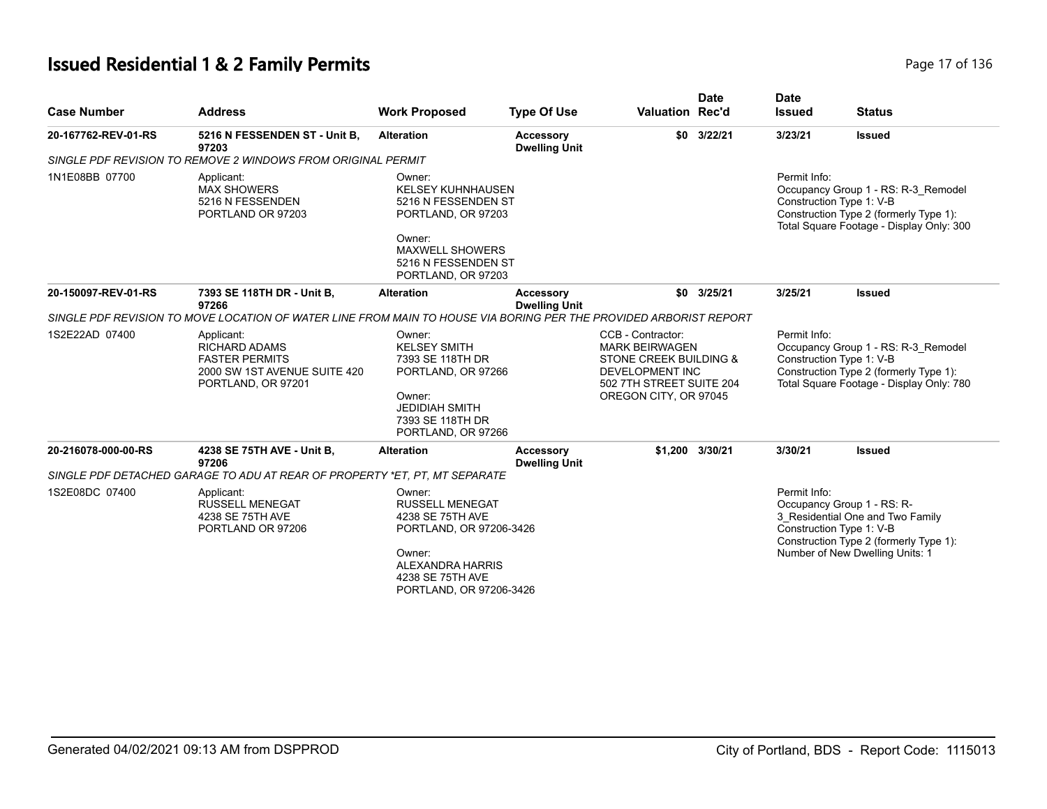# Issued Residential 1 & 2 Family Permits

| Case Number | Address | Work Proposed | Type Of Use | Valuation | Date Rec'd | Date Issued | Status |
|---|---|---|---|---|---|---|---|
| 20-167762-REV-01-RS | 5216 N FESSENDEN ST - Unit B, 97203 | Alteration | Accessory Dwelling Unit | $0 | 3/22/21 | 3/23/21 | Issued |
| SINGLE PDF REVISION TO REMOVE 2 WINDOWS FROM ORIGINAL PERMIT | | | | | | | |
| 1N1E08BB 07700 | Applicant: MAX SHOWERS 5216 N FESSENDEN PORTLAND OR 97203 | Owner: KELSEY KUHNHAUSEN 5216 N FESSENDEN ST PORTLAND, OR 97203<br>Owner: MAXWELL SHOWERS 5216 N FESSENDEN ST PORTLAND, OR 97203 | | | | Permit Info: Occupancy Group 1 - RS: R-3_Remodel Construction Type 1: V-B Construction Type 2 (formerly Type 1): Total Square Footage - Display Only: 300 | |
| 20-150097-REV-01-RS | 7393 SE 118TH DR - Unit B, 97266 | Alteration | Accessory Dwelling Unit | $0 | 3/25/21 | 3/25/21 | Issued |
| SINGLE PDF REVISION TO MOVE LOCATION OF WATER LINE FROM MAIN TO HOUSE VIA BORING PER THE PROVIDED ARBORIST REPORT | | | | | | | |
| 1S2E22AD 07400 | Applicant: RICHARD ADAMS FASTER PERMITS 2000 SW 1ST AVENUE SUITE 420 PORTLAND, OR 97201 | Owner: KELSEY SMITH 7393 SE 118TH DR PORTLAND, OR 97266<br>Owner: JEDIDIAH SMITH 7393 SE 118TH DR PORTLAND, OR 97266 | | CCB - Contractor: MARK BEIRWAGEN STONE CREEK BUILDING & DEVELOPMENT INC 502 7TH STREET SUITE 204 OREGON CITY, OR 97045 | | Permit Info: Occupancy Group 1 - RS: R-3_Remodel Construction Type 1: V-B Construction Type 2 (formerly Type 1): Total Square Footage - Display Only: 780 | |
| 20-216078-000-00-RS | 4238 SE 75TH AVE - Unit B, 97206 | Alteration | Accessory Dwelling Unit | $1,200 | 3/30/21 | 3/30/21 | Issued |
| SINGLE PDF DETACHED GARAGE TO ADU AT REAR OF PROPERTY *ET, PT, MT SEPARATE | | | | | | | |
| 1S2E08DC 07400 | Applicant: RUSSELL MENEGAT 4238 SE 75TH AVE PORTLAND OR 97206 | Owner: RUSSELL MENEGAT 4238 SE 75TH AVE PORTLAND, OR 97206-3426<br>Owner: ALEXANDRA HARRIS 4238 SE 75TH AVE PORTLAND, OR 97206-3426 | | | | Permit Info: Occupancy Group 1 - RS: R-3_Residential One and Two Family Construction Type 1: V-B Construction Type 2 (formerly Type 1): Number of New Dwelling Units: 1 | |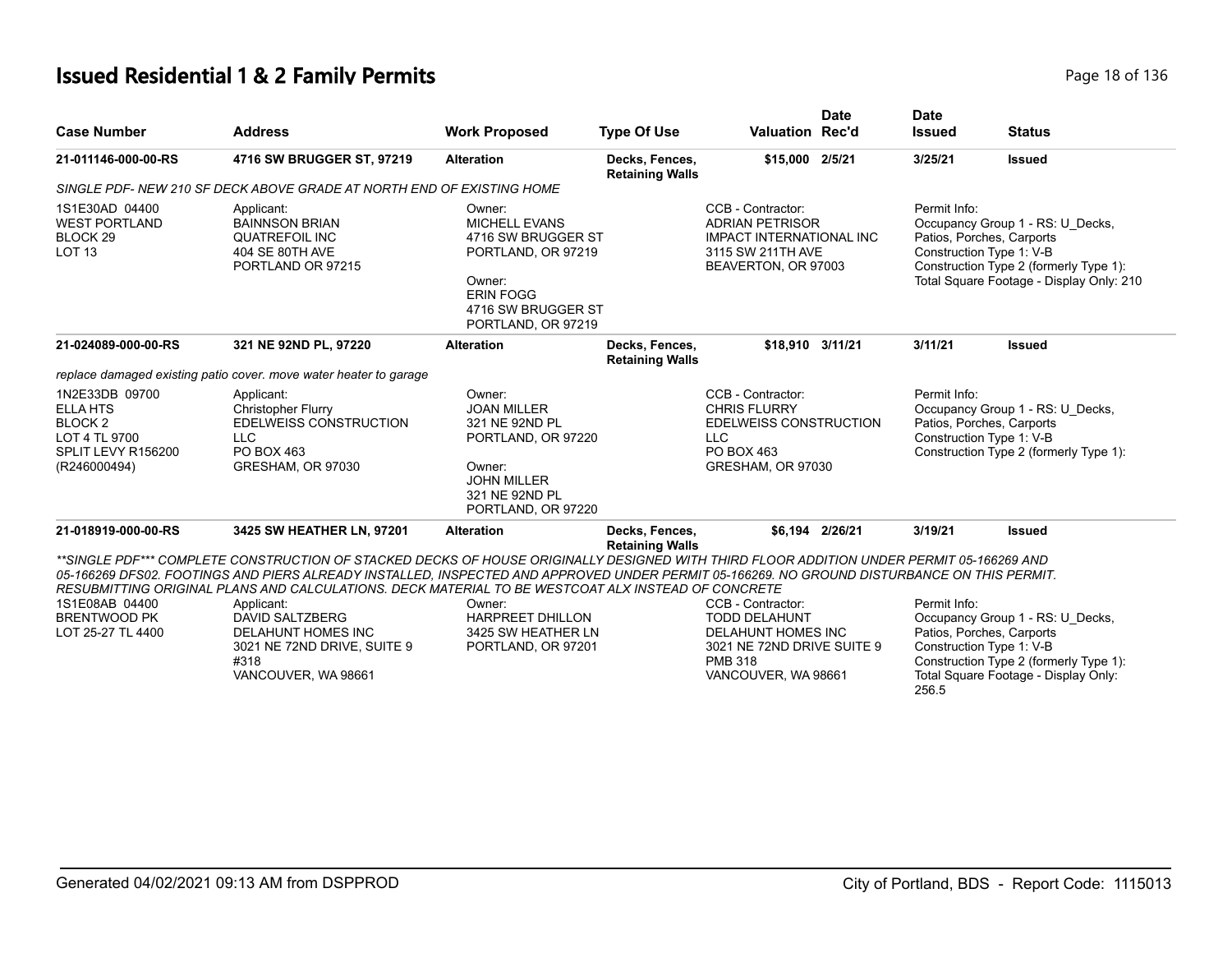## Issued Residential 1 & 2 Family Permits

| Case Number | Address | Work Proposed | Type Of Use | Valuation | Date Rec'd | Date Issued | Status |
|---|---|---|---|---|---|---|---|
| **21-011146-000-00-RS** | **4716 SW BRUGGER ST, 97219** | **Alteration** | **Decks, Fences, Retaining Walls** | **$15,000** | **2/5/21** | **3/25/21** | **Issued** |

*SINGLE PDF- NEW 210 SF DECK ABOVE GRADE AT NORTH END OF EXISTING HOME*

1S1E30AD 04400
WEST PORTLAND
BLOCK 29
LOT 13

Applicant:
BAINNSON BRIAN
QUATREFOIL INC
404 SE 80TH AVE
PORTLAND OR 97215

Owner:
MICHELL EVANS
4716 SW BRUGGER ST
PORTLAND, OR 97219

Owner:
ERIN FOGG
4716 SW BRUGGER ST
PORTLAND, OR 97219

CCB - Contractor:
ADRIAN PETRISOR
IMPACT INTERNATIONAL INC
3115 SW 211TH AVE
BEAVERTON, OR 97003

Permit Info:
Occupancy Group 1 - RS: U_Decks, Patios, Porches, Carports
Construction Type 1: V-B
Construction Type 2 (formerly Type 1):
Total Square Footage - Display Only: 210

| Case Number | Address | Work Proposed | Type Of Use | Valuation | Date Rec'd | Date Issued | Status |
|---|---|---|---|---|---|---|---|
| **21-024089-000-00-RS** | **321 NE 92ND PL, 97220** | **Alteration** | **Decks, Fences, Retaining Walls** | **$18,910** | **3/11/21** | **3/11/21** | **Issued** |

*replace damaged existing patio cover. move water heater to garage*

1N2E33DB 09700
ELLA HTS
BLOCK 2
LOT 4 TL 9700
SPLIT LEVY R156200
(R246000494)

Applicant:
Christopher Flurry
EDELWEISS CONSTRUCTION LLC
PO BOX 463
GRESHAM, OR 97030

Owner:
JOAN MILLER
321 NE 92ND PL
PORTLAND, OR 97220

Owner:
JOHN MILLER
321 NE 92ND PL
PORTLAND, OR 97220

CCB - Contractor:
CHRIS FLURRY
EDELWEISS CONSTRUCTION LLC
PO BOX 463
GRESHAM, OR 97030

Permit Info:
Occupancy Group 1 - RS: U_Decks, Patios, Porches, Carports
Construction Type 1: V-B
Construction Type 2 (formerly Type 1):

| Case Number | Address | Work Proposed | Type Of Use | Valuation | Date Rec'd | Date Issued | Status |
|---|---|---|---|---|---|---|---|
| **21-018919-000-00-RS** | **3425 SW HEATHER LN, 97201** | **Alteration** | **Decks, Fences, Retaining Walls** | **$6,194** | **2/26/21** | **3/19/21** | **Issued** |

*\*\*SINGLE PDF\*\*\* COMPLETE CONSTRUCTION OF STACKED DECKS OF HOUSE ORIGINALLY DESIGNED WITH THIRD FLOOR ADDITION UNDER PERMIT 05-166269 AND 05-166269 DFS02. FOOTINGS AND PIERS ALREADY INSTALLED, INSPECTED AND APPROVED UNDER PERMIT 05-166269. NO GROUND DISTURBANCE ON THIS PERMIT. RESUBMITTING ORIGINAL PLANS AND CALCULATIONS. DECK MATERIAL TO BE WESTCOAT ALX INSTEAD OF CONCRETE*

1S1E08AB 04400
BRENTWOOD PK
LOT 25-27 TL 4400

Applicant:
DAVID SALTZBERG
DELAHUNT HOMES INC
3021 NE 72ND DRIVE, SUITE 9 #318
VANCOUVER, WA 98661

Owner:
HARPREET DHILLON
3425 SW HEATHER LN
PORTLAND, OR 97201

CCB - Contractor:
TODD DELAHUNT
DELAHUNT HOMES INC
3021 NE 72ND DRIVE SUITE 9
PMB 318
VANCOUVER, WA 98661

Permit Info:
Occupancy Group 1 - RS: U_Decks, Patios, Porches, Carports
Construction Type 1: V-B
Construction Type 2 (formerly Type 1):
Total Square Footage - Display Only: 256.5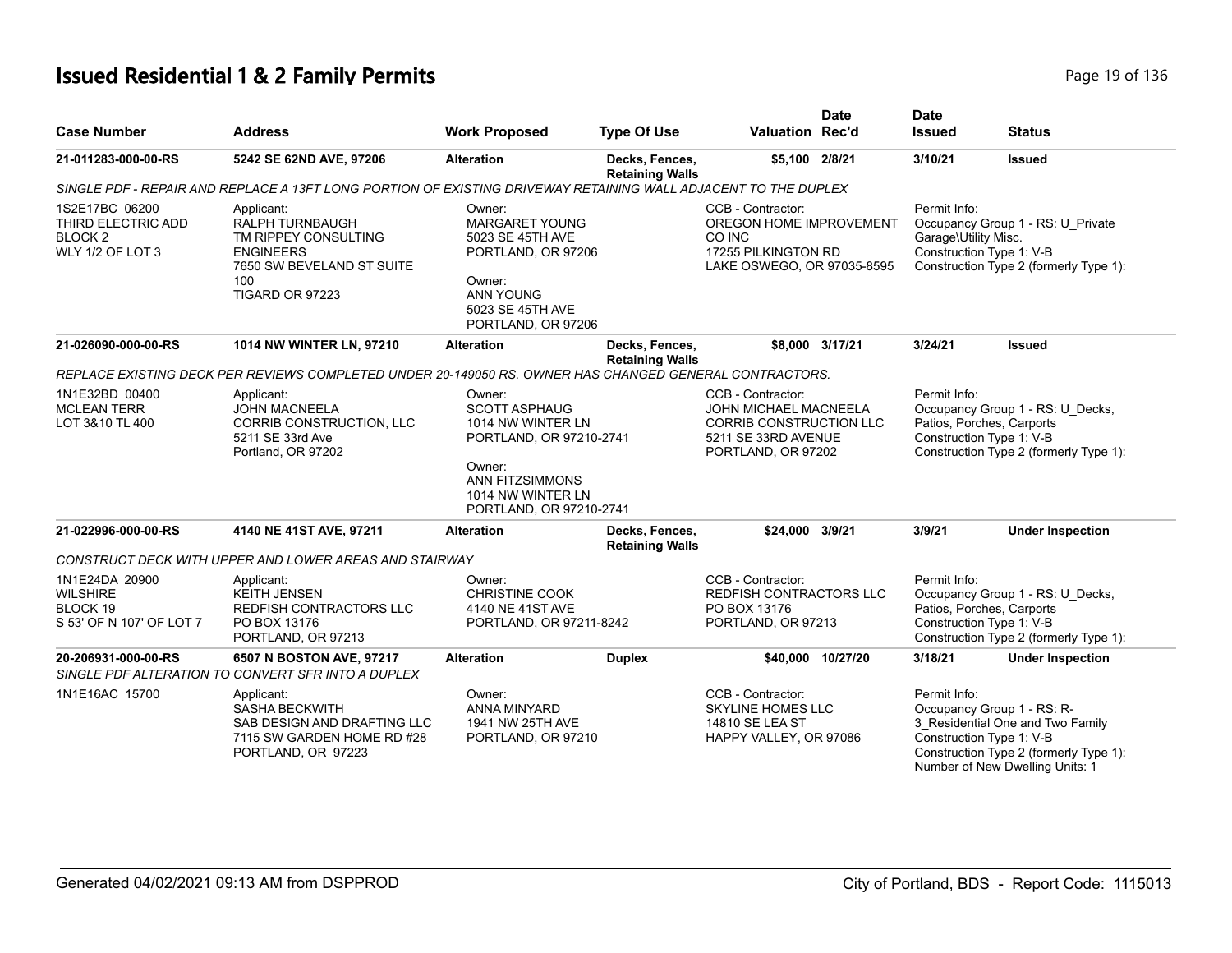# Issued Residential 1 & 2 Family Permits

| Case Number | Address | Work Proposed | Type Of Use | Valuation | Date Rec'd | Date Issued | Status |
|---|---|---|---|---|---|---|---|
| 21-011283-000-00-RS | 5242 SE 62ND AVE, 97206 | Alteration | Decks, Fences, Retaining Walls | $5,100 | 2/8/21 | 3/10/21 | Issued |

*SINGLE PDF - REPAIR AND REPLACE A 13FT LONG PORTION OF EXISTING DRIVEWAY RETAINING WALL ADJACENT TO THE DUPLEX*

1S2E17BC 06200
THIRD ELECTRIC ADD
BLOCK 2
WLY 1/2 OF LOT 3

Applicant:
RALPH TURNBAUGH
TM RIPPEY CONSULTING ENGINEERS
7650 SW BEVELAND ST SUITE 100
TIGARD OR 97223

Owner:
MARGARET YOUNG
5023 SE 45TH AVE
PORTLAND, OR 97206

Owner:
ANN YOUNG
5023 SE 45TH AVE
PORTLAND, OR 97206

CCB - Contractor:
OREGON HOME IMPROVEMENT CO INC
17255 PILKINGTON RD
LAKE OSWEGO, OR 97035-8595

Permit Info:
Occupancy Group 1 - RS: U_Private Garage\Utility Misc.
Construction Type 1: V-B
Construction Type 2 (formerly Type 1):

| Case Number | Address | Work Proposed | Type Of Use | Valuation | Date Rec'd | Date Issued | Status |
|---|---|---|---|---|---|---|---|
| 21-026090-000-00-RS | 1014 NW WINTER LN, 97210 | Alteration | Decks, Fences, Retaining Walls | $8,000 | 3/17/21 | 3/24/21 | Issued |

*REPLACE EXISTING DECK PER REVIEWS COMPLETED UNDER 20-149050 RS. OWNER HAS CHANGED GENERAL CONTRACTORS.*

1N1E32BD 00400
MCLEAN TERR
LOT 3&10 TL 400

Applicant:
JOHN MACNEELA
CORRIB CONSTRUCTION, LLC
5211 SE 33rd Ave
Portland, OR 97202

Owner:
SCOTT ASPHAUG
1014 NW WINTER LN
PORTLAND, OR 97210-2741

Owner:
ANN FITZSIMMONS
1014 NW WINTER LN
PORTLAND, OR 97210-2741

CCB - Contractor:
JOHN MICHAEL MACNEELA
CORRIB CONSTRUCTION LLC
5211 SE 33RD AVENUE
PORTLAND, OR 97202

Permit Info:
Occupancy Group 1 - RS: U_Decks, Patios, Porches, Carports
Construction Type 1: V-B
Construction Type 2 (formerly Type 1):

| Case Number | Address | Work Proposed | Type Of Use | Valuation | Date Rec'd | Date Issued | Status |
|---|---|---|---|---|---|---|---|
| 21-022996-000-00-RS | 4140 NE 41ST AVE, 97211 | Alteration | Decks, Fences, Retaining Walls | $24,000 | 3/9/21 | 3/9/21 | Under Inspection |

*CONSTRUCT DECK WITH UPPER AND LOWER AREAS AND STAIRWAY*

1N1E24DA 20900
WILSHIRE
BLOCK 19
S 53' OF N 107' OF LOT 7

Applicant:
KEITH JENSEN
REDFISH CONTRACTORS LLC
PO BOX 13176
PORTLAND, OR 97213

Owner:
CHRISTINE COOK
4140 NE 41ST AVE
PORTLAND, OR 97211-8242

CCB - Contractor:
REDFISH CONTRACTORS LLC
PO BOX 13176
PORTLAND, OR 97213

Permit Info:
Occupancy Group 1 - RS: U_Decks, Patios, Porches, Carports
Construction Type 1: V-B
Construction Type 2 (formerly Type 1):

| Case Number | Address | Work Proposed | Type Of Use | Valuation | Date Rec'd | Date Issued | Status |
|---|---|---|---|---|---|---|---|
| 20-206931-000-00-RS | 6507 N BOSTON AVE, 97217 | Alteration | Duplex | $40,000 | 10/27/20 | 3/18/21 | Under Inspection |

*SINGLE PDF ALTERATION TO CONVERT SFR INTO A DUPLEX*

1N1E16AC 15700

Applicant:
SASHA BECKWITH
SAB DESIGN AND DRAFTING LLC
7115 SW GARDEN HOME RD #28
PORTLAND, OR 97223

Owner:
ANNA MINYARD
1941 NW 25TH AVE
PORTLAND, OR 97210

CCB - Contractor:
SKYLINE HOMES LLC
14810 SE LEA ST
HAPPY VALLEY, OR 97086

Permit Info:
Occupancy Group 1 - RS: R-3_Residential One and Two Family
Construction Type 1: V-B
Construction Type 2 (formerly Type 1):
Number of New Dwelling Units: 1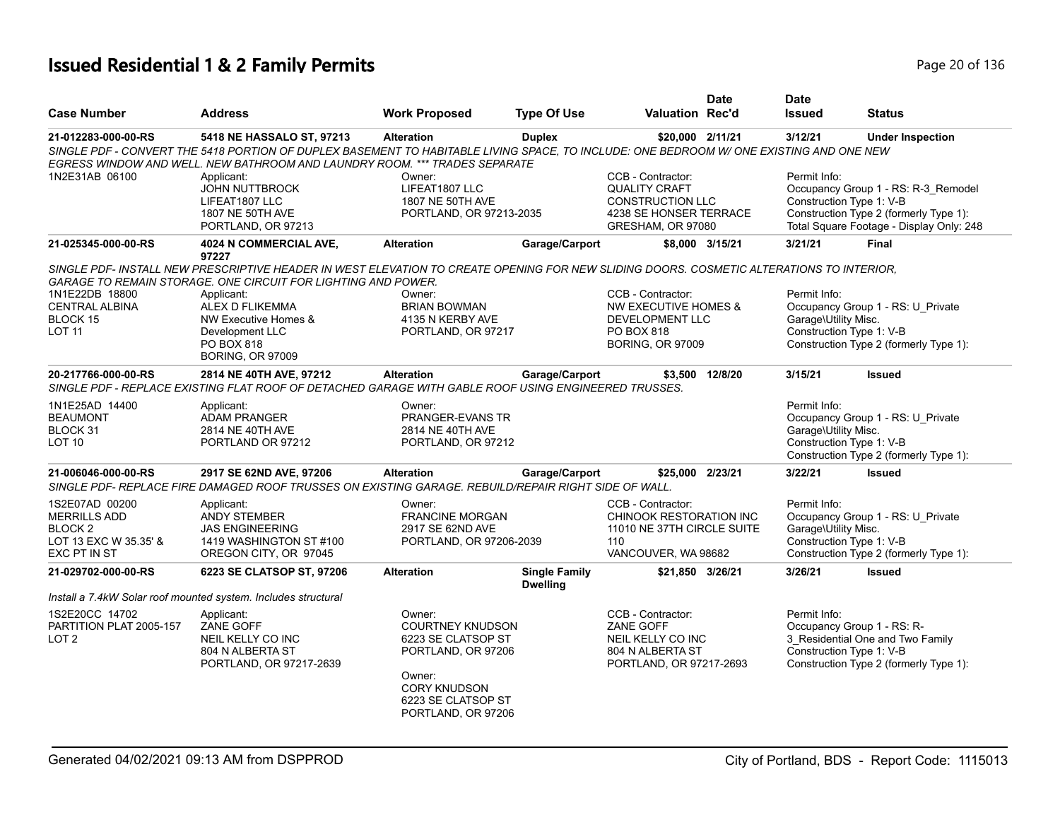# Issued Residential 1 & 2 Family Permits

| Case Number | Address | Work Proposed | Type Of Use | Valuation | Date Rec'd | Date Issued | Status |
|---|---|---|---|---|---|---|---|
| 21-012283-000-00-RS | 5418 NE HASSALO ST, 97213 | Alteration | Duplex | $20,000 | 2/11/21 | 3/12/21 | Under Inspection |
| SINGLE PDF - CONVERT THE 5418 PORTION OF DUPLEX BASEMENT TO HABITABLE LIVING SPACE, TO INCLUDE: ONE BEDROOM W/ ONE EXISTING AND ONE NEW EGRESS WINDOW AND WELL. NEW BATHROOM AND LAUNDRY ROOM. *** TRADES SEPARATE | | | | | | | |
| 1N2E31AB 06100 | Applicant: JOHN NUTTBROCK LIFEAT1807 LLC 1807 NE 50TH AVE PORTLAND, OR 97213 | Owner: LIFEAT1807 LLC 1807 NE 50TH AVE PORTLAND, OR 97213-2035 | | CCB - Contractor: QUALITY CRAFT CONSTRUCTION LLC 4238 SE HONSER TERRACE GRESHAM, OR 97080 | | Permit Info: Occupancy Group 1 - RS: R-3_Remodel Construction Type 1: V-B Construction Type 2 (formerly Type 1): Total Square Footage - Display Only: 248 | |
| 21-025345-000-00-RS | 4024 N COMMERCIAL AVE, 97227 | Alteration | Garage/Carport | $8,000 | 3/15/21 | 3/21/21 | Final |
| SINGLE PDF- INSTALL NEW PRESCRIPTIVE HEADER IN WEST ELEVATION TO CREATE OPENING FOR NEW SLIDING DOORS. COSMETIC ALTERATIONS TO INTERIOR, GARAGE TO REMAIN STORAGE. ONE CIRCUIT FOR LIGHTING AND POWER. | | | | | | | |
| 1N1E22DB 18800 CENTRAL ALBINA BLOCK 15 LOT 11 | Applicant: ALEX D FLIKEMMA NW Executive Homes & Development LLC PO BOX 818 BORING, OR 97009 | Owner: BRIAN BOWMAN 4135 N KERBY AVE PORTLAND, OR 97217 | | CCB - Contractor: NW EXECUTIVE HOMES & DEVELOPMENT LLC PO BOX 818 BORING, OR 97009 | | Permit Info: Occupancy Group 1 - RS: U_Private Garage\Utility Misc. Construction Type 1: V-B Construction Type 2 (formerly Type 1): | |
| 20-217766-000-00-RS | 2814 NE 40TH AVE, 97212 | Alteration | Garage/Carport | $3,500 | 12/8/20 | 3/15/21 | Issued |
| SINGLE PDF - REPLACE EXISTING FLAT ROOF OF DETACHED GARAGE WITH GABLE ROOF USING ENGINEERED TRUSSES. | | | | | | | |
| 1N1E25AD 14400 BEAUMONT BLOCK 31 LOT 10 | Applicant: ADAM PRANGER 2814 NE 40TH AVE PORTLAND OR 97212 | Owner: PRANGER-EVANS TR 2814 NE 40TH AVE PORTLAND, OR 97212 | | | | Permit Info: Occupancy Group 1 - RS: U_Private Garage\Utility Misc. Construction Type 1: V-B Construction Type 2 (formerly Type 1): | |
| 21-006046-000-00-RS | 2917 SE 62ND AVE, 97206 | Alteration | Garage/Carport | $25,000 | 2/23/21 | 3/22/21 | Issued |
| SINGLE PDF- REPLACE FIRE DAMAGED ROOF TRUSSES ON EXISTING GARAGE. REBUILD/REPAIR RIGHT SIDE OF WALL. | | | | | | | |
| 1S2E07AD 00200 MERRILLS ADD BLOCK 2 LOT 13 EXC W 35.35' & EXC PT IN ST | Applicant: ANDY STEMBER JAS ENGINEERING 1419 WASHINGTON ST #100 OREGON CITY, OR 97045 | Owner: FRANCINE MORGAN 2917 SE 62ND AVE PORTLAND, OR 97206-2039 | | CCB - Contractor: CHINOOK RESTORATION INC 11010 NE 37TH CIRCLE SUITE 110 VANCOUVER, WA 98682 | | Permit Info: Occupancy Group 1 - RS: U_Private Garage\Utility Misc. Construction Type 1: V-B Construction Type 2 (formerly Type 1): | |
| 21-029702-000-00-RS | 6223 SE CLATSOP ST, 97206 | Alteration | Single Family Dwelling | $21,850 | 3/26/21 | 3/26/21 | Issued |
| Install a 7.4kW Solar roof mounted system. Includes structural | | | | | | | |
| 1S2E20CC 14702 PARTITION PLAT 2005-157 LOT 2 | Applicant: ZANE GOFF NEIL KELLY CO INC 804 N ALBERTA ST PORTLAND, OR 97217-2639 | Owner: COURTNEY KNUDSON 6223 SE CLATSOP ST PORTLAND, OR 97206 Owner: CORY KNUDSON 6223 SE CLATSOP ST PORTLAND, OR 97206 | | CCB - Contractor: ZANE GOFF NEIL KELLY CO INC 804 N ALBERTA ST PORTLAND, OR 97217-2693 | | Permit Info: Occupancy Group 1 - RS: R-3_Residential One and Two Family Construction Type 1: V-B Construction Type 2 (formerly Type 1): | |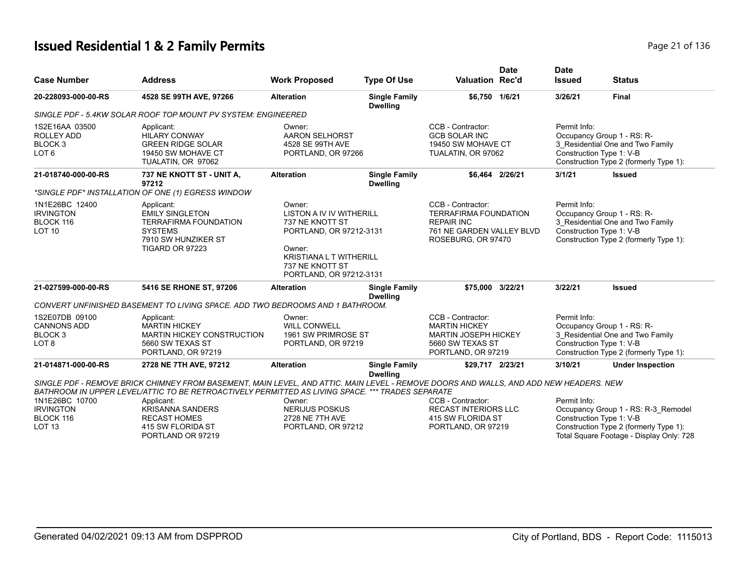# Issued Residential 1 & 2 Family Permits

| Case Number | Address | Work Proposed | Type Of Use | Valuation | Date Rec'd | Date Issued | Status |
|---|---|---|---|---|---|---|---|
| 20-228093-000-00-RS | 4528 SE 99TH AVE, 97266 | Alteration | Single Family Dwelling | $6,750 | 1/6/21 | 3/26/21 | Final |

*SINGLE PDF - 5.4KW SOLAR ROOF TOP MOUNT PV SYSTEM: ENGINEERED*

1S2E16AA 03500
ROLLEY ADD
BLOCK 3
LOT 6

Applicant:
HILARY CONWAY
GREEN RIDGE SOLAR
19450 SW MOHAVE CT
TUALATIN, OR 97062

Owner:
AARON SELHORST
4528 SE 99TH AVE
PORTLAND, OR 97266

CCB - Contractor:
GCB SOLAR INC
19450 SW MOHAVE CT
TUALATIN, OR 97062

Permit Info:
Occupancy Group 1 - RS: R-3_Residential One and Two Family
Construction Type 1: V-B
Construction Type 2 (formerly Type 1):

| Case Number | Address | Work Proposed | Type Of Use | Valuation | Date Rec'd | Date Issued | Status |
|---|---|---|---|---|---|---|---|
| 21-018740-000-00-RS | 737 NE KNOTT ST - UNIT A, 97212 | Alteration | Single Family Dwelling | $6,464 | 2/26/21 | 3/1/21 | Issued |

*\*SINGLE PDF\* INSTALLATION OF ONE (1) EGRESS WINDOW*

1N1E26BC 12400
IRVINGTON
BLOCK 116
LOT 10

Applicant:
EMILY SINGLETON
TERRAFIRMA FOUNDATION SYSTEMS
7910 SW HUNZIKER ST
TIGARD OR 97223

Owner:
LISTON A IV IV WITHERILL
737 NE KNOTT ST
PORTLAND, OR 97212-3131

Owner:
KRISTIANA L T WITHERILL
737 NE KNOTT ST
PORTLAND, OR 97212-3131

CCB - Contractor:
TERRAFIRMA FOUNDATION REPAIR INC
761 NE GARDEN VALLEY BLVD
ROSEBURG, OR 97470

Permit Info:
Occupancy Group 1 - RS: R-3_Residential One and Two Family
Construction Type 1: V-B
Construction Type 2 (formerly Type 1):

| Case Number | Address | Work Proposed | Type Of Use | Valuation | Date Rec'd | Date Issued | Status |
|---|---|---|---|---|---|---|---|
| 21-027599-000-00-RS | 5416 SE RHONE ST, 97206 | Alteration | Single Family Dwelling | $75,000 | 3/22/21 | 3/22/21 | Issued |

*CONVERT UNFINISHED BASEMENT TO LIVING SPACE. ADD TWO BEDROOMS AND 1 BATHROOM.*

1S2E07DB 09100
CANNONS ADD
BLOCK 3
LOT 8

Applicant:
MARTIN HICKEY
MARTIN HICKEY CONSTRUCTION
5660 SW TEXAS ST
PORTLAND, OR 97219

Owner:
WILL CONWELL
1961 SW PRIMROSE ST
PORTLAND, OR 97219

CCB - Contractor:
MARTIN HICKEY
MARTIN JOSEPH HICKEY
5660 SW TEXAS ST
PORTLAND, OR 97219

Permit Info:
Occupancy Group 1 - RS: R-3_Residential One and Two Family
Construction Type 1: V-B
Construction Type 2 (formerly Type 1):

| Case Number | Address | Work Proposed | Type Of Use | Valuation | Date Rec'd | Date Issued | Status |
|---|---|---|---|---|---|---|---|
| 21-014871-000-00-RS | 2728 NE 7TH AVE, 97212 | Alteration | Single Family Dwelling | $29,717 | 2/23/21 | 3/10/21 | Under Inspection |

*SINGLE PDF - REMOVE BRICK CHIMNEY FROM BASEMENT, MAIN LEVEL, AND ATTIC. MAIN LEVEL - REMOVE DOORS AND WALLS, AND ADD NEW HEADERS. NEW BATHROOM IN UPPER LEVEL/ATTIC TO BE RETROACTIVELY PERMITTED AS LIVING SPACE. \*\*\* TRADES SEPARATE*

1N1E26BC 10700
IRVINGTON
BLOCK 116
LOT 13

Applicant:
KRISANNA SANDERS
RECAST HOMES
415 SW FLORIDA ST
PORTLAND OR 97219

Owner:
NERIJUS POSKUS
2728 NE 7TH AVE
PORTLAND, OR 97212

CCB - Contractor:
RECAST INTERIORS LLC
415 SW FLORIDA ST
PORTLAND, OR 97219

Permit Info:
Occupancy Group 1 - RS: R-3_Remodel
Construction Type 1: V-B
Construction Type 2 (formerly Type 1):
Total Square Footage - Display Only: 728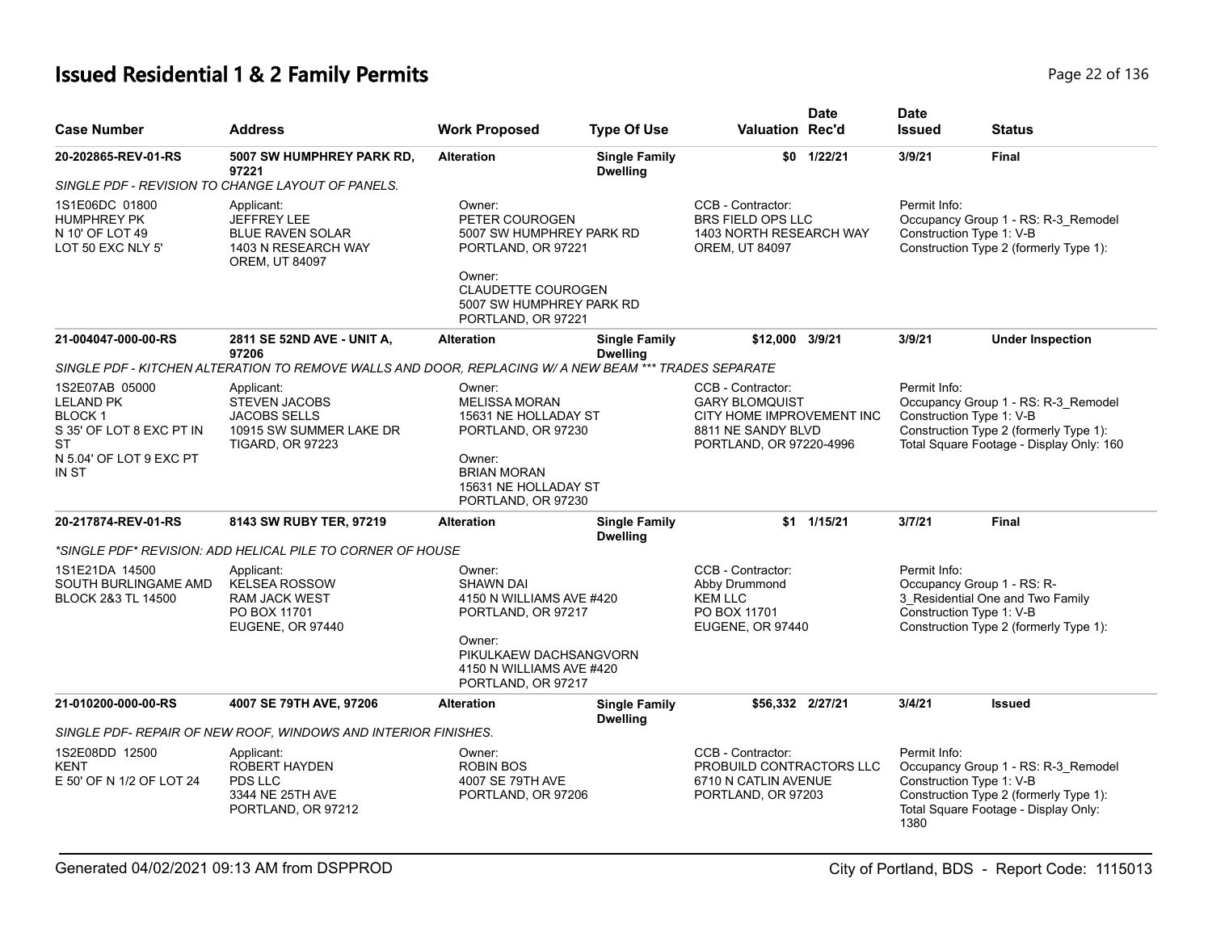# Issued Residential 1 & 2 Family Permits

| Case Number | Address | Work Proposed | Type Of Use | Valuation | Date Rec'd | Date Issued | Status |
|---|---|---|---|---|---|---|---|
| 20-202865-REV-01-RS | 5007 SW HUMPHREY PARK RD, 97221 | Alteration | Single Family Dwelling | $0 | 1/22/21 | 3/9/21 | Final |
| SINGLE PDF - REVISION TO CHANGE LAYOUT OF PANELS. | | | | | | | |
| 1S1E06DC 01800 HUMPHREY PK N 10' OF LOT 49 LOT 50 EXC NLY 5' | Applicant: JEFFREY LEE BLUE RAVEN SOLAR 1403 N RESEARCH WAY OREM, UT 84097 | Owner: PETER COUROGEN 5007 SW HUMPHREY PARK RD PORTLAND, OR 97221 Owner: CLAUDETTE COUROGEN 5007 SW HUMPHREY PARK RD PORTLAND, OR 97221 | | CCB - Contractor: BRS FIELD OPS LLC 1403 NORTH RESEARCH WAY OREM, UT 84097 | | Permit Info: Occupancy Group 1 - RS: R-3_Remodel Construction Type 1: V-B Construction Type 2 (formerly Type 1): | |
| 21-004047-000-00-RS | 2811 SE 52ND AVE - UNIT A, 97206 | Alteration | Single Family Dwelling | $12,000 | 3/9/21 | 3/9/21 | Under Inspection |
| SINGLE PDF - KITCHEN ALTERATION TO REMOVE WALLS AND DOOR, REPLACING W/ A NEW BEAM *** TRADES SEPARATE | | | | | | | |
| 1S2E07AB 05000 LELAND PK BLOCK 1 S 35' OF LOT 8 EXC PT IN ST N 5.04' OF LOT 9 EXC PT IN ST | Applicant: STEVEN JACOBS JACOBS SELLS 10915 SW SUMMER LAKE DR TIGARD, OR 97223 | Owner: MELISSA MORAN 15631 NE HOLLADAY ST PORTLAND, OR 97230 Owner: BRIAN MORAN 15631 NE HOLLADAY ST PORTLAND, OR 97230 | | CCB - Contractor: GARY BLOMQUIST CITY HOME IMPROVEMENT INC 8811 NE SANDY BLVD PORTLAND, OR 97220-4996 | | Permit Info: Occupancy Group 1 - RS: R-3_Remodel Construction Type 1: V-B Construction Type 2 (formerly Type 1): Total Square Footage - Display Only: 160 | |
| 20-217874-REV-01-RS | 8143 SW RUBY TER, 97219 | Alteration | Single Family Dwelling | $1 | 1/15/21 | 3/7/21 | Final |
| *SINGLE PDF* REVISION: ADD HELICAL PILE TO CORNER OF HOUSE | | | | | | | |
| 1S1E21DA 14500 SOUTH BURLINGAME AMD BLOCK 2&3 TL 14500 | Applicant: KELSEA ROSSOW RAM JACK WEST PO BOX 11701 EUGENE, OR 97440 | Owner: SHAWN DAI 4150 N WILLIAMS AVE #420 PORTLAND, OR 97217 Owner: PIKULKAEW DACHSANGVORN 4150 N WILLIAMS AVE #420 PORTLAND, OR 97217 | | CCB - Contractor: Abby Drummond KEM LLC PO BOX 11701 EUGENE, OR 97440 | | Permit Info: Occupancy Group 1 - RS: R-3_Residential One and Two Family Construction Type 1: V-B Construction Type 2 (formerly Type 1): | |
| 21-010200-000-00-RS | 4007 SE 79TH AVE, 97206 | Alteration | Single Family Dwelling | $56,332 | 2/27/21 | 3/4/21 | Issued |
| SINGLE PDF- REPAIR OF NEW ROOF, WINDOWS AND INTERIOR FINISHES. | | | | | | | |
| 1S2E08DD 12500 KENT E 50' OF N 1/2 OF LOT 24 | Applicant: ROBERT HAYDEN PDS LLC 3344 NE 25TH AVE PORTLAND, OR 97212 | Owner: ROBIN BOS 4007 SE 79TH AVE PORTLAND, OR 97206 | | CCB - Contractor: PROBUILD CONTRACTORS LLC 6710 N CATLIN AVENUE PORTLAND, OR 97203 | | Permit Info: Occupancy Group 1 - RS: R-3_Remodel Construction Type 1: V-B Construction Type 2 (formerly Type 1): Total Square Footage - Display Only: 1380 | |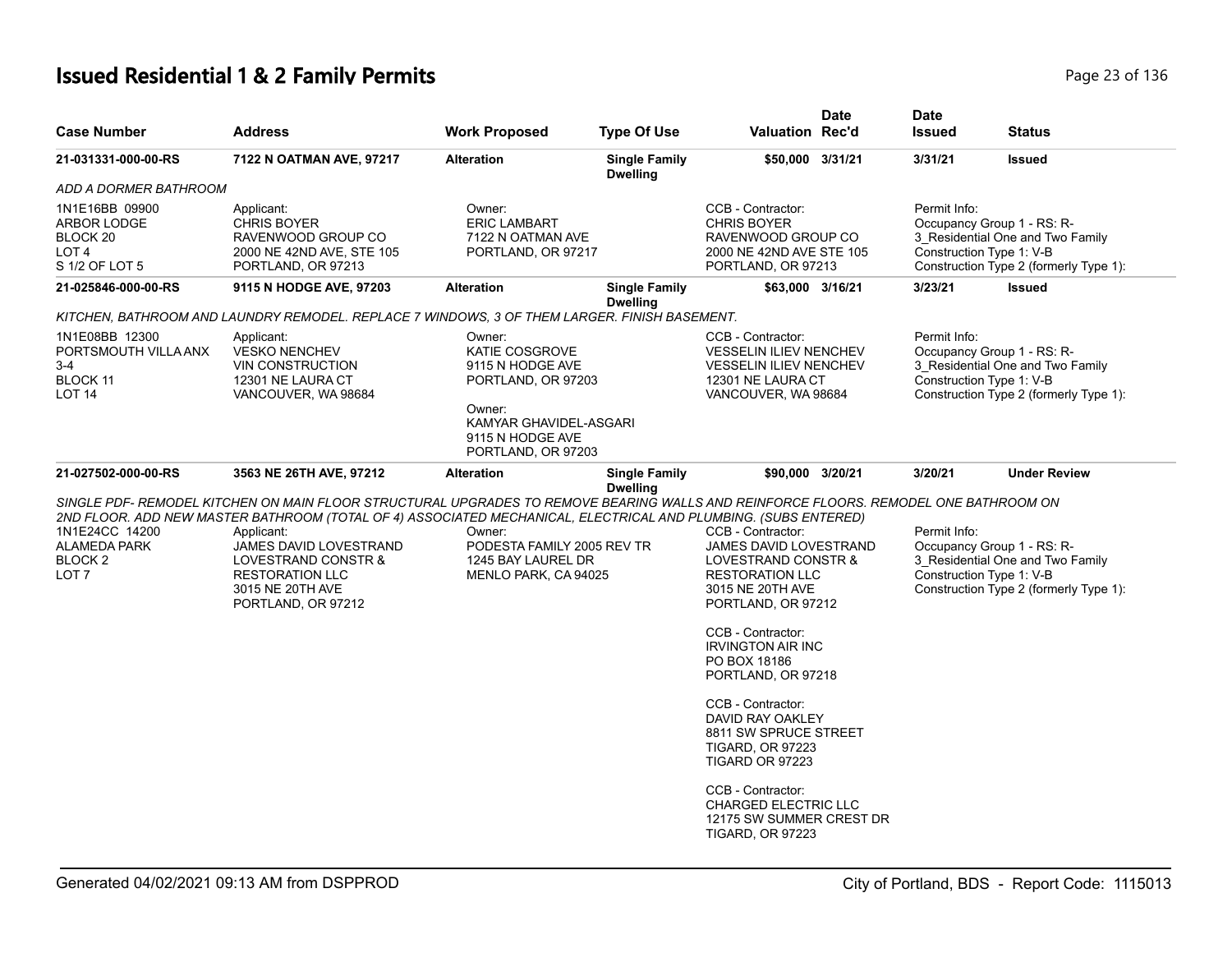# Issued Residential 1 & 2 Family Permits

| Case Number | Address | Work Proposed | Type Of Use | Valuation | Date Rec'd | Date Issued | Status |
|---|---|---|---|---|---|---|---|
| 21-031331-000-00-RS | 7122 N OATMAN AVE, 97217 | Alteration | Single Family Dwelling | $50,000 | 3/31/21 | 3/31/21 | Issued |

*ADD A DORMER BATHROOM*

1N1E16BB 09900
ARBOR LODGE
BLOCK 20
LOT 4
S 1/2 OF LOT 5

Applicant:
CHRIS BOYER
RAVENWOOD GROUP CO
2000 NE 42ND AVE, STE 105
PORTLAND, OR 97213

Owner:
ERIC LAMBART
7122 N OATMAN AVE
PORTLAND, OR 97217

CCB - Contractor:
CHRIS BOYER
RAVENWOOD GROUP CO
2000 NE 42ND AVE STE 105
PORTLAND, OR 97213

Permit Info:
Occupancy Group 1 - RS: R-3_Residential One and Two Family
Construction Type 1: V-B
Construction Type 2 (formerly Type 1):

| Case Number | Address | Work Proposed | Type Of Use | Valuation | Date Rec'd | Date Issued | Status |
|---|---|---|---|---|---|---|---|
| 21-025846-000-00-RS | 9115 N HODGE AVE, 97203 | Alteration | Single Family Dwelling | $63,000 | 3/16/21 | 3/23/21 | Issued |

*KITCHEN, BATHROOM AND LAUNDRY REMODEL. REPLACE 7 WINDOWS, 3 OF THEM LARGER. FINISH BASEMENT.*

1N1E08BB 12300
PORTSMOUTH VILLA ANX
3-4
BLOCK 11
LOT 14

Applicant:
VESKO NENCHEV
VIN CONSTRUCTION
12301 NE LAURA CT
VANCOUVER, WA 98684

Owner:
KATIE COSGROVE
9115 N HODGE AVE
PORTLAND, OR 97203

Owner:
KAMYAR GHAVIDEL-ASGARI
9115 N HODGE AVE
PORTLAND, OR 97203

CCB - Contractor:
VESSELIN ILIEV NENCHEV
VESSELIN ILIEV NENCHEV
12301 NE LAURA CT
VANCOUVER, WA 98684

Permit Info:
Occupancy Group 1 - RS: R-3_Residential One and Two Family
Construction Type 1: V-B
Construction Type 2 (formerly Type 1):

| Case Number | Address | Work Proposed | Type Of Use | Valuation | Date Rec'd | Date Issued | Status |
|---|---|---|---|---|---|---|---|
| 21-027502-000-00-RS | 3563 NE 26TH AVE, 97212 | Alteration | Single Family Dwelling | $90,000 | 3/20/21 | 3/20/21 | Under Review |

*SINGLE PDF- REMODEL KITCHEN ON MAIN FLOOR STRUCTURAL UPGRADES TO REMOVE BEARING WALLS AND REINFORCE FLOORS. REMODEL ONE BATHROOM ON 2ND FLOOR. ADD NEW MASTER BATHROOM (TOTAL OF 4) ASSOCIATED MECHANICAL, ELECTRICAL AND PLUMBING. (SUBS ENTERED)*

1N1E24CC 14200
ALAMEDA PARK
BLOCK 2
LOT 7

Applicant:
JAMES DAVID LOVESTRAND
LOVESTRAND CONSTR & RESTORATION LLC
3015 NE 20TH AVE
PORTLAND, OR 97212

Owner:
PODESTA FAMILY 2005 REV TR
1245 BAY LAUREL DR
MENLO PARK, CA 94025

CCB - Contractor:
JAMES DAVID LOVESTRAND
LOVESTRAND CONSTR & RESTORATION LLC
3015 NE 20TH AVE
PORTLAND, OR 97212

CCB - Contractor:
IRVINGTON AIR INC
PO BOX 18186
PORTLAND, OR 97218

CCB - Contractor:
DAVID RAY OAKLEY
8811 SW SPRUCE STREET
TIGARD, OR 97223
TIGARD OR 97223

CCB - Contractor:
CHARGED ELECTRIC LLC
12175 SW SUMMER CREST DR
TIGARD, OR 97223

Permit Info:
Occupancy Group 1 - RS: R-3_Residential One and Two Family
Construction Type 1: V-B
Construction Type 2 (formerly Type 1):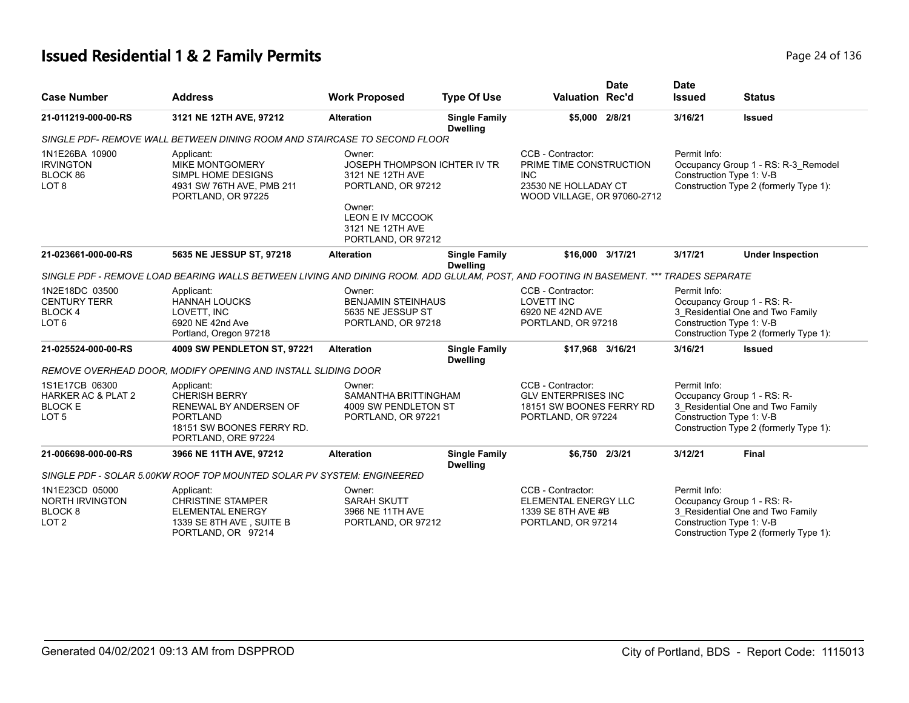# Issued Residential 1 & 2 Family Permits

| Case Number | Address | Work Proposed | Type Of Use | Valuation | Date Rec'd | Date Issued | Status |
|---|---|---|---|---|---|---|---|
| **21-011219-000-00-RS** | **3121 NE 12TH AVE, 97212** | **Alteration** | **Single Family Dwelling** | **$5,000** | **2/8/21** | **3/16/21** | **Issued** |
| *SINGLE PDF- REMOVE WALL BETWEEN DINING ROOM AND STAIRCASE TO SECOND FLOOR* | | | | | | | |
| 1N1E26BA 10900<br>IRVINGTON<br>BLOCK 86<br>LOT 8 | Applicant:<br>MIKE MONTGOMERY<br>SIMPL HOME DESIGNS<br>4931 SW 76TH AVE, PMB 211<br>PORTLAND, OR 97225 | Owner:<br>JOSEPH THOMPSON ICHTER IV TR<br>3121 NE 12TH AVE<br>PORTLAND, OR 97212<br>Owner:<br>LEON E IV MCCOOK<br>3121 NE 12TH AVE<br>PORTLAND, OR 97212 | | CCB - Contractor:<br>PRIME TIME CONSTRUCTION INC<br>23530 NE HOLLADAY CT<br>WOOD VILLAGE, OR 97060-2712 | | Permit Info:<br>Occupancy Group 1 - RS: R-3_Remodel<br>Construction Type 1: V-B<br>Construction Type 2 (formerly Type 1): | |
| **21-023661-000-00-RS** | **5635 NE JESSUP ST, 97218** | **Alteration** | **Single Family Dwelling** | **$16,000** | **3/17/21** | **3/17/21** | **Under Inspection** |
| *SINGLE PDF - REMOVE LOAD BEARING WALLS BETWEEN LIVING AND DINING ROOM. ADD GLULAM, POST, AND FOOTING IN BASEMENT. *** TRADES SEPARATE* | | | | | | | |
| 1N2E18DC 03500<br>CENTURY TERR<br>BLOCK 4<br>LOT 6 | Applicant:<br>HANNAH LOUCKS<br>LOVETT, INC<br>6920 NE 42nd Ave<br>Portland, Oregon 97218 | Owner:<br>BENJAMIN STEINHAUS<br>5635 NE JESSUP ST<br>PORTLAND, OR 97218 | | CCB - Contractor:<br>LOVETT INC<br>6920 NE 42ND AVE<br>PORTLAND, OR 97218 | | Permit Info:<br>Occupancy Group 1 - RS: R-3_Residential One and Two Family<br>Construction Type 1: V-B<br>Construction Type 2 (formerly Type 1): | |
| **21-025524-000-00-RS** | **4009 SW PENDLETON ST, 97221** | **Alteration** | **Single Family Dwelling** | **$17,968** | **3/16/21** | **3/16/21** | **Issued** |
| *REMOVE OVERHEAD DOOR, MODIFY OPENING AND INSTALL SLIDING DOOR* | | | | | | | |
| 1S1E17CB 06300<br>HARKER AC & PLAT 2<br>BLOCK E<br>LOT 5 | Applicant:<br>CHERISH BERRY<br>RENEWAL BY ANDERSEN OF PORTLAND<br>18151 SW BOONES FERRY RD.<br>PORTLAND, ORE 97224 | Owner:<br>SAMANTHA BRITTINGHAM<br>4009 SW PENDLETON ST<br>PORTLAND, OR 97221 | | CCB - Contractor:<br>GLV ENTERPRISES INC<br>18151 SW BOONES FERRY RD<br>PORTLAND, OR 97224 | | Permit Info:<br>Occupancy Group 1 - RS: R-3_Residential One and Two Family<br>Construction Type 1: V-B<br>Construction Type 2 (formerly Type 1): | |
| **21-006698-000-00-RS** | **3966 NE 11TH AVE, 97212** | **Alteration** | **Single Family Dwelling** | **$6,750** | **2/3/21** | **3/12/21** | **Final** |
| *SINGLE PDF - SOLAR 5.00KW ROOF TOP MOUNTED SOLAR PV SYSTEM: ENGINEERED* | | | | | | | |
| 1N1E23CD 05000<br>NORTH IRVINGTON<br>BLOCK 8<br>LOT 2 | Applicant:<br>CHRISTINE STAMPER<br>ELEMENTAL ENERGY<br>1339 SE 8TH AVE , SUITE B<br>PORTLAND, OR 97214 | Owner:<br>SARAH SKUTT<br>3966 NE 11TH AVE<br>PORTLAND, OR 97212 | | CCB - Contractor:<br>ELEMENTAL ENERGY LLC<br>1339 SE 8TH AVE #B<br>PORTLAND, OR 97214 | | Permit Info:<br>Occupancy Group 1 - RS: R-3_Residential One and Two Family<br>Construction Type 1: V-B<br>Construction Type 2 (formerly Type 1): | |

Generated 04/02/2021 09:13 AM from DSPPROD — City of Portland, BDS - Report Code: 1115013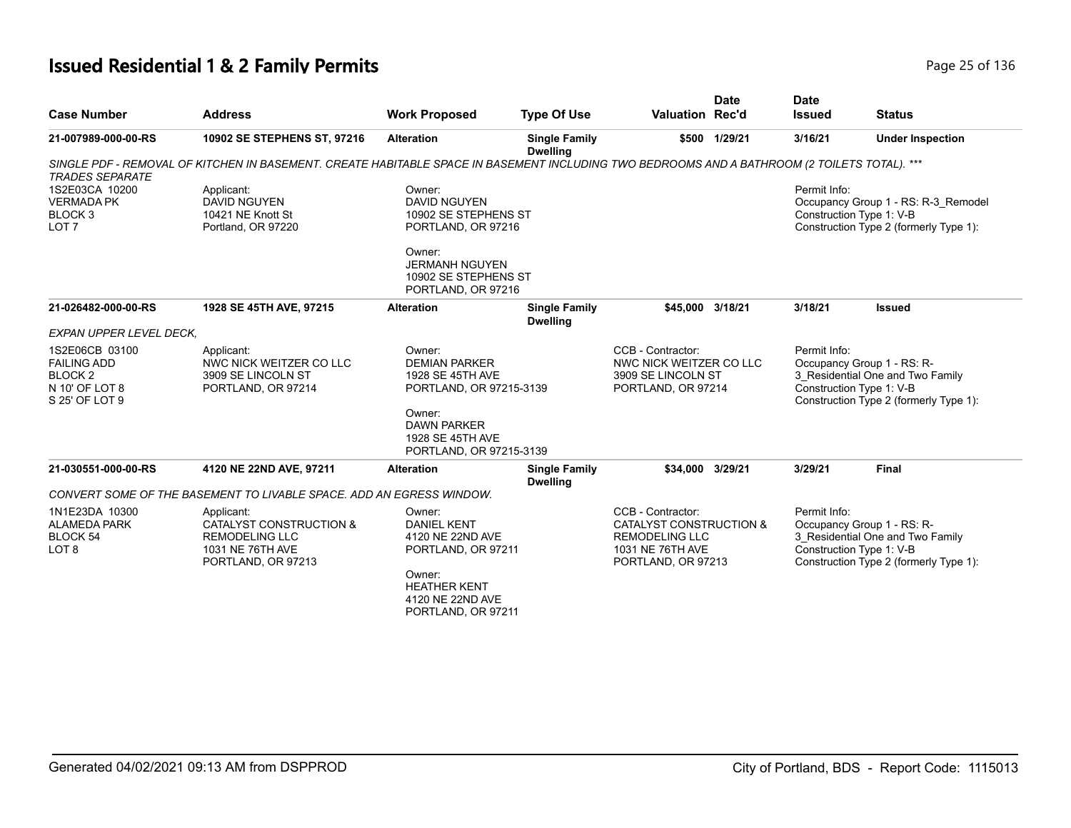# Issued Residential 1 & 2 Family Permits

| Case Number | Address | Work Proposed | Type Of Use | Valuation | Date Rec'd | Date Issued | Status |
|---|---|---|---|---|---|---|---|
| 21-007989-000-00-RS | 10902 SE STEPHENS ST, 97216 | Alteration | Single Family Dwelling | $500 | 1/29/21 | 3/16/21 | Under Inspection |

*SINGLE PDF - REMOVAL OF KITCHEN IN BASEMENT. CREATE HABITABLE SPACE IN BASEMENT INCLUDING TWO BEDROOMS AND A BATHROOM (2 TOILETS TOTAL). *** TRADES SEPARATE*

1S2E03CA 10200
VERMADA PK
BLOCK 3
LOT 7

Applicant:
DAVID NGUYEN
10421 NE Knott St
Portland, OR 97220

Owner:
DAVID NGUYEN
10902 SE STEPHENS ST
PORTLAND, OR 97216

Owner:
JERMANH NGUYEN
10902 SE STEPHENS ST
PORTLAND, OR 97216

Permit Info:
Occupancy Group 1 - RS: R-3_Remodel
Construction Type 1: V-B
Construction Type 2 (formerly Type 1):

| Case Number | Address | Work Proposed | Type Of Use | Valuation | Date Rec'd | Date Issued | Status |
|---|---|---|---|---|---|---|---|
| 21-026482-000-00-RS | 1928 SE 45TH AVE, 97215 | Alteration | Single Family Dwelling | $45,000 | 3/18/21 | 3/18/21 | Issued |

*EXPAN UPPER LEVEL DECK,*

1S2E06CB 03100
FAILING ADD
BLOCK 2
N 10' OF LOT 8
S 25' OF LOT 9

Applicant:
NWC NICK WEITZER CO LLC
3909 SE LINCOLN ST
PORTLAND, OR 97214

Owner:
DEMIAN PARKER
1928 SE 45TH AVE
PORTLAND, OR 97215-3139

Owner:
DAWN PARKER
1928 SE 45TH AVE
PORTLAND, OR 97215-3139

CCB - Contractor:
NWC NICK WEITZER CO LLC
3909 SE LINCOLN ST
PORTLAND, OR 97214

Permit Info:
Occupancy Group 1 - RS: R-3_Residential One and Two Family
Construction Type 1: V-B
Construction Type 2 (formerly Type 1):

| Case Number | Address | Work Proposed | Type Of Use | Valuation | Date Rec'd | Date Issued | Status |
|---|---|---|---|---|---|---|---|
| 21-030551-000-00-RS | 4120 NE 22ND AVE, 97211 | Alteration | Single Family Dwelling | $34,000 | 3/29/21 | 3/29/21 | Final |

*CONVERT SOME OF THE BASEMENT TO LIVABLE SPACE. ADD AN EGRESS WINDOW.*

1N1E23DA 10300
ALAMEDA PARK
BLOCK 54
LOT 8

Applicant:
CATALYST CONSTRUCTION & REMODELING LLC
1031 NE 76TH AVE
PORTLAND, OR 97213

Owner:
DANIEL KENT
4120 NE 22ND AVE
PORTLAND, OR 97211

Owner:
HEATHER KENT
4120 NE 22ND AVE
PORTLAND, OR 97211

CCB - Contractor:
CATALYST CONSTRUCTION & REMODELING LLC
1031 NE 76TH AVE
PORTLAND, OR 97213

Permit Info:
Occupancy Group 1 - RS: R-3_Residential One and Two Family
Construction Type 1: V-B
Construction Type 2 (formerly Type 1):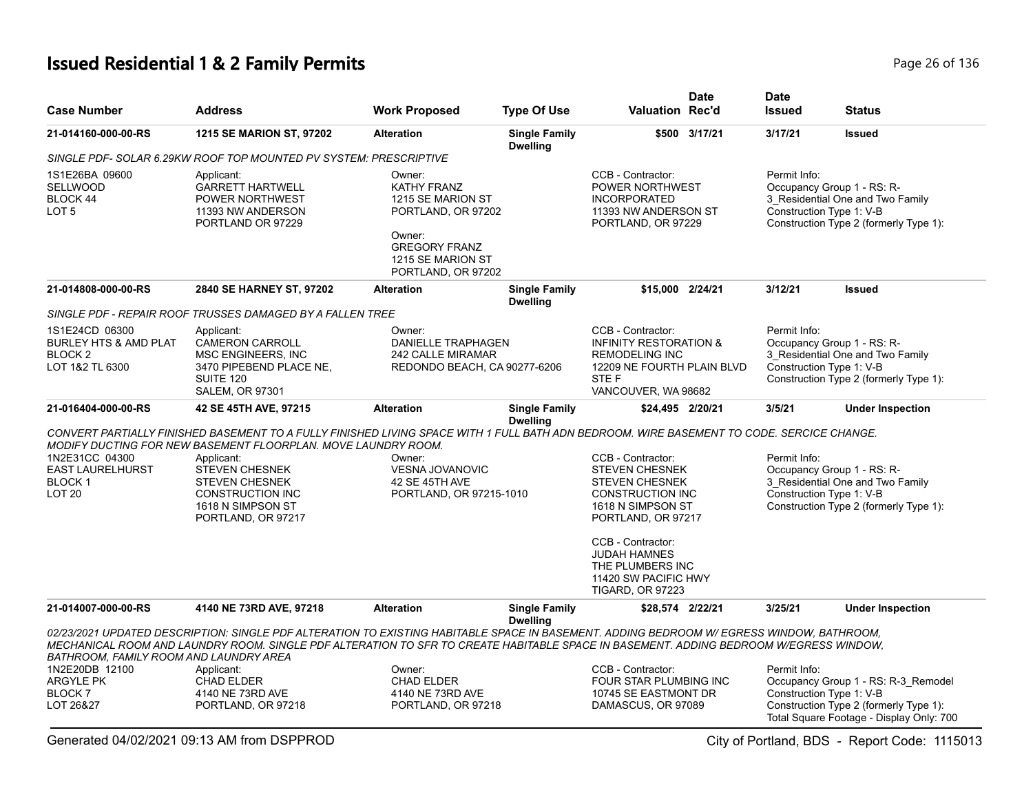# Issued Residential 1 & 2 Family Permits

| Case Number | Address | Work Proposed | Type Of Use | Valuation | Date Rec'd | Date Issued | Status |
|---|---|---|---|---|---|---|---|
| 21-014160-000-00-RS | 1215 SE MARION ST, 97202 | Alteration | Single Family Dwelling | $500 | 3/17/21 | 3/17/21 | Issued |

SINGLE PDF- SOLAR 6.29KW ROOF TOP MOUNTED PV SYSTEM: PRESCRIPTIVE

1S1E26BA 09600
SELLWOOD
BLOCK 44
LOT 5

Applicant:
GARRETT HARTWELL
POWER NORTHWEST
11393 NW ANDERSON
PORTLAND OR 97229

Owner:
KATHY FRANZ
1215 SE MARION ST
PORTLAND, OR 97202

Owner:
GREGORY FRANZ
1215 SE MARION ST
PORTLAND, OR 97202

CCB - Contractor:
POWER NORTHWEST INCORPORATED
11393 NW ANDERSON ST
PORTLAND, OR 97229

Permit Info:
Occupancy Group 1 - RS: R-3_Residential One and Two Family
Construction Type 1: V-B
Construction Type 2 (formerly Type 1):

---

| Case Number | Address | Work Proposed | Type Of Use | Valuation | Date Rec'd | Date Issued | Status |
|---|---|---|---|---|---|---|---|
| 21-014808-000-00-RS | 2840 SE HARNEY ST, 97202 | Alteration | Single Family Dwelling | $15,000 | 2/24/21 | 3/12/21 | Issued |

SINGLE PDF - REPAIR ROOF TRUSSES DAMAGED BY A FALLEN TREE

1S1E24CD 06300
BURLEY HTS & AMD PLAT
BLOCK 2
LOT 1&2 TL 6300

Applicant:
CAMERON CARROLL
MSC ENGINEERS, INC
3470 PIPEBEND PLACE NE, SUITE 120
SALEM, OR 97301

Owner:
DANIELLE TRAPHAGEN
242 CALLE MIRAMAR
REDONDO BEACH, CA 90277-6206

CCB - Contractor:
INFINITY RESTORATION & REMODELING INC
12209 NE FOURTH PLAIN BLVD STE F
VANCOUVER, WA 98682

Permit Info:
Occupancy Group 1 - RS: R-3_Residential One and Two Family
Construction Type 1: V-B
Construction Type 2 (formerly Type 1):

---

| Case Number | Address | Work Proposed | Type Of Use | Valuation | Date Rec'd | Date Issued | Status |
|---|---|---|---|---|---|---|---|
| 21-016404-000-00-RS | 42 SE 45TH AVE, 97215 | Alteration | Single Family Dwelling | $24,495 | 2/20/21 | 3/5/21 | Under Inspection |

CONVERT PARTIALLY FINISHED BASEMENT TO A FULLY FINISHED LIVING SPACE WITH 1 FULL BATH ADN BEDROOM. WIRE BASEMENT TO CODE. SERCICE CHANGE. MODIFY DUCTING FOR NEW BASEMENT FLOORPLAN. MOVE LAUNDRY ROOM.

1N2E31CC 04300
EAST LAURELHURST
BLOCK 1
LOT 20

Applicant:
STEVEN CHESNEK
STEVEN CHESNEK CONSTRUCTION INC
1618 N SIMPSON ST
PORTLAND, OR 97217

Owner:
VESNA JOVANOVIC
42 SE 45TH AVE
PORTLAND, OR 97215-1010

CCB - Contractor:
STEVEN CHESNEK
STEVEN CHESNEK CONSTRUCTION INC
1618 N SIMPSON ST
PORTLAND, OR 97217

CCB - Contractor:
JUDAH HAMNES
THE PLUMBERS INC
11420 SW PACIFIC HWY
TIGARD, OR 97223

Permit Info:
Occupancy Group 1 - RS: R-3_Residential One and Two Family
Construction Type 1: V-B
Construction Type 2 (formerly Type 1):

---

| Case Number | Address | Work Proposed | Type Of Use | Valuation | Date Rec'd | Date Issued | Status |
|---|---|---|---|---|---|---|---|
| 21-014007-000-00-RS | 4140 NE 73RD AVE, 97218 | Alteration | Single Family Dwelling | $28,574 | 2/22/21 | 3/25/21 | Under Inspection |

02/23/2021 UPDATED DESCRIPTION: SINGLE PDF ALTERATION TO EXISTING HABITABLE SPACE IN BASEMENT. ADDING BEDROOM W/ EGRESS WINDOW, BATHROOM, MECHANICAL ROOM AND LAUNDRY ROOM. SINGLE PDF ALTERATION TO SFR TO CREATE HABITABLE SPACE IN BASEMENT. ADDING BEDROOM W/EGRESS WINDOW, BATHROOM, FAMILY ROOM AND LAUNDRY AREA

1N2E20DB 12100
ARGYLE PK
BLOCK 7
LOT 26&27

Applicant:
CHAD ELDER
4140 NE 73RD AVE
PORTLAND, OR 97218

Owner:
CHAD ELDER
4140 NE 73RD AVE
PORTLAND, OR 97218

CCB - Contractor:
FOUR STAR PLUMBING INC
10745 SE EASTMONT DR
DAMASCUS, OR 97089

Permit Info:
Occupancy Group 1 - RS: R-3_Remodel
Construction Type 1: V-B
Construction Type 2 (formerly Type 1):
Total Square Footage - Display Only: 700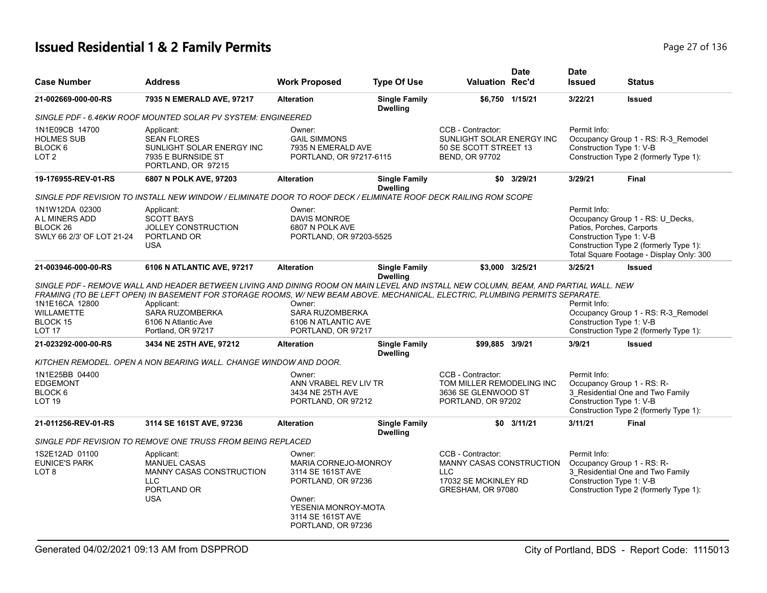## Issued Residential 1 & 2 Family Permits

| Case Number | Address | Work Proposed | Type Of Use | Valuation | Date Rec'd | Date Issued | Status |
|---|---|---|---|---|---|---|---|
| 21-002669-000-00-RS | 7935 N EMERALD AVE, 97217 | Alteration | Single Family Dwelling | $6,750 | 1/15/21 | 3/22/21 | Issued |

SINGLE PDF - 6.46KW ROOF MOUNTED SOLAR PV SYSTEM: ENGINEERED

1N1E09CB 14700
HOLMES SUB
BLOCK 6
LOT 2

Applicant:
SEAN FLORES
SUNLIGHT SOLAR ENERGY INC
7935 E BURNSIDE ST
PORTLAND, OR 97215

Owner:
GAIL SIMMONS
7935 N EMERALD AVE
PORTLAND, OR 97217-6115

CCB - Contractor:
SUNLIGHT SOLAR ENERGY INC
50 SE SCOTT STREET 13
BEND, OR 97702

Permit Info:
Occupancy Group 1 - RS: R-3_Remodel
Construction Type 1: V-B
Construction Type 2 (formerly Type 1):

| Case Number | Address | Work Proposed | Type Of Use | Valuation | Date Rec'd | Date Issued | Status |
|---|---|---|---|---|---|---|---|
| 19-176955-REV-01-RS | 6807 N POLK AVE, 97203 | Alteration | Single Family Dwelling | $0 | 3/29/21 | 3/29/21 | Final |

SINGLE PDF REVISION TO INSTALL NEW WINDOW / ELIMINATE DOOR TO ROOF DECK / ELIMINATE ROOF DECK RAILING ROM SCOPE

1N1W12DA 02300
A L MINERS ADD
BLOCK 26
SWLY 66 2/3' OF LOT 21-24

Applicant:
SCOTT BAYS
JOLLEY CONSTRUCTION
PORTLAND OR
USA

Owner:
DAVIS MONROE
6807 N POLK AVE
PORTLAND, OR 97203-5525

Permit Info:
Occupancy Group 1 - RS: U_Decks, Patios, Porches, Carports
Construction Type 1: V-B
Construction Type 2 (formerly Type 1):
Total Square Footage - Display Only: 300

| Case Number | Address | Work Proposed | Type Of Use | Valuation | Date Rec'd | Date Issued | Status |
|---|---|---|---|---|---|---|---|
| 21-003946-000-00-RS | 6106 N ATLANTIC AVE, 97217 | Alteration | Single Family Dwelling | $3,000 | 3/25/21 | 3/25/21 | Issued |

SINGLE PDF - REMOVE WALL AND HEADER BETWEEN LIVING AND DINING ROOM ON MAIN LEVEL AND INSTALL NEW COLUMN, BEAM, AND PARTIAL WALL. NEW FRAMING (TO BE LEFT OPEN) IN BASEMENT FOR STORAGE ROOMS, W/ NEW BEAM ABOVE. MECHANICAL, ELECTRIC, PLUMBING PERMITS SEPARATE.

1N1E16CA 12800
WILLAMETTE
BLOCK 15
LOT 17

Applicant:
SARA RUZOMBERKA
6106 N Atlantic Ave
Portland, OR 97217

Owner:
SARA RUZOMBERKA
6106 N ATLANTIC AVE
PORTLAND, OR 97217

Permit Info:
Occupancy Group 1 - RS: R-3_Remodel
Construction Type 1: V-B
Construction Type 2 (formerly Type 1):

| Case Number | Address | Work Proposed | Type Of Use | Valuation | Date Rec'd | Date Issued | Status |
|---|---|---|---|---|---|---|---|
| 21-023292-000-00-RS | 3434 NE 25TH AVE, 97212 | Alteration | Single Family Dwelling | $99,885 | 3/9/21 | 3/9/21 | Issued |

KITCHEN REMODEL. OPEN A NON BEARING WALL. CHANGE WINDOW AND DOOR.

1N1E25BB 04400
EDGEMONT
BLOCK 6
LOT 19

Owner:
ANN VRABEL REV LIV TR
3434 NE 25TH AVE
PORTLAND, OR 97212

CCB - Contractor:
TOM MILLER REMODELING INC
3636 SE GLENWOOD ST
PORTLAND, OR 97202

Permit Info:
Occupancy Group 1 - RS: R-3_Residential One and Two Family
Construction Type 1: V-B
Construction Type 2 (formerly Type 1):

| Case Number | Address | Work Proposed | Type Of Use | Valuation | Date Rec'd | Date Issued | Status |
|---|---|---|---|---|---|---|---|
| 21-011256-REV-01-RS | 3114 SE 161ST AVE, 97236 | Alteration | Single Family Dwelling | $0 | 3/11/21 | 3/11/21 | Final |

SINGLE PDF REVISION TO REMOVE ONE TRUSS FROM BEING REPLACED

1S2E12AD 01100
EUNICE'S PARK
LOT 8

Applicant:
MANUEL CASAS
MANNY CASAS CONSTRUCTION LLC
PORTLAND OR
USA

Owner:
MARIA CORNEJO-MONROY
3114 SE 161ST AVE
PORTLAND, OR 97236

Owner:
YESENIA MONROY-MOTA
3114 SE 161ST AVE
PORTLAND, OR 97236

CCB - Contractor:
MANNY CASAS CONSTRUCTION LLC
17032 SE MCKINLEY RD
GRESHAM, OR 97080

Permit Info:
Occupancy Group 1 - RS: R-3_Residential One and Two Family
Construction Type 1: V-B
Construction Type 2 (formerly Type 1):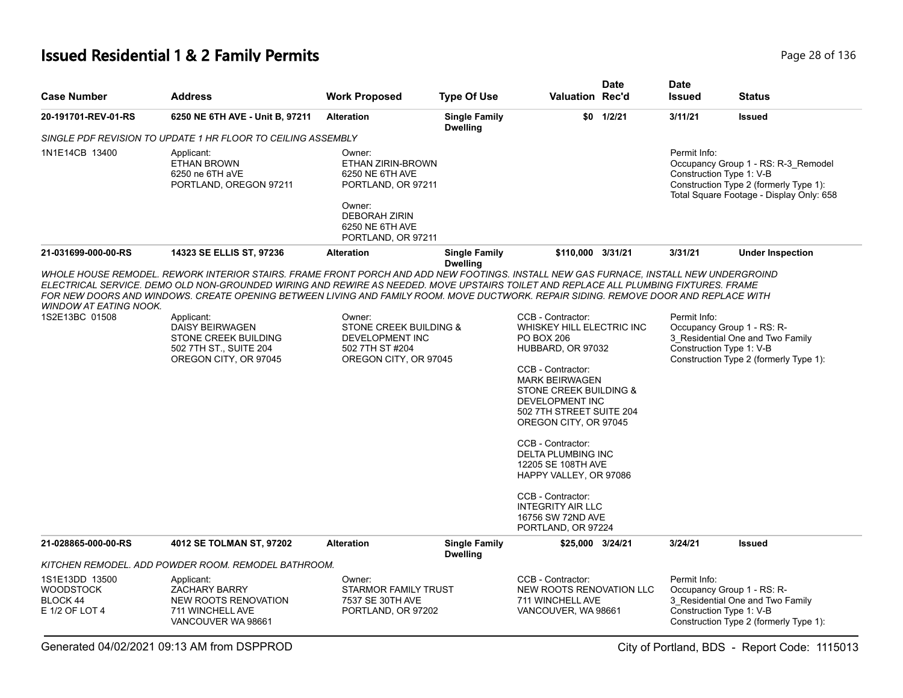# Issued Residential 1 & 2 Family Permits

| Case Number | Address | Work Proposed | Type Of Use | Valuation | Date Rec'd | Date Issued | Status |
|---|---|---|---|---|---|---|---|
| 20-191701-REV-01-RS | 6250 NE 6TH AVE - Unit B, 97211 | Alteration | Single Family Dwelling | $0 | 1/2/21 | 3/11/21 | Issued |

*SINGLE PDF REVISION TO UPDATE 1 HR FLOOR TO CEILING ASSEMBLY*

1N1E14CB 13400

Applicant:
ETHAN BROWN
6250 ne 6TH aVE
PORTLAND, OREGON 97211

Owner:
ETHAN ZIRIN-BROWN
6250 NE 6TH AVE
PORTLAND, OR 97211

Owner:
DEBORAH ZIRIN
6250 NE 6TH AVE
PORTLAND, OR 97211

Permit Info:
Occupancy Group 1 - RS: R-3_Remodel
Construction Type 1: V-B
Construction Type 2 (formerly Type 1):
Total Square Footage - Display Only: 658

| Case Number | Address | Work Proposed | Type Of Use | Valuation | Date Rec'd | Date Issued | Status |
|---|---|---|---|---|---|---|---|
| 21-031699-000-00-RS | 14323 SE ELLIS ST, 97236 | Alteration | Single Family Dwelling | $110,000 | 3/31/21 | 3/31/21 | Under Inspection |

*WHOLE HOUSE REMODEL. REWORK INTERIOR STAIRS. FRAME FRONT PORCH AND ADD NEW FOOTINGS. INSTALL NEW GAS FURNACE, INSTALL NEW UNDERGROIND ELECTRICAL SERVICE. DEMO OLD NON-GROUNDED WIRING AND REWIRE AS NEEDED. MOVE UPSTAIRS TOILET AND REPLACE ALL PLUMBING FIXTURES. FRAME FOR NEW DOORS AND WINDOWS. CREATE OPENING BETWEEN LIVING AND FAMILY ROOM. MOVE DUCTWORK. REPAIR SIDING. REMOVE DOOR AND REPLACE WITH WINDOW AT EATING NOOK.*

1S2E13BC 01508

Applicant:
DAISY BEIRWAGEN
STONE CREEK BUILDING
502 7TH ST., SUITE 204
OREGON CITY, OR 97045

Owner:
STONE CREEK BUILDING & DEVELOPMENT INC
502 7TH ST #204
OREGON CITY, OR 97045

CCB - Contractor:
WHISKEY HILL ELECTRIC INC
PO BOX 206
HUBBARD, OR 97032

CCB - Contractor:
MARK BEIRWAGEN
STONE CREEK BUILDING & DEVELOPMENT INC
502 7TH STREET SUITE 204
OREGON CITY, OR 97045

CCB - Contractor:
DELTA PLUMBING INC
12205 SE 108TH AVE
HAPPY VALLEY, OR 97086

CCB - Contractor:
INTEGRITY AIR LLC
16756 SW 72ND AVE
PORTLAND, OR 97224

Permit Info:
Occupancy Group 1 - RS: R-3_Residential One and Two Family
Construction Type 1: V-B
Construction Type 2 (formerly Type 1):

| Case Number | Address | Work Proposed | Type Of Use | Valuation | Date Rec'd | Date Issued | Status |
|---|---|---|---|---|---|---|---|
| 21-028865-000-00-RS | 4012 SE TOLMAN ST, 97202 | Alteration | Single Family Dwelling | $25,000 | 3/24/21 | 3/24/21 | Issued |

*KITCHEN REMODEL. ADD POWDER ROOM. REMODEL BATHROOM.*

1S1E13DD 13500
WOODSTOCK
BLOCK 44
E 1/2 OF LOT 4

Applicant:
ZACHARY BARRY
NEW ROOTS RENOVATION
711 WINCHELL AVE
VANCOUVER WA 98661

Owner:
STARMOR FAMILY TRUST
7537 SE 30TH AVE
PORTLAND, OR 97202

CCB - Contractor:
NEW ROOTS RENOVATION LLC
711 WINCHELL AVE
VANCOUVER, WA 98661

Permit Info:
Occupancy Group 1 - RS: R-3_Residential One and Two Family
Construction Type 1: V-B
Construction Type 2 (formerly Type 1):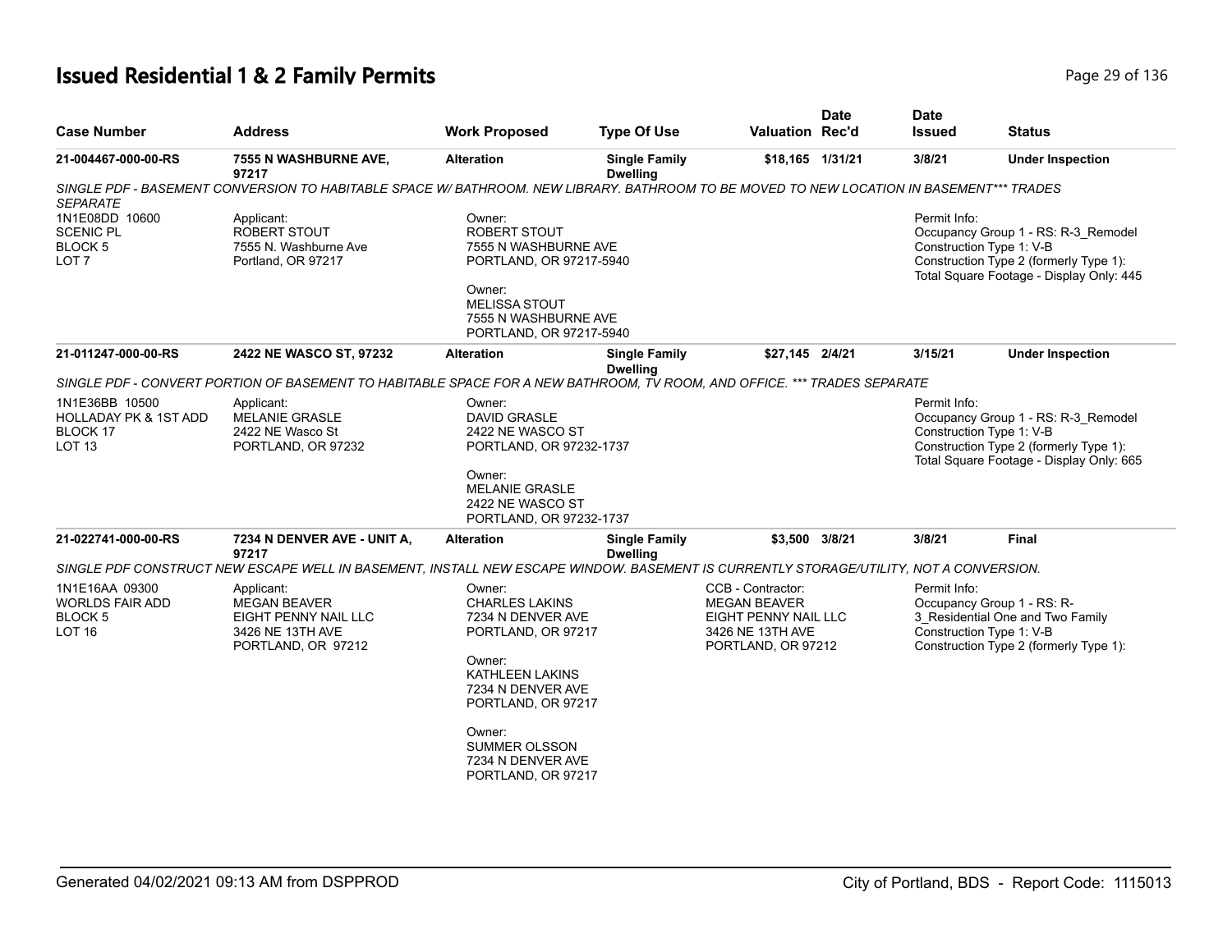# Issued Residential 1 & 2 Family Permits

| Case Number | Address | Work Proposed | Type Of Use | Valuation | Date Rec'd | Date Issued | Status |
|---|---|---|---|---|---|---|---|
| 21-004467-000-00-RS | 7555 N WASHBURNE AVE, 97217 | Alteration | Single Family Dwelling | $18,165 | 1/31/21 | 3/8/21 | Under Inspection |

*SINGLE PDF - BASEMENT CONVERSION TO HABITABLE SPACE W/ BATHROOM. NEW LIBRARY. BATHROOM TO BE MOVED TO NEW LOCATION IN BASEMENT*** TRADES SEPARATE*

1N1E08DD 10600
SCENIC PL
BLOCK 5
LOT 7

Applicant:
ROBERT STOUT
7555 N. Washburne Ave
Portland, OR 97217

Owner:
ROBERT STOUT
7555 N WASHBURNE AVE
PORTLAND, OR 97217-5940

Owner:
MELISSA STOUT
7555 N WASHBURNE AVE
PORTLAND, OR 97217-5940

Permit Info:
Occupancy Group 1 - RS: R-3_Remodel
Construction Type 1: V-B
Construction Type 2 (formerly Type 1):
Total Square Footage - Display Only: 445

| Case Number | Address | Work Proposed | Type Of Use | Valuation | Date Rec'd | Date Issued | Status |
|---|---|---|---|---|---|---|---|
| 21-011247-000-00-RS | 2422 NE WASCO ST, 97232 | Alteration | Single Family Dwelling | $27,145 | 2/4/21 | 3/15/21 | Under Inspection |

*SINGLE PDF - CONVERT PORTION OF BASEMENT TO HABITABLE SPACE FOR A NEW BATHROOM, TV ROOM, AND OFFICE. *** TRADES SEPARATE*

1N1E36BB 10500
HOLLADAY PK & 1ST ADD
BLOCK 17
LOT 13

Applicant:
MELANIE GRASLE
2422 NE Wasco St
PORTLAND, OR 97232

Owner:
DAVID GRASLE
2422 NE WASCO ST
PORTLAND, OR 97232-1737

Owner:
MELANIE GRASLE
2422 NE WASCO ST
PORTLAND, OR 97232-1737

Permit Info:
Occupancy Group 1 - RS: R-3_Remodel
Construction Type 1: V-B
Construction Type 2 (formerly Type 1):
Total Square Footage - Display Only: 665

| Case Number | Address | Work Proposed | Type Of Use | Valuation | Date Rec'd | Date Issued | Status |
|---|---|---|---|---|---|---|---|
| 21-022741-000-00-RS | 7234 N DENVER AVE - UNIT A, 97217 | Alteration | Single Family Dwelling | $3,500 | 3/8/21 | 3/8/21 | Final |

*SINGLE PDF CONSTRUCT NEW ESCAPE WELL IN BASEMENT, INSTALL NEW ESCAPE WINDOW. BASEMENT IS CURRENTLY STORAGE/UTILITY, NOT A CONVERSION.*

1N1E16AA 09300
WORLDS FAIR ADD
BLOCK 5
LOT 16

Applicant:
MEGAN BEAVER
EIGHT PENNY NAIL LLC
3426 NE 13TH AVE
PORTLAND, OR 97212

Owner:
CHARLES LAKINS
7234 N DENVER AVE
PORTLAND, OR 97217

Owner:
KATHLEEN LAKINS
7234 N DENVER AVE
PORTLAND, OR 97217

Owner:
SUMMER OLSSON
7234 N DENVER AVE
PORTLAND, OR 97217

CCB - Contractor:
MEGAN BEAVER
EIGHT PENNY NAIL LLC
3426 NE 13TH AVE
PORTLAND, OR 97212

Permit Info:
Occupancy Group 1 - RS: R-3_Residential One and Two Family
Construction Type 1: V-B
Construction Type 2 (formerly Type 1):

Generated 04/02/2021 09:13 AM from DSPPROD — City of Portland, BDS - Report Code: 1115013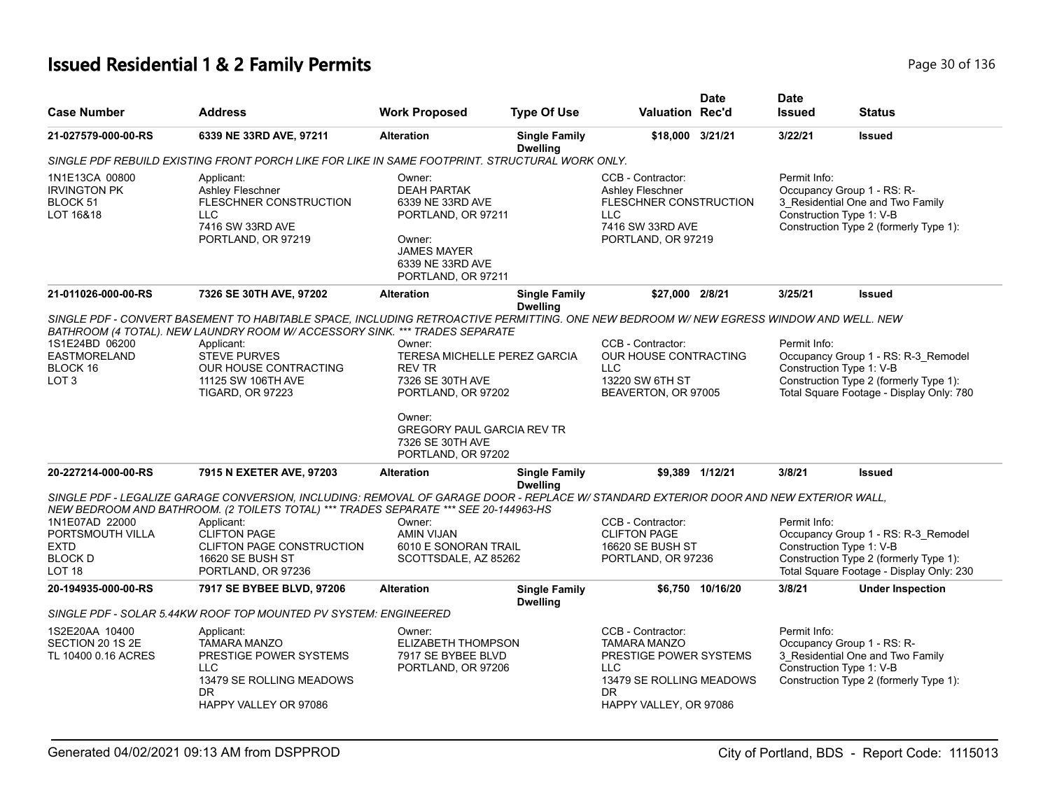# Issued Residential 1 & 2 Family Permits

| Case Number | Address | Work Proposed | Type Of Use | Valuation | Date Rec'd | Date Issued | Status |
|---|---|---|---|---|---|---|---|
| 21-027579-000-00-RS | 6339 NE 33RD AVE, 97211 | Alteration | Single Family Dwelling | $18,000 | 3/21/21 | 3/22/21 | Issued |

*SINGLE PDF REBUILD EXISTING FRONT PORCH LIKE FOR LIKE IN SAME FOOTPRINT. STRUCTURAL WORK ONLY.*

1N1E13CA 00800
IRVINGTON PK
BLOCK 51
LOT 16&18

Applicant:
Ashley Fleschner
FLESCHNER CONSTRUCTION LLC
7416 SW 33RD AVE
PORTLAND, OR 97219

Owner:
DEAH PARTAK
6339 NE 33RD AVE
PORTLAND, OR 97211

Owner:
JAMES MAYER
6339 NE 33RD AVE
PORTLAND, OR 97211

CCB - Contractor:
Ashley Fleschner
FLESCHNER CONSTRUCTION LLC
7416 SW 33RD AVE
PORTLAND, OR 97219

Permit Info:
Occupancy Group 1 - RS: R-3_Residential One and Two Family
Construction Type 1: V-B
Construction Type 2 (formerly Type 1):

| Case Number | Address | Work Proposed | Type Of Use | Valuation | Date Rec'd | Date Issued | Status |
|---|---|---|---|---|---|---|---|
| 21-011026-000-00-RS | 7326 SE 30TH AVE, 97202 | Alteration | Single Family Dwelling | $27,000 | 2/8/21 | 3/25/21 | Issued |

*SINGLE PDF - CONVERT BASEMENT TO HABITABLE SPACE, INCLUDING RETROACTIVE PERMITTING. ONE NEW BEDROOM W/ NEW EGRESS WINDOW AND WELL. NEW BATHROOM (4 TOTAL). NEW LAUNDRY ROOM W/ ACCESSORY SINK. *** TRADES SEPARATE*

1S1E24BD 06200
EASTMORELAND
BLOCK 16
LOT 3

Applicant:
STEVE PURVES
OUR HOUSE CONTRACTING
11125 SW 106TH AVE
TIGARD, OR 97223

Owner:
TERESA MICHELLE PEREZ GARCIA REV TR
7326 SE 30TH AVE
PORTLAND, OR 97202

Owner:
GREGORY PAUL GARCIA REV TR
7326 SE 30TH AVE
PORTLAND, OR 97202

CCB - Contractor:
OUR HOUSE CONTRACTING LLC
13220 SW 6TH ST
BEAVERTON, OR 97005

Permit Info:
Occupancy Group 1 - RS: R-3_Remodel
Construction Type 1: V-B
Construction Type 2 (formerly Type 1):
Total Square Footage - Display Only: 780

| Case Number | Address | Work Proposed | Type Of Use | Valuation | Date Rec'd | Date Issued | Status |
|---|---|---|---|---|---|---|---|
| 20-227214-000-00-RS | 7915 N EXETER AVE, 97203 | Alteration | Single Family Dwelling | $9,389 | 1/12/21 | 3/8/21 | Issued |

*SINGLE PDF - LEGALIZE GARAGE CONVERSION, INCLUDING: REMOVAL OF GARAGE DOOR - REPLACE W/ STANDARD EXTERIOR DOOR AND NEW EXTERIOR WALL, NEW BEDROOM AND BATHROOM. (2 TOILETS TOTAL) *** TRADES SEPARATE *** SEE 20-144963-HS*

1N1E07AD 22000
PORTSMOUTH VILLA EXTD
BLOCK D
LOT 18

Applicant:
CLIFTON PAGE
CLIFTON PAGE CONSTRUCTION
16620 SE BUSH ST
PORTLAND, OR 97236

Owner:
AMIN VIJAN
6010 E SONORAN TRAIL
SCOTTSDALE, AZ 85262

CCB - Contractor:
CLIFTON PAGE
16620 SE BUSH ST
PORTLAND, OR 97236

Permit Info:
Occupancy Group 1 - RS: R-3_Remodel
Construction Type 1: V-B
Construction Type 2 (formerly Type 1):
Total Square Footage - Display Only: 230

| Case Number | Address | Work Proposed | Type Of Use | Valuation | Date Rec'd | Date Issued | Status |
|---|---|---|---|---|---|---|---|
| 20-194935-000-00-RS | 7917 SE BYBEE BLVD, 97206 | Alteration | Single Family Dwelling | $6,750 | 10/16/20 | 3/8/21 | Under Inspection |

*SINGLE PDF - SOLAR 5.44KW ROOF TOP MOUNTED PV SYSTEM: ENGINEERED*

1S2E20AA 10400
SECTION 20 1S 2E
TL 10400 0.16 ACRES

Applicant:
TAMARA MANZO
PRESTIGE POWER SYSTEMS LLC
13479 SE ROLLING MEADOWS DR
HAPPY VALLEY OR 97086

Owner:
ELIZABETH THOMPSON
7917 SE BYBEE BLVD
PORTLAND, OR 97206

CCB - Contractor:
TAMARA MANZO
PRESTIGE POWER SYSTEMS LLC
13479 SE ROLLING MEADOWS DR
HAPPY VALLEY, OR 97086

Permit Info:
Occupancy Group 1 - RS: R-3_Residential One and Two Family
Construction Type 1: V-B
Construction Type 2 (formerly Type 1):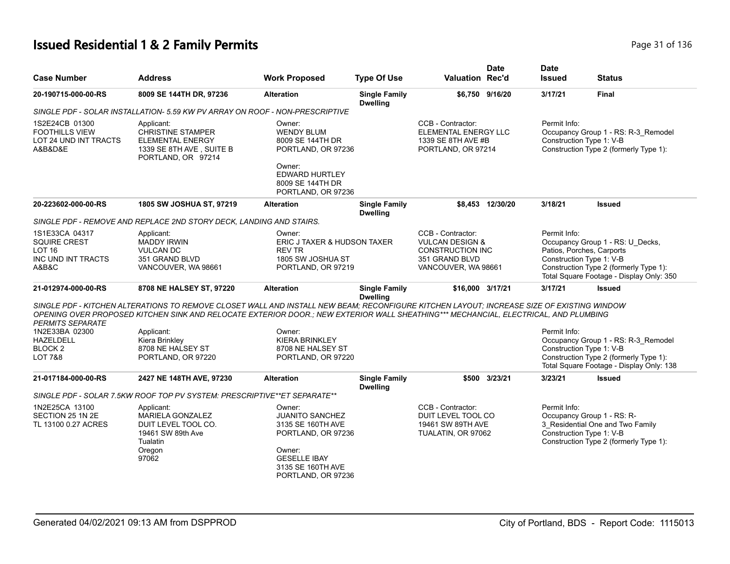# Issued Residential 1 & 2 Family Permits

| Case Number | Address | Work Proposed | Type Of Use | Valuation | Date Rec'd | Date Issued | Status |
|---|---|---|---|---|---|---|---|
| 20-190715-000-00-RS | 8009 SE 144TH DR, 97236 | Alteration | Single Family Dwelling | $6,750 | 9/16/20 | 3/17/21 | Final |

*SINGLE PDF - SOLAR INSTALLATION- 5.59 KW PV ARRAY ON ROOF - NON-PRESCRIPTIVE*

1S2E24CB 01300
FOOTHILLS VIEW
LOT 24 UND INT TRACTS A&B&D&E

Applicant:
CHRISTINE STAMPER
ELEMENTAL ENERGY
1339 SE 8TH AVE , SUITE B
PORTLAND, OR 97214

Owner:
WENDY BLUM
8009 SE 144TH DR
PORTLAND, OR 97236

Owner:
EDWARD HURTLEY
8009 SE 144TH DR
PORTLAND, OR 97236

CCB - Contractor:
ELEMENTAL ENERGY LLC
1339 SE 8TH AVE #B
PORTLAND, OR 97214

Permit Info:
Occupancy Group 1 - RS: R-3_Remodel
Construction Type 1: V-B
Construction Type 2 (formerly Type 1):

| Case Number | Address | Work Proposed | Type Of Use | Valuation | Date Rec'd | Date Issued | Status |
|---|---|---|---|---|---|---|---|
| 20-223602-000-00-RS | 1805 SW JOSHUA ST, 97219 | Alteration | Single Family Dwelling | $8,453 | 12/30/20 | 3/18/21 | Issued |

*SINGLE PDF - REMOVE AND REPLACE 2ND STORY DECK, LANDING AND STAIRS.*

1S1E33CA 04317
SQUIRE CREST
LOT 16
INC UND INT TRACTS A&B&C

Applicant:
MADDY IRWIN
VULCAN DC
351 GRAND BLVD
VANCOUVER, WA 98661

Owner:
ERIC J TAXER & HUDSON TAXER
REV TR
1805 SW JOSHUA ST
PORTLAND, OR 97219

CCB - Contractor:
VULCAN DESIGN &
CONSTRUCTION INC
351 GRAND BLVD
VANCOUVER, WA 98661

Permit Info:
Occupancy Group 1 - RS: U_Decks, Patios, Porches, Carports
Construction Type 1: V-B
Construction Type 2 (formerly Type 1):
Total Square Footage - Display Only: 350

| Case Number | Address | Work Proposed | Type Of Use | Valuation | Date Rec'd | Date Issued | Status |
|---|---|---|---|---|---|---|---|
| 21-012974-000-00-RS | 8708 NE HALSEY ST, 97220 | Alteration | Single Family Dwelling | $16,000 | 3/17/21 | 3/17/21 | Issued |

*SINGLE PDF - KITCHEN ALTERATIONS TO REMOVE CLOSET WALL AND INSTALL NEW BEAM; RECONFIGURE KITCHEN LAYOUT; INCREASE SIZE OF EXISTING WINDOW OPENING OVER PROPOSED KITCHEN SINK AND RELOCATE EXTERIOR DOOR.; NEW EXTERIOR WALL SHEATHING*** MECHANCIAL, ELECTRICAL, AND PLUMBING PERMITS SEPARATE*

1N2E33BA 02300
HAZELDELL
BLOCK 2
LOT 7&8

Applicant:
Kiera Brinkley
8708 NE HALSEY ST
PORTLAND, OR 97220

Owner:
KIERA BRINKLEY
8708 NE HALSEY ST
PORTLAND, OR 97220

Permit Info:
Occupancy Group 1 - RS: R-3_Remodel
Construction Type 1: V-B
Construction Type 2 (formerly Type 1):
Total Square Footage - Display Only: 138

| Case Number | Address | Work Proposed | Type Of Use | Valuation | Date Rec'd | Date Issued | Status |
|---|---|---|---|---|---|---|---|
| 21-017184-000-00-RS | 2427 NE 148TH AVE, 97230 | Alteration | Single Family Dwelling | $500 | 3/23/21 | 3/23/21 | Issued |

*SINGLE PDF - SOLAR 7.5KW ROOF TOP PV SYSTEM: PRESCRIPTIVE**ET SEPARATE***

1N2E25CA 13100
SECTION 25 1N 2E
TL 13100 0.27 ACRES

Applicant:
MARIELA GONZALEZ
DUIT LEVEL TOOL CO.
19461 SW 89th Ave
Tualatin
Oregon
97062

Owner:
JUANITO SANCHEZ
3135 SE 160TH AVE
PORTLAND, OR 97236

Owner:
GESELLE IBAY
3135 SE 160TH AVE
PORTLAND, OR 97236

CCB - Contractor:
DUIT LEVEL TOOL CO
19461 SW 89TH AVE
TUALATIN, OR 97062

Permit Info:
Occupancy Group 1 - RS: R-3_Residential One and Two Family
Construction Type 1: V-B
Construction Type 2 (formerly Type 1):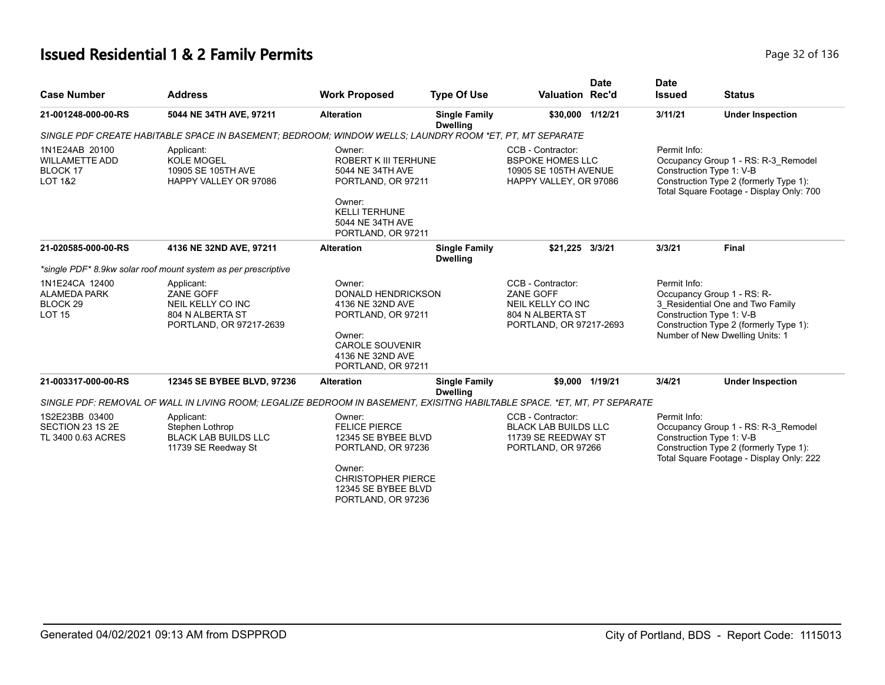# Issued Residential 1 & 2 Family Permits

| Case Number | Address | Work Proposed | Type Of Use | Valuation | Date Rec'd | Date Issued | Status |
|---|---|---|---|---|---|---|---|
| 21-001248-000-00-RS | 5044 NE 34TH AVE, 97211 | Alteration | Single Family Dwelling | $30,000 | 1/12/21 | 3/11/21 | Under Inspection |

*SINGLE PDF CREATE HABITABLE SPACE IN BASEMENT; BEDROOM; WINDOW WELLS; LAUNDRY ROOM *ET, PT, MT SEPARATE*

1N1E24AB 20100
WILLAMETTE ADD
BLOCK 17
LOT 1&2

Applicant:
KOLE MOGEL
10905 SE 105TH AVE
HAPPY VALLEY OR 97086

Owner:
ROBERT K III TERHUNE
5044 NE 34TH AVE
PORTLAND, OR 97211

Owner:
KELLI TERHUNE
5044 NE 34TH AVE
PORTLAND, OR 97211

CCB - Contractor:
BSPOKE HOMES LLC
10905 SE 105TH AVENUE
HAPPY VALLEY, OR 97086

Permit Info:
Occupancy Group 1 - RS: R-3_Remodel
Construction Type 1: V-B
Construction Type 2 (formerly Type 1):
Total Square Footage - Display Only: 700

| Case Number | Address | Work Proposed | Type Of Use | Valuation | Date Rec'd | Date Issued | Status |
|---|---|---|---|---|---|---|---|
| 21-020585-000-00-RS | 4136 NE 32ND AVE, 97211 | Alteration | Single Family Dwelling | $21,225 | 3/3/21 | 3/3/21 | Final |

*\*single PDF\* 8.9kw solar roof mount system as per prescriptive*

1N1E24CA 12400
ALAMEDA PARK
BLOCK 29
LOT 15

Applicant:
ZANE GOFF
NEIL KELLY CO INC
804 N ALBERTA ST
PORTLAND, OR 97217-2639

Owner:
DONALD HENDRICKSON
4136 NE 32ND AVE
PORTLAND, OR 97211

Owner:
CAROLE SOUVENIR
4136 NE 32ND AVE
PORTLAND, OR 97211

CCB - Contractor:
ZANE GOFF
NEIL KELLY CO INC
804 N ALBERTA ST
PORTLAND, OR 97217-2693

Permit Info:
Occupancy Group 1 - RS: R-3_Residential One and Two Family
Construction Type 1: V-B
Construction Type 2 (formerly Type 1):
Number of New Dwelling Units: 1

| Case Number | Address | Work Proposed | Type Of Use | Valuation | Date Rec'd | Date Issued | Status |
|---|---|---|---|---|---|---|---|
| 21-003317-000-00-RS | 12345 SE BYBEE BLVD, 97236 | Alteration | Single Family Dwelling | $9,000 | 1/19/21 | 3/4/21 | Under Inspection |

*SINGLE PDF: REMOVAL OF WALL IN LIVING ROOM; LEGALIZE BEDROOM IN BASEMENT, EXISITNG HABILTABLE SPACE. *ET, MT, PT SEPARATE*

1S2E23BB 03400
SECTION 23 1S 2E
TL 3400 0.63 ACRES

Applicant:
Stephen Lothrop
BLACK LAB BUILDS LLC
11739 SE Reedway St

Owner:
FELICE PIERCE
12345 SE BYBEE BLVD
PORTLAND, OR 97236

Owner:
CHRISTOPHER PIERCE
12345 SE BYBEE BLVD
PORTLAND, OR 97236

CCB - Contractor:
BLACK LAB BUILDS LLC
11739 SE REEDWAY ST
PORTLAND, OR 97266

Permit Info:
Occupancy Group 1 - RS: R-3_Remodel
Construction Type 1: V-B
Construction Type 2 (formerly Type 1):
Total Square Footage - Display Only: 222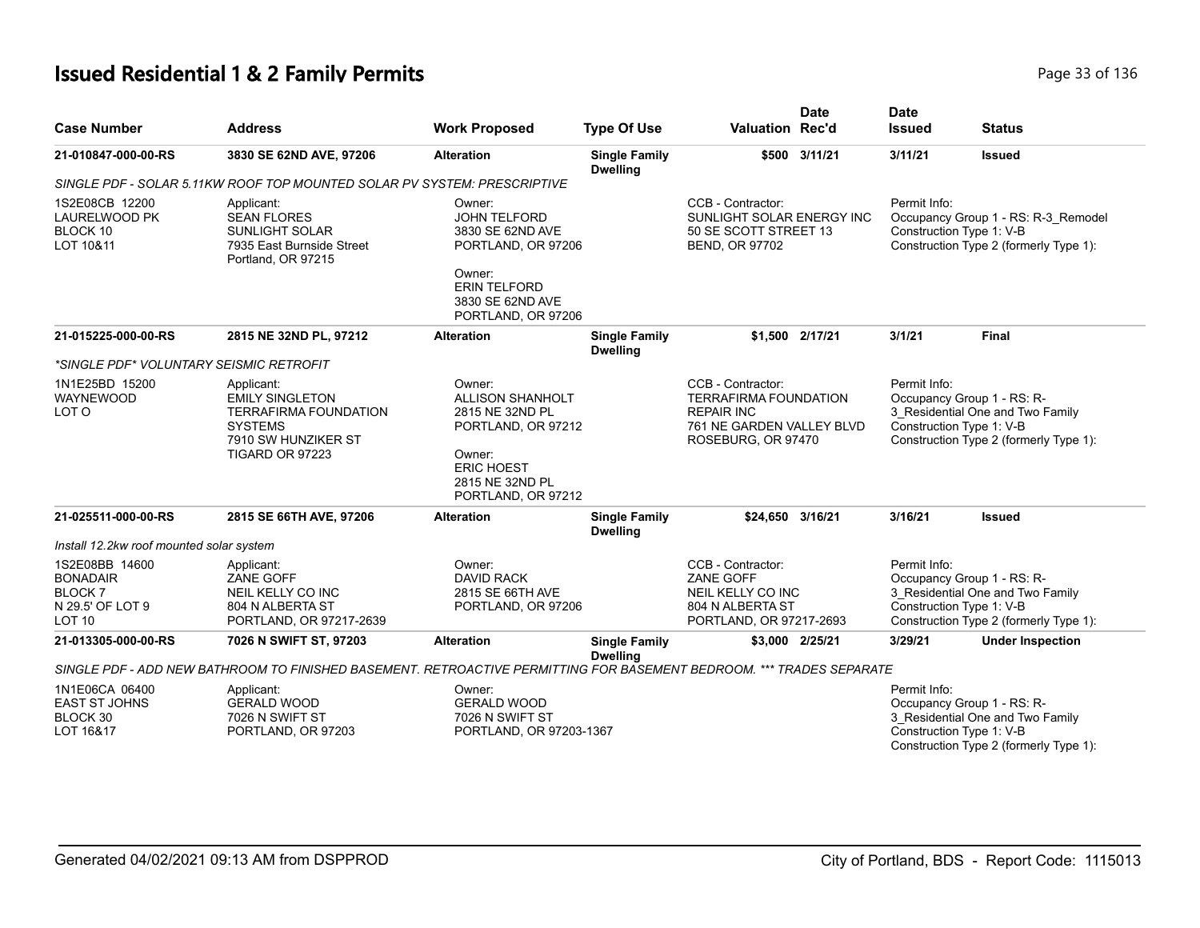# Issued Residential 1 & 2 Family Permits

| Case Number | Address | Work Proposed | Type Of Use | Valuation | Date Rec'd | Date Issued | Status |
|---|---|---|---|---|---|---|---|
| 21-010847-000-00-RS | 3830 SE 62ND AVE, 97206 | Alteration | Single Family Dwelling | $500 | 3/11/21 | 3/11/21 | Issued |

*SINGLE PDF - SOLAR 5.11KW ROOF TOP MOUNTED SOLAR PV SYSTEM: PRESCRIPTIVE*

1S2E08CB 12200
LAURELWOOD PK
BLOCK 10
LOT 10&11

Applicant:
SEAN FLORES
SUNLIGHT SOLAR
7935 East Burnside Street
Portland, OR 97215

Owner:
JOHN TELFORD
3830 SE 62ND AVE
PORTLAND, OR 97206

Owner:
ERIN TELFORD
3830 SE 62ND AVE
PORTLAND, OR 97206

CCB - Contractor:
SUNLIGHT SOLAR ENERGY INC
50 SE SCOTT STREET 13
BEND, OR 97702

Permit Info:
Occupancy Group 1 - RS: R-3_Remodel
Construction Type 1: V-B
Construction Type 2 (formerly Type 1):

| Case Number | Address | Work Proposed | Type Of Use | Valuation | Date Rec'd | Date Issued | Status |
|---|---|---|---|---|---|---|---|
| 21-015225-000-00-RS | 2815 NE 32ND PL, 97212 | Alteration | Single Family Dwelling | $1,500 | 2/17/21 | 3/1/21 | Final |

*\*SINGLE PDF\* VOLUNTARY SEISMIC RETROFIT*

1N1E25BD 15200
WAYNEWOOD
LOT O

Applicant:
EMILY SINGLETON
TERRAFIRMA FOUNDATION SYSTEMS
7910 SW HUNZIKER ST
TIGARD OR 97223

Owner:
ALLISON SHANHOLT
2815 NE 32ND PL
PORTLAND, OR 97212

Owner:
ERIC HOEST
2815 NE 32ND PL
PORTLAND, OR 97212

CCB - Contractor:
TERRAFIRMA FOUNDATION REPAIR INC
761 NE GARDEN VALLEY BLVD
ROSEBURG, OR 97470

Permit Info:
Occupancy Group 1 - RS: R-3_Residential One and Two Family
Construction Type 1: V-B
Construction Type 2 (formerly Type 1):

| Case Number | Address | Work Proposed | Type Of Use | Valuation | Date Rec'd | Date Issued | Status |
|---|---|---|---|---|---|---|---|
| 21-025511-000-00-RS | 2815 SE 66TH AVE, 97206 | Alteration | Single Family Dwelling | $24,650 | 3/16/21 | 3/16/21 | Issued |

*Install 12.2kw roof mounted solar system*

1S2E08BB 14600
BONADAIR
BLOCK 7
N 29.5' OF LOT 9
LOT 10

Applicant:
ZANE GOFF
NEIL KELLY CO INC
804 N ALBERTA ST
PORTLAND, OR 97217-2639

Owner:
DAVID RACK
2815 SE 66TH AVE
PORTLAND, OR 97206

CCB - Contractor:
ZANE GOFF
NEIL KELLY CO INC
804 N ALBERTA ST
PORTLAND, OR 97217-2693

Permit Info:
Occupancy Group 1 - RS: R-3_Residential One and Two Family
Construction Type 1: V-B
Construction Type 2 (formerly Type 1):

| Case Number | Address | Work Proposed | Type Of Use | Valuation | Date Rec'd | Date Issued | Status |
|---|---|---|---|---|---|---|---|
| 21-013305-000-00-RS | 7026 N SWIFT ST, 97203 | Alteration | Single Family Dwelling | $3,000 | 2/25/21 | 3/29/21 | Under Inspection |

*SINGLE PDF - ADD NEW BATHROOM TO FINISHED BASEMENT. RETROACTIVE PERMITTING FOR BASEMENT BEDROOM. \*\*\* TRADES SEPARATE*

1N1E06CA 06400
EAST ST JOHNS
BLOCK 30
LOT 16&17

Applicant:
GERALD WOOD
7026 N SWIFT ST
PORTLAND, OR 97203

Owner:
GERALD WOOD
7026 N SWIFT ST
PORTLAND, OR 97203-1367

Permit Info:
Occupancy Group 1 - RS: R-3_Residential One and Two Family
Construction Type 1: V-B
Construction Type 2 (formerly Type 1):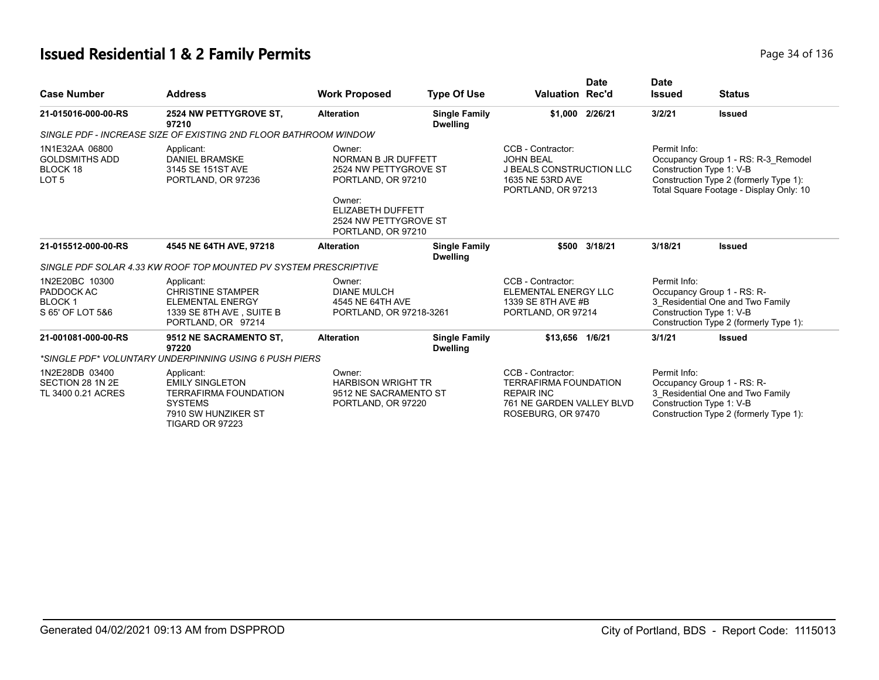# Issued Residential 1 & 2 Family Permits

| Case Number | Address | Work Proposed | Type Of Use | Valuation | Date Rec'd | Date Issued | Status |
|---|---|---|---|---|---|---|---|
| 21-015016-000-00-RS | 2524 NW PETTYGROVE ST, 97210 | Alteration | Single Family Dwelling | $1,000 | 2/26/21 | 3/2/21 | Issued |
| SINGLE PDF - INCREASE SIZE OF EXISTING 2ND FLOOR BATHROOM WINDOW | | | | | | | |
| 1N1E32AA 06800<br>GOLDSMITHS ADD<br>BLOCK 18<br>LOT 5 | Applicant:<br>DANIEL BRAMSKE<br>3145 SE 151ST AVE<br>PORTLAND, OR 97236 | Owner:<br>NORMAN B JR DUFFETT<br>2524 NW PETTYGROVE ST<br>PORTLAND, OR 97210<br>Owner:<br>ELIZABETH DUFFETT<br>2524 NW PETTYGROVE ST<br>PORTLAND, OR 97210 | | CCB - Contractor:<br>JOHN BEAL<br>J BEALS CONSTRUCTION LLC<br>1635 NE 53RD AVE<br>PORTLAND, OR 97213 | | Permit Info:<br>Occupancy Group 1 - RS: R-3_Remodel<br>Construction Type 1: V-B<br>Construction Type 2 (formerly Type 1):<br>Total Square Footage - Display Only: 10 | |
| 21-015512-000-00-RS | 4545 NE 64TH AVE, 97218 | Alteration | Single Family Dwelling | $500 | 3/18/21 | 3/18/21 | Issued |
| SINGLE PDF SOLAR 4.33 KW ROOF TOP MOUNTED PV SYSTEM PRESCRIPTIVE | | | | | | | |
| 1N2E20BC 10300<br>PADDOCK AC<br>BLOCK 1<br>S 65' OF LOT 5&6 | Applicant:<br>CHRISTINE STAMPER<br>ELEMENTAL ENERGY<br>1339 SE 8TH AVE , SUITE B<br>PORTLAND, OR 97214 | Owner:<br>DIANE MULCH<br>4545 NE 64TH AVE<br>PORTLAND, OR 97218-3261 | | CCB - Contractor:<br>ELEMENTAL ENERGY LLC<br>1339 SE 8TH AVE #B<br>PORTLAND, OR 97214 | | Permit Info:<br>Occupancy Group 1 - RS: R-3_Residential One and Two Family<br>Construction Type 1: V-B<br>Construction Type 2 (formerly Type 1): | |
| 21-001081-000-00-RS | 9512 NE SACRAMENTO ST, 97220 | Alteration | Single Family Dwelling | $13,656 | 1/6/21 | 3/1/21 | Issued |
| *SINGLE PDF* VOLUNTARY UNDERPINNING USING 6 PUSH PIERS | | | | | | | |
| 1N2E28DB 03400<br>SECTION 28 1N 2E<br>TL 3400 0.21 ACRES | Applicant:<br>EMILY SINGLETON<br>TERRAFIRMA FOUNDATION SYSTEMS<br>7910 SW HUNZIKER ST<br>TIGARD OR 97223 | Owner:<br>HARBISON WRIGHT TR<br>9512 NE SACRAMENTO ST<br>PORTLAND, OR 97220 | | CCB - Contractor:<br>TERRAFIRMA FOUNDATION REPAIR INC<br>761 NE GARDEN VALLEY BLVD<br>ROSEBURG, OR 97470 | | Permit Info:<br>Occupancy Group 1 - RS: R-3_Residential One and Two Family<br>Construction Type 1: V-B<br>Construction Type 2 (formerly Type 1): | |

Generated 04/02/2021 09:13 AM from DSPPROD

City of Portland, BDS - Report Code: 1115013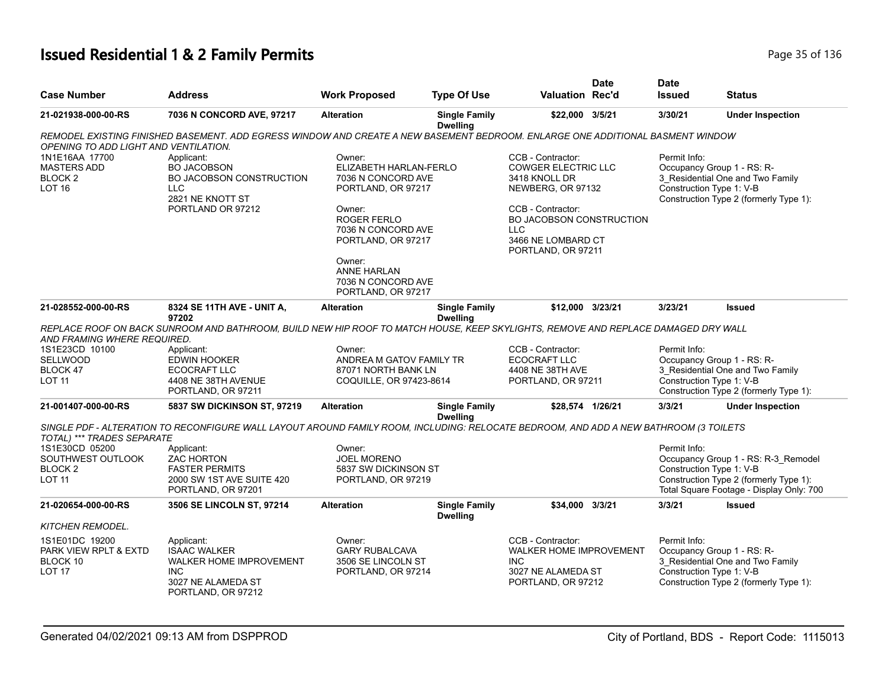# Issued Residential 1 & 2 Family Permits

| Case Number | Address | Work Proposed | Type Of Use | Valuation | Date Rec'd | Date Issued | Status |
|---|---|---|---|---|---|---|---|
| 21-021938-000-00-RS | 7036 N CONCORD AVE, 97217 | Alteration | Single Family Dwelling | $22,000 | 3/5/21 | 3/30/21 | Under Inspection |

*REMODEL EXISTING FINISHED BASEMENT. ADD EGRESS WINDOW AND CREATE A NEW BASEMENT BEDROOM. ENLARGE ONE ADDITIONAL BASMENT WINDOW OPENING TO ADD LIGHT AND VENTILATION.*

1N1E16AA 17700
MASTERS ADD
BLOCK 2
LOT 16

Applicant:
BO JACOBSON
BO JACOBSON CONSTRUCTION LLC
2821 NE KNOTT ST
PORTLAND OR 97212

Owner:
ELIZABETH HARLAN-FERLO
7036 N CONCORD AVE
PORTLAND, OR 97217

Owner:
ROGER FERLO
7036 N CONCORD AVE
PORTLAND, OR 97217

Owner:
ANNE HARLAN
7036 N CONCORD AVE
PORTLAND, OR 97217

CCB - Contractor:
COWGER ELECTRIC LLC
3418 KNOLL DR
NEWBERG, OR 97132

CCB - Contractor:
BO JACOBSON CONSTRUCTION LLC
3466 NE LOMBARD CT
PORTLAND, OR 97211

Permit Info:
Occupancy Group 1 - RS: R-3_Residential One and Two Family
Construction Type 1: V-B
Construction Type 2 (formerly Type 1):

| Case Number | Address | Work Proposed | Type Of Use | Valuation | Date Rec'd | Date Issued | Status |
|---|---|---|---|---|---|---|---|
| 21-028552-000-00-RS | 8324 SE 11TH AVE - UNIT A, 97202 | Alteration | Single Family Dwelling | $12,000 | 3/23/21 | 3/23/21 | Issued |

*REPLACE ROOF ON BACK SUNROOM AND BATHROOM, BUILD NEW HIP ROOF TO MATCH HOUSE, KEEP SKYLIGHTS, REMOVE AND REPLACE DAMAGED DRY WALL AND FRAMING WHERE REQUIRED.*

1S1E23CD 10100
SELLWOOD
BLOCK 47
LOT 11

Applicant:
EDWIN HOOKER
ECOCRAFT LLC
4408 NE 38TH AVENUE
PORTLAND, OR 97211

Owner:
ANDREA M GATOV FAMILY TR
87071 NORTH BANK LN
COQUILLE, OR 97423-8614

CCB - Contractor:
ECOCRAFT LLC
4408 NE 38TH AVE
PORTLAND, OR 97211

Permit Info:
Occupancy Group 1 - RS: R-3_Residential One and Two Family
Construction Type 1: V-B
Construction Type 2 (formerly Type 1):

| Case Number | Address | Work Proposed | Type Of Use | Valuation | Date Rec'd | Date Issued | Status |
|---|---|---|---|---|---|---|---|
| 21-001407-000-00-RS | 5837 SW DICKINSON ST, 97219 | Alteration | Single Family Dwelling | $28,574 | 1/26/21 | 3/3/21 | Under Inspection |

*SINGLE PDF - ALTERATION TO RECONFIGURE WALL LAYOUT AROUND FAMILY ROOM, INCLUDING: RELOCATE BEDROOM, AND ADD A NEW BATHROOM (3 TOILETS TOTAL) *** TRADES SEPARATE*

1S1E30CD 05200
SOUTHWEST OUTLOOK
BLOCK 2
LOT 11

Applicant:
ZAC HORTON
FASTER PERMITS
2000 SW 1ST AVE SUITE 420
PORTLAND, OR 97201

Owner:
JOEL MORENO
5837 SW DICKINSON ST
PORTLAND, OR 97219

Permit Info:
Occupancy Group 1 - RS: R-3_Remodel
Construction Type 1: V-B
Construction Type 2 (formerly Type 1):
Total Square Footage - Display Only: 700

| Case Number | Address | Work Proposed | Type Of Use | Valuation | Date Rec'd | Date Issued | Status |
|---|---|---|---|---|---|---|---|
| 21-020654-000-00-RS | 3506 SE LINCOLN ST, 97214 | Alteration | Single Family Dwelling | $34,000 | 3/3/21 | 3/3/21 | Issued |

*KITCHEN REMODEL.*

1S1E01DC 19200
PARK VIEW RPLT & EXTD
BLOCK 10
LOT 17

Applicant:
ISAAC WALKER
WALKER HOME IMPROVEMENT INC
3027 NE ALAMEDA ST
PORTLAND, OR 97212

Owner:
GARY RUBALCAVA
3506 SE LINCOLN ST
PORTLAND, OR 97214

CCB - Contractor:
WALKER HOME IMPROVEMENT INC
3027 NE ALAMEDA ST
PORTLAND, OR 97212

Permit Info:
Occupancy Group 1 - RS: R-3_Residential One and Two Family
Construction Type 1: V-B
Construction Type 2 (formerly Type 1):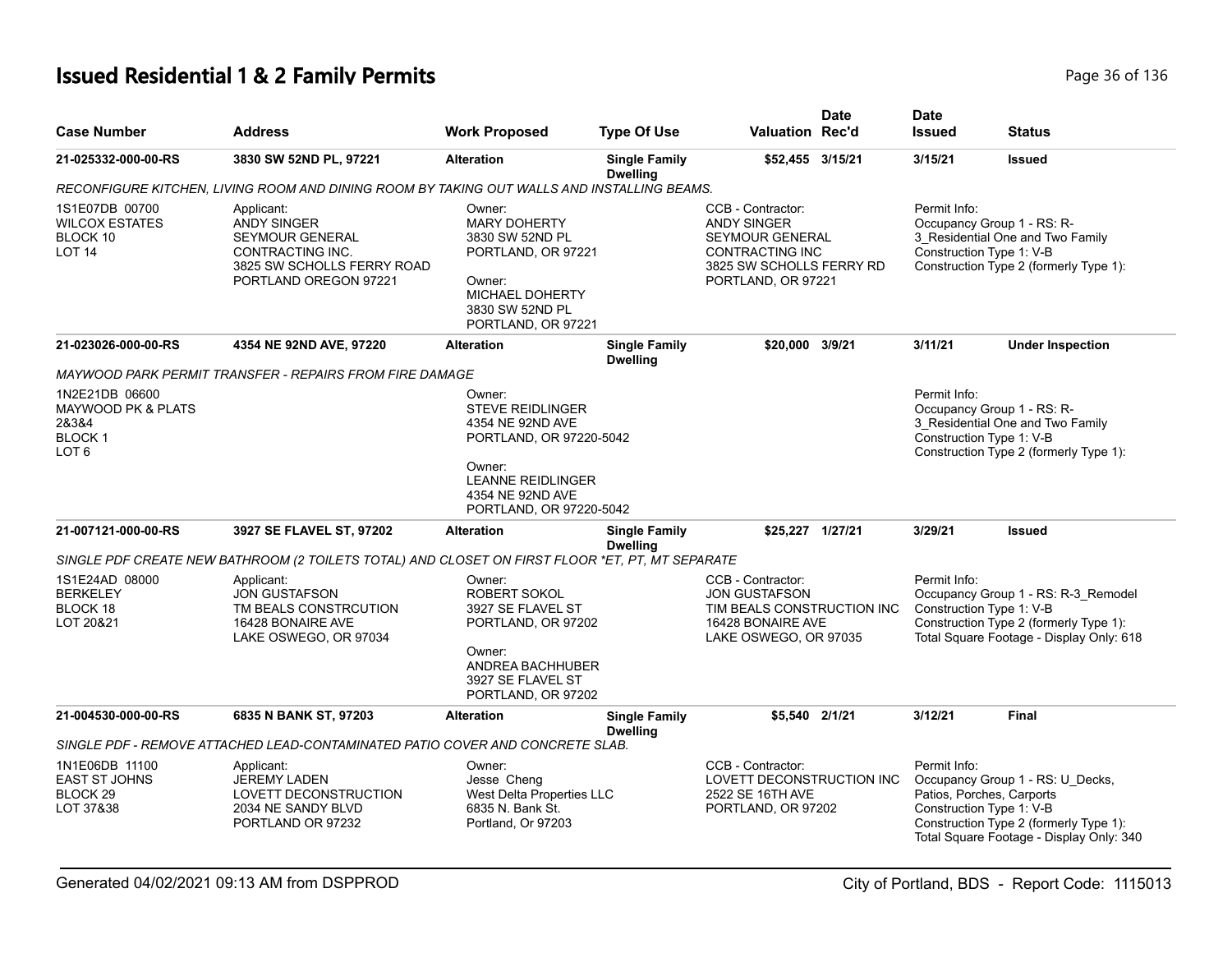# Issued Residential 1 & 2 Family Permits

| Case Number | Address | Work Proposed | Type Of Use | Valuation | Date Rec'd | Date Issued | Status |
|---|---|---|---|---|---|---|---|
| 21-025332-000-00-RS | 3830 SW 52ND PL, 97221 | Alteration | Single Family Dwelling | $52,455 | 3/15/21 | 3/15/21 | Issued |

*RECONFIGURE KITCHEN, LIVING ROOM AND DINING ROOM BY TAKING OUT WALLS AND INSTALLING BEAMS.*

1S1E07DB 00700
WILCOX ESTATES
BLOCK 10
LOT 14

Applicant:
ANDY SINGER
SEYMOUR GENERAL CONTRACTING INC.
3825 SW SCHOLLS FERRY ROAD
PORTLAND OREGON 97221

Owner:
MARY DOHERTY
3830 SW 52ND PL
PORTLAND, OR 97221

Owner:
MICHAEL DOHERTY
3830 SW 52ND PL
PORTLAND, OR 97221

CCB - Contractor:
ANDY SINGER
SEYMOUR GENERAL CONTRACTING INC
3825 SW SCHOLLS FERRY RD
PORTLAND, OR 97221

Permit Info:
Occupancy Group 1 - RS: R-3_Residential One and Two Family
Construction Type 1: V-B
Construction Type 2 (formerly Type 1):

| Case Number | Address | Work Proposed | Type Of Use | Valuation | Date Rec'd | Date Issued | Status |
|---|---|---|---|---|---|---|---|
| 21-023026-000-00-RS | 4354 NE 92ND AVE, 97220 | Alteration | Single Family Dwelling | $20,000 | 3/9/21 | 3/11/21 | Under Inspection |

*MAYWOOD PARK PERMIT TRANSFER - REPAIRS FROM FIRE DAMAGE*

1N2E21DB 06600
MAYWOOD PK & PLATS 2&3&4
BLOCK 1
LOT 6

Owner:
STEVE REIDLINGER
4354 NE 92ND AVE
PORTLAND, OR 97220-5042

Owner:
LEANNE REIDLINGER
4354 NE 92ND AVE
PORTLAND, OR 97220-5042

Permit Info:
Occupancy Group 1 - RS: R-3_Residential One and Two Family
Construction Type 1: V-B
Construction Type 2 (formerly Type 1):

| Case Number | Address | Work Proposed | Type Of Use | Valuation | Date Rec'd | Date Issued | Status |
|---|---|---|---|---|---|---|---|
| 21-007121-000-00-RS | 3927 SE FLAVEL ST, 97202 | Alteration | Single Family Dwelling | $25,227 | 1/27/21 | 3/29/21 | Issued |

*SINGLE PDF CREATE NEW BATHROOM (2 TOILETS TOTAL) AND CLOSET ON FIRST FLOOR *ET, PT, MT SEPARATE*

1S1E24AD 08000
BERKELEY
BLOCK 18
LOT 20&21

Applicant:
JON GUSTAFSON
TM BEALS CONSTRCUTION
16428 BONAIRE AVE
LAKE OSWEGO, OR 97034

Owner:
ROBERT SOKOL
3927 SE FLAVEL ST
PORTLAND, OR 97202

Owner:
ANDREA BACHHUBER
3927 SE FLAVEL ST
PORTLAND, OR 97202

CCB - Contractor:
JON GUSTAFSON
TIM BEALS CONSTRUCTION INC
16428 BONAIRE AVE
LAKE OSWEGO, OR 97035

Permit Info:
Occupancy Group 1 - RS: R-3_Remodel
Construction Type 1: V-B
Construction Type 2 (formerly Type 1):
Total Square Footage - Display Only: 618

| Case Number | Address | Work Proposed | Type Of Use | Valuation | Date Rec'd | Date Issued | Status |
|---|---|---|---|---|---|---|---|
| 21-004530-000-00-RS | 6835 N BANK ST, 97203 | Alteration | Single Family Dwelling | $5,540 | 2/1/21 | 3/12/21 | Final |

*SINGLE PDF - REMOVE ATTACHED LEAD-CONTAMINATED PATIO COVER AND CONCRETE SLAB.*

1N1E06DB 11100
EAST ST JOHNS
BLOCK 29
LOT 37&38

Applicant:
JEREMY LADEN
LOVETT DECONSTRUCTION
2034 NE SANDY BLVD
PORTLAND OR 97232

Owner:
Jesse Cheng
West Delta Properties LLC
6835 N. Bank St.
Portland, Or 97203

CCB - Contractor:
LOVETT DECONSTRUCTION INC
2522 SE 16TH AVE
PORTLAND, OR 97202

Permit Info:
Occupancy Group 1 - RS: U_Decks, Patios, Porches, Carports
Construction Type 1: V-B
Construction Type 2 (formerly Type 1):
Total Square Footage - Display Only: 340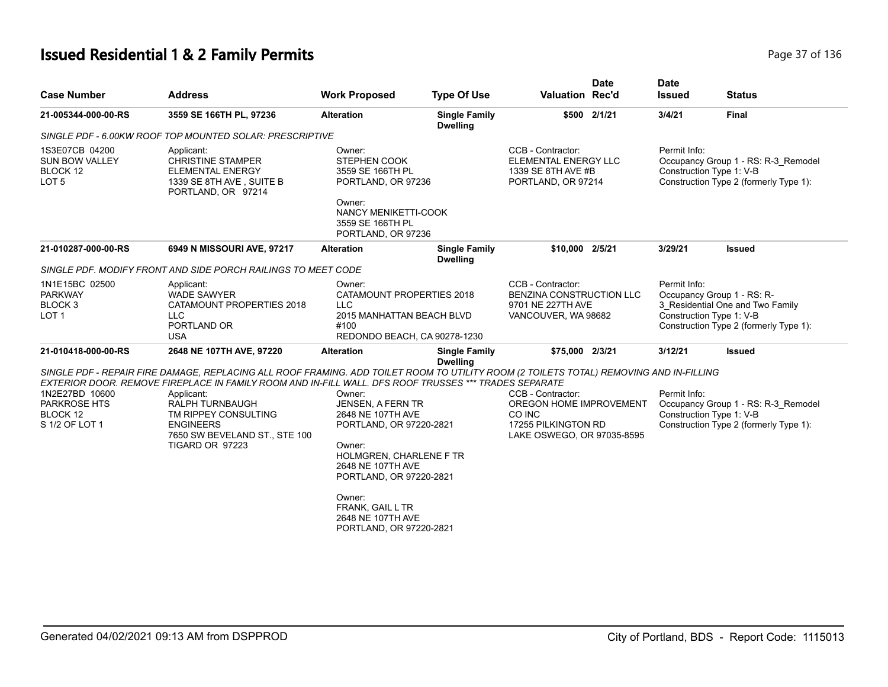# Issued Residential 1 & 2 Family Permits

| Case Number | Address | Work Proposed | Type Of Use | Valuation | Date Rec'd | Date Issued | Status |
|---|---|---|---|---|---|---|---|
| **21-005344-000-00-RS** | **3559 SE 166TH PL, 97236** | **Alteration** | **Single Family Dwelling** | **$500** | **2/1/21** | **3/4/21** | **Final** |

*SINGLE PDF - 6.00KW ROOF TOP MOUNTED SOLAR: PRESCRIPTIVE*

1S3E07CB 04200
SUN BOW VALLEY
BLOCK 12
LOT 5

Applicant:
CHRISTINE STAMPER
ELEMENTAL ENERGY
1339 SE 8TH AVE , SUITE B
PORTLAND, OR 97214

Owner:
STEPHEN COOK
3559 SE 166TH PL
PORTLAND, OR 97236

Owner:
NANCY MENIKETTI-COOK
3559 SE 166TH PL
PORTLAND, OR 97236

CCB - Contractor:
ELEMENTAL ENERGY LLC
1339 SE 8TH AVE #B
PORTLAND, OR 97214

Permit Info:
Occupancy Group 1 - RS: R-3_Remodel
Construction Type 1: V-B
Construction Type 2 (formerly Type 1):

| Case Number | Address | Work Proposed | Type Of Use | Valuation | Date Rec'd | Date Issued | Status |
|---|---|---|---|---|---|---|---|
| **21-010287-000-00-RS** | **6949 N MISSOURI AVE, 97217** | **Alteration** | **Single Family Dwelling** | **$10,000** | **2/5/21** | **3/29/21** | **Issued** |

*SINGLE PDF. MODIFY FRONT AND SIDE PORCH RAILINGS TO MEET CODE*

1N1E15BC 02500
PARKWAY
BLOCK 3
LOT 1

Applicant:
WADE SAWYER
CATAMOUNT PROPERTIES 2018
LLC
PORTLAND OR
USA

Owner:
CATAMOUNT PROPERTIES 2018
LLC
2015 MANHATTAN BEACH BLVD
#100
REDONDO BEACH, CA 90278-1230

CCB - Contractor:
BENZINA CONSTRUCTION LLC
9701 NE 227TH AVE
VANCOUVER, WA 98682

Permit Info:
Occupancy Group 1 - RS: R-3_Residential One and Two Family
Construction Type 1: V-B
Construction Type 2 (formerly Type 1):

| Case Number | Address | Work Proposed | Type Of Use | Valuation | Date Rec'd | Date Issued | Status |
|---|---|---|---|---|---|---|---|
| **21-010418-000-00-RS** | **2648 NE 107TH AVE, 97220** | **Alteration** | **Single Family Dwelling** | **$75,000** | **2/3/21** | **3/12/21** | **Issued** |

*SINGLE PDF - REPAIR FIRE DAMAGE, REPLACING ALL ROOF FRAMING. ADD TOILET ROOM TO UTILITY ROOM (2 TOILETS TOTAL) REMOVING AND IN-FILLING EXTERIOR DOOR. REMOVE FIREPLACE IN FAMILY ROOM AND IN-FILL WALL. DFS ROOF TRUSSES *** TRADES SEPARATE*

1N2E27BD 10600
PARKROSE HTS
BLOCK 12
S 1/2 OF LOT 1

Applicant:
RALPH TURNBAUGH
TM RIPPEY CONSULTING
ENGINEERS
7650 SW BEVELAND ST., STE 100
TIGARD OR 97223

Owner:
JENSEN, A FERN TR
2648 NE 107TH AVE
PORTLAND, OR 97220-2821

Owner:
HOLMGREN, CHARLENE F TR
2648 NE 107TH AVE
PORTLAND, OR 97220-2821

Owner:
FRANK, GAIL L TR
2648 NE 107TH AVE
PORTLAND, OR 97220-2821

CCB - Contractor:
OREGON HOME IMPROVEMENT
CO INC
17255 PILKINGTON RD
LAKE OSWEGO, OR 97035-8595

Permit Info:
Occupancy Group 1 - RS: R-3_Remodel
Construction Type 1: V-B
Construction Type 2 (formerly Type 1):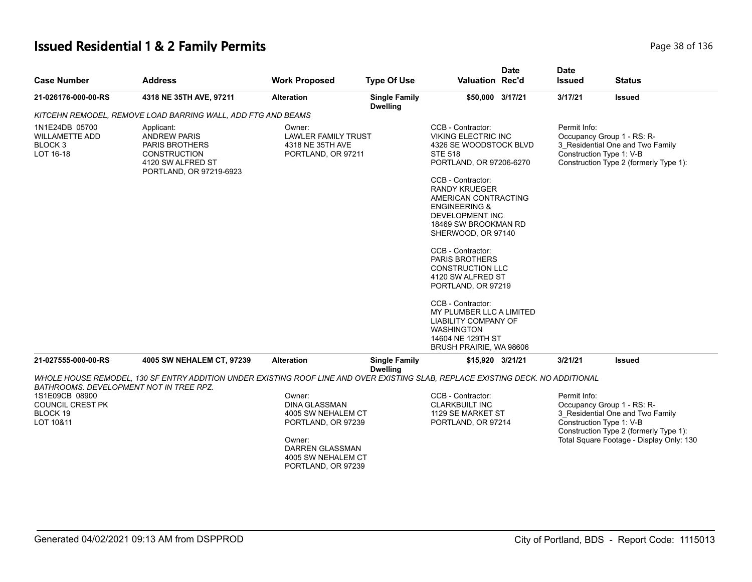# Issued Residential 1 & 2 Family Permits

| Case Number | Address | Work Proposed | Type Of Use | Valuation | Date Rec'd | Date Issued | Status |
|---|---|---|---|---|---|---|---|
| 21-026176-000-00-RS | 4318 NE 35TH AVE, 97211 | Alteration | Single Family Dwelling | $50,000 | 3/17/21 | 3/17/21 | Issued |

*KITCEHN REMODEL, REMOVE LOAD BARRING WALL, ADD FTG AND BEAMS*

1N1E24DB 05700
WILLAMETTE ADD
BLOCK 3
LOT 16-18

Applicant:
ANDREW PARIS
PARIS BROTHERS
CONSTRUCTION
4120 SW ALFRED ST
PORTLAND, OR 97219-6923

Owner:
LAWLER FAMILY TRUST
4318 NE 35TH AVE
PORTLAND, OR 97211

CCB - Contractor:
VIKING ELECTRIC INC
4326 SE WOODSTOCK BLVD
STE 518
PORTLAND, OR 97206-6270

CCB - Contractor:
RANDY KRUEGER
AMERICAN CONTRACTING
ENGINEERING &
DEVELOPMENT INC
18469 SW BROOKMAN RD
SHERWOOD, OR 97140

CCB - Contractor:
PARIS BROTHERS
CONSTRUCTION LLC
4120 SW ALFRED ST
PORTLAND, OR 97219

CCB - Contractor:
MY PLUMBER LLC A LIMITED
LIABILITY COMPANY OF
WASHINGTON
14604 NE 129TH ST
BRUSH PRAIRIE, WA 98606

Permit Info:
Occupancy Group 1 - RS: R-3_Residential One and Two Family
Construction Type 1: V-B
Construction Type 2 (formerly Type 1):

| Case Number | Address | Work Proposed | Type Of Use | Valuation | Date Rec'd | Date Issued | Status |
|---|---|---|---|---|---|---|---|
| 21-027555-000-00-RS | 4005 SW NEHALEM CT, 97239 | Alteration | Single Family Dwelling | $15,920 | 3/21/21 | 3/21/21 | Issued |

*WHOLE HOUSE REMODEL, 130 SF ENTRY ADDITION UNDER EXISTING ROOF LINE AND OVER EXISTING SLAB, REPLACE EXISTING DECK. NO ADDITIONAL BATHROOMS. DEVELOPMENT NOT IN TREE RPZ.*

1S1E09CB 08900
COUNCIL CREST PK
BLOCK 19
LOT 10&11

Owner:
DINA GLASSMAN
4005 SW NEHALEM CT
PORTLAND, OR 97239

Owner:
DARREN GLASSMAN
4005 SW NEHALEM CT
PORTLAND, OR 97239

CCB - Contractor:
CLARKBUILT INC
1129 SE MARKET ST
PORTLAND, OR 97214

Permit Info:
Occupancy Group 1 - RS: R-3_Residential One and Two Family
Construction Type 1: V-B
Construction Type 2 (formerly Type 1):
Total Square Footage - Display Only: 130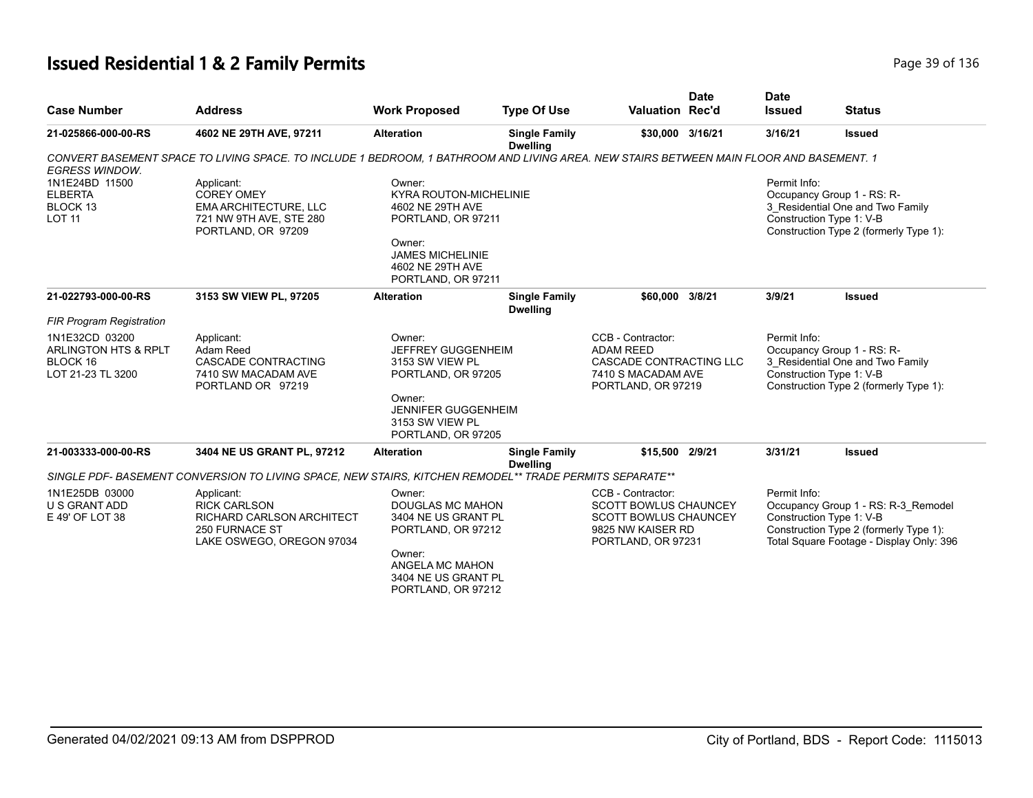# Issued Residential 1 & 2 Family Permits

| Case Number | Address | Work Proposed | Type Of Use | Valuation | Date Rec'd | Date Issued | Status |
|---|---|---|---|---|---|---|---|
| 21-025866-000-00-RS | 4602 NE 29TH AVE, 97211 | Alteration | Single Family Dwelling | $30,000 | 3/16/21 | 3/16/21 | Issued |

*CONVERT BASEMENT SPACE TO LIVING SPACE. TO INCLUDE 1 BEDROOM, 1 BATHROOM AND LIVING AREA. NEW STAIRS BETWEEN MAIN FLOOR AND BASEMENT. 1 EGRESS WINDOW.*

1N1E24BD 11500
ELBERTA
BLOCK 13
LOT 11

Applicant:
COREY OMEY
EMA ARCHITECTURE, LLC
721 NW 9TH AVE, STE 280
PORTLAND, OR 97209

Owner:
KYRA ROUTON-MICHELINIE
4602 NE 29TH AVE
PORTLAND, OR 97211

Owner:
JAMES MICHELINIE
4602 NE 29TH AVE
PORTLAND, OR 97211

Permit Info:
Occupancy Group 1 - RS: R-3_Residential One and Two Family
Construction Type 1: V-B
Construction Type 2 (formerly Type 1):

| Case Number | Address | Work Proposed | Type Of Use | Valuation | Date Rec'd | Date Issued | Status |
|---|---|---|---|---|---|---|---|
| 21-022793-000-00-RS | 3153 SW VIEW PL, 97205 | Alteration | Single Family Dwelling | $60,000 | 3/8/21 | 3/9/21 | Issued |

*FIR Program Registration*

1N1E32CD 03200
ARLINGTON HTS & RPLT
BLOCK 16
LOT 21-23 TL 3200

Applicant:
Adam Reed
CASCADE CONTRACTING
7410 SW MACADAM AVE
PORTLAND OR 97219

Owner:
JEFFREY GUGGENHEIM
3153 SW VIEW PL
PORTLAND, OR 97205

Owner:
JENNIFER GUGGENHEIM
3153 SW VIEW PL
PORTLAND, OR 97205

CCB - Contractor:
ADAM REED
CASCADE CONTRACTING LLC
7410 S MACADAM AVE
PORTLAND, OR 97219

Permit Info:
Occupancy Group 1 - RS: R-3_Residential One and Two Family
Construction Type 1: V-B
Construction Type 2 (formerly Type 1):

| Case Number | Address | Work Proposed | Type Of Use | Valuation | Date Rec'd | Date Issued | Status |
|---|---|---|---|---|---|---|---|
| 21-003333-000-00-RS | 3404 NE US GRANT PL, 97212 | Alteration | Single Family Dwelling | $15,500 | 2/9/21 | 3/31/21 | Issued |

*SINGLE PDF- BASEMENT CONVERSION TO LIVING SPACE, NEW STAIRS, KITCHEN REMODEL** TRADE PERMITS SEPARATE***

1N1E25DB 03000
U S GRANT ADD
E 49' OF LOT 38

Applicant:
RICK CARLSON
RICHARD CARLSON ARCHITECT
250 FURNACE ST
LAKE OSWEGO, OREGON 97034

Owner:
DOUGLAS MC MAHON
3404 NE US GRANT PL
PORTLAND, OR 97212

Owner:
ANGELA MC MAHON
3404 NE US GRANT PL
PORTLAND, OR 97212

CCB - Contractor:
SCOTT BOWLUS CHAUNCEY
SCOTT BOWLUS CHAUNCEY
9825 NW KAISER RD
PORTLAND, OR 97231

Permit Info:
Occupancy Group 1 - RS: R-3_Remodel
Construction Type 1: V-B
Construction Type 2 (formerly Type 1):
Total Square Footage - Display Only: 396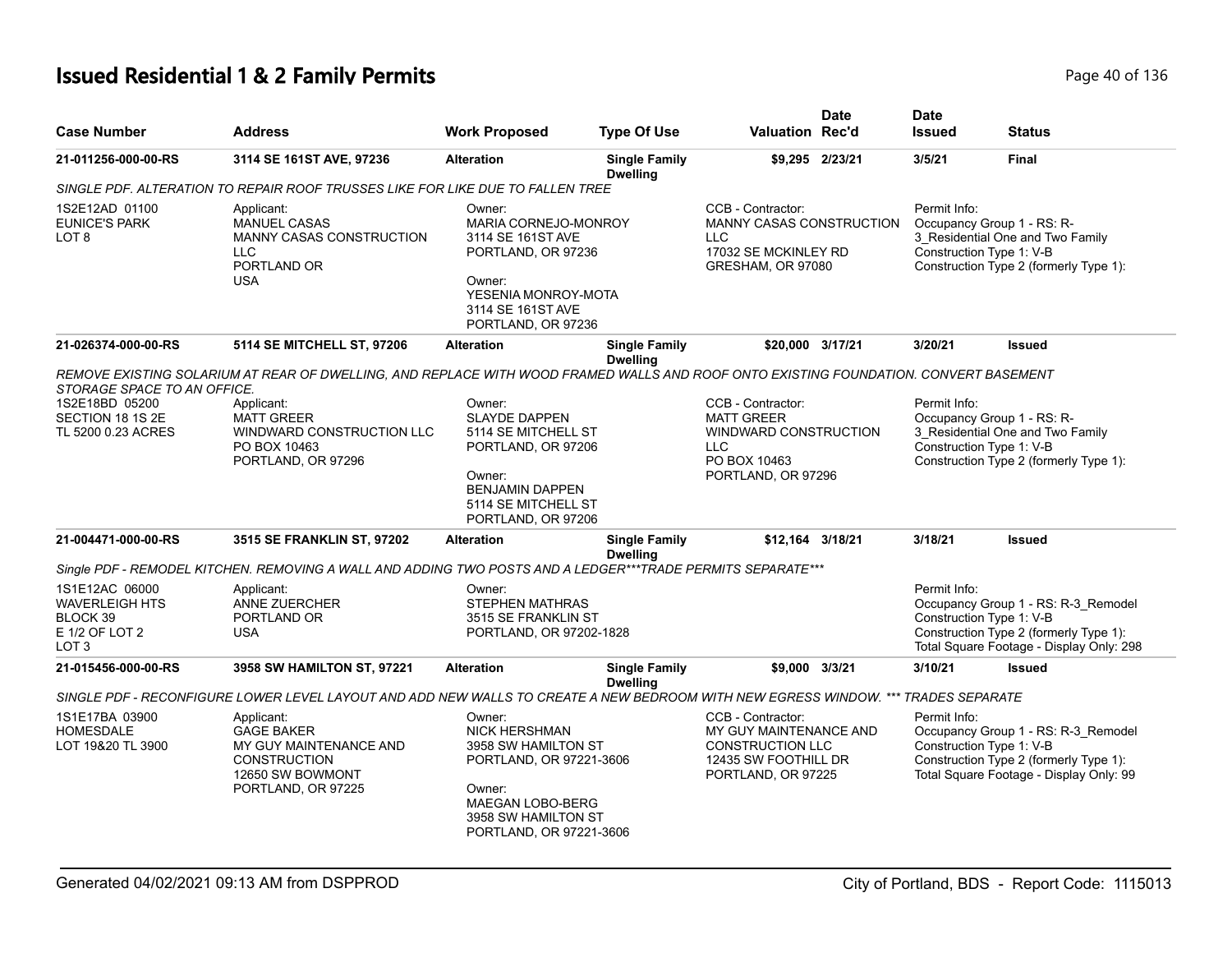# Issued Residential 1 & 2 Family Permits

| Case Number | Address | Work Proposed | Type Of Use | Valuation | Date Rec'd | Date Issued | Status |
|---|---|---|---|---|---|---|---|
| 21-011256-000-00-RS | 3114 SE 161ST AVE, 97236 | Alteration | Single Family Dwelling | $9,295 | 2/23/21 | 3/5/21 | Final |

*SINGLE PDF. ALTERATION TO REPAIR ROOF TRUSSES LIKE FOR LIKE DUE TO FALLEN TREE*

1S2E12AD 01100
EUNICE'S PARK
LOT 8

Applicant:
MANUEL CASAS
MANNY CASAS CONSTRUCTION LLC
PORTLAND OR
USA

Owner:
MARIA CORNEJO-MONROY
3114 SE 161ST AVE
PORTLAND, OR 97236

Owner:
YESENIA MONROY-MOTA
3114 SE 161ST AVE
PORTLAND, OR 97236

CCB - Contractor:
MANNY CASAS CONSTRUCTION LLC
17032 SE MCKINLEY RD
GRESHAM, OR 97080

Permit Info:
Occupancy Group 1 - RS: R-3_Residential One and Two Family
Construction Type 1: V-B
Construction Type 2 (formerly Type 1):

| Case Number | Address | Work Proposed | Type Of Use | Valuation | Date Rec'd | Date Issued | Status |
|---|---|---|---|---|---|---|---|
| 21-026374-000-00-RS | 5114 SE MITCHELL ST, 97206 | Alteration | Single Family Dwelling | $20,000 | 3/17/21 | 3/20/21 | Issued |

*REMOVE EXISTING SOLARIUM AT REAR OF DWELLING, AND REPLACE WITH WOOD FRAMED WALLS AND ROOF ONTO EXISTING FOUNDATION. CONVERT BASEMENT STORAGE SPACE TO AN OFFICE.*

1S2E18BD 05200
SECTION 18 1S 2E
TL 5200 0.23 ACRES

Applicant:
MATT GREER
WINDWARD CONSTRUCTION LLC
PO BOX 10463
PORTLAND, OR 97296

Owner:
SLAYDE DAPPEN
5114 SE MITCHELL ST
PORTLAND, OR 97206

Owner:
BENJAMIN DAPPEN
5114 SE MITCHELL ST
PORTLAND, OR 97206

CCB - Contractor:
MATT GREER
WINDWARD CONSTRUCTION LLC
PO BOX 10463
PORTLAND, OR 97296

Permit Info:
Occupancy Group 1 - RS: R-3_Residential One and Two Family
Construction Type 1: V-B
Construction Type 2 (formerly Type 1):

| Case Number | Address | Work Proposed | Type Of Use | Valuation | Date Rec'd | Date Issued | Status |
|---|---|---|---|---|---|---|---|
| 21-004471-000-00-RS | 3515 SE FRANKLIN ST, 97202 | Alteration | Single Family Dwelling | $12,164 | 3/18/21 | 3/18/21 | Issued |

*Single PDF - REMODEL KITCHEN. REMOVING A WALL AND ADDING TWO POSTS AND A LEDGER***TRADE PERMITS SEPARATE****

1S1E12AC 06000
WAVERLEIGH HTS
BLOCK 39
E 1/2 OF LOT 2
LOT 3

Applicant:
ANNE ZUERCHER
PORTLAND OR
USA

Owner:
STEPHEN MATHRAS
3515 SE FRANKLIN ST
PORTLAND, OR 97202-1828

Permit Info:
Occupancy Group 1 - RS: R-3_Remodel
Construction Type 1: V-B
Construction Type 2 (formerly Type 1):
Total Square Footage - Display Only: 298

| Case Number | Address | Work Proposed | Type Of Use | Valuation | Date Rec'd | Date Issued | Status |
|---|---|---|---|---|---|---|---|
| 21-015456-000-00-RS | 3958 SW HAMILTON ST, 97221 | Alteration | Single Family Dwelling | $9,000 | 3/3/21 | 3/10/21 | Issued |

*SINGLE PDF - RECONFIGURE LOWER LEVEL LAYOUT AND ADD NEW WALLS TO CREATE A NEW BEDROOM WITH NEW EGRESS WINDOW. *** TRADES SEPARATE*

1S1E17BA 03900
HOMESDALE
LOT 19&20 TL 3900

Applicant:
GAGE BAKER
MY GUY MAINTENANCE AND CONSTRUCTION
12650 SW BOWMONT
PORTLAND, OR 97225

Owner:
NICK HERSHMAN
3958 SW HAMILTON ST
PORTLAND, OR 97221-3606

Owner:
MAEGAN LOBO-BERG
3958 SW HAMILTON ST
PORTLAND, OR 97221-3606

CCB - Contractor:
MY GUY MAINTENANCE AND CONSTRUCTION LLC
12435 SW FOOTHILL DR
PORTLAND, OR 97225

Permit Info:
Occupancy Group 1 - RS: R-3_Remodel
Construction Type 1: V-B
Construction Type 2 (formerly Type 1):
Total Square Footage - Display Only: 99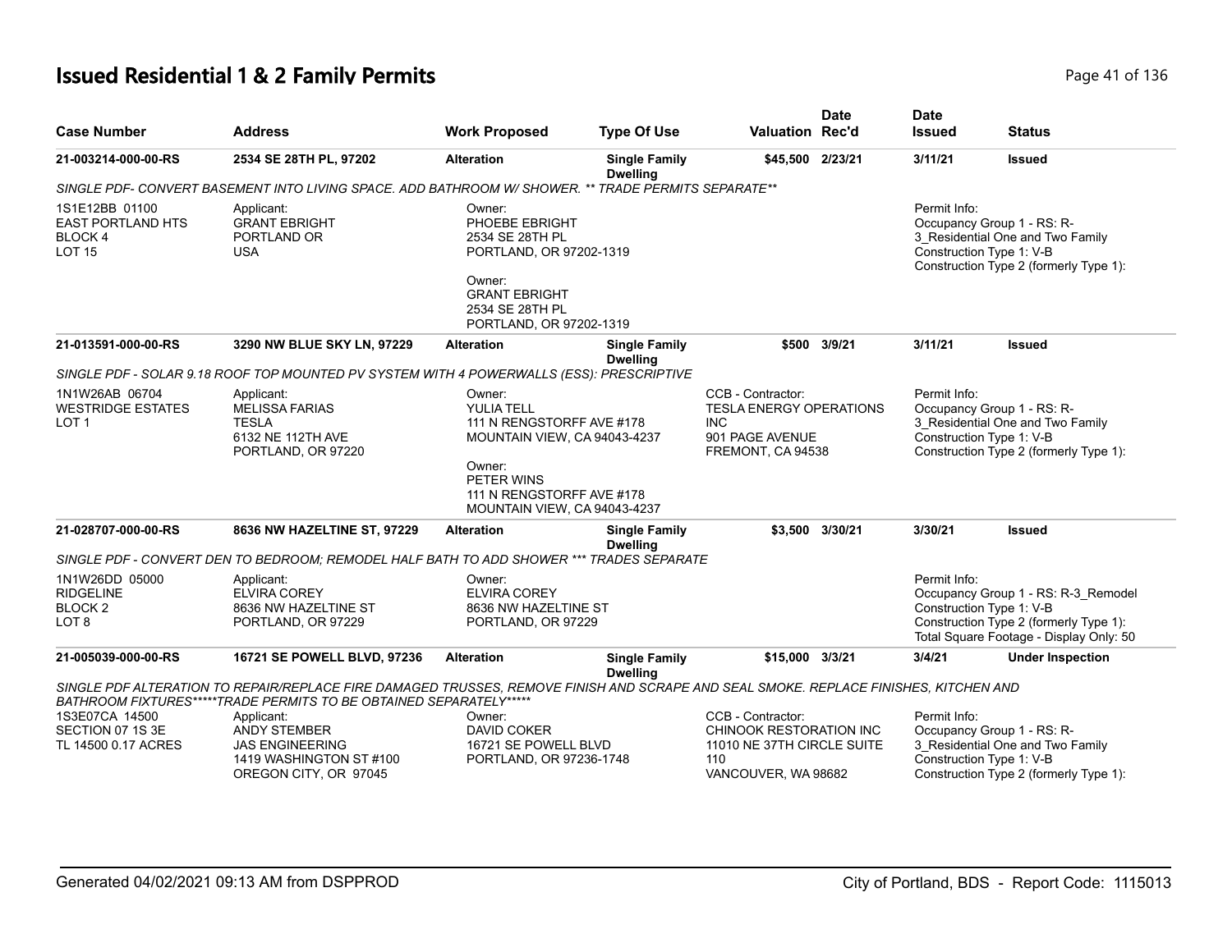# Issued Residential 1 & 2 Family Permits

| Case Number | Address | Work Proposed | Type Of Use | Valuation | Date Rec'd | Date Issued | Status |
|---|---|---|---|---|---|---|---|
| 21-003214-000-00-RS | 2534 SE 28TH PL, 97202 | Alteration | Single Family Dwelling | $45,500 | 2/23/21 | 3/11/21 | Issued |

SINGLE PDF- CONVERT BASEMENT INTO LIVING SPACE. ADD BATHROOM W/ SHOWER. ** TRADE PERMITS SEPARATE**

1S1E12BB 01100
EAST PORTLAND HTS
BLOCK 4
LOT 15

Applicant:
GRANT EBRIGHT
PORTLAND OR
USA

Owner:
PHOEBE EBRIGHT
2534 SE 28TH PL
PORTLAND, OR 97202-1319

Owner:
GRANT EBRIGHT
2534 SE 28TH PL
PORTLAND, OR 97202-1319

Permit Info:
Occupancy Group 1 - RS: R-3_Residential One and Two Family
Construction Type 1: V-B
Construction Type 2 (formerly Type 1):

| Case Number | Address | Work Proposed | Type Of Use | Valuation | Date Rec'd | Date Issued | Status |
|---|---|---|---|---|---|---|---|
| 21-013591-000-00-RS | 3290 NW BLUE SKY LN, 97229 | Alteration | Single Family Dwelling | $500 | 3/9/21 | 3/11/21 | Issued |

SINGLE PDF - SOLAR 9.18 ROOF TOP MOUNTED PV SYSTEM WITH 4 POWERWALLS (ESS): PRESCRIPTIVE

1N1W26AB 06704
WESTRIDGE ESTATES
LOT 1

Applicant:
MELISSA FARIAS
TESLA
6132 NE 112TH AVE
PORTLAND, OR 97220

Owner:
YULIA TELL
111 N RENGSTORFF AVE #178
MOUNTAIN VIEW, CA 94043-4237

Owner:
PETER WINS
111 N RENGSTORFF AVE #178
MOUNTAIN VIEW, CA 94043-4237

CCB - Contractor:
TESLA ENERGY OPERATIONS INC
901 PAGE AVENUE
FREMONT, CA 94538

Permit Info:
Occupancy Group 1 - RS: R-3_Residential One and Two Family
Construction Type 1: V-B
Construction Type 2 (formerly Type 1):

| Case Number | Address | Work Proposed | Type Of Use | Valuation | Date Rec'd | Date Issued | Status |
|---|---|---|---|---|---|---|---|
| 21-028707-000-00-RS | 8636 NW HAZELTINE ST, 97229 | Alteration | Single Family Dwelling | $3,500 | 3/30/21 | 3/30/21 | Issued |

SINGLE PDF - CONVERT DEN TO BEDROOM; REMODEL HALF BATH TO ADD SHOWER *** TRADES SEPARATE

1N1W26DD 05000
RIDGELINE
BLOCK 2
LOT 8

Applicant:
ELVIRA COREY
8636 NW HAZELTINE ST
PORTLAND, OR 97229

Owner:
ELVIRA COREY
8636 NW HAZELTINE ST
PORTLAND, OR 97229

Permit Info:
Occupancy Group 1 - RS: R-3_Remodel
Construction Type 1: V-B
Construction Type 2 (formerly Type 1):
Total Square Footage - Display Only: 50

| Case Number | Address | Work Proposed | Type Of Use | Valuation | Date Rec'd | Date Issued | Status |
|---|---|---|---|---|---|---|---|
| 21-005039-000-00-RS | 16721 SE POWELL BLVD, 97236 | Alteration | Single Family Dwelling | $15,000 | 3/3/21 | 3/4/21 | Under Inspection |

SINGLE PDF ALTERATION TO REPAIR/REPLACE FIRE DAMAGED TRUSSES, REMOVE FINISH AND SCRAPE AND SEAL SMOKE. REPLACE FINISHES, KITCHEN AND BATHROOM FIXTURES*****TRADE PERMITS TO BE OBTAINED SEPARATELY*****

1S3E07CA 14500
SECTION 07 1S 3E
TL 14500 0.17 ACRES

Applicant:
ANDY STEMBER
JAS ENGINEERING
1419 WASHINGTON ST #100
OREGON CITY, OR 97045

Owner:
DAVID COKER
16721 SE POWELL BLVD
PORTLAND, OR 97236-1748

CCB - Contractor:
CHINOOK RESTORATION INC
11010 NE 37TH CIRCLE SUITE 110
VANCOUVER, WA 98682

Permit Info:
Occupancy Group 1 - RS: R-3_Residential One and Two Family
Construction Type 1: V-B
Construction Type 2 (formerly Type 1):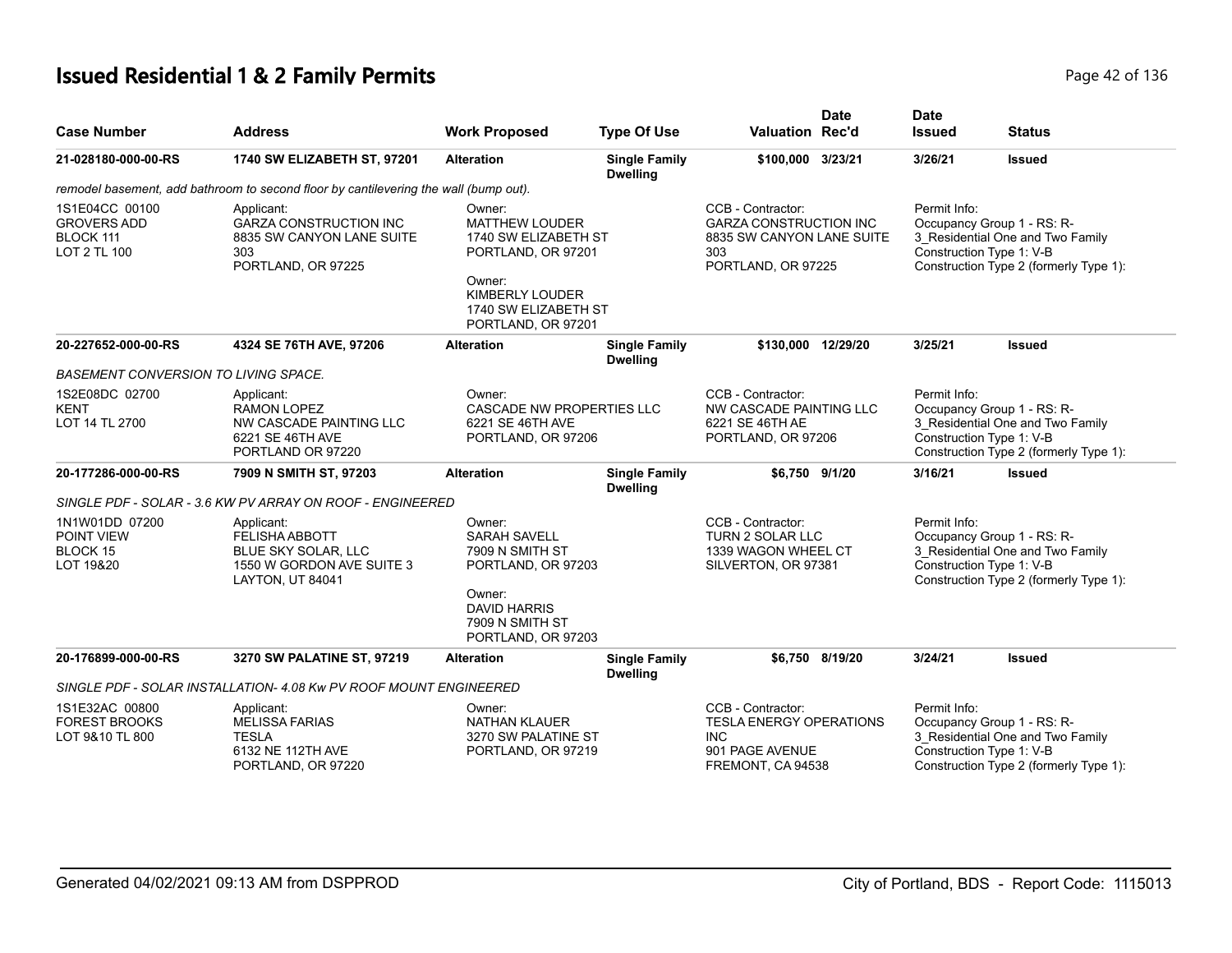# Issued Residential 1 & 2 Family Permits

| Case Number | Address | Work Proposed | Type Of Use | Valuation | Date Rec'd | Date Issued | Status |
|---|---|---|---|---|---|---|---|
| 21-028180-000-00-RS | 1740 SW ELIZABETH ST, 97201 | Alteration | Single Family Dwelling | $100,000 | 3/23/21 | 3/26/21 | Issued |

*remodel basement, add bathroom to second floor by cantilevering the wall (bump out).*

| | | | | |
|---|---|---|---|---|
| 1S1E04CC 00100<br>GROVERS ADD<br>BLOCK 111<br>LOT 2 TL 100 | Applicant:<br>GARZA CONSTRUCTION INC<br>8835 SW CANYON LANE SUITE 303<br>PORTLAND, OR 97225 | Owner:<br>MATTHEW LOUDER<br>1740 SW ELIZABETH ST<br>PORTLAND, OR 97201<br><br>Owner:<br>KIMBERLY LOUDER<br>1740 SW ELIZABETH ST<br>PORTLAND, OR 97201 | CCB - Contractor:<br>GARZA CONSTRUCTION INC<br>8835 SW CANYON LANE SUITE 303<br>PORTLAND, OR 97225 | Permit Info:<br>Occupancy Group 1 - RS: R-3_Residential One and Two Family<br>Construction Type 1: V-B<br>Construction Type 2 (formerly Type 1): |

| Case Number | Address | Work Proposed | Type Of Use | Valuation | Date Rec'd | Date Issued | Status |
|---|---|---|---|---|---|---|---|
| 20-227652-000-00-RS | 4324 SE 76TH AVE, 97206 | Alteration | Single Family Dwelling | $130,000 | 12/29/20 | 3/25/21 | Issued |

*BASEMENT CONVERSION TO LIVING SPACE.*

| | | | | |
|---|---|---|---|---|
| 1S2E08DC 02700<br>KENT<br>LOT 14 TL 2700 | Applicant:<br>RAMON LOPEZ<br>NW CASCADE PAINTING LLC<br>6221 SE 46TH AVE<br>PORTLAND OR 97220 | Owner:<br>CASCADE NW PROPERTIES LLC<br>6221 SE 46TH AVE<br>PORTLAND, OR 97206 | CCB - Contractor:<br>NW CASCADE PAINTING LLC<br>6221 SE 46TH AE<br>PORTLAND, OR 97206 | Permit Info:<br>Occupancy Group 1 - RS: R-3_Residential One and Two Family<br>Construction Type 1: V-B<br>Construction Type 2 (formerly Type 1): |

| Case Number | Address | Work Proposed | Type Of Use | Valuation | Date Rec'd | Date Issued | Status |
|---|---|---|---|---|---|---|---|
| 20-177286-000-00-RS | 7909 N SMITH ST, 97203 | Alteration | Single Family Dwelling | $6,750 | 9/1/20 | 3/16/21 | Issued |

*SINGLE PDF - SOLAR - 3.6 KW PV ARRAY ON ROOF - ENGINEERED*

| | | | | |
|---|---|---|---|---|
| 1N1W01DD 07200<br>POINT VIEW<br>BLOCK 15<br>LOT 19&20 | Applicant:<br>FELISHA ABBOTT<br>BLUE SKY SOLAR, LLC<br>1550 W GORDON AVE SUITE 3<br>LAYTON, UT 84041 | Owner:<br>SARAH SAVELL<br>7909 N SMITH ST<br>PORTLAND, OR 97203<br><br>Owner:<br>DAVID HARRIS<br>7909 N SMITH ST<br>PORTLAND, OR 97203 | CCB - Contractor:<br>TURN 2 SOLAR LLC<br>1339 WAGON WHEEL CT<br>SILVERTON, OR 97381 | Permit Info:<br>Occupancy Group 1 - RS: R-3_Residential One and Two Family<br>Construction Type 1: V-B<br>Construction Type 2 (formerly Type 1): |

| Case Number | Address | Work Proposed | Type Of Use | Valuation | Date Rec'd | Date Issued | Status |
|---|---|---|---|---|---|---|---|
| 20-176899-000-00-RS | 3270 SW PALATINE ST, 97219 | Alteration | Single Family Dwelling | $6,750 | 8/19/20 | 3/24/21 | Issued |

*SINGLE PDF - SOLAR INSTALLATION- 4.08 Kw PV ROOF MOUNT ENGINEERED*

| | | | | |
|---|---|---|---|---|
| 1S1E32AC 00800<br>FOREST BROOKS<br>LOT 9&10 TL 800 | Applicant:<br>MELISSA FARIAS<br>TESLA<br>6132 NE 112TH AVE<br>PORTLAND, OR 97220 | Owner:<br>NATHAN KLAUER<br>3270 SW PALATINE ST<br>PORTLAND, OR 97219 | CCB - Contractor:<br>TESLA ENERGY OPERATIONS INC<br>901 PAGE AVENUE<br>FREMONT, CA 94538 | Permit Info:<br>Occupancy Group 1 - RS: R-3_Residential One and Two Family<br>Construction Type 1: V-B<br>Construction Type 2 (formerly Type 1): |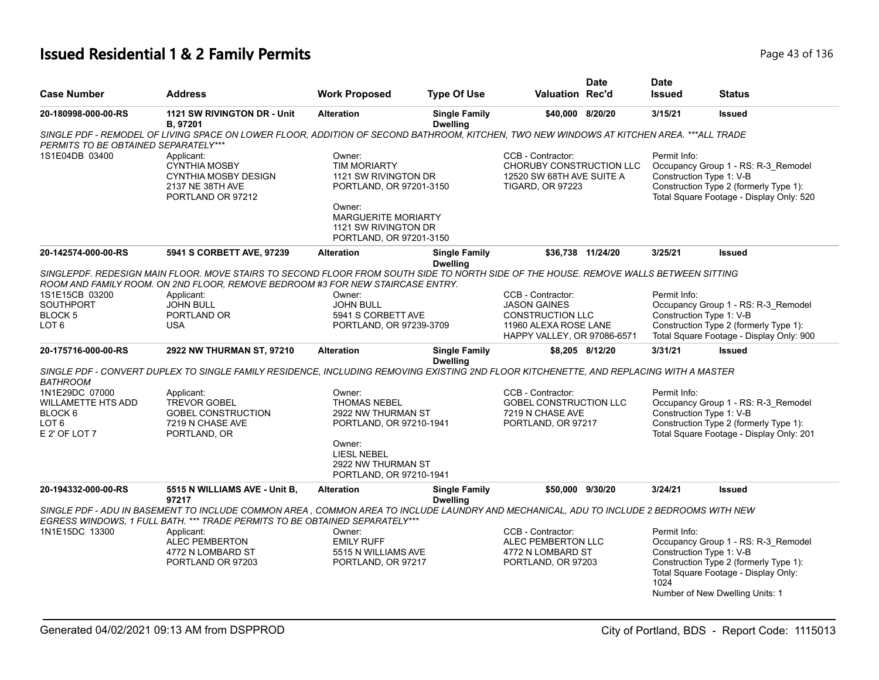# Issued Residential 1 & 2 Family Permits

| Case Number | Address | Work Proposed | Type Of Use | Valuation | Date Rec'd | Date Issued | Status |
|---|---|---|---|---|---|---|---|
| 20-180998-000-00-RS | 1121 SW RIVINGTON DR - Unit B, 97201 | Alteration | Single Family Dwelling | $40,000 | 8/20/20 | 3/15/21 | Issued |
| SINGLE PDF - REMODEL OF LIVING SPACE ON LOWER FLOOR, ADDITION OF SECOND BATHROOM, KITCHEN, TWO NEW WINDOWS AT KITCHEN AREA. ***ALL TRADE PERMITS TO BE OBTAINED SEPARATELY*** | | | | | | | |
| 1S1E04DB 03400 | Applicant: CYNTHIA MOSBY CYNTHIA MOSBY DESIGN 2137 NE 38TH AVE PORTLAND OR 97212 | Owner: TIM MORIARTY 1121 SW RIVINGTON DR PORTLAND, OR 97201-3150 Owner: MARGUERITE MORIARTY 1121 SW RIVINGTON DR PORTLAND, OR 97201-3150 | | CCB - Contractor: CHORUBY CONSTRUCTION LLC 12520 SW 68TH AVE SUITE A TIGARD, OR 97223 | | Permit Info: Occupancy Group 1 - RS: R-3_Remodel Construction Type 1: V-B Construction Type 2 (formerly Type 1): Total Square Footage - Display Only: 520 | |
| 20-142574-000-00-RS | 5941 S CORBETT AVE, 97239 | Alteration | Single Family Dwelling | $36,738 | 11/24/20 | 3/25/21 | Issued |
| SINGLEPDF. REDESIGN MAIN FLOOR. MOVE STAIRS TO SECOND FLOOR FROM SOUTH SIDE TO NORTH SIDE OF THE HOUSE. REMOVE WALLS BETWEEN SITTING ROOM AND FAMILY ROOM. ON 2ND FLOOR, REMOVE BEDROOM #3 FOR NEW STAIRCASE ENTRY. | | | | | | | |
| 1S1E15CB 03200 SOUTHPORT BLOCK 5 LOT 6 | Applicant: JOHN BULL PORTLAND OR USA | Owner: JOHN BULL 5941 S CORBETT AVE PORTLAND, OR 97239-3709 | | CCB - Contractor: JASON GAINES CONSTRUCTION LLC 11960 ALEXA ROSE LANE HAPPY VALLEY, OR 97086-6571 | | Permit Info: Occupancy Group 1 - RS: R-3_Remodel Construction Type 1: V-B Construction Type 2 (formerly Type 1): Total Square Footage - Display Only: 900 | |
| 20-175716-000-00-RS | 2922 NW THURMAN ST, 97210 | Alteration | Single Family Dwelling | $8,205 | 8/12/20 | 3/31/21 | Issued |
| SINGLE PDF - CONVERT DUPLEX TO SINGLE FAMILY RESIDENCE, INCLUDING REMOVING EXISTING 2ND FLOOR KITCHENETTE, AND REPLACING WITH A MASTER BATHROOM | | | | | | | |
| 1N1E29DC 07000 WILLAMETTE HTS ADD BLOCK 6 LOT 6 E 2' OF LOT 7 | Applicant: TREVOR GOBEL GOBEL CONSTRUCTION 7219 N CHASE AVE PORTLAND, OR | Owner: THOMAS NEBEL 2922 NW THURMAN ST PORTLAND, OR 97210-1941 Owner: LIESL NEBEL 2922 NW THURMAN ST PORTLAND, OR 97210-1941 | | CCB - Contractor: GOBEL CONSTRUCTION LLC 7219 N CHASE AVE PORTLAND, OR 97217 | | Permit Info: Occupancy Group 1 - RS: R-3_Remodel Construction Type 1: V-B Construction Type 2 (formerly Type 1): Total Square Footage - Display Only: 201 | |
| 20-194332-000-00-RS | 5515 N WILLIAMS AVE - Unit B, 97217 | Alteration | Single Family Dwelling | $50,000 | 9/30/20 | 3/24/21 | Issued |
| SINGLE PDF - ADU IN BASEMENT TO INCLUDE COMMON AREA , COMMON AREA TO INCLUDE LAUNDRY AND MECHANICAL, ADU TO INCLUDE 2 BEDROOMS WITH NEW EGRESS WINDOWS, 1 FULL BATH. *** TRADE PERMITS TO BE OBTAINED SEPARATELY*** | | | | | | | |
| 1N1E15DC 13300 | Applicant: ALEC PEMBERTON 4772 N LOMBARD ST PORTLAND OR 97203 | Owner: EMILY RUFF 5515 N WILLIAMS AVE PORTLAND, OR 97217 | | CCB - Contractor: ALEC PEMBERTON LLC 4772 N LOMBARD ST PORTLAND, OR 97203 | | Permit Info: Occupancy Group 1 - RS: R-3_Remodel Construction Type 1: V-B Construction Type 2 (formerly Type 1): Total Square Footage - Display Only: 1024 Number of New Dwelling Units: 1 | |

Generated 04/02/2021 09:13 AM from DSPPROD

City of Portland, BDS - Report Code: 1115013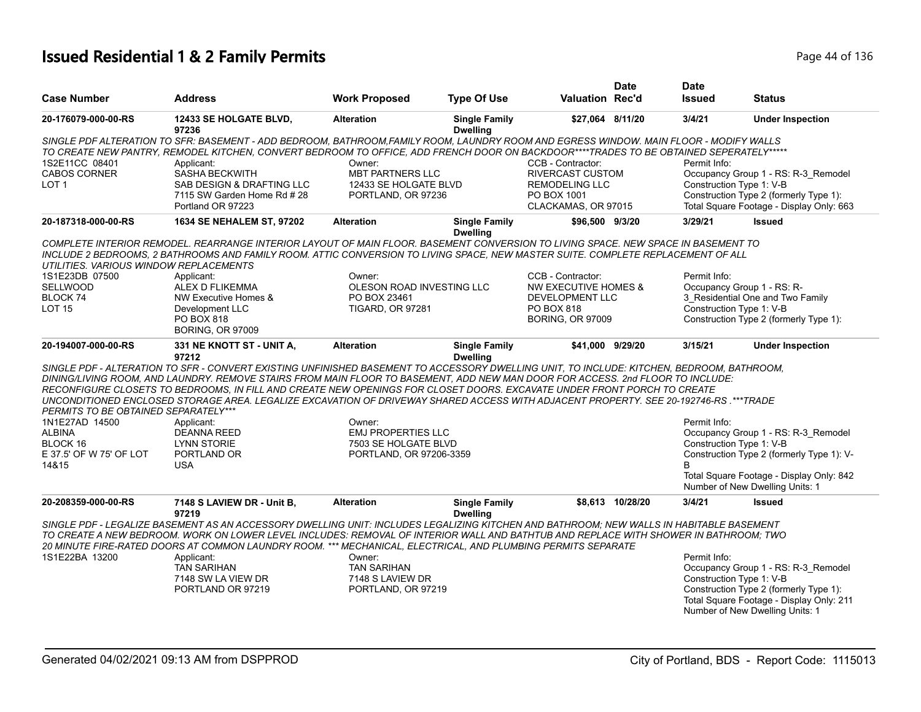# Issued Residential 1 & 2 Family Permits

| Case Number | Address | Work Proposed | Type Of Use | Valuation | Date Rec'd | Date Issued | Status |
|---|---|---|---|---|---|---|---|
| **20-176079-000-00-RS** | **12433 SE HOLGATE BLVD, 97236** | **Alteration** | **Single Family Dwelling** | **$27,064** | **8/11/20** | **3/4/21** | **Under Inspection** |

*SINGLE PDF ALTERATION TO SFR: BASEMENT - ADD BEDROOM, BATHROOM,FAMILY ROOM, LAUNDRY ROOM AND EGRESS WINDOW. MAIN FLOOR - MODIFY WALLS TO CREATE NEW PANTRY, REMODEL KITCHEN, CONVERT BEDROOM TO OFFICE, ADD FRENCH DOOR ON BACKDOOR****TRADES TO BE OBTAINED SEPERATELY******

1S2E11CC 08401
CABOS CORNER
LOT 1

Applicant:
SASHA BECKWITH
SAB DESIGN & DRAFTING LLC
7115 SW Garden Home Rd # 28
Portland OR 97223

Owner:
MBT PARTNERS LLC
12433 SE HOLGATE BLVD
PORTLAND, OR 97236

CCB - Contractor:
RIVERCAST CUSTOM
REMODELING LLC
PO BOX 1001
CLACKAMAS, OR 97015

Permit Info:
Occupancy Group 1 - RS: R-3_Remodel
Construction Type 1: V-B
Construction Type 2 (formerly Type 1):
Total Square Footage - Display Only: 663

| Case Number | Address | Work Proposed | Type Of Use | Valuation | Date Rec'd | Date Issued | Status |
|---|---|---|---|---|---|---|---|
| **20-187318-000-00-RS** | **1634 SE NEHALEM ST, 97202** | **Alteration** | **Single Family Dwelling** | **$96,500** | **9/3/20** | **3/29/21** | **Issued** |

*COMPLETE INTERIOR REMODEL. REARRANGE INTERIOR LAYOUT OF MAIN FLOOR. BASEMENT CONVERSION TO LIVING SPACE. NEW SPACE IN BASEMENT TO INCLUDE 2 BEDROOMS, 2 BATHROOMS AND FAMILY ROOM. ATTIC CONVERSION TO LIVING SPACE, NEW MASTER SUITE. COMPLETE REPLACEMENT OF ALL UTILITIES. VARIOUS WINDOW REPLACEMENTS*

1S1E23DB 07500
SELLWOOD
BLOCK 74
LOT 15

Applicant:
ALEX D FLIKEMMA
NW Executive Homes &
Development LLC
PO BOX 818
BORING, OR 97009

Owner:
OLESON ROAD INVESTING LLC
PO BOX 23461
TIGARD, OR 97281

CCB - Contractor:
NW EXECUTIVE HOMES &
DEVELOPMENT LLC
PO BOX 818
BORING, OR 97009

Permit Info:
Occupancy Group 1 - RS: R-3_Residential One and Two Family
Construction Type 1: V-B
Construction Type 2 (formerly Type 1):

| Case Number | Address | Work Proposed | Type Of Use | Valuation | Date Rec'd | Date Issued | Status |
|---|---|---|---|---|---|---|---|
| **20-194007-000-00-RS** | **331 NE KNOTT ST - UNIT A, 97212** | **Alteration** | **Single Family Dwelling** | **$41,000** | **9/29/20** | **3/15/21** | **Under Inspection** |

*SINGLE PDF - ALTERATION TO SFR - CONVERT EXISTING UNFINISHED BASEMENT TO ACCESSORY DWELLING UNIT, TO INCLUDE: KITCHEN, BATHROOM, DINING/LIVING ROOM, AND LAUNDRY. REMOVE STAIRS FROM MAIN FLOOR TO BASEMENT, ADD NEW MAN DOOR FOR ACCESS. 2nd FLOOR TO INCLUDE: RECONFIGURE CLOSETS TO BEDROOMS, IN FILL AND CREATE NEW OPENINGS FOR CLOSET DOORS. EXCAVATE UNDER FRONT PORCH TO CREATE UNCONDITIONED ENCLOSED STORAGE AREA. LEGALIZE EXCAVATION OF DRIVEWAY SHARED ACCESS WITH ADJACENT PROPERTY. SEE 20-192746-RS .***TRADE PERMITS TO BE OBTAINED SEPARATELY****

1N1E27AD 14500
ALBINA
BLOCK 16
E 37.5' OF W 75' OF LOT 14&15

Applicant:
DEANNA REED
LYNN STORIE
PORTLAND OR
USA

Owner:
EMJ PROPERTIES LLC
7503 SE HOLGATE BLVD
PORTLAND, OR 97206-3359

Permit Info:
Occupancy Group 1 - RS: R-3_Remodel
Construction Type 1: V-B
Construction Type 2 (formerly Type 1): V-B
Total Square Footage - Display Only: 842
Number of New Dwelling Units: 1

| Case Number | Address | Work Proposed | Type Of Use | Valuation | Date Rec'd | Date Issued | Status |
|---|---|---|---|---|---|---|---|
| **20-208359-000-00-RS** | **7148 S LAVIEW DR - Unit B, 97219** | **Alteration** | **Single Family Dwelling** | **$8,613** | **10/28/20** | **3/4/21** | **Issued** |

*SINGLE PDF - LEGALIZE BASEMENT AS AN ACCESSORY DWELLING UNIT: INCLUDES LEGALIZING KITCHEN AND BATHROOM; NEW WALLS IN HABITABLE BASEMENT TO CREATE A NEW BEDROOM. WORK ON LOWER LEVEL INCLUDES: REMOVAL OF INTERIOR WALL AND BATHTUB AND REPLACE WITH SHOWER IN BATHROOM; TWO 20 MINUTE FIRE-RATED DOORS AT COMMON LAUNDRY ROOM. *** MECHANICAL, ELECTRICAL, AND PLUMBING PERMITS SEPARATE*

1S1E22BA 13200

Applicant:
TAN SARIHAN
7148 SW LA VIEW DR
PORTLAND OR 97219

Owner:
TAN SARIHAN
7148 S LAVIEW DR
PORTLAND, OR 97219

Permit Info:
Occupancy Group 1 - RS: R-3_Remodel
Construction Type 1: V-B
Construction Type 2 (formerly Type 1):
Total Square Footage - Display Only: 211
Number of New Dwelling Units: 1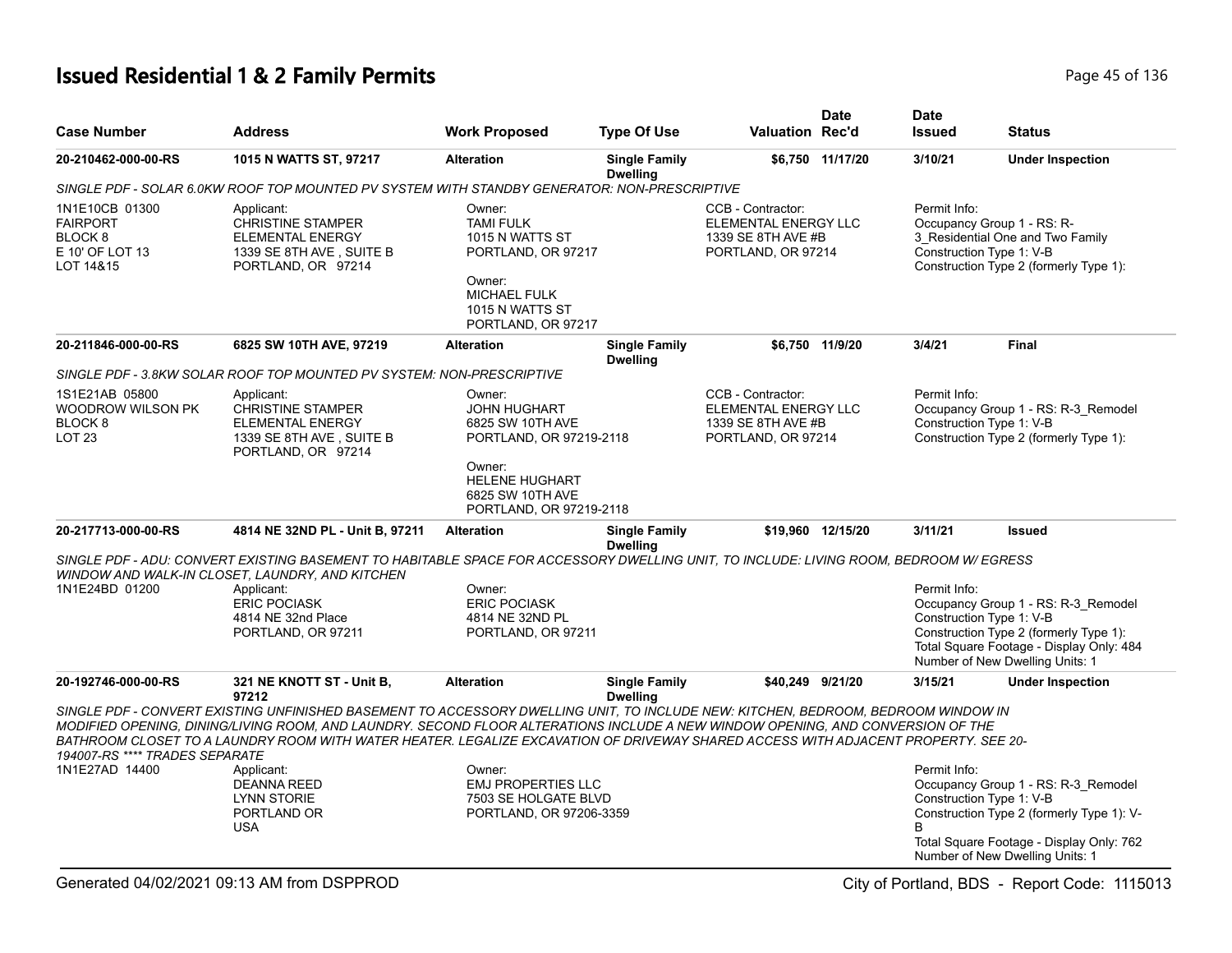# Issued Residential 1 & 2 Family Permits

| Case Number | Address | Work Proposed | Type Of Use | Valuation | Date Rec'd | Date Issued | Status |
|---|---|---|---|---|---|---|---|
| 20-210462-000-00-RS | 1015 N WATTS ST, 97217 | Alteration | Single Family Dwelling | $6,750 | 11/17/20 | 3/10/21 | Under Inspection |

*SINGLE PDF - SOLAR 6.0KW ROOF TOP MOUNTED PV SYSTEM WITH STANDBY GENERATOR: NON-PRESCRIPTIVE*

1N1E10CB 01300
FAIRPORT
BLOCK 8
E 10' OF LOT 13
LOT 14&15

Applicant:
CHRISTINE STAMPER
ELEMENTAL ENERGY
1339 SE 8TH AVE , SUITE B
PORTLAND, OR 97214

Owner:
TAMI FULK
1015 N WATTS ST
PORTLAND, OR 97217

Owner:
MICHAEL FULK
1015 N WATTS ST
PORTLAND, OR 97217

CCB - Contractor:
ELEMENTAL ENERGY LLC
1339 SE 8TH AVE #B
PORTLAND, OR 97214

Permit Info:
Occupancy Group 1 - RS: R-3_Residential One and Two Family
Construction Type 1: V-B
Construction Type 2 (formerly Type 1):

---

| Case Number | Address | Work Proposed | Type Of Use | Valuation | Date Rec'd | Date Issued | Status |
|---|---|---|---|---|---|---|---|
| 20-211846-000-00-RS | 6825 SW 10TH AVE, 97219 | Alteration | Single Family Dwelling | $6,750 | 11/9/20 | 3/4/21 | Final |

*SINGLE PDF - 3.8KW SOLAR ROOF TOP MOUNTED PV SYSTEM: NON-PRESCRIPTIVE*

1S1E21AB 05800
WOODROW WILSON PK
BLOCK 8
LOT 23

Applicant:
CHRISTINE STAMPER
ELEMENTAL ENERGY
1339 SE 8TH AVE , SUITE B
PORTLAND, OR 97214

Owner:
JOHN HUGHART
6825 SW 10TH AVE
PORTLAND, OR 97219-2118

Owner:
HELENE HUGHART
6825 SW 10TH AVE
PORTLAND, OR 97219-2118

CCB - Contractor:
ELEMENTAL ENERGY LLC
1339 SE 8TH AVE #B
PORTLAND, OR 97214

Permit Info:
Occupancy Group 1 - RS: R-3_Remodel
Construction Type 1: V-B
Construction Type 2 (formerly Type 1):

---

| Case Number | Address | Work Proposed | Type Of Use | Valuation | Date Rec'd | Date Issued | Status |
|---|---|---|---|---|---|---|---|
| 20-217713-000-00-RS | 4814 NE 32ND PL - Unit B, 97211 | Alteration | Single Family Dwelling | $19,960 | 12/15/20 | 3/11/21 | Issued |

*SINGLE PDF - ADU: CONVERT EXISTING BASEMENT TO HABITABLE SPACE FOR ACCESSORY DWELLING UNIT, TO INCLUDE: LIVING ROOM, BEDROOM W/ EGRESS WINDOW AND WALK-IN CLOSET, LAUNDRY, AND KITCHEN*

1N1E24BD 01200

Applicant:
ERIC POCIASK
4814 NE 32nd Place
PORTLAND, OR 97211

Owner:
ERIC POCIASK
4814 NE 32ND PL
PORTLAND, OR 97211

Permit Info:
Occupancy Group 1 - RS: R-3_Remodel
Construction Type 1: V-B
Construction Type 2 (formerly Type 1):
Total Square Footage - Display Only: 484
Number of New Dwelling Units: 1

---

| Case Number | Address | Work Proposed | Type Of Use | Valuation | Date Rec'd | Date Issued | Status |
|---|---|---|---|---|---|---|---|
| 20-192746-000-00-RS | 321 NE KNOTT ST - Unit B, 97212 | Alteration | Single Family Dwelling | $40,249 | 9/21/20 | 3/15/21 | Under Inspection |

*SINGLE PDF - CONVERT EXISTING UNFINISHED BASEMENT TO ACCESSORY DWELLING UNIT, TO INCLUDE NEW: KITCHEN, BEDROOM, BEDROOM WINDOW IN MODIFIED OPENING, DINING/LIVING ROOM, AND LAUNDRY. SECOND FLOOR ALTERATIONS INCLUDE A NEW WINDOW OPENING, AND CONVERSION OF THE BATHROOM CLOSET TO A LAUNDRY ROOM WITH WATER HEATER. LEGALIZE EXCAVATION OF DRIVEWAY SHARED ACCESS WITH ADJACENT PROPERTY. SEE 20-194007-RS **** TRADES SEPARATE*

1N1E27AD 14400

Applicant:
DEANNA REED
LYNN STORIE
PORTLAND OR
USA

Owner:
EMJ PROPERTIES LLC
7503 SE HOLGATE BLVD
PORTLAND, OR 97206-3359

Permit Info:
Occupancy Group 1 - RS: R-3_Remodel
Construction Type 1: V-B
Construction Type 2 (formerly Type 1): V-B
Total Square Footage - Display Only: 762
Number of New Dwelling Units: 1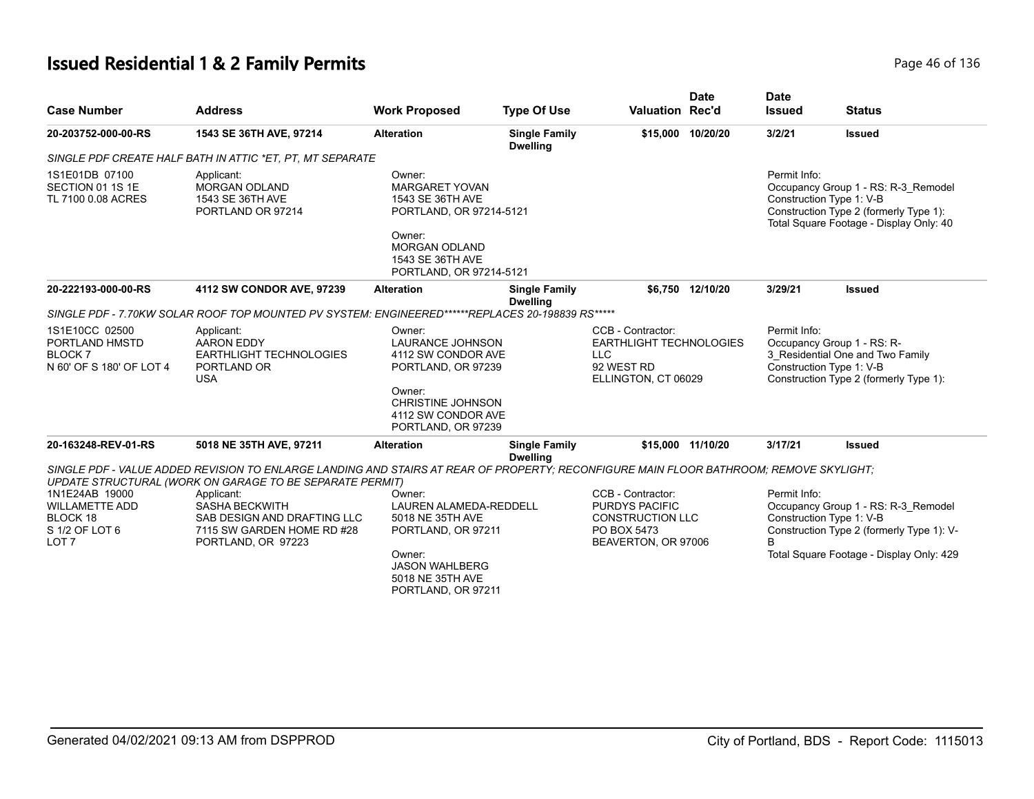# Issued Residential 1 & 2 Family Permits

| Case Number | Address | Work Proposed | Type Of Use | Valuation | Date Rec'd | Date Issued | Status |
|---|---|---|---|---|---|---|---|
| 20-203752-000-00-RS | 1543 SE 36TH AVE, 97214 | Alteration | Single Family Dwelling | $15,000 | 10/20/20 | 3/2/21 | Issued |
| *SINGLE PDF CREATE HALF BATH IN ATTIC *ET, PT, MT SEPARATE* | | | | | | | |
| 1S1E01DB 07100<br>SECTION 01 1S 1E<br>TL 7100 0.08 ACRES | Applicant:<br>MORGAN ODLAND<br>1543 SE 36TH AVE<br>PORTLAND OR 97214 | Owner:<br>MARGARET YOVAN<br>1543 SE 36TH AVE<br>PORTLAND, OR 97214-5121<br><br>Owner:<br>MORGAN ODLAND<br>1543 SE 36TH AVE<br>PORTLAND, OR 97214-5121 | | | | Permit Info:<br>Occupancy Group 1 - RS: R-3_Remodel<br>Construction Type 1: V-B<br>Construction Type 2 (formerly Type 1):<br>Total Square Footage - Display Only: 40 | |
| 20-222193-000-00-RS | 4112 SW CONDOR AVE, 97239 | Alteration | Single Family Dwelling | $6,750 | 12/10/20 | 3/29/21 | Issued |
| *SINGLE PDF - 7.70KW SOLAR ROOF TOP MOUNTED PV SYSTEM: ENGINEERED******REPLACES 20-198839 RS******* | | | | | | | |
| 1S1E10CC 02500<br>PORTLAND HMSTD<br>BLOCK 7<br>N 60' OF S 180' OF LOT 4 | Applicant:<br>AARON EDDY<br>EARTHLIGHT TECHNOLOGIES<br>PORTLAND OR<br>USA | Owner:<br>LAURANCE JOHNSON<br>4112 SW CONDOR AVE<br>PORTLAND, OR 97239<br><br>Owner:<br>CHRISTINE JOHNSON<br>4112 SW CONDOR AVE<br>PORTLAND, OR 97239 | | CCB - Contractor:<br>EARTHLIGHT TECHNOLOGIES LLC<br>92 WEST RD<br>ELLINGTON, CT 06029 | | Permit Info:<br>Occupancy Group 1 - RS: R-3_Residential One and Two Family<br>Construction Type 1: V-B<br>Construction Type 2 (formerly Type 1): | |
| 20-163248-REV-01-RS | 5018 NE 35TH AVE, 97211 | Alteration | Single Family Dwelling | $15,000 | 11/10/20 | 3/17/21 | Issued |
| *SINGLE PDF - VALUE ADDED REVISION TO ENLARGE LANDING AND STAIRS AT REAR OF PROPERTY; RECONFIGURE MAIN FLOOR BATHROOM; REMOVE SKYLIGHT; UPDATE STRUCTURAL (WORK ON GARAGE TO BE SEPARATE PERMIT)* | | | | | | | |
| 1N1E24AB 19000<br>WILLAMETTE ADD<br>BLOCK 18<br>S 1/2 OF LOT 6<br>LOT 7 | Applicant:<br>SASHA BECKWITH<br>SAB DESIGN AND DRAFTING LLC<br>7115 SW GARDEN HOME RD #28<br>PORTLAND, OR 97223 | Owner:<br>LAUREN ALAMEDA-REDDELL<br>5018 NE 35TH AVE<br>PORTLAND, OR 97211<br><br>Owner:<br>JASON WAHLBERG<br>5018 NE 35TH AVE<br>PORTLAND, OR 97211 | | CCB - Contractor:<br>PURDYS PACIFIC CONSTRUCTION LLC<br>PO BOX 5473<br>BEAVERTON, OR 97006 | | Permit Info:<br>Occupancy Group 1 - RS: R-3_Remodel<br>Construction Type 1: V-B<br>Construction Type 2 (formerly Type 1): V-B<br>Total Square Footage - Display Only: 429 | |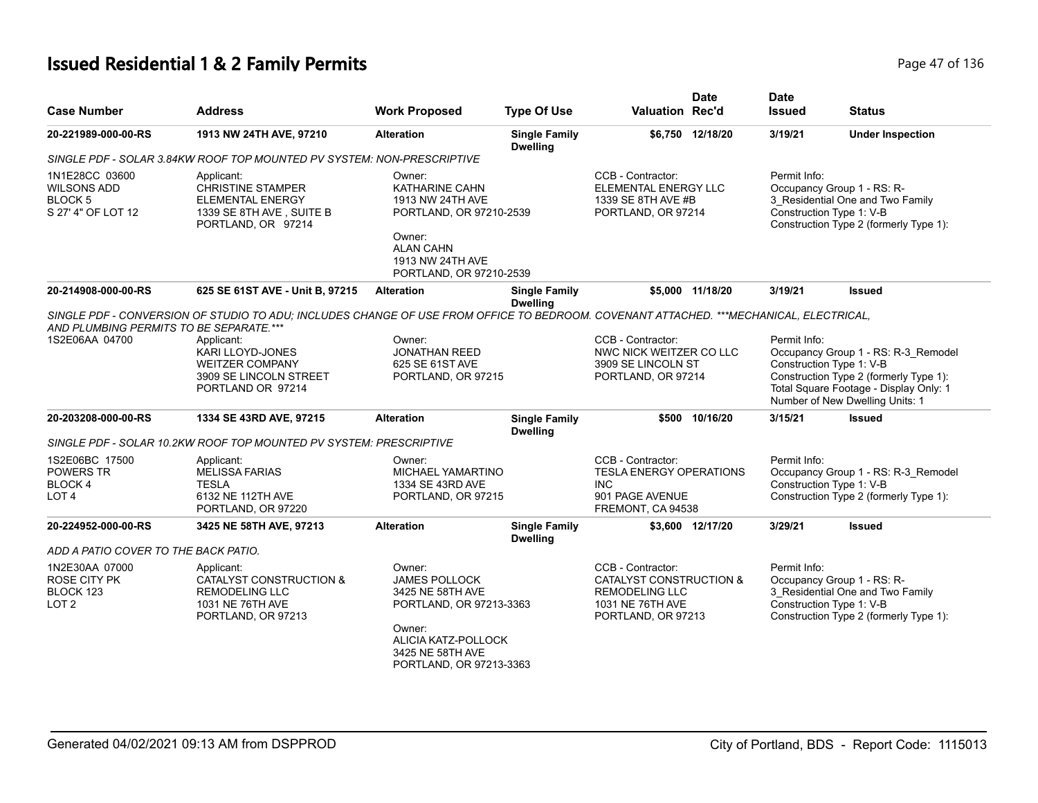# Issued Residential 1 & 2 Family Permits

| Case Number | Address | Work Proposed | Type Of Use | Valuation | Date Rec'd | Date Issued | Status |
|---|---|---|---|---|---|---|---|
| 20-221989-000-00-RS | 1913 NW 24TH AVE, 97210 | Alteration | Single Family Dwelling | $6,750 | 12/18/20 | 3/19/21 | Under Inspection |

*SINGLE PDF - SOLAR 3.84KW ROOF TOP MOUNTED PV SYSTEM: NON-PRESCRIPTIVE*

| Legal | Applicant | Owner | CCB - Contractor | Permit Info |
|---|---|---|---|---|
| 1N1E28CC 03600<br>WILSONS ADD<br>BLOCK 5<br>S 27' 4" OF LOT 12 | Applicant:<br>CHRISTINE STAMPER<br>ELEMENTAL ENERGY<br>1339 SE 8TH AVE , SUITE B<br>PORTLAND, OR 97214 | Owner:<br>KATHARINE CAHN<br>1913 NW 24TH AVE<br>PORTLAND, OR 97210-2539<br>Owner:<br>ALAN CAHN<br>1913 NW 24TH AVE<br>PORTLAND, OR 97210-2539 | CCB - Contractor:<br>ELEMENTAL ENERGY LLC<br>1339 SE 8TH AVE #B<br>PORTLAND, OR 97214 | Permit Info:<br>Occupancy Group 1 - RS: R-3_Residential One and Two Family<br>Construction Type 1: V-B<br>Construction Type 2 (formerly Type 1): |

| Case Number | Address | Work Proposed | Type Of Use | Valuation | Date Rec'd | Date Issued | Status |
|---|---|---|---|---|---|---|---|
| 20-214908-000-00-RS | 625 SE 61ST AVE - Unit B, 97215 | Alteration | Single Family Dwelling | $5,000 | 11/18/20 | 3/19/21 | Issued |

*SINGLE PDF - CONVERSION OF STUDIO TO ADU; INCLUDES CHANGE OF USE FROM OFFICE TO BEDROOM. COVENANT ATTACHED. ***MECHANICAL, ELECTRICAL, AND PLUMBING PERMITS TO BE SEPARATE.****

| Legal | Applicant | Owner | CCB - Contractor | Permit Info |
|---|---|---|---|---|
| 1S2E06AA 04700 | Applicant:<br>KARI LLOYD-JONES<br>WEITZER COMPANY<br>3909 SE LINCOLN STREET<br>PORTLAND OR 97214 | Owner:<br>JONATHAN REED<br>625 SE 61ST AVE<br>PORTLAND, OR 97215 | CCB - Contractor:<br>NWC NICK WEITZER CO LLC<br>3909 SE LINCOLN ST<br>PORTLAND, OR 97214 | Permit Info:<br>Occupancy Group 1 - RS: R-3_Remodel<br>Construction Type 1: V-B<br>Construction Type 2 (formerly Type 1):<br>Total Square Footage - Display Only: 1<br>Number of New Dwelling Units: 1 |

| Case Number | Address | Work Proposed | Type Of Use | Valuation | Date Rec'd | Date Issued | Status |
|---|---|---|---|---|---|---|---|
| 20-203208-000-00-RS | 1334 SE 43RD AVE, 97215 | Alteration | Single Family Dwelling | $500 | 10/16/20 | 3/15/21 | Issued |

*SINGLE PDF - SOLAR 10.2KW ROOF TOP MOUNTED PV SYSTEM: PRESCRIPTIVE*

| Legal | Applicant | Owner | CCB - Contractor | Permit Info |
|---|---|---|---|---|
| 1S2E06BC 17500<br>POWERS TR<br>BLOCK 4<br>LOT 4 | Applicant:<br>MELISSA FARIAS<br>TESLA<br>6132 NE 112TH AVE<br>PORTLAND, OR 97220 | Owner:<br>MICHAEL YAMARTINO<br>1334 SE 43RD AVE<br>PORTLAND, OR 97215 | CCB - Contractor:<br>TESLA ENERGY OPERATIONS INC<br>901 PAGE AVENUE<br>FREMONT, CA 94538 | Permit Info:<br>Occupancy Group 1 - RS: R-3_Remodel<br>Construction Type 1: V-B<br>Construction Type 2 (formerly Type 1): |

| Case Number | Address | Work Proposed | Type Of Use | Valuation | Date Rec'd | Date Issued | Status |
|---|---|---|---|---|---|---|---|
| 20-224952-000-00-RS | 3425 NE 58TH AVE, 97213 | Alteration | Single Family Dwelling | $3,600 | 12/17/20 | 3/29/21 | Issued |

*ADD A PATIO COVER TO THE BACK PATIO.*

| Legal | Applicant | Owner | CCB - Contractor | Permit Info |
|---|---|---|---|---|
| 1N2E30AA 07000<br>ROSE CITY PK<br>BLOCK 123<br>LOT 2 | Applicant:<br>CATALYST CONSTRUCTION & REMODELING LLC<br>1031 NE 76TH AVE<br>PORTLAND, OR 97213 | Owner:<br>JAMES POLLOCK<br>3425 NE 58TH AVE<br>PORTLAND, OR 97213-3363<br>Owner:<br>ALICIA KATZ-POLLOCK<br>3425 NE 58TH AVE<br>PORTLAND, OR 97213-3363 | CCB - Contractor:<br>CATALYST CONSTRUCTION & REMODELING LLC<br>1031 NE 76TH AVE<br>PORTLAND, OR 97213 | Permit Info:<br>Occupancy Group 1 - RS: R-3_Residential One and Two Family<br>Construction Type 1: V-B<br>Construction Type 2 (formerly Type 1): |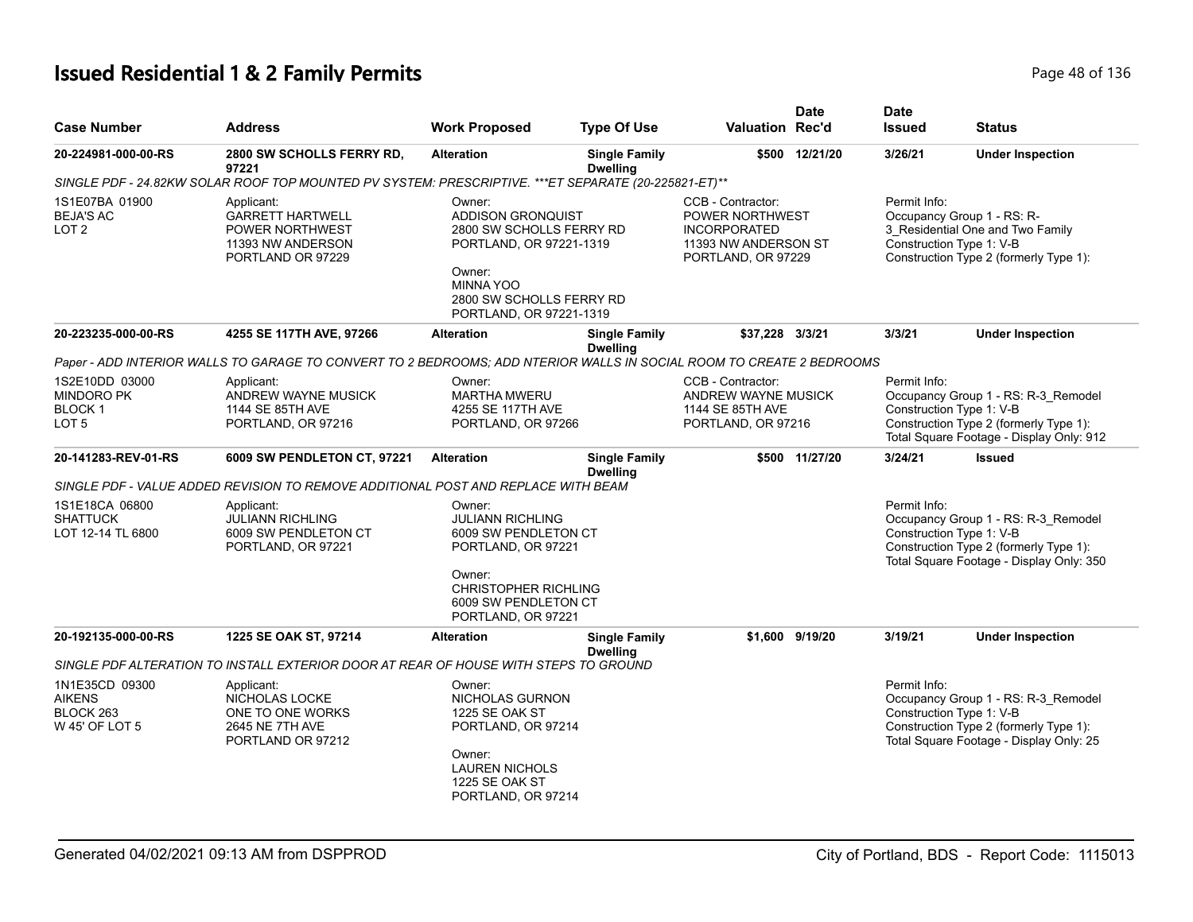# Issued Residential 1 & 2 Family Permits

| Case Number | Address | Work Proposed | Type Of Use | Valuation | Date Rec'd | Date Issued | Status |
|---|---|---|---|---|---|---|---|
| 20-224981-000-00-RS | 2800 SW SCHOLLS FERRY RD, 97221 | Alteration | Single Family Dwelling | $500 | 12/21/20 | 3/26/21 | Under Inspection |
| SINGLE PDF - 24.82KW SOLAR ROOF TOP MOUNTED PV SYSTEM: PRESCRIPTIVE. ***ET SEPARATE (20-225821-ET)** | | | | | | | |
| 1S1E07BA 01900<br>BEJA'S AC<br>LOT 2 | Applicant:<br>GARRETT HARTWELL<br>POWER NORTHWEST<br>11393 NW ANDERSON<br>PORTLAND OR 97229 | Owner:<br>ADDISON GRONQUIST<br>2800 SW SCHOLLS FERRY RD<br>PORTLAND, OR 97221-1319<br>Owner:<br>MINNA YOO<br>2800 SW SCHOLLS FERRY RD<br>PORTLAND, OR 97221-1319 | | CCB - Contractor:<br>POWER NORTHWEST INCORPORATED<br>11393 NW ANDERSON ST<br>PORTLAND, OR 97229 | | Permit Info:<br>Occupancy Group 1 - RS: R-3_Residential One and Two Family<br>Construction Type 1: V-B<br>Construction Type 2 (formerly Type 1): | |
| 20-223235-000-00-RS | 4255 SE 117TH AVE, 97266 | Alteration | Single Family Dwelling | $37,228 | 3/3/21 | 3/3/21 | Under Inspection |
| Paper - ADD INTERIOR WALLS TO GARAGE TO CONVERT TO 2 BEDROOMS; ADD NTERIOR WALLS IN SOCIAL ROOM TO CREATE 2 BEDROOMS | | | | | | | |
| 1S2E10DD 03000<br>MINDORO PK<br>BLOCK 1<br>LOT 5 | Applicant:<br>ANDREW WAYNE MUSICK<br>1144 SE 85TH AVE<br>PORTLAND, OR 97216 | Owner:<br>MARTHA MWERU<br>4255 SE 117TH AVE<br>PORTLAND, OR 97266 | | CCB - Contractor:<br>ANDREW WAYNE MUSICK<br>1144 SE 85TH AVE<br>PORTLAND, OR 97216 | | Permit Info:<br>Occupancy Group 1 - RS: R-3_Remodel<br>Construction Type 1: V-B<br>Construction Type 2 (formerly Type 1):<br>Total Square Footage - Display Only: 912 | |
| 20-141283-REV-01-RS | 6009 SW PENDLETON CT, 97221 | Alteration | Single Family Dwelling | $500 | 11/27/20 | 3/24/21 | Issued |
| SINGLE PDF - VALUE ADDED REVISION TO REMOVE ADDITIONAL POST AND REPLACE WITH BEAM | | | | | | | |
| 1S1E18CA 06800<br>SHATTUCK<br>LOT 12-14 TL 6800 | Applicant:<br>JULIANN RICHLING<br>6009 SW PENDLETON CT<br>PORTLAND, OR 97221 | Owner:<br>JULIANN RICHLING<br>6009 SW PENDLETON CT<br>PORTLAND, OR 97221<br>Owner:<br>CHRISTOPHER RICHLING<br>6009 SW PENDLETON CT<br>PORTLAND, OR 97221 | | | | Permit Info:<br>Occupancy Group 1 - RS: R-3_Remodel<br>Construction Type 1: V-B<br>Construction Type 2 (formerly Type 1):<br>Total Square Footage - Display Only: 350 | |
| 20-192135-000-00-RS | 1225 SE OAK ST, 97214 | Alteration | Single Family Dwelling | $1,600 | 9/19/20 | 3/19/21 | Under Inspection |
| SINGLE PDF ALTERATION TO INSTALL EXTERIOR DOOR AT REAR OF HOUSE WITH STEPS TO GROUND | | | | | | | |
| 1N1E35CD 09300<br>AIKENS<br>BLOCK 263<br>W 45' OF LOT 5 | Applicant:<br>NICHOLAS LOCKE<br>ONE TO ONE WORKS<br>2645 NE 7TH AVE<br>PORTLAND OR 97212 | Owner:<br>NICHOLAS GURNON<br>1225 SE OAK ST<br>PORTLAND, OR 97214<br>Owner:<br>LAUREN NICHOLS<br>1225 SE OAK ST<br>PORTLAND, OR 97214 | | | | Permit Info:<br>Occupancy Group 1 - RS: R-3_Remodel<br>Construction Type 1: V-B<br>Construction Type 2 (formerly Type 1):<br>Total Square Footage - Display Only: 25 | |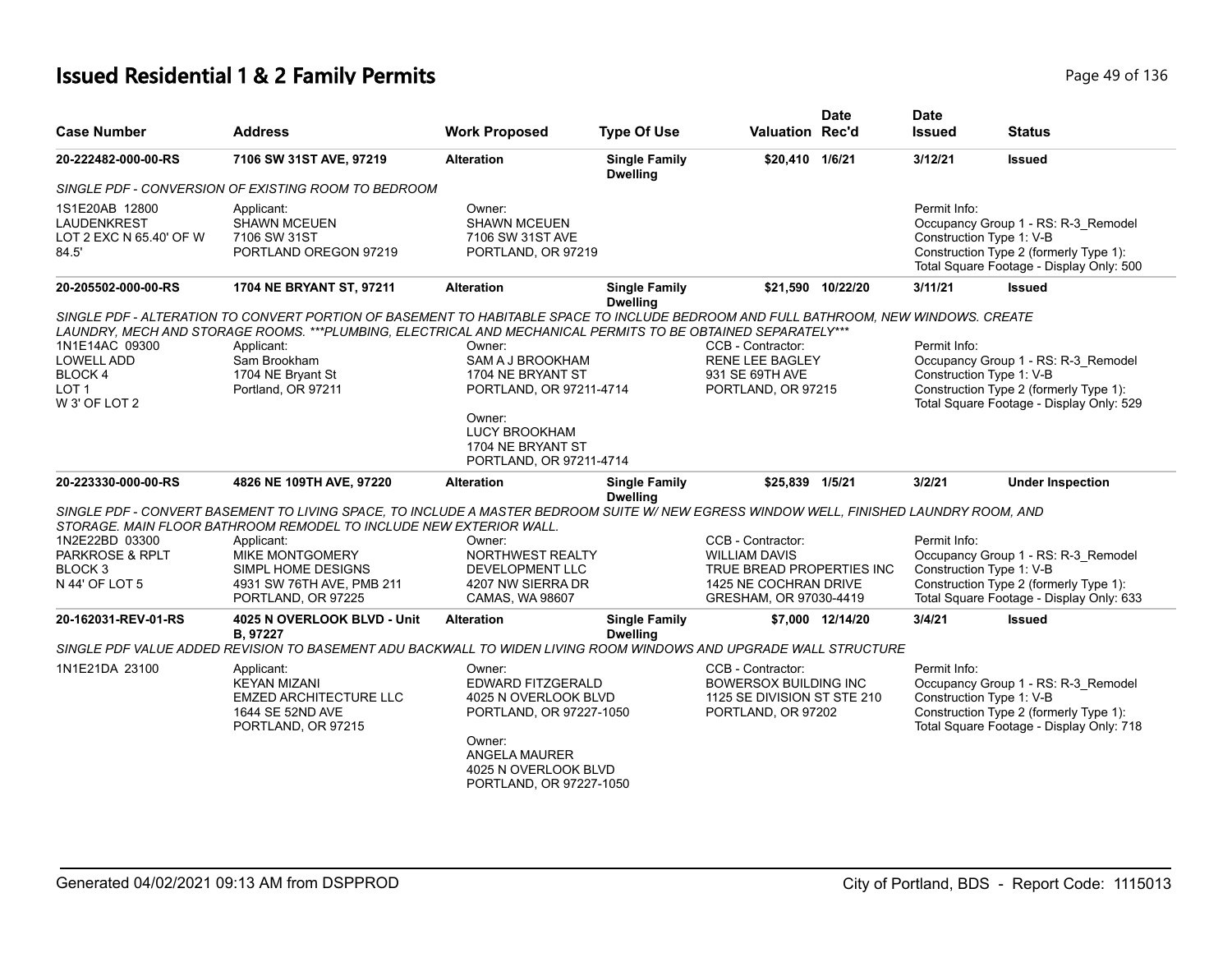# Issued Residential 1 & 2 Family Permits

| Case Number | Address | Work Proposed | Type Of Use | Valuation | Date Rec'd | Date Issued | Status |
|---|---|---|---|---|---|---|---|
| **20-222482-000-00-RS** | **7106 SW 31ST AVE, 97219** | **Alteration** | **Single Family Dwelling** | **$20,410** | **1/6/21** | **3/12/21** | **Issued** |

*SINGLE PDF - CONVERSION OF EXISTING ROOM TO BEDROOM*

1S1E20AB 12800
LAUDENKREST
LOT 2 EXC N 65.40' OF W 84.5'

Applicant:
SHAWN MCEUEN
7106 SW 31ST
PORTLAND OREGON 97219

Owner:
SHAWN MCEUEN
7106 SW 31ST AVE
PORTLAND, OR 97219

Permit Info:
Occupancy Group 1 - RS: R-3_Remodel
Construction Type 1: V-B
Construction Type 2 (formerly Type 1):
Total Square Footage - Display Only: 500

| Case Number | Address | Work Proposed | Type Of Use | Valuation | Date Rec'd | Date Issued | Status |
|---|---|---|---|---|---|---|---|
| **20-205502-000-00-RS** | **1704 NE BRYANT ST, 97211** | **Alteration** | **Single Family Dwelling** | **$21,590** | **10/22/20** | **3/11/21** | **Issued** |

*SINGLE PDF - ALTERATION TO CONVERT PORTION OF BASEMENT TO HABITABLE SPACE TO INCLUDE BEDROOM AND FULL BATHROOM, NEW WINDOWS. CREATE LAUNDRY, MECH AND STORAGE ROOMS. ***PLUMBING, ELECTRICAL AND MECHANICAL PERMITS TO BE OBTAINED SEPARATELY****

1N1E14AC 09300
LOWELL ADD
BLOCK 4
LOT 1
W 3' OF LOT 2

Applicant:
Sam Brookham
1704 NE Bryant St
Portland, OR 97211

Owner:
SAM A J BROOKHAM
1704 NE BRYANT ST
PORTLAND, OR 97211-4714

Owner:
LUCY BROOKHAM
1704 NE BRYANT ST
PORTLAND, OR 97211-4714

CCB - Contractor:
RENE LEE BAGLEY
931 SE 69TH AVE
PORTLAND, OR 97215

Permit Info:
Occupancy Group 1 - RS: R-3_Remodel
Construction Type 1: V-B
Construction Type 2 (formerly Type 1):
Total Square Footage - Display Only: 529

| Case Number | Address | Work Proposed | Type Of Use | Valuation | Date Rec'd | Date Issued | Status |
|---|---|---|---|---|---|---|---|
| **20-223330-000-00-RS** | **4826 NE 109TH AVE, 97220** | **Alteration** | **Single Family Dwelling** | **$25,839** | **1/5/21** | **3/2/21** | **Under Inspection** |

*SINGLE PDF - CONVERT BASEMENT TO LIVING SPACE, TO INCLUDE A MASTER BEDROOM SUITE W/ NEW EGRESS WINDOW WELL, FINISHED LAUNDRY ROOM, AND STORAGE. MAIN FLOOR BATHROOM REMODEL TO INCLUDE NEW EXTERIOR WALL.*

1N2E22BD 03300
PARKROSE & RPLT
BLOCK 3
N 44' OF LOT 5

Applicant:
MIKE MONTGOMERY
SIMPL HOME DESIGNS
4931 SW 76TH AVE, PMB 211
PORTLAND, OR 97225

Owner:
NORTHWEST REALTY DEVELOPMENT LLC
4207 NW SIERRA DR
CAMAS, WA 98607

CCB - Contractor:
WILLIAM DAVIS
TRUE BREAD PROPERTIES INC
1425 NE COCHRAN DRIVE
GRESHAM, OR 97030-4419

Permit Info:
Occupancy Group 1 - RS: R-3_Remodel
Construction Type 1: V-B
Construction Type 2 (formerly Type 1):
Total Square Footage - Display Only: 633

| Case Number | Address | Work Proposed | Type Of Use | Valuation | Date Rec'd | Date Issued | Status |
|---|---|---|---|---|---|---|---|
| **20-162031-REV-01-RS** | **4025 N OVERLOOK BLVD - Unit B, 97227** | **Alteration** | **Single Family Dwelling** | **$7,000** | **12/14/20** | **3/4/21** | **Issued** |

*SINGLE PDF VALUE ADDED REVISION TO BASEMENT ADU BACKWALL TO WIDEN LIVING ROOM WINDOWS AND UPGRADE WALL STRUCTURE*

1N1E21DA 23100

Applicant:
KEYAN MIZANI
EMZED ARCHITECTURE LLC
1644 SE 52ND AVE
PORTLAND, OR 97215

Owner:
EDWARD FITZGERALD
4025 N OVERLOOK BLVD
PORTLAND, OR 97227-1050

Owner:
ANGELA MAURER
4025 N OVERLOOK BLVD
PORTLAND, OR 97227-1050

CCB - Contractor:
BOWERSOX BUILDING INC
1125 SE DIVISION ST STE 210
PORTLAND, OR 97202

Permit Info:
Occupancy Group 1 - RS: R-3_Remodel
Construction Type 1: V-B
Construction Type 2 (formerly Type 1):
Total Square Footage - Display Only: 718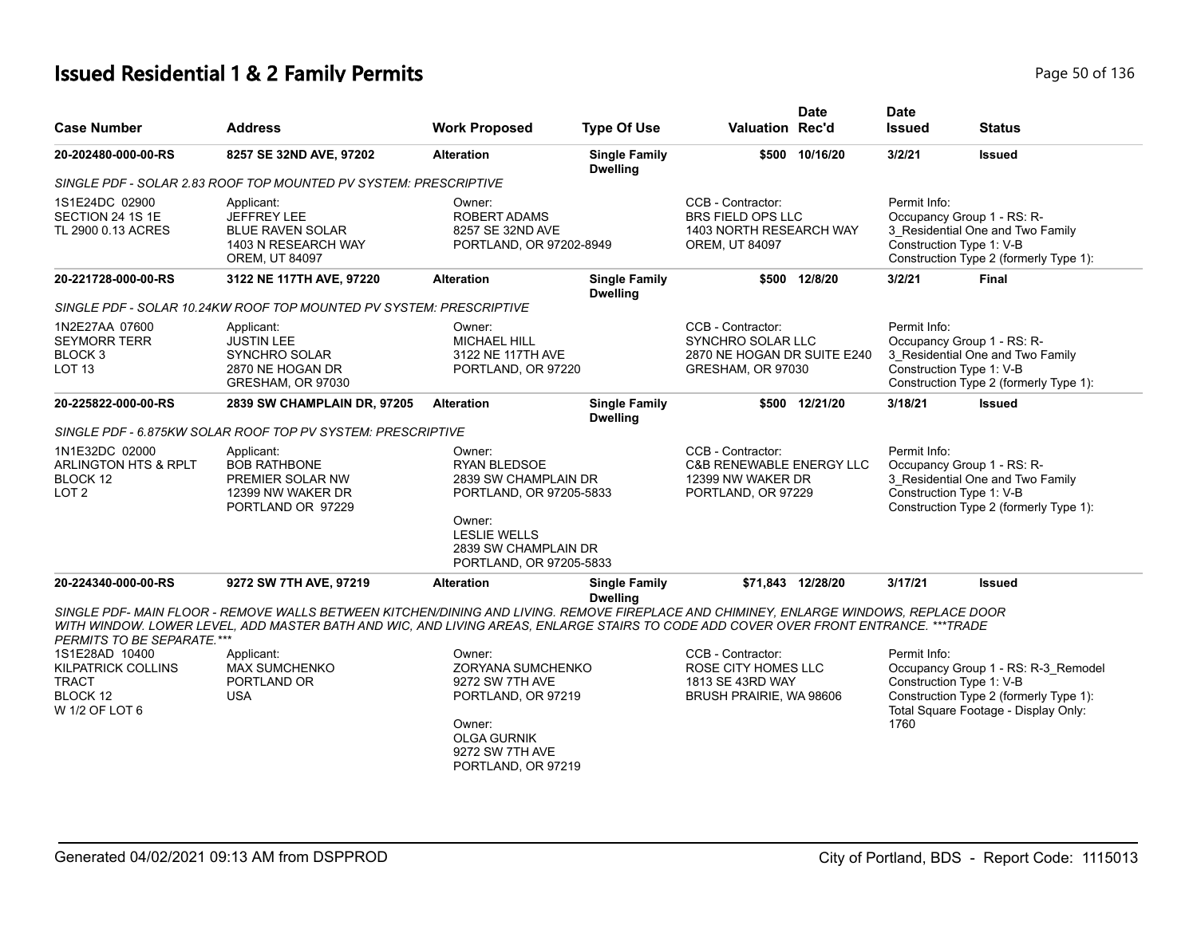# Issued Residential 1 & 2 Family Permits

| Case Number | Address | Work Proposed | Type Of Use | Valuation | Date Rec'd | Date Issued | Status |
|---|---|---|---|---|---|---|---|
| 20-202480-000-00-RS | 8257 SE 32ND AVE, 97202 | Alteration | Single Family Dwelling | $500 | 10/16/20 | 3/2/21 | Issued |
| *SINGLE PDF - SOLAR 2.83 ROOF TOP MOUNTED PV SYSTEM: PRESCRIPTIVE* | | | | | | | |
| 1S1E24DC 02900<br>SECTION 24 1S 1E<br>TL 2900 0.13 ACRES | Applicant:<br>JEFFREY LEE<br>BLUE RAVEN SOLAR<br>1403 N RESEARCH WAY<br>OREM, UT 84097 | Owner:<br>ROBERT ADAMS<br>8257 SE 32ND AVE<br>PORTLAND, OR 97202-8949 | | CCB - Contractor:<br>BRS FIELD OPS LLC<br>1403 NORTH RESEARCH WAY<br>OREM, UT 84097 | | Permit Info:<br>Occupancy Group 1 - RS: R-3_Residential One and Two Family<br>Construction Type 1: V-B<br>Construction Type 2 (formerly Type 1): | |
| 20-221728-000-00-RS | 3122 NE 117TH AVE, 97220 | Alteration | Single Family Dwelling | $500 | 12/8/20 | 3/2/21 | Final |
| *SINGLE PDF - SOLAR 10.24KW ROOF TOP MOUNTED PV SYSTEM: PRESCRIPTIVE* | | | | | | | |
| 1N2E27AA 07600<br>SEYMORR TERR<br>BLOCK 3<br>LOT 13 | Applicant:<br>JUSTIN LEE<br>SYNCHRO SOLAR<br>2870 NE HOGAN DR<br>GRESHAM, OR 97030 | Owner:<br>MICHAEL HILL<br>3122 NE 117TH AVE<br>PORTLAND, OR 97220 | | CCB - Contractor:<br>SYNCHRO SOLAR LLC<br>2870 NE HOGAN DR SUITE E240<br>GRESHAM, OR 97030 | | Permit Info:<br>Occupancy Group 1 - RS: R-3_Residential One and Two Family<br>Construction Type 1: V-B<br>Construction Type 2 (formerly Type 1): | |
| 20-225822-000-00-RS | 2839 SW CHAMPLAIN DR, 97205 | Alteration | Single Family Dwelling | $500 | 12/21/20 | 3/18/21 | Issued |
| *SINGLE PDF - 6.875KW SOLAR ROOF TOP PV SYSTEM: PRESCRIPTIVE* | | | | | | | |
| 1N1E32DC 02000<br>ARLINGTON HTS & RPLT<br>BLOCK 12<br>LOT 2 | Applicant:<br>BOB RATHBONE<br>PREMIER SOLAR NW<br>12399 NW WAKER DR<br>PORTLAND OR 97229 | Owner:<br>RYAN BLEDSOE<br>2839 SW CHAMPLAIN DR<br>PORTLAND, OR 97205-5833<br><br>Owner:<br>LESLIE WELLS<br>2839 SW CHAMPLAIN DR<br>PORTLAND, OR 97205-5833 | | CCB - Contractor:<br>C&B RENEWABLE ENERGY LLC<br>12399 NW WAKER DR<br>PORTLAND, OR 97229 | | Permit Info:<br>Occupancy Group 1 - RS: R-3_Residential One and Two Family<br>Construction Type 1: V-B<br>Construction Type 2 (formerly Type 1): | |
| 20-224340-000-00-RS | 9272 SW 7TH AVE, 97219 | Alteration | Single Family Dwelling | $71,843 | 12/28/20 | 3/17/21 | Issued |
| *SINGLE PDF- MAIN FLOOR - REMOVE WALLS BETWEEN KITCHEN/DINING AND LIVING. REMOVE FIREPLACE AND CHIMINEY, ENLARGE WINDOWS, REPLACE DOOR WITH WINDOW. LOWER LEVEL, ADD MASTER BATH AND WIC, AND LIVING AREAS, ENLARGE STAIRS TO CODE ADD COVER OVER FRONT ENTRANCE. ***TRADE PERMITS TO BE SEPARATE.**** | | | | | | | |
| 1S1E28AD 10400<br>KILPATRICK COLLINS TRACT<br>BLOCK 12<br>W 1/2 OF LOT 6 | Applicant:<br>MAX SUMCHENKO<br>PORTLAND OR<br>USA | Owner:<br>ZORYANA SUMCHENKO<br>9272 SW 7TH AVE<br>PORTLAND, OR 97219<br><br>Owner:<br>OLGA GURNIK<br>9272 SW 7TH AVE<br>PORTLAND, OR 97219 | | CCB - Contractor:<br>ROSE CITY HOMES LLC<br>1813 SE 43RD WAY<br>BRUSH PRAIRIE, WA 98606 | | Permit Info:<br>Occupancy Group 1 - RS: R-3_Remodel<br>Construction Type 1: V-B<br>Construction Type 2 (formerly Type 1):<br>Total Square Footage - Display Only: 1760 | |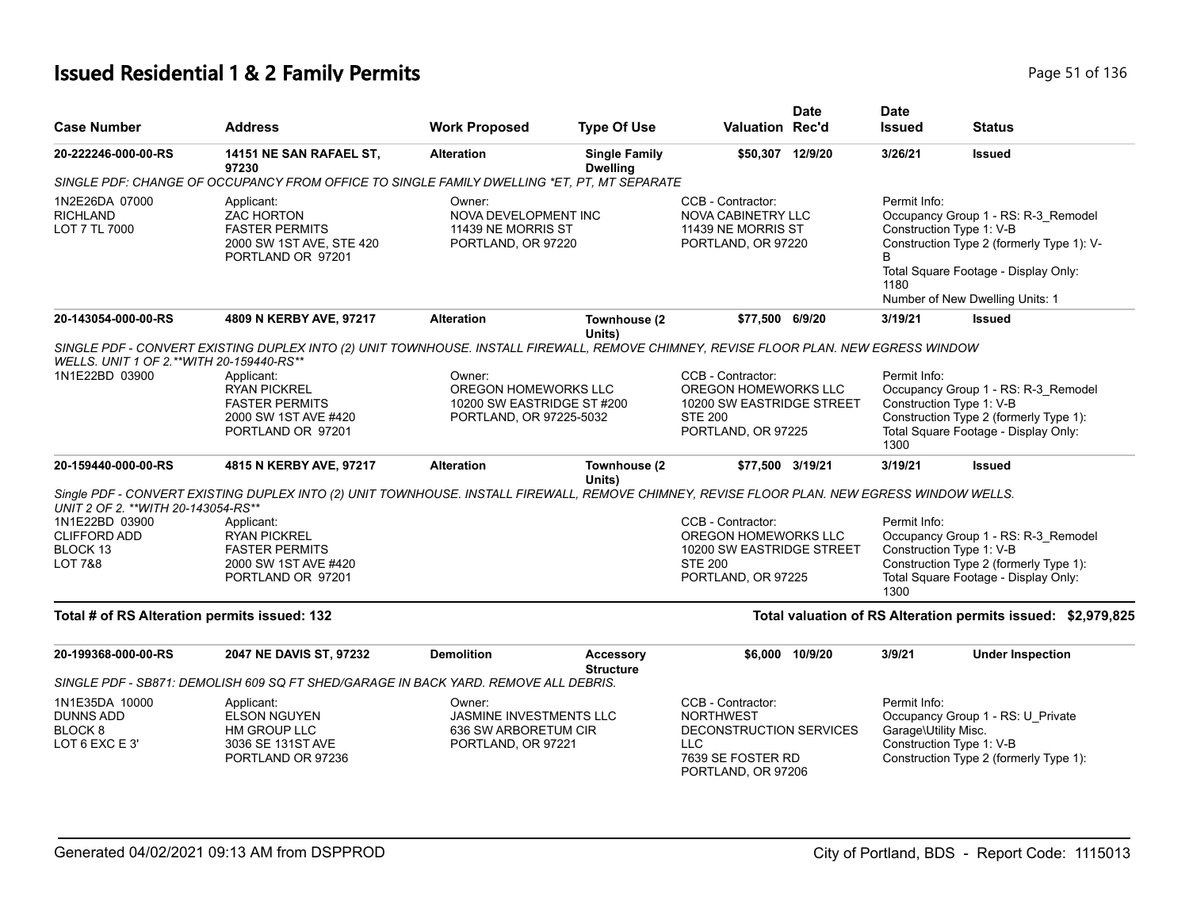# Issued Residential 1 & 2 Family Permits

| Case Number | Address | Work Proposed | Type Of Use | Valuation | Date Rec'd | Date Issued | Status |
|---|---|---|---|---|---|---|---|
| 20-222246-000-00-RS | 14151 NE SAN RAFAEL ST, 97230 | Alteration | Single Family Dwelling | $50,307 | 12/9/20 | 3/26/21 | Issued |

*SINGLE PDF: CHANGE OF OCCUPANCY FROM OFFICE TO SINGLE FAMILY DWELLING *ET, PT, MT SEPARATE*

| | Applicant | Owner | CCB - Contractor | Permit Info |
|---|---|---|---|---|
| 1N2E26DA 07000<br>RICHLAND<br>LOT 7 TL 7000 | ZAC HORTON<br>FASTER PERMITS<br>2000 SW 1ST AVE, STE 420<br>PORTLAND OR 97201 | NOVA DEVELOPMENT INC<br>11439 NE MORRIS ST<br>PORTLAND, OR 97220 | NOVA CABINETRY LLC<br>11439 NE MORRIS ST<br>PORTLAND, OR 97220 | Occupancy Group 1 - RS: R-3_Remodel<br>Construction Type 1: V-B<br>Construction Type 2 (formerly Type 1): V-B<br>Total Square Footage - Display Only: 1180<br>Number of New Dwelling Units: 1 |

| Case Number | Address | Work Proposed | Type Of Use | Valuation | Date Rec'd | Date Issued | Status |
|---|---|---|---|---|---|---|---|
| 20-143054-000-00-RS | 4809 N KERBY AVE, 97217 | Alteration | Townhouse (2 Units) | $77,500 | 6/9/20 | 3/19/21 | Issued |

*SINGLE PDF - CONVERT EXISTING DUPLEX INTO (2) UNIT TOWNHOUSE. INSTALL FIREWALL, REMOVE CHIMNEY, REVISE FLOOR PLAN. NEW EGRESS WINDOW WELLS. UNIT 1 OF 2.**WITH 20-159440-RS***

| | Applicant | Owner | CCB - Contractor | Permit Info |
|---|---|---|---|---|
| 1N1E22BD 03900 | RYAN PICKREL<br>FASTER PERMITS<br>2000 SW 1ST AVE #420<br>PORTLAND OR 97201 | OREGON HOMEWORKS LLC<br>10200 SW EASTRIDGE ST #200<br>PORTLAND, OR 97225-5032 | OREGON HOMEWORKS LLC<br>10200 SW EASTRIDGE STREET<br>STE 200<br>PORTLAND, OR 97225 | Occupancy Group 1 - RS: R-3_Remodel<br>Construction Type 1: V-B<br>Construction Type 2 (formerly Type 1):<br>Total Square Footage - Display Only: 1300 |

| Case Number | Address | Work Proposed | Type Of Use | Valuation | Date Rec'd | Date Issued | Status |
|---|---|---|---|---|---|---|---|
| 20-159440-000-00-RS | 4815 N KERBY AVE, 97217 | Alteration | Townhouse (2 Units) | $77,500 | 3/19/21 | 3/19/21 | Issued |

*Single PDF - CONVERT EXISTING DUPLEX INTO (2) UNIT TOWNHOUSE. INSTALL FIREWALL, REMOVE CHIMNEY, REVISE FLOOR PLAN. NEW EGRESS WINDOW WELLS. UNIT 2 OF 2. **WITH 20-143054-RS***

| | Applicant | Owner | CCB - Contractor | Permit Info |
|---|---|---|---|---|
| 1N1E22BD 03900<br>CLIFFORD ADD<br>BLOCK 13<br>LOT 7&8 | RYAN PICKREL<br>FASTER PERMITS<br>2000 SW 1ST AVE #420<br>PORTLAND OR 97201 | | OREGON HOMEWORKS LLC<br>10200 SW EASTRIDGE STREET<br>STE 200<br>PORTLAND, OR 97225 | Occupancy Group 1 - RS: R-3_Remodel<br>Construction Type 1: V-B<br>Construction Type 2 (formerly Type 1):<br>Total Square Footage - Display Only: 1300 |

**Total # of RS Alteration permits issued: 132**

**Total valuation of RS Alteration permits issued: $2,979,825**

| Case Number | Address | Work Proposed | Type Of Use | Valuation | Date Rec'd | Date Issued | Status |
|---|---|---|---|---|---|---|---|
| 20-199368-000-00-RS | 2047 NE DAVIS ST, 97232 | Demolition | Accessory Structure | $6,000 | 10/9/20 | 3/9/21 | Under Inspection |

*SINGLE PDF - SB871: DEMOLISH 609 SQ FT SHED/GARAGE IN BACK YARD. REMOVE ALL DEBRIS.*

| | Applicant | Owner | CCB - Contractor | Permit Info |
|---|---|---|---|---|
| 1N1E35DA 10000<br>DUNNS ADD<br>BLOCK 8<br>LOT 6 EXC E 3' | ELSON NGUYEN<br>HM GROUP LLC<br>3036 SE 131ST AVE<br>PORTLAND OR 97236 | JASMINE INVESTMENTS LLC<br>636 SW ARBORETUM CIR<br>PORTLAND, OR 97221 | NORTHWEST DECONSTRUCTION SERVICES LLC<br>7639 SE FOSTER RD<br>PORTLAND, OR 97206 | Occupancy Group 1 - RS: U_Private Garage\Utility Misc.<br>Construction Type 1: V-B<br>Construction Type 2 (formerly Type 1): |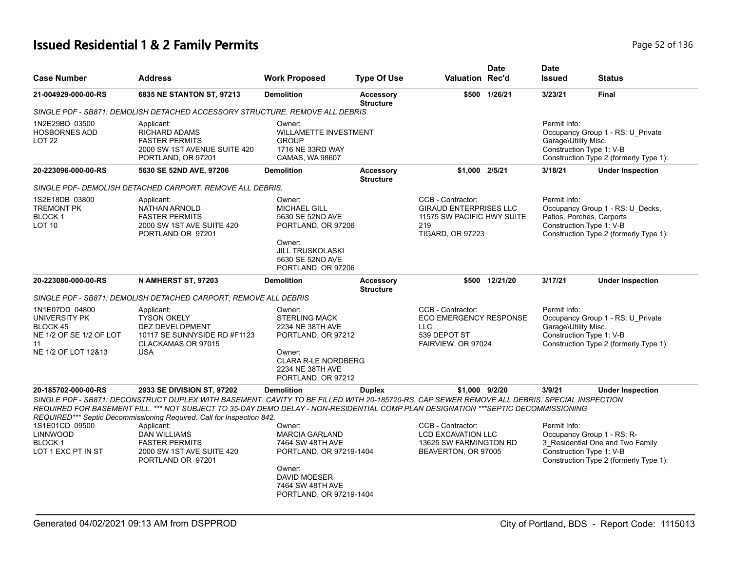# Issued Residential 1 & 2 Family Permits

| Case Number | Address | Work Proposed | Type Of Use | Valuation | Date Rec'd | Date Issued | Status |
|---|---|---|---|---|---|---|---|
| 21-004929-000-00-RS | 6835 NE STANTON ST, 97213 | Demolition | Accessory Structure | $500 | 1/26/21 | 3/23/21 | Final |

*SINGLE PDF - SB871: DEMOLISH DETACHED ACCESSORY STRUCTURE. REMOVE ALL DEBRIS.*

1N2E29BD 03500
HOSBORNES ADD
LOT 22

Applicant:
RICHARD ADAMS
FASTER PERMITS
2000 SW 1ST AVENUE SUITE 420
PORTLAND, OR 97201

Owner:
WILLAMETTE INVESTMENT GROUP
1716 NE 33RD WAY
CAMAS, WA 98607

Permit Info:
Occupancy Group 1 - RS: U_Private Garage\Utility Misc.
Construction Type 1: V-B
Construction Type 2 (formerly Type 1):

| Case Number | Address | Work Proposed | Type Of Use | Valuation | Date Rec'd | Date Issued | Status |
|---|---|---|---|---|---|---|---|
| 20-223096-000-00-RS | 5630 SE 52ND AVE, 97206 | Demolition | Accessory Structure | $1,000 | 2/5/21 | 3/18/21 | Under Inspection |

*SINGLE PDF- DEMOLISH DETACHED CARPORT. REMOVE ALL DEBRIS.*

1S2E18DB 03800
TREMONT PK
BLOCK 1
LOT 10

Applicant:
NATHAN ARNOLD
FASTER PERMITS
2000 SW 1ST AVE SUITE 420
PORTLAND OR 97201

Owner:
MICHAEL GILL
5630 SE 52ND AVE
PORTLAND, OR 97206

Owner:
JILL TRUSKOLASKI
5630 SE 52ND AVE
PORTLAND, OR 97206

CCB - Contractor:
GIRAUD ENTERPRISES LLC
11575 SW PACIFIC HWY SUITE 219
TIGARD, OR 97223

Permit Info:
Occupancy Group 1 - RS: U_Decks, Patios, Porches, Carports
Construction Type 1: V-B
Construction Type 2 (formerly Type 1):

| Case Number | Address | Work Proposed | Type Of Use | Valuation | Date Rec'd | Date Issued | Status |
|---|---|---|---|---|---|---|---|
| 20-223080-000-00-RS | N AMHERST ST, 97203 | Demolition | Accessory Structure | $500 | 12/21/20 | 3/17/21 | Under Inspection |

*SINGLE PDF - SB871: DEMOLISH DETACHED CARPORT; REMOVE ALL DEBRIS*

1N1E07DD 04800
UNIVERSITY PK
BLOCK 45
NE 1/2 OF SE 1/2 OF LOT 11
NE 1/2 OF LOT 12&13

Applicant:
TYSON OKELY
DEZ DEVELOPMENT
10117 SE SUNNYSIDE RD #F1123
CLACKAMAS OR 97015
USA

Owner:
STERLING MACK
2234 NE 38TH AVE
PORTLAND, OR 97212

Owner:
CLARA R-LE NORDBERG
2234 NE 38TH AVE
PORTLAND, OR 97212

CCB - Contractor:
ECO EMERGENCY RESPONSE LLC
539 DEPOT ST
FAIRVIEW, OR 97024

Permit Info:
Occupancy Group 1 - RS: U_Private Garage\Utility Misc.
Construction Type 1: V-B
Construction Type 2 (formerly Type 1):

| Case Number | Address | Work Proposed | Type Of Use | Valuation | Date Rec'd | Date Issued | Status |
|---|---|---|---|---|---|---|---|
| 20-185702-000-00-RS | 2933 SE DIVISION ST, 97202 | Demolition | Duplex | $1,000 | 9/2/20 | 3/9/21 | Under Inspection |

*SINGLE PDF - SB871: DECONSTRUCT DUPLEX WITH BASEMENT. CAVITY TO BE FILLED.WITH 20-185720-RS. CAP SEWER REMOVE ALL DEBRIS. SPECIAL INSPECTION REQUIRED FOR BASEMENT FILL. *** NOT SUBJECT TO 35-DAY DEMO DELAY - NON-RESIDENTIAL COMP PLAN DESIGNATION ***SEPTIC DECOMMISSIONING REQUIRED*** Septic Decommissioning Required. Call for Inspection 842.*

1S1E01CD 09500
LINNWOOD
BLOCK 1
LOT 1 EXC PT IN ST

Applicant:
DAN WILLIAMS
FASTER PERMITS
2000 SW 1ST AVE SUITE 420
PORTLAND OR 97201

Owner:
MARCIA GARLAND
7464 SW 48TH AVE
PORTLAND, OR 97219-1404

Owner:
DAVID MOESER
7464 SW 48TH AVE
PORTLAND, OR 97219-1404

CCB - Contractor:
LCD EXCAVATION LLC
13625 SW FARMINGTON RD
BEAVERTON, OR 97005

Permit Info:
Occupancy Group 1 - RS: R-3_Residential One and Two Family
Construction Type 1: V-B
Construction Type 2 (formerly Type 1):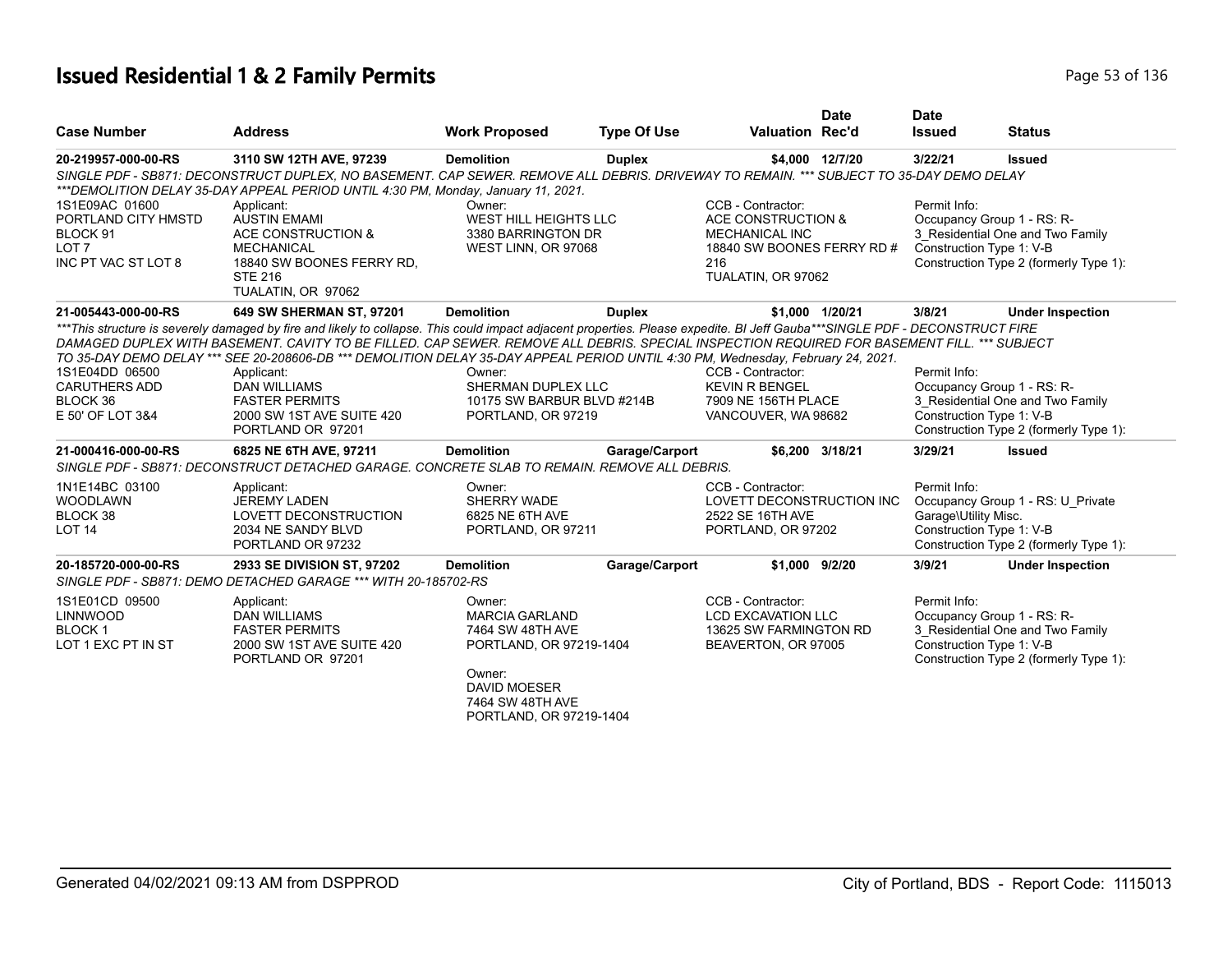# Issued Residential 1 & 2 Family Permits

| Case Number | Address | Work Proposed | Type Of Use | Valuation | Date Rec'd | Date Issued | Status |
|---|---|---|---|---|---|---|---|
| **20-219957-000-00-RS** | **3110 SW 12TH AVE, 97239** | **Demolition** | **Duplex** | **$4,000** | **12/7/20** | **3/22/21** | **Issued** |

*SINGLE PDF - SB871: DECONSTRUCT DUPLEX, NO BASEMENT. CAP SEWER. REMOVE ALL DEBRIS. DRIVEWAY TO REMAIN. *** SUBJECT TO 35-DAY DEMO DELAY ***DEMOLITION DELAY 35-DAY APPEAL PERIOD UNTIL 4:30 PM, Monday, January 11, 2021.*

1S1E09AC 01600
PORTLAND CITY HMSTD
BLOCK 91
LOT 7
INC PT VAC ST LOT 8

Applicant:
AUSTIN EMAMI
ACE CONSTRUCTION & MECHANICAL
18840 SW BOONES FERRY RD, STE 216
TUALATIN, OR 97062

Owner:
WEST HILL HEIGHTS LLC
3380 BARRINGTON DR
WEST LINN, OR 97068

CCB - Contractor:
ACE CONSTRUCTION & MECHANICAL INC
18840 SW BOONES FERRY RD # 216
TUALATIN, OR 97062

Permit Info:
Occupancy Group 1 - RS: R-3_Residential One and Two Family
Construction Type 1: V-B
Construction Type 2 (formerly Type 1):

---

| Case Number | Address | Work Proposed | Type Of Use | Valuation | Date Rec'd | Date Issued | Status |
|---|---|---|---|---|---|---|---|
| **21-005443-000-00-RS** | **649 SW SHERMAN ST, 97201** | **Demolition** | **Duplex** | **$1,000** | **1/20/21** | **3/8/21** | **Under Inspection** |

****This structure is severely damaged by fire and likely to collapse. This could impact adjacent properties. Please expedite. BI Jeff Gauba***SINGLE PDF - DECONSTRUCT FIRE DAMAGED DUPLEX WITH BASEMENT. CAVITY TO BE FILLED. CAP SEWER. REMOVE ALL DEBRIS. SPECIAL INSPECTION REQUIRED FOR BASEMENT FILL. *** SUBJECT TO 35-DAY DEMO DELAY *** SEE 20-208606-DB *** DEMOLITION DELAY 35-DAY APPEAL PERIOD UNTIL 4:30 PM, Wednesday, February 24, 2021.*

1S1E04DD 06500
CARUTHERS ADD
BLOCK 36
E 50' OF LOT 3&4

Applicant:
DAN WILLIAMS
FASTER PERMITS
2000 SW 1ST AVE SUITE 420
PORTLAND OR 97201

Owner:
SHERMAN DUPLEX LLC
10175 SW BARBUR BLVD #214B
PORTLAND, OR 97219

CCB - Contractor:
KEVIN R BENGEL
7909 NE 156TH PLACE
VANCOUVER, WA 98682

Permit Info:
Occupancy Group 1 - RS: R-3_Residential One and Two Family
Construction Type 1: V-B
Construction Type 2 (formerly Type 1):

---

| Case Number | Address | Work Proposed | Type Of Use | Valuation | Date Rec'd | Date Issued | Status |
|---|---|---|---|---|---|---|---|
| **21-000416-000-00-RS** | **6825 NE 6TH AVE, 97211** | **Demolition** | **Garage/Carport** | **$6,200** | **3/18/21** | **3/29/21** | **Issued** |

*SINGLE PDF - SB871: DECONSTRUCT DETACHED GARAGE. CONCRETE SLAB TO REMAIN. REMOVE ALL DEBRIS.*

1N1E14BC 03100
WOODLAWN
BLOCK 38
LOT 14

Applicant:
JEREMY LADEN
LOVETT DECONSTRUCTION
2034 NE SANDY BLVD
PORTLAND OR 97232

Owner:
SHERRY WADE
6825 NE 6TH AVE
PORTLAND, OR 97211

CCB - Contractor:
LOVETT DECONSTRUCTION INC
2522 SE 16TH AVE
PORTLAND, OR 97202

Permit Info:
Occupancy Group 1 - RS: U_Private Garage\Utility Misc.
Construction Type 1: V-B
Construction Type 2 (formerly Type 1):

---

| Case Number | Address | Work Proposed | Type Of Use | Valuation | Date Rec'd | Date Issued | Status |
|---|---|---|---|---|---|---|---|
| **20-185720-000-00-RS** | **2933 SE DIVISION ST, 97202** | **Demolition** | **Garage/Carport** | **$1,000** | **9/2/20** | **3/9/21** | **Under Inspection** |

*SINGLE PDF - SB871: DEMO DETACHED GARAGE *** WITH 20-185702-RS*

1S1E01CD 09500
LINNWOOD
BLOCK 1
LOT 1 EXC PT IN ST

Applicant:
DAN WILLIAMS
FASTER PERMITS
2000 SW 1ST AVE SUITE 420
PORTLAND OR 97201

Owner:
MARCIA GARLAND
7464 SW 48TH AVE
PORTLAND, OR 97219-1404

Owner:
DAVID MOESER
7464 SW 48TH AVE
PORTLAND, OR 97219-1404

CCB - Contractor:
LCD EXCAVATION LLC
13625 SW FARMINGTON RD
BEAVERTON, OR 97005

Permit Info:
Occupancy Group 1 - RS: R-3_Residential One and Two Family
Construction Type 1: V-B
Construction Type 2 (formerly Type 1):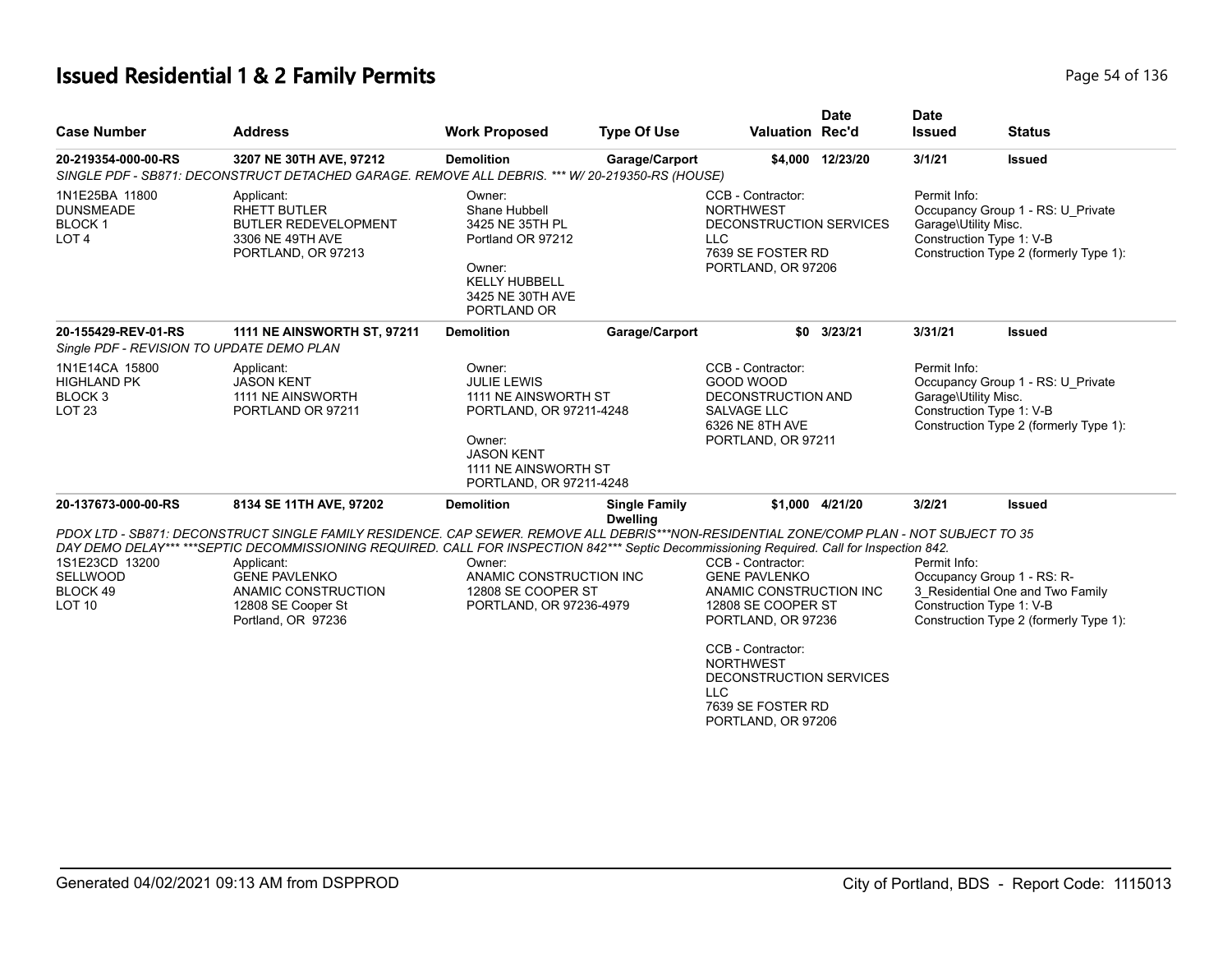# Issued Residential 1 & 2 Family Permits

| Case Number | Address | Work Proposed | Type Of Use | Valuation | Date Rec'd | Date Issued | Status |
|---|---|---|---|---|---|---|---|
| 20-219354-000-00-RS | 3207 NE 30TH AVE, 97212 | Demolition | Garage/Carport | $4,000 | 12/23/20 | 3/1/21 | Issued |
| SINGLE PDF - SB871: DECONSTRUCT DETACHED GARAGE. REMOVE ALL DEBRIS. *** W/ 20-219350-RS (HOUSE) | | | | | | | |
| 1N1E25BA 11800<br>DUNSMEADE<br>BLOCK 1<br>LOT 4 | Applicant:<br>RHETT BUTLER<br>BUTLER REDEVELOPMENT<br>3306 NE 49TH AVE<br>PORTLAND, OR 97213 | Owner:<br>Shane Hubbell<br>3425 NE 35TH PL<br>Portland OR 97212<br><br>Owner:<br>KELLY HUBBELL<br>3425 NE 30TH AVE<br>PORTLAND OR | | CCB - Contractor:<br>NORTHWEST<br>DECONSTRUCTION SERVICES<br>LLC<br>7639 SE FOSTER RD<br>PORTLAND, OR 97206 | | Permit Info:<br>Occupancy Group 1 - RS: U_Private<br>Garage\Utility Misc.<br>Construction Type 1: V-B<br>Construction Type 2 (formerly Type 1): | |
| 20-155429-REV-01-RS | 1111 NE AINSWORTH ST, 97211 | Demolition | Garage/Carport | $0 | 3/23/21 | 3/31/21 | Issued |
| Single PDF - REVISION TO UPDATE DEMO PLAN | | | | | | | |
| 1N1E14CA 15800<br>HIGHLAND PK<br>BLOCK 3<br>LOT 23 | Applicant:<br>JASON KENT<br>1111 NE AINSWORTH<br>PORTLAND OR 97211 | Owner:<br>JULIE LEWIS<br>1111 NE AINSWORTH ST<br>PORTLAND, OR 97211-4248<br><br>Owner:<br>JASON KENT<br>1111 NE AINSWORTH ST<br>PORTLAND, OR 97211-4248 | | CCB - Contractor:<br>GOOD WOOD<br>DECONSTRUCTION AND<br>SALVAGE LLC<br>6326 NE 8TH AVE<br>PORTLAND, OR 97211 | | Permit Info:<br>Occupancy Group 1 - RS: U_Private<br>Garage\Utility Misc.<br>Construction Type 1: V-B<br>Construction Type 2 (formerly Type 1): | |
| 20-137673-000-00-RS | 8134 SE 11TH AVE, 97202 | Demolition | Single Family Dwelling | $1,000 | 4/21/20 | 3/2/21 | Issued |
| PDOX LTD - SB871: DECONSTRUCT SINGLE FAMILY RESIDENCE. CAP SEWER. REMOVE ALL DEBRIS***NON-RESIDENTIAL ZONE/COMP PLAN - NOT SUBJECT TO 35 DAY DEMO DELAY*** ***SEPTIC DECOMMISSIONING REQUIRED. CALL FOR INSPECTION 842*** Septic Decommissioning Required. Call for Inspection 842. | | | | | | | |
| 1S1E23CD 13200<br>SELLWOOD<br>BLOCK 49<br>LOT 10 | Applicant:<br>GENE PAVLENKO<br>ANAMIC CONSTRUCTION<br>12808 SE Cooper St<br>Portland, OR 97236 | Owner:<br>ANAMIC CONSTRUCTION INC<br>12808 SE COOPER ST<br>PORTLAND, OR 97236-4979 | | CCB - Contractor:<br>GENE PAVLENKO<br>ANAMIC CONSTRUCTION INC<br>12808 SE COOPER ST<br>PORTLAND, OR 97236<br><br>CCB - Contractor:<br>NORTHWEST<br>DECONSTRUCTION SERVICES<br>LLC<br>7639 SE FOSTER RD<br>PORTLAND, OR 97206 | | Permit Info:<br>Occupancy Group 1 - RS: R-3_Residential One and Two Family<br>Construction Type 1: V-B<br>Construction Type 2 (formerly Type 1): | |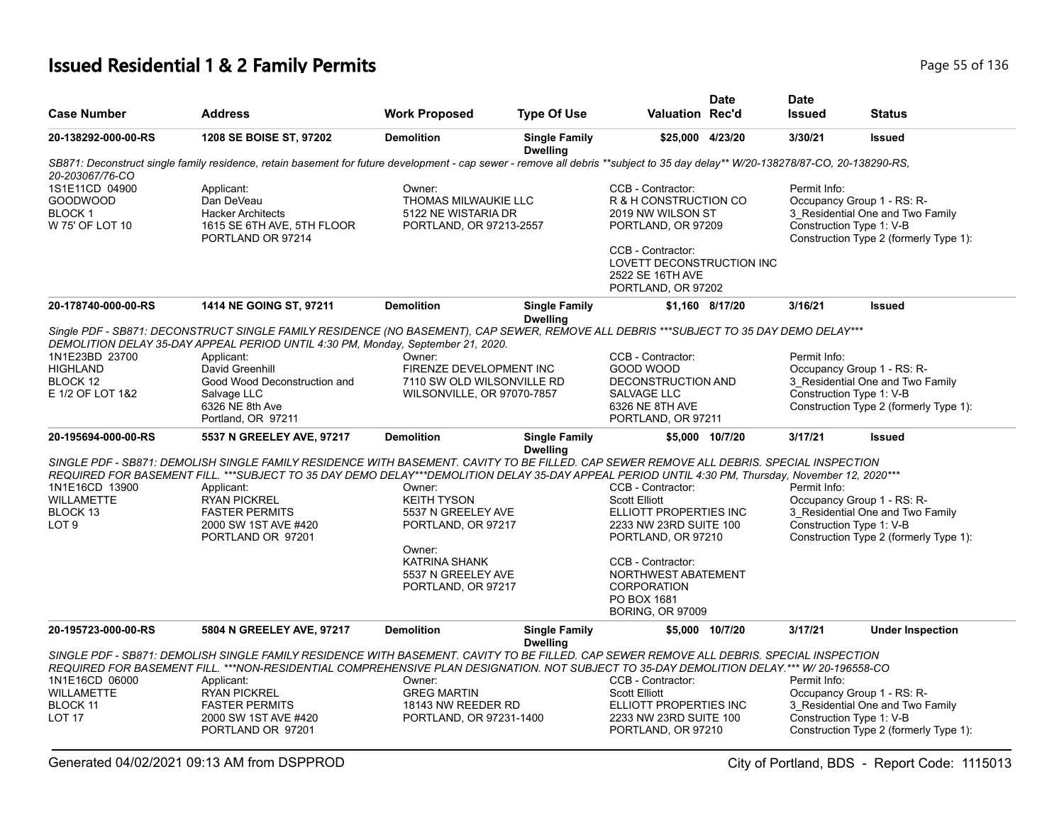# Issued Residential 1 & 2 Family Permits

| Case Number | Address | Work Proposed | Type Of Use | Valuation | Date Rec'd | Date Issued | Status |
|---|---|---|---|---|---|---|---|
| 20-138292-000-00-RS | 1208 SE BOISE ST, 97202 | Demolition | Single Family Dwelling | $25,000 | 4/23/20 | 3/30/21 | Issued |

*SB871: Deconstruct single family residence, retain basement for future development - cap sewer - remove all debris **subject to 35 day delay** W/20-138278/87-CO, 20-138290-RS, 20-203067/76-CO*

| Legal | Applicant | Owner | CCB - Contractor | Permit Info |
|---|---|---|---|---|
| 1S1E11CD 04900<br>GOODWOOD<br>BLOCK 1<br>W 75' OF LOT 10 | Applicant:<br>Dan DeVeau<br>Hacker Architects<br>1615 SE 6TH AVE, 5TH FLOOR<br>PORTLAND OR 97214 | Owner:<br>THOMAS MILWAUKIE LLC<br>5122 NE WISTARIA DR<br>PORTLAND, OR 97213-2557 | CCB - Contractor:<br>R & H CONSTRUCTION CO<br>2019 NW WILSON ST<br>PORTLAND, OR 97209<br><br>CCB - Contractor:<br>LOVETT DECONSTRUCTION INC<br>2522 SE 16TH AVE<br>PORTLAND, OR 97202 | Permit Info:<br>Occupancy Group 1 - RS: R-3_Residential One and Two Family<br>Construction Type 1: V-B<br>Construction Type 2 (formerly Type 1): |

| Case Number | Address | Work Proposed | Type Of Use | Valuation | Date Rec'd | Date Issued | Status |
|---|---|---|---|---|---|---|---|
| 20-178740-000-00-RS | 1414 NE GOING ST, 97211 | Demolition | Single Family Dwelling | $1,160 | 8/17/20 | 3/16/21 | Issued |

*Single PDF - SB871: DECONSTRUCT SINGLE FAMILY RESIDENCE (NO BASEMENT), CAP SEWER, REMOVE ALL DEBRIS \*\*\*SUBJECT TO 35 DAY DEMO DELAY\*\*\* DEMOLITION DELAY 35-DAY APPEAL PERIOD UNTIL 4:30 PM, Monday, September 21, 2020.*

| Legal | Applicant | Owner | CCB - Contractor | Permit Info |
|---|---|---|---|---|
| 1N1E23BD 23700<br>HIGHLAND<br>BLOCK 12<br>E 1/2 OF LOT 1&2 | Applicant:<br>David Greenhill<br>Good Wood Deconstruction and Salvage LLC<br>6326 NE 8th Ave<br>Portland, OR 97211 | Owner:<br>FIRENZE DEVELOPMENT INC<br>7110 SW OLD WILSONVILLE RD<br>WILSONVILLE, OR 97070-7857 | CCB - Contractor:<br>GOOD WOOD DECONSTRUCTION AND SALVAGE LLC<br>6326 NE 8TH AVE<br>PORTLAND, OR 97211 | Permit Info:<br>Occupancy Group 1 - RS: R-3_Residential One and Two Family<br>Construction Type 1: V-B<br>Construction Type 2 (formerly Type 1): |

| Case Number | Address | Work Proposed | Type Of Use | Valuation | Date Rec'd | Date Issued | Status |
|---|---|---|---|---|---|---|---|
| 20-195694-000-00-RS | 5537 N GREELEY AVE, 97217 | Demolition | Single Family Dwelling | $5,000 | 10/7/20 | 3/17/21 | Issued |

*SINGLE PDF - SB871: DEMOLISH SINGLE FAMILY RESIDENCE WITH BASEMENT. CAVITY TO BE FILLED. CAP SEWER REMOVE ALL DEBRIS. SPECIAL INSPECTION REQUIRED FOR BASEMENT FILL. \*\*\*SUBJECT TO 35 DAY DEMO DELAY\*\*\*DEMOLITION DELAY 35-DAY APPEAL PERIOD UNTIL 4:30 PM, Thursday, November 12, 2020\*\*\**

| Legal | Applicant | Owner | CCB - Contractor | Permit Info |
|---|---|---|---|---|
| 1N1E16CD 13900<br>WILLAMETTE<br>BLOCK 13<br>LOT 9 | Applicant:<br>RYAN PICKREL<br>FASTER PERMITS<br>2000 SW 1ST AVE #420<br>PORTLAND OR 97201 | Owner:<br>KEITH TYSON<br>5537 N GREELEY AVE<br>PORTLAND, OR 97217<br><br>Owner:<br>KATRINA SHANK<br>5537 N GREELEY AVE<br>PORTLAND, OR 97217 | CCB - Contractor:<br>Scott Elliott<br>ELLIOTT PROPERTIES INC<br>2233 NW 23RD SUITE 100<br>PORTLAND, OR 97210<br><br>CCB - Contractor:<br>NORTHWEST ABATEMENT CORPORATION<br>PO BOX 1681<br>BORING, OR 97009 | Permit Info:<br>Occupancy Group 1 - RS: R-3_Residential One and Two Family<br>Construction Type 1: V-B<br>Construction Type 2 (formerly Type 1): |

| Case Number | Address | Work Proposed | Type Of Use | Valuation | Date Rec'd | Date Issued | Status |
|---|---|---|---|---|---|---|---|
| 20-195723-000-00-RS | 5804 N GREELEY AVE, 97217 | Demolition | Single Family Dwelling | $5,000 | 10/7/20 | 3/17/21 | Under Inspection |

*SINGLE PDF - SB871: DEMOLISH SINGLE FAMILY RESIDENCE WITH BASEMENT. CAVITY TO BE FILLED. CAP SEWER REMOVE ALL DEBRIS. SPECIAL INSPECTION REQUIRED FOR BASEMENT FILL. \*\*\*NON-RESIDENTIAL COMPREHENSIVE PLAN DESIGNATION. NOT SUBJECT TO 35-DAY DEMOLITION DELAY.\*\*\* W/ 20-196558-CO*

| Legal | Applicant | Owner | CCB - Contractor | Permit Info |
|---|---|---|---|---|
| 1N1E16CD 06000<br>WILLAMETTE<br>BLOCK 11<br>LOT 17 | Applicant:<br>RYAN PICKREL<br>FASTER PERMITS<br>2000 SW 1ST AVE #420<br>PORTLAND OR 97201 | Owner:<br>GREG MARTIN<br>18143 NW REEDER RD<br>PORTLAND, OR 97231-1400 | CCB - Contractor:<br>Scott Elliott<br>ELLIOTT PROPERTIES INC<br>2233 NW 23RD SUITE 100<br>PORTLAND, OR 97210 | Permit Info:<br>Occupancy Group 1 - RS: R-3_Residential One and Two Family<br>Construction Type 1: V-B<br>Construction Type 2 (formerly Type 1): |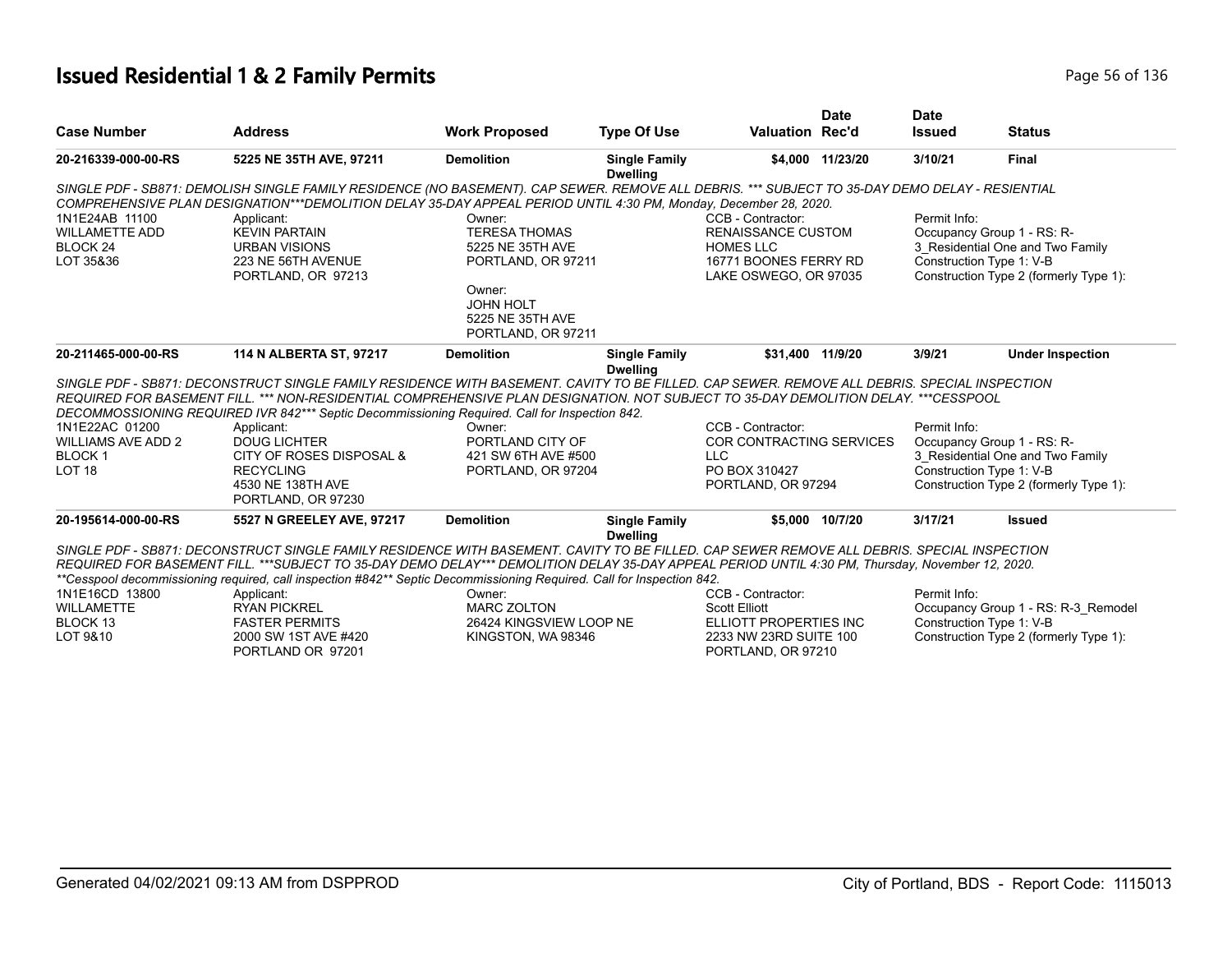# Issued Residential 1 & 2 Family Permits

| Case Number | Address | Work Proposed | Type Of Use | Valuation | Date Rec'd | Date Issued | Status |
|---|---|---|---|---|---|---|---|
| 20-216339-000-00-RS | 5225 NE 35TH AVE, 97211 | Demolition | Single Family Dwelling | $4,000 | 11/23/20 | 3/10/21 | Final |

*SINGLE PDF - SB871: DEMOLISH SINGLE FAMILY RESIDENCE (NO BASEMENT). CAP SEWER. REMOVE ALL DEBRIS. *** SUBJECT TO 35-DAY DEMO DELAY - RESIENTIAL COMPREHENSIVE PLAN DESIGNATION***DEMOLITION DELAY 35-DAY APPEAL PERIOD UNTIL 4:30 PM, Monday, December 28, 2020.*

1N1E24AB 11100
WILLAMETTE ADD
BLOCK 24
LOT 35&36

Applicant:
KEVIN PARTAIN
URBAN VISIONS
223 NE 56TH AVENUE
PORTLAND, OR 97213

Owner:
TERESA THOMAS
5225 NE 35TH AVE
PORTLAND, OR 97211

Owner:
JOHN HOLT
5225 NE 35TH AVE
PORTLAND, OR 97211

CCB - Contractor:
RENAISSANCE CUSTOM HOMES LLC
16771 BOONES FERRY RD
LAKE OSWEGO, OR 97035

Permit Info:
Occupancy Group 1 - RS: R-3_Residential One and Two Family
Construction Type 1: V-B
Construction Type 2 (formerly Type 1):

| Case Number | Address | Work Proposed | Type Of Use | Valuation | Date Rec'd | Date Issued | Status |
|---|---|---|---|---|---|---|---|
| 20-211465-000-00-RS | 114 N ALBERTA ST, 97217 | Demolition | Single Family Dwelling | $31,400 | 11/9/20 | 3/9/21 | Under Inspection |

*SINGLE PDF - SB871: DECONSTRUCT SINGLE FAMILY RESIDENCE WITH BASEMENT. CAVITY TO BE FILLED. CAP SEWER. REMOVE ALL DEBRIS. SPECIAL INSPECTION REQUIRED FOR BASEMENT FILL. *** NON-RESIDENTIAL COMPREHENSIVE PLAN DESIGNATION. NOT SUBJECT TO 35-DAY DEMOLITION DELAY. ***CESSPOOL DECOMMOSSIONING REQUIRED IVR 842*** Septic Decommissioning Required. Call for Inspection 842.*

1N1E22AC 01200
WILLIAMS AVE ADD 2
BLOCK 1
LOT 18

Applicant:
DOUG LICHTER
CITY OF ROSES DISPOSAL & RECYCLING
4530 NE 138TH AVE
PORTLAND, OR 97230

Owner:
PORTLAND CITY OF
421 SW 6TH AVE #500
PORTLAND, OR 97204

CCB - Contractor:
COR CONTRACTING SERVICES LLC
PO BOX 310427
PORTLAND, OR 97294

Permit Info:
Occupancy Group 1 - RS: R-3_Residential One and Two Family
Construction Type 1: V-B
Construction Type 2 (formerly Type 1):

| Case Number | Address | Work Proposed | Type Of Use | Valuation | Date Rec'd | Date Issued | Status |
|---|---|---|---|---|---|---|---|
| 20-195614-000-00-RS | 5527 N GREELEY AVE, 97217 | Demolition | Single Family Dwelling | $5,000 | 10/7/20 | 3/17/21 | Issued |

*SINGLE PDF - SB871: DECONSTRUCT SINGLE FAMILY RESIDENCE WITH BASEMENT. CAVITY TO BE FILLED. CAP SEWER REMOVE ALL DEBRIS. SPECIAL INSPECTION REQUIRED FOR BASEMENT FILL. ***SUBJECT TO 35-DAY DEMO DELAY*** DEMOLITION DELAY 35-DAY APPEAL PERIOD UNTIL 4:30 PM, Thursday, November 12, 2020. **Cesspool decommissioning required, call inspection #842** Septic Decommissioning Required. Call for Inspection 842.*

1N1E16CD 13800
WILLAMETTE
BLOCK 13
LOT 9&10

Applicant:
RYAN PICKREL
FASTER PERMITS
2000 SW 1ST AVE #420
PORTLAND OR 97201

Owner:
MARC ZOLTON
26424 KINGSVIEW LOOP NE
KINGSTON, WA 98346

CCB - Contractor:
Scott Elliott
ELLIOTT PROPERTIES INC
2233 NW 23RD SUITE 100
PORTLAND, OR 97210

Permit Info:
Occupancy Group 1 - RS: R-3_Remodel
Construction Type 1: V-B
Construction Type 2 (formerly Type 1):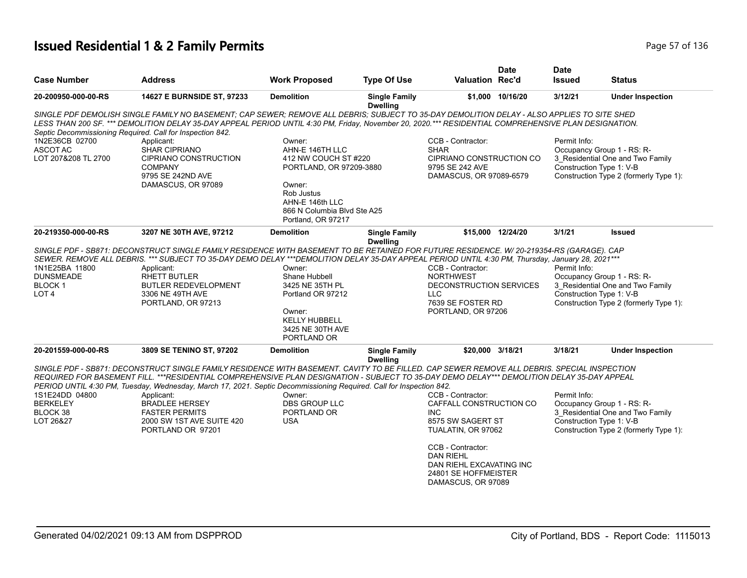# Issued Residential 1 & 2 Family Permits

| Case Number | Address | Work Proposed | Type Of Use | Valuation | Date Rec'd | Date Issued | Status |
|---|---|---|---|---|---|---|---|
| 20-200950-000-00-RS | 14627 E BURNSIDE ST, 97233 | Demolition | Single Family Dwelling | $1,000 | 10/16/20 | 3/12/21 | Under Inspection |

*SINGLE PDF DEMOLISH SINGLE FAMILY NO BASEMENT; CAP SEWER; REMOVE ALL DEBRIS; SUBJECT TO 35-DAY DEMOLITION DELAY - ALSO APPLIES TO SITE SHED LESS THAN 200 SF. *** DEMOLITION DELAY 35-DAY APPEAL PERIOD UNTIL 4:30 PM, Friday, November 20, 2020.*** RESIDENTIAL COMPREHENSIVE PLAN DESIGNATION. Septic Decommissioning Required. Call for Inspection 842.*

1N2E36CB 02700
ASCOT AC
LOT 207&208 TL 2700

Applicant:
SHAR CIPRIANO
CIPRIANO CONSTRUCTION COMPANY
9795 SE 242ND AVE
DAMASCUS, OR 97089

Owner:
AHN-E 146TH LLC
412 NW COUCH ST #220
PORTLAND, OR 97209-3880

Owner:
Rob Justus
AHN-E 146th LLC
866 N Columbia Blvd Ste A25
Portland, OR 97217

CCB - Contractor:
SHAR
CIPRIANO CONSTRUCTION CO
9795 SE 242 AVE
DAMASCUS, OR 97089-6579

Permit Info:
Occupancy Group 1 - RS: R-3_Residential One and Two Family
Construction Type 1: V-B
Construction Type 2 (formerly Type 1):

| Case Number | Address | Work Proposed | Type Of Use | Valuation | Date Rec'd | Date Issued | Status |
|---|---|---|---|---|---|---|---|
| 20-219350-000-00-RS | 3207 NE 30TH AVE, 97212 | Demolition | Single Family Dwelling | $15,000 | 12/24/20 | 3/1/21 | Issued |

*SINGLE PDF - SB871: DECONSTRUCT SINGLE FAMILY RESIDENCE WITH BASEMENT TO BE RETAINED FOR FUTURE RESIDENCE. W/ 20-219354-RS (GARAGE). CAP SEWER. REMOVE ALL DEBRIS. *** SUBJECT TO 35-DAY DEMO DELAY ***DEMOLITION DELAY 35-DAY APPEAL PERIOD UNTIL 4:30 PM, Thursday, January 28, 2021****

1N1E25BA 11800
DUNSMEADE
BLOCK 1
LOT 4

Applicant:
RHETT BUTLER
BUTLER REDEVELOPMENT
3306 NE 49TH AVE
PORTLAND, OR 97213

Owner:
Shane Hubbell
3425 NE 35TH PL
Portland OR 97212

Owner:
KELLY HUBBELL
3425 NE 30TH AVE
PORTLAND OR

CCB - Contractor:
NORTHWEST DECONSTRUCTION SERVICES LLC
7639 SE FOSTER RD
PORTLAND, OR 97206

Permit Info:
Occupancy Group 1 - RS: R-3_Residential One and Two Family
Construction Type 1: V-B
Construction Type 2 (formerly Type 1):

| Case Number | Address | Work Proposed | Type Of Use | Valuation | Date Rec'd | Date Issued | Status |
|---|---|---|---|---|---|---|---|
| 20-201559-000-00-RS | 3809 SE TENINO ST, 97202 | Demolition | Single Family Dwelling | $20,000 | 3/18/21 | 3/18/21 | Under Inspection |

*SINGLE PDF - SB871: DECONSTRUCT SINGLE FAMILY RESIDENCE WITH BASEMENT. CAVITY TO BE FILLED. CAP SEWER REMOVE ALL DEBRIS. SPECIAL INSPECTION REQUIRED FOR BASEMENT FILL. ***RESIDENTIAL COMPREHENSIVE PLAN DESIGNATION - SUBJECT TO 35-DAY DEMO DELAY*** DEMOLITION DELAY 35-DAY APPEAL PERIOD UNTIL 4:30 PM, Tuesday, Wednesday, March 17, 2021. Septic Decommissioning Required. Call for Inspection 842.*

1S1E24DD 04800
BERKELEY
BLOCK 38
LOT 26&27

Applicant:
BRADLEE HERSEY
FASTER PERMITS
2000 SW 1ST AVE SUITE 420
PORTLAND OR 97201

Owner:
DBS GROUP LLC
PORTLAND OR
USA

CCB - Contractor:
CAFFALL CONSTRUCTION CO INC
8575 SW SAGERT ST
TUALATIN, OR 97062

CCB - Contractor:
DAN RIEHL
DAN RIEHL EXCAVATING INC
24801 SE HOFFMEISTER
DAMASCUS, OR 97089

Permit Info:
Occupancy Group 1 - RS: R-3_Residential One and Two Family
Construction Type 1: V-B
Construction Type 2 (formerly Type 1):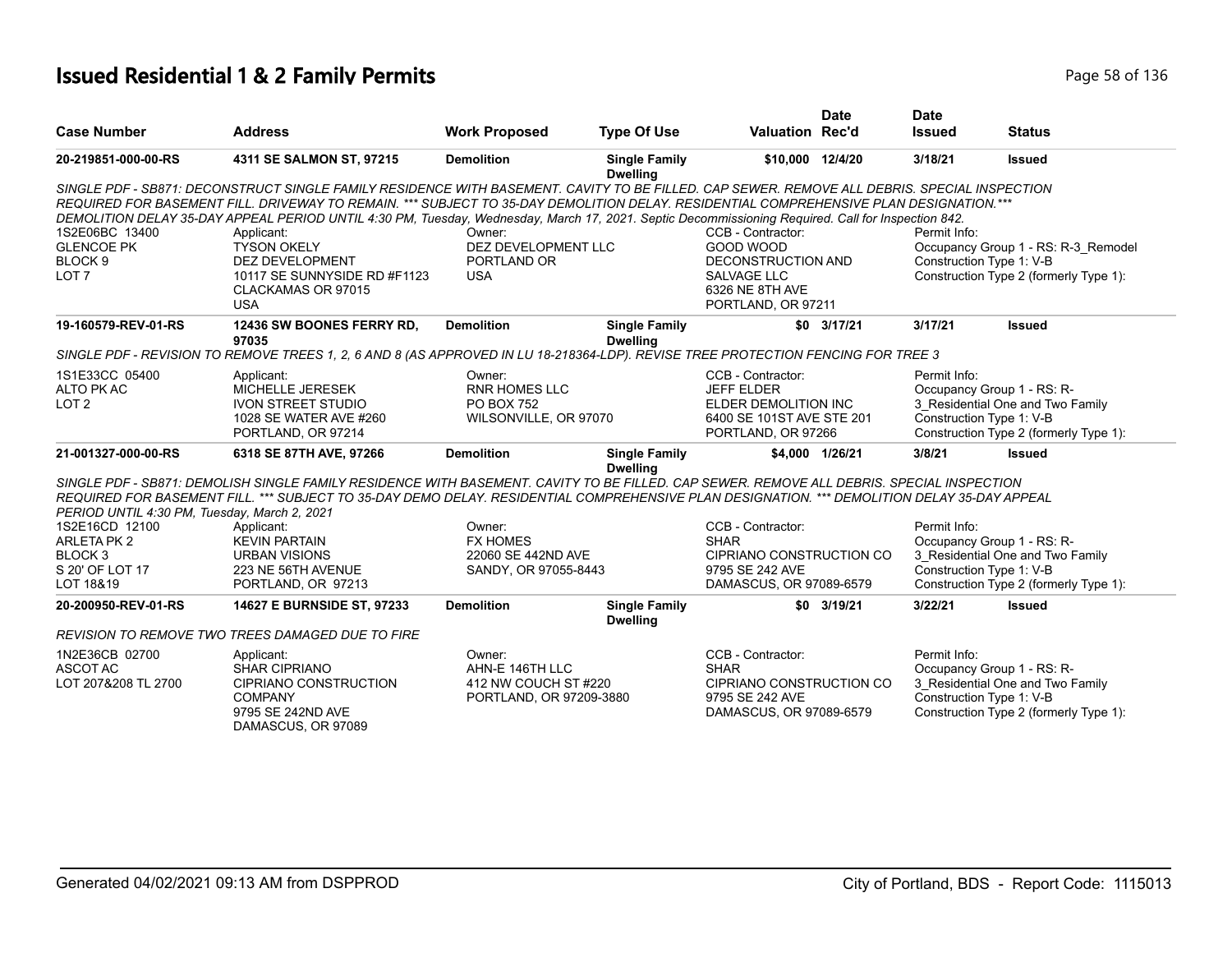# Issued Residential 1 & 2 Family Permits

| Case Number | Address | Work Proposed | Type Of Use | Valuation | Date Rec'd | Date Issued | Status |
|---|---|---|---|---|---|---|---|
| 20-219851-000-00-RS | 4311 SE SALMON ST, 97215 | Demolition | Single Family Dwelling | $10,000 | 12/4/20 | 3/18/21 | Issued |

*SINGLE PDF - SB871: DECONSTRUCT SINGLE FAMILY RESIDENCE WITH BASEMENT. CAVITY TO BE FILLED. CAP SEWER. REMOVE ALL DEBRIS. SPECIAL INSPECTION REQUIRED FOR BASEMENT FILL. DRIVEWAY TO REMAIN. \*\*\* SUBJECT TO 35-DAY DEMOLITION DELAY. RESIDENTIAL COMPREHENSIVE PLAN DESIGNATION.\*\*\* DEMOLITION DELAY 35-DAY APPEAL PERIOD UNTIL 4:30 PM, Tuesday, Wednesday, March 17, 2021. Septic Decommissioning Required. Call for Inspection 842.*

| | | | | |
|---|---|---|---|---|
| 1S2E06BC 13400<br>GLENCOE PK<br>BLOCK 9<br>LOT 7 | Applicant:<br>TYSON OKELY<br>DEZ DEVELOPMENT<br>10117 SE SUNNYSIDE RD #F1123<br>CLACKAMAS OR 97015<br>USA | Owner:<br>DEZ DEVELOPMENT LLC<br>PORTLAND OR<br>USA | CCB - Contractor:<br>GOOD WOOD<br>DECONSTRUCTION AND<br>SALVAGE LLC<br>6326 NE 8TH AVE<br>PORTLAND, OR 97211 | Permit Info:<br>Occupancy Group 1 - RS: R-3_Remodel<br>Construction Type 1: V-B<br>Construction Type 2 (formerly Type 1): |

| Case Number | Address | Work Proposed | Type Of Use | Valuation | Date Rec'd | Date Issued | Status |
|---|---|---|---|---|---|---|---|
| 19-160579-REV-01-RS | 12436 SW BOONES FERRY RD, 97035 | Demolition | Single Family Dwelling | $0 | 3/17/21 | 3/17/21 | Issued |

*SINGLE PDF - REVISION TO REMOVE TREES 1, 2, 6 AND 8 (AS APPROVED IN LU 18-218364-LDP). REVISE TREE PROTECTION FENCING FOR TREE 3*

| | | | | |
|---|---|---|---|---|
| 1S1E33CC 05400<br>ALTO PK AC<br>LOT 2 | Applicant:<br>MICHELLE JERESEK<br>IVON STREET STUDIO<br>1028 SE WATER AVE #260<br>PORTLAND, OR 97214 | Owner:<br>RNR HOMES LLC<br>PO BOX 752<br>WILSONVILLE, OR 97070 | CCB - Contractor:<br>JEFF ELDER<br>ELDER DEMOLITION INC<br>6400 SE 101ST AVE STE 201<br>PORTLAND, OR 97266 | Permit Info:<br>Occupancy Group 1 - RS: R-3_Residential One and Two Family<br>Construction Type 1: V-B<br>Construction Type 2 (formerly Type 1): |

| Case Number | Address | Work Proposed | Type Of Use | Valuation | Date Rec'd | Date Issued | Status |
|---|---|---|---|---|---|---|---|
| 21-001327-000-00-RS | 6318 SE 87TH AVE, 97266 | Demolition | Single Family Dwelling | $4,000 | 1/26/21 | 3/8/21 | Issued |

*SINGLE PDF - SB871: DEMOLISH SINGLE FAMILY RESIDENCE WITH BASEMENT. CAVITY TO BE FILLED. CAP SEWER. REMOVE ALL DEBRIS. SPECIAL INSPECTION REQUIRED FOR BASEMENT FILL. \*\*\* SUBJECT TO 35-DAY DEMO DELAY. RESIDENTIAL COMPREHENSIVE PLAN DESIGNATION. \*\*\* DEMOLITION DELAY 35-DAY APPEAL PERIOD UNTIL 4:30 PM, Tuesday, March 2, 2021*

| | | | | |
|---|---|---|---|---|
| 1S2E16CD 12100<br>ARLETA PK 2<br>BLOCK 3<br>S 20' OF LOT 17<br>LOT 18&19 | Applicant:<br>KEVIN PARTAIN<br>URBAN VISIONS<br>223 NE 56TH AVENUE<br>PORTLAND, OR 97213 | Owner:<br>FX HOMES<br>22060 SE 442ND AVE<br>SANDY, OR 97055-8443 | CCB - Contractor:<br>SHAR<br>CIPRIANO CONSTRUCTION CO<br>9795 SE 242 AVE<br>DAMASCUS, OR 97089-6579 | Permit Info:<br>Occupancy Group 1 - RS: R-3_Residential One and Two Family<br>Construction Type 1: V-B<br>Construction Type 2 (formerly Type 1): |

| Case Number | Address | Work Proposed | Type Of Use | Valuation | Date Rec'd | Date Issued | Status |
|---|---|---|---|---|---|---|---|
| 20-200950-REV-01-RS | 14627 E BURNSIDE ST, 97233 | Demolition | Single Family Dwelling | $0 | 3/19/21 | 3/22/21 | Issued |

*REVISION TO REMOVE TWO TREES DAMAGED DUE TO FIRE*

| | | | | |
|---|---|---|---|---|
| 1N2E36CB 02700<br>ASCOT AC<br>LOT 207&208 TL 2700 | Applicant:<br>SHAR CIPRIANO<br>CIPRIANO CONSTRUCTION COMPANY<br>9795 SE 242ND AVE<br>DAMASCUS, OR 97089 | Owner:<br>AHN-E 146TH LLC<br>412 NW COUCH ST #220<br>PORTLAND, OR 97209-3880 | CCB - Contractor:<br>SHAR<br>CIPRIANO CONSTRUCTION CO<br>9795 SE 242 AVE<br>DAMASCUS, OR 97089-6579 | Permit Info:<br>Occupancy Group 1 - RS: R-3_Residential One and Two Family<br>Construction Type 1: V-B<br>Construction Type 2 (formerly Type 1): |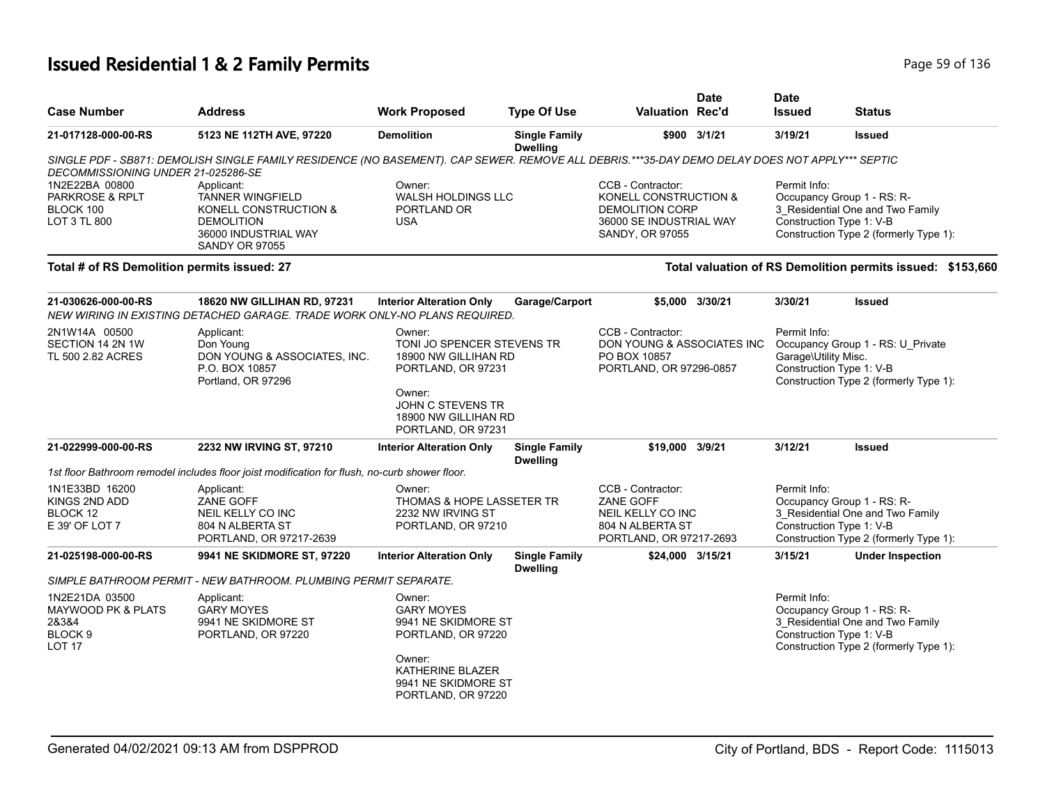# Issued Residential 1 & 2 Family Permits

| Case Number | Address | Work Proposed | Type Of Use | Valuation | Date Rec'd | Date Issued | Status |
|---|---|---|---|---|---|---|---|
| 21-017128-000-00-RS | 5123 NE 112TH AVE, 97220 | Demolition | Single Family Dwelling | $900 | 3/1/21 | 3/19/21 | Issued |

*SINGLE PDF - SB871: DEMOLISH SINGLE FAMILY RESIDENCE (NO BASEMENT). CAP SEWER. REMOVE ALL DEBRIS.***35-DAY DEMO DELAY DOES NOT APPLY*** SEPTIC DECOMMISSIONING UNDER 21-025286-SE*

1N2E22BA 00800
PARKROSE & RPLT
BLOCK 100
LOT 3 TL 800

Applicant:
TANNER WINGFIELD
KONELL CONSTRUCTION & DEMOLITION
36000 INDUSTRIAL WAY
SANDY OR 97055

Owner:
WALSH HOLDINGS LLC
PORTLAND OR
USA

CCB - Contractor:
KONELL CONSTRUCTION & DEMOLITION CORP
36000 SE INDUSTRIAL WAY
SANDY, OR 97055

Permit Info:
Occupancy Group 1 - RS: R-3_Residential One and Two Family
Construction Type 1: V-B
Construction Type 2 (formerly Type 1):

**Total # of RS Demolition permits issued: 27**

**Total valuation of RS Demolition permits issued: $153,660**

| Case Number | Address | Work Proposed | Type Of Use | Valuation | Date Rec'd | Date Issued | Status |
|---|---|---|---|---|---|---|---|
| 21-030626-000-00-RS | 18620 NW GILLIHAN RD, 97231 | Interior Alteration Only | Garage/Carport | $5,000 | 3/30/21 | 3/30/21 | Issued |

*NEW WIRING IN EXISTING DETACHED GARAGE. TRADE WORK ONLY-NO PLANS REQUIRED.*

2N1W14A 00500
SECTION 14 2N 1W
TL 500 2.82 ACRES

Applicant:
Don Young
DON YOUNG & ASSOCIATES, INC.
P.O. BOX 10857
Portland, OR 97296

Owner:
TONI JO SPENCER STEVENS TR
18900 NW GILLIHAN RD
PORTLAND, OR 97231

Owner:
JOHN C STEVENS TR
18900 NW GILLIHAN RD
PORTLAND, OR 97231

CCB - Contractor:
DON YOUNG & ASSOCIATES INC
PO BOX 10857
PORTLAND, OR 97296-0857

Permit Info:
Occupancy Group 1 - RS: U_Private Garage\Utility Misc.
Construction Type 1: V-B
Construction Type 2 (formerly Type 1):

| Case Number | Address | Work Proposed | Type Of Use | Valuation | Date Rec'd | Date Issued | Status |
|---|---|---|---|---|---|---|---|
| 21-022999-000-00-RS | 2232 NW IRVING ST, 97210 | Interior Alteration Only | Single Family Dwelling | $19,000 | 3/9/21 | 3/12/21 | Issued |

*1st floor Bathroom remodel includes floor joist modification for flush, no-curb shower floor.*

1N1E33BD 16200
KINGS 2ND ADD
BLOCK 12
E 39' OF LOT 7

Applicant:
ZANE GOFF
NEIL KELLY CO INC
804 N ALBERTA ST
PORTLAND, OR 97217-2639

Owner:
THOMAS & HOPE LASSETER TR
2232 NW IRVING ST
PORTLAND, OR 97210

CCB - Contractor:
ZANE GOFF
NEIL KELLY CO INC
804 N ALBERTA ST
PORTLAND, OR 97217-2693

Permit Info:
Occupancy Group 1 - RS: R-3_Residential One and Two Family
Construction Type 1: V-B
Construction Type 2 (formerly Type 1):

| Case Number | Address | Work Proposed | Type Of Use | Valuation | Date Rec'd | Date Issued | Status |
|---|---|---|---|---|---|---|---|
| 21-025198-000-00-RS | 9941 NE SKIDMORE ST, 97220 | Interior Alteration Only | Single Family Dwelling | $24,000 | 3/15/21 | 3/15/21 | Under Inspection |

*SIMPLE BATHROOM PERMIT - NEW BATHROOM. PLUMBING PERMIT SEPARATE.*

1N2E21DA 03500
MAYWOOD PK & PLATS 2&3&4
BLOCK 9
LOT 17

Applicant:
GARY MOYES
9941 NE SKIDMORE ST
PORTLAND, OR 97220

Owner:
GARY MOYES
9941 NE SKIDMORE ST
PORTLAND, OR 97220

Owner:
KATHERINE BLAZER
9941 NE SKIDMORE ST
PORTLAND, OR 97220

Permit Info:
Occupancy Group 1 - RS: R-3_Residential One and Two Family
Construction Type 1: V-B
Construction Type 2 (formerly Type 1):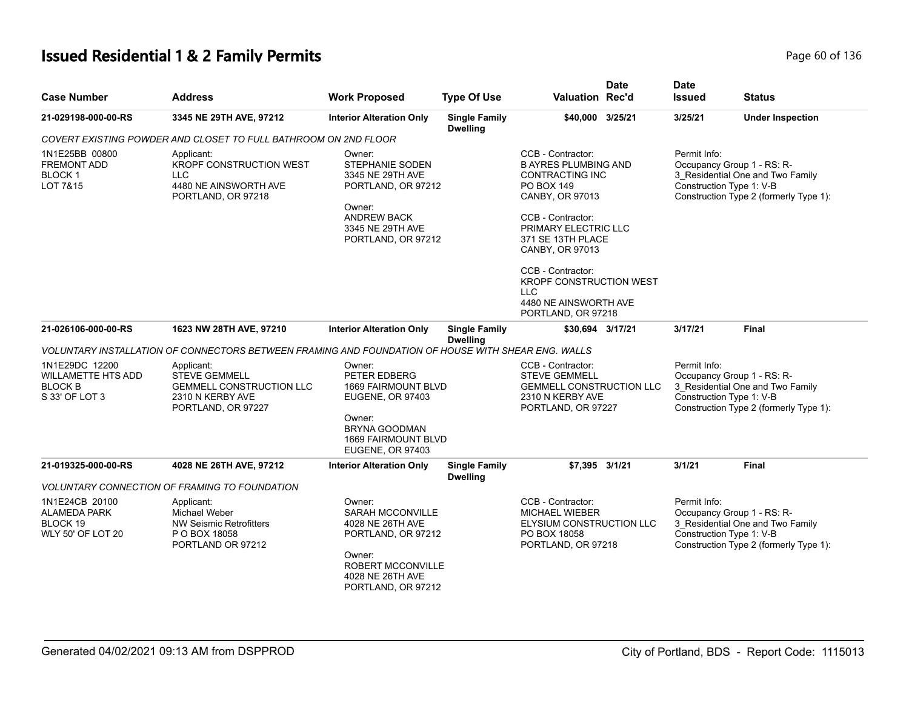# Issued Residential 1 & 2 Family Permits

| Case Number | Address | Work Proposed | Type Of Use | Valuation | Date Rec'd | Date Issued | Status |
|---|---|---|---|---|---|---|---|
| 21-029198-000-00-RS | 3345 NE 29TH AVE, 97212 | Interior Alteration Only | Single Family Dwelling | $40,000 | 3/25/21 | 3/25/21 | Under Inspection |

*COVERT EXISTING POWDER AND CLOSET TO FULL BATHROOM ON 2ND FLOOR*

1N1E25BB 00800
FREMONT ADD
BLOCK 1
LOT 7&15

Applicant:
KROPF CONSTRUCTION WEST LLC
4480 NE AINSWORTH AVE
PORTLAND, OR 97218

Owner:
STEPHANIE SODEN
3345 NE 29TH AVE
PORTLAND, OR 97212

Owner:
ANDREW BACK
3345 NE 29TH AVE
PORTLAND, OR 97212

CCB - Contractor:
B AYRES PLUMBING AND CONTRACTING INC
PO BOX 149
CANBY, OR 97013

CCB - Contractor:
PRIMARY ELECTRIC LLC
371 SE 13TH PLACE
CANBY, OR 97013

CCB - Contractor:
KROPF CONSTRUCTION WEST LLC
4480 NE AINSWORTH AVE
PORTLAND, OR 97218

Permit Info:
Occupancy Group 1 - RS: R-3_Residential One and Two Family
Construction Type 1: V-B
Construction Type 2 (formerly Type 1):

| Case Number | Address | Work Proposed | Type Of Use | Valuation | Date Rec'd | Date Issued | Status |
|---|---|---|---|---|---|---|---|
| 21-026106-000-00-RS | 1623 NW 28TH AVE, 97210 | Interior Alteration Only | Single Family Dwelling | $30,694 | 3/17/21 | 3/17/21 | Final |

*VOLUNTARY INSTALLATION OF CONNECTORS BETWEEN FRAMING AND FOUNDATION OF HOUSE WITH SHEAR ENG. WALLS*

1N1E29DC 12200
WILLAMETTE HTS ADD
BLOCK B
S 33' OF LOT 3

Applicant:
STEVE GEMMELL
GEMMELL CONSTRUCTION LLC
2310 N KERBY AVE
PORTLAND, OR 97227

Owner:
PETER EDBERG
1669 FAIRMOUNT BLVD
EUGENE, OR 97403

Owner:
BRYNA GOODMAN
1669 FAIRMOUNT BLVD
EUGENE, OR 97403

CCB - Contractor:
STEVE GEMMELL
GEMMELL CONSTRUCTION LLC
2310 N KERBY AVE
PORTLAND, OR 97227

Permit Info:
Occupancy Group 1 - RS: R-3_Residential One and Two Family
Construction Type 1: V-B
Construction Type 2 (formerly Type 1):

| Case Number | Address | Work Proposed | Type Of Use | Valuation | Date Rec'd | Date Issued | Status |
|---|---|---|---|---|---|---|---|
| 21-019325-000-00-RS | 4028 NE 26TH AVE, 97212 | Interior Alteration Only | Single Family Dwelling | $7,395 | 3/1/21 | 3/1/21 | Final |

*VOLUNTARY CONNECTION OF FRAMING TO FOUNDATION*

1N1E24CB 20100
ALAMEDA PARK
BLOCK 19
WLY 50' OF LOT 20

Applicant:
Michael Weber
NW Seismic Retrofitters
P O BOX 18058
PORTLAND OR 97212

Owner:
SARAH MCCONVILLE
4028 NE 26TH AVE
PORTLAND, OR 97212

Owner:
ROBERT MCCONVILLE
4028 NE 26TH AVE
PORTLAND, OR 97212

CCB - Contractor:
MICHAEL WIEBER
ELYSIUM CONSTRUCTION LLC
PO BOX 18058
PORTLAND, OR 97218

Permit Info:
Occupancy Group 1 - RS: R-3_Residential One and Two Family
Construction Type 1: V-B
Construction Type 2 (formerly Type 1):

Generated 04/02/2021 09:13 AM from DSPPROD — City of Portland, BDS - Report Code: 1115013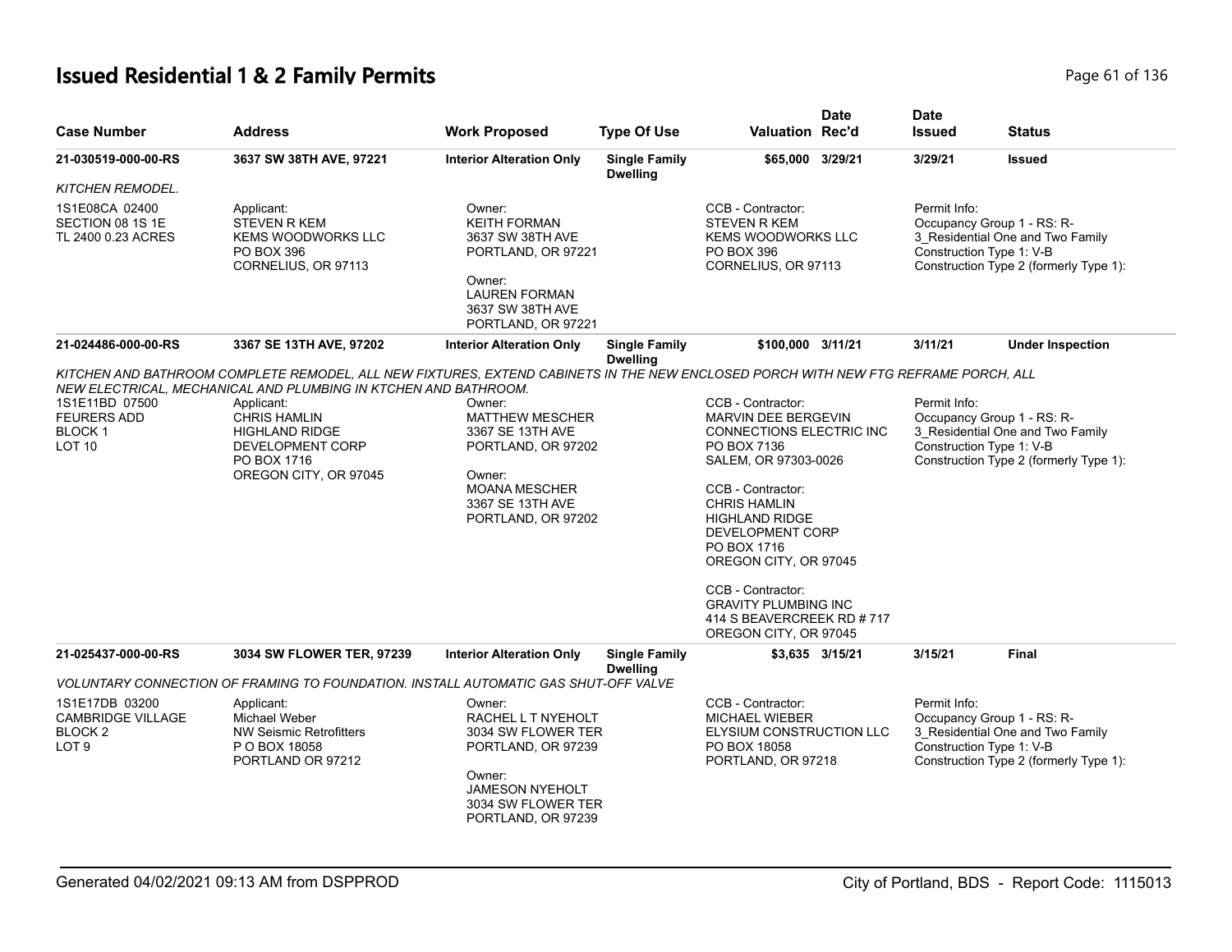# Issued Residential 1 & 2 Family Permits

| Case Number | Address | Work Proposed | Type Of Use | Valuation | Date Rec'd | Date Issued | Status |
|---|---|---|---|---|---|---|---|
| 21-030519-000-00-RS | 3637 SW 38TH AVE, 97221 | Interior Alteration Only | Single Family Dwelling | $65,000 | 3/29/21 | 3/29/21 | Issued |

*KITCHEN REMODEL.*

1S1E08CA 02400
SECTION 08 1S 1E
TL 2400 0.23 ACRES

Applicant:
STEVEN R KEM
KEMS WOODWORKS LLC
PO BOX 396
CORNELIUS, OR 97113

Owner:
KEITH FORMAN
3637 SW 38TH AVE
PORTLAND, OR 97221

Owner:
LAUREN FORMAN
3637 SW 38TH AVE
PORTLAND, OR 97221

CCB - Contractor:
STEVEN R KEM
KEMS WOODWORKS LLC
PO BOX 396
CORNELIUS, OR 97113

Permit Info:
Occupancy Group 1 - RS: R-3_Residential One and Two Family
Construction Type 1: V-B
Construction Type 2 (formerly Type 1):

| Case Number | Address | Work Proposed | Type Of Use | Valuation | Date Rec'd | Date Issued | Status |
|---|---|---|---|---|---|---|---|
| 21-024486-000-00-RS | 3367 SE 13TH AVE, 97202 | Interior Alteration Only | Single Family Dwelling | $100,000 | 3/11/21 | 3/11/21 | Under Inspection |

*KITCHEN AND BATHROOM COMPLETE REMODEL, ALL NEW FIXTURES, EXTEND CABINETS IN THE NEW ENCLOSED PORCH WITH NEW FTG REFRAME PORCH, ALL NEW ELECTRICAL, MECHANICAL AND PLUMBING IN KTCHEN AND BATHROOM.*

1S1E11BD 07500
FEURERS ADD
BLOCK 1
LOT 10

Applicant:
CHRIS HAMLIN
HIGHLAND RIDGE
DEVELOPMENT CORP
PO BOX 1716
OREGON CITY, OR 97045

Owner:
MATTHEW MESCHER
3367 SE 13TH AVE
PORTLAND, OR 97202

Owner:
MOANA MESCHER
3367 SE 13TH AVE
PORTLAND, OR 97202

CCB - Contractor:
MARVIN DEE BERGEVIN
CONNECTIONS ELECTRIC INC
PO BOX 7136
SALEM, OR 97303-0026

CCB - Contractor:
CHRIS HAMLIN
HIGHLAND RIDGE
DEVELOPMENT CORP
PO BOX 1716
OREGON CITY, OR 97045

CCB - Contractor:
GRAVITY PLUMBING INC
414 S BEAVERCREEK RD # 717
OREGON CITY, OR 97045

Permit Info:
Occupancy Group 1 - RS: R-3_Residential One and Two Family
Construction Type 1: V-B
Construction Type 2 (formerly Type 1):

| Case Number | Address | Work Proposed | Type Of Use | Valuation | Date Rec'd | Date Issued | Status |
|---|---|---|---|---|---|---|---|
| 21-025437-000-00-RS | 3034 SW FLOWER TER, 97239 | Interior Alteration Only | Single Family Dwelling | $3,635 | 3/15/21 | 3/15/21 | Final |

*VOLUNTARY CONNECTION OF FRAMING TO FOUNDATION. INSTALL AUTOMATIC GAS SHUT-OFF VALVE*

1S1E17DB 03200
CAMBRIDGE VILLAGE
BLOCK 2
LOT 9

Applicant:
Michael Weber
NW Seismic Retrofitters
P O BOX 18058
PORTLAND OR 97212

Owner:
RACHEL L T NYEHOLT
3034 SW FLOWER TER
PORTLAND, OR 97239

Owner:
JAMESON NYEHOLT
3034 SW FLOWER TER
PORTLAND, OR 97239

CCB - Contractor:
MICHAEL WIEBER
ELYSIUM CONSTRUCTION LLC
PO BOX 18058
PORTLAND, OR 97218

Permit Info:
Occupancy Group 1 - RS: R-3_Residential One and Two Family
Construction Type 1: V-B
Construction Type 2 (formerly Type 1):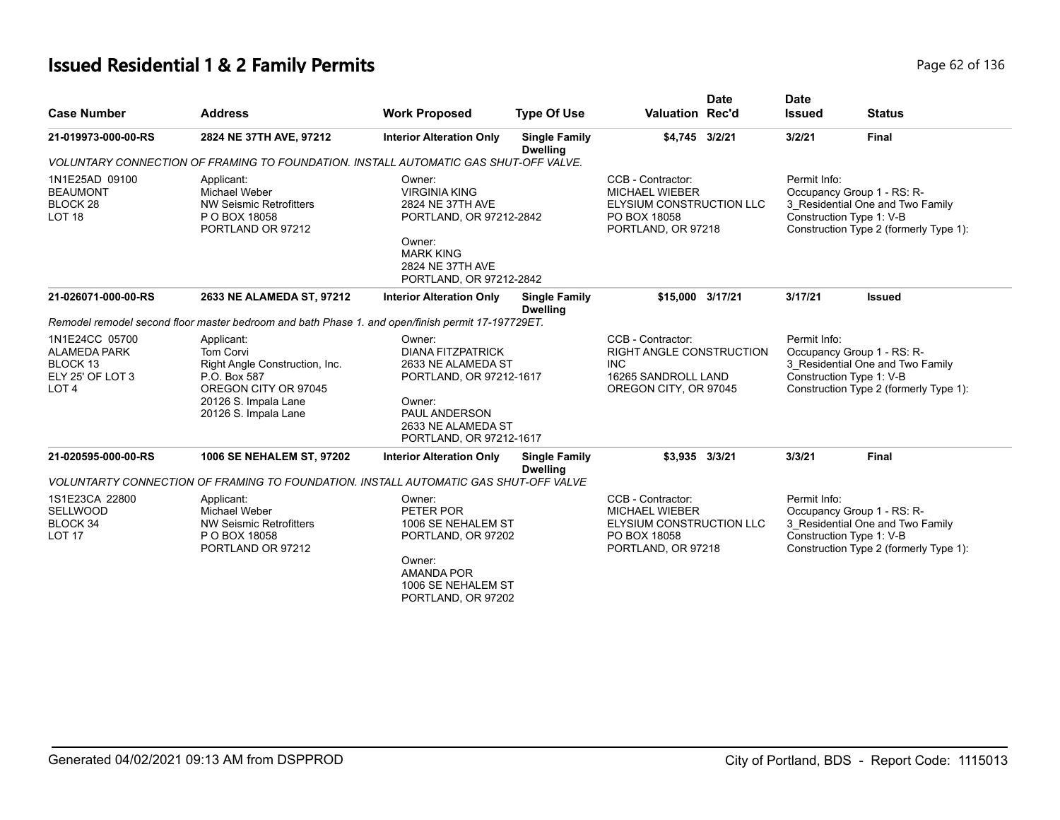# Issued Residential 1 & 2 Family Permits

| Case Number | Address | Work Proposed | Type Of Use | Valuation | Date Rec'd | Date Issued | Status |
|---|---|---|---|---|---|---|---|
| 21-019973-000-00-RS | 2824 NE 37TH AVE, 97212 | Interior Alteration Only | Single Family Dwelling | $4,745 | 3/2/21 | 3/2/21 | Final |

*VOLUNTARY CONNECTION OF FRAMING TO FOUNDATION. INSTALL AUTOMATIC GAS SHUT-OFF VALVE.*

1N1E25AD 09100
BEAUMONT
BLOCK 28
LOT 18

Applicant:
Michael Weber
NW Seismic Retrofitters
P O BOX 18058
PORTLAND OR 97212

Owner:
VIRGINIA KING
2824 NE 37TH AVE
PORTLAND, OR 97212-2842

Owner:
MARK KING
2824 NE 37TH AVE
PORTLAND, OR 97212-2842

CCB - Contractor:
MICHAEL WIEBER
ELYSIUM CONSTRUCTION LLC
PO BOX 18058
PORTLAND, OR 97218

Permit Info:
Occupancy Group 1 - RS: R-3_Residential One and Two Family
Construction Type 1: V-B
Construction Type 2 (formerly Type 1):

| Case Number | Address | Work Proposed | Type Of Use | Valuation | Date Rec'd | Date Issued | Status |
|---|---|---|---|---|---|---|---|
| 21-026071-000-00-RS | 2633 NE ALAMEDA ST, 97212 | Interior Alteration Only | Single Family Dwelling | $15,000 | 3/17/21 | 3/17/21 | Issued |

*Remodel remodel second floor master bedroom and bath Phase 1. and open/finish permit 17-197729ET.*

1N1E24CC 05700
ALAMEDA PARK
BLOCK 13
ELY 25' OF LOT 3
LOT 4

Applicant:
Tom Corvi
Right Angle Construction, Inc.
P.O. Box 587
OREGON CITY OR 97045
20126 S. Impala Lane
20126 S. Impala Lane

Owner:
DIANA FITZPATRICK
2633 NE ALAMEDA ST
PORTLAND, OR 97212-1617

Owner:
PAUL ANDERSON
2633 NE ALAMEDA ST
PORTLAND, OR 97212-1617

CCB - Contractor:
RIGHT ANGLE CONSTRUCTION INC
16265 SANDROLL LAND
OREGON CITY, OR 97045

Permit Info:
Occupancy Group 1 - RS: R-3_Residential One and Two Family
Construction Type 1: V-B
Construction Type 2 (formerly Type 1):

| Case Number | Address | Work Proposed | Type Of Use | Valuation | Date Rec'd | Date Issued | Status |
|---|---|---|---|---|---|---|---|
| 21-020595-000-00-RS | 1006 SE NEHALEM ST, 97202 | Interior Alteration Only | Single Family Dwelling | $3,935 | 3/3/21 | 3/3/21 | Final |

*VOLUNTARTY CONNECTION OF FRAMING TO FOUNDATION. INSTALL AUTOMATIC GAS SHUT-OFF VALVE*

1S1E23CA 22800
SELLWOOD
BLOCK 34
LOT 17

Applicant:
Michael Weber
NW Seismic Retrofitters
P O BOX 18058
PORTLAND OR 97212

Owner:
PETER POR
1006 SE NEHALEM ST
PORTLAND, OR 97202

Owner:
AMANDA POR
1006 SE NEHALEM ST
PORTLAND, OR 97202

CCB - Contractor:
MICHAEL WIEBER
ELYSIUM CONSTRUCTION LLC
PO BOX 18058
PORTLAND, OR 97218

Permit Info:
Occupancy Group 1 - RS: R-3_Residential One and Two Family
Construction Type 1: V-B
Construction Type 2 (formerly Type 1):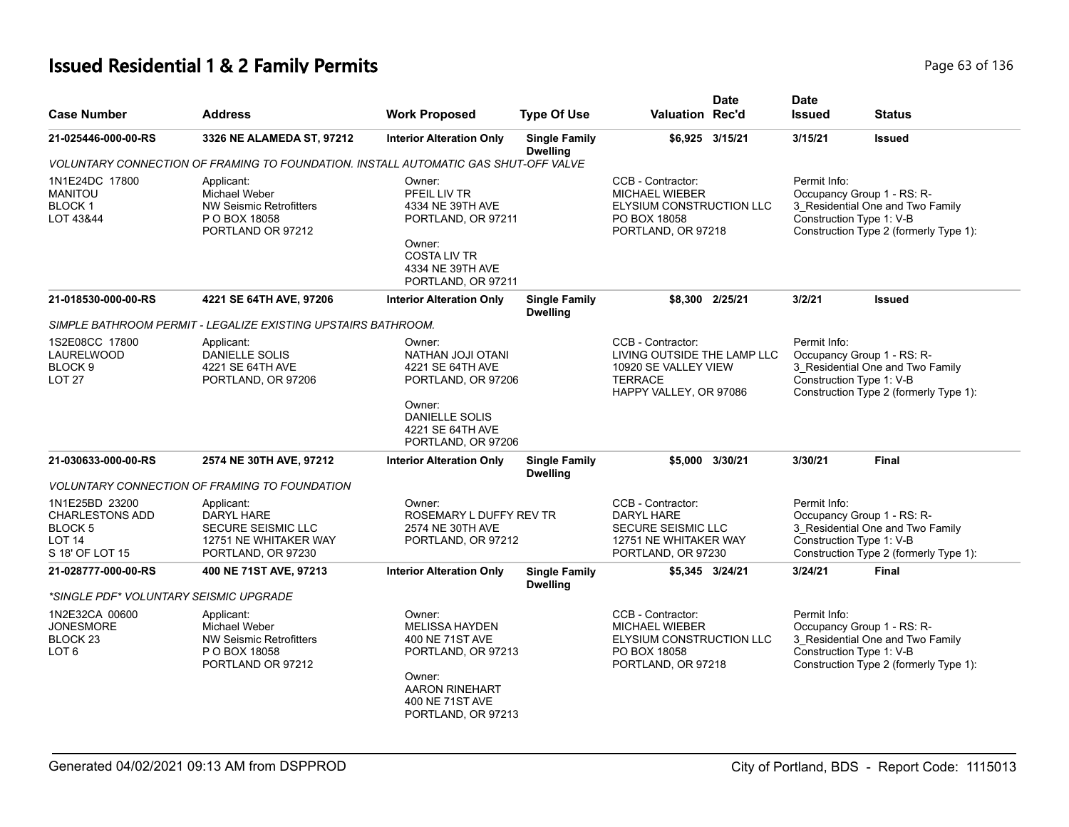# Issued Residential 1 & 2 Family Permits

| Case Number | Address | Work Proposed | Type Of Use | Valuation | Date Rec'd | Date Issued | Status |
|---|---|---|---|---|---|---|---|
| 21-025446-000-00-RS | 3326 NE ALAMEDA ST, 97212 | Interior Alteration Only | Single Family Dwelling | $6,925 | 3/15/21 | 3/15/21 | Issued |

*VOLUNTARY CONNECTION OF FRAMING TO FOUNDATION. INSTALL AUTOMATIC GAS SHUT-OFF VALVE*

1N1E24DC 17800
MANITOU
BLOCK 1
LOT 43&44

Applicant:
Michael Weber
NW Seismic Retrofitters
P O BOX 18058
PORTLAND OR 97212

Owner:
PFEIL LIV TR
4334 NE 39TH AVE
PORTLAND, OR 97211

Owner:
COSTA LIV TR
4334 NE 39TH AVE
PORTLAND, OR 97211

CCB - Contractor:
MICHAEL WIEBER
ELYSIUM CONSTRUCTION LLC
PO BOX 18058
PORTLAND, OR 97218

Permit Info:
Occupancy Group 1 - RS: R-3_Residential One and Two Family
Construction Type 1: V-B
Construction Type 2 (formerly Type 1):

| Case Number | Address | Work Proposed | Type Of Use | Valuation | Date Rec'd | Date Issued | Status |
|---|---|---|---|---|---|---|---|
| 21-018530-000-00-RS | 4221 SE 64TH AVE, 97206 | Interior Alteration Only | Single Family Dwelling | $8,300 | 2/25/21 | 3/2/21 | Issued |

*SIMPLE BATHROOM PERMIT - LEGALIZE EXISTING UPSTAIRS BATHROOM.*

1S2E08CC 17800
LAURELWOOD
BLOCK 9
LOT 27

Applicant:
DANIELLE SOLIS
4221 SE 64TH AVE
PORTLAND, OR 97206

Owner:
NATHAN JOJI OTANI
4221 SE 64TH AVE
PORTLAND, OR 97206

Owner:
DANIELLE SOLIS
4221 SE 64TH AVE
PORTLAND, OR 97206

CCB - Contractor:
LIVING OUTSIDE THE LAMP LLC
10920 SE VALLEY VIEW TERRACE
HAPPY VALLEY, OR 97086

Permit Info:
Occupancy Group 1 - RS: R-3_Residential One and Two Family
Construction Type 1: V-B
Construction Type 2 (formerly Type 1):

| Case Number | Address | Work Proposed | Type Of Use | Valuation | Date Rec'd | Date Issued | Status |
|---|---|---|---|---|---|---|---|
| 21-030633-000-00-RS | 2574 NE 30TH AVE, 97212 | Interior Alteration Only | Single Family Dwelling | $5,000 | 3/30/21 | 3/30/21 | Final |

*VOLUNTARY CONNECTION OF FRAMING TO FOUNDATION*

1N1E25BD 23200
CHARLESTONS ADD
BLOCK 5
LOT 14
S 18' OF LOT 15

Applicant:
DARYL HARE
SECURE SEISMIC LLC
12751 NE WHITAKER WAY
PORTLAND, OR 97230

Owner:
ROSEMARY L DUFFY REV TR
2574 NE 30TH AVE
PORTLAND, OR 97212

CCB - Contractor:
DARYL HARE
SECURE SEISMIC LLC
12751 NE WHITAKER WAY
PORTLAND, OR 97230

Permit Info:
Occupancy Group 1 - RS: R-3_Residential One and Two Family
Construction Type 1: V-B
Construction Type 2 (formerly Type 1):

| Case Number | Address | Work Proposed | Type Of Use | Valuation | Date Rec'd | Date Issued | Status |
|---|---|---|---|---|---|---|---|
| 21-028777-000-00-RS | 400 NE 71ST AVE, 97213 | Interior Alteration Only | Single Family Dwelling | $5,345 | 3/24/21 | 3/24/21 | Final |

*\*SINGLE PDF\* VOLUNTARY SEISMIC UPGRADE*

1N2E32CA 00600
JONESMORE
BLOCK 23
LOT 6

Applicant:
Michael Weber
NW Seismic Retrofitters
P O BOX 18058
PORTLAND OR 97212

Owner:
MELISSA HAYDEN
400 NE 71ST AVE
PORTLAND, OR 97213

Owner:
AARON RINEHART
400 NE 71ST AVE
PORTLAND, OR 97213

CCB - Contractor:
MICHAEL WIEBER
ELYSIUM CONSTRUCTION LLC
PO BOX 18058
PORTLAND, OR 97218

Permit Info:
Occupancy Group 1 - RS: R-3_Residential One and Two Family
Construction Type 1: V-B
Construction Type 2 (formerly Type 1):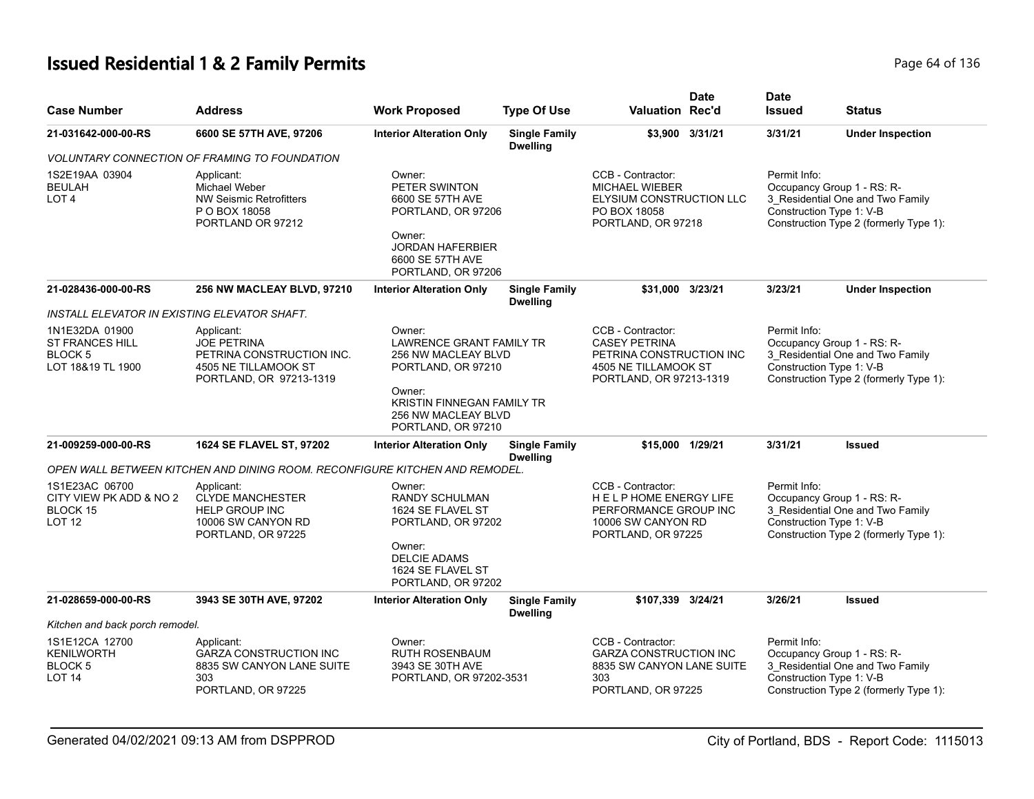# Issued Residential 1 & 2 Family Permits

| Case Number | Address | Work Proposed | Type Of Use | Valuation | Date Rec'd | Date Issued | Status |
|---|---|---|---|---|---|---|---|
| **21-031642-000-00-RS** | **6600 SE 57TH AVE, 97206** | **Interior Alteration Only** | **Single Family Dwelling** | **$3,900** | **3/31/21** | **3/31/21** | **Under Inspection** |

*VOLUNTARY CONNECTION OF FRAMING TO FOUNDATION*

1S2E19AA 03904
BEULAH
LOT 4

Applicant:
Michael Weber
NW Seismic Retrofitters
P O BOX 18058
PORTLAND OR 97212

Owner:
PETER SWINTON
6600 SE 57TH AVE
PORTLAND, OR 97206

Owner:
JORDAN HAFERBIER
6600 SE 57TH AVE
PORTLAND, OR 97206

CCB - Contractor:
MICHAEL WIEBER
ELYSIUM CONSTRUCTION LLC
PO BOX 18058
PORTLAND, OR 97218

Permit Info:
Occupancy Group 1 - RS: R-3_Residential One and Two Family
Construction Type 1: V-B
Construction Type 2 (formerly Type 1):

| Case Number | Address | Work Proposed | Type Of Use | Valuation | Date Rec'd | Date Issued | Status |
|---|---|---|---|---|---|---|---|
| **21-028436-000-00-RS** | **256 NW MACLEAY BLVD, 97210** | **Interior Alteration Only** | **Single Family Dwelling** | **$31,000** | **3/23/21** | **3/23/21** | **Under Inspection** |

*INSTALL ELEVATOR IN EXISTING ELEVATOR SHAFT.*

1N1E32DA 01900
ST FRANCES HILL
BLOCK 5
LOT 18&19 TL 1900

Applicant:
JOE PETRINA
PETRINA CONSTRUCTION INC.
4505 NE TILLAMOOK ST
PORTLAND, OR 97213-1319

Owner:
LAWRENCE GRANT FAMILY TR
256 NW MACLEAY BLVD
PORTLAND, OR 97210

Owner:
KRISTIN FINNEGAN FAMILY TR
256 NW MACLEAY BLVD
PORTLAND, OR 97210

CCB - Contractor:
CASEY PETRINA
PETRINA CONSTRUCTION INC
4505 NE TILLAMOOK ST
PORTLAND, OR 97213-1319

Permit Info:
Occupancy Group 1 - RS: R-3_Residential One and Two Family
Construction Type 1: V-B
Construction Type 2 (formerly Type 1):

| Case Number | Address | Work Proposed | Type Of Use | Valuation | Date Rec'd | Date Issued | Status |
|---|---|---|---|---|---|---|---|
| **21-009259-000-00-RS** | **1624 SE FLAVEL ST, 97202** | **Interior Alteration Only** | **Single Family Dwelling** | **$15,000** | **1/29/21** | **3/31/21** | **Issued** |

*OPEN WALL BETWEEN KITCHEN AND DINING ROOM. RECONFIGURE KITCHEN AND REMODEL.*

1S1E23AC 06700
CITY VIEW PK ADD & NO 2
BLOCK 15
LOT 12

Applicant:
CLYDE MANCHESTER
HELP GROUP INC
10006 SW CANYON RD
PORTLAND, OR 97225

Owner:
RANDY SCHULMAN
1624 SE FLAVEL ST
PORTLAND, OR 97202

Owner:
DELCIE ADAMS
1624 SE FLAVEL ST
PORTLAND, OR 97202

CCB - Contractor:
H E L P HOME ENERGY LIFE PERFORMANCE GROUP INC
10006 SW CANYON RD
PORTLAND, OR 97225

Permit Info:
Occupancy Group 1 - RS: R-3_Residential One and Two Family
Construction Type 1: V-B
Construction Type 2 (formerly Type 1):

| Case Number | Address | Work Proposed | Type Of Use | Valuation | Date Rec'd | Date Issued | Status |
|---|---|---|---|---|---|---|---|
| **21-028659-000-00-RS** | **3943 SE 30TH AVE, 97202** | **Interior Alteration Only** | **Single Family Dwelling** | **$107,339** | **3/24/21** | **3/26/21** | **Issued** |

*Kitchen and back porch remodel.*

1S1E12CA 12700
KENILWORTH
BLOCK 5
LOT 14

Applicant:
GARZA CONSTRUCTION INC
8835 SW CANYON LANE SUITE 303
PORTLAND, OR 97225

Owner:
RUTH ROSENBAUM
3943 SE 30TH AVE
PORTLAND, OR 97202-3531

CCB - Contractor:
GARZA CONSTRUCTION INC
8835 SW CANYON LANE SUITE 303
PORTLAND, OR 97225

Permit Info:
Occupancy Group 1 - RS: R-3_Residential One and Two Family
Construction Type 1: V-B
Construction Type 2 (formerly Type 1):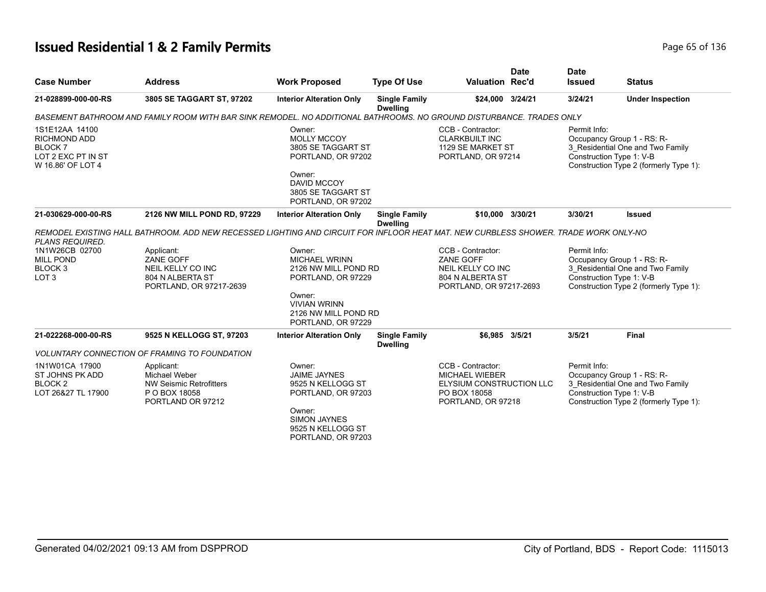# Issued Residential 1 & 2 Family Permits

| Case Number | Address | Work Proposed | Type Of Use | Valuation | Date Rec'd | Date Issued | Status |
|---|---|---|---|---|---|---|---|
| 21-028899-000-00-RS | 3805 SE TAGGART ST, 97202 | Interior Alteration Only | Single Family Dwelling | $24,000 | 3/24/21 | 3/24/21 | Under Inspection |

*BASEMENT BATHROOM AND FAMILY ROOM WITH BAR SINK REMODEL. NO ADDITIONAL BATHROOMS. NO GROUND DISTURBANCE. TRADES ONLY*

1S1E12AA 14100
RICHMOND ADD
BLOCK 7
LOT 2 EXC PT IN ST
W 16.86' OF LOT 4

Owner:
MOLLY MCCOY
3805 SE TAGGART ST
PORTLAND, OR 97202

Owner:
DAVID MCCOY
3805 SE TAGGART ST
PORTLAND, OR 97202

CCB - Contractor:
CLARKBUILT INC
1129 SE MARKET ST
PORTLAND, OR 97214

Permit Info:
Occupancy Group 1 - RS: R-3_Residential One and Two Family
Construction Type 1: V-B
Construction Type 2 (formerly Type 1):

| Case Number | Address | Work Proposed | Type Of Use | Valuation | Date Rec'd | Date Issued | Status |
|---|---|---|---|---|---|---|---|
| 21-030629-000-00-RS | 2126 NW MILL POND RD, 97229 | Interior Alteration Only | Single Family Dwelling | $10,000 | 3/30/21 | 3/30/21 | Issued |

*REMODEL EXISTING HALL BATHROOM. ADD NEW RECESSED LIGHTING AND CIRCUIT FOR INFLOOR HEAT MAT. NEW CURBLESS SHOWER. TRADE WORK ONLY-NO PLANS REQUIRED.*

1N1W26CB 02700
MILL POND
BLOCK 3
LOT 3

Applicant:
ZANE GOFF
NEIL KELLY CO INC
804 N ALBERTA ST
PORTLAND, OR 97217-2639

Owner:
MICHAEL WRINN
2126 NW MILL POND RD
PORTLAND, OR 97229

Owner:
VIVIAN WRINN
2126 NW MILL POND RD
PORTLAND, OR 97229

CCB - Contractor:
ZANE GOFF
NEIL KELLY CO INC
804 N ALBERTA ST
PORTLAND, OR 97217-2693

Permit Info:
Occupancy Group 1 - RS: R-3_Residential One and Two Family
Construction Type 1: V-B
Construction Type 2 (formerly Type 1):

| Case Number | Address | Work Proposed | Type Of Use | Valuation | Date Rec'd | Date Issued | Status |
|---|---|---|---|---|---|---|---|
| 21-022268-000-00-RS | 9525 N KELLOGG ST, 97203 | Interior Alteration Only | Single Family Dwelling | $6,985 | 3/5/21 | 3/5/21 | Final |

*VOLUNTARY CONNECTION OF FRAMING TO FOUNDATION*

1N1W01CA 17900
ST JOHNS PK ADD
BLOCK 2
LOT 26&27 TL 17900

Applicant:
Michael Weber
NW Seismic Retrofitters
P O BOX 18058
PORTLAND OR 97212

Owner:
JAIME JAYNES
9525 N KELLOGG ST
PORTLAND, OR 97203

Owner:
SIMON JAYNES
9525 N KELLOGG ST
PORTLAND, OR 97203

CCB - Contractor:
MICHAEL WIEBER
ELYSIUM CONSTRUCTION LLC
PO BOX 18058
PORTLAND, OR 97218

Permit Info:
Occupancy Group 1 - RS: R-3_Residential One and Two Family
Construction Type 1: V-B
Construction Type 2 (formerly Type 1):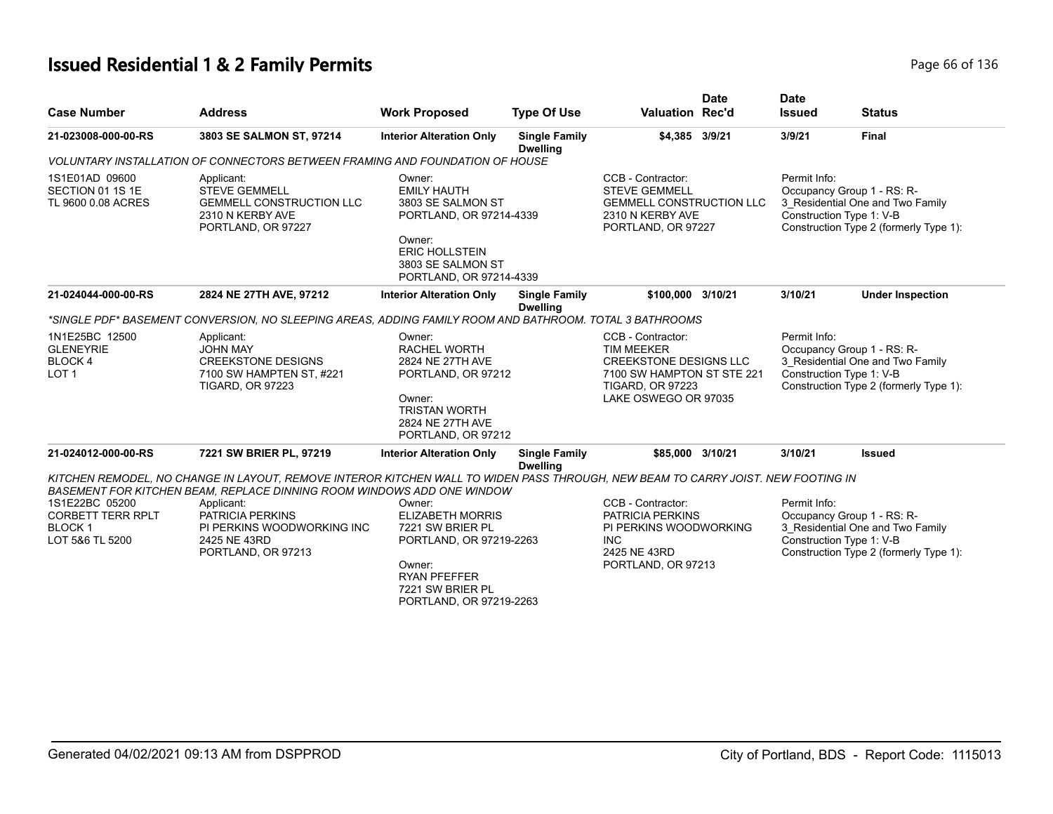# Issued Residential 1 & 2 Family Permits

| Case Number | Address | Work Proposed | Type Of Use | Valuation | Date Rec'd | Date Issued | Status |
|---|---|---|---|---|---|---|---|
| **21-023008-000-00-RS** | **3803 SE SALMON ST, 97214** | **Interior Alteration Only** | **Single Family Dwelling** | **$4,385** | **3/9/21** | **3/9/21** | **Final** |

*VOLUNTARY INSTALLATION OF CONNECTORS BETWEEN FRAMING AND FOUNDATION OF HOUSE*

1S1E01AD 09600
SECTION 01 1S 1E
TL 9600 0.08 ACRES

Applicant:
STEVE GEMMELL
GEMMELL CONSTRUCTION LLC
2310 N KERBY AVE
PORTLAND, OR 97227

Owner:
EMILY HAUTH
3803 SE SALMON ST
PORTLAND, OR 97214-4339

Owner:
ERIC HOLLSTEIN
3803 SE SALMON ST
PORTLAND, OR 97214-4339

CCB - Contractor:
STEVE GEMMELL
GEMMELL CONSTRUCTION LLC
2310 N KERBY AVE
PORTLAND, OR 97227

Permit Info:
Occupancy Group 1 - RS: R-3_Residential One and Two Family
Construction Type 1: V-B
Construction Type 2 (formerly Type 1):

| Case Number | Address | Work Proposed | Type Of Use | Valuation | Date Rec'd | Date Issued | Status |
|---|---|---|---|---|---|---|---|
| **21-024044-000-00-RS** | **2824 NE 27TH AVE, 97212** | **Interior Alteration Only** | **Single Family Dwelling** | **$100,000** | **3/10/21** | **3/10/21** | **Under Inspection** |

*\*SINGLE PDF\* BASEMENT CONVERSION, NO SLEEPING AREAS, ADDING FAMILY ROOM AND BATHROOM. TOTAL 3 BATHROOMS*

1N1E25BC 12500
GLENEYRIE
BLOCK 4
LOT 1

Applicant:
JOHN MAY
CREEKSTONE DESIGNS
7100 SW HAMPTEN ST, #221
TIGARD, OR 97223

Owner:
RACHEL WORTH
2824 NE 27TH AVE
PORTLAND, OR 97212

Owner:
TRISTAN WORTH
2824 NE 27TH AVE
PORTLAND, OR 97212

CCB - Contractor:
TIM MEEKER
CREEKSTONE DESIGNS LLC
7100 SW HAMPTON ST STE 221
TIGARD, OR 97223
LAKE OSWEGO OR 97035

Permit Info:
Occupancy Group 1 - RS: R-3_Residential One and Two Family
Construction Type 1: V-B
Construction Type 2 (formerly Type 1):

| Case Number | Address | Work Proposed | Type Of Use | Valuation | Date Rec'd | Date Issued | Status |
|---|---|---|---|---|---|---|---|
| **21-024012-000-00-RS** | **7221 SW BRIER PL, 97219** | **Interior Alteration Only** | **Single Family Dwelling** | **$85,000** | **3/10/21** | **3/10/21** | **Issued** |

*KITCHEN REMODEL, NO CHANGE IN LAYOUT, REMOVE INTEROR KITCHEN WALL TO WIDEN PASS THROUGH, NEW BEAM TO CARRY JOIST. NEW FOOTING IN BASEMENT FOR KITCHEN BEAM, REPLACE DINNING ROOM WINDOWS ADD ONE WINDOW*

1S1E22BC 05200
CORBETT TERR RPLT
BLOCK 1
LOT 5&6 TL 5200

Applicant:
PATRICIA PERKINS
PI PERKINS WOODWORKING INC
2425 NE 43RD
PORTLAND, OR 97213

Owner:
ELIZABETH MORRIS
7221 SW BRIER PL
PORTLAND, OR 97219-2263

Owner:
RYAN PFEFFER
7221 SW BRIER PL
PORTLAND, OR 97219-2263

CCB - Contractor:
PATRICIA PERKINS
PI PERKINS WOODWORKING INC
2425 NE 43RD
PORTLAND, OR 97213

Permit Info:
Occupancy Group 1 - RS: R-3_Residential One and Two Family
Construction Type 1: V-B
Construction Type 2 (formerly Type 1):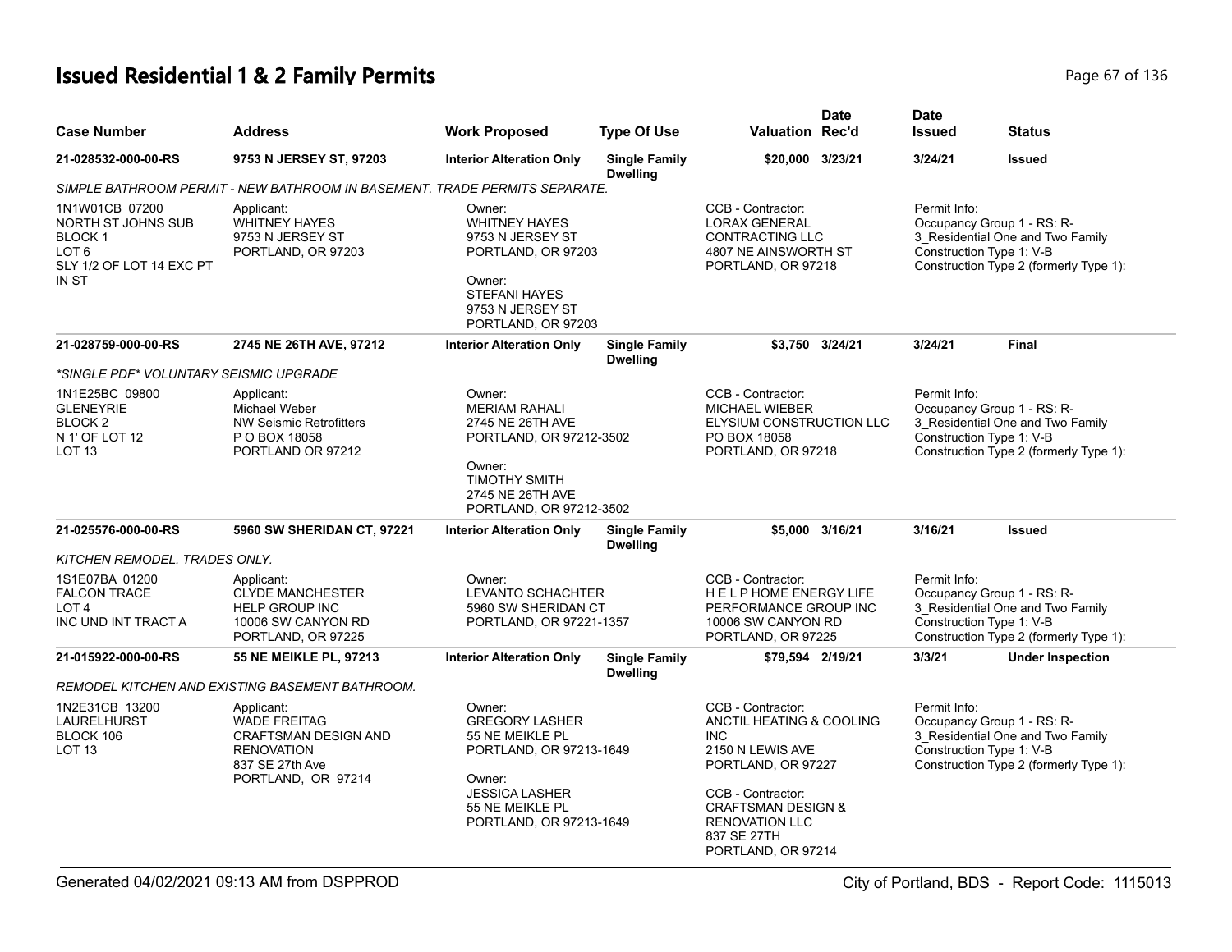# Issued Residential 1 & 2 Family Permits

| Case Number | Address | Work Proposed | Type Of Use | Valuation | Date Rec'd | Date Issued | Status |
|---|---|---|---|---|---|---|---|
| 21-028532-000-00-RS | 9753 N JERSEY ST, 97203 | Interior Alteration Only | Single Family Dwelling | $20,000 | 3/23/21 | 3/24/21 | Issued |

*SIMPLE BATHROOM PERMIT - NEW BATHROOM IN BASEMENT. TRADE PERMITS SEPARATE.*

1N1W01CB 07200
NORTH ST JOHNS SUB
BLOCK 1
LOT 6
SLY 1/2 OF LOT 14 EXC PT IN ST

Applicant:
WHITNEY HAYES
9753 N JERSEY ST
PORTLAND, OR 97203

Owner:
WHITNEY HAYES
9753 N JERSEY ST
PORTLAND, OR 97203

Owner:
STEFANI HAYES
9753 N JERSEY ST
PORTLAND, OR 97203

CCB - Contractor:
LORAX GENERAL CONTRACTING LLC
4807 NE AINSWORTH ST
PORTLAND, OR 97218

Permit Info:
Occupancy Group 1 - RS: R-3_Residential One and Two Family
Construction Type 1: V-B
Construction Type 2 (formerly Type 1):

| Case Number | Address | Work Proposed | Type Of Use | Valuation | Date Rec'd | Date Issued | Status |
|---|---|---|---|---|---|---|---|
| 21-028759-000-00-RS | 2745 NE 26TH AVE, 97212 | Interior Alteration Only | Single Family Dwelling | $3,750 | 3/24/21 | 3/24/21 | Final |

*\*SINGLE PDF\* VOLUNTARY SEISMIC UPGRADE*

1N1E25BC 09800
GLENEYRIE
BLOCK 2
N 1' OF LOT 12
LOT 13

Applicant:
Michael Weber
NW Seismic Retrofitters
P O BOX 18058
PORTLAND OR 97212

Owner:
MERIAM RAHALI
2745 NE 26TH AVE
PORTLAND, OR 97212-3502

Owner:
TIMOTHY SMITH
2745 NE 26TH AVE
PORTLAND, OR 97212-3502

CCB - Contractor:
MICHAEL WIEBER
ELYSIUM CONSTRUCTION LLC
PO BOX 18058
PORTLAND, OR 97218

Permit Info:
Occupancy Group 1 - RS: R-3_Residential One and Two Family
Construction Type 1: V-B
Construction Type 2 (formerly Type 1):

| Case Number | Address | Work Proposed | Type Of Use | Valuation | Date Rec'd | Date Issued | Status |
|---|---|---|---|---|---|---|---|
| 21-025576-000-00-RS | 5960 SW SHERIDAN CT, 97221 | Interior Alteration Only | Single Family Dwelling | $5,000 | 3/16/21 | 3/16/21 | Issued |

*KITCHEN REMODEL. TRADES ONLY.*

1S1E07BA 01200
FALCON TRACE
LOT 4
INC UND INT TRACT A

Applicant:
CLYDE MANCHESTER
HELP GROUP INC
10006 SW CANYON RD
PORTLAND, OR 97225

Owner:
LEVANTO SCHACHTER
5960 SW SHERIDAN CT
PORTLAND, OR 97221-1357

CCB - Contractor:
H E L P HOME ENERGY LIFE PERFORMANCE GROUP INC
10006 SW CANYON RD
PORTLAND, OR 97225

Permit Info:
Occupancy Group 1 - RS: R-3_Residential One and Two Family
Construction Type 1: V-B
Construction Type 2 (formerly Type 1):

| Case Number | Address | Work Proposed | Type Of Use | Valuation | Date Rec'd | Date Issued | Status |
|---|---|---|---|---|---|---|---|
| 21-015922-000-00-RS | 55 NE MEIKLE PL, 97213 | Interior Alteration Only | Single Family Dwelling | $79,594 | 2/19/21 | 3/3/21 | Under Inspection |

*REMODEL KITCHEN AND EXISTING BASEMENT BATHROOM.*

1N2E31CB 13200
LAURELHURST
BLOCK 106
LOT 13

Applicant:
WADE FREITAG
CRAFTSMAN DESIGN AND RENOVATION
837 SE 27th Ave
PORTLAND, OR 97214

Owner:
GREGORY LASHER
55 NE MEIKLE PL
PORTLAND, OR 97213-1649

Owner:
JESSICA LASHER
55 NE MEIKLE PL
PORTLAND, OR 97213-1649

CCB - Contractor:
ANCTIL HEATING & COOLING INC
2150 N LEWIS AVE
PORTLAND, OR 97227

CCB - Contractor:
CRAFTSMAN DESIGN & RENOVATION LLC
837 SE 27TH
PORTLAND, OR 97214

Permit Info:
Occupancy Group 1 - RS: R-3_Residential One and Two Family
Construction Type 1: V-B
Construction Type 2 (formerly Type 1):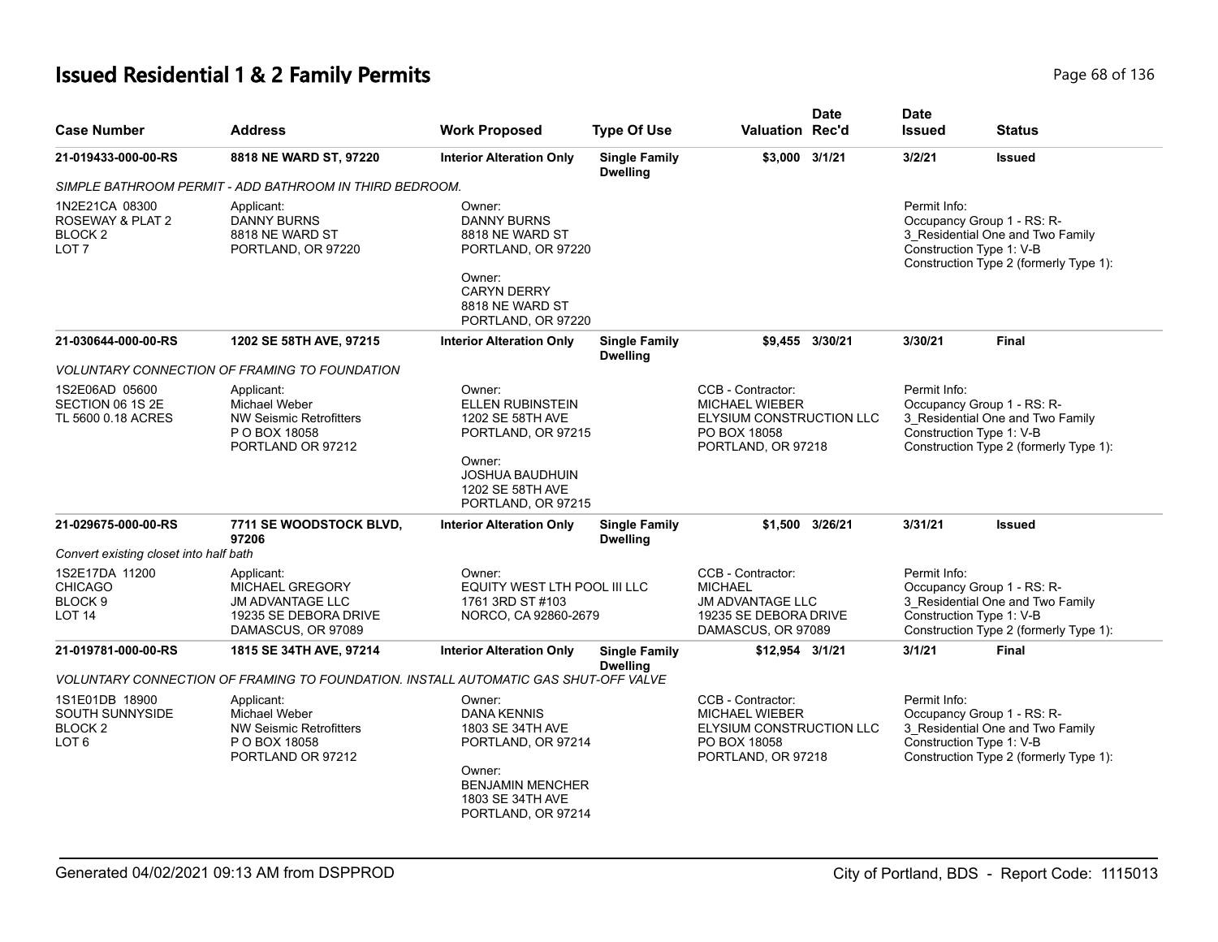# Issued Residential 1 & 2 Family Permits

| Case Number | Address | Work Proposed | Type Of Use | Valuation | Date Rec'd | Date Issued | Status |
|---|---|---|---|---|---|---|---|
| **21-019433-000-00-RS** | **8818 NE WARD ST, 97220** | **Interior Alteration Only** | **Single Family Dwelling** | **$3,000** | **3/1/21** | **3/2/21** | **Issued** |

*SIMPLE BATHROOM PERMIT - ADD BATHROOM IN THIRD BEDROOM.*

| | | | | |
|---|---|---|---|---|
| 1N2E21CA 08300<br>ROSEWAY & PLAT 2<br>BLOCK 2<br>LOT 7 | Applicant:<br>DANNY BURNS<br>8818 NE WARD ST<br>PORTLAND, OR 97220 | Owner:<br>DANNY BURNS<br>8818 NE WARD ST<br>PORTLAND, OR 97220<br><br>Owner:<br>CARYN DERRY<br>8818 NE WARD ST<br>PORTLAND, OR 97220 | | Permit Info:<br>Occupancy Group 1 - RS: R-3_Residential One and Two Family<br>Construction Type 1: V-B<br>Construction Type 2 (formerly Type 1): |

| Case Number | Address | Work Proposed | Type Of Use | Valuation | Date Rec'd | Date Issued | Status |
|---|---|---|---|---|---|---|---|
| **21-030644-000-00-RS** | **1202 SE 58TH AVE, 97215** | **Interior Alteration Only** | **Single Family Dwelling** | **$9,455** | **3/30/21** | **3/30/21** | **Final** |

*VOLUNTARY CONNECTION OF FRAMING TO FOUNDATION*

| | | | | |
|---|---|---|---|---|
| 1S2E06AD 05600<br>SECTION 06 1S 2E<br>TL 5600 0.18 ACRES | Applicant:<br>Michael Weber<br>NW Seismic Retrofitters<br>P O BOX 18058<br>PORTLAND OR 97212 | Owner:<br>ELLEN RUBINSTEIN<br>1202 SE 58TH AVE<br>PORTLAND, OR 97215<br><br>Owner:<br>JOSHUA BAUDHUIN<br>1202 SE 58TH AVE<br>PORTLAND, OR 97215 | CCB - Contractor:<br>MICHAEL WIEBER<br>ELYSIUM CONSTRUCTION LLC<br>PO BOX 18058<br>PORTLAND, OR 97218 | Permit Info:<br>Occupancy Group 1 - RS: R-3_Residential One and Two Family<br>Construction Type 1: V-B<br>Construction Type 2 (formerly Type 1): |

| Case Number | Address | Work Proposed | Type Of Use | Valuation | Date Rec'd | Date Issued | Status |
|---|---|---|---|---|---|---|---|
| **21-029675-000-00-RS** | **7711 SE WOODSTOCK BLVD, 97206** | **Interior Alteration Only** | **Single Family Dwelling** | **$1,500** | **3/26/21** | **3/31/21** | **Issued** |

*Convert existing closet into half bath*

| | | | | |
|---|---|---|---|---|
| 1S2E17DA 11200<br>CHICAGO<br>BLOCK 9<br>LOT 14 | Applicant:<br>MICHAEL GREGORY<br>JM ADVANTAGE LLC<br>19235 SE DEBORA DRIVE<br>DAMASCUS, OR 97089 | Owner:<br>EQUITY WEST LTH POOL III LLC<br>1761 3RD ST #103<br>NORCO, CA 92860-2679 | CCB - Contractor:<br>MICHAEL<br>JM ADVANTAGE LLC<br>19235 SE DEBORA DRIVE<br>DAMASCUS, OR 97089 | Permit Info:<br>Occupancy Group 1 - RS: R-3_Residential One and Two Family<br>Construction Type 1: V-B<br>Construction Type 2 (formerly Type 1): |

| Case Number | Address | Work Proposed | Type Of Use | Valuation | Date Rec'd | Date Issued | Status |
|---|---|---|---|---|---|---|---|
| **21-019781-000-00-RS** | **1815 SE 34TH AVE, 97214** | **Interior Alteration Only** | **Single Family Dwelling** | **$12,954** | **3/1/21** | **3/1/21** | **Final** |

*VOLUNTARY CONNECTION OF FRAMING TO FOUNDATION. INSTALL AUTOMATIC GAS SHUT-OFF VALVE*

| | | | | |
|---|---|---|---|---|
| 1S1E01DB 18900<br>SOUTH SUNNYSIDE<br>BLOCK 2<br>LOT 6 | Applicant:<br>Michael Weber<br>NW Seismic Retrofitters<br>P O BOX 18058<br>PORTLAND OR 97212 | Owner:<br>DANA KENNIS<br>1803 SE 34TH AVE<br>PORTLAND, OR 97214<br><br>Owner:<br>BENJAMIN MENCHER<br>1803 SE 34TH AVE<br>PORTLAND, OR 97214 | CCB - Contractor:<br>MICHAEL WIEBER<br>ELYSIUM CONSTRUCTION LLC<br>PO BOX 18058<br>PORTLAND, OR 97218 | Permit Info:<br>Occupancy Group 1 - RS: R-3_Residential One and Two Family<br>Construction Type 1: V-B<br>Construction Type 2 (formerly Type 1): |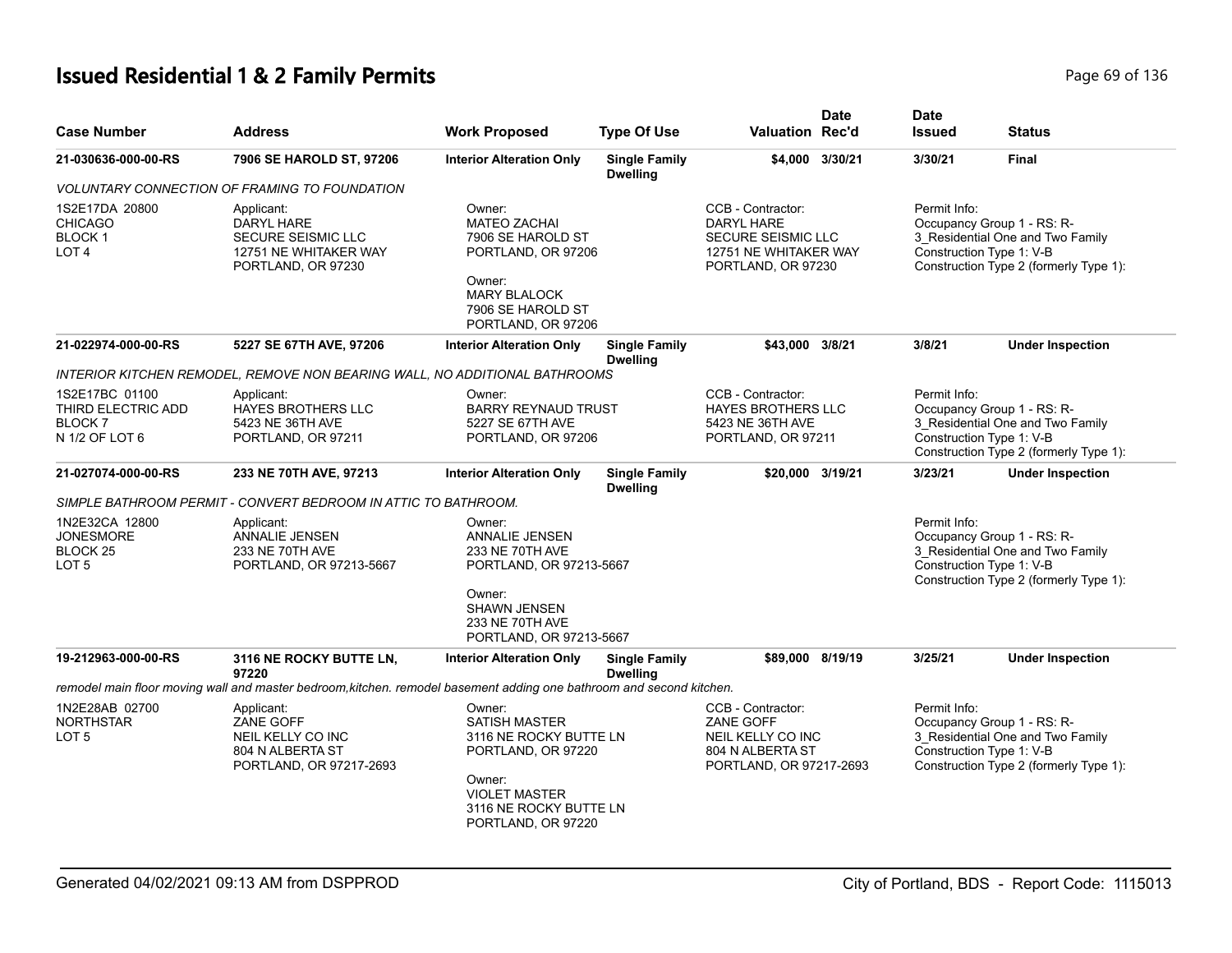# Issued Residential 1 & 2 Family Permits

| Case Number | Address | Work Proposed | Type Of Use | Valuation | Date Rec'd | Date Issued | Status |
|---|---|---|---|---|---|---|---|
| 21-030636-000-00-RS | 7906 SE HAROLD ST, 97206 | Interior Alteration Only | Single Family Dwelling | $4,000 | 3/30/21 | 3/30/21 | Final |
| 21-022974-000-00-RS | 5227 SE 67TH AVE, 97206 | Interior Alteration Only | Single Family Dwelling | $43,000 | 3/8/21 | 3/8/21 | Under Inspection |
| 21-027074-000-00-RS | 233 NE 70TH AVE, 97213 | Interior Alteration Only | Single Family Dwelling | $20,000 | 3/19/21 | 3/23/21 | Under Inspection |
| 19-212963-000-00-RS | 3116 NE ROCKY BUTTE LN, 97220 | Interior Alteration Only | Single Family Dwelling | $89,000 | 8/19/19 | 3/25/21 | Under Inspection |

**21-030636-000-00-RS** — 7906 SE HAROLD ST, 97206

*VOLUNTARY CONNECTION OF FRAMING TO FOUNDATION*

- 1S2E17DA 20800 CHICAGO BLOCK 1 LOT 4
- Applicant: DARYL HARE, SECURE SEISMIC LLC, 12751 NE WHITAKER WAY, PORTLAND, OR 97230
- Owner: MATEO ZACHAI, 7906 SE HAROLD ST, PORTLAND, OR 97206
- Owner: MARY BLALOCK, 7906 SE HAROLD ST, PORTLAND, OR 97206
- CCB - Contractor: DARYL HARE, SECURE SEISMIC LLC, 12751 NE WHITAKER WAY, PORTLAND, OR 97230
- Permit Info: Occupancy Group 1 - RS: R-3_Residential One and Two Family; Construction Type 1: V-B; Construction Type 2 (formerly Type 1):

**21-022974-000-00-RS** — 5227 SE 67TH AVE, 97206

*INTERIOR KITCHEN REMODEL, REMOVE NON BEARING WALL, NO ADDITIONAL BATHROOMS*

- 1S2E17BC 01100 THIRD ELECTRIC ADD BLOCK 7 N 1/2 OF LOT 6
- Applicant: HAYES BROTHERS LLC, 5423 NE 36TH AVE, PORTLAND, OR 97211
- Owner: BARRY REYNAUD TRUST, 5227 SE 67TH AVE, PORTLAND, OR 97206
- CCB - Contractor: HAYES BROTHERS LLC, 5423 NE 36TH AVE, PORTLAND, OR 97211
- Permit Info: Occupancy Group 1 - RS: R-3_Residential One and Two Family; Construction Type 1: V-B; Construction Type 2 (formerly Type 1):

**21-027074-000-00-RS** — 233 NE 70TH AVE, 97213

*SIMPLE BATHROOM PERMIT - CONVERT BEDROOM IN ATTIC TO BATHROOM.*

- 1N2E32CA 12800 JONESMORE BLOCK 25 LOT 5
- Applicant: ANNALIE JENSEN, 233 NE 70TH AVE, PORTLAND, OR 97213-5667
- Owner: ANNALIE JENSEN, 233 NE 70TH AVE, PORTLAND, OR 97213-5667
- Owner: SHAWN JENSEN, 233 NE 70TH AVE, PORTLAND, OR 97213-5667
- Permit Info: Occupancy Group 1 - RS: R-3_Residential One and Two Family; Construction Type 1: V-B; Construction Type 2 (formerly Type 1):

**19-212963-000-00-RS** — 3116 NE ROCKY BUTTE LN, 97220

*remodel main floor moving wall and master bedroom,kitchen. remodel basement adding one bathroom and second kitchen.*

- 1N2E28AB 02700 NORTHSTAR LOT 5
- Applicant: ZANE GOFF, NEIL KELLY CO INC, 804 N ALBERTA ST, PORTLAND, OR 97217-2693
- Owner: SATISH MASTER, 3116 NE ROCKY BUTTE LN, PORTLAND, OR 97220
- Owner: VIOLET MASTER, 3116 NE ROCKY BUTTE LN, PORTLAND, OR 97220
- CCB - Contractor: ZANE GOFF, NEIL KELLY CO INC, 804 N ALBERTA ST, PORTLAND, OR 97217-2693
- Permit Info: Occupancy Group 1 - RS: R-3_Residential One and Two Family; Construction Type 1: V-B; Construction Type 2 (formerly Type 1):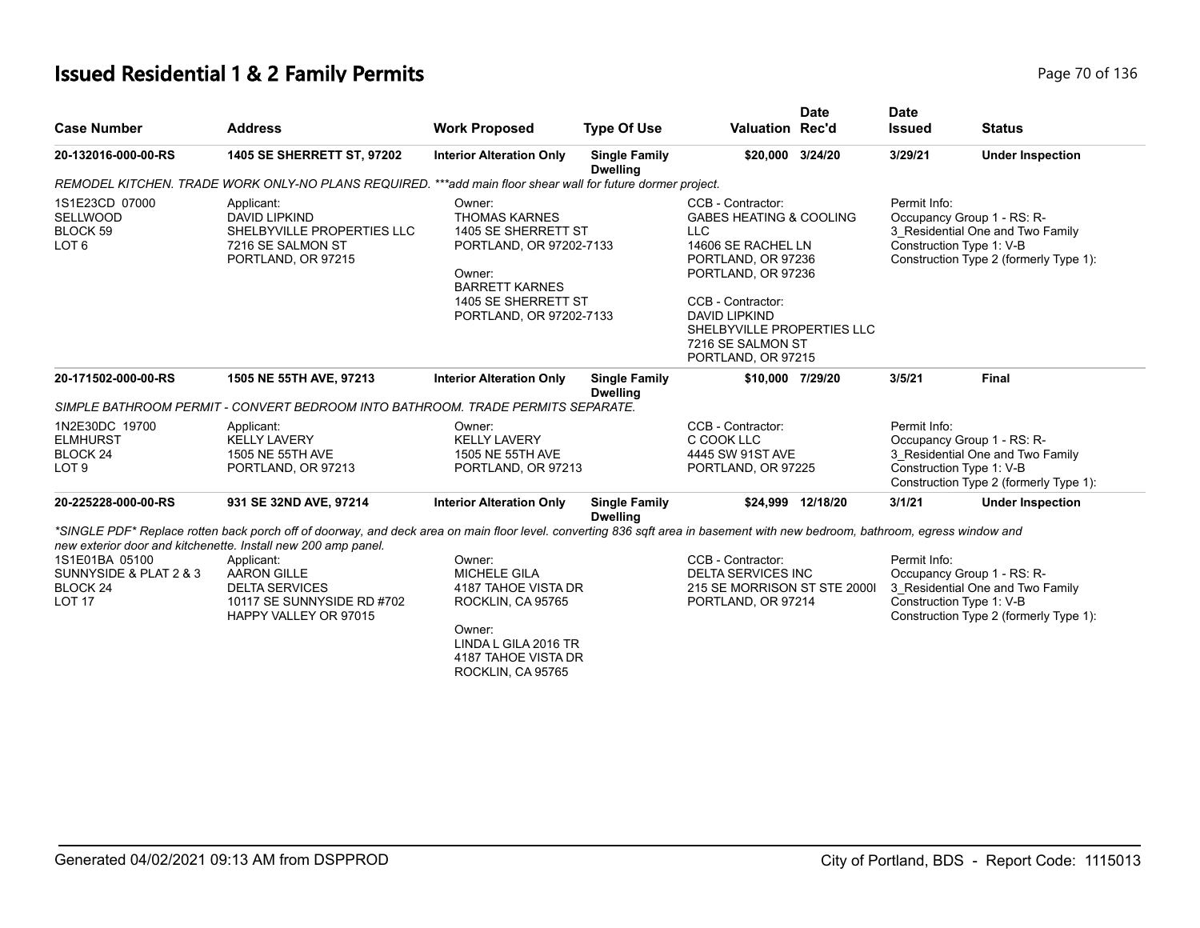# Issued Residential 1 & 2 Family Permits

| Case Number | Address | Work Proposed | Type Of Use | Valuation | Date Rec'd | Date Issued | Status |
|---|---|---|---|---|---|---|---|
| 20-132016-000-00-RS | 1405 SE SHERRETT ST, 97202 | Interior Alteration Only | Single Family Dwelling | $20,000 | 3/24/20 | 3/29/21 | Under Inspection |

*REMODEL KITCHEN. TRADE WORK ONLY-NO PLANS REQUIRED. ***add main floor shear wall for future dormer project.*

1S1E23CD 07000
SELLWOOD
BLOCK 59
LOT 6

Applicant:
DAVID LIPKIND
SHELBYVILLE PROPERTIES LLC
7216 SE SALMON ST
PORTLAND, OR 97215

Owner:
THOMAS KARNES
1405 SE SHERRETT ST
PORTLAND, OR 97202-7133

Owner:
BARRETT KARNES
1405 SE SHERRETT ST
PORTLAND, OR 97202-7133

CCB - Contractor:
GABES HEATING & COOLING LLC
14606 SE RACHEL LN
PORTLAND, OR 97236
PORTLAND, OR 97236

CCB - Contractor:
DAVID LIPKIND
SHELBYVILLE PROPERTIES LLC
7216 SE SALMON ST
PORTLAND, OR 97215

Permit Info:
Occupancy Group 1 - RS: R-3_Residential One and Two Family
Construction Type 1: V-B
Construction Type 2 (formerly Type 1):

| Case Number | Address | Work Proposed | Type Of Use | Valuation | Date Rec'd | Date Issued | Status |
|---|---|---|---|---|---|---|---|
| 20-171502-000-00-RS | 1505 NE 55TH AVE, 97213 | Interior Alteration Only | Single Family Dwelling | $10,000 | 7/29/20 | 3/5/21 | Final |

*SIMPLE BATHROOM PERMIT - CONVERT BEDROOM INTO BATHROOM. TRADE PERMITS SEPARATE.*

1N2E30DC 19700
ELMHURST
BLOCK 24
LOT 9

Applicant:
KELLY LAVERY
1505 NE 55TH AVE
PORTLAND, OR 97213

Owner:
KELLY LAVERY
1505 NE 55TH AVE
PORTLAND, OR 97213

CCB - Contractor:
C COOK LLC
4445 SW 91ST AVE
PORTLAND, OR 97225

Permit Info:
Occupancy Group 1 - RS: R-3_Residential One and Two Family
Construction Type 1: V-B
Construction Type 2 (formerly Type 1):

| Case Number | Address | Work Proposed | Type Of Use | Valuation | Date Rec'd | Date Issued | Status |
|---|---|---|---|---|---|---|---|
| 20-225228-000-00-RS | 931 SE 32ND AVE, 97214 | Interior Alteration Only | Single Family Dwelling | $24,999 | 12/18/20 | 3/1/21 | Under Inspection |

**SINGLE PDF* Replace rotten back porch off of doorway, and deck area on main floor level. converting 836 sqft area in basement with new bedroom, bathroom, egress window and new exterior door and kitchenette. Install new 200 amp panel.*

1S1E01BA 05100
SUNNYSIDE & PLAT 2 & 3
BLOCK 24
LOT 17

Applicant:
AARON GILLE
DELTA SERVICES
10117 SE SUNNYSIDE RD #702
HAPPY VALLEY OR 97015

Owner:
MICHELE GILA
4187 TAHOE VISTA DR
ROCKLIN, CA 95765

Owner:
LINDA L GILA 2016 TR
4187 TAHOE VISTA DR
ROCKLIN, CA 95765

CCB - Contractor:
DELTA SERVICES INC
215 SE MORRISON ST STE 2000I
PORTLAND, OR 97214

Permit Info:
Occupancy Group 1 - RS: R-3_Residential One and Two Family
Construction Type 1: V-B
Construction Type 2 (formerly Type 1):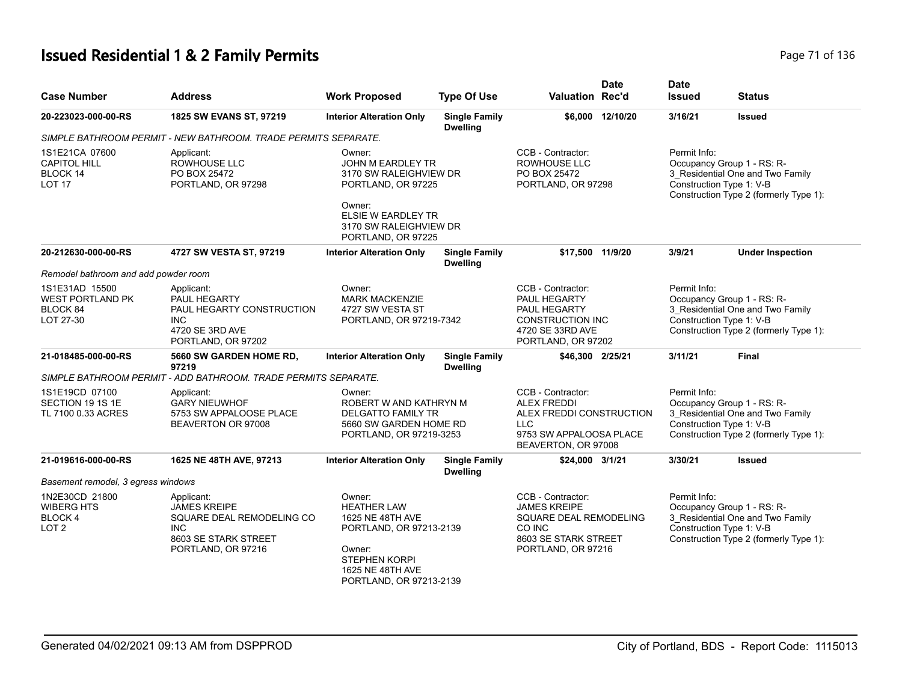# Issued Residential 1 & 2 Family Permits

| Case Number | Address | Work Proposed | Type Of Use | Valuation | Date Rec'd | Date Issued | Status |
|---|---|---|---|---|---|---|---|
| 20-223023-000-00-RS | 1825 SW EVANS ST, 97219 | Interior Alteration Only | Single Family Dwelling | $6,000 | 12/10/20 | 3/16/21 | Issued |

*SIMPLE BATHROOM PERMIT - NEW BATHROOM. TRADE PERMITS SEPARATE.*

1S1E21CA 07600
CAPITOL HILL
BLOCK 14
LOT 17

Applicant:
ROWHOUSE LLC
PO BOX 25472
PORTLAND, OR 97298

Owner:
JOHN M EARDLEY TR
3170 SW RALEIGHVIEW DR
PORTLAND, OR 97225

Owner:
ELSIE W EARDLEY TR
3170 SW RALEIGHVIEW DR
PORTLAND, OR 97225

CCB - Contractor:
ROWHOUSE LLC
PO BOX 25472
PORTLAND, OR 97298

Permit Info:
Occupancy Group 1 - RS: R-3_Residential One and Two Family
Construction Type 1: V-B
Construction Type 2 (formerly Type 1):

| Case Number | Address | Work Proposed | Type Of Use | Valuation | Date Rec'd | Date Issued | Status |
|---|---|---|---|---|---|---|---|
| 20-212630-000-00-RS | 4727 SW VESTA ST, 97219 | Interior Alteration Only | Single Family Dwelling | $17,500 | 11/9/20 | 3/9/21 | Under Inspection |

*Remodel bathroom and add powder room*

1S1E31AD 15500
WEST PORTLAND PK
BLOCK 84
LOT 27-30

Applicant:
PAUL HEGARTY
PAUL HEGARTY CONSTRUCTION INC
4720 SE 3RD AVE
PORTLAND, OR 97202

Owner:
MARK MACKENZIE
4727 SW VESTA ST
PORTLAND, OR 97219-7342

CCB - Contractor:
PAUL HEGARTY
PAUL HEGARTY
CONSTRUCTION INC
4720 SE 33RD AVE
PORTLAND, OR 97202

Permit Info:
Occupancy Group 1 - RS: R-3_Residential One and Two Family
Construction Type 1: V-B
Construction Type 2 (formerly Type 1):

| Case Number | Address | Work Proposed | Type Of Use | Valuation | Date Rec'd | Date Issued | Status |
|---|---|---|---|---|---|---|---|
| 21-018485-000-00-RS | 5660 SW GARDEN HOME RD, 97219 | Interior Alteration Only | Single Family Dwelling | $46,300 | 2/25/21 | 3/11/21 | Final |

*SIMPLE BATHROOM PERMIT - ADD BATHROOM. TRADE PERMITS SEPARATE.*

1S1E19CD 07100
SECTION 19 1S 1E
TL 7100 0.33 ACRES

Applicant:
GARY NIEUWHOF
5753 SW APPALOOSE PLACE
BEAVERTON OR 97008

Owner:
ROBERT W AND KATHRYN M
DELGATTO FAMILY TR
5660 SW GARDEN HOME RD
PORTLAND, OR 97219-3253

CCB - Contractor:
ALEX FREDDI
ALEX FREDDI CONSTRUCTION LLC
9753 SW APPALOOSA PLACE
BEAVERTON, OR 97008

Permit Info:
Occupancy Group 1 - RS: R-3_Residential One and Two Family
Construction Type 1: V-B
Construction Type 2 (formerly Type 1):

| Case Number | Address | Work Proposed | Type Of Use | Valuation | Date Rec'd | Date Issued | Status |
|---|---|---|---|---|---|---|---|
| 21-019616-000-00-RS | 1625 NE 48TH AVE, 97213 | Interior Alteration Only | Single Family Dwelling | $24,000 | 3/1/21 | 3/30/21 | Issued |

*Basement remodel, 3 egress windows*

1N2E30CD 21800
WIBERG HTS
BLOCK 4
LOT 2

Applicant:
JAMES KREIPE
SQUARE DEAL REMODELING CO INC
8603 SE STARK STREET
PORTLAND, OR 97216

Owner:
HEATHER LAW
1625 NE 48TH AVE
PORTLAND, OR 97213-2139

Owner:
STEPHEN KORPI
1625 NE 48TH AVE
PORTLAND, OR 97213-2139

CCB - Contractor:
JAMES KREIPE
SQUARE DEAL REMODELING CO INC
8603 SE STARK STREET
PORTLAND, OR 97216

Permit Info:
Occupancy Group 1 - RS: R-3_Residential One and Two Family
Construction Type 1: V-B
Construction Type 2 (formerly Type 1):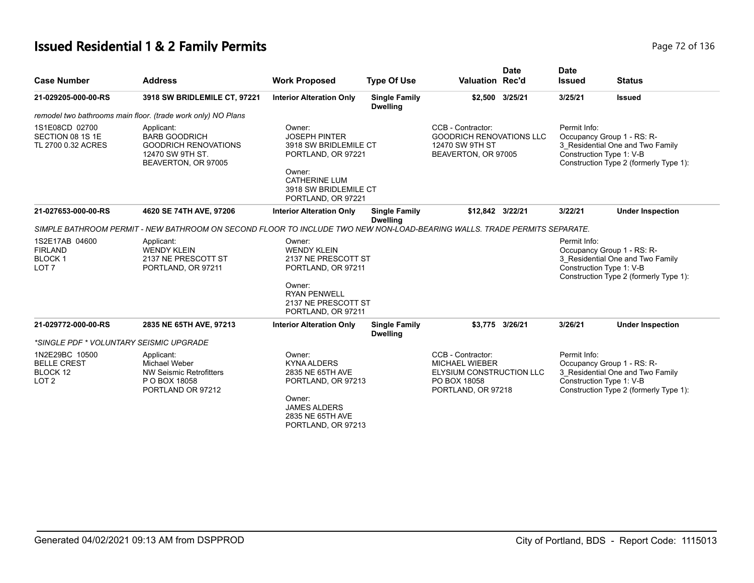# Issued Residential 1 & 2 Family Permits

| Case Number | Address | Work Proposed | Type Of Use | Valuation | Date Rec'd | Date Issued | Status |
|---|---|---|---|---|---|---|---|
| 21-029205-000-00-RS | 3918 SW BRIDLEMILE CT, 97221 | Interior Alteration Only | Single Family Dwelling | $2,500 | 3/25/21 | 3/25/21 | Issued |

*remodel two bathrooms main floor. (trade work only) NO Plans*

| | | | | |
|---|---|---|---|---|
| 1S1E08CD 02700<br>SECTION 08 1S 1E<br>TL 2700 0.32 ACRES | Applicant:<br>BARB GOODRICH<br>GOODRICH RENOVATIONS<br>12470 SW 9TH ST.<br>BEAVERTON, OR 97005 | Owner:<br>JOSEPH PINTER<br>3918 SW BRIDLEMILE CT<br>PORTLAND, OR 97221<br><br>Owner:<br>CATHERINE LUM<br>3918 SW BRIDLEMILE CT<br>PORTLAND, OR 97221 | CCB - Contractor:<br>GOODRICH RENOVATIONS LLC<br>12470 SW 9TH ST<br>BEAVERTON, OR 97005 | Permit Info:<br>Occupancy Group 1 - RS: R-3_Residential One and Two Family<br>Construction Type 1: V-B<br>Construction Type 2 (formerly Type 1): |

| Case Number | Address | Work Proposed | Type Of Use | Valuation | Date Rec'd | Date Issued | Status |
|---|---|---|---|---|---|---|---|
| 21-027653-000-00-RS | 4620 SE 74TH AVE, 97206 | Interior Alteration Only | Single Family Dwelling | $12,842 | 3/22/21 | 3/22/21 | Under Inspection |

*SIMPLE BATHROOM PERMIT - NEW BATHROOM ON SECOND FLOOR TO INCLUDE TWO NEW NON-LOAD-BEARING WALLS. TRADE PERMITS SEPARATE.*

| | | | | |
|---|---|---|---|---|
| 1S2E17AB 04600<br>FIRLAND<br>BLOCK 1<br>LOT 7 | Applicant:<br>WENDY KLEIN<br>2137 NE PRESCOTT ST<br>PORTLAND, OR 97211 | Owner:<br>WENDY KLEIN<br>2137 NE PRESCOTT ST<br>PORTLAND, OR 97211<br><br>Owner:<br>RYAN PENWELL<br>2137 NE PRESCOTT ST<br>PORTLAND, OR 97211 | | Permit Info:<br>Occupancy Group 1 - RS: R-3_Residential One and Two Family<br>Construction Type 1: V-B<br>Construction Type 2 (formerly Type 1): |

| Case Number | Address | Work Proposed | Type Of Use | Valuation | Date Rec'd | Date Issued | Status |
|---|---|---|---|---|---|---|---|
| 21-029772-000-00-RS | 2835 NE 65TH AVE, 97213 | Interior Alteration Only | Single Family Dwelling | $3,775 | 3/26/21 | 3/26/21 | Under Inspection |

*\*SINGLE PDF \* VOLUNTARY SEISMIC UPGRADE*

| | | | | |
|---|---|---|---|---|
| 1N2E29BC 10500<br>BELLE CREST<br>BLOCK 12<br>LOT 2 | Applicant:<br>Michael Weber<br>NW Seismic Retrofitters<br>P O BOX 18058<br>PORTLAND OR 97212 | Owner:<br>KYNA ALDERS<br>2835 NE 65TH AVE<br>PORTLAND, OR 97213<br><br>Owner:<br>JAMES ALDERS<br>2835 NE 65TH AVE<br>PORTLAND, OR 97213 | CCB - Contractor:<br>MICHAEL WIEBER<br>ELYSIUM CONSTRUCTION LLC<br>PO BOX 18058<br>PORTLAND, OR 97218 | Permit Info:<br>Occupancy Group 1 - RS: R-3_Residential One and Two Family<br>Construction Type 1: V-B<br>Construction Type 2 (formerly Type 1): |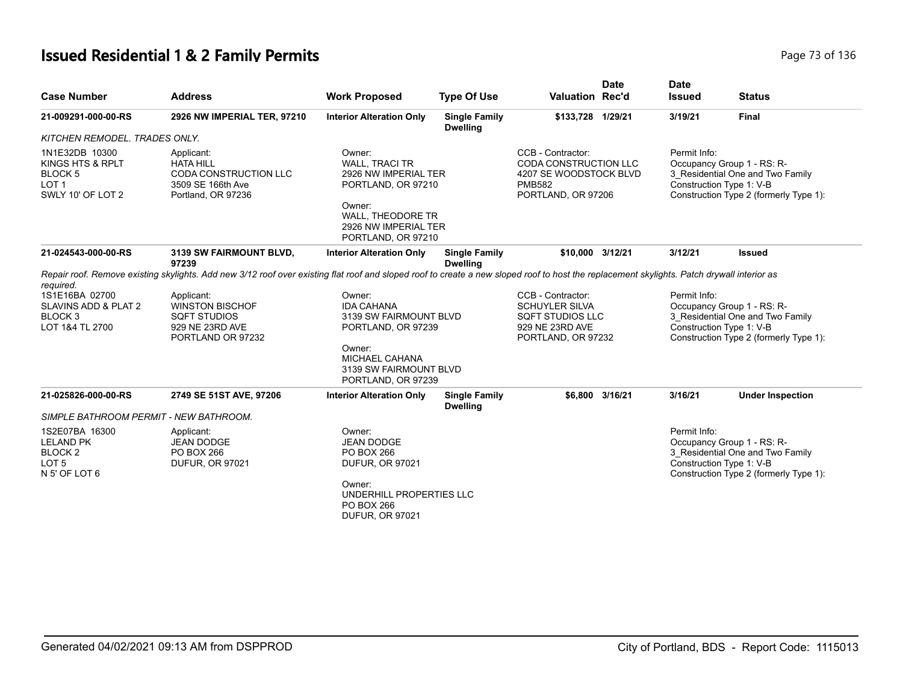## Issued Residential 1 & 2 Family Permits

| Case Number | Address | Work Proposed | Type Of Use | Valuation | Date Rec'd | Date Issued | Status |
|---|---|---|---|---|---|---|---|
| 21-009291-000-00-RS | 2926 NW IMPERIAL TER, 97210 | Interior Alteration Only | Single Family Dwelling | $133,728 | 1/29/21 | 3/19/21 | Final |

*KITCHEN REMODEL. TRADES ONLY.*

| | | | | |
|---|---|---|---|---|
| 1N1E32DB 10300<br>KINGS HTS & RPLT<br>BLOCK 5<br>LOT 1<br>SWLY 10' OF LOT 2 | Applicant:<br>HATA HILL<br>CODA CONSTRUCTION LLC<br>3509 SE 166th Ave<br>Portland, OR 97236 | Owner:<br>WALL, TRACI TR<br>2926 NW IMPERIAL TER<br>PORTLAND, OR 97210<br><br>Owner:<br>WALL, THEODORE TR<br>2926 NW IMPERIAL TER<br>PORTLAND, OR 97210 | CCB - Contractor:<br>CODA CONSTRUCTION LLC<br>4207 SE WOODSTOCK BLVD<br>PMB582<br>PORTLAND, OR 97206 | Permit Info:<br>Occupancy Group 1 - RS: R-3_Residential One and Two Family<br>Construction Type 1: V-B<br>Construction Type 2 (formerly Type 1): |

| Case Number | Address | Work Proposed | Type Of Use | Valuation | Date Rec'd | Date Issued | Status |
|---|---|---|---|---|---|---|---|
| 21-024543-000-00-RS | 3139 SW FAIRMOUNT BLVD, 97239 | Interior Alteration Only | Single Family Dwelling | $10,000 | 3/12/21 | 3/12/21 | Issued |

*Repair roof. Remove existing skylights. Add new 3/12 roof over existing flat roof and sloped roof to create a new sloped roof to host the replacement skylights. Patch drywall interior as required.*

| | | | | |
|---|---|---|---|---|
| 1S1E16BA 02700<br>SLAVINS ADD & PLAT 2<br>BLOCK 3<br>LOT 1&4 TL 2700 | Applicant:<br>WINSTON BISCHOF<br>SQFT STUDIOS<br>929 NE 23RD AVE<br>PORTLAND OR 97232 | Owner:<br>IDA CAHANA<br>3139 SW FAIRMOUNT BLVD<br>PORTLAND, OR 97239<br><br>Owner:<br>MICHAEL CAHANA<br>3139 SW FAIRMOUNT BLVD<br>PORTLAND, OR 97239 | CCB - Contractor:<br>SCHUYLER SILVA<br>SQFT STUDIOS LLC<br>929 NE 23RD AVE<br>PORTLAND, OR 97232 | Permit Info:<br>Occupancy Group 1 - RS: R-3_Residential One and Two Family<br>Construction Type 1: V-B<br>Construction Type 2 (formerly Type 1): |

| Case Number | Address | Work Proposed | Type Of Use | Valuation | Date Rec'd | Date Issued | Status |
|---|---|---|---|---|---|---|---|
| 21-025826-000-00-RS | 2749 SE 51ST AVE, 97206 | Interior Alteration Only | Single Family Dwelling | $6,800 | 3/16/21 | 3/16/21 | Under Inspection |

*SIMPLE BATHROOM PERMIT - NEW BATHROOM.*

| | | | | |
|---|---|---|---|---|
| 1S2E07BA 16300<br>LELAND PK<br>BLOCK 2<br>LOT 5<br>N 5' OF LOT 6 | Applicant:<br>JEAN DODGE<br>PO BOX 266<br>DUFUR, OR 97021 | Owner:<br>JEAN DODGE<br>PO BOX 266<br>DUFUR, OR 97021<br><br>Owner:<br>UNDERHILL PROPERTIES LLC<br>PO BOX 266<br>DUFUR, OR 97021 | | Permit Info:<br>Occupancy Group 1 - RS: R-3_Residential One and Two Family<br>Construction Type 1: V-B<br>Construction Type 2 (formerly Type 1): |

Generated 04/02/2021 09:13 AM from DSPPROD — City of Portland, BDS - Report Code: 1115013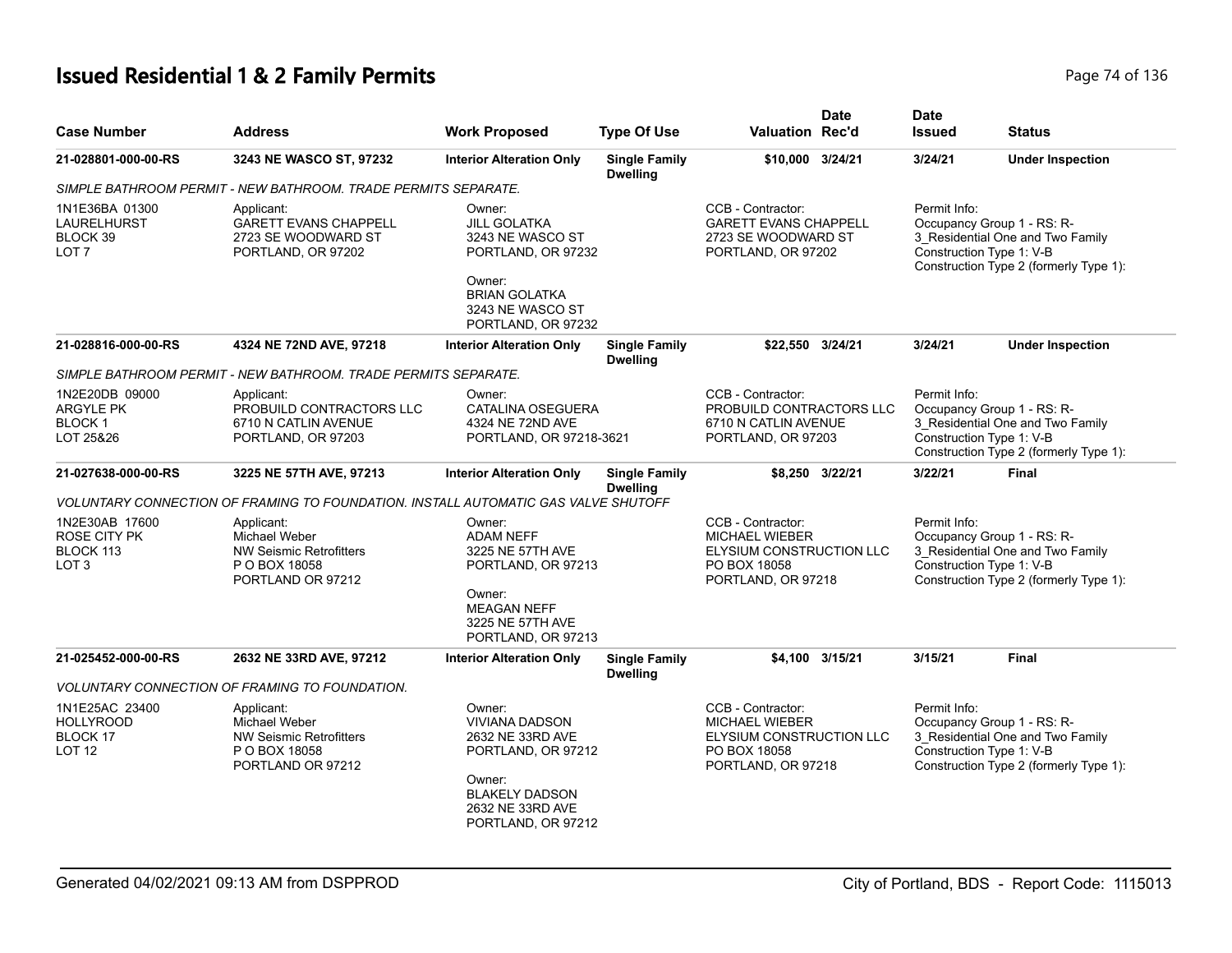# Issued Residential 1 & 2 Family Permits

| Case Number | Address | Work Proposed | Type Of Use | Valuation | Date Rec'd | Date Issued | Status |
|---|---|---|---|---|---|---|---|
| 21-028801-000-00-RS | 3243 NE WASCO ST, 97232 | Interior Alteration Only | Single Family Dwelling | $10,000 | 3/24/21 | 3/24/21 | Under Inspection |

*SIMPLE BATHROOM PERMIT - NEW BATHROOM. TRADE PERMITS SEPARATE.*

1N1E36BA 01300
LAURELHURST
BLOCK 39
LOT 7

Applicant:
GARETT EVANS CHAPPELL
2723 SE WOODWARD ST
PORTLAND, OR 97202

Owner:
JILL GOLATKA
3243 NE WASCO ST
PORTLAND, OR 97232

Owner:
BRIAN GOLATKA
3243 NE WASCO ST
PORTLAND, OR 97232

CCB - Contractor:
GARETT EVANS CHAPPELL
2723 SE WOODWARD ST
PORTLAND, OR 97202

Permit Info:
Occupancy Group 1 - RS: R-3_Residential One and Two Family
Construction Type 1: V-B
Construction Type 2 (formerly Type 1):

| Case Number | Address | Work Proposed | Type Of Use | Valuation | Date Rec'd | Date Issued | Status |
|---|---|---|---|---|---|---|---|
| 21-028816-000-00-RS | 4324 NE 72ND AVE, 97218 | Interior Alteration Only | Single Family Dwelling | $22,550 | 3/24/21 | 3/24/21 | Under Inspection |

*SIMPLE BATHROOM PERMIT - NEW BATHROOM. TRADE PERMITS SEPARATE.*

1N2E20DB 09000
ARGYLE PK
BLOCK 1
LOT 25&26

Applicant:
PROBUILD CONTRACTORS LLC
6710 N CATLIN AVENUE
PORTLAND, OR 97203

Owner:
CATALINA OSEGUERA
4324 NE 72ND AVE
PORTLAND, OR 97218-3621

CCB - Contractor:
PROBUILD CONTRACTORS LLC
6710 N CATLIN AVENUE
PORTLAND, OR 97203

Permit Info:
Occupancy Group 1 - RS: R-3_Residential One and Two Family
Construction Type 1: V-B
Construction Type 2 (formerly Type 1):

| Case Number | Address | Work Proposed | Type Of Use | Valuation | Date Rec'd | Date Issued | Status |
|---|---|---|---|---|---|---|---|
| 21-027638-000-00-RS | 3225 NE 57TH AVE, 97213 | Interior Alteration Only | Single Family Dwelling | $8,250 | 3/22/21 | 3/22/21 | Final |

*VOLUNTARY CONNECTION OF FRAMING TO FOUNDATION. INSTALL AUTOMATIC GAS VALVE SHUTOFF*

1N2E30AB 17600
ROSE CITY PK
BLOCK 113
LOT 3

Applicant:
Michael Weber
NW Seismic Retrofitters
P O BOX 18058
PORTLAND OR 97212

Owner:
ADAM NEFF
3225 NE 57TH AVE
PORTLAND, OR 97213

Owner:
MEAGAN NEFF
3225 NE 57TH AVE
PORTLAND, OR 97213

CCB - Contractor:
MICHAEL WIEBER
ELYSIUM CONSTRUCTION LLC
PO BOX 18058
PORTLAND, OR 97218

Permit Info:
Occupancy Group 1 - RS: R-3_Residential One and Two Family
Construction Type 1: V-B
Construction Type 2 (formerly Type 1):

| Case Number | Address | Work Proposed | Type Of Use | Valuation | Date Rec'd | Date Issued | Status |
|---|---|---|---|---|---|---|---|
| 21-025452-000-00-RS | 2632 NE 33RD AVE, 97212 | Interior Alteration Only | Single Family Dwelling | $4,100 | 3/15/21 | 3/15/21 | Final |

*VOLUNTARY CONNECTION OF FRAMING TO FOUNDATION.*

1N1E25AC 23400
HOLLYROOD
BLOCK 17
LOT 12

Applicant:
Michael Weber
NW Seismic Retrofitters
P O BOX 18058
PORTLAND OR 97212

Owner:
VIVIANA DADSON
2632 NE 33RD AVE
PORTLAND, OR 97212

Owner:
BLAKELY DADSON
2632 NE 33RD AVE
PORTLAND, OR 97212

CCB - Contractor:
MICHAEL WIEBER
ELYSIUM CONSTRUCTION LLC
PO BOX 18058
PORTLAND, OR 97218

Permit Info:
Occupancy Group 1 - RS: R-3_Residential One and Two Family
Construction Type 1: V-B
Construction Type 2 (formerly Type 1):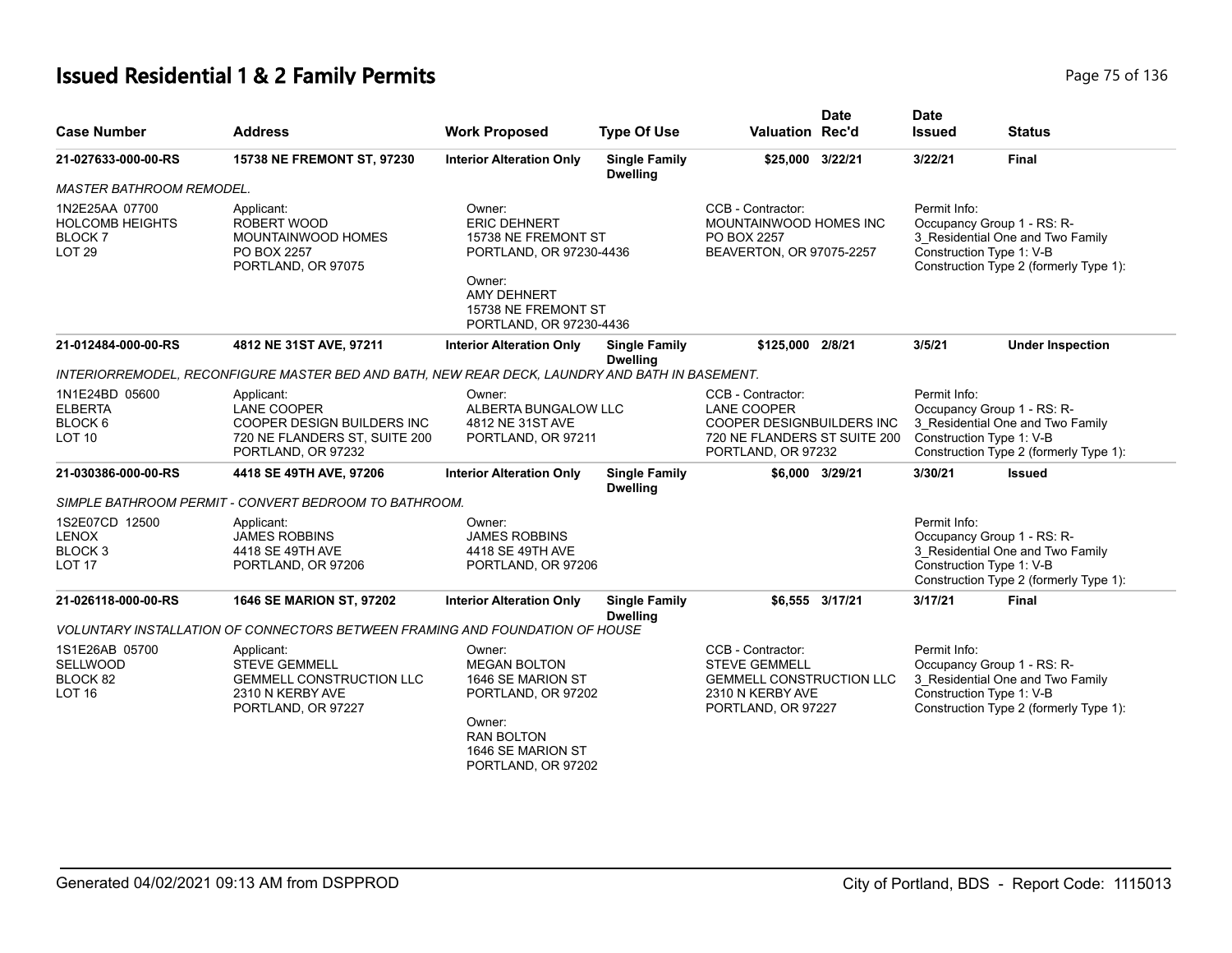# Issued Residential 1 & 2 Family Permits

| Case Number | Address | Work Proposed | Type Of Use | Valuation | Date Rec'd | Date Issued | Status |
|---|---|---|---|---|---|---|---|
| 21-027633-000-00-RS | 15738 NE FREMONT ST, 97230 | Interior Alteration Only | Single Family Dwelling | $25,000 | 3/22/21 | 3/22/21 | Final |

*MASTER BATHROOM REMODEL.*

1N2E25AA 07700
HOLCOMB HEIGHTS
BLOCK 7
LOT 29

Applicant:
ROBERT WOOD
MOUNTAINWOOD HOMES
PO BOX 2257
PORTLAND, OR 97075

Owner:
ERIC DEHNERT
15738 NE FREMONT ST
PORTLAND, OR 97230-4436

Owner:
AMY DEHNERT
15738 NE FREMONT ST
PORTLAND, OR 97230-4436

CCB - Contractor:
MOUNTAINWOOD HOMES INC
PO BOX 2257
BEAVERTON, OR 97075-2257

Permit Info:
Occupancy Group 1 - RS: R-3_Residential One and Two Family
Construction Type 1: V-B
Construction Type 2 (formerly Type 1):

| Case Number | Address | Work Proposed | Type Of Use | Valuation | Date Rec'd | Date Issued | Status |
|---|---|---|---|---|---|---|---|
| 21-012484-000-00-RS | 4812 NE 31ST AVE, 97211 | Interior Alteration Only | Single Family Dwelling | $125,000 | 2/8/21 | 3/5/21 | Under Inspection |

*INTERIORREMODEL, RECONFIGURE MASTER BED AND BATH, NEW REAR DECK, LAUNDRY AND BATH IN BASEMENT.*

1N1E24BD 05600
ELBERTA
BLOCK 6
LOT 10

Applicant:
LANE COOPER
COOPER DESIGN BUILDERS INC
720 NE FLANDERS ST, SUITE 200
PORTLAND, OR 97232

Owner:
ALBERTA BUNGALOW LLC
4812 NE 31ST AVE
PORTLAND, OR 97211

CCB - Contractor:
LANE COOPER
COOPER DESIGNBUILDERS INC
720 NE FLANDERS ST SUITE 200
PORTLAND, OR 97232

Permit Info:
Occupancy Group 1 - RS: R-3_Residential One and Two Family
Construction Type 1: V-B
Construction Type 2 (formerly Type 1):

| Case Number | Address | Work Proposed | Type Of Use | Valuation | Date Rec'd | Date Issued | Status |
|---|---|---|---|---|---|---|---|
| 21-030386-000-00-RS | 4418 SE 49TH AVE, 97206 | Interior Alteration Only | Single Family Dwelling | $6,000 | 3/29/21 | 3/30/21 | Issued |

*SIMPLE BATHROOM PERMIT - CONVERT BEDROOM TO BATHROOM.*

1S2E07CD 12500
LENOX
BLOCK 3
LOT 17

Applicant:
JAMES ROBBINS
4418 SE 49TH AVE
PORTLAND, OR 97206

Owner:
JAMES ROBBINS
4418 SE 49TH AVE
PORTLAND, OR 97206

Permit Info:
Occupancy Group 1 - RS: R-3_Residential One and Two Family
Construction Type 1: V-B
Construction Type 2 (formerly Type 1):

| Case Number | Address | Work Proposed | Type Of Use | Valuation | Date Rec'd | Date Issued | Status |
|---|---|---|---|---|---|---|---|
| 21-026118-000-00-RS | 1646 SE MARION ST, 97202 | Interior Alteration Only | Single Family Dwelling | $6,555 | 3/17/21 | 3/17/21 | Final |

*VOLUNTARY INSTALLATION OF CONNECTORS BETWEEN FRAMING AND FOUNDATION OF HOUSE*

1S1E26AB 05700
SELLWOOD
BLOCK 82
LOT 16

Applicant:
STEVE GEMMELL
GEMMELL CONSTRUCTION LLC
2310 N KERBY AVE
PORTLAND, OR 97227

Owner:
MEGAN BOLTON
1646 SE MARION ST
PORTLAND, OR 97202

Owner:
RAN BOLTON
1646 SE MARION ST
PORTLAND, OR 97202

CCB - Contractor:
STEVE GEMMELL
GEMMELL CONSTRUCTION LLC
2310 N KERBY AVE
PORTLAND, OR 97227

Permit Info:
Occupancy Group 1 - RS: R-3_Residential One and Two Family
Construction Type 1: V-B
Construction Type 2 (formerly Type 1):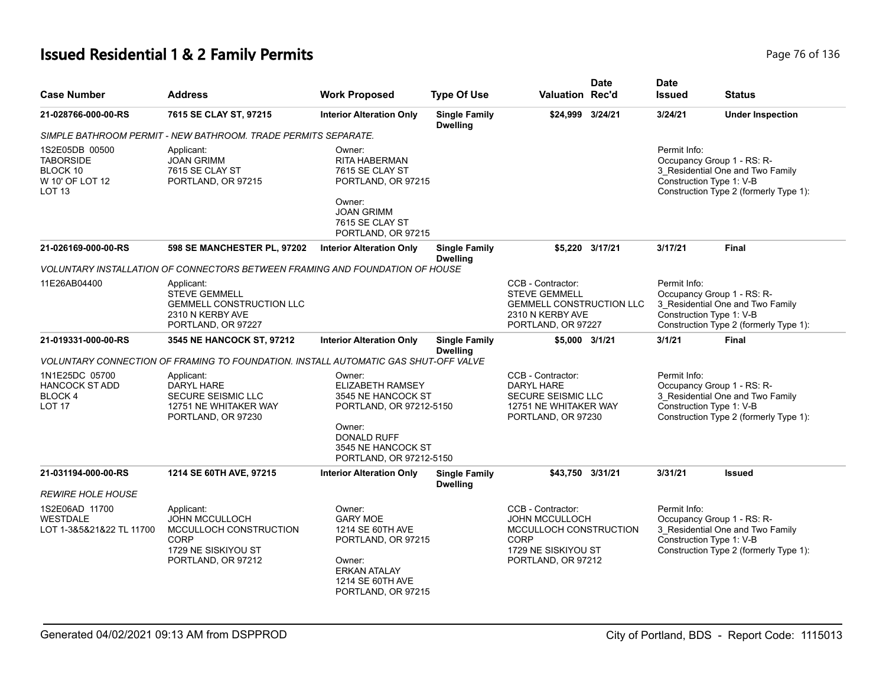# Issued Residential 1 & 2 Family Permits

| Case Number | Address | Work Proposed | Type Of Use | Valuation | Date Rec'd | Date Issued | Status |
|---|---|---|---|---|---|---|---|
| 21-028766-000-00-RS | 7615 SE CLAY ST, 97215 | Interior Alteration Only | Single Family Dwelling | $24,999 | 3/24/21 | 3/24/21 | Under Inspection |

*SIMPLE BATHROOM PERMIT - NEW BATHROOM. TRADE PERMITS SEPARATE.*

1S2E05DB 00500
TABORSIDE
BLOCK 10
W 10' OF LOT 12
LOT 13

Applicant:
JOAN GRIMM
7615 SE CLAY ST
PORTLAND, OR 97215

Owner:
RITA HABERMAN
7615 SE CLAY ST
PORTLAND, OR 97215

Owner:
JOAN GRIMM
7615 SE CLAY ST
PORTLAND, OR 97215

Permit Info:
Occupancy Group 1 - RS: R-3_Residential One and Two Family
Construction Type 1: V-B
Construction Type 2 (formerly Type 1):

| Case Number | Address | Work Proposed | Type Of Use | Valuation | Date Rec'd | Date Issued | Status |
|---|---|---|---|---|---|---|---|
| 21-026169-000-00-RS | 598 SE MANCHESTER PL, 97202 | Interior Alteration Only | Single Family Dwelling | $5,220 | 3/17/21 | 3/17/21 | Final |

*VOLUNTARY INSTALLATION OF CONNECTORS BETWEEN FRAMING AND FOUNDATION OF HOUSE*

11E26AB04400

Applicant:
STEVE GEMMELL
GEMMELL CONSTRUCTION LLC
2310 N KERBY AVE
PORTLAND, OR 97227

CCB - Contractor:
STEVE GEMMELL
GEMMELL CONSTRUCTION LLC
2310 N KERBY AVE
PORTLAND, OR 97227

Permit Info:
Occupancy Group 1 - RS: R-3_Residential One and Two Family
Construction Type 1: V-B
Construction Type 2 (formerly Type 1):

| Case Number | Address | Work Proposed | Type Of Use | Valuation | Date Rec'd | Date Issued | Status |
|---|---|---|---|---|---|---|---|
| 21-019331-000-00-RS | 3545 NE HANCOCK ST, 97212 | Interior Alteration Only | Single Family Dwelling | $5,000 | 3/1/21 | 3/1/21 | Final |

*VOLUNTARY CONNECTION OF FRAMING TO FOUNDATION. INSTALL AUTOMATIC GAS SHUT-OFF VALVE*

1N1E25DC 05700
HANCOCK ST ADD
BLOCK 4
LOT 17

Applicant:
DARYL HARE
SECURE SEISMIC LLC
12751 NE WHITAKER WAY
PORTLAND, OR 97230

Owner:
ELIZABETH RAMSEY
3545 NE HANCOCK ST
PORTLAND, OR 97212-5150

Owner:
DONALD RUFF
3545 NE HANCOCK ST
PORTLAND, OR 97212-5150

CCB - Contractor:
DARYL HARE
SECURE SEISMIC LLC
12751 NE WHITAKER WAY
PORTLAND, OR 97230

Permit Info:
Occupancy Group 1 - RS: R-3_Residential One and Two Family
Construction Type 1: V-B
Construction Type 2 (formerly Type 1):

| Case Number | Address | Work Proposed | Type Of Use | Valuation | Date Rec'd | Date Issued | Status |
|---|---|---|---|---|---|---|---|
| 21-031194-000-00-RS | 1214 SE 60TH AVE, 97215 | Interior Alteration Only | Single Family Dwelling | $43,750 | 3/31/21 | 3/31/21 | Issued |

*REWIRE HOLE HOUSE*

1S2E06AD 11700
WESTDALE
LOT 1-3&5&21&22 TL 11700

Applicant:
JOHN MCCULLOCH
MCCULLOCH CONSTRUCTION CORP
1729 NE SISKIYOU ST
PORTLAND, OR 97212

Owner:
GARY MOE
1214 SE 60TH AVE
PORTLAND, OR 97215

Owner:
ERKAN ATALAY
1214 SE 60TH AVE
PORTLAND, OR 97215

CCB - Contractor:
JOHN MCCULLOCH
MCCULLOCH CONSTRUCTION CORP
1729 NE SISKIYOU ST
PORTLAND, OR 97212

Permit Info:
Occupancy Group 1 - RS: R-3_Residential One and Two Family
Construction Type 1: V-B
Construction Type 2 (formerly Type 1):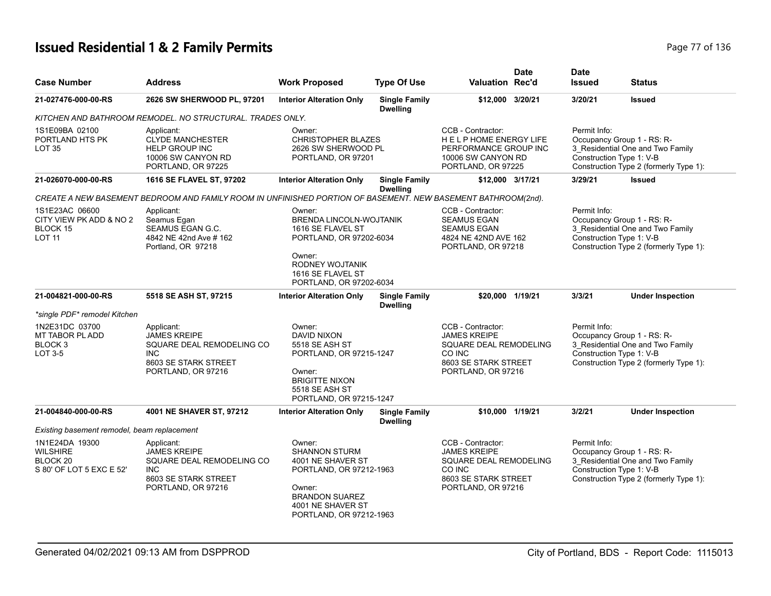# Issued Residential 1 & 2 Family Permits

| Case Number | Address | Work Proposed | Type Of Use | Valuation | Date Rec'd | Date Issued | Status |
|---|---|---|---|---|---|---|---|
| 21-027476-000-00-RS | 2626 SW SHERWOOD PL, 97201 | Interior Alteration Only | Single Family Dwelling | $12,000 | 3/20/21 | 3/20/21 | Issued |

*KITCHEN AND BATHROOM REMODEL. NO STRUCTURAL. TRADES ONLY.*

1S1E09BA 02100
PORTLAND HTS PK
LOT 35

Applicant:
CLYDE MANCHESTER
HELP GROUP INC
10006 SW CANYON RD
PORTLAND, OR 97225

Owner:
CHRISTOPHER BLAZES
2626 SW SHERWOOD PL
PORTLAND, OR 97201

CCB - Contractor:
H E L P HOME ENERGY LIFE PERFORMANCE GROUP INC
10006 SW CANYON RD
PORTLAND, OR 97225

Permit Info:
Occupancy Group 1 - RS: R-3_Residential One and Two Family
Construction Type 1: V-B
Construction Type 2 (formerly Type 1):

| Case Number | Address | Work Proposed | Type Of Use | Valuation | Date Rec'd | Date Issued | Status |
|---|---|---|---|---|---|---|---|
| 21-026070-000-00-RS | 1616 SE FLAVEL ST, 97202 | Interior Alteration Only | Single Family Dwelling | $12,000 | 3/17/21 | 3/29/21 | Issued |

*CREATE A NEW BASEMENT BEDROOM AND FAMILY ROOM IN UNFINISHED PORTION OF BASEMENT. NEW BASEMENT BATHROOM(2nd).*

1S1E23AC 06600
CITY VIEW PK ADD & NO 2
BLOCK 15
LOT 11

Applicant:
Seamus Egan
SEAMUS EGAN G.C.
4842 NE 42nd Ave # 162
Portland, OR 97218

Owner:
BRENDA LINCOLN-WOJTANIK
1616 SE FLAVEL ST
PORTLAND, OR 97202-6034

Owner:
RODNEY WOJTANIK
1616 SE FLAVEL ST
PORTLAND, OR 97202-6034

CCB - Contractor:
SEAMUS EGAN
SEAMUS EGAN
4824 NE 42ND AVE 162
PORTLAND, OR 97218

Permit Info:
Occupancy Group 1 - RS: R-3_Residential One and Two Family
Construction Type 1: V-B
Construction Type 2 (formerly Type 1):

| Case Number | Address | Work Proposed | Type Of Use | Valuation | Date Rec'd | Date Issued | Status |
|---|---|---|---|---|---|---|---|
| 21-004821-000-00-RS | 5518 SE ASH ST, 97215 | Interior Alteration Only | Single Family Dwelling | $20,000 | 1/19/21 | 3/3/21 | Under Inspection |

*\*single PDF\* remodel Kitchen*

1N2E31DC 03700
MT TABOR PL ADD
BLOCK 3
LOT 3-5

Applicant:
JAMES KREIPE
SQUARE DEAL REMODELING CO INC
8603 SE STARK STREET
PORTLAND, OR 97216

Owner:
DAVID NIXON
5518 SE ASH ST
PORTLAND, OR 97215-1247

Owner:
BRIGITTE NIXON
5518 SE ASH ST
PORTLAND, OR 97215-1247

CCB - Contractor:
JAMES KREIPE
SQUARE DEAL REMODELING CO INC
8603 SE STARK STREET
PORTLAND, OR 97216

Permit Info:
Occupancy Group 1 - RS: R-3_Residential One and Two Family
Construction Type 1: V-B
Construction Type 2 (formerly Type 1):

| Case Number | Address | Work Proposed | Type Of Use | Valuation | Date Rec'd | Date Issued | Status |
|---|---|---|---|---|---|---|---|
| 21-004840-000-00-RS | 4001 NE SHAVER ST, 97212 | Interior Alteration Only | Single Family Dwelling | $10,000 | 1/19/21 | 3/2/21 | Under Inspection |

*Existing basement remodel, beam replacement*

1N1E24DA 19300
WILSHIRE
BLOCK 20
S 80' OF LOT 5 EXC E 52'

Applicant:
JAMES KREIPE
SQUARE DEAL REMODELING CO INC
8603 SE STARK STREET
PORTLAND, OR 97216

Owner:
SHANNON STURM
4001 NE SHAVER ST
PORTLAND, OR 97212-1963

Owner:
BRANDON SUAREZ
4001 NE SHAVER ST
PORTLAND, OR 97212-1963

CCB - Contractor:
JAMES KREIPE
SQUARE DEAL REMODELING CO INC
8603 SE STARK STREET
PORTLAND, OR 97216

Permit Info:
Occupancy Group 1 - RS: R-3_Residential One and Two Family
Construction Type 1: V-B
Construction Type 2 (formerly Type 1):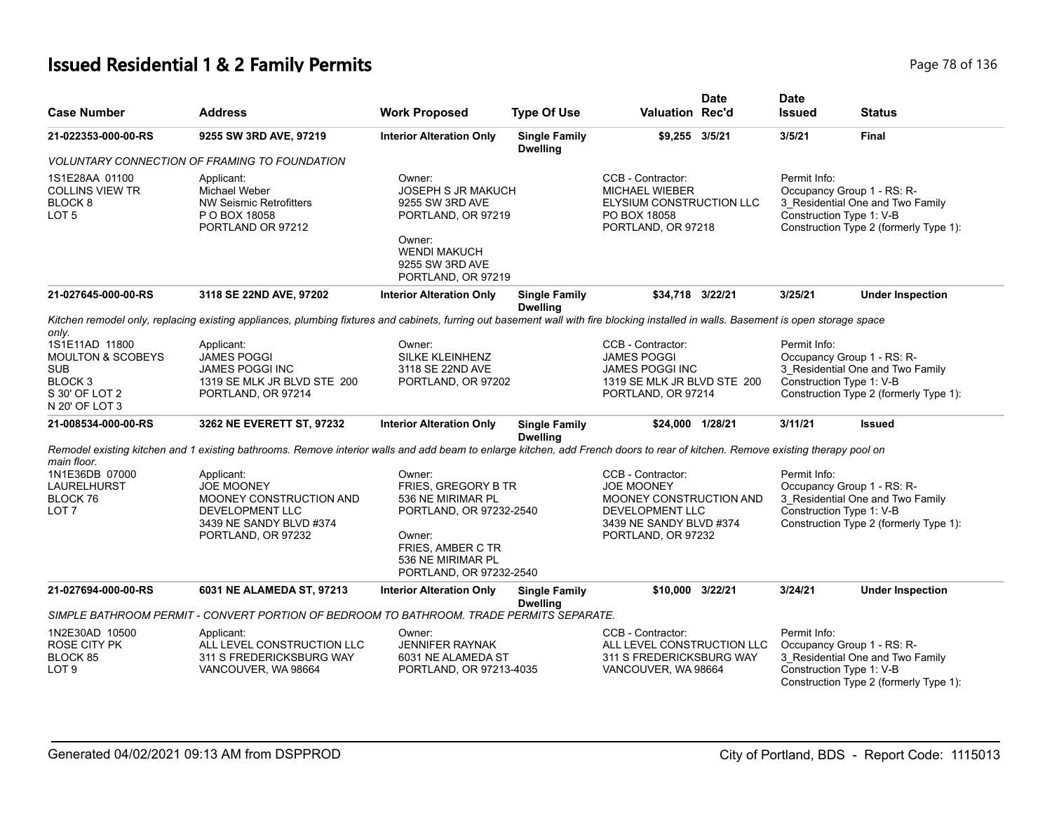# Issued Residential 1 & 2 Family Permits

| Case Number | Address | Work Proposed | Type Of Use | Valuation | Date Rec'd | Date Issued | Status |
|---|---|---|---|---|---|---|---|
| 21-022353-000-00-RS | 9255 SW 3RD AVE, 97219 | Interior Alteration Only | Single Family Dwelling | $9,255 | 3/5/21 | 3/5/21 | Final |

*VOLUNTARY CONNECTION OF FRAMING TO FOUNDATION*

1S1E28AA 01100
COLLINS VIEW TR
BLOCK 8
LOT 5

Applicant:
Michael Weber
NW Seismic Retrofitters
P O BOX 18058
PORTLAND OR 97212

Owner:
JOSEPH S JR MAKUCH
9255 SW 3RD AVE
PORTLAND, OR 97219

Owner:
WENDI MAKUCH
9255 SW 3RD AVE
PORTLAND, OR 97219

CCB - Contractor:
MICHAEL WIEBER
ELYSIUM CONSTRUCTION LLC
PO BOX 18058
PORTLAND, OR 97218

Permit Info:
Occupancy Group 1 - RS: R-3_Residential One and Two Family
Construction Type 1: V-B
Construction Type 2 (formerly Type 1):

| Case Number | Address | Work Proposed | Type Of Use | Valuation | Date Rec'd | Date Issued | Status |
|---|---|---|---|---|---|---|---|
| 21-027645-000-00-RS | 3118 SE 22ND AVE, 97202 | Interior Alteration Only | Single Family Dwelling | $34,718 | 3/22/21 | 3/25/21 | Under Inspection |

*Kitchen remodel only, replacing existing appliances, plumbing fixtures and cabinets, furring out basement wall with fire blocking installed in walls. Basement is open storage space only.*

1S1E11AD 11800
MOULTON & SCOBEYS SUB
BLOCK 3
S 30' OF LOT 2
N 20' OF LOT 3

Applicant:
JAMES POGGI
JAMES POGGI INC
1319 SE MLK JR BLVD STE 200
PORTLAND, OR 97214

Owner:
SILKE KLEINHENZ
3118 SE 22ND AVE
PORTLAND, OR 97202

CCB - Contractor:
JAMES POGGI
JAMES POGGI INC
1319 SE MLK JR BLVD STE 200
PORTLAND, OR 97214

Permit Info:
Occupancy Group 1 - RS: R-3_Residential One and Two Family
Construction Type 1: V-B
Construction Type 2 (formerly Type 1):

| Case Number | Address | Work Proposed | Type Of Use | Valuation | Date Rec'd | Date Issued | Status |
|---|---|---|---|---|---|---|---|
| 21-008534-000-00-RS | 3262 NE EVERETT ST, 97232 | Interior Alteration Only | Single Family Dwelling | $24,000 | 1/28/21 | 3/11/21 | Issued |

*Remodel existing kitchen and 1 existing bathrooms. Remove interior walls and add beam to enlarge kitchen, add French doors to rear of kitchen. Remove existing therapy pool on main floor.*

1N1E36DB 07000
LAURELHURST
BLOCK 76
LOT 7

Applicant:
JOE MOONEY
MOONEY CONSTRUCTION AND DEVELOPMENT LLC
3439 NE SANDY BLVD #374
PORTLAND, OR 97232

Owner:
FRIES, GREGORY B TR
536 NE MIRIMAR PL
PORTLAND, OR 97232-2540

Owner:
FRIES, AMBER C TR
536 NE MIRIMAR PL
PORTLAND, OR 97232-2540

CCB - Contractor:
JOE MOONEY
MOONEY CONSTRUCTION AND DEVELOPMENT LLC
3439 NE SANDY BLVD #374
PORTLAND, OR 97232

Permit Info:
Occupancy Group 1 - RS: R-3_Residential One and Two Family
Construction Type 1: V-B
Construction Type 2 (formerly Type 1):

| Case Number | Address | Work Proposed | Type Of Use | Valuation | Date Rec'd | Date Issued | Status |
|---|---|---|---|---|---|---|---|
| 21-027694-000-00-RS | 6031 NE ALAMEDA ST, 97213 | Interior Alteration Only | Single Family Dwelling | $10,000 | 3/22/21 | 3/24/21 | Under Inspection |

*SIMPLE BATHROOM PERMIT - CONVERT PORTION OF BEDROOM TO BATHROOM. TRADE PERMITS SEPARATE.*

1N2E30AD 10500
ROSE CITY PK
BLOCK 85
LOT 9

Applicant:
ALL LEVEL CONSTRUCTION LLC
311 S FREDERICKSBURG WAY
VANCOUVER, WA 98664

Owner:
JENNIFER RAYNAK
6031 NE ALAMEDA ST
PORTLAND, OR 97213-4035

CCB - Contractor:
ALL LEVEL CONSTRUCTION LLC
311 S FREDERICKSBURG WAY
VANCOUVER, WA 98664

Permit Info:
Occupancy Group 1 - RS: R-3_Residential One and Two Family
Construction Type 1: V-B
Construction Type 2 (formerly Type 1):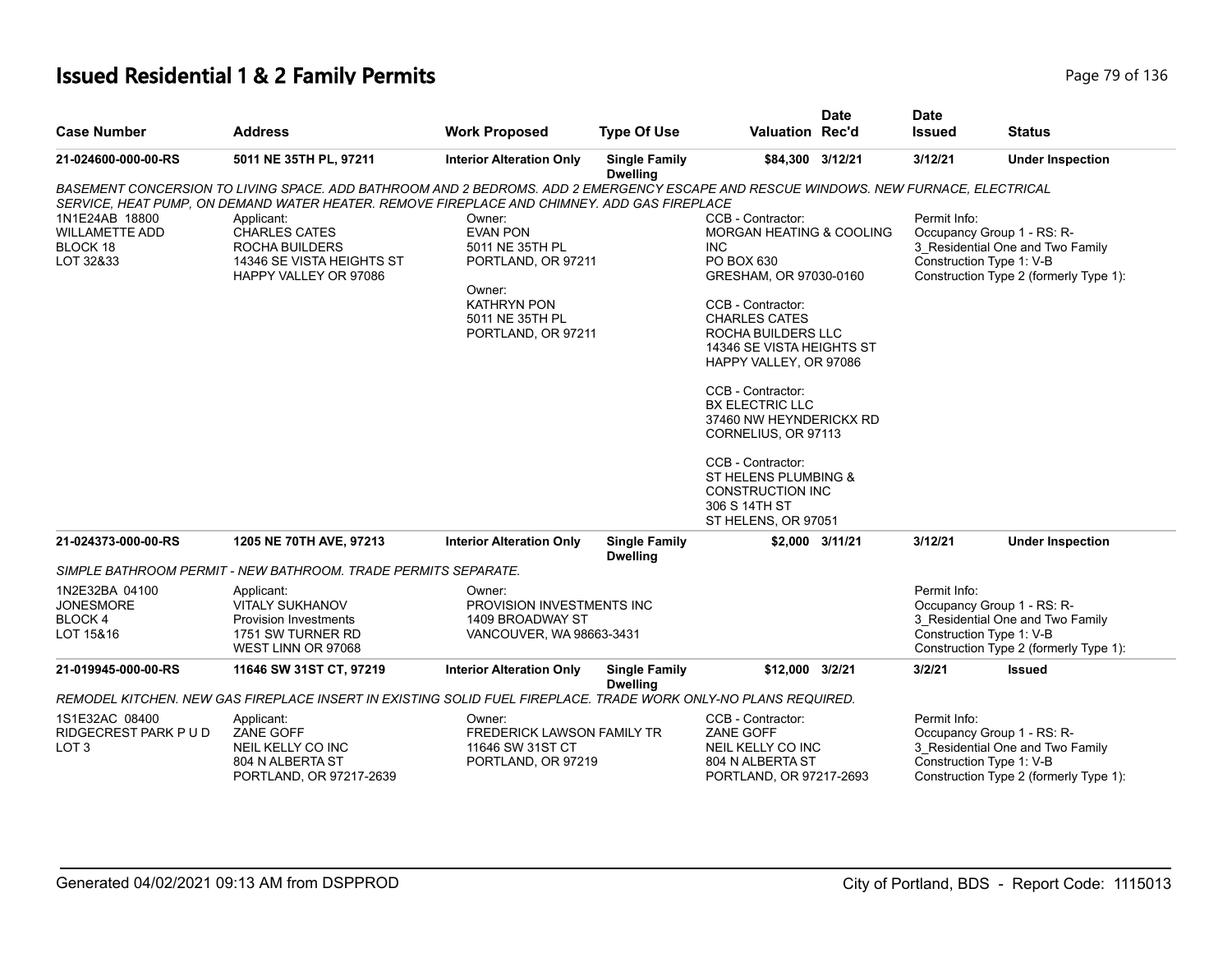# Issued Residential 1 & 2 Family Permits

| Case Number | Address | Work Proposed | Type Of Use | Valuation | Date Rec'd | Date Issued | Status |
|---|---|---|---|---|---|---|---|
| 21-024600-000-00-RS | 5011 NE 35TH PL, 97211 | Interior Alteration Only | Single Family Dwelling | $84,300 | 3/12/21 | 3/12/21 | Under Inspection |

*BASEMENT CONCERSION TO LIVING SPACE. ADD BATHROOM AND 2 BEDROMS. ADD 2 EMERGENCY ESCAPE AND RESCUE WINDOWS. NEW FURNACE, ELECTRICAL SERVICE, HEAT PUMP, ON DEMAND WATER HEATER. REMOVE FIREPLACE AND CHIMNEY. ADD GAS FIREPLACE*

1N1E24AB 18800
WILLAMETTE ADD
BLOCK 18
LOT 32&33

Applicant:
CHARLES CATES
ROCHA BUILDERS
14346 SE VISTA HEIGHTS ST
HAPPY VALLEY OR 97086

Owner:
EVAN PON
5011 NE 35TH PL
PORTLAND, OR 97211

Owner:
KATHRYN PON
5011 NE 35TH PL
PORTLAND, OR 97211

CCB - Contractor:
MORGAN HEATING & COOLING INC
PO BOX 630
GRESHAM, OR 97030-0160

CCB - Contractor:
CHARLES CATES
ROCHA BUILDERS LLC
14346 SE VISTA HEIGHTS ST
HAPPY VALLEY, OR 97086

CCB - Contractor:
BX ELECTRIC LLC
37460 NW HEYNDERICKX RD
CORNELIUS, OR 97113

CCB - Contractor:
ST HELENS PLUMBING & CONSTRUCTION INC
306 S 14TH ST
ST HELENS, OR 97051

Permit Info:
Occupancy Group 1 - RS: R-3_Residential One and Two Family
Construction Type 1: V-B
Construction Type 2 (formerly Type 1):

| Case Number | Address | Work Proposed | Type Of Use | Valuation | Date Rec'd | Date Issued | Status |
|---|---|---|---|---|---|---|---|
| 21-024373-000-00-RS | 1205 NE 70TH AVE, 97213 | Interior Alteration Only | Single Family Dwelling | $2,000 | 3/11/21 | 3/12/21 | Under Inspection |

*SIMPLE BATHROOM PERMIT - NEW BATHROOM. TRADE PERMITS SEPARATE.*

1N2E32BA 04100
JONESMORE
BLOCK 4
LOT 15&16

Applicant:
VITALY SUKHANOV
Provision Investments
1751 SW TURNER RD
WEST LINN OR 97068

Owner:
PROVISION INVESTMENTS INC
1409 BROADWAY ST
VANCOUVER, WA 98663-3431

Permit Info:
Occupancy Group 1 - RS: R-3_Residential One and Two Family
Construction Type 1: V-B
Construction Type 2 (formerly Type 1):

| Case Number | Address | Work Proposed | Type Of Use | Valuation | Date Rec'd | Date Issued | Status |
|---|---|---|---|---|---|---|---|
| 21-019945-000-00-RS | 11646 SW 31ST CT, 97219 | Interior Alteration Only | Single Family Dwelling | $12,000 | 3/2/21 | 3/2/21 | Issued |

*REMODEL KITCHEN. NEW GAS FIREPLACE INSERT IN EXISTING SOLID FUEL FIREPLACE. TRADE WORK ONLY-NO PLANS REQUIRED.*

1S1E32AC 08400
RIDGECREST PARK P U D
LOT 3

Applicant:
ZANE GOFF
NEIL KELLY CO INC
804 N ALBERTA ST
PORTLAND, OR 97217-2639

Owner:
FREDERICK LAWSON FAMILY TR
11646 SW 31ST CT
PORTLAND, OR 97219

CCB - Contractor:
ZANE GOFF
NEIL KELLY CO INC
804 N ALBERTA ST
PORTLAND, OR 97217-2693

Permit Info:
Occupancy Group 1 - RS: R-3_Residential One and Two Family
Construction Type 1: V-B
Construction Type 2 (formerly Type 1):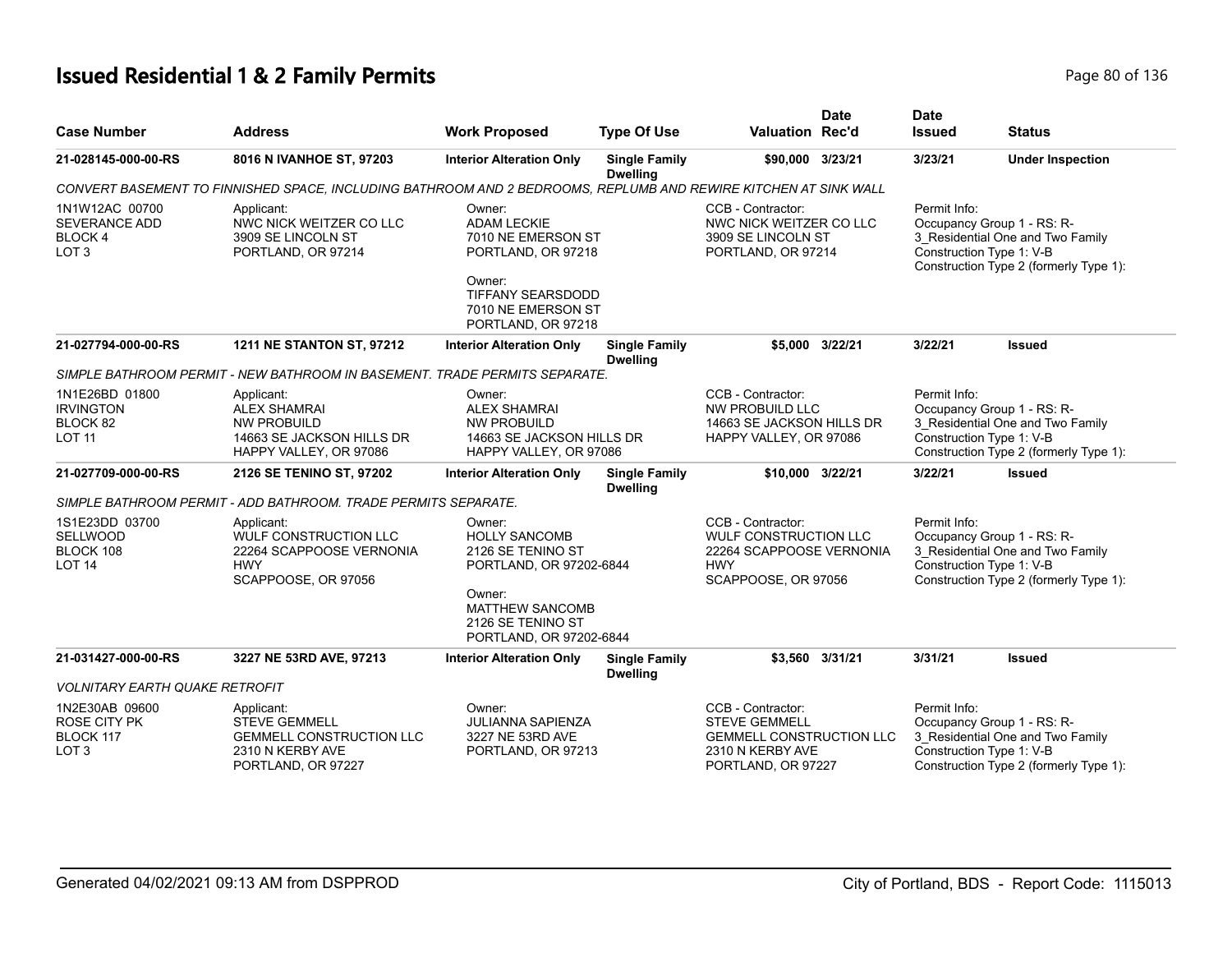# Issued Residential 1 & 2 Family Permits

| Case Number | Address | Work Proposed | Type Of Use | Valuation | Date Rec'd | Date Issued | Status |
|---|---|---|---|---|---|---|---|
| 21-028145-000-00-RS | 8016 N IVANHOE ST, 97203 | Interior Alteration Only | Single Family Dwelling | $90,000 | 3/23/21 | 3/23/21 | Under Inspection |

*CONVERT BASEMENT TO FINNISHED SPACE, INCLUDING BATHROOM AND 2 BEDROOMS, REPLUMB AND REWIRE KITCHEN AT SINK WALL*

1N1W12AC 00700
SEVERANCE ADD
BLOCK 4
LOT 3

Applicant:
NWC NICK WEITZER CO LLC
3909 SE LINCOLN ST
PORTLAND, OR 97214

Owner:
ADAM LECKIE
7010 NE EMERSON ST
PORTLAND, OR 97218

Owner:
TIFFANY SEARSDODD
7010 NE EMERSON ST
PORTLAND, OR 97218

CCB - Contractor:
NWC NICK WEITZER CO LLC
3909 SE LINCOLN ST
PORTLAND, OR 97214

Permit Info:
Occupancy Group 1 - RS: R-3_Residential One and Two Family
Construction Type 1: V-B
Construction Type 2 (formerly Type 1):

| Case Number | Address | Work Proposed | Type Of Use | Valuation | Date Rec'd | Date Issued | Status |
|---|---|---|---|---|---|---|---|
| 21-027794-000-00-RS | 1211 NE STANTON ST, 97212 | Interior Alteration Only | Single Family Dwelling | $5,000 | 3/22/21 | 3/22/21 | Issued |

*SIMPLE BATHROOM PERMIT - NEW BATHROOM IN BASEMENT. TRADE PERMITS SEPARATE.*

1N1E26BD 01800
IRVINGTON
BLOCK 82
LOT 11

Applicant:
ALEX SHAMRAI
NW PROBUILD
14663 SE JACKSON HILLS DR
HAPPY VALLEY, OR 97086

Owner:
ALEX SHAMRAI
NW PROBUILD
14663 SE JACKSON HILLS DR
HAPPY VALLEY, OR 97086

CCB - Contractor:
NW PROBUILD LLC
14663 SE JACKSON HILLS DR
HAPPY VALLEY, OR 97086

Permit Info:
Occupancy Group 1 - RS: R-3_Residential One and Two Family
Construction Type 1: V-B
Construction Type 2 (formerly Type 1):

| Case Number | Address | Work Proposed | Type Of Use | Valuation | Date Rec'd | Date Issued | Status |
|---|---|---|---|---|---|---|---|
| 21-027709-000-00-RS | 2126 SE TENINO ST, 97202 | Interior Alteration Only | Single Family Dwelling | $10,000 | 3/22/21 | 3/22/21 | Issued |

*SIMPLE BATHROOM PERMIT - ADD BATHROOM. TRADE PERMITS SEPARATE.*

1S1E23DD 03700
SELLWOOD
BLOCK 108
LOT 14

Applicant:
WULF CONSTRUCTION LLC
22264 SCAPPOOSE VERNONIA HWY
SCAPPOOSE, OR 97056

Owner:
HOLLY SANCOMB
2126 SE TENINO ST
PORTLAND, OR 97202-6844

Owner:
MATTHEW SANCOMB
2126 SE TENINO ST
PORTLAND, OR 97202-6844

CCB - Contractor:
WULF CONSTRUCTION LLC
22264 SCAPPOOSE VERNONIA HWY
SCAPPOOSE, OR 97056

Permit Info:
Occupancy Group 1 - RS: R-3_Residential One and Two Family
Construction Type 1: V-B
Construction Type 2 (formerly Type 1):

| Case Number | Address | Work Proposed | Type Of Use | Valuation | Date Rec'd | Date Issued | Status |
|---|---|---|---|---|---|---|---|
| 21-031427-000-00-RS | 3227 NE 53RD AVE, 97213 | Interior Alteration Only | Single Family Dwelling | $3,560 | 3/31/21 | 3/31/21 | Issued |

*VOLNITARY EARTH QUAKE RETROFIT*

1N2E30AB 09600
ROSE CITY PK
BLOCK 117
LOT 3

Applicant:
STEVE GEMMELL
GEMMELL CONSTRUCTION LLC
2310 N KERBY AVE
PORTLAND, OR 97227

Owner:
JULIANNA SAPIENZA
3227 NE 53RD AVE
PORTLAND, OR 97213

CCB - Contractor:
STEVE GEMMELL
GEMMELL CONSTRUCTION LLC
2310 N KERBY AVE
PORTLAND, OR 97227

Permit Info:
Occupancy Group 1 - RS: R-3_Residential One and Two Family
Construction Type 1: V-B
Construction Type 2 (formerly Type 1):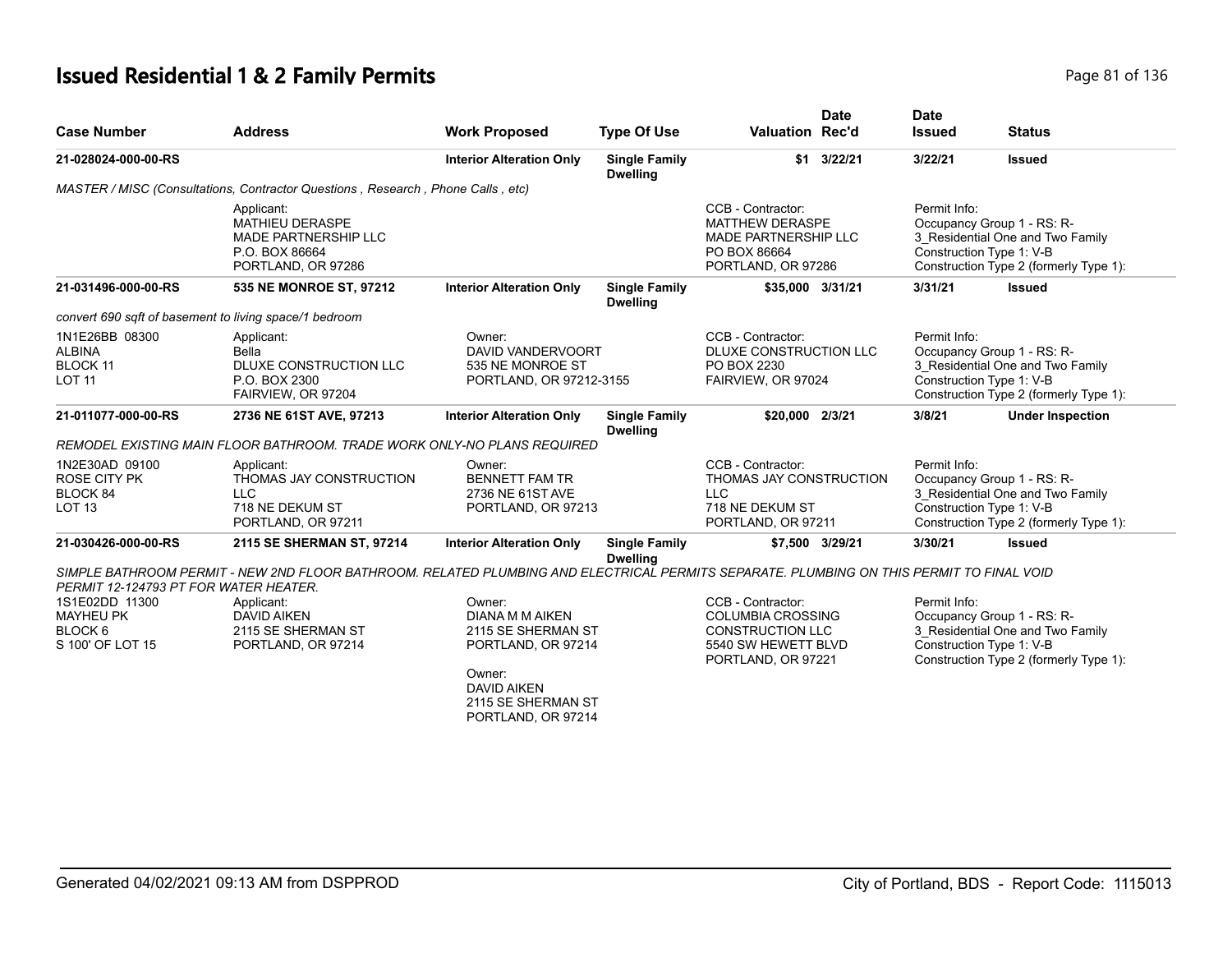# Issued Residential 1 & 2 Family Permits

| Case Number | Address | Work Proposed | Type Of Use | Valuation | Date Rec'd | Date Issued | Status |
|---|---|---|---|---|---|---|---|
| 21-028024-000-00-RS | | Interior Alteration Only | Single Family Dwelling | $1 | 3/22/21 | 3/22/21 | Issued |

*MASTER / MISC (Consultations, Contractor Questions , Research , Phone Calls , etc)*

Applicant: MATHIEU DERASPE, MADE PARTNERSHIP LLC, P.O. BOX 86664, PORTLAND, OR 97286

CCB - Contractor: MATTHEW DERASPE, MADE PARTNERSHIP LLC, PO BOX 86664, PORTLAND, OR 97286

Permit Info: Occupancy Group 1 - RS: R-3_Residential One and Two Family; Construction Type 1: V-B; Construction Type 2 (formerly Type 1):

| Case Number | Address | Work Proposed | Type Of Use | Valuation | Date Rec'd | Date Issued | Status |
|---|---|---|---|---|---|---|---|
| 21-031496-000-00-RS | 535 NE MONROE ST, 97212 | Interior Alteration Only | Single Family Dwelling | $35,000 | 3/31/21 | 3/31/21 | Issued |

*convert 690 sqft of basement to living space/1 bedroom*

1N1E26BB 08300, ALBINA, BLOCK 11, LOT 11

Applicant: Bella, DLUXE CONSTRUCTION LLC, P.O. BOX 2300, FAIRVIEW, OR 97204

Owner: DAVID VANDERVOORT, 535 NE MONROE ST, PORTLAND, OR 97212-3155

CCB - Contractor: DLUXE CONSTRUCTION LLC, PO BOX 2230, FAIRVIEW, OR 97024

Permit Info: Occupancy Group 1 - RS: R-3_Residential One and Two Family; Construction Type 1: V-B; Construction Type 2 (formerly Type 1):

| Case Number | Address | Work Proposed | Type Of Use | Valuation | Date Rec'd | Date Issued | Status |
|---|---|---|---|---|---|---|---|
| 21-011077-000-00-RS | 2736 NE 61ST AVE, 97213 | Interior Alteration Only | Single Family Dwelling | $20,000 | 2/3/21 | 3/8/21 | Under Inspection |

*REMODEL EXISTING MAIN FLOOR BATHROOM. TRADE WORK ONLY-NO PLANS REQUIRED*

1N2E30AD 09100, ROSE CITY PK, BLOCK 84, LOT 13

Applicant: THOMAS JAY CONSTRUCTION LLC, 718 NE DEKUM ST, PORTLAND, OR 97211

Owner: BENNETT FAM TR, 2736 NE 61ST AVE, PORTLAND, OR 97213

CCB - Contractor: THOMAS JAY CONSTRUCTION LLC, 718 NE DEKUM ST, PORTLAND, OR 97211

Permit Info: Occupancy Group 1 - RS: R-3_Residential One and Two Family; Construction Type 1: V-B; Construction Type 2 (formerly Type 1):

| Case Number | Address | Work Proposed | Type Of Use | Valuation | Date Rec'd | Date Issued | Status |
|---|---|---|---|---|---|---|---|
| 21-030426-000-00-RS | 2115 SE SHERMAN ST, 97214 | Interior Alteration Only | Single Family Dwelling | $7,500 | 3/29/21 | 3/30/21 | Issued |

*SIMPLE BATHROOM PERMIT - NEW 2ND FLOOR BATHROOM. RELATED PLUMBING AND ELECTRICAL PERMITS SEPARATE. PLUMBING ON THIS PERMIT TO FINAL VOID PERMIT 12-124793 PT FOR WATER HEATER.*

1S1E02DD 11300, MAYHEU PK, BLOCK 6, S 100' OF LOT 15

Applicant: DAVID AIKEN, 2115 SE SHERMAN ST, PORTLAND, OR 97214

Owner: DIANA M M AIKEN, 2115 SE SHERMAN ST, PORTLAND, OR 97214

Owner: DAVID AIKEN, 2115 SE SHERMAN ST, PORTLAND, OR 97214

CCB - Contractor: COLUMBIA CROSSING CONSTRUCTION LLC, 5540 SW HEWETT BLVD, PORTLAND, OR 97221

Permit Info: Occupancy Group 1 - RS: R-3_Residential One and Two Family; Construction Type 1: V-B; Construction Type 2 (formerly Type 1):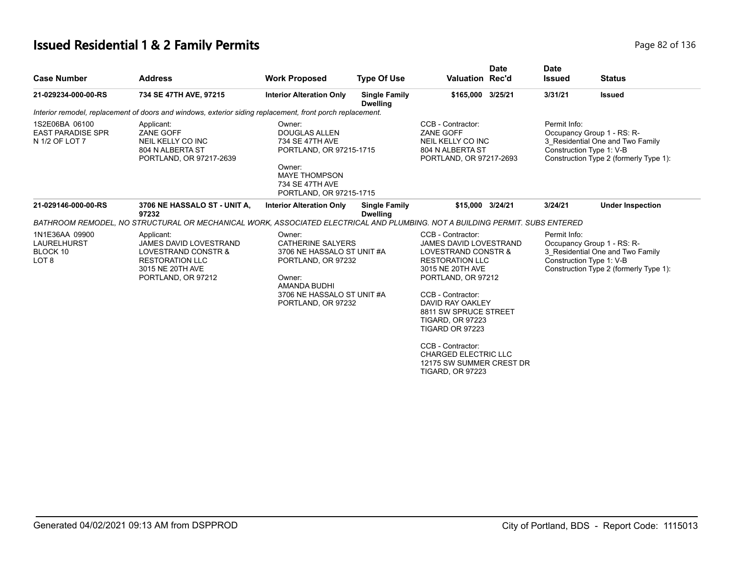# Issued Residential 1 & 2 Family Permits

| Case Number | Address | Work Proposed | Type Of Use | Valuation | Date Rec'd | Date Issued | Status |
|---|---|---|---|---|---|---|---|
| 21-029234-000-00-RS | 734 SE 47TH AVE, 97215 | Interior Alteration Only | Single Family Dwelling | $165,000 | 3/25/21 | 3/31/21 | Issued |

*Interior remodel, replacement of doors and windows, exterior siding replacement, front porch replacement.*

| | | | | |
|---|---|---|---|---|
| 1S2E06BA 06100<br>EAST PARADISE SPR<br>N 1/2 OF LOT 7 | Applicant:<br>ZANE GOFF<br>NEIL KELLY CO INC<br>804 N ALBERTA ST<br>PORTLAND, OR 97217-2639 | Owner:<br>DOUGLAS ALLEN<br>734 SE 47TH AVE<br>PORTLAND, OR 97215-1715<br><br>Owner:<br>MAYE THOMPSON<br>734 SE 47TH AVE<br>PORTLAND, OR 97215-1715 | CCB - Contractor:<br>ZANE GOFF<br>NEIL KELLY CO INC<br>804 N ALBERTA ST<br>PORTLAND, OR 97217-2693 | Permit Info:<br>Occupancy Group 1 - RS: R-3_Residential One and Two Family<br>Construction Type 1: V-B<br>Construction Type 2 (formerly Type 1): |

| Case Number | Address | Work Proposed | Type Of Use | Valuation | Date Rec'd | Date Issued | Status |
|---|---|---|---|---|---|---|---|
| 21-029146-000-00-RS | 3706 NE HASSALO ST - UNIT A, 97232 | Interior Alteration Only | Single Family Dwelling | $15,000 | 3/24/21 | 3/24/21 | Under Inspection |

*BATHROOM REMODEL, NO STRUCTURAL OR MECHANICAL WORK, ASSOCIATED ELECTRICAL AND PLUMBING. NOT A BUILDING PERMIT. SUBS ENTERED*

| | | | | |
|---|---|---|---|---|
| 1N1E36AA 09900<br>LAURELHURST<br>BLOCK 10<br>LOT 8 | Applicant:<br>JAMES DAVID LOVESTRAND<br>LOVESTRAND CONSTR &<br>RESTORATION LLC<br>3015 NE 20TH AVE<br>PORTLAND, OR 97212 | Owner:<br>CATHERINE SALYERS<br>3706 NE HASSALO ST UNIT #A<br>PORTLAND, OR 97232<br><br>Owner:<br>AMANDA BUDHI<br>3706 NE HASSALO ST UNIT #A<br>PORTLAND, OR 97232 | CCB - Contractor:<br>JAMES DAVID LOVESTRAND<br>LOVESTRAND CONSTR &<br>RESTORATION LLC<br>3015 NE 20TH AVE<br>PORTLAND, OR 97212<br><br>CCB - Contractor:<br>DAVID RAY OAKLEY<br>8811 SW SPRUCE STREET<br>TIGARD, OR 97223<br>TIGARD OR 97223<br><br>CCB - Contractor:<br>CHARGED ELECTRIC LLC<br>12175 SW SUMMER CREST DR<br>TIGARD, OR 97223 | Permit Info:<br>Occupancy Group 1 - RS: R-3_Residential One and Two Family<br>Construction Type 1: V-B<br>Construction Type 2 (formerly Type 1): |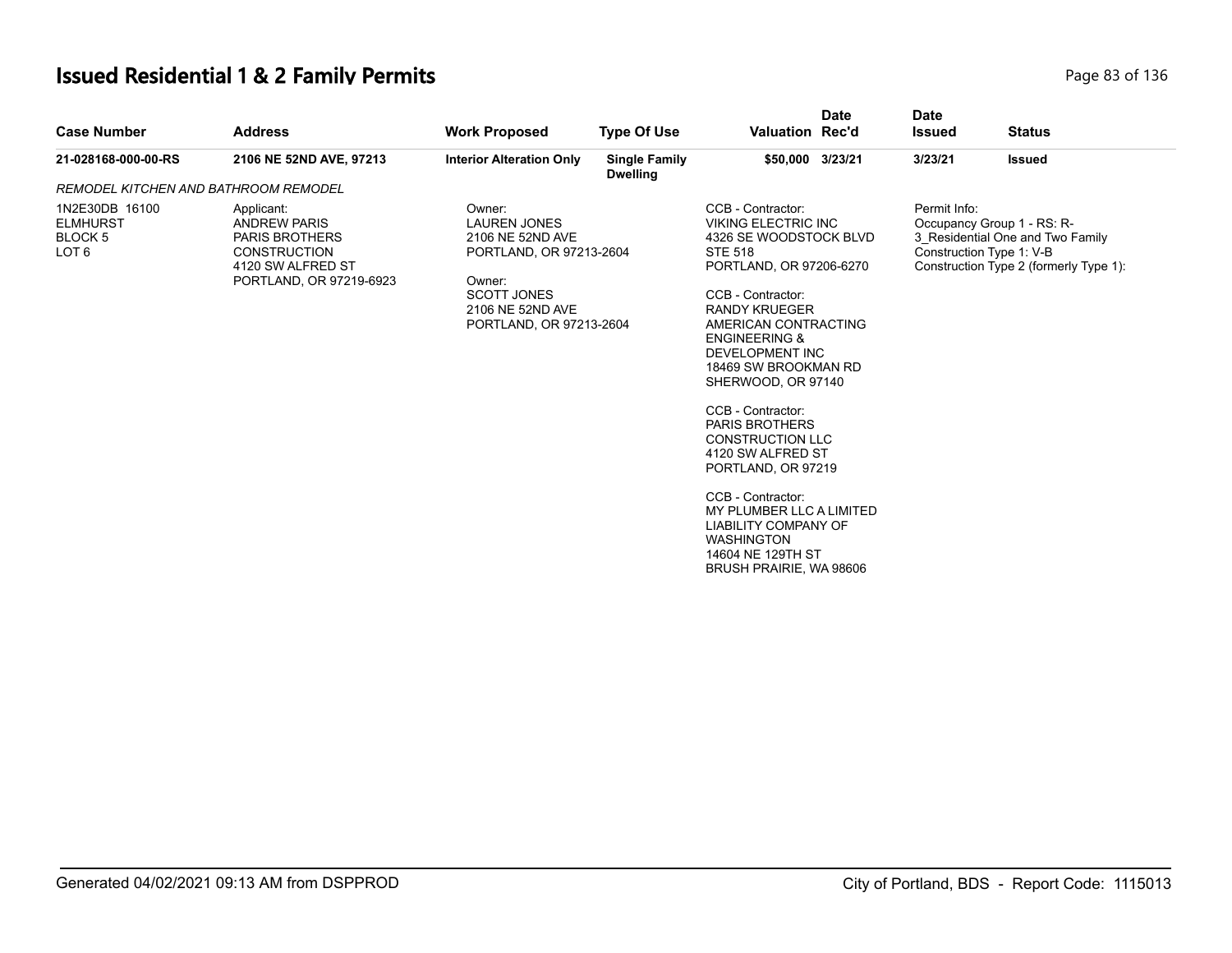# Issued Residential 1 & 2 Family Permits

| Case Number | Address | Work Proposed | Type Of Use | Valuation | Date Rec'd | Date Issued | Status |
|---|---|---|---|---|---|---|---|
| 21-028168-000-00-RS | 2106 NE 52ND AVE, 97213 | Interior Alteration Only | Single Family Dwelling | $50,000 | 3/23/21 | 3/23/21 | Issued |

*REMODEL KITCHEN AND BATHROOM REMODEL*

1N2E30DB 16100
ELMHURST
BLOCK 5
LOT 6

Applicant:
ANDREW PARIS
PARIS BROTHERS
CONSTRUCTION
4120 SW ALFRED ST
PORTLAND, OR 97219-6923

Owner:
LAUREN JONES
2106 NE 52ND AVE
PORTLAND, OR 97213-2604

Owner:
SCOTT JONES
2106 NE 52ND AVE
PORTLAND, OR 97213-2604

CCB - Contractor:
VIKING ELECTRIC INC
4326 SE WOODSTOCK BLVD
STE 518
PORTLAND, OR 97206-6270

CCB - Contractor:
RANDY KRUEGER
AMERICAN CONTRACTING
ENGINEERING &
DEVELOPMENT INC
18469 SW BROOKMAN RD
SHERWOOD, OR 97140

CCB - Contractor:
PARIS BROTHERS
CONSTRUCTION LLC
4120 SW ALFRED ST
PORTLAND, OR 97219

CCB - Contractor:
MY PLUMBER LLC A LIMITED
LIABILITY COMPANY OF
WASHINGTON
14604 NE 129TH ST
BRUSH PRAIRIE, WA 98606

Permit Info:
Occupancy Group 1 - RS: R-3_Residential One and Two Family
Construction Type 1: V-B
Construction Type 2 (formerly Type 1):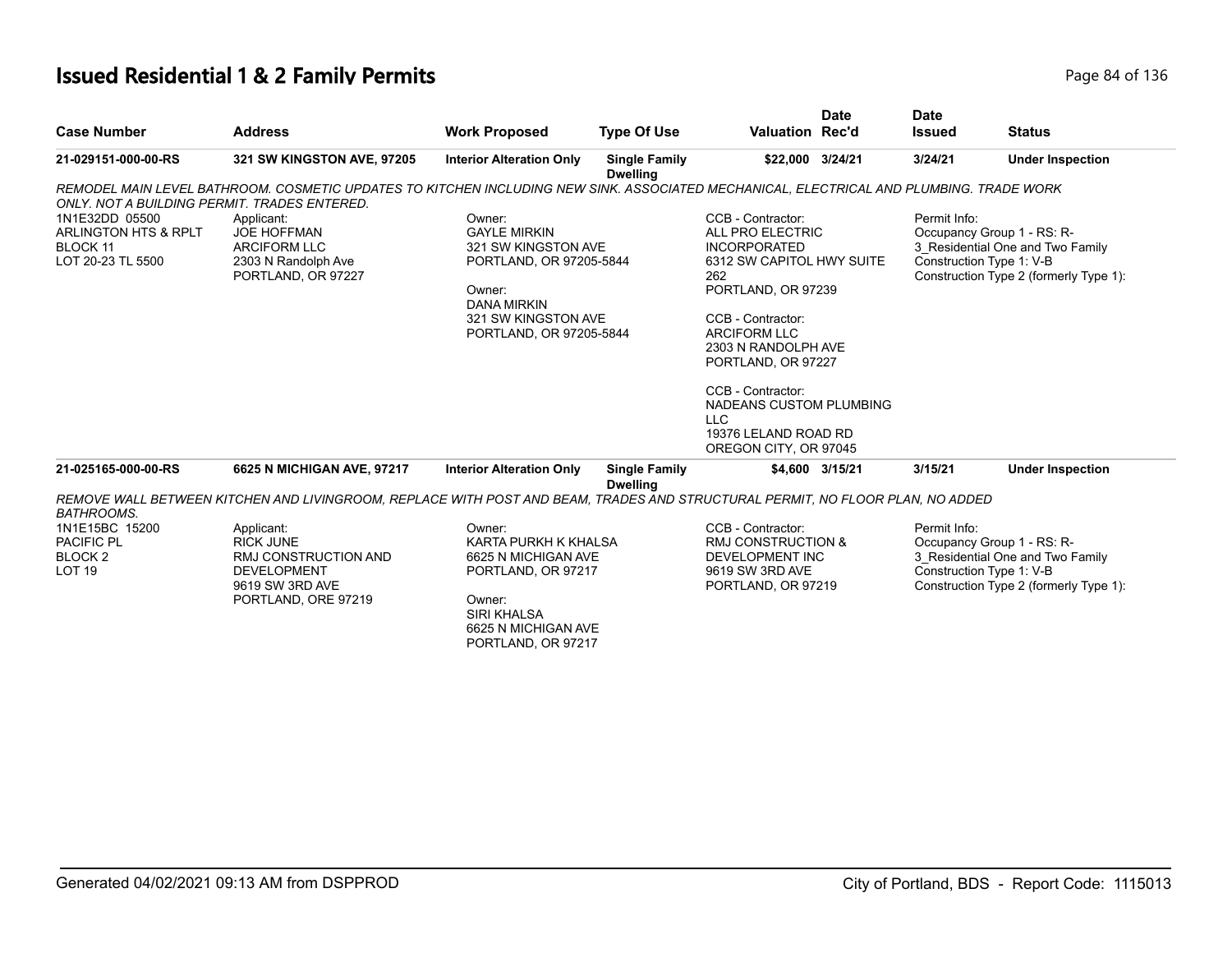# Issued Residential 1 & 2 Family Permits

| Case Number | Address | Work Proposed | Type Of Use | Valuation | Date Rec'd | Date Issued | Status |
|---|---|---|---|---|---|---|---|
| 21-029151-000-00-RS | 321 SW KINGSTON AVE, 97205 | Interior Alteration Only | Single Family Dwelling | $22,000 | 3/24/21 | 3/24/21 | Under Inspection |

*REMODEL MAIN LEVEL BATHROOM. COSMETIC UPDATES TO KITCHEN INCLUDING NEW SINK. ASSOCIATED MECHANICAL, ELECTRICAL AND PLUMBING. TRADE WORK ONLY. NOT A BUILDING PERMIT. TRADES ENTERED.*

1N1E32DD 05500
ARLINGTON HTS & RPLT
BLOCK 11
LOT 20-23 TL 5500

Applicant:
JOE HOFFMAN
ARCIFORM LLC
2303 N Randolph Ave
PORTLAND, OR 97227

Owner:
GAYLE MIRKIN
321 SW KINGSTON AVE
PORTLAND, OR 97205-5844

Owner:
DANA MIRKIN
321 SW KINGSTON AVE
PORTLAND, OR 97205-5844

CCB - Contractor:
ALL PRO ELECTRIC INCORPORATED
6312 SW CAPITOL HWY SUITE 262
PORTLAND, OR 97239

CCB - Contractor:
ARCIFORM LLC
2303 N RANDOLPH AVE
PORTLAND, OR 97227

CCB - Contractor:
NADEANS CUSTOM PLUMBING LLC
19376 LELAND ROAD RD
OREGON CITY, OR 97045

Permit Info:
Occupancy Group 1 - RS: R-3_Residential One and Two Family
Construction Type 1: V-B
Construction Type 2 (formerly Type 1):

| Case Number | Address | Work Proposed | Type Of Use | Valuation | Date Rec'd | Date Issued | Status |
|---|---|---|---|---|---|---|---|
| 21-025165-000-00-RS | 6625 N MICHIGAN AVE, 97217 | Interior Alteration Only | Single Family Dwelling | $4,600 | 3/15/21 | 3/15/21 | Under Inspection |

*REMOVE WALL BETWEEN KITCHEN AND LIVINGROOM, REPLACE WITH POST AND BEAM, TRADES AND STRUCTURAL PERMIT, NO FLOOR PLAN, NO ADDED BATHROOMS.*

1N1E15BC 15200
PACIFIC PL
BLOCK 2
LOT 19

Applicant:
RICK JUNE
RMJ CONSTRUCTION AND DEVELOPMENT
9619 SW 3RD AVE
PORTLAND, ORE 97219

Owner:
KARTA PURKH K KHALSA
6625 N MICHIGAN AVE
PORTLAND, OR 97217

Owner:
SIRI KHALSA
6625 N MICHIGAN AVE
PORTLAND, OR 97217

CCB - Contractor:
RMJ CONSTRUCTION & DEVELOPMENT INC
9619 SW 3RD AVE
PORTLAND, OR 97219

Permit Info:
Occupancy Group 1 - RS: R-3_Residential One and Two Family
Construction Type 1: V-B
Construction Type 2 (formerly Type 1):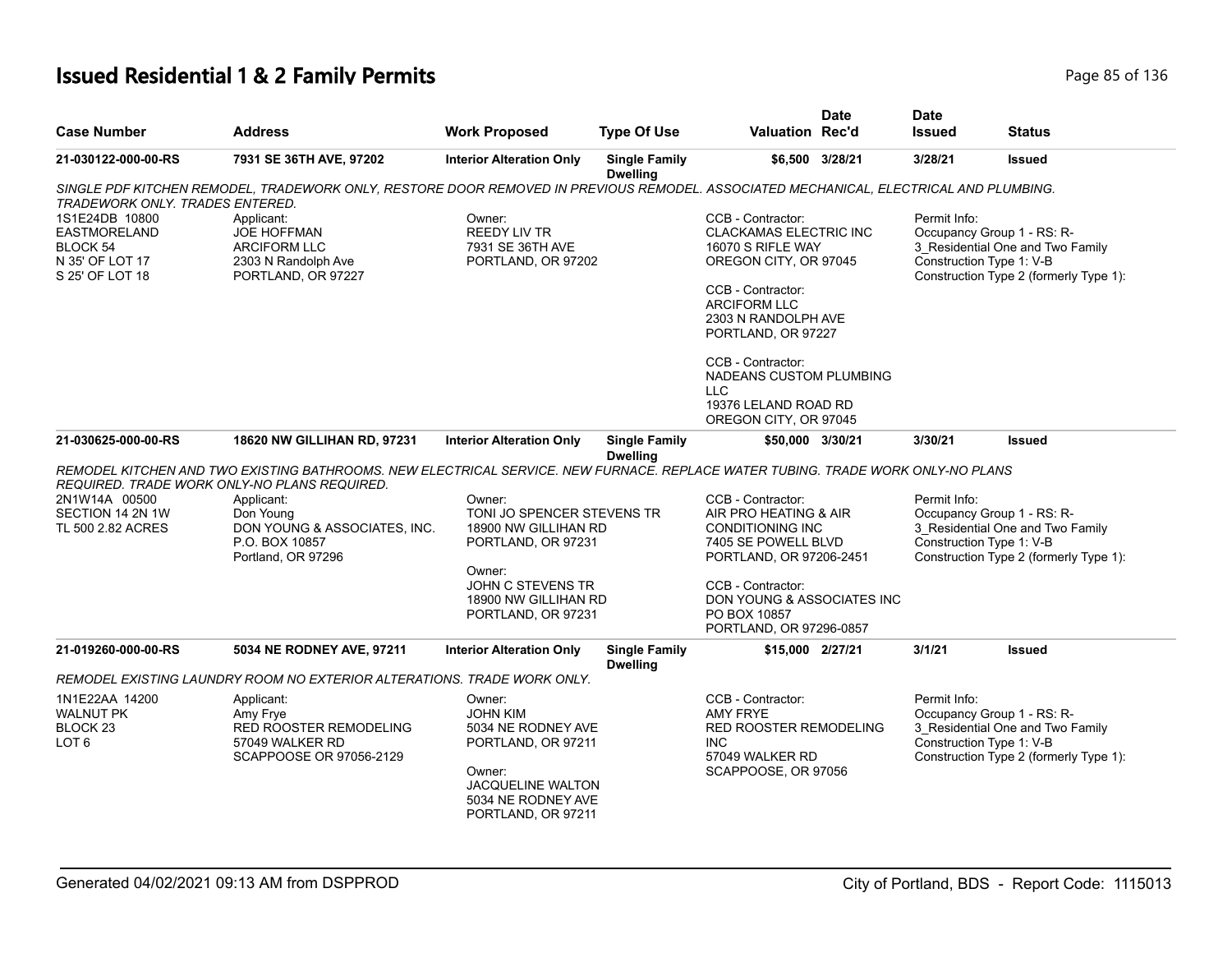# Issued Residential 1 & 2 Family Permits

| Case Number | Address | Work Proposed | Type Of Use | Valuation | Date Rec'd | Date Issued | Status |
|---|---|---|---|---|---|---|---|
| 21-030122-000-00-RS | 7931 SE 36TH AVE, 97202 | Interior Alteration Only | Single Family Dwelling | $6,500 | 3/28/21 | 3/28/21 | Issued |

*SINGLE PDF KITCHEN REMODEL, TRADEWORK ONLY, RESTORE DOOR REMOVED IN PREVIOUS REMODEL. ASSOCIATED MECHANICAL, ELECTRICAL AND PLUMBING. TRADEWORK ONLY. TRADES ENTERED.*

1S1E24DB 10800
EASTMORELAND
BLOCK 54
N 35' OF LOT 17
S 25' OF LOT 18

Applicant:
JOE HOFFMAN
ARCIFORM LLC
2303 N Randolph Ave
PORTLAND, OR 97227

Owner:
REEDY LIV TR
7931 SE 36TH AVE
PORTLAND, OR 97202

CCB - Contractor:
CLACKAMAS ELECTRIC INC
16070 S RIFLE WAY
OREGON CITY, OR 97045

CCB - Contractor:
ARCIFORM LLC
2303 N RANDOLPH AVE
PORTLAND, OR 97227

CCB - Contractor:
NADEANS CUSTOM PLUMBING LLC
19376 LELAND ROAD RD
OREGON CITY, OR 97045

Permit Info:
Occupancy Group 1 - RS: R-3_Residential One and Two Family
Construction Type 1: V-B
Construction Type 2 (formerly Type 1):

| Case Number | Address | Work Proposed | Type Of Use | Valuation | Date Rec'd | Date Issued | Status |
|---|---|---|---|---|---|---|---|
| 21-030625-000-00-RS | 18620 NW GILLIHAN RD, 97231 | Interior Alteration Only | Single Family Dwelling | $50,000 | 3/30/21 | 3/30/21 | Issued |

*REMODEL KITCHEN AND TWO EXISTING BATHROOMS. NEW ELECTRICAL SERVICE. NEW FURNACE. REPLACE WATER TUBING. TRADE WORK ONLY-NO PLANS REQUIRED. TRADE WORK ONLY-NO PLANS REQUIRED.*

2N1W14A 00500
SECTION 14 2N 1W
TL 500 2.82 ACRES

Applicant:
Don Young
DON YOUNG & ASSOCIATES, INC.
P.O. BOX 10857
Portland, OR 97296

Owner:
TONI JO SPENCER STEVENS TR
18900 NW GILLIHAN RD
PORTLAND, OR 97231

Owner:
JOHN C STEVENS TR
18900 NW GILLIHAN RD
PORTLAND, OR 97231

CCB - Contractor:
AIR PRO HEATING & AIR CONDITIONING INC
7405 SE POWELL BLVD
PORTLAND, OR 97206-2451

CCB - Contractor:
DON YOUNG & ASSOCIATES INC
PO BOX 10857
PORTLAND, OR 97296-0857

Permit Info:
Occupancy Group 1 - RS: R-3_Residential One and Two Family
Construction Type 1: V-B
Construction Type 2 (formerly Type 1):

| Case Number | Address | Work Proposed | Type Of Use | Valuation | Date Rec'd | Date Issued | Status |
|---|---|---|---|---|---|---|---|
| 21-019260-000-00-RS | 5034 NE RODNEY AVE, 97211 | Interior Alteration Only | Single Family Dwelling | $15,000 | 2/27/21 | 3/1/21 | Issued |

*REMODEL EXISTING LAUNDRY ROOM NO EXTERIOR ALTERATIONS. TRADE WORK ONLY.*

1N1E22AA 14200
WALNUT PK
BLOCK 23
LOT 6

Applicant:
Amy Frye
RED ROOSTER REMODELING
57049 WALKER RD
SCAPPOOSE OR 97056-2129

Owner:
JOHN KIM
5034 NE RODNEY AVE
PORTLAND, OR 97211

Owner:
JACQUELINE WALTON
5034 NE RODNEY AVE
PORTLAND, OR 97211

CCB - Contractor:
AMY FRYE
RED ROOSTER REMODELING INC
57049 WALKER RD
SCAPPOOSE, OR 97056

Permit Info:
Occupancy Group 1 - RS: R-3_Residential One and Two Family
Construction Type 1: V-B
Construction Type 2 (formerly Type 1):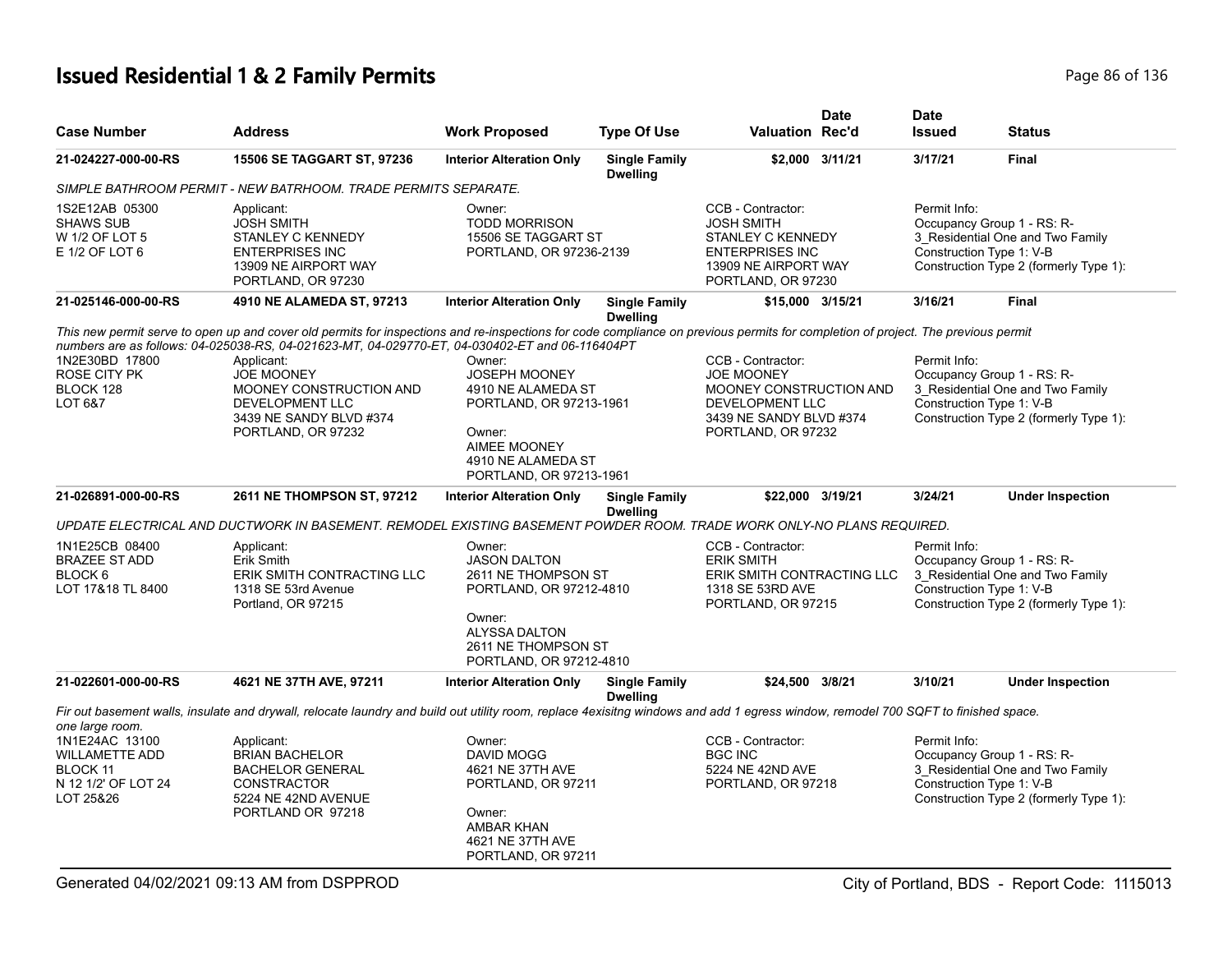# Issued Residential 1 & 2 Family Permits

| Case Number | Address | Work Proposed | Type Of Use | Valuation | Date Rec'd | Date Issued | Status |
|---|---|---|---|---|---|---|---|
| 21-024227-000-00-RS | 15506 SE TAGGART ST, 97236 | Interior Alteration Only | Single Family Dwelling | $2,000 | 3/11/21 | 3/17/21 | Final |

*SIMPLE BATHROOM PERMIT - NEW BATRHOOM. TRADE PERMITS SEPARATE.*

1S2E12AB 05300
SHAWS SUB
W 1/2 OF LOT 5
E 1/2 OF LOT 6

Applicant:
JOSH SMITH
STANLEY C KENNEDY
ENTERPRISES INC
13909 NE AIRPORT WAY
PORTLAND, OR 97230

Owner:
TODD MORRISON
15506 SE TAGGART ST
PORTLAND, OR 97236-2139

CCB - Contractor:
JOSH SMITH
STANLEY C KENNEDY
ENTERPRISES INC
13909 NE AIRPORT WAY
PORTLAND, OR 97230

Permit Info:
Occupancy Group 1 - RS: R-3_Residential One and Two Family
Construction Type 1: V-B
Construction Type 2 (formerly Type 1):

| Case Number | Address | Work Proposed | Type Of Use | Valuation | Date Rec'd | Date Issued | Status |
|---|---|---|---|---|---|---|---|
| 21-025146-000-00-RS | 4910 NE ALAMEDA ST, 97213 | Interior Alteration Only | Single Family Dwelling | $15,000 | 3/15/21 | 3/16/21 | Final |

*This new permit serve to open up and cover old permits for inspections and re-inspections for code compliance on previous permits for completion of project. The previous permit numbers are as follows: 04-025038-RS, 04-021623-MT, 04-029770-ET, 04-030402-ET and 06-116404PT*

1N2E30BD 17800
ROSE CITY PK
BLOCK 128
LOT 6&7

Applicant:
JOE MOONEY
MOONEY CONSTRUCTION AND
DEVELOPMENT LLC
3439 NE SANDY BLVD #374
PORTLAND, OR 97232

Owner:
JOSEPH MOONEY
4910 NE ALAMEDA ST
PORTLAND, OR 97213-1961

Owner:
AIMEE MOONEY
4910 NE ALAMEDA ST
PORTLAND, OR 97213-1961

CCB - Contractor:
JOE MOONEY
MOONEY CONSTRUCTION AND
DEVELOPMENT LLC
3439 NE SANDY BLVD #374
PORTLAND, OR 97232

Permit Info:
Occupancy Group 1 - RS: R-3_Residential One and Two Family
Construction Type 1: V-B
Construction Type 2 (formerly Type 1):

| Case Number | Address | Work Proposed | Type Of Use | Valuation | Date Rec'd | Date Issued | Status |
|---|---|---|---|---|---|---|---|
| 21-026891-000-00-RS | 2611 NE THOMPSON ST, 97212 | Interior Alteration Only | Single Family Dwelling | $22,000 | 3/19/21 | 3/24/21 | Under Inspection |

*UPDATE ELECTRICAL AND DUCTWORK IN BASEMENT. REMODEL EXISTING BASEMENT POWDER ROOM. TRADE WORK ONLY-NO PLANS REQUIRED.*

1N1E25CB 08400
BRAZEE ST ADD
BLOCK 6
LOT 17&18 TL 8400

Applicant:
Erik Smith
ERIK SMITH CONTRACTING LLC
1318 SE 53rd Avenue
Portland, OR 97215

Owner:
JASON DALTON
2611 NE THOMPSON ST
PORTLAND, OR 97212-4810

Owner:
ALYSSA DALTON
2611 NE THOMPSON ST
PORTLAND, OR 97212-4810

CCB - Contractor:
ERIK SMITH
ERIK SMITH CONTRACTING LLC
1318 SE 53RD AVE
PORTLAND, OR 97215

Permit Info:
Occupancy Group 1 - RS: R-3_Residential One and Two Family
Construction Type 1: V-B
Construction Type 2 (formerly Type 1):

| Case Number | Address | Work Proposed | Type Of Use | Valuation | Date Rec'd | Date Issued | Status |
|---|---|---|---|---|---|---|---|
| 21-022601-000-00-RS | 4621 NE 37TH AVE, 97211 | Interior Alteration Only | Single Family Dwelling | $24,500 | 3/8/21 | 3/10/21 | Under Inspection |

*Fir out basement walls, insulate and drywall, relocate laundry and build out utility room, replace 4exisitng windows and add 1 egress window, remodel 700 SQFT to finished space. one large room.*

1N1E24AC 13100
WILLAMETTE ADD
BLOCK 11
N 12 1/2' OF LOT 24
LOT 25&26

Applicant:
BRIAN BACHELOR
BACHELOR GENERAL
CONSTRACTOR
5224 NE 42ND AVENUE
PORTLAND OR 97218

Owner:
DAVID MOGG
4621 NE 37TH AVE
PORTLAND, OR 97211

Owner:
AMBAR KHAN
4621 NE 37TH AVE
PORTLAND, OR 97211

CCB - Contractor:
BGC INC
5224 NE 42ND AVE
PORTLAND, OR 97218

Permit Info:
Occupancy Group 1 - RS: R-3_Residential One and Two Family
Construction Type 1: V-B
Construction Type 2 (formerly Type 1):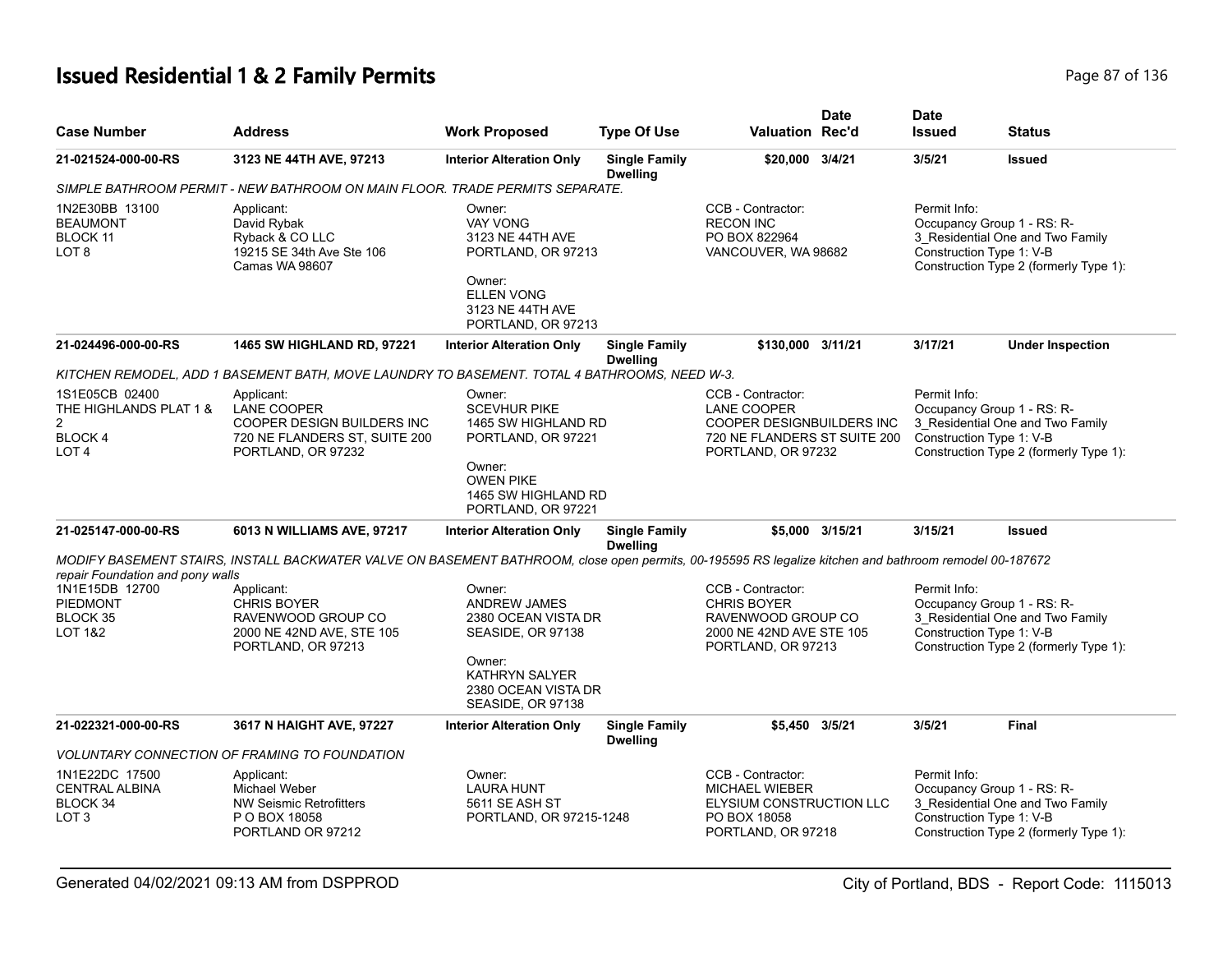# Issued Residential 1 & 2 Family Permits

| Case Number | Address | Work Proposed | Type Of Use | Valuation | Date Rec'd | Date Issued | Status |
|---|---|---|---|---|---|---|---|
| 21-021524-000-00-RS | 3123 NE 44TH AVE, 97213 | Interior Alteration Only | Single Family Dwelling | $20,000 | 3/4/21 | 3/5/21 | Issued |

*SIMPLE BATHROOM PERMIT - NEW BATHROOM ON MAIN FLOOR. TRADE PERMITS SEPARATE.*

1N2E30BB 13100
BEAUMONT
BLOCK 11
LOT 8

Applicant:
David Rybak
Ryback & CO LLC
19215 SE 34th Ave Ste 106
Camas WA 98607

Owner:
VAY VONG
3123 NE 44TH AVE
PORTLAND, OR 97213

Owner:
ELLEN VONG
3123 NE 44TH AVE
PORTLAND, OR 97213

CCB - Contractor:
RECON INC
PO BOX 822964
VANCOUVER, WA 98682

Permit Info:
Occupancy Group 1 - RS: R-3_Residential One and Two Family
Construction Type 1: V-B
Construction Type 2 (formerly Type 1):

| Case Number | Address | Work Proposed | Type Of Use | Valuation | Date Rec'd | Date Issued | Status |
|---|---|---|---|---|---|---|---|
| 21-024496-000-00-RS | 1465 SW HIGHLAND RD, 97221 | Interior Alteration Only | Single Family Dwelling | $130,000 | 3/11/21 | 3/17/21 | Under Inspection |

*KITCHEN REMODEL, ADD 1 BASEMENT BATH, MOVE LAUNDRY TO BASEMENT. TOTAL 4 BATHROOMS, NEED W-3.*

1S1E05CB 02400
THE HIGHLANDS PLAT 1 & 2
BLOCK 4
LOT 4

Applicant:
LANE COOPER
COOPER DESIGN BUILDERS INC
720 NE FLANDERS ST, SUITE 200
PORTLAND, OR 97232

Owner:
SCEVHUR PIKE
1465 SW HIGHLAND RD
PORTLAND, OR 97221

Owner:
OWEN PIKE
1465 SW HIGHLAND RD
PORTLAND, OR 97221

CCB - Contractor:
LANE COOPER
COOPER DESIGNBUILDERS INC
720 NE FLANDERS ST SUITE 200
PORTLAND, OR 97232

Permit Info:
Occupancy Group 1 - RS: R-3_Residential One and Two Family
Construction Type 1: V-B
Construction Type 2 (formerly Type 1):

| Case Number | Address | Work Proposed | Type Of Use | Valuation | Date Rec'd | Date Issued | Status |
|---|---|---|---|---|---|---|---|
| 21-025147-000-00-RS | 6013 N WILLIAMS AVE, 97217 | Interior Alteration Only | Single Family Dwelling | $5,000 | 3/15/21 | 3/15/21 | Issued |

*MODIFY BASEMENT STAIRS, INSTALL BACKWATER VALVE ON BASEMENT BATHROOM, close open permits, 00-195595 RS legalize kitchen and bathroom remodel 00-187672 repair Foundation and pony walls*

1N1E15DB 12700
PIEDMONT
BLOCK 35
LOT 1&2

Applicant:
CHRIS BOYER
RAVENWOOD GROUP CO
2000 NE 42ND AVE, STE 105
PORTLAND, OR 97213

Owner:
ANDREW JAMES
2380 OCEAN VISTA DR
SEASIDE, OR 97138

Owner:
KATHRYN SALYER
2380 OCEAN VISTA DR
SEASIDE, OR 97138

CCB - Contractor:
CHRIS BOYER
RAVENWOOD GROUP CO
2000 NE 42ND AVE STE 105
PORTLAND, OR 97213

Permit Info:
Occupancy Group 1 - RS: R-3_Residential One and Two Family
Construction Type 1: V-B
Construction Type 2 (formerly Type 1):

| Case Number | Address | Work Proposed | Type Of Use | Valuation | Date Rec'd | Date Issued | Status |
|---|---|---|---|---|---|---|---|
| 21-022321-000-00-RS | 3617 N HAIGHT AVE, 97227 | Interior Alteration Only | Single Family Dwelling | $5,450 | 3/5/21 | 3/5/21 | Final |

*VOLUNTARY CONNECTION OF FRAMING TO FOUNDATION*

1N1E22DC 17500
CENTRAL ALBINA
BLOCK 34
LOT 3

Applicant:
Michael Weber
NW Seismic Retrofitters
P O BOX 18058
PORTLAND OR 97212

Owner:
LAURA HUNT
5611 SE ASH ST
PORTLAND, OR 97215-1248

CCB - Contractor:
MICHAEL WIEBER
ELYSIUM CONSTRUCTION LLC
PO BOX 18058
PORTLAND, OR 97218

Permit Info:
Occupancy Group 1 - RS: R-3_Residential One and Two Family
Construction Type 1: V-B
Construction Type 2 (formerly Type 1):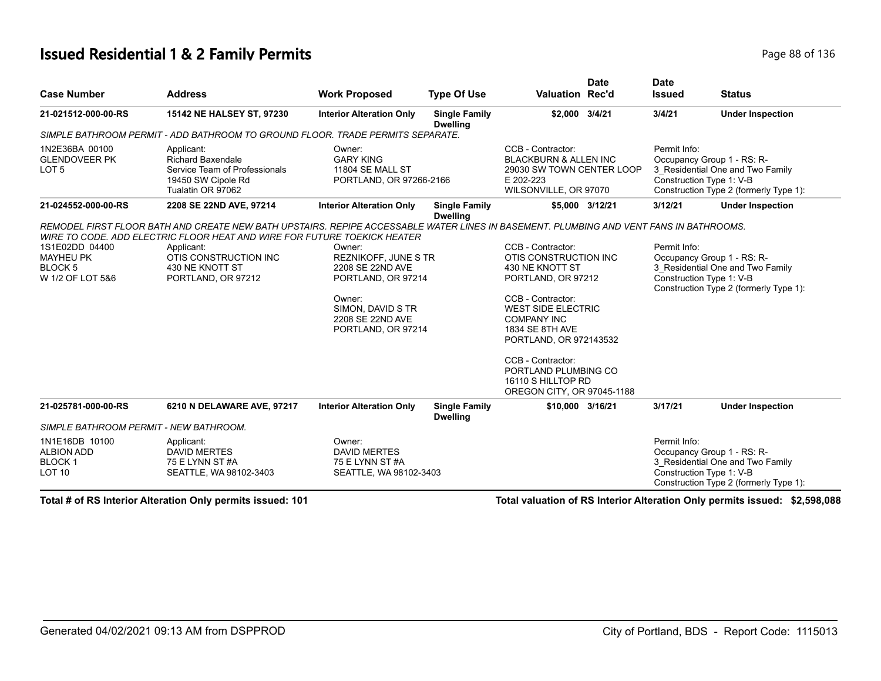## Issued Residential 1 & 2 Family Permits

| Case Number | Address | Work Proposed | Type Of Use | Valuation | Date Rec'd | Date Issued | Status |
|---|---|---|---|---|---|---|---|
| 21-021512-000-00-RS | 15142 NE HALSEY ST, 97230 | Interior Alteration Only | Single Family Dwelling | $2,000 | 3/4/21 | 3/4/21 | Under Inspection |

*SIMPLE BATHROOM PERMIT - ADD BATHROOM TO GROUND FLOOR. TRADE PERMITS SEPARATE.*

1N2E36BA 00100
GLENDOVEER PK
LOT 5

Applicant:
Richard Baxendale
Service Team of Professionals
19450 SW Cipole Rd
Tualatin OR 97062

Owner:
GARY KING
11804 SE MALL ST
PORTLAND, OR 97266-2166

CCB - Contractor:
BLACKBURN & ALLEN INC
29030 SW TOWN CENTER LOOP E 202-223
WILSONVILLE, OR 97070

Permit Info:
Occupancy Group 1 - RS: R-3_Residential One and Two Family
Construction Type 1: V-B
Construction Type 2 (formerly Type 1):

| Case Number | Address | Work Proposed | Type Of Use | Valuation | Date Rec'd | Date Issued | Status |
|---|---|---|---|---|---|---|---|
| 21-024552-000-00-RS | 2208 SE 22ND AVE, 97214 | Interior Alteration Only | Single Family Dwelling | $5,000 | 3/12/21 | 3/12/21 | Under Inspection |

*REMODEL FIRST FLOOR BATH AND CREATE NEW BATH UPSTAIRS. REPIPE ACCESSABLE WATER LINES IN BASEMENT. PLUMBING AND VENT FANS IN BATHROOMS. WIRE TO CODE. ADD ELECTRIC FLOOR HEAT AND WIRE FOR FUTURE TOEKICK HEATER*

1S1E02DD 04400
MAYHEU PK
BLOCK 5
W 1/2 OF LOT 5&6

Applicant:
OTIS CONSTRUCTION INC
430 NE KNOTT ST
PORTLAND, OR 97212

Owner:
REZNIKOFF, JUNE S TR
2208 SE 22ND AVE
PORTLAND, OR 97214

Owner:
SIMON, DAVID S TR
2208 SE 22ND AVE
PORTLAND, OR 97214

CCB - Contractor:
OTIS CONSTRUCTION INC
430 NE KNOTT ST
PORTLAND, OR 97212

CCB - Contractor:
WEST SIDE ELECTRIC COMPANY INC
1834 SE 8TH AVE
PORTLAND, OR 972143532

CCB - Contractor:
PORTLAND PLUMBING CO
16110 S HILLTOP RD
OREGON CITY, OR 97045-1188

Permit Info:
Occupancy Group 1 - RS: R-3_Residential One and Two Family
Construction Type 1: V-B
Construction Type 2 (formerly Type 1):

| Case Number | Address | Work Proposed | Type Of Use | Valuation | Date Rec'd | Date Issued | Status |
|---|---|---|---|---|---|---|---|
| 21-025781-000-00-RS | 6210 N DELAWARE AVE, 97217 | Interior Alteration Only | Single Family Dwelling | $10,000 | 3/16/21 | 3/17/21 | Under Inspection |

*SIMPLE BATHROOM PERMIT - NEW BATHROOM.*

1N1E16DB 10100
ALBION ADD
BLOCK 1
LOT 10

Applicant:
DAVID MERTES
75 E LYNN ST #A
SEATTLE, WA 98102-3403

Owner:
DAVID MERTES
75 E LYNN ST #A
SEATTLE, WA 98102-3403

Permit Info:
Occupancy Group 1 - RS: R-3_Residential One and Two Family
Construction Type 1: V-B
Construction Type 2 (formerly Type 1):

**Total # of RS Interior Alteration Only permits issued: 101**

**Total valuation of RS Interior Alteration Only permits issued: $2,598,088**

Generated 04/02/2021 09:13 AM from DSPPROD — City of Portland, BDS - Report Code: 1115013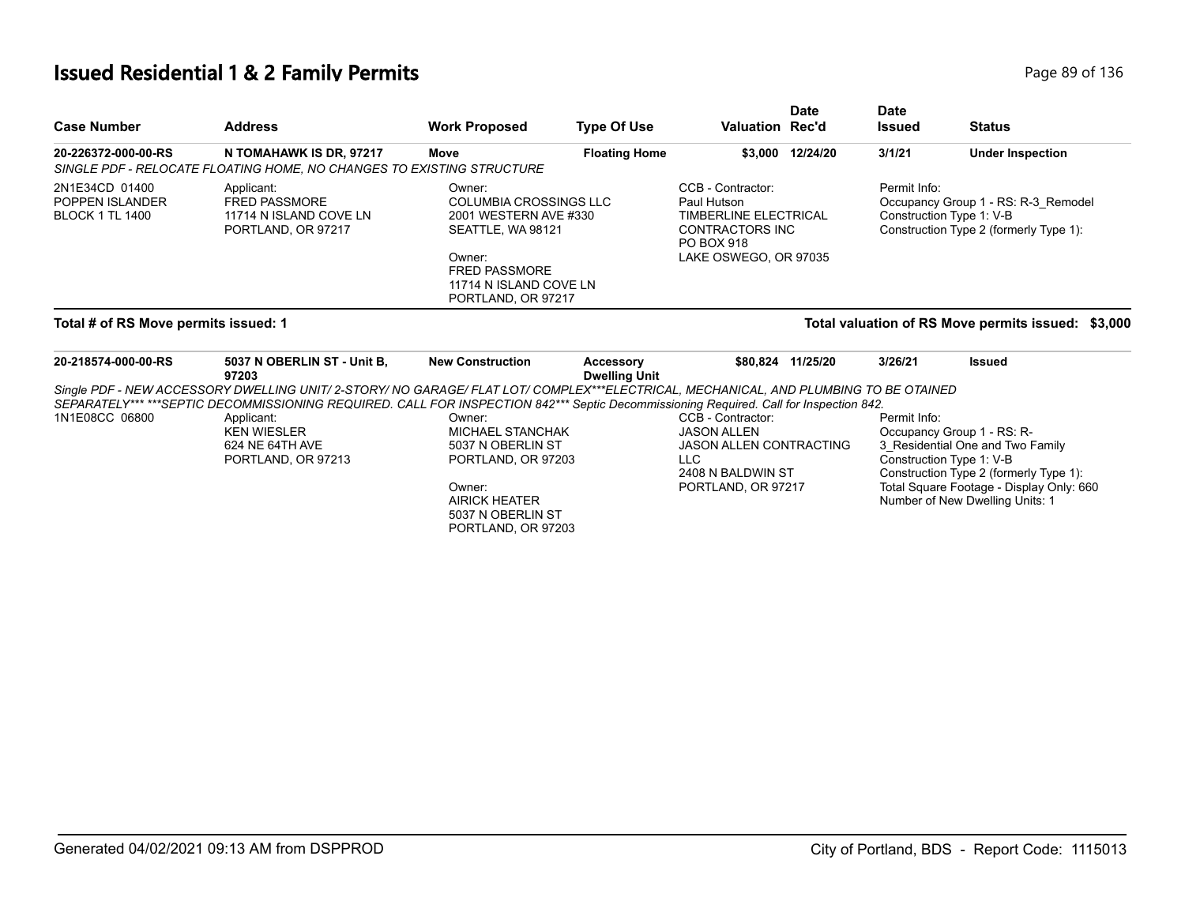# Issued Residential 1 & 2 Family Permits

| Case Number | Address | Work Proposed | Type Of Use | Valuation | Date Rec'd | Date Issued | Status |
|---|---|---|---|---|---|---|---|
| **20-226372-000-00-RS** | **N TOMAHAWK IS DR, 97217** | **Move** | **Floating Home** | **$3,000** | **12/24/20** | **3/1/21** | **Under Inspection** |

*SINGLE PDF - RELOCATE FLOATING HOME, NO CHANGES TO EXISTING STRUCTURE*

2N1E34CD 01400
POPPEN ISLANDER
BLOCK 1 TL 1400

Applicant:
FRED PASSMORE
11714 N ISLAND COVE LN
PORTLAND, OR 97217

Owner:
COLUMBIA CROSSINGS LLC
2001 WESTERN AVE #330
SEATTLE, WA 98121

Owner:
FRED PASSMORE
11714 N ISLAND COVE LN
PORTLAND, OR 97217

CCB - Contractor:
Paul Hutson
TIMBERLINE ELECTRICAL CONTRACTORS INC
PO BOX 918
LAKE OSWEGO, OR 97035

Permit Info:
Occupancy Group 1 - RS: R-3_Remodel
Construction Type 1: V-B
Construction Type 2 (formerly Type 1):

**Total # of RS Move permits issued: 1**

**Total valuation of RS Move permits issued: $3,000**

| Case Number | Address | Work Proposed | Type Of Use | Valuation | Date Rec'd | Date Issued | Status |
|---|---|---|---|---|---|---|---|
| **20-218574-000-00-RS** | **5037 N OBERLIN ST - Unit B, 97203** | **New Construction** | **Accessory Dwelling Unit** | **$80,824** | **11/25/20** | **3/26/21** | **Issued** |

*Single PDF - NEW ACCESSORY DWELLING UNIT/ 2-STORY/ NO GARAGE/ FLAT LOT/ COMPLEX***ELECTRICAL, MECHANICAL, AND PLUMBING TO BE OTAINED SEPARATELY*** ***SEPTIC DECOMMISSIONING REQUIRED. CALL FOR INSPECTION 842*** Septic Decommissioning Required. Call for Inspection 842.*

1N1E08CC 06800

Applicant:
KEN WIESLER
624 NE 64TH AVE
PORTLAND, OR 97213

Owner:
MICHAEL STANCHAK
5037 N OBERLIN ST
PORTLAND, OR 97203

Owner:
AIRICK HEATER
5037 N OBERLIN ST
PORTLAND, OR 97203

CCB - Contractor:
JASON ALLEN
JASON ALLEN CONTRACTING LLC
2408 N BALDWIN ST
PORTLAND, OR 97217

Permit Info:
Occupancy Group 1 - RS: R-3_Residential One and Two Family
Construction Type 1: V-B
Construction Type 2 (formerly Type 1):
Total Square Footage - Display Only: 660
Number of New Dwelling Units: 1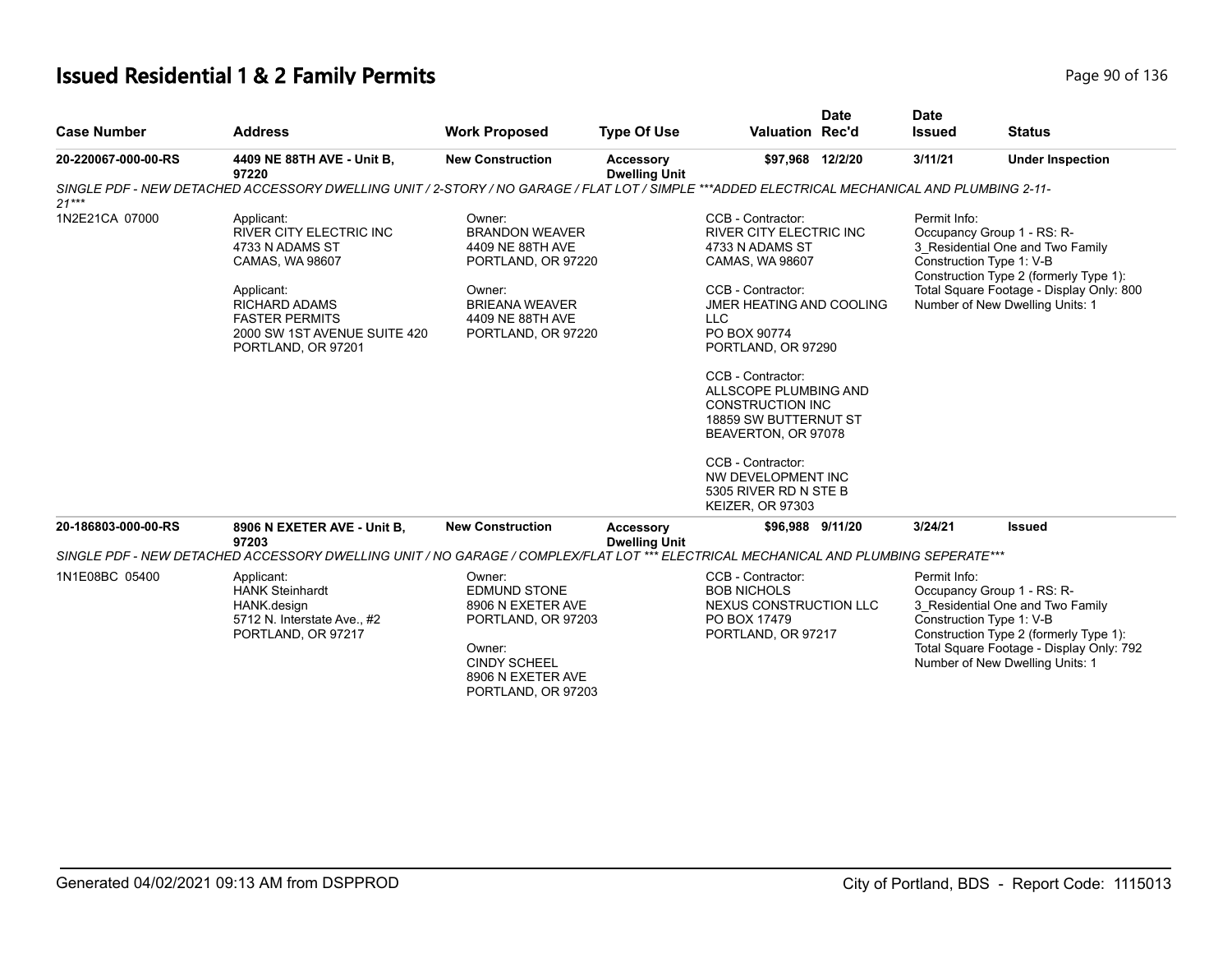# Issued Residential 1 & 2 Family Permits

| Case Number | Address | Work Proposed | Type Of Use | Valuation | Date Rec'd | Date Issued | Status |
|---|---|---|---|---|---|---|---|
| 20-220067-000-00-RS | 4409 NE 88TH AVE - Unit B, 97220 | New Construction | Accessory Dwelling Unit | $97,968 | 12/2/20 | 3/11/21 | Under Inspection |

*SINGLE PDF - NEW DETACHED ACCESSORY DWELLING UNIT / 2-STORY / NO GARAGE / FLAT LOT / SIMPLE ***ADDED ELECTRICAL MECHANICAL AND PLUMBING 2-11-21****

1N2E21CA 07000

Applicant:
RIVER CITY ELECTRIC INC
4733 N ADAMS ST
CAMAS, WA 98607

Applicant:
RICHARD ADAMS
FASTER PERMITS
2000 SW 1ST AVENUE SUITE 420
PORTLAND, OR 97201

Owner:
BRANDON WEAVER
4409 NE 88TH AVE
PORTLAND, OR 97220

Owner:
BRIEANA WEAVER
4409 NE 88TH AVE
PORTLAND, OR 97220

CCB - Contractor:
RIVER CITY ELECTRIC INC
4733 N ADAMS ST
CAMAS, WA 98607

CCB - Contractor:
JMER HEATING AND COOLING LLC
PO BOX 90774
PORTLAND, OR 97290

CCB - Contractor:
ALLSCOPE PLUMBING AND CONSTRUCTION INC
18859 SW BUTTERNUT ST
BEAVERTON, OR 97078

CCB - Contractor:
NW DEVELOPMENT INC
5305 RIVER RD N STE B
KEIZER, OR 97303

Permit Info:
Occupancy Group 1 - RS: R-3_Residential One and Two Family
Construction Type 1: V-B
Construction Type 2 (formerly Type 1):
Total Square Footage - Display Only: 800
Number of New Dwelling Units: 1

| Case Number | Address | Work Proposed | Type Of Use | Valuation | Date Rec'd | Date Issued | Status |
|---|---|---|---|---|---|---|---|
| 20-186803-000-00-RS | 8906 N EXETER AVE - Unit B, 97203 | New Construction | Accessory Dwelling Unit | $96,988 | 9/11/20 | 3/24/21 | Issued |

*SINGLE PDF - NEW DETACHED ACCESSORY DWELLING UNIT / NO GARAGE / COMPLEX/FLAT LOT *** ELECTRICAL MECHANICAL AND PLUMBING SEPERATE****

1N1E08BC 05400

Applicant:
HANK Steinhardt
HANK.design
5712 N. Interstate Ave., #2
PORTLAND, OR 97217

Owner:
EDMUND STONE
8906 N EXETER AVE
PORTLAND, OR 97203

Owner:
CINDY SCHEEL
8906 N EXETER AVE
PORTLAND, OR 97203

CCB - Contractor:
BOB NICHOLS
NEXUS CONSTRUCTION LLC
PO BOX 17479
PORTLAND, OR 97217

Permit Info:
Occupancy Group 1 - RS: R-3_Residential One and Two Family
Construction Type 1: V-B
Construction Type 2 (formerly Type 1):
Total Square Footage - Display Only: 792
Number of New Dwelling Units: 1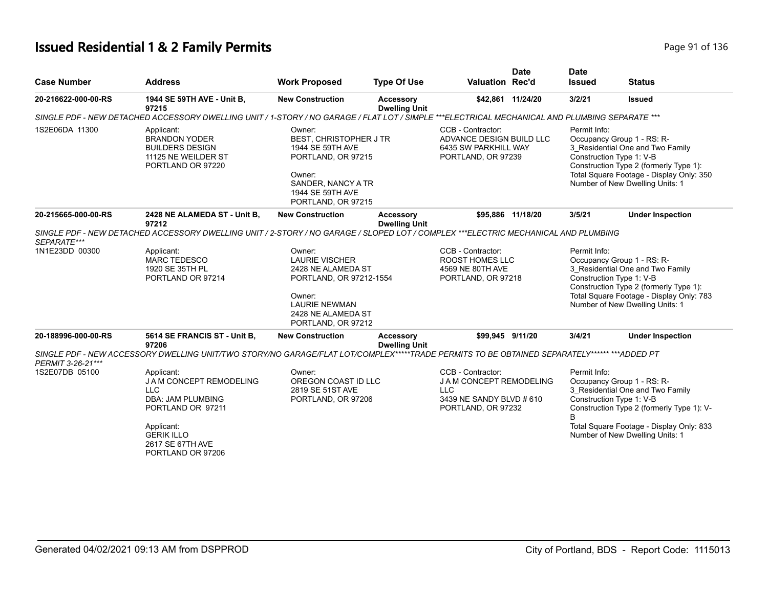# Issued Residential 1 & 2 Family Permits

| Case Number | Address | Work Proposed | Type Of Use | Valuation | Date Rec'd | Date Issued | Status |
|---|---|---|---|---|---|---|---|
| 20-216622-000-00-RS | 1944 SE 59TH AVE - Unit B, 97215 | New Construction | Accessory Dwelling Unit | $42,861 | 11/24/20 | 3/2/21 | Issued |

SINGLE PDF - NEW DETACHED ACCESSORY DWELLING UNIT / 1-STORY / NO GARAGE / FLAT LOT / SIMPLE ***ELECTRICAL MECHANICAL AND PLUMBING SEPARATE ***

1S2E06DA 11300

Applicant:
BRANDON YODER
BUILDERS DESIGN
11125 NE WEILDER ST
PORTLAND OR 97220

Owner:
BEST, CHRISTOPHER J TR
1944 SE 59TH AVE
PORTLAND, OR 97215

Owner:
SANDER, NANCY A TR
1944 SE 59TH AVE
PORTLAND, OR 97215

CCB - Contractor:
ADVANCE DESIGN BUILD LLC
6435 SW PARKHILL WAY
PORTLAND, OR 97239

Permit Info:
Occupancy Group 1 - RS: R-3_Residential One and Two Family
Construction Type 1: V-B
Construction Type 2 (formerly Type 1):
Total Square Footage - Display Only: 350
Number of New Dwelling Units: 1

| Case Number | Address | Work Proposed | Type Of Use | Valuation | Date Rec'd | Date Issued | Status |
|---|---|---|---|---|---|---|---|
| 20-215665-000-00-RS | 2428 NE ALAMEDA ST - Unit B, 97212 | New Construction | Accessory Dwelling Unit | $95,886 | 11/18/20 | 3/5/21 | Under Inspection |

SINGLE PDF - NEW DETACHED ACCESSORY DWELLING UNIT / 2-STORY / NO GARAGE / SLOPED LOT / COMPLEX ***ELECTRIC MECHANICAL AND PLUMBING SEPARATE***

1N1E23DD 00300

Applicant:
MARC TEDESCO
1920 SE 35TH PL
PORTLAND OR 97214

Owner:
LAURIE VISCHER
2428 NE ALAMEDA ST
PORTLAND, OR 97212-1554

Owner:
LAURIE NEWMAN
2428 NE ALAMEDA ST
PORTLAND, OR 97212

CCB - Contractor:
ROOST HOMES LLC
4569 NE 80TH AVE
PORTLAND, OR 97218

Permit Info:
Occupancy Group 1 - RS: R-3_Residential One and Two Family
Construction Type 1: V-B
Construction Type 2 (formerly Type 1):
Total Square Footage - Display Only: 783
Number of New Dwelling Units: 1

| Case Number | Address | Work Proposed | Type Of Use | Valuation | Date Rec'd | Date Issued | Status |
|---|---|---|---|---|---|---|---|
| 20-188996-000-00-RS | 5614 SE FRANCIS ST - Unit B, 97206 | New Construction | Accessory Dwelling Unit | $99,945 | 9/11/20 | 3/4/21 | Under Inspection |

SINGLE PDF - NEW ACCESSORY DWELLING UNIT/TWO STORY/NO GARAGE/FLAT LOT/COMPLEX*****TRADE PERMITS TO BE OBTAINED SEPARATELY****** ***ADDED PT PERMIT 3-26-21***

1S2E07DB 05100

Applicant:
J A M CONCEPT REMODELING LLC
DBA: JAM PLUMBING
PORTLAND OR 97211

Applicant:
GERIK ILLO
2617 SE 67TH AVE
PORTLAND OR 97206

Owner:
OREGON COAST ID LLC
2819 SE 51ST AVE
PORTLAND, OR 97206

CCB - Contractor:
J A M CONCEPT REMODELING LLC
3439 NE SANDY BLVD # 610
PORTLAND, OR 97232

Permit Info:
Occupancy Group 1 - RS: R-3_Residential One and Two Family
Construction Type 1: V-B
Construction Type 2 (formerly Type 1): V-B
Total Square Footage - Display Only: 833
Number of New Dwelling Units: 1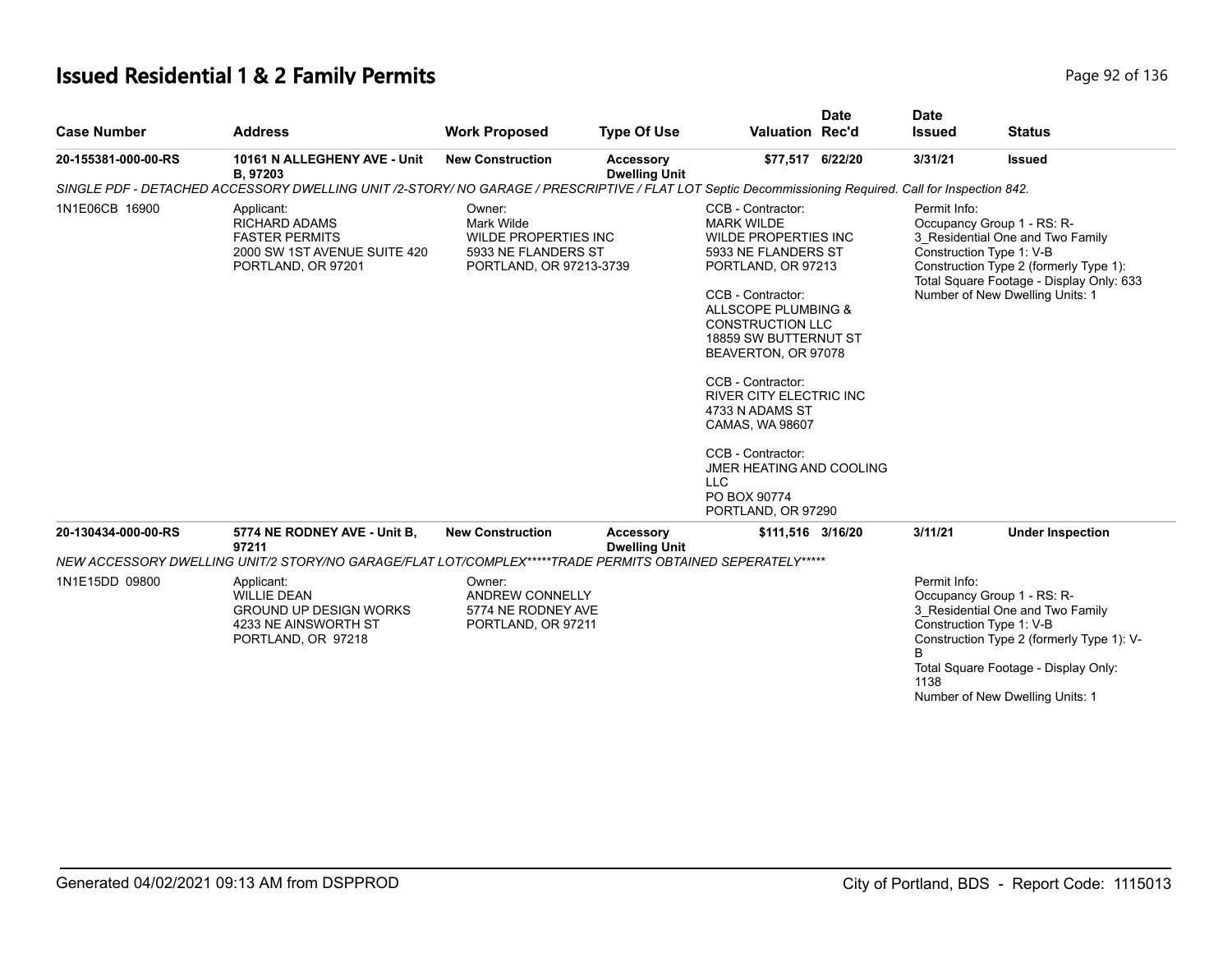# Issued Residential 1 & 2 Family Permits

| Case Number | Address | Work Proposed | Type Of Use | Valuation | Date Rec'd | Date Issued | Status |
|---|---|---|---|---|---|---|---|
| 20-155381-000-00-RS | 10161 N ALLEGHENY AVE - Unit B, 97203 | New Construction | Accessory Dwelling Unit | $77,517 | 6/22/20 | 3/31/21 | Issued |

*SINGLE PDF - DETACHED ACCESSORY DWELLING UNIT /2-STORY/ NO GARAGE / PRESCRIPTIVE / FLAT LOT Septic Decommissioning Required. Call for Inspection 842.*

1N1E06CB 16900

Applicant:
RICHARD ADAMS
FASTER PERMITS
2000 SW 1ST AVENUE SUITE 420
PORTLAND, OR 97201

Owner:
Mark Wilde
WILDE PROPERTIES INC
5933 NE FLANDERS ST
PORTLAND, OR 97213-3739

CCB - Contractor:
MARK WILDE
WILDE PROPERTIES INC
5933 NE FLANDERS ST
PORTLAND, OR 97213

CCB - Contractor:
ALLSCOPE PLUMBING & CONSTRUCTION LLC
18859 SW BUTTERNUT ST
BEAVERTON, OR 97078

CCB - Contractor:
RIVER CITY ELECTRIC INC
4733 N ADAMS ST
CAMAS, WA 98607

CCB - Contractor:
JMER HEATING AND COOLING LLC
PO BOX 90774
PORTLAND, OR 97290

Permit Info:
Occupancy Group 1 - RS: R-3_Residential One and Two Family
Construction Type 1: V-B
Construction Type 2 (formerly Type 1):
Total Square Footage - Display Only: 633
Number of New Dwelling Units: 1

| Case Number | Address | Work Proposed | Type Of Use | Valuation | Date Rec'd | Date Issued | Status |
|---|---|---|---|---|---|---|---|
| 20-130434-000-00-RS | 5774 NE RODNEY AVE - Unit B, 97211 | New Construction | Accessory Dwelling Unit | $111,516 | 3/16/20 | 3/11/21 | Under Inspection |

*NEW ACCESSORY DWELLING UNIT/2 STORY/NO GARAGE/FLAT LOT/COMPLEX*****TRADE PERMITS OBTAINED SEPERATELY******

1N1E15DD 09800

Applicant:
WILLIE DEAN
GROUND UP DESIGN WORKS
4233 NE AINSWORTH ST
PORTLAND, OR 97218

Owner:
ANDREW CONNELLY
5774 NE RODNEY AVE
PORTLAND, OR 97211

Permit Info:
Occupancy Group 1 - RS: R-3_Residential One and Two Family
Construction Type 1: V-B
Construction Type 2 (formerly Type 1): V-B
Total Square Footage - Display Only: 1138
Number of New Dwelling Units: 1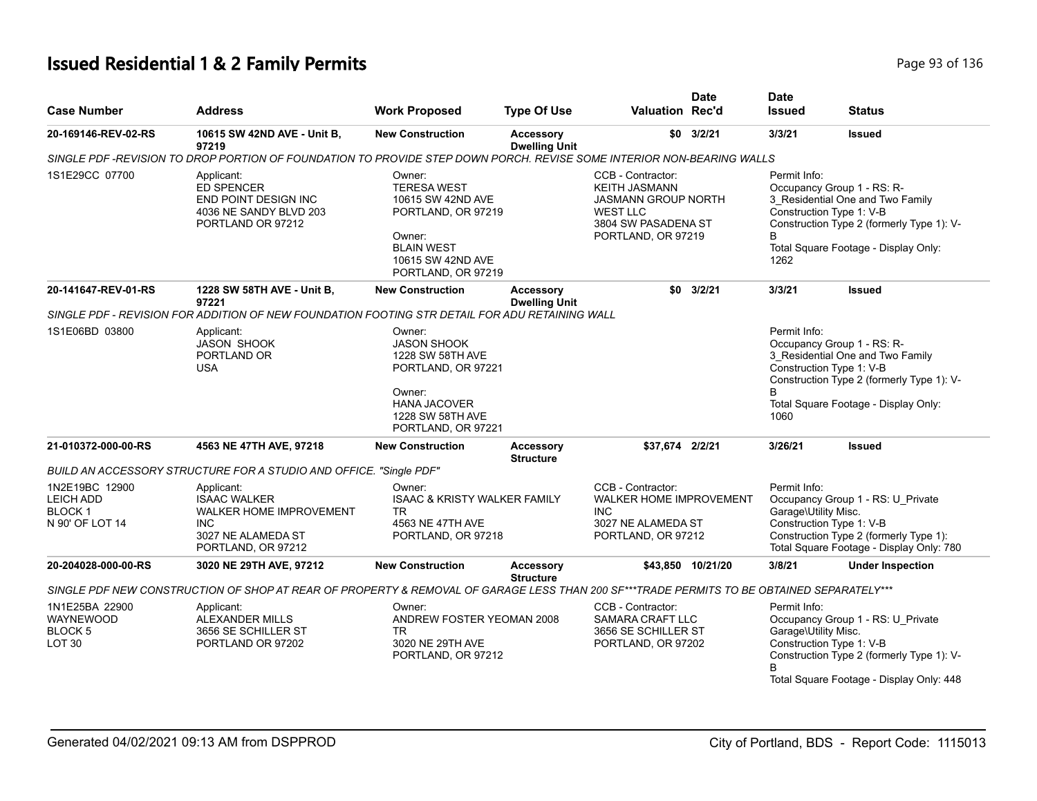# Issued Residential 1 & 2 Family Permits

| Case Number | Address | Work Proposed | Type Of Use | Valuation | Date Rec'd | Date Issued | Status |
|---|---|---|---|---|---|---|---|
| 20-169146-REV-02-RS | 10615 SW 42ND AVE - Unit B, 97219 | New Construction | Accessory Dwelling Unit | $0 | 3/2/21 | 3/3/21 | Issued |
| SINGLE PDF -REVISION TO DROP PORTION OF FOUNDATION TO PROVIDE STEP DOWN PORCH. REVISE SOME INTERIOR NON-BEARING WALLS | | | | | | | |
| 1S1E29CC 07700 | Applicant: ED SPENCER END POINT DESIGN INC 4036 NE SANDY BLVD 203 PORTLAND OR 97212 | Owner: TERESA WEST 10615 SW 42ND AVE PORTLAND, OR 97219 Owner: BLAIN WEST 10615 SW 42ND AVE PORTLAND, OR 97219 | | CCB - Contractor: KEITH JASMANN JASMANN GROUP NORTH WEST LLC 3804 SW PASADENA ST PORTLAND, OR 97219 | | Permit Info: Occupancy Group 1 - RS: R-3_Residential One and Two Family Construction Type 1: V-B Construction Type 2 (formerly Type 1): V-B Total Square Footage - Display Only: 1262 | |
| 20-141647-REV-01-RS | 1228 SW 58TH AVE - Unit B, 97221 | New Construction | Accessory Dwelling Unit | $0 | 3/2/21 | 3/3/21 | Issued |
| SINGLE PDF - REVISION FOR ADDITION OF NEW FOUNDATION FOOTING STR DETAIL FOR ADU RETAINING WALL | | | | | | | |
| 1S1E06BD 03800 | Applicant: JASON SHOOK PORTLAND OR USA | Owner: JASON SHOOK 1228 SW 58TH AVE PORTLAND, OR 97221 Owner: HANA JACOVER 1228 SW 58TH AVE PORTLAND, OR 97221 | | | | Permit Info: Occupancy Group 1 - RS: R-3_Residential One and Two Family Construction Type 1: V-B Construction Type 2 (formerly Type 1): V-B Total Square Footage - Display Only: 1060 | |
| 21-010372-000-00-RS | 4563 NE 47TH AVE, 97218 | New Construction | Accessory Structure | $37,674 | 2/2/21 | 3/26/21 | Issued |
| BUILD AN ACCESSORY STRUCTURE FOR A STUDIO AND OFFICE. "Single PDF" | | | | | | | |
| 1N2E19BC 12900 LEICH ADD BLOCK 1 N 90' OF LOT 14 | Applicant: ISAAC WALKER WALKER HOME IMPROVEMENT INC 3027 NE ALAMEDA ST PORTLAND, OR 97212 | Owner: ISAAC & KRISTY WALKER FAMILY TR 4563 NE 47TH AVE PORTLAND, OR 97218 | | CCB - Contractor: WALKER HOME IMPROVEMENT INC 3027 NE ALAMEDA ST PORTLAND, OR 97212 | | Permit Info: Occupancy Group 1 - RS: U_Private Garage\Utility Misc. Construction Type 1: V-B Construction Type 2 (formerly Type 1): Total Square Footage - Display Only: 780 | |
| 20-204028-000-00-RS | 3020 NE 29TH AVE, 97212 | New Construction | Accessory Structure | $43,850 | 10/21/20 | 3/8/21 | Under Inspection |
| SINGLE PDF NEW CONSTRUCTION OF SHOP AT REAR OF PROPERTY & REMOVAL OF GARAGE LESS THAN 200 SF***TRADE PERMITS TO BE OBTAINED SEPARATELY*** | | | | | | | |
| 1N1E25BA 22900 WAYNEWOOD BLOCK 5 LOT 30 | Applicant: ALEXANDER MILLS 3656 SE SCHILLER ST PORTLAND OR 97202 | Owner: ANDREW FOSTER YEOMAN 2008 TR 3020 NE 29TH AVE PORTLAND, OR 97212 | | CCB - Contractor: SAMARA CRAFT LLC 3656 SE SCHILLER ST PORTLAND, OR 97202 | | Permit Info: Occupancy Group 1 - RS: U_Private Garage\Utility Misc. Construction Type 1: V-B Construction Type 2 (formerly Type 1): V-B Total Square Footage - Display Only: 448 | |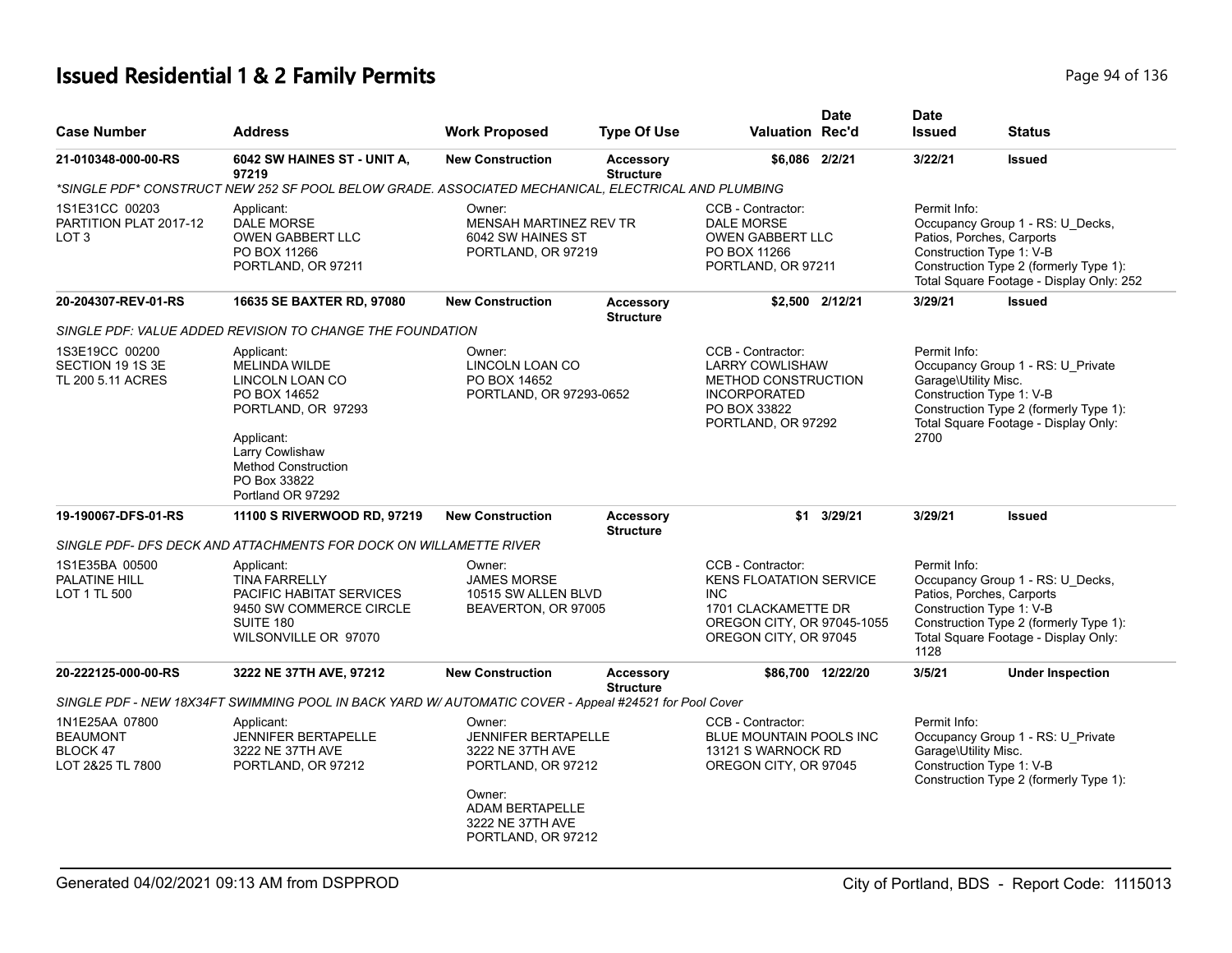# Issued Residential 1 & 2 Family Permits

| Case Number | Address | Work Proposed | Type Of Use | Valuation | Date Rec'd | Date Issued | Status |
|---|---|---|---|---|---|---|---|
| 21-010348-000-00-RS | 6042 SW HAINES ST - UNIT A, 97219 | New Construction | Accessory Structure | $6,086 | 2/2/21 | 3/22/21 | Issued |
| *SINGLE PDF* CONSTRUCT NEW 252 SF POOL BELOW GRADE. ASSOCIATED MECHANICAL, ELECTRICAL AND PLUMBING | | | | | | | |
| 1S1E31CC 00203 PARTITION PLAT 2017-12 LOT 3 | Applicant: DALE MORSE OWEN GABBERT LLC PO BOX 11266 PORTLAND, OR 97211 | Owner: MENSAH MARTINEZ REV TR 6042 SW HAINES ST PORTLAND, OR 97219 | | CCB - Contractor: DALE MORSE OWEN GABBERT LLC PO BOX 11266 PORTLAND, OR 97211 | | Permit Info: Occupancy Group 1 - RS: U_Decks, Patios, Porches, Carports Construction Type 1: V-B Construction Type 2 (formerly Type 1): Total Square Footage - Display Only: 252 | |
| 20-204307-REV-01-RS | 16635 SE BAXTER RD, 97080 | New Construction | Accessory Structure | $2,500 | 2/12/21 | 3/29/21 | Issued |
| SINGLE PDF: VALUE ADDED REVISION TO CHANGE THE FOUNDATION | | | | | | | |
| 1S3E19CC 00200 SECTION 19 1S 3E TL 200 5.11 ACRES | Applicant: MELINDA WILDE LINCOLN LOAN CO PO BOX 14652 PORTLAND, OR 97293<br><br>Applicant: Larry Cowlishaw Method Construction PO Box 33822 Portland OR 97292 | Owner: LINCOLN LOAN CO PO BOX 14652 PORTLAND, OR 97293-0652 | | CCB - Contractor: LARRY COWLISHAW METHOD CONSTRUCTION INCORPORATED PO BOX 33822 PORTLAND, OR 97292 | | Permit Info: Occupancy Group 1 - RS: U_Private Garage\Utility Misc. Construction Type 1: V-B Construction Type 2 (formerly Type 1): Total Square Footage - Display Only: 2700 | |
| 19-190067-DFS-01-RS | 11100 S RIVERWOOD RD, 97219 | New Construction | Accessory Structure | $1 | 3/29/21 | 3/29/21 | Issued |
| SINGLE PDF- DFS DECK AND ATTACHMENTS FOR DOCK ON WILLAMETTE RIVER | | | | | | | |
| 1S1E35BA 00500 PALATINE HILL LOT 1 TL 500 | Applicant: TINA FARRELLY PACIFIC HABITAT SERVICES 9450 SW COMMERCE CIRCLE SUITE 180 WILSONVILLE OR 97070 | Owner: JAMES MORSE 10515 SW ALLEN BLVD BEAVERTON, OR 97005 | | CCB - Contractor: KENS FLOATATION SERVICE INC 1701 CLACKAMETTE DR OREGON CITY, OR 97045-1055 OREGON CITY, OR 97045 | | Permit Info: Occupancy Group 1 - RS: U_Decks, Patios, Porches, Carports Construction Type 1: V-B Construction Type 2 (formerly Type 1): Total Square Footage - Display Only: 1128 | |
| 20-222125-000-00-RS | 3222 NE 37TH AVE, 97212 | New Construction | Accessory Structure | $86,700 | 12/22/20 | 3/5/21 | Under Inspection |
| SINGLE PDF - NEW 18X34FT SWIMMING POOL IN BACK YARD W/ AUTOMATIC COVER - Appeal #24521 for Pool Cover | | | | | | | |
| 1N1E25AA 07800 BEAUMONT BLOCK 47 LOT 2&25 TL 7800 | Applicant: JENNIFER BERTAPELLE 3222 NE 37TH AVE PORTLAND, OR 97212 | Owner: JENNIFER BERTAPELLE 3222 NE 37TH AVE PORTLAND, OR 97212<br><br>Owner: ADAM BERTAPELLE 3222 NE 37TH AVE PORTLAND, OR 97212 | | CCB - Contractor: BLUE MOUNTAIN POOLS INC 13121 S WARNOCK RD OREGON CITY, OR 97045 | | Permit Info: Occupancy Group 1 - RS: U_Private Garage\Utility Misc. Construction Type 1: V-B Construction Type 2 (formerly Type 1): | |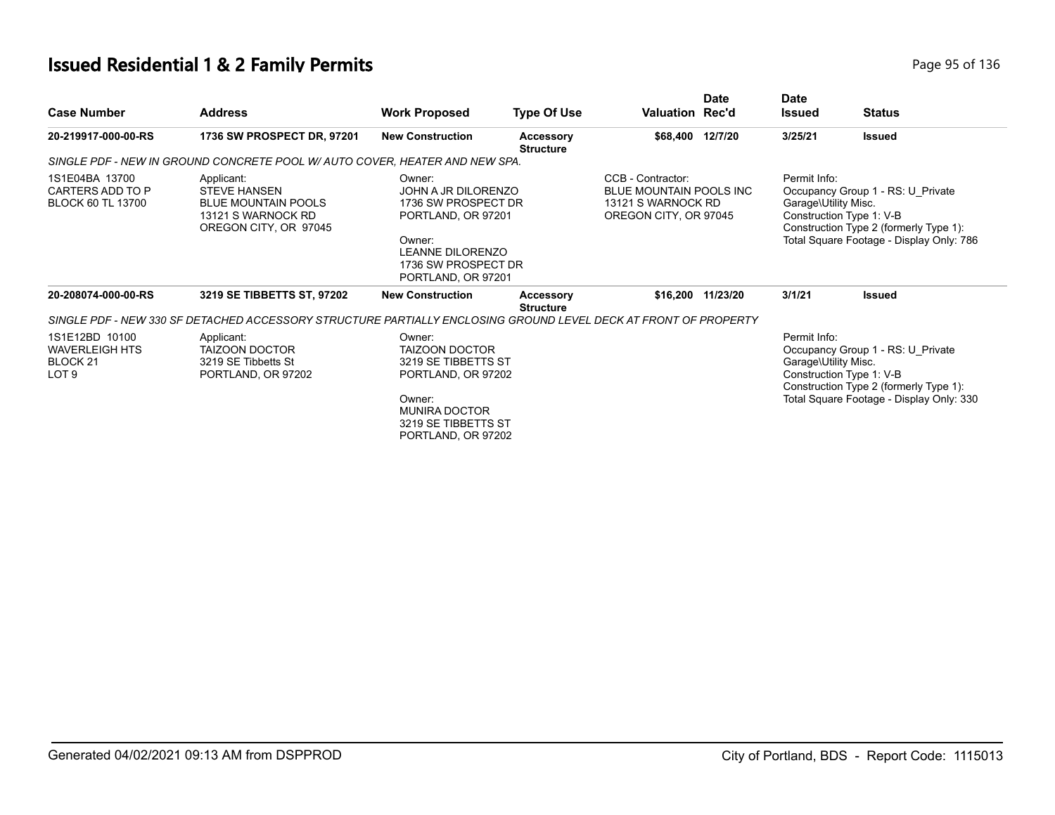# Issued Residential 1 & 2 Family Permits

| Case Number | Address | Work Proposed | Type Of Use | Valuation | Date Rec'd | Date Issued | Status |
|---|---|---|---|---|---|---|---|
| 20-219917-000-00-RS | 1736 SW PROSPECT DR, 97201 | New Construction | Accessory Structure | $68,400 | 12/7/20 | 3/25/21 | Issued |

*SINGLE PDF - NEW IN GROUND CONCRETE POOL W/ AUTO COVER, HEATER AND NEW SPA.*

1S1E04BA 13700
CARTERS ADD TO P
BLOCK 60 TL 13700

Applicant:
STEVE HANSEN
BLUE MOUNTAIN POOLS
13121 S WARNOCK RD
OREGON CITY, OR 97045

Owner:
JOHN A JR DILORENZO
1736 SW PROSPECT DR
PORTLAND, OR 97201

Owner:
LEANNE DILORENZO
1736 SW PROSPECT DR
PORTLAND, OR 97201

CCB - Contractor:
BLUE MOUNTAIN POOLS INC
13121 S WARNOCK RD
OREGON CITY, OR 97045

Permit Info:
Occupancy Group 1 - RS: U_Private Garage\Utility Misc.
Construction Type 1: V-B
Construction Type 2 (formerly Type 1):
Total Square Footage - Display Only: 786

| Case Number | Address | Work Proposed | Type Of Use | Valuation | Date Rec'd | Date Issued | Status |
|---|---|---|---|---|---|---|---|
| 20-208074-000-00-RS | 3219 SE TIBBETTS ST, 97202 | New Construction | Accessory Structure | $16,200 | 11/23/20 | 3/1/21 | Issued |

*SINGLE PDF - NEW 330 SF DETACHED ACCESSORY STRUCTURE PARTIALLY ENCLOSING GROUND LEVEL DECK AT FRONT OF PROPERTY*

1S1E12BD 10100
WAVERLEIGH HTS
BLOCK 21
LOT 9

Applicant:
TAIZOON DOCTOR
3219 SE Tibbetts St
PORTLAND, OR 97202

Owner:
TAIZOON DOCTOR
3219 SE TIBBETTS ST
PORTLAND, OR 97202

Owner:
MUNIRA DOCTOR
3219 SE TIBBETTS ST
PORTLAND, OR 97202

Permit Info:
Occupancy Group 1 - RS: U_Private Garage\Utility Misc.
Construction Type 1: V-B
Construction Type 2 (formerly Type 1):
Total Square Footage - Display Only: 330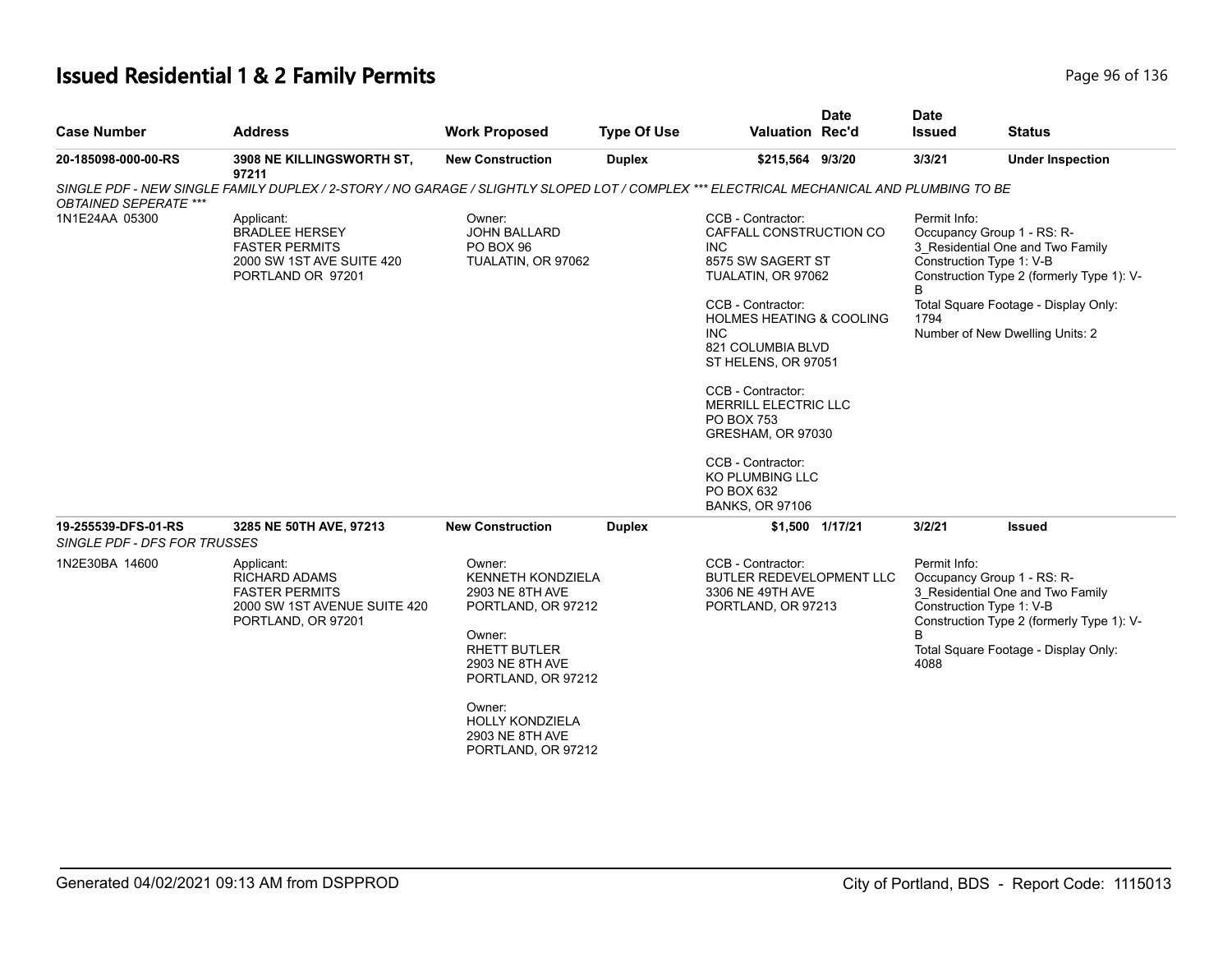# Issued Residential 1 & 2 Family Permits

| Case Number | Address | Work Proposed | Type Of Use | Valuation | Date Rec'd | Date Issued | Status |
|---|---|---|---|---|---|---|---|
| **20-185098-000-00-RS** | **3908 NE KILLINGSWORTH ST, 97211** | **New Construction** | **Duplex** | **$215,564** | **9/3/20** | **3/3/21** | **Under Inspection** |

*SINGLE PDF - NEW SINGLE FAMILY DUPLEX / 2-STORY / NO GARAGE / SLIGHTLY SLOPED LOT / COMPLEX *** ELECTRICAL MECHANICAL AND PLUMBING TO BE OBTAINED SEPERATE ****

1N1E24AA 05300

Applicant:
BRADLEE HERSEY
FASTER PERMITS
2000 SW 1ST AVE SUITE 420
PORTLAND OR 97201

Owner:
JOHN BALLARD
PO BOX 96
TUALATIN, OR 97062

CCB - Contractor:
CAFFALL CONSTRUCTION CO INC
8575 SW SAGERT ST
TUALATIN, OR 97062

CCB - Contractor:
HOLMES HEATING & COOLING INC
821 COLUMBIA BLVD
ST HELENS, OR 97051

CCB - Contractor:
MERRILL ELECTRIC LLC
PO BOX 753
GRESHAM, OR 97030

CCB - Contractor:
KO PLUMBING LLC
PO BOX 632
BANKS, OR 97106

Permit Info:
Occupancy Group 1 - RS: R-3_Residential One and Two Family
Construction Type 1: V-B
Construction Type 2 (formerly Type 1): V-B
Total Square Footage - Display Only: 1794
Number of New Dwelling Units: 2

| Case Number | Address | Work Proposed | Type Of Use | Valuation | Date Rec'd | Date Issued | Status |
|---|---|---|---|---|---|---|---|
| **19-255539-DFS-01-RS** | **3285 NE 50TH AVE, 97213** | **New Construction** | **Duplex** | **$1,500** | **1/17/21** | **3/2/21** | **Issued** |

*SINGLE PDF - DFS FOR TRUSSES*

1N2E30BA 14600

Applicant:
RICHARD ADAMS
FASTER PERMITS
2000 SW 1ST AVENUE SUITE 420
PORTLAND, OR 97201

Owner:
KENNETH KONDZIELA
2903 NE 8TH AVE
PORTLAND, OR 97212

Owner:
RHETT BUTLER
2903 NE 8TH AVE
PORTLAND, OR 97212

Owner:
HOLLY KONDZIELA
2903 NE 8TH AVE
PORTLAND, OR 97212

CCB - Contractor:
BUTLER REDEVELOPMENT LLC
3306 NE 49TH AVE
PORTLAND, OR 97213

Permit Info:
Occupancy Group 1 - RS: R-3_Residential One and Two Family
Construction Type 1: V-B
Construction Type 2 (formerly Type 1): V-B
Total Square Footage - Display Only: 4088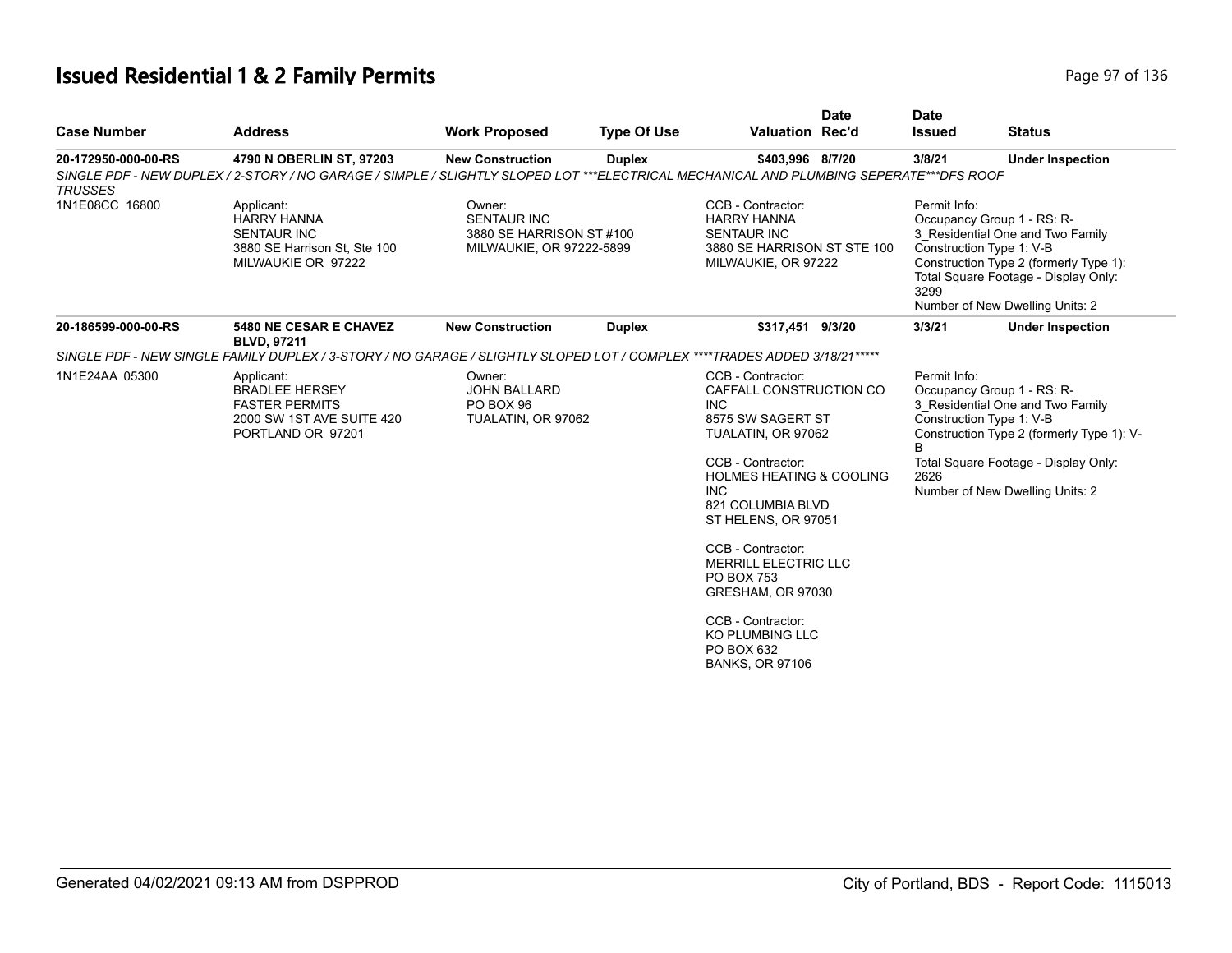# Issued Residential 1 & 2 Family Permits

| Case Number | Address | Work Proposed | Type Of Use | Valuation | Date Rec'd | Date Issued | Status |
|---|---|---|---|---|---|---|---|
| 20-172950-000-00-RS | 4790 N OBERLIN ST, 97203 | New Construction | Duplex | $403,996 | 8/7/20 | 3/8/21 | Under Inspection |

*SINGLE PDF - NEW DUPLEX / 2-STORY / NO GARAGE / SIMPLE / SLIGHTLY SLOPED LOT ***ELECTRICAL MECHANICAL AND PLUMBING SEPERATE***DFS ROOF TRUSSES*

1N1E08CC 16800

Applicant:
HARRY HANNA
SENTAUR INC
3880 SE Harrison St, Ste 100
MILWAUKIE OR 97222

Owner:
SENTAUR INC
3880 SE HARRISON ST #100
MILWAUKIE, OR 97222-5899

CCB - Contractor:
HARRY HANNA
SENTAUR INC
3880 SE HARRISON ST STE 100
MILWAUKIE, OR 97222

Permit Info:
Occupancy Group 1 - RS: R-3_Residential One and Two Family
Construction Type 1: V-B
Construction Type 2 (formerly Type 1):
Total Square Footage - Display Only: 3299
Number of New Dwelling Units: 2

| Case Number | Address | Work Proposed | Type Of Use | Valuation | Date Rec'd | Date Issued | Status |
|---|---|---|---|---|---|---|---|
| 20-186599-000-00-RS | 5480 NE CESAR E CHAVEZ BLVD, 97211 | New Construction | Duplex | $317,451 | 9/3/20 | 3/3/21 | Under Inspection |

*SINGLE PDF - NEW SINGLE FAMILY DUPLEX / 3-STORY / NO GARAGE / SLIGHTLY SLOPED LOT / COMPLEX ****TRADES ADDED 3/18/21*****

1N1E24AA 05300

Applicant:
BRADLEE HERSEY
FASTER PERMITS
2000 SW 1ST AVE SUITE 420
PORTLAND OR 97201

Owner:
JOHN BALLARD
PO BOX 96
TUALATIN, OR 97062

CCB - Contractor:
CAFFALL CONSTRUCTION CO INC
8575 SW SAGERT ST
TUALATIN, OR 97062

CCB - Contractor:
HOLMES HEATING & COOLING INC
821 COLUMBIA BLVD
ST HELENS, OR 97051

CCB - Contractor:
MERRILL ELECTRIC LLC
PO BOX 753
GRESHAM, OR 97030

CCB - Contractor:
KO PLUMBING LLC
PO BOX 632
BANKS, OR 97106

Permit Info:
Occupancy Group 1 - RS: R-3_Residential One and Two Family
Construction Type 1: V-B
Construction Type 2 (formerly Type 1): V-B
Total Square Footage - Display Only: 2626
Number of New Dwelling Units: 2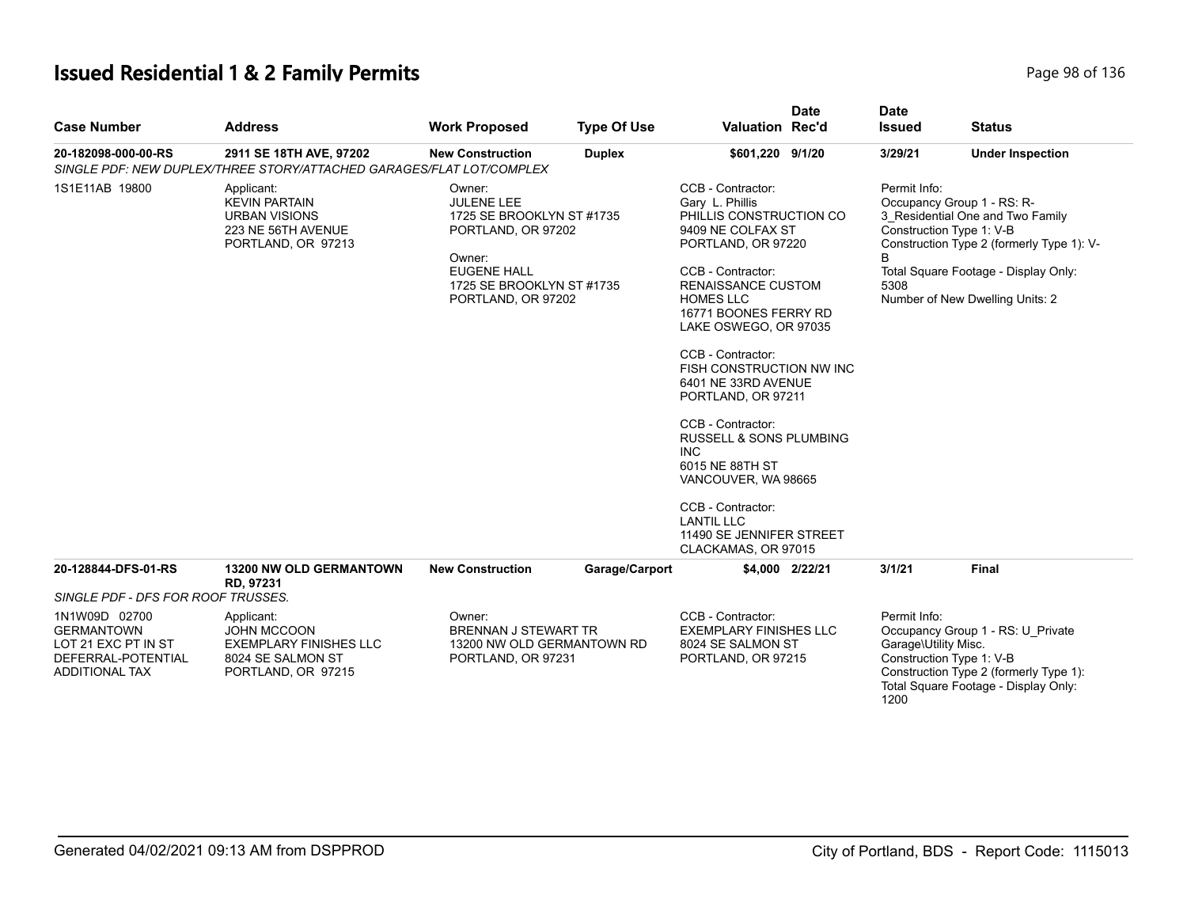# Issued Residential 1 & 2 Family Permits

| Case Number | Address | Work Proposed | Type Of Use | Valuation | Date Rec'd | Date Issued | Status |
|---|---|---|---|---|---|---|---|
| **20-182098-000-00-RS** | **2911 SE 18TH AVE, 97202** | **New Construction** | **Duplex** | **$601,220** | **9/1/20** | **3/29/21** | **Under Inspection** |
| *SINGLE PDF: NEW DUPLEX/THREE STORY/ATTACHED GARAGES/FLAT LOT/COMPLEX* | | | | | | | |
| 1S1E11AB 19800 | Applicant: KEVIN PARTAIN URBAN VISIONS 223 NE 56TH AVENUE PORTLAND, OR 97213 | Owner: JULENE LEE 1725 SE BROOKLYN ST #1735 PORTLAND, OR 97202 Owner: EUGENE HALL 1725 SE BROOKLYN ST #1735 PORTLAND, OR 97202 | | CCB - Contractor: Gary L. Phillis PHILLIS CONSTRUCTION CO 9409 NE COLFAX ST PORTLAND, OR 97220 CCB - Contractor: RENAISSANCE CUSTOM HOMES LLC 16771 BOONES FERRY RD LAKE OSWEGO, OR 97035 CCB - Contractor: FISH CONSTRUCTION NW INC 6401 NE 33RD AVENUE PORTLAND, OR 97211 CCB - Contractor: RUSSELL & SONS PLUMBING INC 6015 NE 88TH ST VANCOUVER, WA 98665 CCB - Contractor: LANTIL LLC 11490 SE JENNIFER STREET CLACKAMAS, OR 97015 | | Permit Info: Occupancy Group 1 - RS: R-3_Residential One and Two Family Construction Type 1: V-B Construction Type 2 (formerly Type 1): V-B Total Square Footage - Display Only: 5308 Number of New Dwelling Units: 2 | |
| **20-128844-DFS-01-RS** | **13200 NW OLD GERMANTOWN RD, 97231** | **New Construction** | **Garage/Carport** | **$4,000** | **2/22/21** | **3/1/21** | **Final** |
| *SINGLE PDF - DFS FOR ROOF TRUSSES.* | | | | | | | |
| 1N1W09D 02700 GERMANTOWN LOT 21 EXC PT IN ST DEFERRAL-POTENTIAL ADDITIONAL TAX | Applicant: JOHN MCCOON EXEMPLARY FINISHES LLC 8024 SE SALMON ST PORTLAND, OR 97215 | Owner: BRENNAN J STEWART TR 13200 NW OLD GERMANTOWN RD PORTLAND, OR 97231 | | CCB - Contractor: EXEMPLARY FINISHES LLC 8024 SE SALMON ST PORTLAND, OR 97215 | | Permit Info: Occupancy Group 1 - RS: U_Private Garage\Utility Misc. Construction Type 1: V-B Construction Type 2 (formerly Type 1): Total Square Footage - Display Only: 1200 | |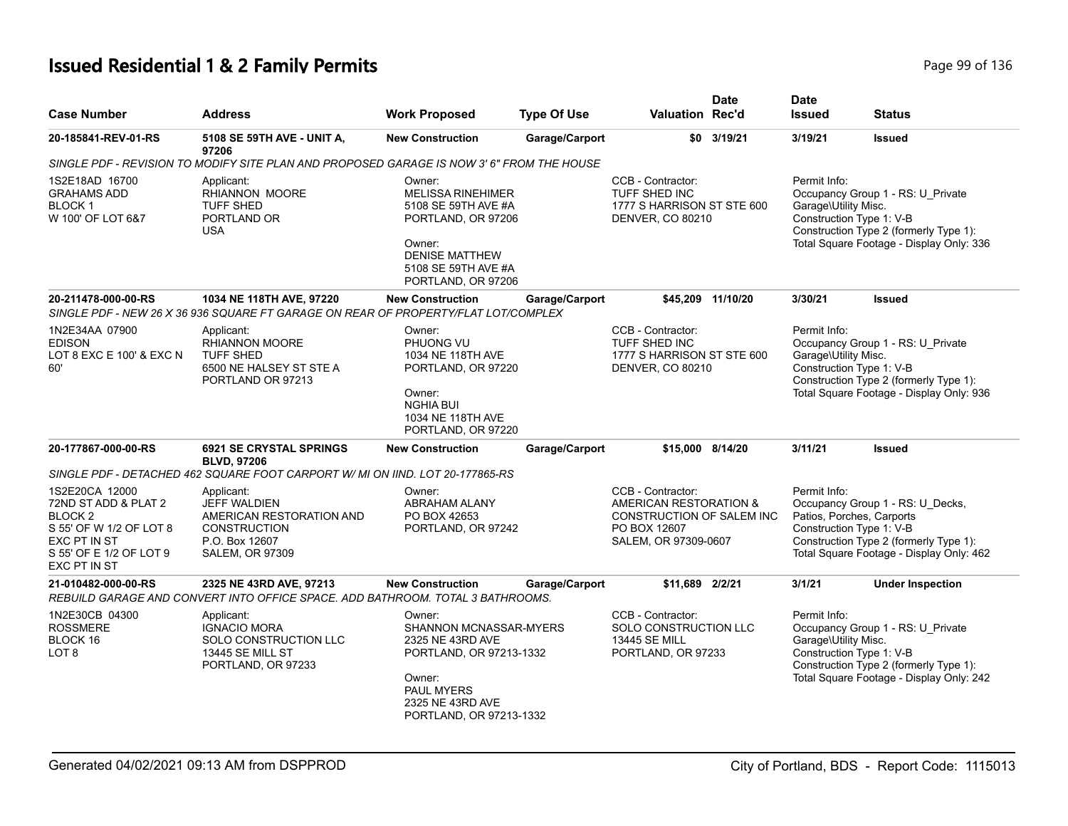# Issued Residential 1 & 2 Family Permits

| Case Number | Address | Work Proposed | Type Of Use | Valuation | Date Rec'd | Date Issued | Status |
|---|---|---|---|---|---|---|---|
| 20-185841-REV-01-RS | 5108 SE 59TH AVE - UNIT A, 97206 | New Construction | Garage/Carport | $0 | 3/19/21 | 3/19/21 | Issued |

SINGLE PDF - REVISION TO MODIFY SITE PLAN AND PROPOSED GARAGE IS NOW 3' 6" FROM THE HOUSE

1S2E18AD 16700
GRAHAMS ADD
BLOCK 1
W 100' OF LOT 6&7

Applicant:
RHIANNON MOORE
TUFF SHED
PORTLAND OR
USA

Owner:
MELISSA RINEHIMER
5108 SE 59TH AVE #A
PORTLAND, OR 97206

Owner:
DENISE MATTHEW
5108 SE 59TH AVE #A
PORTLAND, OR 97206

CCB - Contractor:
TUFF SHED INC
1777 S HARRISON ST STE 600
DENVER, CO 80210

Permit Info:
Occupancy Group 1 - RS: U_Private Garage\Utility Misc.
Construction Type 1: V-B
Construction Type 2 (formerly Type 1):
Total Square Footage - Display Only: 336

| Case Number | Address | Work Proposed | Type Of Use | Valuation | Date Rec'd | Date Issued | Status |
|---|---|---|---|---|---|---|---|
| 20-211478-000-00-RS | 1034 NE 118TH AVE, 97220 | New Construction | Garage/Carport | $45,209 | 11/10/20 | 3/30/21 | Issued |

SINGLE PDF - NEW 26 X 36 936 SQUARE FT GARAGE ON REAR OF PROPERTY/FLAT LOT/COMPLEX

1N2E34AA 07900
EDISON
LOT 8 EXC E 100' & EXC N 60'

Applicant:
RHIANNON MOORE
TUFF SHED
6500 NE HALSEY ST STE A
PORTLAND OR 97213

Owner:
PHUONG VU
1034 NE 118TH AVE
PORTLAND, OR 97220

Owner:
NGHIA BUI
1034 NE 118TH AVE
PORTLAND, OR 97220

CCB - Contractor:
TUFF SHED INC
1777 S HARRISON ST STE 600
DENVER, CO 80210

Permit Info:
Occupancy Group 1 - RS: U_Private Garage\Utility Misc.
Construction Type 1: V-B
Construction Type 2 (formerly Type 1):
Total Square Footage - Display Only: 936

| Case Number | Address | Work Proposed | Type Of Use | Valuation | Date Rec'd | Date Issued | Status |
|---|---|---|---|---|---|---|---|
| 20-177867-000-00-RS | 6921 SE CRYSTAL SPRINGS BLVD, 97206 | New Construction | Garage/Carport | $15,000 | 8/14/20 | 3/11/21 | Issued |

SINGLE PDF - DETACHED 462 SQUARE FOOT CARPORT W/ MI ON IIND. LOT 20-177865-RS

1S2E20CA 12000
72ND ST ADD & PLAT 2
BLOCK 2
S 55' OF W 1/2 OF LOT 8
EXC PT IN ST
S 55' OF E 1/2 OF LOT 9
EXC PT IN ST

Applicant:
JEFF WALDIEN
AMERICAN RESTORATION AND CONSTRUCTION
P.O. Box 12607
SALEM, OR 97309

Owner:
ABRAHAM ALANY
PO BOX 42653
PORTLAND, OR 97242

CCB - Contractor:
AMERICAN RESTORATION & CONSTRUCTION OF SALEM INC
PO BOX 12607
SALEM, OR 97309-0607

Permit Info:
Occupancy Group 1 - RS: U_Decks, Patios, Porches, Carports
Construction Type 1: V-B
Construction Type 2 (formerly Type 1):
Total Square Footage - Display Only: 462

| Case Number | Address | Work Proposed | Type Of Use | Valuation | Date Rec'd | Date Issued | Status |
|---|---|---|---|---|---|---|---|
| 21-010482-000-00-RS | 2325 NE 43RD AVE, 97213 | New Construction | Garage/Carport | $11,689 | 2/2/21 | 3/1/21 | Under Inspection |

REBUILD GARAGE AND CONVERT INTO OFFICE SPACE. ADD BATHROOM. TOTAL 3 BATHROOMS.

1N2E30CB 04300
ROSSMERE
BLOCK 16
LOT 8

Applicant:
IGNACIO MORA
SOLO CONSTRUCTION LLC
13445 SE MILL ST
PORTLAND, OR 97233

Owner:
SHANNON MCNASSAR-MYERS
2325 NE 43RD AVE
PORTLAND, OR 97213-1332

Owner:
PAUL MYERS
2325 NE 43RD AVE
PORTLAND, OR 97213-1332

CCB - Contractor:
SOLO CONSTRUCTION LLC
13445 SE MILL
PORTLAND, OR 97233

Permit Info:
Occupancy Group 1 - RS: U_Private Garage\Utility Misc.
Construction Type 1: V-B
Construction Type 2 (formerly Type 1):
Total Square Footage - Display Only: 242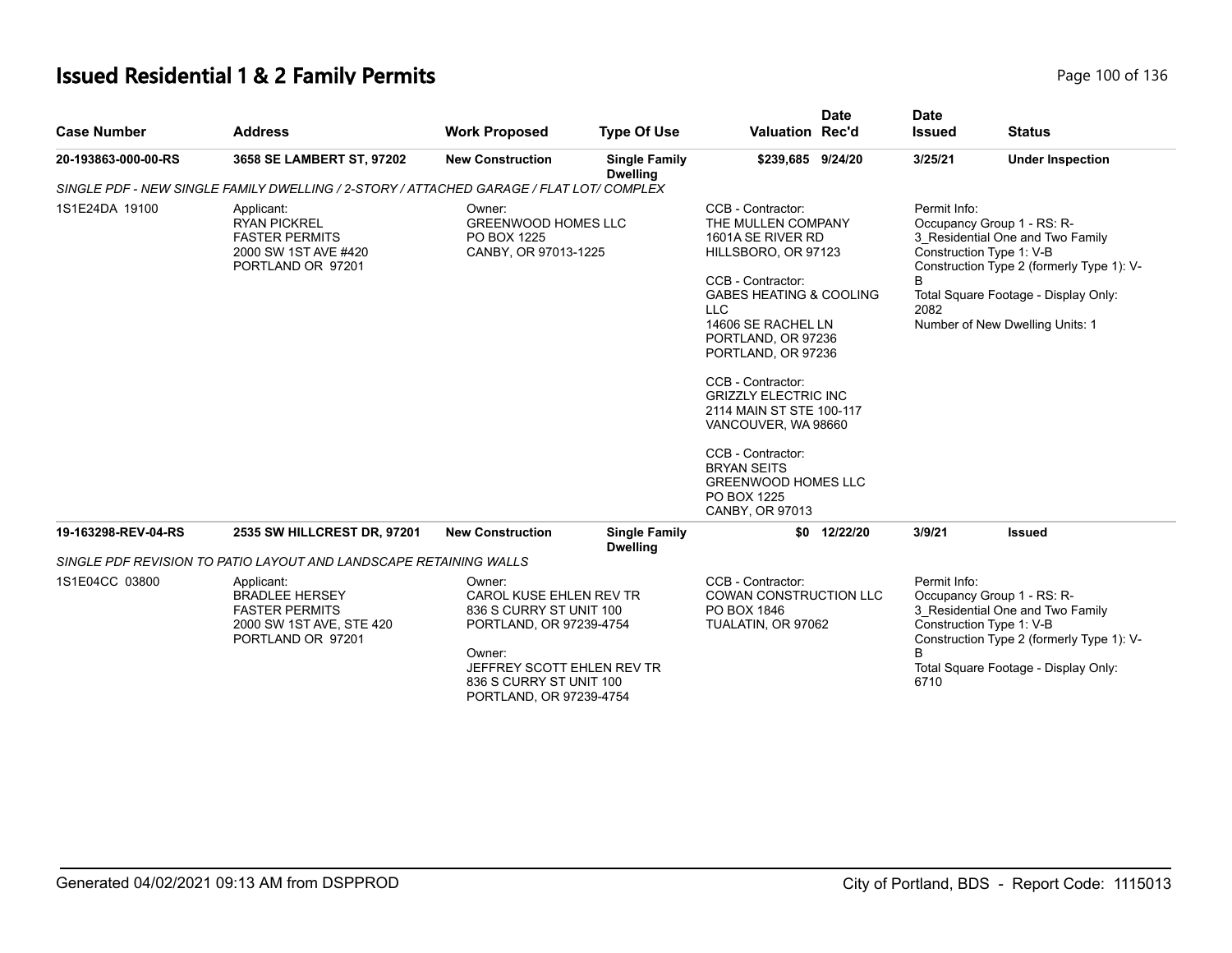# Issued Residential 1 & 2 Family Permits

| Case Number | Address | Work Proposed | Type Of Use | Valuation | Date Rec'd | Date Issued | Status |
|---|---|---|---|---|---|---|---|
| **20-193863-000-00-RS** | **3658 SE LAMBERT ST, 97202** | **New Construction** | **Single Family Dwelling** | **$239,685** | **9/24/20** | **3/25/21** | **Under Inspection** |

*SINGLE PDF - NEW SINGLE FAMILY DWELLING / 2-STORY / ATTACHED GARAGE / FLAT LOT/ COMPLEX*

1S1E24DA 19100

Applicant:
RYAN PICKREL
FASTER PERMITS
2000 SW 1ST AVE #420
PORTLAND OR 97201

Owner:
GREENWOOD HOMES LLC
PO BOX 1225
CANBY, OR 97013-1225

CCB - Contractor:
THE MULLEN COMPANY
1601A SE RIVER RD
HILLSBORO, OR 97123

CCB - Contractor:
GABES HEATING & COOLING LLC
14606 SE RACHEL LN
PORTLAND, OR 97236
PORTLAND, OR 97236

CCB - Contractor:
GRIZZLY ELECTRIC INC
2114 MAIN ST STE 100-117
VANCOUVER, WA 98660

CCB - Contractor:
BRYAN SEITS
GREENWOOD HOMES LLC
PO BOX 1225
CANBY, OR 97013

Permit Info:
Occupancy Group 1 - RS: R-3_Residential One and Two Family
Construction Type 1: V-B
Construction Type 2 (formerly Type 1): V-B
Total Square Footage - Display Only: 2082
Number of New Dwelling Units: 1

| Case Number | Address | Work Proposed | Type Of Use | Valuation | Date Rec'd | Date Issued | Status |
|---|---|---|---|---|---|---|---|
| **19-163298-REV-04-RS** | **2535 SW HILLCREST DR, 97201** | **New Construction** | **Single Family Dwelling** | **$0** | **12/22/20** | **3/9/21** | **Issued** |

*SINGLE PDF REVISION TO PATIO LAYOUT AND LANDSCAPE RETAINING WALLS*

1S1E04CC 03800

Applicant:
BRADLEE HERSEY
FASTER PERMITS
2000 SW 1ST AVE, STE 420
PORTLAND OR 97201

Owner:
CAROL KUSE EHLEN REV TR
836 S CURRY ST UNIT 100
PORTLAND, OR 97239-4754

Owner:
JEFFREY SCOTT EHLEN REV TR
836 S CURRY ST UNIT 100
PORTLAND, OR 97239-4754

CCB - Contractor:
COWAN CONSTRUCTION LLC
PO BOX 1846
TUALATIN, OR 97062

Permit Info:
Occupancy Group 1 - RS: R-3_Residential One and Two Family
Construction Type 1: V-B
Construction Type 2 (formerly Type 1): V-B
Total Square Footage - Display Only: 6710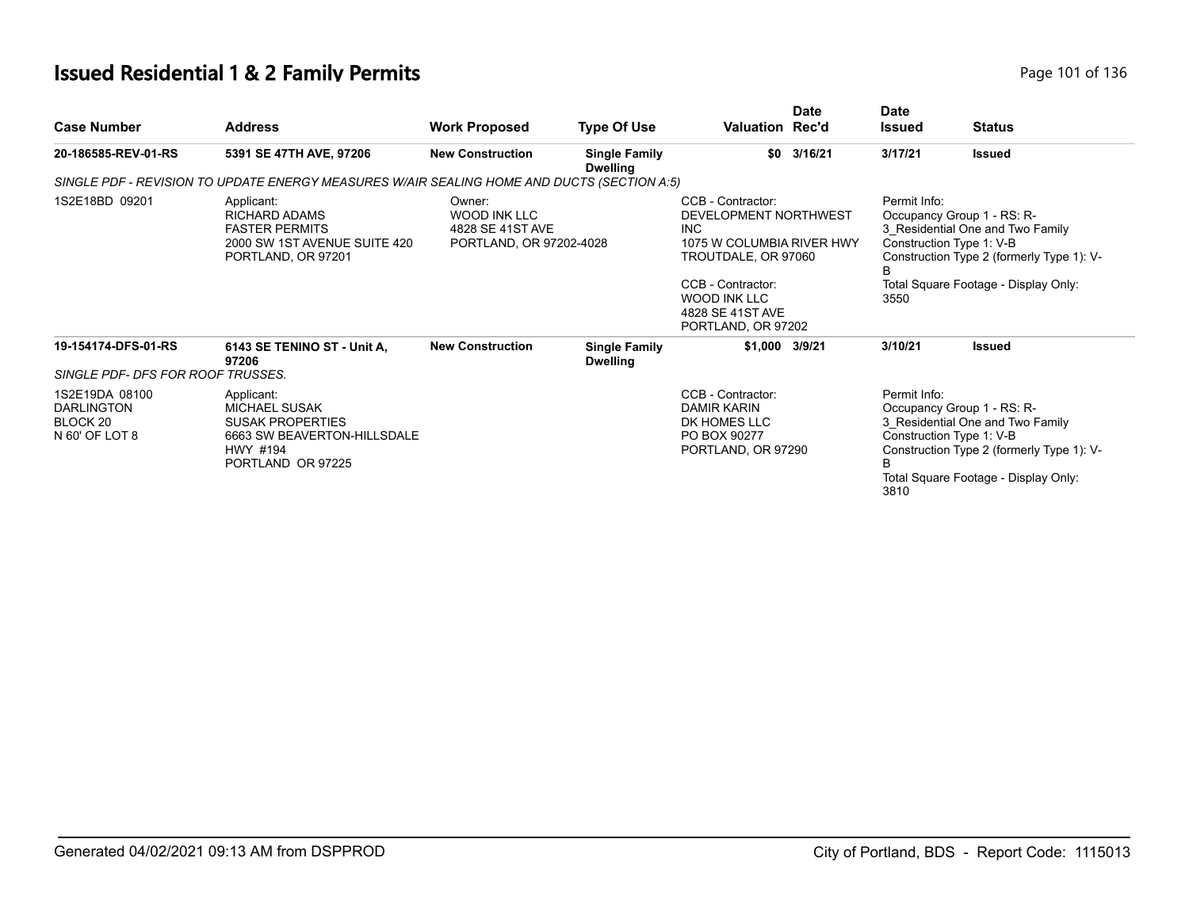# Issued Residential 1 & 2 Family Permits

| Case Number | Address | Work Proposed | Type Of Use | Valuation | Date Rec'd | Date Issued | Status |
|---|---|---|---|---|---|---|---|
| **20-186585-REV-01-RS** | **5391 SE 47TH AVE, 97206** | **New Construction** | **Single Family Dwelling** | **$0** | **3/16/21** | **3/17/21** | **Issued** |

*SINGLE PDF - REVISION TO UPDATE ENERGY MEASURES W/AIR SEALING HOME AND DUCTS (SECTION A:5)*

| | | | | |
|---|---|---|---|---|
| 1S2E18BD 09201 | Applicant:<br>RICHARD ADAMS<br>FASTER PERMITS<br>2000 SW 1ST AVENUE SUITE 420<br>PORTLAND, OR 97201 | Owner:<br>WOOD INK LLC<br>4828 SE 41ST AVE<br>PORTLAND, OR 97202-4028 | CCB - Contractor:<br>DEVELOPMENT NORTHWEST INC<br>1075 W COLUMBIA RIVER HWY<br>TROUTDALE, OR 97060<br><br>CCB - Contractor:<br>WOOD INK LLC<br>4828 SE 41ST AVE<br>PORTLAND, OR 97202 | Permit Info:<br>Occupancy Group 1 - RS: R-3_Residential One and Two Family<br>Construction Type 1: V-B<br>Construction Type 2 (formerly Type 1): V-B<br>Total Square Footage - Display Only: 3550 |

| Case Number | Address | Work Proposed | Type Of Use | Valuation | Date Rec'd | Date Issued | Status |
|---|---|---|---|---|---|---|---|
| **19-154174-DFS-01-RS** | **6143 SE TENINO ST - Unit A, 97206** | **New Construction** | **Single Family Dwelling** | **$1,000** | **3/9/21** | **3/10/21** | **Issued** |

*SINGLE PDF- DFS FOR ROOF TRUSSES.*

| | | | | |
|---|---|---|---|---|
| 1S2E19DA 08100<br>DARLINGTON<br>BLOCK 20<br>N 60' OF LOT 8 | Applicant:<br>MICHAEL SUSAK<br>SUSAK PROPERTIES<br>6663 SW BEAVERTON-HILLSDALE HWY #194<br>PORTLAND OR 97225 | | CCB - Contractor:<br>DAMIR KARIN<br>DK HOMES LLC<br>PO BOX 90277<br>PORTLAND, OR 97290 | Permit Info:<br>Occupancy Group 1 - RS: R-3_Residential One and Two Family<br>Construction Type 1: V-B<br>Construction Type 2 (formerly Type 1): V-B<br>Total Square Footage - Display Only: 3810 |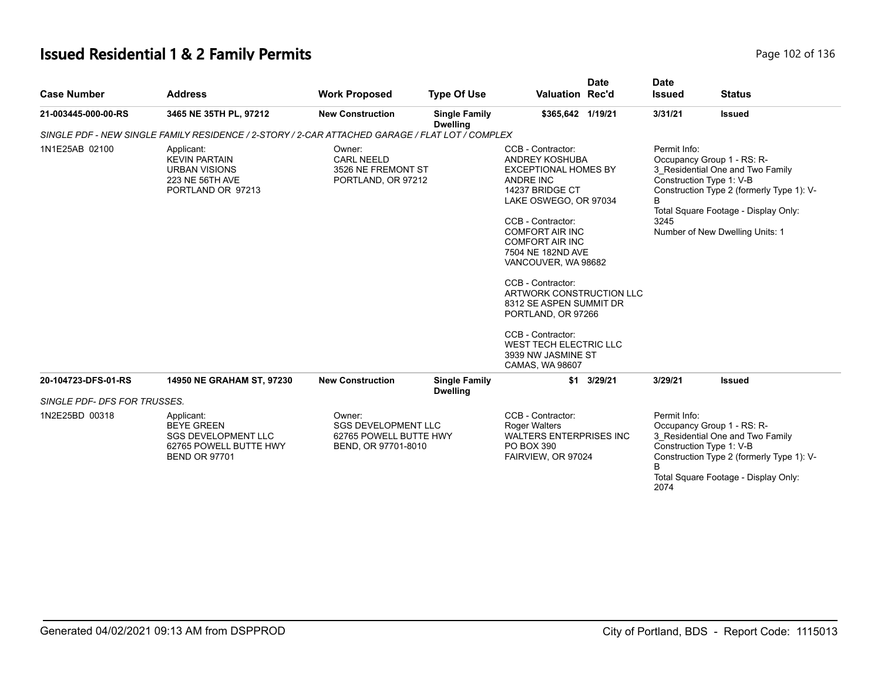# Issued Residential 1 & 2 Family Permits

| Case Number | Address | Work Proposed | Type Of Use | Valuation | Date Rec'd | Date Issued | Status |
|---|---|---|---|---|---|---|---|
| **21-003445-000-00-RS** | **3465 NE 35TH PL, 97212** | **New Construction** | **Single Family Dwelling** | **$365,642** | **1/19/21** | **3/31/21** | **Issued** |

*SINGLE PDF - NEW SINGLE FAMILY RESIDENCE / 2-STORY / 2-CAR ATTACHED GARAGE / FLAT LOT / COMPLEX*

1N1E25AB 02100

Applicant:
KEVIN PARTAIN
URBAN VISIONS
223 NE 56TH AVE
PORTLAND OR 97213

Owner:
CARL NEELD
3526 NE FREMONT ST
PORTLAND, OR 97212

CCB - Contractor:
ANDREY KOSHUBA
EXCEPTIONAL HOMES BY ANDRE INC
14237 BRIDGE CT
LAKE OSWEGO, OR 97034

CCB - Contractor:
COMFORT AIR INC
COMFORT AIR INC
7504 NE 182ND AVE
VANCOUVER, WA 98682

CCB - Contractor:
ARTWORK CONSTRUCTION LLC
8312 SE ASPEN SUMMIT DR
PORTLAND, OR 97266

CCB - Contractor:
WEST TECH ELECTRIC LLC
3939 NW JASMINE ST
CAMAS, WA 98607

Permit Info:
Occupancy Group 1 - RS: R-3_Residential One and Two Family
Construction Type 1: V-B
Construction Type 2 (formerly Type 1): V-B
Total Square Footage - Display Only: 3245
Number of New Dwelling Units: 1

| Case Number | Address | Work Proposed | Type Of Use | Valuation | Date Rec'd | Date Issued | Status |
|---|---|---|---|---|---|---|---|
| **20-104723-DFS-01-RS** | **14950 NE GRAHAM ST, 97230** | **New Construction** | **Single Family Dwelling** | **$1** | **3/29/21** | **3/29/21** | **Issued** |

*SINGLE PDF- DFS FOR TRUSSES.*

1N2E25BD 00318

Applicant:
BEYE GREEN
SGS DEVELOPMENT LLC
62765 POWELL BUTTE HWY
BEND OR 97701

Owner:
SGS DEVELOPMENT LLC
62765 POWELL BUTTE HWY
BEND, OR 97701-8010

CCB - Contractor:
Roger Walters
WALTERS ENTERPRISES INC
PO BOX 390
FAIRVIEW, OR 97024

Permit Info:
Occupancy Group 1 - RS: R-3_Residential One and Two Family
Construction Type 1: V-B
Construction Type 2 (formerly Type 1): V-B
Total Square Footage - Display Only: 2074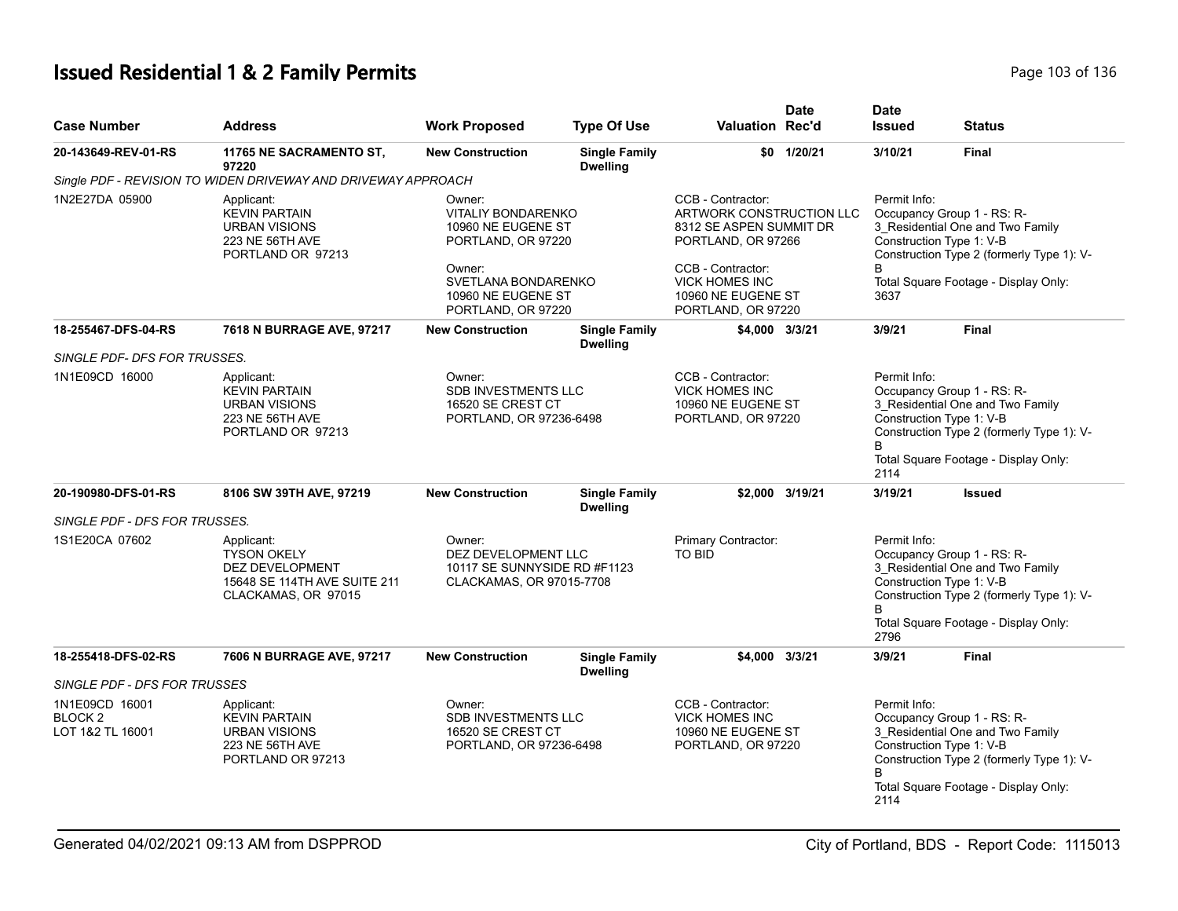# Issued Residential 1 & 2 Family Permits

| Case Number | Address | Work Proposed | Type Of Use | Valuation | Date Rec'd | Date Issued | Status |
|---|---|---|---|---|---|---|---|
| 20-143649-REV-01-RS | 11765 NE SACRAMENTO ST, 97220 | New Construction | Single Family Dwelling | $0 | 1/20/21 | 3/10/21 | Final |
| Single PDF - REVISION TO WIDEN DRIVEWAY AND DRIVEWAY APPROACH | | | | | | | |
| 1N2E27DA 05900 | Applicant: KEVIN PARTAIN URBAN VISIONS 223 NE 56TH AVE PORTLAND OR 97213 | Owner: VITALIY BONDARENKO 10960 NE EUGENE ST PORTLAND, OR 97220 Owner: SVETLANA BONDARENKO 10960 NE EUGENE ST PORTLAND, OR 97220 | | CCB - Contractor: ARTWORK CONSTRUCTION LLC 8312 SE ASPEN SUMMIT DR PORTLAND, OR 97266 CCB - Contractor: VICK HOMES INC 10960 NE EUGENE ST PORTLAND, OR 97220 | | Permit Info: Occupancy Group 1 - RS: R-3_Residential One and Two Family Construction Type 1: V-B Construction Type 2 (formerly Type 1): V-B Total Square Footage - Display Only: 3637 | |
| 18-255467-DFS-04-RS | 7618 N BURRAGE AVE, 97217 | New Construction | Single Family Dwelling | $4,000 | 3/3/21 | 3/9/21 | Final |
| SINGLE PDF- DFS FOR TRUSSES. | | | | | | | |
| 1N1E09CD 16000 | Applicant: KEVIN PARTAIN URBAN VISIONS 223 NE 56TH AVE PORTLAND OR 97213 | Owner: SDB INVESTMENTS LLC 16520 SE CREST CT PORTLAND, OR 97236-6498 | | CCB - Contractor: VICK HOMES INC 10960 NE EUGENE ST PORTLAND, OR 97220 | | Permit Info: Occupancy Group 1 - RS: R-3_Residential One and Two Family Construction Type 1: V-B Construction Type 2 (formerly Type 1): V-B Total Square Footage - Display Only: 2114 | |
| 20-190980-DFS-01-RS | 8106 SW 39TH AVE, 97219 | New Construction | Single Family Dwelling | $2,000 | 3/19/21 | 3/19/21 | Issued |
| SINGLE PDF - DFS FOR TRUSSES. | | | | | | | |
| 1S1E20CA 07602 | Applicant: TYSON OKELY DEZ DEVELOPMENT 15648 SE 114TH AVE SUITE 211 CLACKAMAS, OR 97015 | Owner: DEZ DEVELOPMENT LLC 10117 SE SUNNYSIDE RD #F1123 CLACKAMAS, OR 97015-7708 | | Primary Contractor: TO BID | | Permit Info: Occupancy Group 1 - RS: R-3_Residential One and Two Family Construction Type 1: V-B Construction Type 2 (formerly Type 1): V-B Total Square Footage - Display Only: 2796 | |
| 18-255418-DFS-02-RS | 7606 N BURRAGE AVE, 97217 | New Construction | Single Family Dwelling | $4,000 | 3/3/21 | 3/9/21 | Final |
| SINGLE PDF - DFS FOR TRUSSES | | | | | | | |
| 1N1E09CD 16001 BLOCK 2 LOT 1&2 TL 16001 | Applicant: KEVIN PARTAIN URBAN VISIONS 223 NE 56TH AVE PORTLAND OR 97213 | Owner: SDB INVESTMENTS LLC 16520 SE CREST CT PORTLAND, OR 97236-6498 | | CCB - Contractor: VICK HOMES INC 10960 NE EUGENE ST PORTLAND, OR 97220 | | Permit Info: Occupancy Group 1 - RS: R-3_Residential One and Two Family Construction Type 1: V-B Construction Type 2 (formerly Type 1): V-B Total Square Footage - Display Only: 2114 | |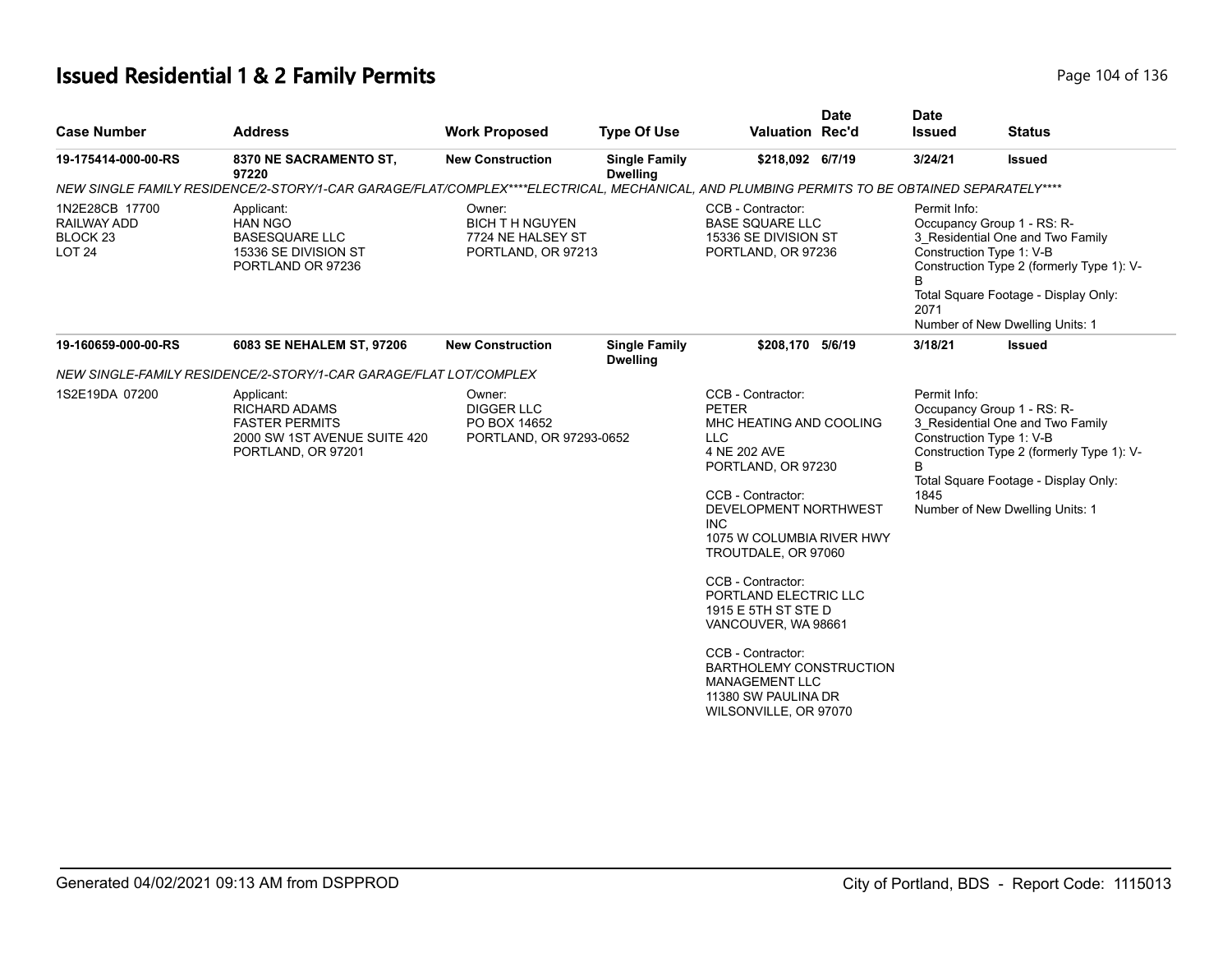## Issued Residential 1 & 2 Family Permits

| Case Number | Address | Work Proposed | Type Of Use | Valuation | Date Rec'd | Date Issued | Status |
|---|---|---|---|---|---|---|---|
| 19-175414-000-00-RS | 8370 NE SACRAMENTO ST, 97220 | New Construction | Single Family Dwelling | $218,092 | 6/7/19 | 3/24/21 | Issued |

*NEW SINGLE FAMILY RESIDENCE/2-STORY/1-CAR GARAGE/FLAT/COMPLEX****ELECTRICAL, MECHANICAL, AND PLUMBING PERMITS TO BE OBTAINED SEPARATELY*****

1N2E28CB 17700
RAILWAY ADD
BLOCK 23
LOT 24

Applicant:
HAN NGO
BASESQUARE LLC
15336 SE DIVISION ST
PORTLAND OR 97236

Owner:
BICH T H NGUYEN
7724 NE HALSEY ST
PORTLAND, OR 97213

CCB - Contractor:
BASE SQUARE LLC
15336 SE DIVISION ST
PORTLAND, OR 97236

Permit Info:
Occupancy Group 1 - RS: R-3_Residential One and Two Family
Construction Type 1: V-B
Construction Type 2 (formerly Type 1): V-B
Total Square Footage - Display Only: 2071
Number of New Dwelling Units: 1

| Case Number | Address | Work Proposed | Type Of Use | Valuation | Date Rec'd | Date Issued | Status |
|---|---|---|---|---|---|---|---|
| 19-160659-000-00-RS | 6083 SE NEHALEM ST, 97206 | New Construction | Single Family Dwelling | $208,170 | 5/6/19 | 3/18/21 | Issued |

*NEW SINGLE-FAMILY RESIDENCE/2-STORY/1-CAR GARAGE/FLAT LOT/COMPLEX*

1S2E19DA 07200

Applicant:
RICHARD ADAMS
FASTER PERMITS
2000 SW 1ST AVENUE SUITE 420
PORTLAND, OR 97201

Owner:
DIGGER LLC
PO BOX 14652
PORTLAND, OR 97293-0652

CCB - Contractor:
PETER
MHC HEATING AND COOLING LLC
4 NE 202 AVE
PORTLAND, OR 97230

CCB - Contractor:
DEVELOPMENT NORTHWEST INC
1075 W COLUMBIA RIVER HWY
TROUTDALE, OR 97060

CCB - Contractor:
PORTLAND ELECTRIC LLC
1915 E 5TH ST STE D
VANCOUVER, WA 98661

CCB - Contractor:
BARTHOLEMY CONSTRUCTION MANAGEMENT LLC
11380 SW PAULINA DR
WILSONVILLE, OR 97070

Permit Info:
Occupancy Group 1 - RS: R-3_Residential One and Two Family
Construction Type 1: V-B
Construction Type 2 (formerly Type 1): V-B
Total Square Footage - Display Only: 1845
Number of New Dwelling Units: 1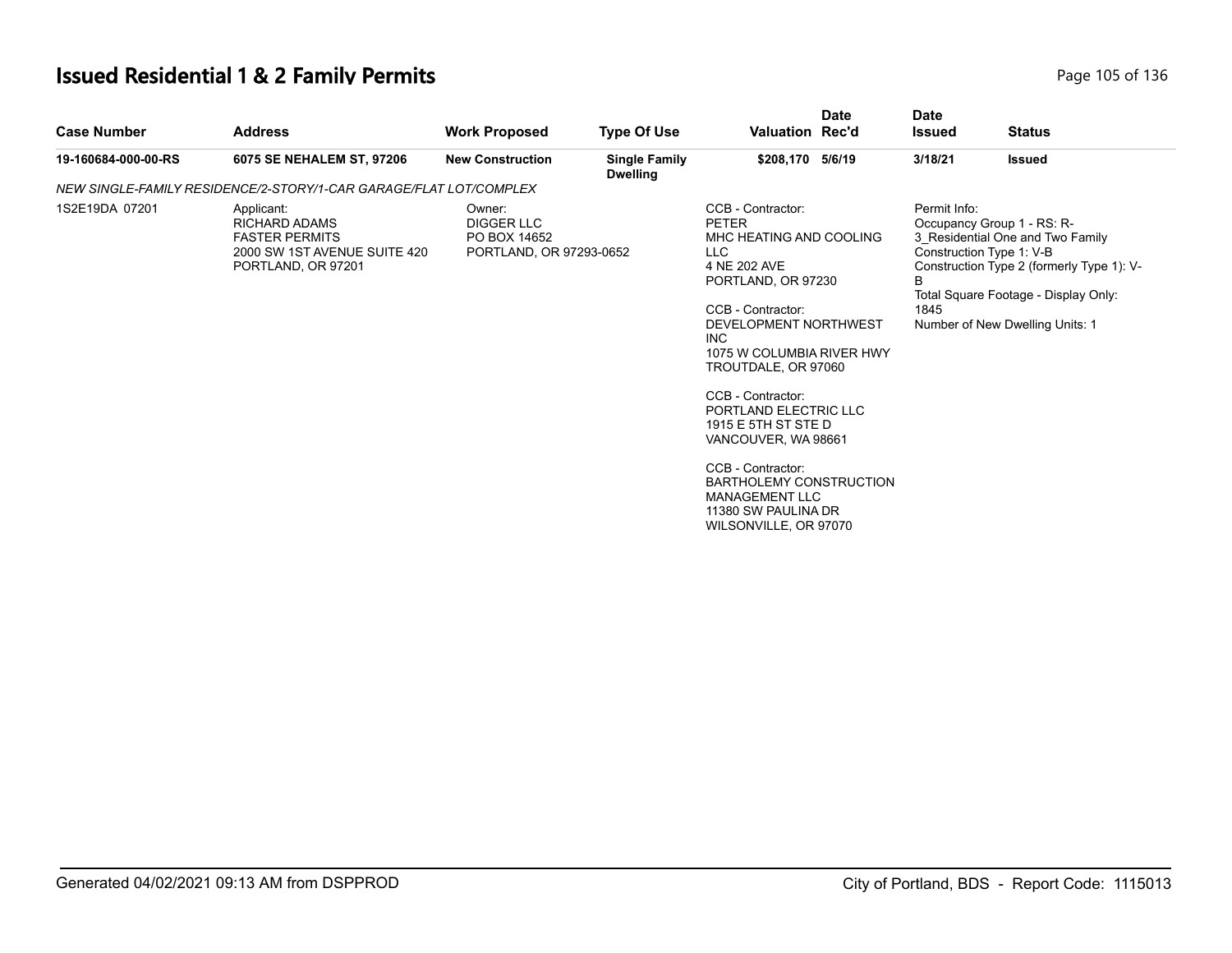# Issued Residential 1 & 2 Family Permits

| Case Number | Address | Work Proposed | Type Of Use | Valuation | Date Rec'd | Date Issued | Status |
|---|---|---|---|---|---|---|---|
| **19-160684-000-00-RS** | **6075 SE NEHALEM ST, 97206** | **New Construction** | **Single Family Dwelling** | **$208,170** | **5/6/19** | **3/18/21** | **Issued** |

*NEW SINGLE-FAMILY RESIDENCE/2-STORY/1-CAR GARAGE/FLAT LOT/COMPLEX*

1S2E19DA 07201

Applicant:
RICHARD ADAMS
FASTER PERMITS
2000 SW 1ST AVENUE SUITE 420
PORTLAND, OR 97201

Owner:
DIGGER LLC
PO BOX 14652
PORTLAND, OR 97293-0652

CCB - Contractor:
PETER
MHC HEATING AND COOLING LLC
4 NE 202 AVE
PORTLAND, OR 97230

CCB - Contractor:
DEVELOPMENT NORTHWEST INC
1075 W COLUMBIA RIVER HWY
TROUTDALE, OR 97060

CCB - Contractor:
PORTLAND ELECTRIC LLC
1915 E 5TH ST STE D
VANCOUVER, WA 98661

CCB - Contractor:
BARTHOLEMY CONSTRUCTION MANAGEMENT LLC
11380 SW PAULINA DR
WILSONVILLE, OR 97070

Permit Info:
Occupancy Group 1 - RS: R-3_Residential One and Two Family
Construction Type 1: V-B
Construction Type 2 (formerly Type 1): V-B
Total Square Footage - Display Only: 1845
Number of New Dwelling Units: 1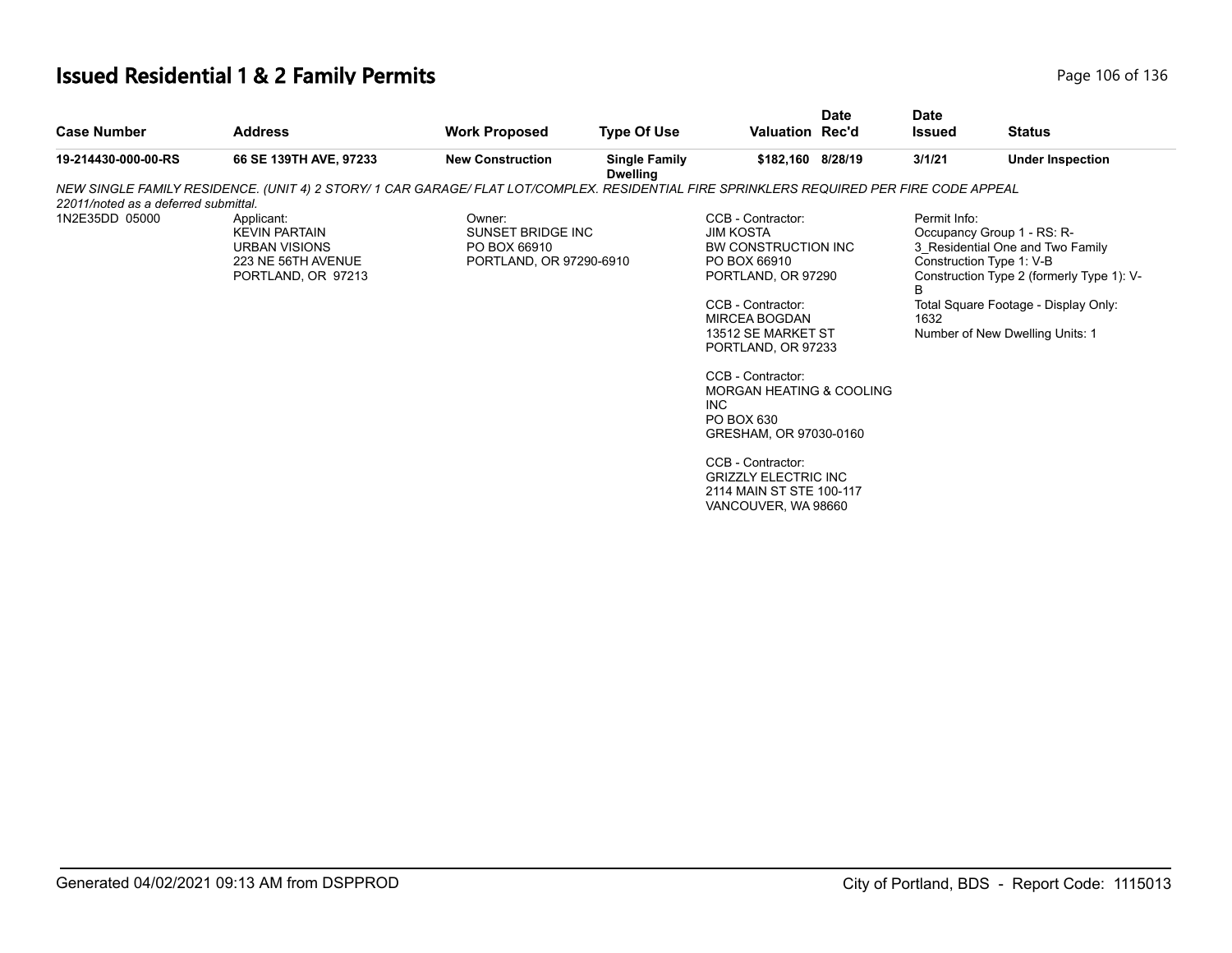# Issued Residential 1 & 2 Family Permits

| Case Number | Address | Work Proposed | Type Of Use | Valuation | Date Rec'd | Date Issued | Status |
|---|---|---|---|---|---|---|---|
| **19-214430-000-00-RS** | **66 SE 139TH AVE, 97233** | **New Construction** | **Single Family Dwelling** | **$182,160** | **8/28/19** | **3/1/21** | **Under Inspection** |

*NEW SINGLE FAMILY RESIDENCE. (UNIT 4) 2 STORY/ 1 CAR GARAGE/ FLAT LOT/COMPLEX. RESIDENTIAL FIRE SPRINKLERS REQUIRED PER FIRE CODE APPEAL 22011/noted as a deferred submittal.*

1N2E35DD 05000

Applicant:
KEVIN PARTAIN
URBAN VISIONS
223 NE 56TH AVENUE
PORTLAND, OR 97213

Owner:
SUNSET BRIDGE INC
PO BOX 66910
PORTLAND, OR 97290-6910

CCB - Contractor:
JIM KOSTA
BW CONSTRUCTION INC
PO BOX 66910
PORTLAND, OR 97290

CCB - Contractor:
MIRCEA BOGDAN
13512 SE MARKET ST
PORTLAND, OR 97233

CCB - Contractor:
MORGAN HEATING & COOLING INC
PO BOX 630
GRESHAM, OR 97030-0160

CCB - Contractor:
GRIZZLY ELECTRIC INC
2114 MAIN ST STE 100-117
VANCOUVER, WA 98660

Permit Info:
Occupancy Group 1 - RS: R-3_Residential One and Two Family
Construction Type 1: V-B
Construction Type 2 (formerly Type 1): V-B
Total Square Footage - Display Only: 1632
Number of New Dwelling Units: 1

Generated 04/02/2021 09:13 AM from DSPPROD

City of Portland, BDS - Report Code: 1115013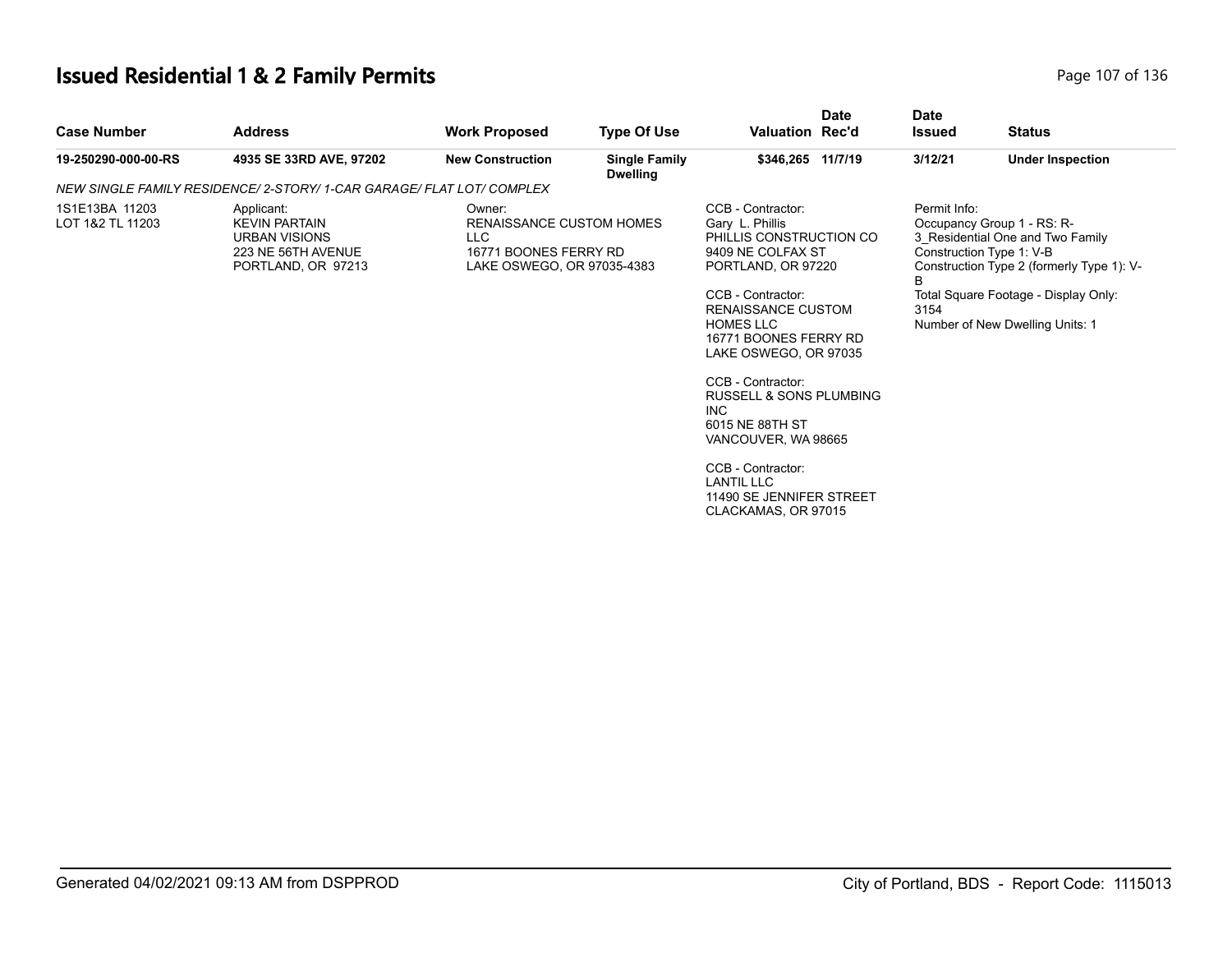# Issued Residential 1 & 2 Family Permits

| Case Number | Address | Work Proposed | Type Of Use | Valuation | Date Rec'd | Date Issued | Status |
|---|---|---|---|---|---|---|---|
| 19-250290-000-00-RS | 4935 SE 33RD AVE, 97202 | New Construction | Single Family Dwelling | $346,265 | 11/7/19 | 3/12/21 | Under Inspection |

*NEW SINGLE FAMILY RESIDENCE/ 2-STORY/ 1-CAR GARAGE/ FLAT LOT/ COMPLEX*

1S1E13BA 11203
LOT 1&2 TL 11203

Applicant:
KEVIN PARTAIN
URBAN VISIONS
223 NE 56TH AVENUE
PORTLAND, OR 97213

Owner:
RENAISSANCE CUSTOM HOMES LLC
16771 BOONES FERRY RD
LAKE OSWEGO, OR 97035-4383

CCB - Contractor:
Gary L. Phillis
PHILLIS CONSTRUCTION CO
9409 NE COLFAX ST
PORTLAND, OR 97220

CCB - Contractor:
RENAISSANCE CUSTOM HOMES LLC
16771 BOONES FERRY RD
LAKE OSWEGO, OR 97035

CCB - Contractor:
RUSSELL & SONS PLUMBING INC
6015 NE 88TH ST
VANCOUVER, WA 98665

CCB - Contractor:
LANTIL LLC
11490 SE JENNIFER STREET
CLACKAMAS, OR 97015

Permit Info:
Occupancy Group 1 - RS: R-3_Residential One and Two Family
Construction Type 1: V-B
Construction Type 2 (formerly Type 1): V-B
Total Square Footage - Display Only: 3154
Number of New Dwelling Units: 1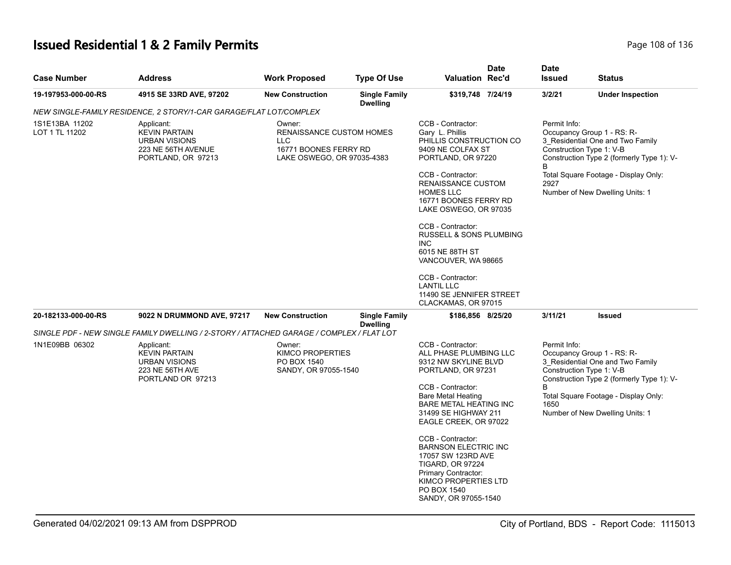# Issued Residential 1 & 2 Family Permits

| Case Number | Address | Work Proposed | Type Of Use | Valuation | Date Rec'd | Date Issued | Status |
|---|---|---|---|---|---|---|---|
| **19-197953-000-00-RS** | **4915 SE 33RD AVE, 97202** | **New Construction** | **Single Family Dwelling** | **$319,748** | **7/24/19** | **3/2/21** | **Under Inspection** |

*NEW SINGLE-FAMILY RESIDENCE, 2 STORY/1-CAR GARAGE/FLAT LOT/COMPLEX*

1S1E13BA 11202
LOT 1 TL 11202

Applicant:
KEVIN PARTAIN
URBAN VISIONS
223 NE 56TH AVENUE
PORTLAND, OR 97213

Owner:
RENAISSANCE CUSTOM HOMES LLC
16771 BOONES FERRY RD
LAKE OSWEGO, OR 97035-4383

CCB - Contractor:
Gary L. Phillis
PHILLIS CONSTRUCTION CO
9409 NE COLFAX ST
PORTLAND, OR 97220

CCB - Contractor:
RENAISSANCE CUSTOM HOMES LLC
16771 BOONES FERRY RD
LAKE OSWEGO, OR 97035

CCB - Contractor:
RUSSELL & SONS PLUMBING INC
6015 NE 88TH ST
VANCOUVER, WA 98665

CCB - Contractor:
LANTIL LLC
11490 SE JENNIFER STREET
CLACKAMAS, OR 97015

Permit Info:
Occupancy Group 1 - RS: R-3_Residential One and Two Family
Construction Type 1: V-B
Construction Type 2 (formerly Type 1): V-B
Total Square Footage - Display Only: 2927
Number of New Dwelling Units: 1

| Case Number | Address | Work Proposed | Type Of Use | Valuation | Date Rec'd | Date Issued | Status |
|---|---|---|---|---|---|---|---|
| **20-182133-000-00-RS** | **9022 N DRUMMOND AVE, 97217** | **New Construction** | **Single Family Dwelling** | **$186,856** | **8/25/20** | **3/11/21** | **Issued** |

*SINGLE PDF - NEW SINGLE FAMILY DWELLING / 2-STORY / ATTACHED GARAGE / COMPLEX / FLAT LOT*

1N1E09BB 06302

Applicant:
KEVIN PARTAIN
URBAN VISIONS
223 NE 56TH AVE
PORTLAND OR 97213

Owner:
KIMCO PROPERTIES
PO BOX 1540
SANDY, OR 97055-1540

CCB - Contractor:
ALL PHASE PLUMBING LLC
9312 NW SKYLINE BLVD
PORTLAND, OR 97231

CCB - Contractor:
Bare Metal Heating
BARE METAL HEATING INC
31499 SE HIGHWAY 211
EAGLE CREEK, OR 97022

CCB - Contractor:
BARNSON ELECTRIC INC
17057 SW 123RD AVE
TIGARD, OR 97224

Primary Contractor:
KIMCO PROPERTIES LTD
PO BOX 1540
SANDY, OR 97055-1540

Permit Info:
Occupancy Group 1 - RS: R-3_Residential One and Two Family
Construction Type 1: V-B
Construction Type 2 (formerly Type 1): V-B
Total Square Footage - Display Only: 1650
Number of New Dwelling Units: 1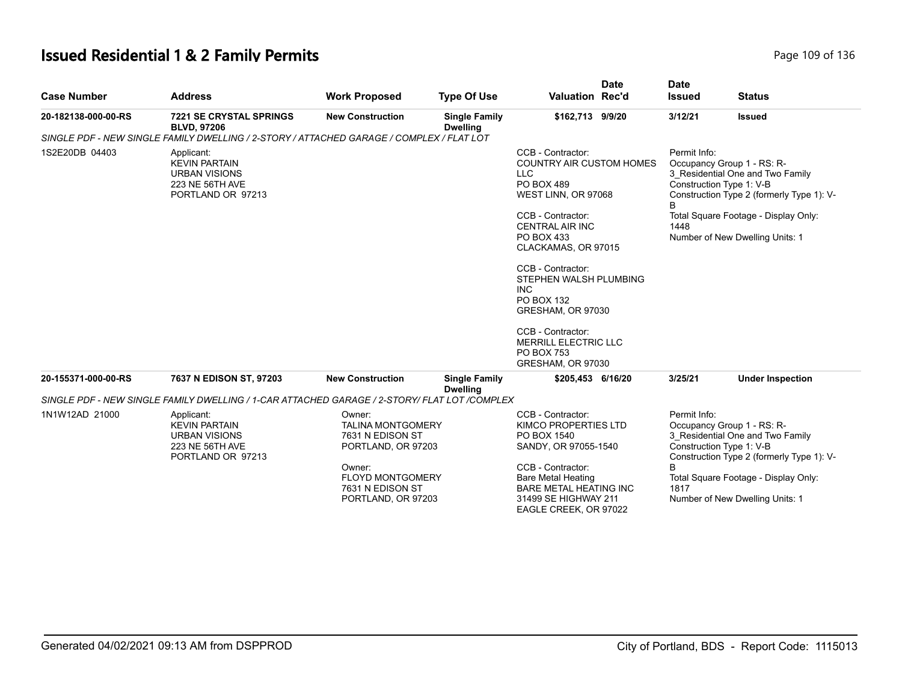# Issued Residential 1 & 2 Family Permits

| Case Number | Address | Work Proposed | Type Of Use | Valuation | Date Rec'd | Date Issued | Status |
|---|---|---|---|---|---|---|---|
| 20-182138-000-00-RS | 7221 SE CRYSTAL SPRINGS BLVD, 97206 | New Construction | Single Family Dwelling | $162,713 | 9/9/20 | 3/12/21 | Issued |

SINGLE PDF - NEW SINGLE FAMILY DWELLING / 2-STORY / ATTACHED GARAGE / COMPLEX / FLAT LOT

1S2E20DB 04403

Applicant:
KEVIN PARTAIN
URBAN VISIONS
223 NE 56TH AVE
PORTLAND OR 97213

CCB - Contractor:
COUNTRY AIR CUSTOM HOMES LLC
PO BOX 489
WEST LINN, OR 97068

CCB - Contractor:
CENTRAL AIR INC
PO BOX 433
CLACKAMAS, OR 97015

CCB - Contractor:
STEPHEN WALSH PLUMBING INC
PO BOX 132
GRESHAM, OR 97030

CCB - Contractor:
MERRILL ELECTRIC LLC
PO BOX 753
GRESHAM, OR 97030

Permit Info:
Occupancy Group 1 - RS: R-3_Residential One and Two Family
Construction Type 1: V-B
Construction Type 2 (formerly Type 1): V-B
Total Square Footage - Display Only: 1448
Number of New Dwelling Units: 1

| Case Number | Address | Work Proposed | Type Of Use | Valuation | Date Rec'd | Date Issued | Status |
|---|---|---|---|---|---|---|---|
| 20-155371-000-00-RS | 7637 N EDISON ST, 97203 | New Construction | Single Family Dwelling | $205,453 | 6/16/20 | 3/25/21 | Under Inspection |

SINGLE PDF - NEW SINGLE FAMILY DWELLING / 1-CAR ATTACHED GARAGE / 2-STORY/ FLAT LOT /COMPLEX

1N1W12AD 21000

Applicant:
KEVIN PARTAIN
URBAN VISIONS
223 NE 56TH AVE
PORTLAND OR 97213

Owner:
TALINA MONTGOMERY
7631 N EDISON ST
PORTLAND, OR 97203

Owner:
FLOYD MONTGOMERY
7631 N EDISON ST
PORTLAND, OR 97203

CCB - Contractor:
KIMCO PROPERTIES LTD
PO BOX 1540
SANDY, OR 97055-1540

CCB - Contractor:
Bare Metal Heating
BARE METAL HEATING INC
31499 SE HIGHWAY 211
EAGLE CREEK, OR 97022

Permit Info:
Occupancy Group 1 - RS: R-3_Residential One and Two Family
Construction Type 1: V-B
Construction Type 2 (formerly Type 1): V-B
Total Square Footage - Display Only: 1817
Number of New Dwelling Units: 1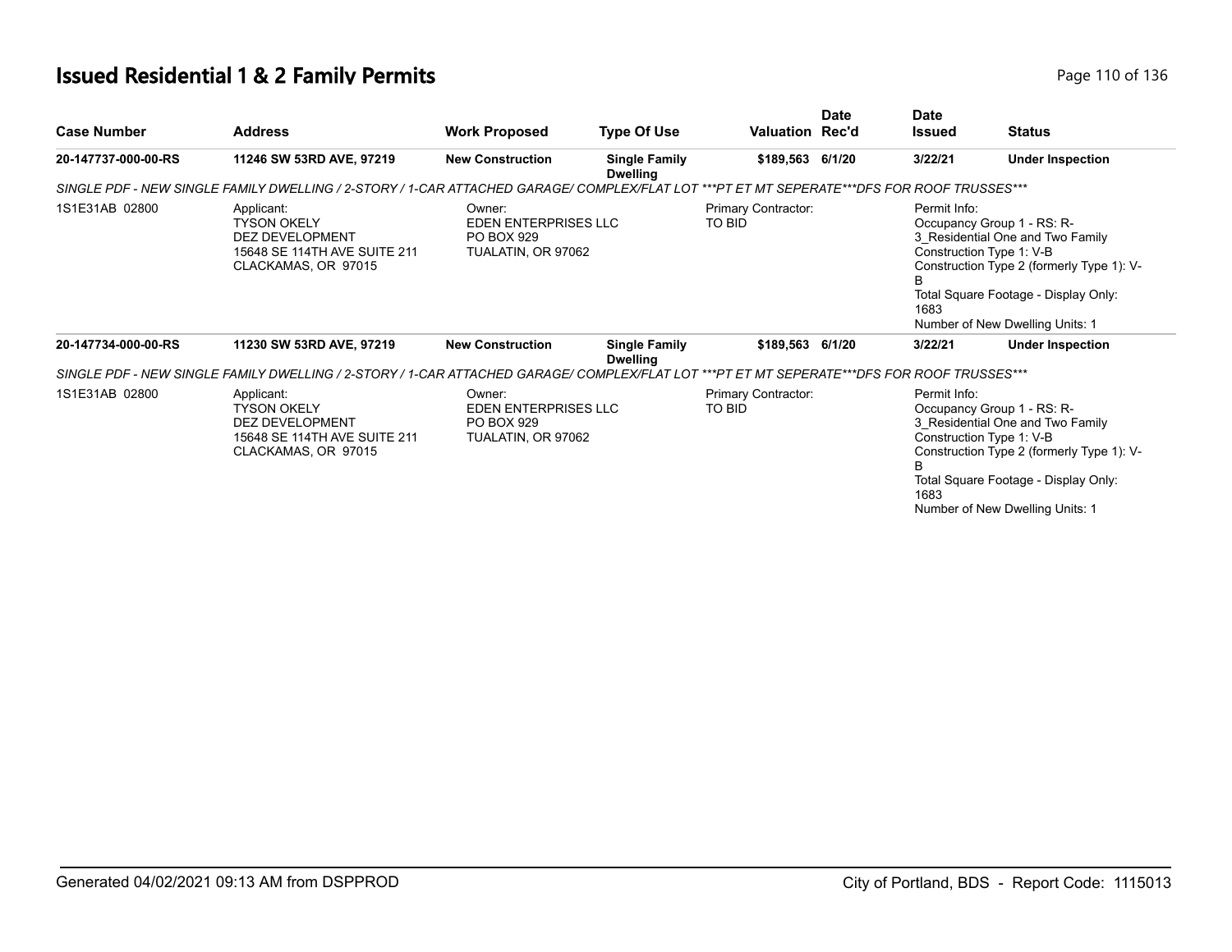# Issued Residential 1 & 2 Family Permits

| Case Number | Address | Work Proposed | Type Of Use | Valuation | Date Rec'd | Date Issued | Status |
|---|---|---|---|---|---|---|---|
| 20-147737-000-00-RS | 11246 SW 53RD AVE, 97219 | New Construction | Single Family Dwelling | $189,563 | 6/1/20 | 3/22/21 | Under Inspection |

*SINGLE PDF - NEW SINGLE FAMILY DWELLING / 2-STORY / 1-CAR ATTACHED GARAGE/ COMPLEX/FLAT LOT ***PT ET MT SEPERATE***DFS FOR ROOF TRUSSES****

1S1E31AB 02800

Applicant:
TYSON OKELY
DEZ DEVELOPMENT
15648 SE 114TH AVE SUITE 211
CLACKAMAS, OR 97015

Owner:
EDEN ENTERPRISES LLC
PO BOX 929
TUALATIN, OR 97062

Primary Contractor:
TO BID

Permit Info:
Occupancy Group 1 - RS: R-3_Residential One and Two Family
Construction Type 1: V-B
Construction Type 2 (formerly Type 1): V-B
Total Square Footage - Display Only: 1683
Number of New Dwelling Units: 1

| Case Number | Address | Work Proposed | Type Of Use | Valuation | Date Rec'd | Date Issued | Status |
|---|---|---|---|---|---|---|---|
| 20-147734-000-00-RS | 11230 SW 53RD AVE, 97219 | New Construction | Single Family Dwelling | $189,563 | 6/1/20 | 3/22/21 | Under Inspection |

*SINGLE PDF - NEW SINGLE FAMILY DWELLING / 2-STORY / 1-CAR ATTACHED GARAGE/ COMPLEX/FLAT LOT ***PT ET MT SEPERATE***DFS FOR ROOF TRUSSES****

1S1E31AB 02800

Applicant:
TYSON OKELY
DEZ DEVELOPMENT
15648 SE 114TH AVE SUITE 211
CLACKAMAS, OR 97015

Owner:
EDEN ENTERPRISES LLC
PO BOX 929
TUALATIN, OR 97062

Primary Contractor:
TO BID

Permit Info:
Occupancy Group 1 - RS: R-3_Residential One and Two Family
Construction Type 1: V-B
Construction Type 2 (formerly Type 1): V-B
Total Square Footage - Display Only: 1683
Number of New Dwelling Units: 1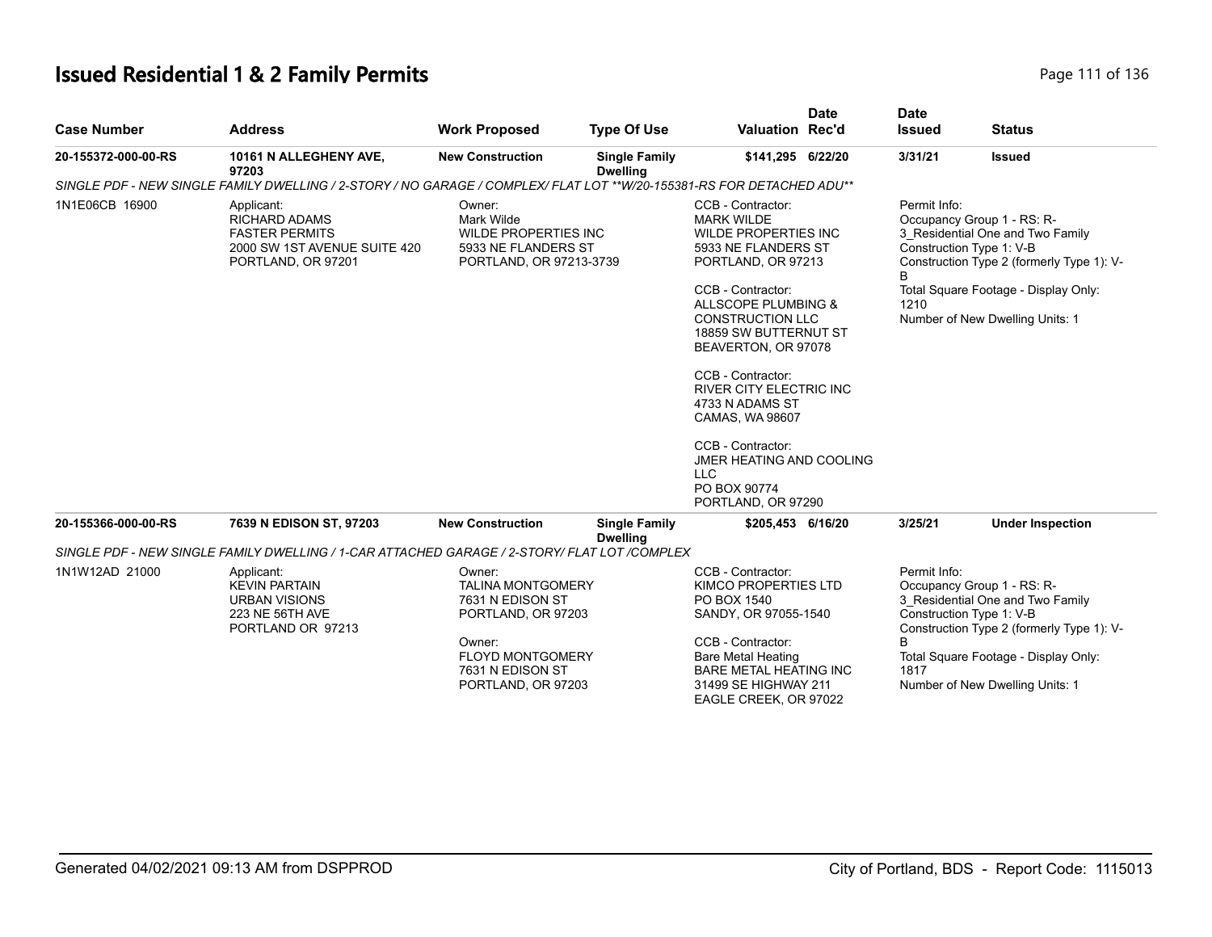# Issued Residential 1 & 2 Family Permits

| Case Number | Address | Work Proposed | Type Of Use | Valuation | Date Rec'd | Date Issued | Status |
|---|---|---|---|---|---|---|---|
| 20-155372-000-00-RS | 10161 N ALLEGHENY AVE, 97203 | New Construction | Single Family Dwelling | $141,295 | 6/22/20 | 3/31/21 | Issued |

*SINGLE PDF - NEW SINGLE FAMILY DWELLING / 2-STORY / NO GARAGE / COMPLEX/ FLAT LOT **W/20-155381-RS FOR DETACHED ADU***

1N1E06CB 16900

Applicant:
RICHARD ADAMS
FASTER PERMITS
2000 SW 1ST AVENUE SUITE 420
PORTLAND, OR 97201

Owner:
Mark Wilde
WILDE PROPERTIES INC
5933 NE FLANDERS ST
PORTLAND, OR 97213-3739

CCB - Contractor:
MARK WILDE
WILDE PROPERTIES INC
5933 NE FLANDERS ST
PORTLAND, OR 97213

CCB - Contractor:
ALLSCOPE PLUMBING & CONSTRUCTION LLC
18859 SW BUTTERNUT ST
BEAVERTON, OR 97078

CCB - Contractor:
RIVER CITY ELECTRIC INC
4733 N ADAMS ST
CAMAS, WA 98607

CCB - Contractor:
JMER HEATING AND COOLING LLC
PO BOX 90774
PORTLAND, OR 97290

Permit Info:
Occupancy Group 1 - RS: R-3_Residential One and Two Family
Construction Type 1: V-B
Construction Type 2 (formerly Type 1): V-B
Total Square Footage - Display Only: 1210
Number of New Dwelling Units: 1

| Case Number | Address | Work Proposed | Type Of Use | Valuation | Date Rec'd | Date Issued | Status |
|---|---|---|---|---|---|---|---|
| 20-155366-000-00-RS | 7639 N EDISON ST, 97203 | New Construction | Single Family Dwelling | $205,453 | 6/16/20 | 3/25/21 | Under Inspection |

*SINGLE PDF - NEW SINGLE FAMILY DWELLING / 1-CAR ATTACHED GARAGE / 2-STORY/ FLAT LOT /COMPLEX*

1N1W12AD 21000

Applicant:
KEVIN PARTAIN
URBAN VISIONS
223 NE 56TH AVE
PORTLAND OR 97213

Owner:
TALINA MONTGOMERY
7631 N EDISON ST
PORTLAND, OR 97203

Owner:
FLOYD MONTGOMERY
7631 N EDISON ST
PORTLAND, OR 97203

CCB - Contractor:
KIMCO PROPERTIES LTD
PO BOX 1540
SANDY, OR 97055-1540

CCB - Contractor:
Bare Metal Heating
BARE METAL HEATING INC
31499 SE HIGHWAY 211
EAGLE CREEK, OR 97022

Permit Info:
Occupancy Group 1 - RS: R-3_Residential One and Two Family
Construction Type 1: V-B
Construction Type 2 (formerly Type 1): V-B
Total Square Footage - Display Only: 1817
Number of New Dwelling Units: 1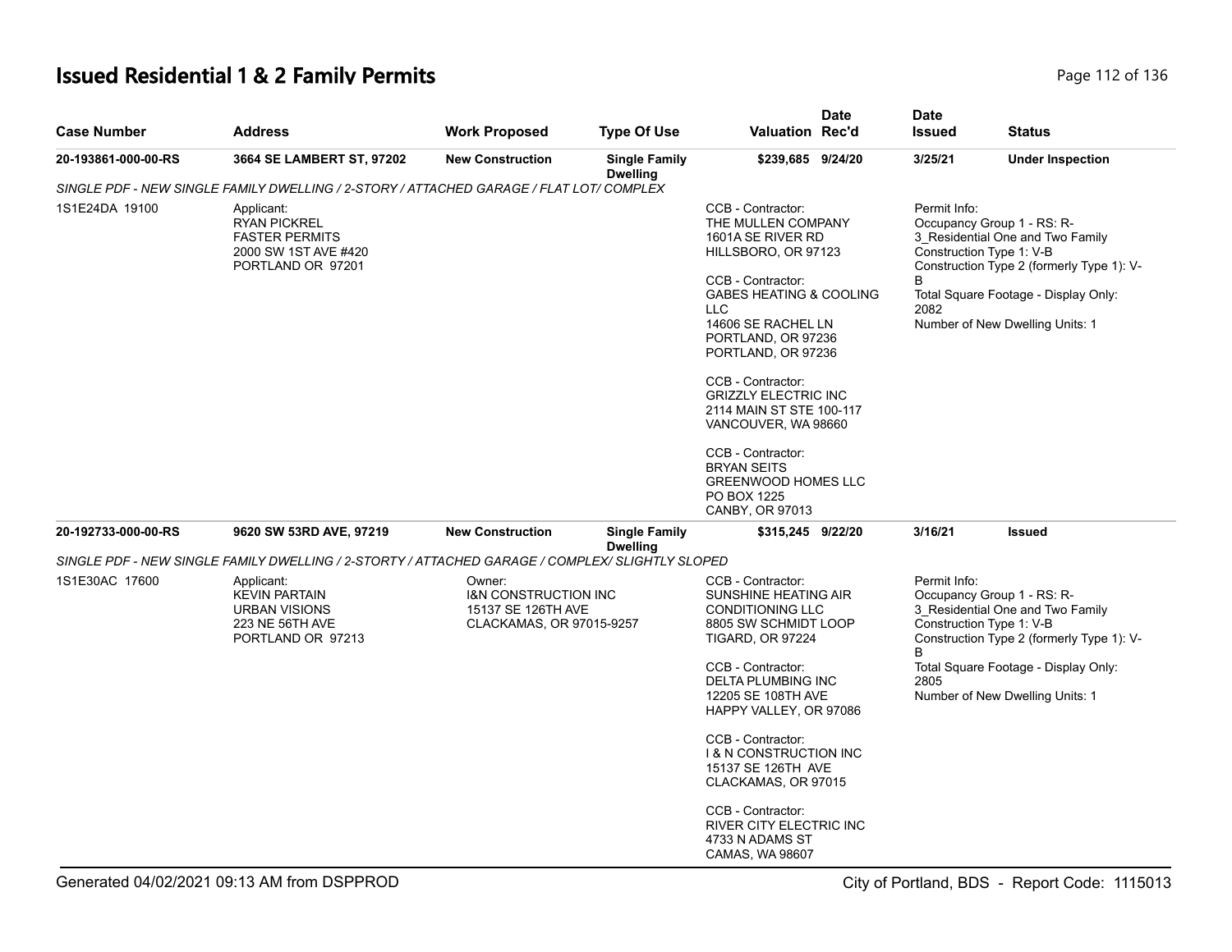# Issued Residential 1 & 2 Family Permits

| Case Number | Address | Work Proposed | Type Of Use | Valuation | Date Rec'd | Date Issued | Status |
|---|---|---|---|---|---|---|---|
| 20-193861-000-00-RS | 3664 SE LAMBERT ST, 97202 | New Construction | Single Family Dwelling | $239,685 | 9/24/20 | 3/25/21 | Under Inspection |

*SINGLE PDF - NEW SINGLE FAMILY DWELLING / 2-STORY / ATTACHED GARAGE / FLAT LOT/ COMPLEX*

1S1E24DA 19100

Applicant:
RYAN PICKREL
FASTER PERMITS
2000 SW 1ST AVE #420
PORTLAND OR 97201

CCB - Contractor:
THE MULLEN COMPANY
1601A SE RIVER RD
HILLSBORO, OR 97123

CCB - Contractor:
GABES HEATING & COOLING LLC
14606 SE RACHEL LN
PORTLAND, OR 97236
PORTLAND, OR 97236

CCB - Contractor:
GRIZZLY ELECTRIC INC
2114 MAIN ST STE 100-117
VANCOUVER, WA 98660

CCB - Contractor:
BRYAN SEITS
GREENWOOD HOMES LLC
PO BOX 1225
CANBY, OR 97013

Permit Info:
Occupancy Group 1 - RS: R-3_Residential One and Two Family
Construction Type 1: V-B
Construction Type 2 (formerly Type 1): V-B
Total Square Footage - Display Only: 2082
Number of New Dwelling Units: 1

| Case Number | Address | Work Proposed | Type Of Use | Valuation | Date Rec'd | Date Issued | Status |
|---|---|---|---|---|---|---|---|
| 20-192733-000-00-RS | 9620 SW 53RD AVE, 97219 | New Construction | Single Family Dwelling | $315,245 | 9/22/20 | 3/16/21 | Issued |

*SINGLE PDF - NEW SINGLE FAMILY DWELLING / 2-STORTY / ATTACHED GARAGE / COMPLEX/ SLIGHTLY SLOPED*

1S1E30AC 17600

Applicant:
KEVIN PARTAIN
URBAN VISIONS
223 NE 56TH AVE
PORTLAND OR 97213

Owner:
I&N CONSTRUCTION INC
15137 SE 126TH AVE
CLACKAMAS, OR 97015-9257

CCB - Contractor:
SUNSHINE HEATING AIR CONDITIONING LLC
8805 SW SCHMIDT LOOP
TIGARD, OR 97224

CCB - Contractor:
DELTA PLUMBING INC
12205 SE 108TH AVE
HAPPY VALLEY, OR 97086

CCB - Contractor:
I & N CONSTRUCTION INC
15137 SE 126TH AVE
CLACKAMAS, OR 97015

CCB - Contractor:
RIVER CITY ELECTRIC INC
4733 N ADAMS ST
CAMAS, WA 98607

Permit Info:
Occupancy Group 1 - RS: R-3_Residential One and Two Family
Construction Type 1: V-B
Construction Type 2 (formerly Type 1): V-B
Total Square Footage - Display Only: 2805
Number of New Dwelling Units: 1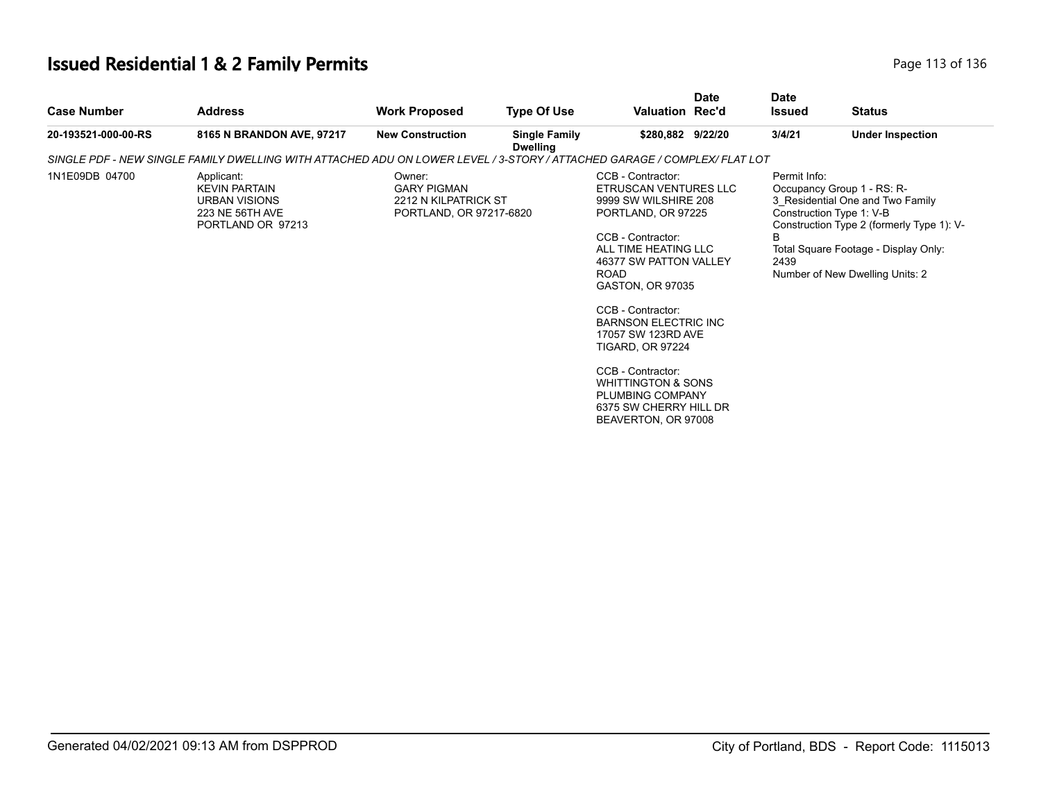# Issued Residential 1 & 2 Family Permits

| Case Number | Address | Work Proposed | Type Of Use | Valuation | Date Rec'd | Date Issued | Status |
|---|---|---|---|---|---|---|---|
| 20-193521-000-00-RS | 8165 N BRANDON AVE, 97217 | New Construction | Single Family Dwelling | $280,882 | 9/22/20 | 3/4/21 | Under Inspection |

*SINGLE PDF - NEW SINGLE FAMILY DWELLING WITH ATTACHED ADU ON LOWER LEVEL / 3-STORY / ATTACHED GARAGE / COMPLEX/ FLAT LOT*

1N1E09DB 04700

Applicant:
KEVIN PARTAIN
URBAN VISIONS
223 NE 56TH AVE
PORTLAND OR 97213

Owner:
GARY PIGMAN
2212 N KILPATRICK ST
PORTLAND, OR 97217-6820

CCB - Contractor:
ETRUSCAN VENTURES LLC
9999 SW WILSHIRE 208
PORTLAND, OR 97225

CCB - Contractor:
ALL TIME HEATING LLC
46377 SW PATTON VALLEY ROAD
GASTON, OR 97035

CCB - Contractor:
BARNSON ELECTRIC INC
17057 SW 123RD AVE
TIGARD, OR 97224

CCB - Contractor:
WHITTINGTON & SONS PLUMBING COMPANY
6375 SW CHERRY HILL DR
BEAVERTON, OR 97008

Permit Info:
Occupancy Group 1 - RS: R-3_Residential One and Two Family
Construction Type 1: V-B
Construction Type 2 (formerly Type 1): V-B
Total Square Footage - Display Only: 2439
Number of New Dwelling Units: 2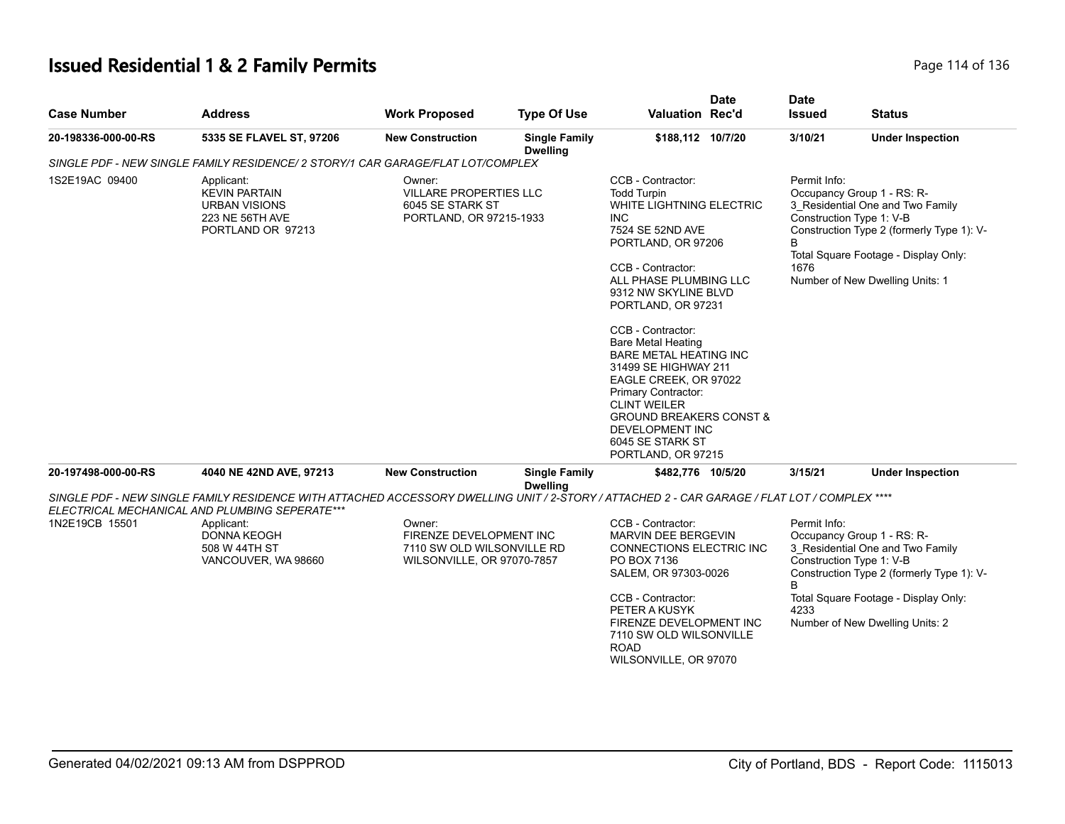# Issued Residential 1 & 2 Family Permits

| Case Number | Address | Work Proposed | Type Of Use | Valuation | Date Rec'd | Date Issued | Status |
|---|---|---|---|---|---|---|---|
| 20-198336-000-00-RS | 5335 SE FLAVEL ST, 97206 | New Construction | Single Family Dwelling | $188,112 | 10/7/20 | 3/10/21 | Under Inspection |

*SINGLE PDF - NEW SINGLE FAMILY RESIDENCE/ 2 STORY/1 CAR GARAGE/FLAT LOT/COMPLEX*

1S2E19AC 09400

Applicant:
KEVIN PARTAIN
URBAN VISIONS
223 NE 56TH AVE
PORTLAND OR 97213

Owner:
VILLARE PROPERTIES LLC
6045 SE STARK ST
PORTLAND, OR 97215-1933

CCB - Contractor:
Todd Turpin
WHITE LIGHTNING ELECTRIC INC
7524 SE 52ND AVE
PORTLAND, OR 97206

CCB - Contractor:
ALL PHASE PLUMBING LLC
9312 NW SKYLINE BLVD
PORTLAND, OR 97231

CCB - Contractor:
Bare Metal Heating
BARE METAL HEATING INC
31499 SE HIGHWAY 211
EAGLE CREEK, OR 97022
Primary Contractor:
CLINT WEILER
GROUND BREAKERS CONST & DEVELOPMENT INC
6045 SE STARK ST
PORTLAND, OR 97215

Permit Info:
Occupancy Group 1 - RS: R-3_Residential One and Two Family
Construction Type 1: V-B
Construction Type 2 (formerly Type 1): V-B
Total Square Footage - Display Only: 1676
Number of New Dwelling Units: 1

| Case Number | Address | Work Proposed | Type Of Use | Valuation | Date Rec'd | Date Issued | Status |
|---|---|---|---|---|---|---|---|
| 20-197498-000-00-RS | 4040 NE 42ND AVE, 97213 | New Construction | Single Family Dwelling | $482,776 | 10/5/20 | 3/15/21 | Under Inspection |

*SINGLE PDF - NEW SINGLE FAMILY RESIDENCE WITH ATTACHED ACCESSORY DWELLING UNIT / 2-STORY / ATTACHED 2 - CAR GARAGE / FLAT LOT / COMPLEX **** ELECTRICAL MECHANICAL AND PLUMBING SEPERATE****

1N2E19CB 15501

Applicant:
DONNA KEOGH
508 W 44TH ST
VANCOUVER, WA 98660

Owner:
FIRENZE DEVELOPMENT INC
7110 SW OLD WILSONVILLE RD
WILSONVILLE, OR 97070-7857

CCB - Contractor:
MARVIN DEE BERGEVIN
CONNECTIONS ELECTRIC INC
PO BOX 7136
SALEM, OR 97303-0026

CCB - Contractor:
PETER A KUSYK
FIRENZE DEVELOPMENT INC
7110 SW OLD WILSONVILLE ROAD
WILSONVILLE, OR 97070

Permit Info:
Occupancy Group 1 - RS: R-3_Residential One and Two Family
Construction Type 1: V-B
Construction Type 2 (formerly Type 1): V-B
Total Square Footage - Display Only: 4233
Number of New Dwelling Units: 2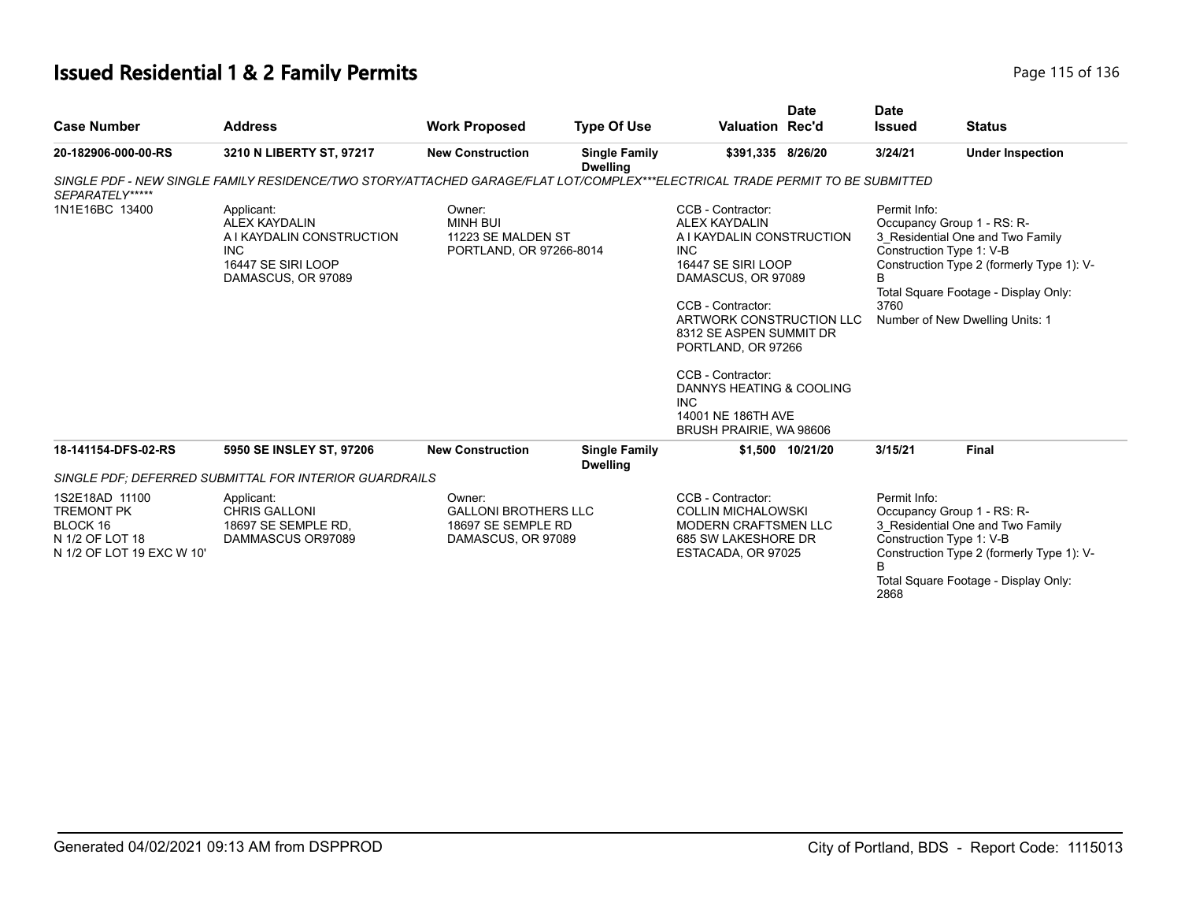# Issued Residential 1 & 2 Family Permits

| Case Number | Address | Work Proposed | Type Of Use | Valuation | Date Rec'd | Date Issued | Status |
|---|---|---|---|---|---|---|---|
| 20-182906-000-00-RS | 3210 N LIBERTY ST, 97217 | New Construction | Single Family Dwelling | $391,335 | 8/26/20 | 3/24/21 | Under Inspection |

*SINGLE PDF - NEW SINGLE FAMILY RESIDENCE/TWO STORY/ATTACHED GARAGE/FLAT LOT/COMPLEX***ELECTRICAL TRADE PERMIT TO BE SUBMITTED SEPARATELY******

| | | | | |
|---|---|---|---|---|
| 1N1E16BC 13400 | Applicant:<br>ALEX KAYDALIN<br>A I KAYDALIN CONSTRUCTION INC<br>16447 SE SIRI LOOP<br>DAMASCUS, OR 97089 | Owner:<br>MINH BUI<br>11223 SE MALDEN ST<br>PORTLAND, OR 97266-8014 | CCB - Contractor:<br>ALEX KAYDALIN<br>A I KAYDALIN CONSTRUCTION INC<br>16447 SE SIRI LOOP<br>DAMASCUS, OR 97089<br><br>CCB - Contractor:<br>ARTWORK CONSTRUCTION LLC<br>8312 SE ASPEN SUMMIT DR<br>PORTLAND, OR 97266<br><br>CCB - Contractor:<br>DANNYS HEATING & COOLING INC<br>14001 NE 186TH AVE<br>BRUSH PRAIRIE, WA 98606 | Permit Info:<br>Occupancy Group 1 - RS: R-3_Residential One and Two Family<br>Construction Type 1: V-B<br>Construction Type 2 (formerly Type 1): V-B<br>Total Square Footage - Display Only: 3760<br>Number of New Dwelling Units: 1 |

| Case Number | Address | Work Proposed | Type Of Use | Valuation | Date Rec'd | Date Issued | Status |
|---|---|---|---|---|---|---|---|
| 18-141154-DFS-02-RS | 5950 SE INSLEY ST, 97206 | New Construction | Single Family Dwelling | $1,500 | 10/21/20 | 3/15/21 | Final |

*SINGLE PDF; DEFERRED SUBMITTAL FOR INTERIOR GUARDRAILS*

| | | | | |
|---|---|---|---|---|
| 1S2E18AD 11100<br>TREMONT PK<br>BLOCK 16<br>N 1/2 OF LOT 18<br>N 1/2 OF LOT 19 EXC W 10' | Applicant:<br>CHRIS GALLONI<br>18697 SE SEMPLE RD,<br>DAMMASCUS OR97089 | Owner:<br>GALLONI BROTHERS LLC<br>18697 SE SEMPLE RD<br>DAMASCUS, OR 97089 | CCB - Contractor:<br>COLLIN MICHALOWSKI<br>MODERN CRAFTSMEN LLC<br>685 SW LAKESHORE DR<br>ESTACADA, OR 97025 | Permit Info:<br>Occupancy Group 1 - RS: R-3_Residential One and Two Family<br>Construction Type 1: V-B<br>Construction Type 2 (formerly Type 1): V-B<br>Total Square Footage - Display Only: 2868 |

Generated 04/02/2021 09:13 AM from DSPPROD — City of Portland, BDS - Report Code: 1115013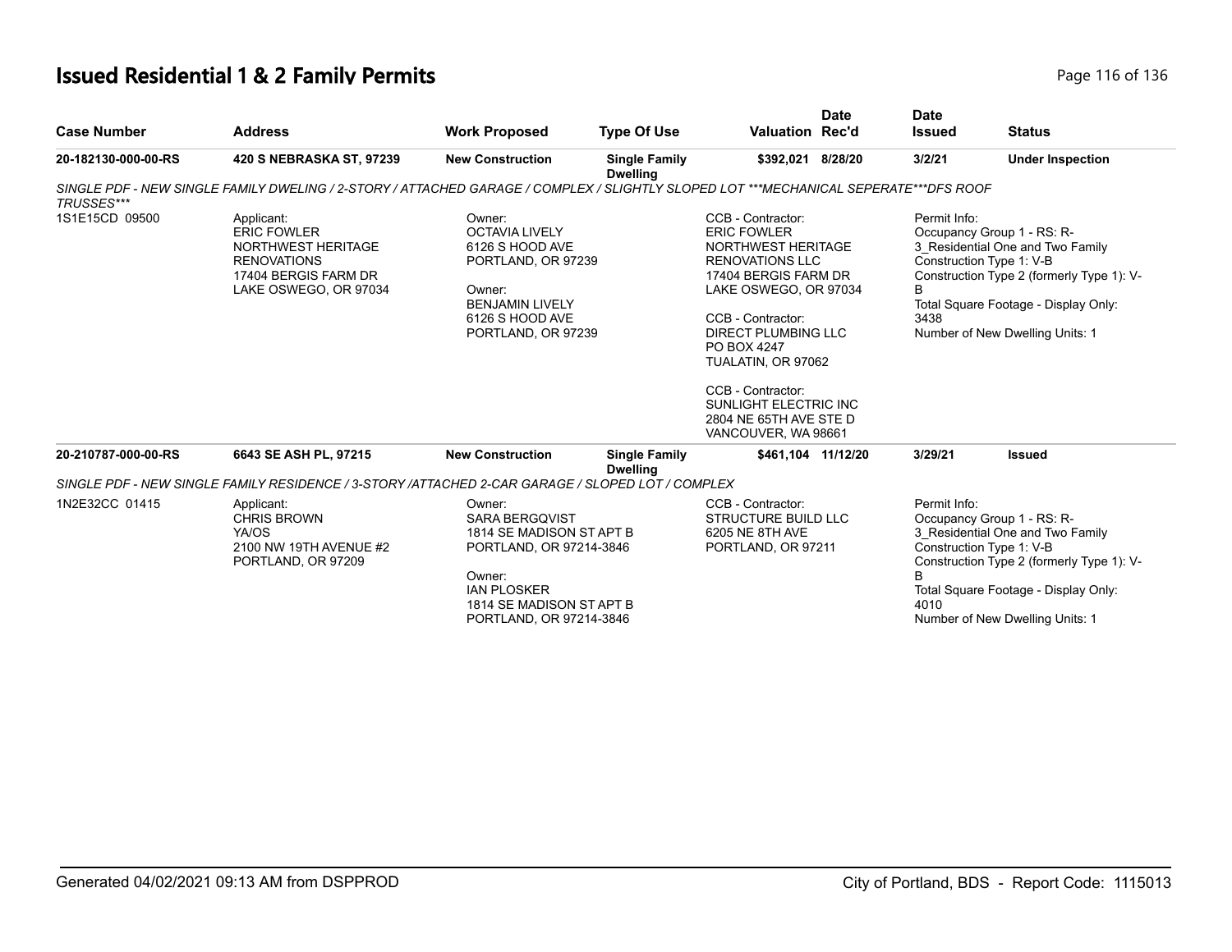# Issued Residential 1 & 2 Family Permits

| Case Number | Address | Work Proposed | Type Of Use | Valuation | Date Rec'd | Date Issued | Status |
|---|---|---|---|---|---|---|---|
| 20-182130-000-00-RS | 420 S NEBRASKA ST, 97239 | New Construction | Single Family Dwelling | $392,021 | 8/28/20 | 3/2/21 | Under Inspection |

*SINGLE PDF - NEW SINGLE FAMILY DWELING / 2-STORY / ATTACHED GARAGE / COMPLEX / SLIGHTLY SLOPED LOT ***MECHANICAL SEPERATE***DFS ROOF TRUSSES****

1S1E15CD 09500

Applicant:
ERIC FOWLER
NORTHWEST HERITAGE RENOVATIONS
17404 BERGIS FARM DR
LAKE OSWEGO, OR 97034

Owner:
OCTAVIA LIVELY
6126 S HOOD AVE
PORTLAND, OR 97239

Owner:
BENJAMIN LIVELY
6126 S HOOD AVE
PORTLAND, OR 97239

CCB - Contractor:
ERIC FOWLER
NORTHWEST HERITAGE RENOVATIONS LLC
17404 BERGIS FARM DR
LAKE OSWEGO, OR 97034

CCB - Contractor:
DIRECT PLUMBING LLC
PO BOX 4247
TUALATIN, OR 97062

CCB - Contractor:
SUNLIGHT ELECTRIC INC
2804 NE 65TH AVE STE D
VANCOUVER, WA 98661

Permit Info:
Occupancy Group 1 - RS: R-3_Residential One and Two Family
Construction Type 1: V-B
Construction Type 2 (formerly Type 1): V-B
Total Square Footage - Display Only: 3438
Number of New Dwelling Units: 1

| Case Number | Address | Work Proposed | Type Of Use | Valuation | Date Rec'd | Date Issued | Status |
|---|---|---|---|---|---|---|---|
| 20-210787-000-00-RS | 6643 SE ASH PL, 97215 | New Construction | Single Family Dwelling | $461,104 | 11/12/20 | 3/29/21 | Issued |

*SINGLE PDF - NEW SINGLE FAMILY RESIDENCE / 3-STORY /ATTACHED 2-CAR GARAGE / SLOPED LOT / COMPLEX*

1N2E32CC 01415

Applicant:
CHRIS BROWN
YA/OS
2100 NW 19TH AVENUE #2
PORTLAND, OR 97209

Owner:
SARA BERGQVIST
1814 SE MADISON ST APT B
PORTLAND, OR 97214-3846

Owner:
IAN PLOSKER
1814 SE MADISON ST APT B
PORTLAND, OR 97214-3846

CCB - Contractor:
STRUCTURE BUILD LLC
6205 NE 8TH AVE
PORTLAND, OR 97211

Permit Info:
Occupancy Group 1 - RS: R-3_Residential One and Two Family
Construction Type 1: V-B
Construction Type 2 (formerly Type 1): V-B
Total Square Footage - Display Only: 4010
Number of New Dwelling Units: 1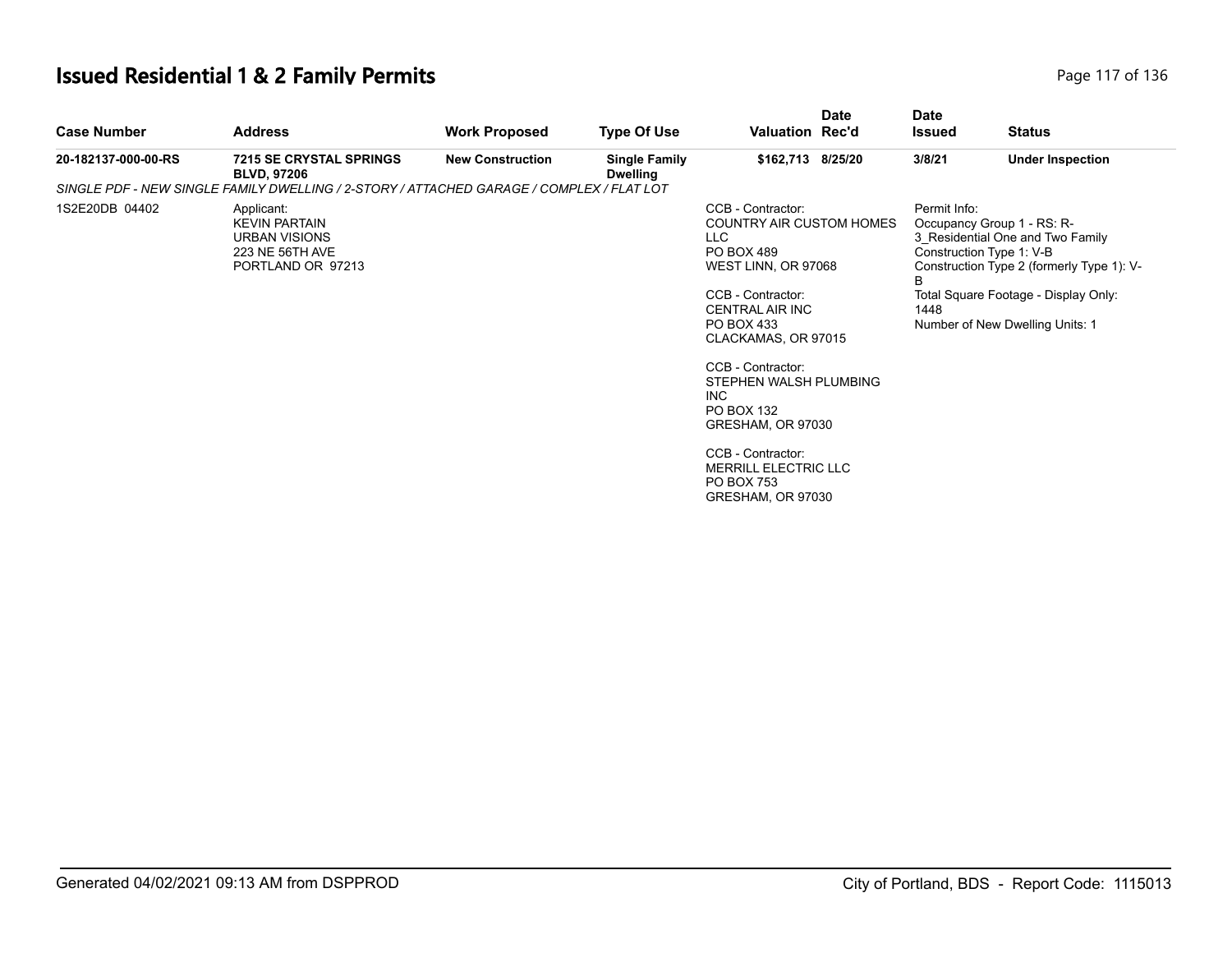# Issued Residential 1 & 2 Family Permits

| Case Number | Address | Work Proposed | Type Of Use | Valuation | Date Rec'd | Date Issued | Status |
|---|---|---|---|---|---|---|---|
| **20-182137-000-00-RS** | **7215 SE CRYSTAL SPRINGS BLVD, 97206** | **New Construction** | **Single Family Dwelling** | **$162,713** | **8/25/20** | **3/8/21** | **Under Inspection** |

*SINGLE PDF - NEW SINGLE FAMILY DWELLING / 2-STORY / ATTACHED GARAGE / COMPLEX / FLAT LOT*

1S2E20DB 04402

Applicant:
KEVIN PARTAIN
URBAN VISIONS
223 NE 56TH AVE
PORTLAND OR 97213

CCB - Contractor:
COUNTRY AIR CUSTOM HOMES LLC
PO BOX 489
WEST LINN, OR 97068

CCB - Contractor:
CENTRAL AIR INC
PO BOX 433
CLACKAMAS, OR 97015

CCB - Contractor:
STEPHEN WALSH PLUMBING INC
PO BOX 132
GRESHAM, OR 97030

CCB - Contractor:
MERRILL ELECTRIC LLC
PO BOX 753
GRESHAM, OR 97030

Permit Info:
Occupancy Group 1 - RS: R-3_Residential One and Two Family
Construction Type 1: V-B
Construction Type 2 (formerly Type 1): V-B
Total Square Footage - Display Only: 1448
Number of New Dwelling Units: 1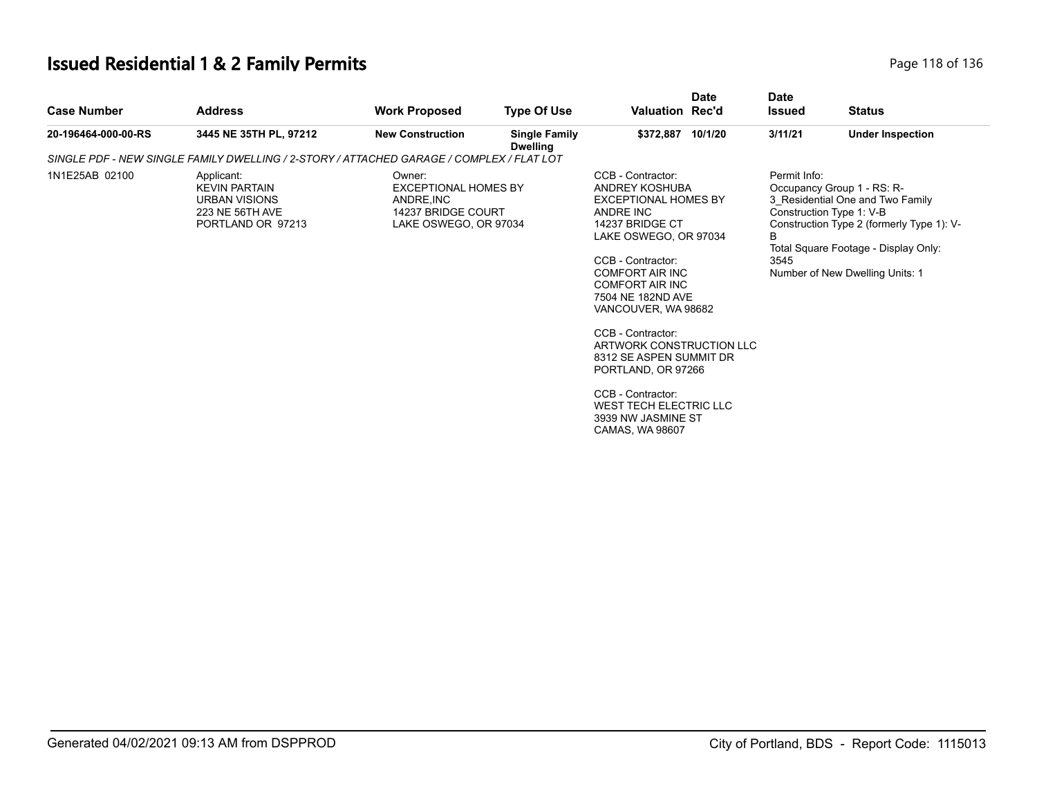# Issued Residential 1 & 2 Family Permits

| Case Number | Address | Work Proposed | Type Of Use | Valuation | Date Rec'd | Date Issued | Status |
|---|---|---|---|---|---|---|---|
| 20-196464-000-00-RS | 3445 NE 35TH PL, 97212 | New Construction | Single Family Dwelling | $372,887 | 10/1/20 | 3/11/21 | Under Inspection |

*SINGLE PDF - NEW SINGLE FAMILY DWELLING / 2-STORY / ATTACHED GARAGE / COMPLEX / FLAT LOT*

1N1E25AB 02100

Applicant:
KEVIN PARTAIN
URBAN VISIONS
223 NE 56TH AVE
PORTLAND OR 97213

Owner:
EXCEPTIONAL HOMES BY ANDRE,INC
14237 BRIDGE COURT
LAKE OSWEGO, OR 97034

CCB - Contractor:
ANDREY KOSHUBA
EXCEPTIONAL HOMES BY ANDRE INC
14237 BRIDGE CT
LAKE OSWEGO, OR 97034

CCB - Contractor:
COMFORT AIR INC
COMFORT AIR INC
7504 NE 182ND AVE
VANCOUVER, WA 98682

CCB - Contractor:
ARTWORK CONSTRUCTION LLC
8312 SE ASPEN SUMMIT DR
PORTLAND, OR 97266

CCB - Contractor:
WEST TECH ELECTRIC LLC
3939 NW JASMINE ST
CAMAS, WA 98607

Permit Info:
Occupancy Group 1 - RS: R-3_Residential One and Two Family
Construction Type 1: V-B
Construction Type 2 (formerly Type 1): V-B
Total Square Footage - Display Only: 3545
Number of New Dwelling Units: 1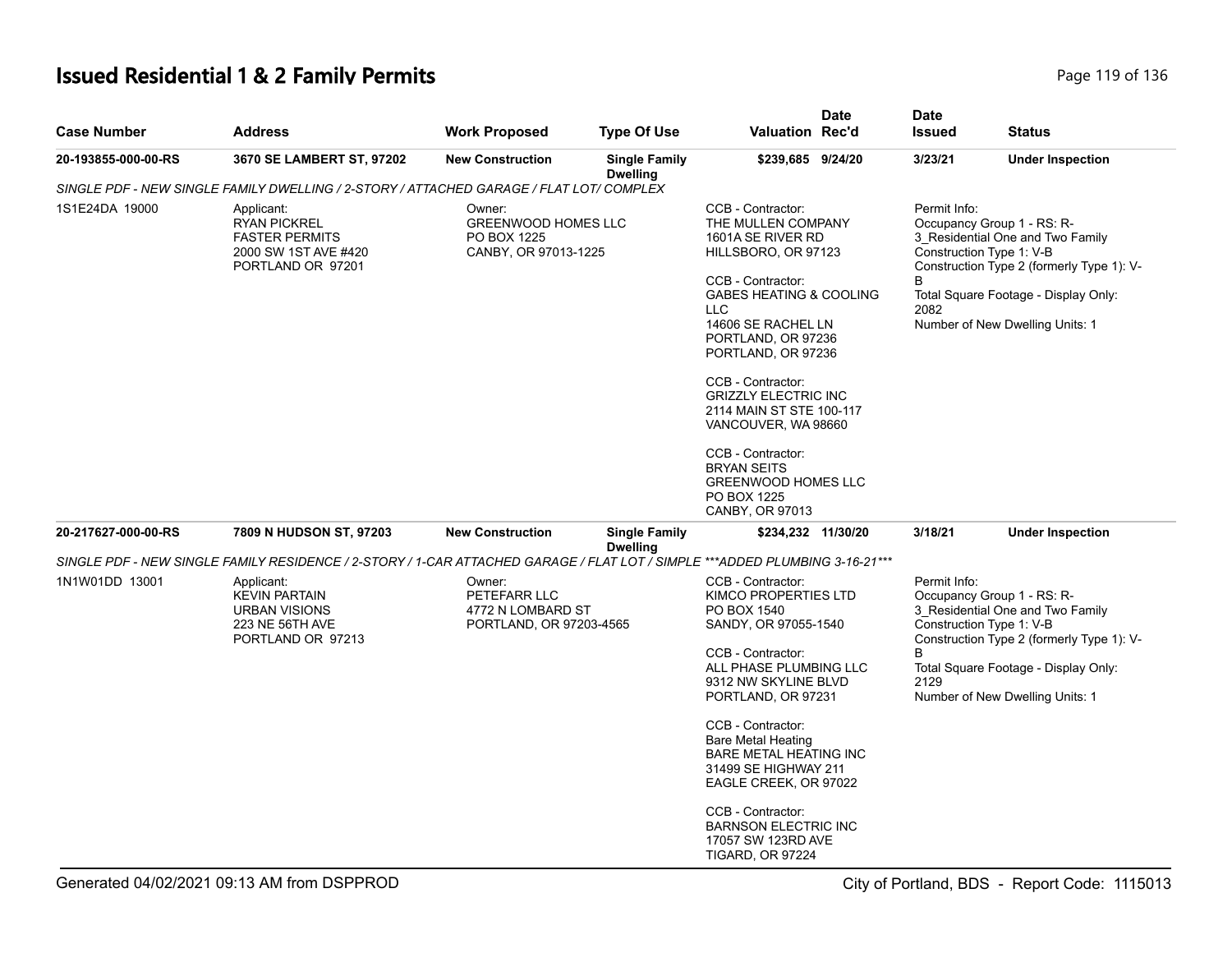# Issued Residential 1 & 2 Family Permits

| Case Number | Address | Work Proposed | Type Of Use | Valuation | Date Rec'd | Date Issued | Status |
|---|---|---|---|---|---|---|---|
| 20-193855-000-00-RS | 3670 SE LAMBERT ST, 97202 | New Construction | Single Family Dwelling | $239,685 | 9/24/20 | 3/23/21 | Under Inspection |

SINGLE PDF - NEW SINGLE FAMILY DWELLING / 2-STORY / ATTACHED GARAGE / FLAT LOT/ COMPLEX

1S1E24DA 19000

Applicant:
RYAN PICKREL
FASTER PERMITS
2000 SW 1ST AVE #420
PORTLAND OR 97201

Owner:
GREENWOOD HOMES LLC
PO BOX 1225
CANBY, OR 97013-1225

CCB - Contractor:
THE MULLEN COMPANY
1601A SE RIVER RD
HILLSBORO, OR 97123

CCB - Contractor:
GABES HEATING & COOLING LLC
14606 SE RACHEL LN
PORTLAND, OR 97236
PORTLAND, OR 97236

CCB - Contractor:
GRIZZLY ELECTRIC INC
2114 MAIN ST STE 100-117
VANCOUVER, WA 98660

CCB - Contractor:
BRYAN SEITS
GREENWOOD HOMES LLC
PO BOX 1225
CANBY, OR 97013

Permit Info:
Occupancy Group 1 - RS: R-3_Residential One and Two Family
Construction Type 1: V-B
Construction Type 2 (formerly Type 1): V-B
Total Square Footage - Display Only: 2082
Number of New Dwelling Units: 1

| Case Number | Address | Work Proposed | Type Of Use | Valuation | Date Rec'd | Date Issued | Status |
|---|---|---|---|---|---|---|---|
| 20-217627-000-00-RS | 7809 N HUDSON ST, 97203 | New Construction | Single Family Dwelling | $234,232 | 11/30/20 | 3/18/21 | Under Inspection |

SINGLE PDF - NEW SINGLE FAMILY RESIDENCE / 2-STORY / 1-CAR ATTACHED GARAGE / FLAT LOT / SIMPLE ***ADDED PLUMBING 3-16-21***

1N1W01DD 13001

Applicant:
KEVIN PARTAIN
URBAN VISIONS
223 NE 56TH AVE
PORTLAND OR 97213

Owner:
PETEFARR LLC
4772 N LOMBARD ST
PORTLAND, OR 97203-4565

CCB - Contractor:
KIMCO PROPERTIES LTD
PO BOX 1540
SANDY, OR 97055-1540

CCB - Contractor:
ALL PHASE PLUMBING LLC
9312 NW SKYLINE BLVD
PORTLAND, OR 97231

CCB - Contractor:
Bare Metal Heating
BARE METAL HEATING INC
31499 SE HIGHWAY 211
EAGLE CREEK, OR 97022

CCB - Contractor:
BARNSON ELECTRIC INC
17057 SW 123RD AVE
TIGARD, OR 97224

Permit Info:
Occupancy Group 1 - RS: R-3_Residential One and Two Family
Construction Type 1: V-B
Construction Type 2 (formerly Type 1): V-B
Total Square Footage - Display Only: 2129
Number of New Dwelling Units: 1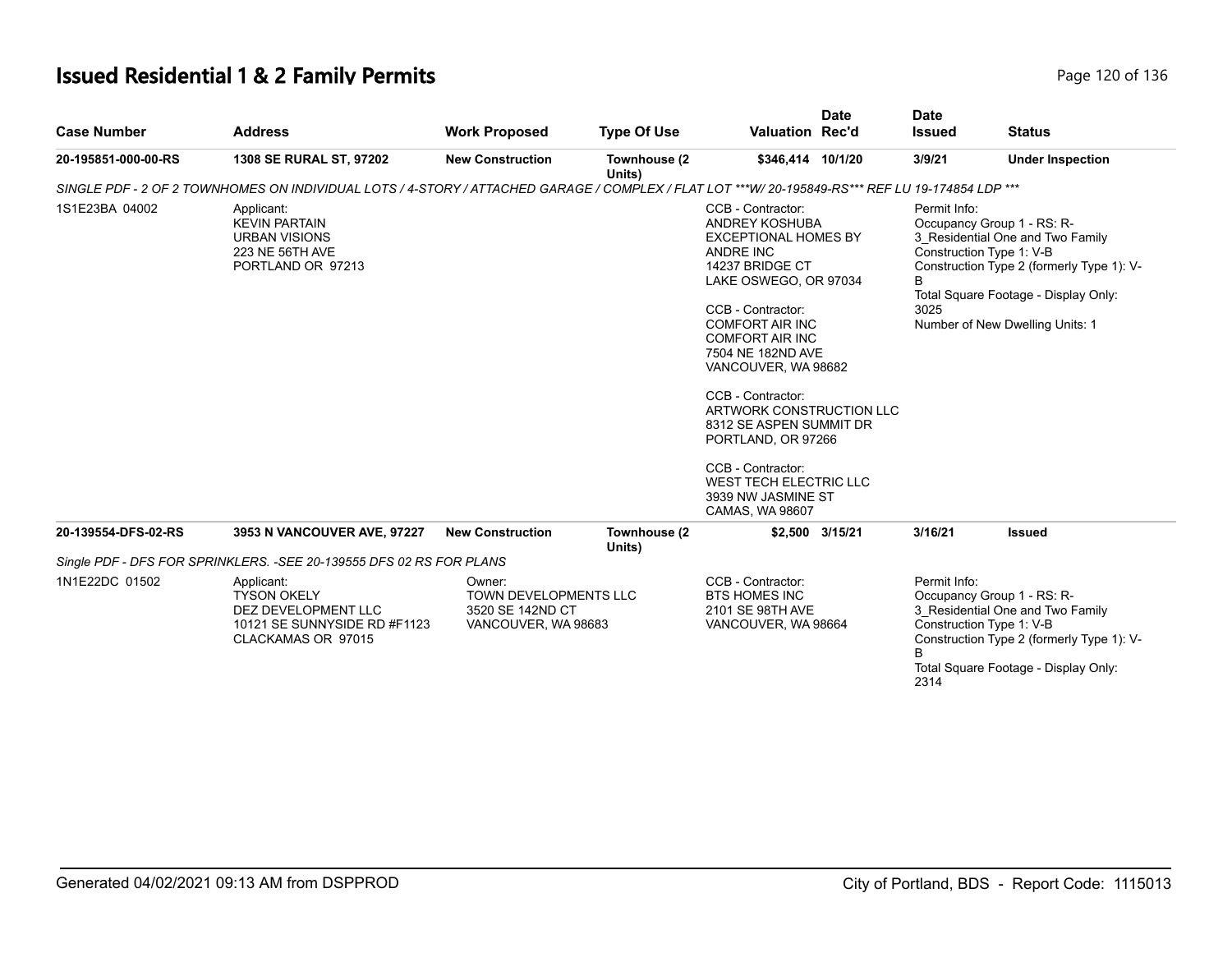# Issued Residential 1 & 2 Family Permits

| Case Number | Address | Work Proposed | Type Of Use | Valuation | Date Rec'd | Date Issued | Status |
|---|---|---|---|---|---|---|---|
| **20-195851-000-00-RS** | **1308 SE RURAL ST, 97202** | **New Construction** | **Townhouse (2 Units)** | **$346,414** | **10/1/20** | **3/9/21** | **Under Inspection** |

*SINGLE PDF - 2 OF 2 TOWNHOMES ON INDIVIDUAL LOTS / 4-STORY / ATTACHED GARAGE / COMPLEX / FLAT LOT ***W/ 20-195849-RS*** REF LU 19-174854 LDP ****

1S1E23BA 04002

Applicant:
KEVIN PARTAIN
URBAN VISIONS
223 NE 56TH AVE
PORTLAND OR 97213

CCB - Contractor:
ANDREY KOSHUBA
EXCEPTIONAL HOMES BY ANDRE INC
14237 BRIDGE CT
LAKE OSWEGO, OR 97034

CCB - Contractor:
COMFORT AIR INC
COMFORT AIR INC
7504 NE 182ND AVE
VANCOUVER, WA 98682

CCB - Contractor:
ARTWORK CONSTRUCTION LLC
8312 SE ASPEN SUMMIT DR
PORTLAND, OR 97266

CCB - Contractor:
WEST TECH ELECTRIC LLC
3939 NW JASMINE ST
CAMAS, WA 98607

Permit Info:
Occupancy Group 1 - RS: R-3_Residential One and Two Family
Construction Type 1: V-B
Construction Type 2 (formerly Type 1): V-B
Total Square Footage - Display Only: 3025
Number of New Dwelling Units: 1

| Case Number | Address | Work Proposed | Type Of Use | Valuation | Date Rec'd | Date Issued | Status |
|---|---|---|---|---|---|---|---|
| **20-139554-DFS-02-RS** | **3953 N VANCOUVER AVE, 97227** | **New Construction** | **Townhouse (2 Units)** | **$2,500** | **3/15/21** | **3/16/21** | **Issued** |

*Single PDF - DFS FOR SPRINKLERS. -SEE 20-139555 DFS 02 RS FOR PLANS*

1N1E22DC 01502

Applicant:
TYSON OKELY
DEZ DEVELOPMENT LLC
10121 SE SUNNYSIDE RD #F1123
CLACKAMAS OR 97015

Owner:
TOWN DEVELOPMENTS LLC
3520 SE 142ND CT
VANCOUVER, WA 98683

CCB - Contractor:
BTS HOMES INC
2101 SE 98TH AVE
VANCOUVER, WA 98664

Permit Info:
Occupancy Group 1 - RS: R-3_Residential One and Two Family
Construction Type 1: V-B
Construction Type 2 (formerly Type 1): V-B
Total Square Footage - Display Only: 2314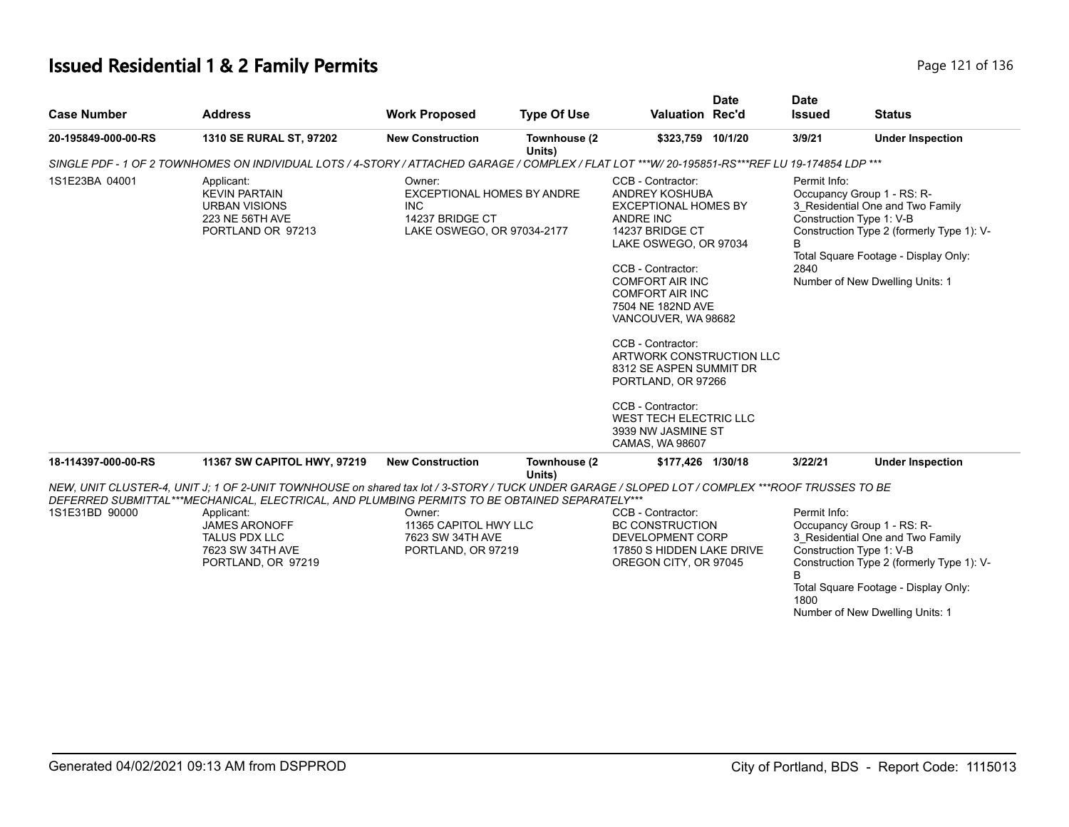# Issued Residential 1 & 2 Family Permits

| Case Number | Address | Work Proposed | Type Of Use | Valuation | Date Rec'd | Date Issued | Status |
|---|---|---|---|---|---|---|---|
| 20-195849-000-00-RS | 1310 SE RURAL ST, 97202 | New Construction | Townhouse (2 Units) | $323,759 | 10/1/20 | 3/9/21 | Under Inspection |

*SINGLE PDF - 1 OF 2 TOWNHOMES ON INDIVIDUAL LOTS / 4-STORY / ATTACHED GARAGE / COMPLEX / FLAT LOT ***W/ 20-195851-RS***REF LU 19-174854 LDP ****

1S1E23BA 04001

Applicant:
KEVIN PARTAIN
URBAN VISIONS
223 NE 56TH AVE
PORTLAND OR 97213

Owner:
EXCEPTIONAL HOMES BY ANDRE INC
14237 BRIDGE CT
LAKE OSWEGO, OR 97034-2177

CCB - Contractor:
ANDREY KOSHUBA
EXCEPTIONAL HOMES BY ANDRE INC
14237 BRIDGE CT
LAKE OSWEGO, OR 97034

CCB - Contractor:
COMFORT AIR INC
COMFORT AIR INC
7504 NE 182ND AVE
VANCOUVER, WA 98682

CCB - Contractor:
ARTWORK CONSTRUCTION LLC
8312 SE ASPEN SUMMIT DR
PORTLAND, OR 97266

CCB - Contractor:
WEST TECH ELECTRIC LLC
3939 NW JASMINE ST
CAMAS, WA 98607

Permit Info:
Occupancy Group 1 - RS: R-3_Residential One and Two Family
Construction Type 1: V-B
Construction Type 2 (formerly Type 1): V-B
Total Square Footage - Display Only: 2840
Number of New Dwelling Units: 1

| Case Number | Address | Work Proposed | Type Of Use | Valuation | Date Rec'd | Date Issued | Status |
|---|---|---|---|---|---|---|---|
| 18-114397-000-00-RS | 11367 SW CAPITOL HWY, 97219 | New Construction | Townhouse (2 Units) | $177,426 | 1/30/18 | 3/22/21 | Under Inspection |

*NEW, UNIT CLUSTER-4, UNIT J; 1 OF 2-UNIT TOWNHOUSE on shared tax lot / 3-STORY / TUCK UNDER GARAGE / SLOPED LOT / COMPLEX ***ROOF TRUSSES TO BE DEFERRED SUBMITTAL***MECHANICAL, ELECTRICAL, AND PLUMBING PERMITS TO BE OBTAINED SEPARATELY****

1S1E31BD 90000

Applicant:
JAMES ARONOFF
TALUS PDX LLC
7623 SW 34TH AVE
PORTLAND, OR 97219

Owner:
11365 CAPITOL HWY LLC
7623 SW 34TH AVE
PORTLAND, OR 97219

CCB - Contractor:
BC CONSTRUCTION DEVELOPMENT CORP
17850 S HIDDEN LAKE DRIVE
OREGON CITY, OR 97045

Permit Info:
Occupancy Group 1 - RS: R-3_Residential One and Two Family
Construction Type 1: V-B
Construction Type 2 (formerly Type 1): V-B
Total Square Footage - Display Only: 1800
Number of New Dwelling Units: 1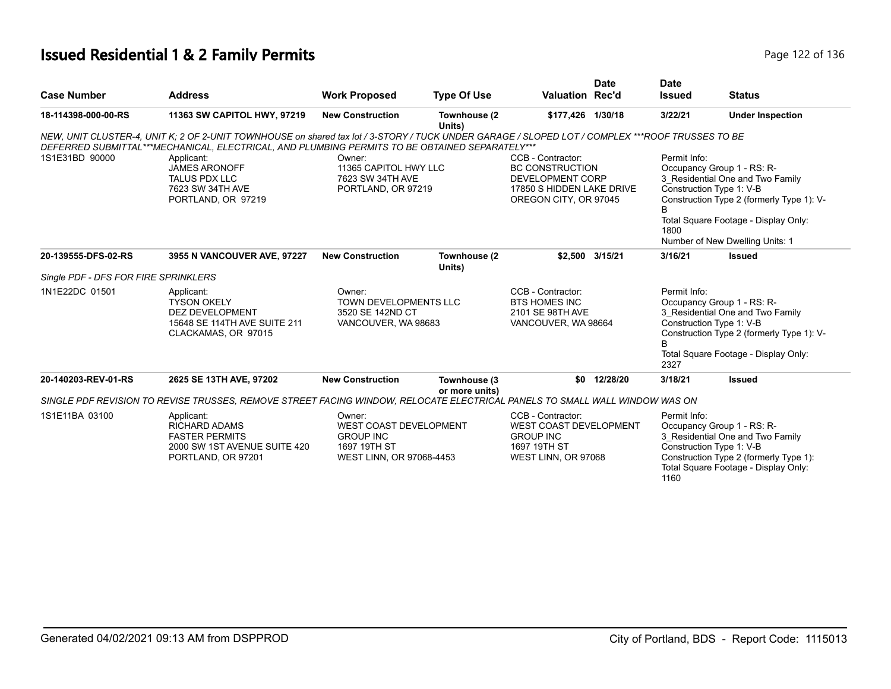# Issued Residential 1 & 2 Family Permits

| Case Number | Address | Work Proposed | Type Of Use | Valuation | Date Rec'd | Date Issued | Status |
|---|---|---|---|---|---|---|---|
| **18-114398-000-00-RS** | **11363 SW CAPITOL HWY, 97219** | **New Construction** | **Townhouse (2 Units)** | **$177,426** | **1/30/18** | **3/22/21** | **Under Inspection** |

*NEW, UNIT CLUSTER-4, UNIT K; 2 OF 2-UNIT TOWNHOUSE on shared tax lot / 3-STORY / TUCK UNDER GARAGE / SLOPED LOT / COMPLEX ***ROOF TRUSSES TO BE DEFERRED SUBMITTAL***MECHANICAL, ELECTRICAL, AND PLUMBING PERMITS TO BE OBTAINED SEPARATELY****

1S1E31BD 90000

Applicant:
JAMES ARONOFF
TALUS PDX LLC
7623 SW 34TH AVE
PORTLAND, OR 97219

Owner:
11365 CAPITOL HWY LLC
7623 SW 34TH AVE
PORTLAND, OR 97219

CCB - Contractor:
BC CONSTRUCTION DEVELOPMENT CORP
17850 S HIDDEN LAKE DRIVE
OREGON CITY, OR 97045

Permit Info:
Occupancy Group 1 - RS: R-3_Residential One and Two Family
Construction Type 1: V-B
Construction Type 2 (formerly Type 1): V-B
Total Square Footage - Display Only: 1800
Number of New Dwelling Units: 1

| Case Number | Address | Work Proposed | Type Of Use | Valuation | Date Rec'd | Date Issued | Status |
|---|---|---|---|---|---|---|---|
| **20-139555-DFS-02-RS** | **3955 N VANCOUVER AVE, 97227** | **New Construction** | **Townhouse (2 Units)** | **$2,500** | **3/15/21** | **3/16/21** | **Issued** |

*Single PDF - DFS FOR FIRE SPRINKLERS*

1N1E22DC 01501

Applicant:
TYSON OKELY
DEZ DEVELOPMENT
15648 SE 114TH AVE SUITE 211
CLACKAMAS, OR 97015

Owner:
TOWN DEVELOPMENTS LLC
3520 SE 142ND CT
VANCOUVER, WA 98683

CCB - Contractor:
BTS HOMES INC
2101 SE 98TH AVE
VANCOUVER, WA 98664

Permit Info:
Occupancy Group 1 - RS: R-3_Residential One and Two Family
Construction Type 1: V-B
Construction Type 2 (formerly Type 1): V-B
Total Square Footage - Display Only: 2327

| Case Number | Address | Work Proposed | Type Of Use | Valuation | Date Rec'd | Date Issued | Status |
|---|---|---|---|---|---|---|---|
| **20-140203-REV-01-RS** | **2625 SE 13TH AVE, 97202** | **New Construction** | **Townhouse (3 or more units)** | **$0** | **12/28/20** | **3/18/21** | **Issued** |

*SINGLE PDF REVISION TO REVISE TRUSSES, REMOVE STREET FACING WINDOW, RELOCATE ELECTRICAL PANELS TO SMALL WALL WINDOW WAS ON*

1S1E11BA 03100

Applicant:
RICHARD ADAMS
FASTER PERMITS
2000 SW 1ST AVENUE SUITE 420
PORTLAND, OR 97201

Owner:
WEST COAST DEVELOPMENT GROUP INC
1697 19TH ST
WEST LINN, OR 97068-4453

CCB - Contractor:
WEST COAST DEVELOPMENT GROUP INC
1697 19TH ST
WEST LINN, OR 97068

Permit Info:
Occupancy Group 1 - RS: R-3_Residential One and Two Family
Construction Type 1: V-B
Construction Type 2 (formerly Type 1):
Total Square Footage - Display Only: 1160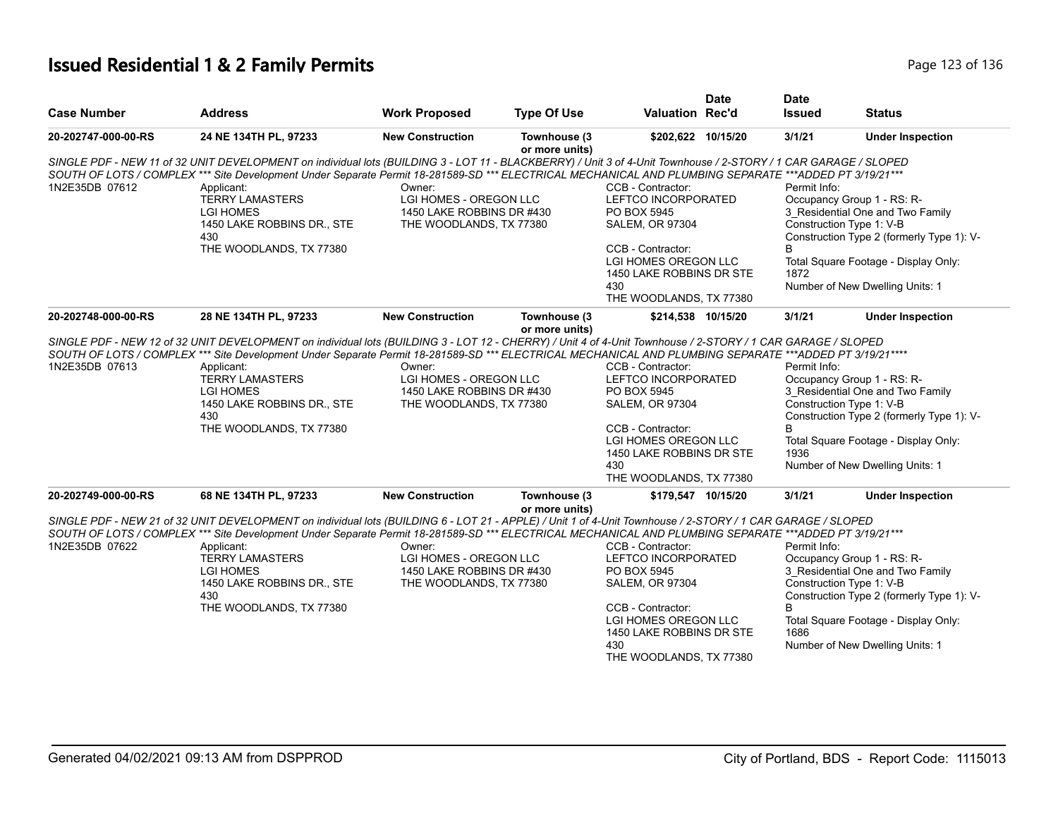# Issued Residential 1 & 2 Family Permits

| Case Number | Address | Work Proposed | Type Of Use | Valuation | Date Rec'd | Date Issued | Status |
|---|---|---|---|---|---|---|---|
| 20-202747-000-00-RS | 24 NE 134TH PL, 97233 | New Construction | Townhouse (3 or more units) | $202,622 | 10/15/20 | 3/1/21 | Under Inspection |

SINGLE PDF - NEW 11 of 32 UNIT DEVELOPMENT on individual lots (BUILDING 3 - LOT 11 - BLACKBERRY) / Unit 3 of 4-Unit Townhouse / 2-STORY / 1 CAR GARAGE / SLOPED SOUTH OF LOTS / COMPLEX *** Site Development Under Separate Permit 18-281589-SD *** ELECTRICAL MECHANICAL AND PLUMBING SEPARATE ***ADDED PT 3/19/21***

1N2E35DB 07612

Applicant:
TERRY LAMASTERS
LGI HOMES
1450 LAKE ROBBINS DR., STE 430
THE WOODLANDS, TX 77380

Owner:
LGI HOMES - OREGON LLC
1450 LAKE ROBBINS DR #430
THE WOODLANDS, TX 77380

CCB - Contractor:
LEFTCO INCORPORATED
PO BOX 5945
SALEM, OR 97304

CCB - Contractor:
LGI HOMES OREGON LLC
1450 LAKE ROBBINS DR STE 430
THE WOODLANDS, TX 77380

Permit Info:
Occupancy Group 1 - RS: R-3_Residential One and Two Family
Construction Type 1: V-B
Construction Type 2 (formerly Type 1): V-B
Total Square Footage - Display Only: 1872
Number of New Dwelling Units: 1

| Case Number | Address | Work Proposed | Type Of Use | Valuation | Date Rec'd | Date Issued | Status |
|---|---|---|---|---|---|---|---|
| 20-202748-000-00-RS | 28 NE 134TH PL, 97233 | New Construction | Townhouse (3 or more units) | $214,538 | 10/15/20 | 3/1/21 | Under Inspection |

SINGLE PDF - NEW 12 of 32 UNIT DEVELOPMENT on individual lots (BUILDING 3 - LOT 12 - CHERRY) / Unit 4 of 4-Unit Townhouse / 2-STORY / 1 CAR GARAGE / SLOPED SOUTH OF LOTS / COMPLEX *** Site Development Under Separate Permit 18-281589-SD *** ELECTRICAL MECHANICAL AND PLUMBING SEPARATE ***ADDED PT 3/19/21****

1N2E35DB 07613

Applicant:
TERRY LAMASTERS
LGI HOMES
1450 LAKE ROBBINS DR., STE 430
THE WOODLANDS, TX 77380

Owner:
LGI HOMES - OREGON LLC
1450 LAKE ROBBINS DR #430
THE WOODLANDS, TX 77380

CCB - Contractor:
LEFTCO INCORPORATED
PO BOX 5945
SALEM, OR 97304

CCB - Contractor:
LGI HOMES OREGON LLC
1450 LAKE ROBBINS DR STE 430
THE WOODLANDS, TX 77380

Permit Info:
Occupancy Group 1 - RS: R-3_Residential One and Two Family
Construction Type 1: V-B
Construction Type 2 (formerly Type 1): V-B
Total Square Footage - Display Only: 1936
Number of New Dwelling Units: 1

| Case Number | Address | Work Proposed | Type Of Use | Valuation | Date Rec'd | Date Issued | Status |
|---|---|---|---|---|---|---|---|
| 20-202749-000-00-RS | 68 NE 134TH PL, 97233 | New Construction | Townhouse (3 or more units) | $179,547 | 10/15/20 | 3/1/21 | Under Inspection |

SINGLE PDF - NEW 21 of 32 UNIT DEVELOPMENT on individual lots (BUILDING 6 - LOT 21 - APPLE) / Unit 1 of 4-Unit Townhouse / 2-STORY / 1 CAR GARAGE / SLOPED SOUTH OF LOTS / COMPLEX *** Site Development Under Separate Permit 18-281589-SD *** ELECTRICAL MECHANICAL AND PLUMBING SEPARATE ***ADDED PT 3/19/21***

1N2E35DB 07622

Applicant:
TERRY LAMASTERS
LGI HOMES
1450 LAKE ROBBINS DR., STE 430
THE WOODLANDS, TX 77380

Owner:
LGI HOMES - OREGON LLC
1450 LAKE ROBBINS DR #430
THE WOODLANDS, TX 77380

CCB - Contractor:
LEFTCO INCORPORATED
PO BOX 5945
SALEM, OR 97304

CCB - Contractor:
LGI HOMES OREGON LLC
1450 LAKE ROBBINS DR STE 430
THE WOODLANDS, TX 77380

Permit Info:
Occupancy Group 1 - RS: R-3_Residential One and Two Family
Construction Type 1: V-B
Construction Type 2 (formerly Type 1): V-B
Total Square Footage - Display Only: 1686
Number of New Dwelling Units: 1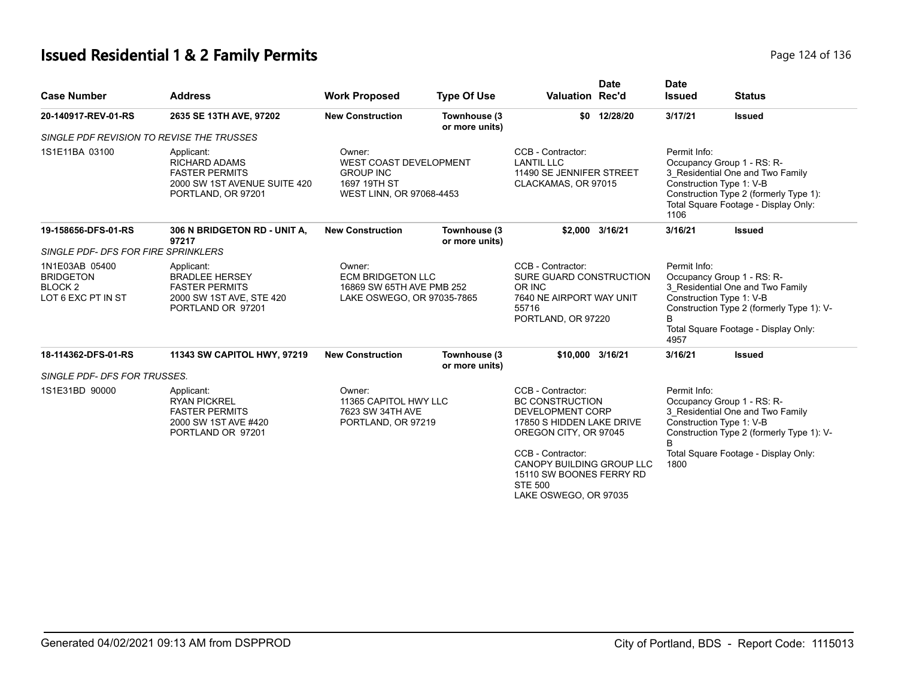# Issued Residential 1 & 2 Family Permits

| Case Number | Address | Work Proposed | Type Of Use | Valuation | Date Rec'd | Date Issued | Status |
|---|---|---|---|---|---|---|---|
| **20-140917-REV-01-RS** | **2635 SE 13TH AVE, 97202** | **New Construction** | **Townhouse (3 or more units)** | **$0** | **12/28/20** | **3/17/21** | **Issued** |
| *SINGLE PDF REVISION TO REVISE THE TRUSSES* | | | | | | | |
| 1S1E11BA 03100 | Applicant: RICHARD ADAMS FASTER PERMITS 2000 SW 1ST AVENUE SUITE 420 PORTLAND, OR 97201 | Owner: WEST COAST DEVELOPMENT GROUP INC 1697 19TH ST WEST LINN, OR 97068-4453 | | CCB - Contractor: LANTIL LLC 11490 SE JENNIFER STREET CLACKAMAS, OR 97015 | | Permit Info: Occupancy Group 1 - RS: R-3_Residential One and Two Family Construction Type 1: V-B Construction Type 2 (formerly Type 1): Total Square Footage - Display Only: 1106 | |
| **19-158656-DFS-01-RS** | **306 N BRIDGETON RD - UNIT A, 97217** | **New Construction** | **Townhouse (3 or more units)** | **$2,000** | **3/16/21** | **3/16/21** | **Issued** |
| *SINGLE PDF- DFS FOR FIRE SPRINKLERS* | | | | | | | |
| 1N1E03AB 05400 BRIDGETON BLOCK 2 LOT 6 EXC PT IN ST | Applicant: BRADLEE HERSEY FASTER PERMITS 2000 SW 1ST AVE, STE 420 PORTLAND OR 97201 | Owner: ECM BRIDGETON LLC 16869 SW 65TH AVE PMB 252 LAKE OSWEGO, OR 97035-7865 | | CCB - Contractor: SURE GUARD CONSTRUCTION OR INC 7640 NE AIRPORT WAY UNIT 55716 PORTLAND, OR 97220 | | Permit Info: Occupancy Group 1 - RS: R-3_Residential One and Two Family Construction Type 1: V-B Construction Type 2 (formerly Type 1): V-B Total Square Footage - Display Only: 4957 | |
| **18-114362-DFS-01-RS** | **11343 SW CAPITOL HWY, 97219** | **New Construction** | **Townhouse (3 or more units)** | **$10,000** | **3/16/21** | **3/16/21** | **Issued** |
| *SINGLE PDF- DFS FOR TRUSSES.* | | | | | | | |
| 1S1E31BD 90000 | Applicant: RYAN PICKREL FASTER PERMITS 2000 SW 1ST AVE #420 PORTLAND OR 97201 | Owner: 11365 CAPITOL HWY LLC 7623 SW 34TH AVE PORTLAND, OR 97219 | | CCB - Contractor: BC CONSTRUCTION DEVELOPMENT CORP 17850 S HIDDEN LAKE DRIVE OREGON CITY, OR 97045<br>CCB - Contractor: CANOPY BUILDING GROUP LLC 15110 SW BOONES FERRY RD STE 500 LAKE OSWEGO, OR 97035 | | Permit Info: Occupancy Group 1 - RS: R-3_Residential One and Two Family Construction Type 1: V-B Construction Type 2 (formerly Type 1): V-B Total Square Footage - Display Only: 1800 | |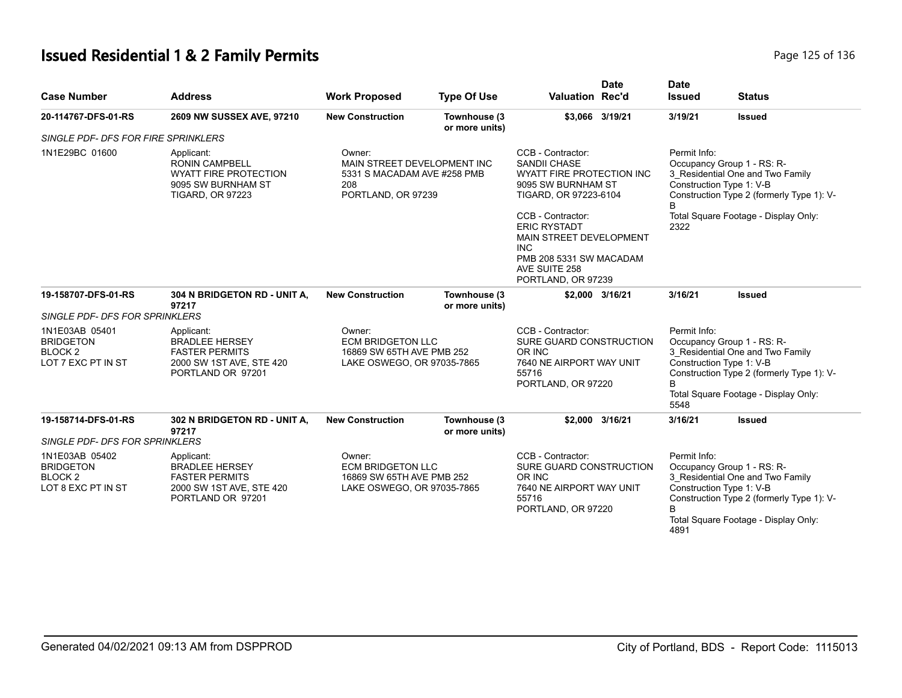# Issued Residential 1 & 2 Family Permits

| Case Number | Address | Work Proposed | Type Of Use | Valuation | Date Rec'd | Date Issued | Status |
|---|---|---|---|---|---|---|---|
| **20-114767-DFS-01-RS** | **2609 NW SUSSEX AVE, 97210** | **New Construction** | **Townhouse (3 or more units)** | **$3,066** | **3/19/21** | **3/19/21** | **Issued** |
| *SINGLE PDF- DFS FOR FIRE SPRINKLERS* | | | | | | | |
| 1N1E29BC 01600 | Applicant: RONIN CAMPBELL WYATT FIRE PROTECTION 9095 SW BURNHAM ST TIGARD, OR 97223 | Owner: MAIN STREET DEVELOPMENT INC 5331 S MACADAM AVE #258 PMB 208 PORTLAND, OR 97239 | | CCB - Contractor: SANDII CHASE WYATT FIRE PROTECTION INC 9095 SW BURNHAM ST TIGARD, OR 97223-6104 CCB - Contractor: ERIC RYSTADT MAIN STREET DEVELOPMENT INC PMB 208 5331 SW MACADAM AVE SUITE 258 PORTLAND, OR 97239 | | Permit Info: Occupancy Group 1 - RS: R-3_Residential One and Two Family Construction Type 1: V-B Construction Type 2 (formerly Type 1): V-B Total Square Footage - Display Only: 2322 | |
| **19-158707-DFS-01-RS** | **304 N BRIDGETON RD - UNIT A, 97217** | **New Construction** | **Townhouse (3 or more units)** | **$2,000** | **3/16/21** | **3/16/21** | **Issued** |
| *SINGLE PDF- DFS FOR SPRINKLERS* | | | | | | | |
| 1N1E03AB 05401 BRIDGETON BLOCK 2 LOT 7 EXC PT IN ST | Applicant: BRADLEE HERSEY FASTER PERMITS 2000 SW 1ST AVE, STE 420 PORTLAND OR 97201 | Owner: ECM BRIDGETON LLC 16869 SW 65TH AVE PMB 252 LAKE OSWEGO, OR 97035-7865 | | CCB - Contractor: SURE GUARD CONSTRUCTION OR INC 7640 NE AIRPORT WAY UNIT 55716 PORTLAND, OR 97220 | | Permit Info: Occupancy Group 1 - RS: R-3_Residential One and Two Family Construction Type 1: V-B Construction Type 2 (formerly Type 1): V-B Total Square Footage - Display Only: 5548 | |
| **19-158714-DFS-01-RS** | **302 N BRIDGETON RD - UNIT A, 97217** | **New Construction** | **Townhouse (3 or more units)** | **$2,000** | **3/16/21** | **3/16/21** | **Issued** |
| *SINGLE PDF- DFS FOR SPRINKLERS* | | | | | | | |
| 1N1E03AB 05402 BRIDGETON BLOCK 2 LOT 8 EXC PT IN ST | Applicant: BRADLEE HERSEY FASTER PERMITS 2000 SW 1ST AVE, STE 420 PORTLAND OR 97201 | Owner: ECM BRIDGETON LLC 16869 SW 65TH AVE PMB 252 LAKE OSWEGO, OR 97035-7865 | | CCB - Contractor: SURE GUARD CONSTRUCTION OR INC 7640 NE AIRPORT WAY UNIT 55716 PORTLAND, OR 97220 | | Permit Info: Occupancy Group 1 - RS: R-3_Residential One and Two Family Construction Type 1: V-B Construction Type 2 (formerly Type 1): V-B Total Square Footage - Display Only: 4891 | |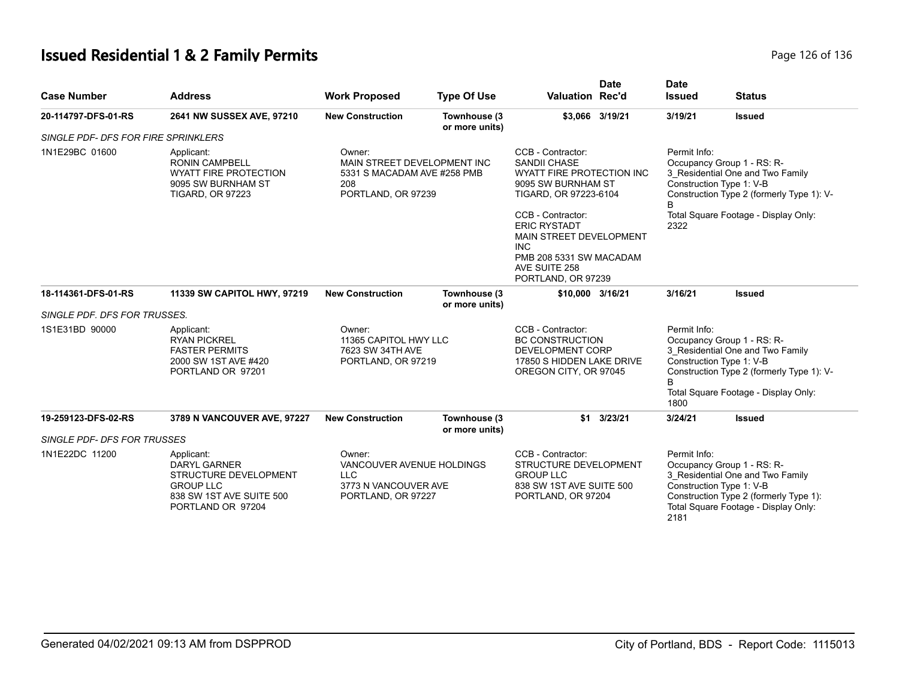# Issued Residential 1 & 2 Family Permits

| Case Number | Address | Work Proposed | Type Of Use | Valuation | Date Rec'd | Date Issued | Status |
|---|---|---|---|---|---|---|---|
| 20-114797-DFS-01-RS | 2641 NW SUSSEX AVE, 97210 | New Construction | Townhouse (3 or more units) | $3,066 | 3/19/21 | 3/19/21 | Issued |
| *SINGLE PDF- DFS FOR FIRE SPRINKLERS* | | | | | | | |
| 1N1E29BC 01600 | Applicant: RONIN CAMPBELL WYATT FIRE PROTECTION 9095 SW BURNHAM ST TIGARD, OR 97223 | Owner: MAIN STREET DEVELOPMENT INC 5331 S MACADAM AVE #258 PMB 208 PORTLAND, OR 97239 | | CCB - Contractor: SANDII CHASE WYATT FIRE PROTECTION INC 9095 SW BURNHAM ST TIGARD, OR 97223-6104; CCB - Contractor: ERIC RYSTADT MAIN STREET DEVELOPMENT INC PMB 208 5331 SW MACADAM AVE SUITE 258 PORTLAND, OR 97239 | | Permit Info: Occupancy Group 1 - RS: R-3_Residential One and Two Family Construction Type 1: V-B Construction Type 2 (formerly Type 1): V-B Total Square Footage - Display Only: 2322 | |
| 18-114361-DFS-01-RS | 11339 SW CAPITOL HWY, 97219 | New Construction | Townhouse (3 or more units) | $10,000 | 3/16/21 | 3/16/21 | Issued |
| *SINGLE PDF. DFS FOR TRUSSES.* | | | | | | | |
| 1S1E31BD 90000 | Applicant: RYAN PICKREL FASTER PERMITS 2000 SW 1ST AVE #420 PORTLAND OR 97201 | Owner: 11365 CAPITOL HWY LLC 7623 SW 34TH AVE PORTLAND, OR 97219 | | CCB - Contractor: BC CONSTRUCTION DEVELOPMENT CORP 17850 S HIDDEN LAKE DRIVE OREGON CITY, OR 97045 | | Permit Info: Occupancy Group 1 - RS: R-3_Residential One and Two Family Construction Type 1: V-B Construction Type 2 (formerly Type 1): V-B Total Square Footage - Display Only: 1800 | |
| 19-259123-DFS-02-RS | 3789 N VANCOUVER AVE, 97227 | New Construction | Townhouse (3 or more units) | $1 | 3/23/21 | 3/24/21 | Issued |
| *SINGLE PDF- DFS FOR TRUSSES* | | | | | | | |
| 1N1E22DC 11200 | Applicant: DARYL GARNER STRUCTURE DEVELOPMENT GROUP LLC 838 SW 1ST AVE SUITE 500 PORTLAND OR 97204 | Owner: VANCOUVER AVENUE HOLDINGS LLC 3773 N VANCOUVER AVE PORTLAND, OR 97227 | | CCB - Contractor: STRUCTURE DEVELOPMENT GROUP LLC 838 SW 1ST AVE SUITE 500 PORTLAND, OR 97204 | | Permit Info: Occupancy Group 1 - RS: R-3_Residential One and Two Family Construction Type 1: V-B Construction Type 2 (formerly Type 1): Total Square Footage - Display Only: 2181 | |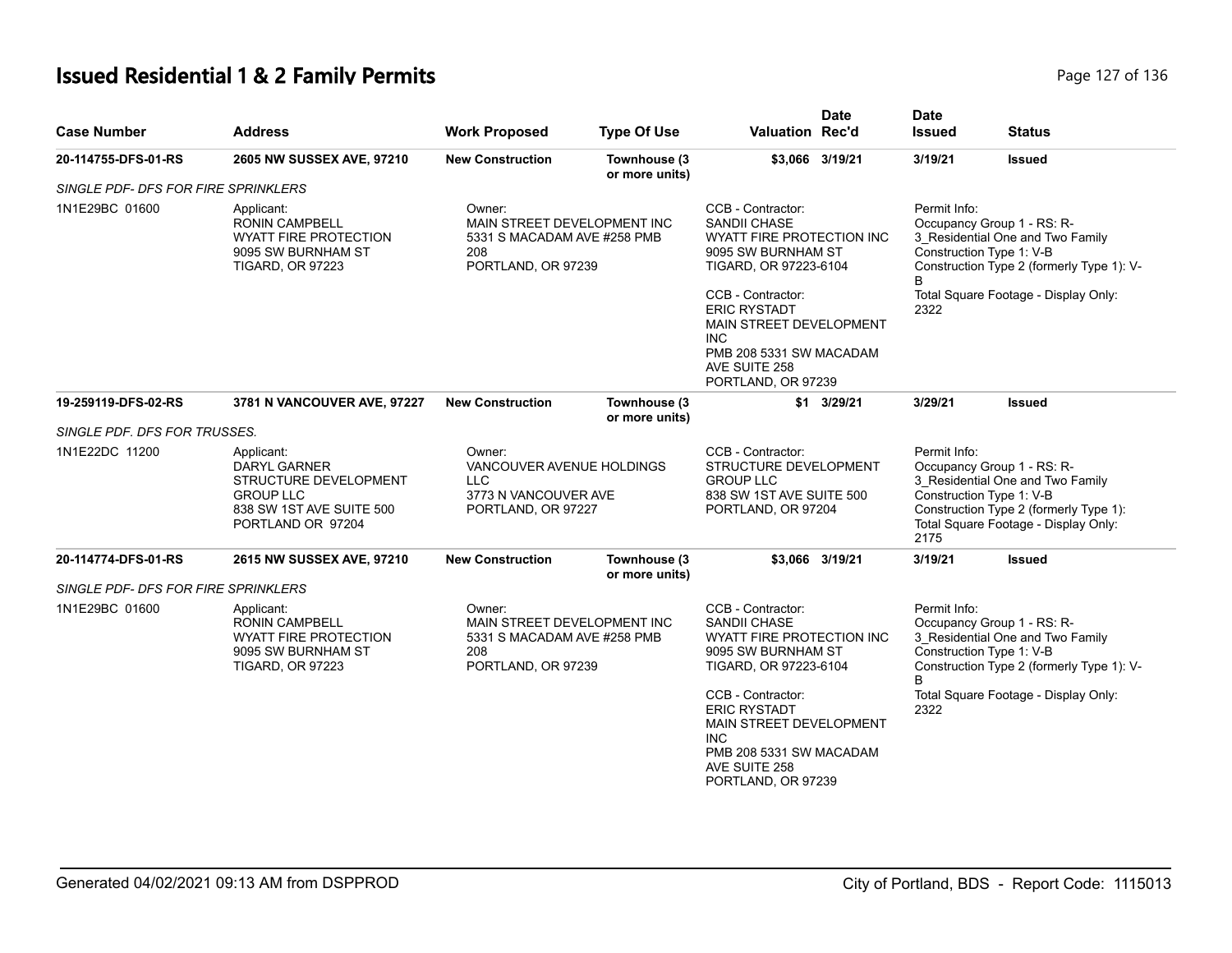# Issued Residential 1 & 2 Family Permits

| Case Number | Address | Work Proposed | Type Of Use | Valuation | Date Rec'd | Date Issued | Status |
|---|---|---|---|---|---|---|---|
| **20-114755-DFS-01-RS** | **2605 NW SUSSEX AVE, 97210** | **New Construction** | **Townhouse (3 or more units)** | **$3,066** | **3/19/21** | **3/19/21** | **Issued** |
| *SINGLE PDF- DFS FOR FIRE SPRINKLERS* | | | | | | | |
| 1N1E29BC 01600 | Applicant: RONIN CAMPBELL WYATT FIRE PROTECTION 9095 SW BURNHAM ST TIGARD, OR 97223 | Owner: MAIN STREET DEVELOPMENT INC 5331 S MACADAM AVE #258 PMB 208 PORTLAND, OR 97239 | | CCB - Contractor: SANDII CHASE WYATT FIRE PROTECTION INC 9095 SW BURNHAM ST TIGARD, OR 97223-6104<br>CCB - Contractor: ERIC RYSTADT MAIN STREET DEVELOPMENT INC PMB 208 5331 SW MACADAM AVE SUITE 258 PORTLAND, OR 97239 | | Permit Info: Occupancy Group 1 - RS: R-3_Residential One and Two Family<br>Construction Type 1: V-B<br>Construction Type 2 (formerly Type 1): V-B<br>Total Square Footage - Display Only: 2322 | |
| **19-259119-DFS-02-RS** | **3781 N VANCOUVER AVE, 97227** | **New Construction** | **Townhouse (3 or more units)** | **$1** | **3/29/21** | **3/29/21** | **Issued** |
| *SINGLE PDF. DFS FOR TRUSSES.* | | | | | | | |
| 1N1E22DC 11200 | Applicant: DARYL GARNER STRUCTURE DEVELOPMENT GROUP LLC 838 SW 1ST AVE SUITE 500 PORTLAND OR 97204 | Owner: VANCOUVER AVENUE HOLDINGS LLC 3773 N VANCOUVER AVE PORTLAND, OR 97227 | | CCB - Contractor: STRUCTURE DEVELOPMENT GROUP LLC 838 SW 1ST AVE SUITE 500 PORTLAND, OR 97204 | | Permit Info: Occupancy Group 1 - RS: R-3_Residential One and Two Family<br>Construction Type 1: V-B<br>Construction Type 2 (formerly Type 1):<br>Total Square Footage - Display Only: 2175 | |
| **20-114774-DFS-01-RS** | **2615 NW SUSSEX AVE, 97210** | **New Construction** | **Townhouse (3 or more units)** | **$3,066** | **3/19/21** | **3/19/21** | **Issued** |
| *SINGLE PDF- DFS FOR FIRE SPRINKLERS* | | | | | | | |
| 1N1E29BC 01600 | Applicant: RONIN CAMPBELL WYATT FIRE PROTECTION 9095 SW BURNHAM ST TIGARD, OR 97223 | Owner: MAIN STREET DEVELOPMENT INC 5331 S MACADAM AVE #258 PMB 208 PORTLAND, OR 97239 | | CCB - Contractor: SANDII CHASE WYATT FIRE PROTECTION INC 9095 SW BURNHAM ST TIGARD, OR 97223-6104<br>CCB - Contractor: ERIC RYSTADT MAIN STREET DEVELOPMENT INC PMB 208 5331 SW MACADAM AVE SUITE 258 PORTLAND, OR 97239 | | Permit Info: Occupancy Group 1 - RS: R-3_Residential One and Two Family<br>Construction Type 1: V-B<br>Construction Type 2 (formerly Type 1): V-B<br>Total Square Footage - Display Only: 2322 | |

Generated 04/02/2021 09:13 AM from DSPPROD — City of Portland, BDS - Report Code: 1115013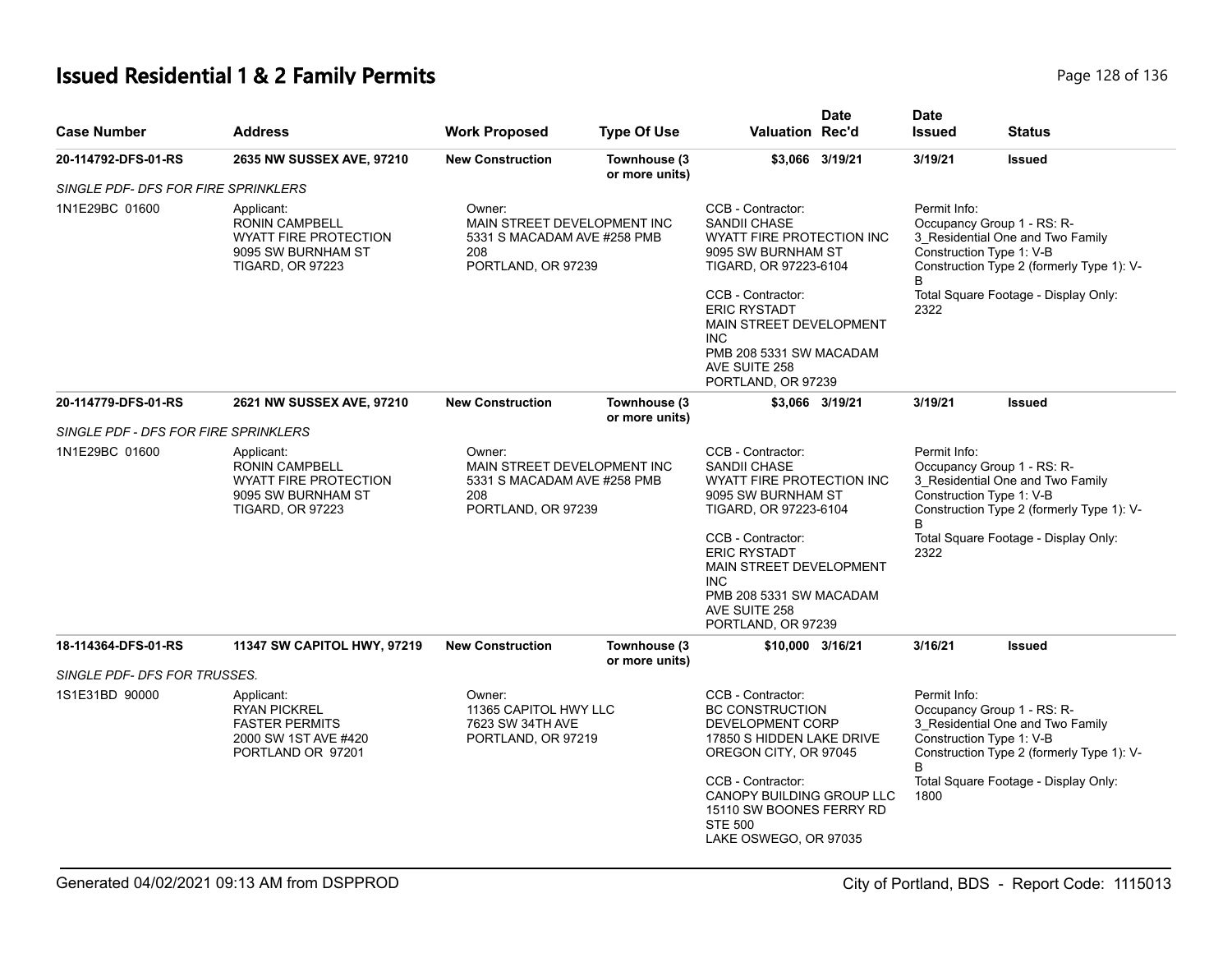# Issued Residential 1 & 2 Family Permits

| Case Number | Address | Work Proposed | Type Of Use | Valuation | Date Rec'd | Date Issued | Status |
|---|---|---|---|---|---|---|---|
| 20-114792-DFS-01-RS | 2635 NW SUSSEX AVE, 97210 | New Construction | Townhouse (3 or more units) | $3,066 | 3/19/21 | 3/19/21 | Issued |
| *SINGLE PDF- DFS FOR FIRE SPRINKLERS* | | | | | | | |
| 1N1E29BC 01600 | Applicant: RONIN CAMPBELL WYATT FIRE PROTECTION 9095 SW BURNHAM ST TIGARD, OR 97223 | Owner: MAIN STREET DEVELOPMENT INC 5331 S MACADAM AVE #258 PMB 208 PORTLAND, OR 97239 | | CCB - Contractor: SANDII CHASE WYATT FIRE PROTECTION INC 9095 SW BURNHAM ST TIGARD, OR 97223-6104<br>CCB - Contractor: ERIC RYSTADT MAIN STREET DEVELOPMENT INC PMB 208 5331 SW MACADAM AVE SUITE 258 PORTLAND, OR 97239 | | Permit Info: Occupancy Group 1 - RS: R-3_Residential One and Two Family Construction Type 1: V-B Construction Type 2 (formerly Type 1): V-B Total Square Footage - Display Only: 2322 | |
| 20-114779-DFS-01-RS | 2621 NW SUSSEX AVE, 97210 | New Construction | Townhouse (3 or more units) | $3,066 | 3/19/21 | 3/19/21 | Issued |
| *SINGLE PDF - DFS FOR FIRE SPRINKLERS* | | | | | | | |
| 1N1E29BC 01600 | Applicant: RONIN CAMPBELL WYATT FIRE PROTECTION 9095 SW BURNHAM ST TIGARD, OR 97223 | Owner: MAIN STREET DEVELOPMENT INC 5331 S MACADAM AVE #258 PMB 208 PORTLAND, OR 97239 | | CCB - Contractor: SANDII CHASE WYATT FIRE PROTECTION INC 9095 SW BURNHAM ST TIGARD, OR 97223-6104<br>CCB - Contractor: ERIC RYSTADT MAIN STREET DEVELOPMENT INC PMB 208 5331 SW MACADAM AVE SUITE 258 PORTLAND, OR 97239 | | Permit Info: Occupancy Group 1 - RS: R-3_Residential One and Two Family Construction Type 1: V-B Construction Type 2 (formerly Type 1): V-B Total Square Footage - Display Only: 2322 | |
| 18-114364-DFS-01-RS | 11347 SW CAPITOL HWY, 97219 | New Construction | Townhouse (3 or more units) | $10,000 | 3/16/21 | 3/16/21 | Issued |
| *SINGLE PDF- DFS FOR TRUSSES.* | | | | | | | |
| 1S1E31BD 90000 | Applicant: RYAN PICKREL FASTER PERMITS 2000 SW 1ST AVE #420 PORTLAND OR 97201 | Owner: 11365 CAPITOL HWY LLC 7623 SW 34TH AVE PORTLAND, OR 97219 | | CCB - Contractor: BC CONSTRUCTION DEVELOPMENT CORP 17850 S HIDDEN LAKE DRIVE OREGON CITY, OR 97045<br>CCB - Contractor: CANOPY BUILDING GROUP LLC 15110 SW BOONES FERRY RD STE 500 LAKE OSWEGO, OR 97035 | | Permit Info: Occupancy Group 1 - RS: R-3_Residential One and Two Family Construction Type 1: V-B Construction Type 2 (formerly Type 1): V-B Total Square Footage - Display Only: 1800 | |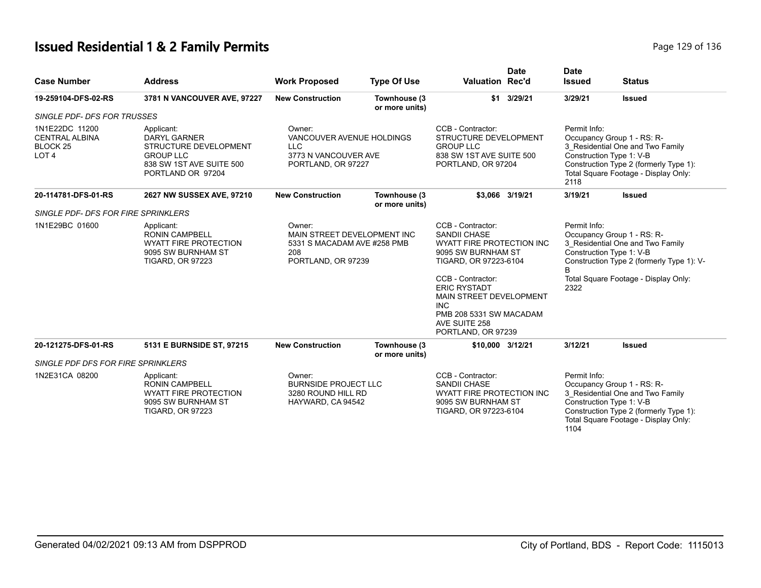# Issued Residential 1 & 2 Family Permits

| Case Number | Address | Work Proposed | Type Of Use | Valuation | Date Rec'd | Date Issued | Status |
|---|---|---|---|---|---|---|---|
| 19-259104-DFS-02-RS | 3781 N VANCOUVER AVE, 97227 | New Construction | Townhouse (3 or more units) | $1 | 3/29/21 | 3/29/21 | Issued |
| *SINGLE PDF- DFS FOR TRUSSES* | | | | | | | |
| 1N1E22DC 11200<br>CENTRAL ALBINA<br>BLOCK 25<br>LOT 4 | Applicant:<br>DARYL GARNER<br>STRUCTURE DEVELOPMENT GROUP LLC<br>838 SW 1ST AVE SUITE 500<br>PORTLAND OR 97204 | Owner:<br>VANCOUVER AVENUE HOLDINGS LLC<br>3773 N VANCOUVER AVE<br>PORTLAND, OR 97227 | | CCB - Contractor:<br>STRUCTURE DEVELOPMENT GROUP LLC<br>838 SW 1ST AVE SUITE 500<br>PORTLAND, OR 97204 | | Permit Info:<br>Occupancy Group 1 - RS: R-3_Residential One and Two Family<br>Construction Type 1: V-B<br>Construction Type 2 (formerly Type 1):<br>Total Square Footage - Display Only: 2118 | |
| 20-114781-DFS-01-RS | 2627 NW SUSSEX AVE, 97210 | New Construction | Townhouse (3 or more units) | $3,066 | 3/19/21 | 3/19/21 | Issued |
| *SINGLE PDF- DFS FOR FIRE SPRINKLERS* | | | | | | | |
| 1N1E29BC 01600 | Applicant:<br>RONIN CAMPBELL<br>WYATT FIRE PROTECTION<br>9095 SW BURNHAM ST<br>TIGARD, OR 97223 | Owner:<br>MAIN STREET DEVELOPMENT INC<br>5331 S MACADAM AVE #258 PMB 208<br>PORTLAND, OR 97239 | | CCB - Contractor:<br>SANDII CHASE<br>WYATT FIRE PROTECTION INC<br>9095 SW BURNHAM ST<br>TIGARD, OR 97223-6104<br><br>CCB - Contractor:<br>ERIC RYSTADT<br>MAIN STREET DEVELOPMENT INC<br>PMB 208 5331 SW MACADAM AVE SUITE 258<br>PORTLAND, OR 97239 | | Permit Info:<br>Occupancy Group 1 - RS: R-3_Residential One and Two Family<br>Construction Type 1: V-B<br>Construction Type 2 (formerly Type 1): V-B<br>Total Square Footage - Display Only: 2322 | |
| 20-121275-DFS-01-RS | 5131 E BURNSIDE ST, 97215 | New Construction | Townhouse (3 or more units) | $10,000 | 3/12/21 | 3/12/21 | Issued |
| *SINGLE PDF DFS FOR FIRE SPRINKLERS* | | | | | | | |
| 1N2E31CA 08200 | Applicant:<br>RONIN CAMPBELL<br>WYATT FIRE PROTECTION<br>9095 SW BURNHAM ST<br>TIGARD, OR 97223 | Owner:<br>BURNSIDE PROJECT LLC<br>3280 ROUND HILL RD<br>HAYWARD, CA 94542 | | CCB - Contractor:<br>SANDII CHASE<br>WYATT FIRE PROTECTION INC<br>9095 SW BURNHAM ST<br>TIGARD, OR 97223-6104 | | Permit Info:<br>Occupancy Group 1 - RS: R-3_Residential One and Two Family<br>Construction Type 1: V-B<br>Construction Type 2 (formerly Type 1):<br>Total Square Footage - Display Only: 1104 | |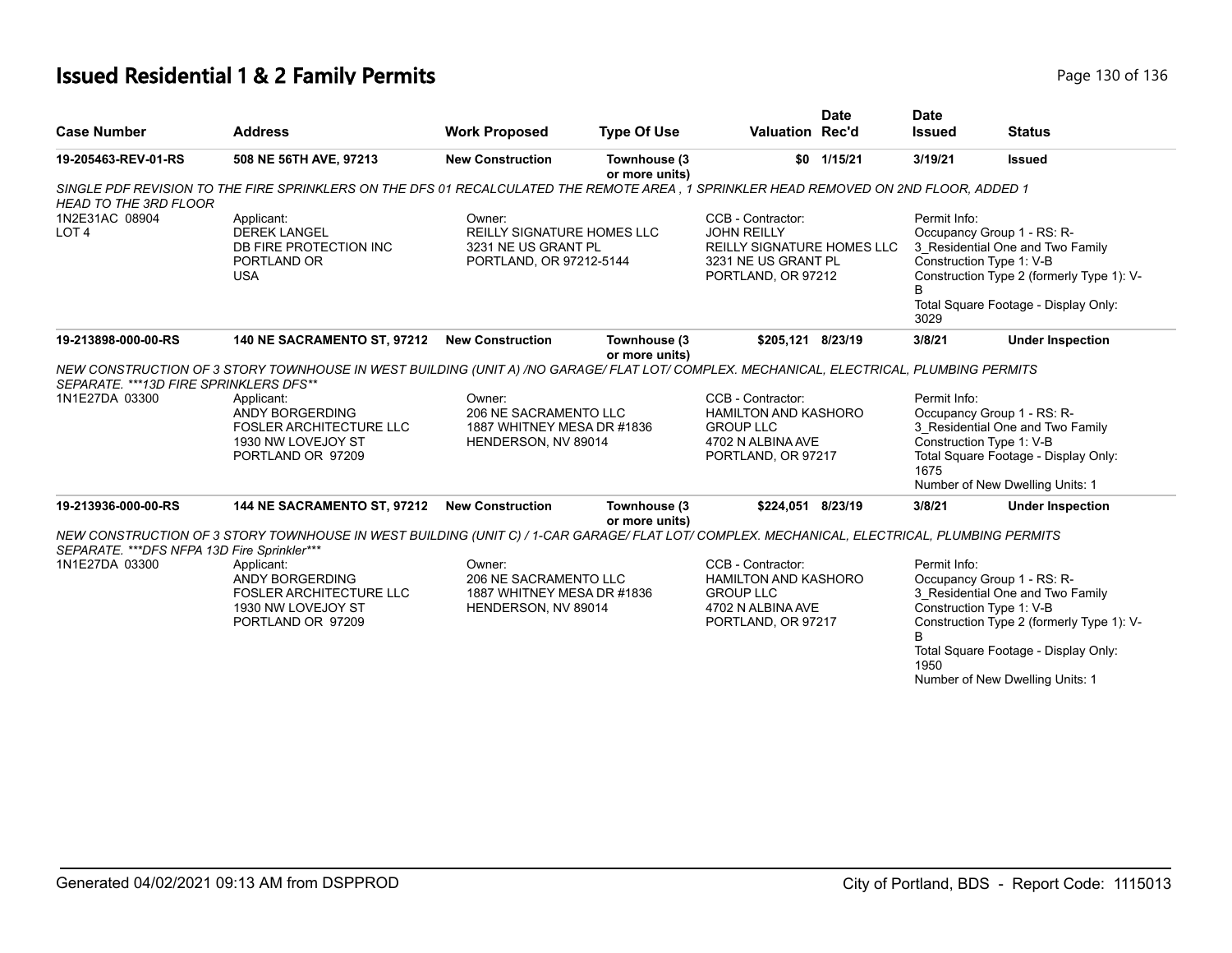# Issued Residential 1 & 2 Family Permits

| Case Number | Address | Work Proposed | Type Of Use | Valuation | Date Rec'd | Date Issued | Status |
|---|---|---|---|---|---|---|---|
| 19-205463-REV-01-RS | 508 NE 56TH AVE, 97213 | New Construction | Townhouse (3 or more units) | $0 | 1/15/21 | 3/19/21 | Issued |

*SINGLE PDF REVISION TO THE FIRE SPRINKLERS ON THE DFS 01 RECALCULATED THE REMOTE AREA , 1 SPRINKLER HEAD REMOVED ON 2ND FLOOR, ADDED 1 HEAD TO THE 3RD FLOOR*

1N2E31AC 08904
LOT 4

Applicant:
DEREK LANGEL
DB FIRE PROTECTION INC
PORTLAND OR
USA

Owner:
REILLY SIGNATURE HOMES LLC
3231 NE US GRANT PL
PORTLAND, OR 97212-5144

CCB - Contractor:
JOHN REILLY
REILLY SIGNATURE HOMES LLC
3231 NE US GRANT PL
PORTLAND, OR 97212

Permit Info:
Occupancy Group 1 - RS: R-3_Residential One and Two Family
Construction Type 1: V-B
Construction Type 2 (formerly Type 1): V-B
Total Square Footage - Display Only: 3029

| Case Number | Address | Work Proposed | Type Of Use | Valuation | Date Rec'd | Date Issued | Status |
|---|---|---|---|---|---|---|---|
| 19-213898-000-00-RS | 140 NE SACRAMENTO ST, 97212 | New Construction | Townhouse (3 or more units) | $205,121 | 8/23/19 | 3/8/21 | Under Inspection |

*NEW CONSTRUCTION OF 3 STORY TOWNHOUSE IN WEST BUILDING (UNIT A) /NO GARAGE/ FLAT LOT/ COMPLEX. MECHANICAL, ELECTRICAL, PLUMBING PERMITS SEPARATE. ***13D FIRE SPRINKLERS DFS***

1N1E27DA 03300

Applicant:
ANDY BORGERDING
FOSLER ARCHITECTURE LLC
1930 NW LOVEJOY ST
PORTLAND OR 97209

Owner:
206 NE SACRAMENTO LLC
1887 WHITNEY MESA DR #1836
HENDERSON, NV 89014

CCB - Contractor:
HAMILTON AND KASHORO GROUP LLC
4702 N ALBINA AVE
PORTLAND, OR 97217

Permit Info:
Occupancy Group 1 - RS: R-3_Residential One and Two Family
Construction Type 1: V-B
Total Square Footage - Display Only: 1675
Number of New Dwelling Units: 1

| Case Number | Address | Work Proposed | Type Of Use | Valuation | Date Rec'd | Date Issued | Status |
|---|---|---|---|---|---|---|---|
| 19-213936-000-00-RS | 144 NE SACRAMENTO ST, 97212 | New Construction | Townhouse (3 or more units) | $224,051 | 8/23/19 | 3/8/21 | Under Inspection |

*NEW CONSTRUCTION OF 3 STORY TOWNHOUSE IN WEST BUILDING (UNIT C) / 1-CAR GARAGE/ FLAT LOT/ COMPLEX. MECHANICAL, ELECTRICAL, PLUMBING PERMITS SEPARATE. ***DFS NFPA 13D Fire Sprinkler****

1N1E27DA 03300

Applicant:
ANDY BORGERDING
FOSLER ARCHITECTURE LLC
1930 NW LOVEJOY ST
PORTLAND OR 97209

Owner:
206 NE SACRAMENTO LLC
1887 WHITNEY MESA DR #1836
HENDERSON, NV 89014

CCB - Contractor:
HAMILTON AND KASHORO GROUP LLC
4702 N ALBINA AVE
PORTLAND, OR 97217

Permit Info:
Occupancy Group 1 - RS: R-3_Residential One and Two Family
Construction Type 1: V-B
Construction Type 2 (formerly Type 1): V-B
Total Square Footage - Display Only: 1950
Number of New Dwelling Units: 1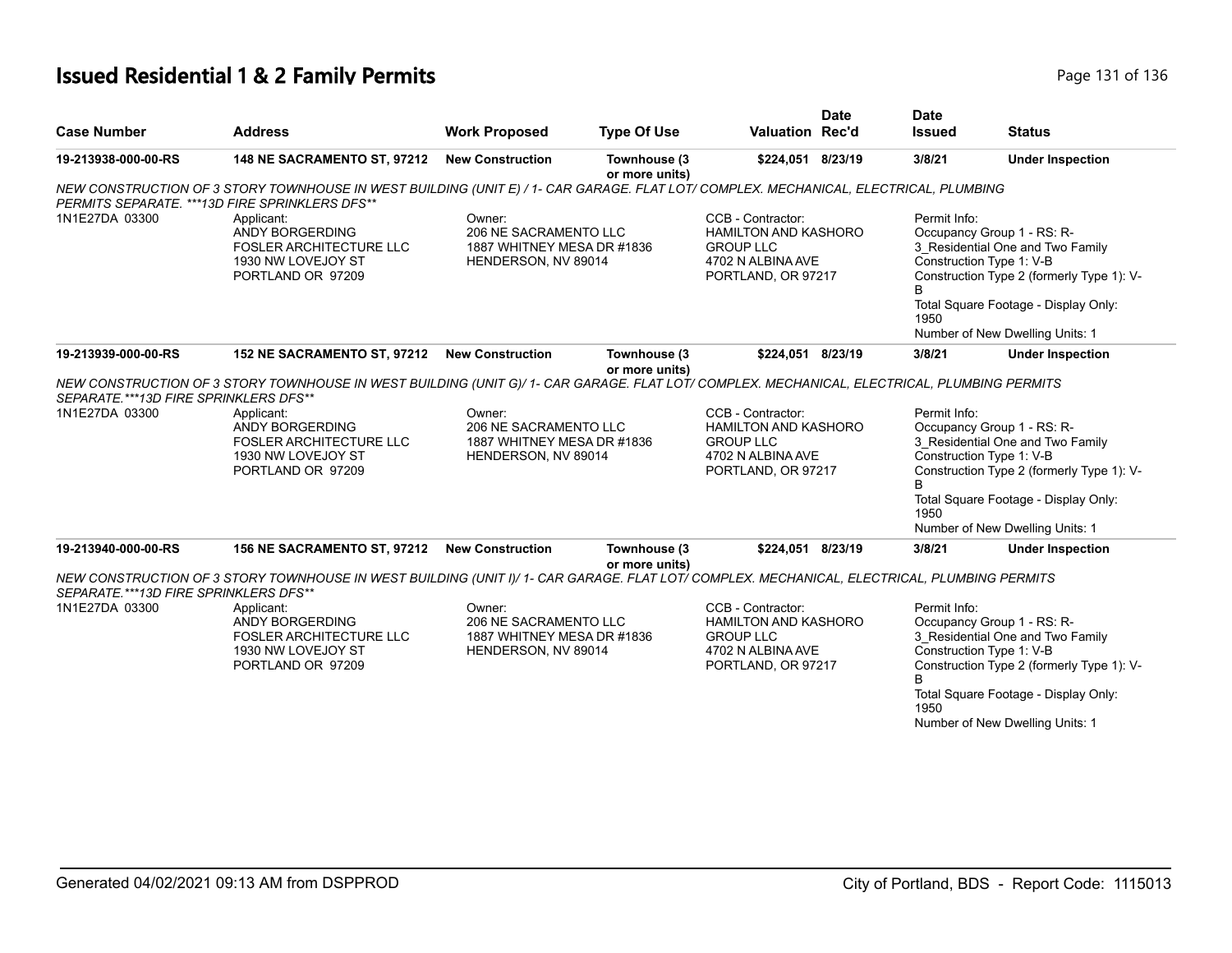# Issued Residential 1 & 2 Family Permits

| Case Number | Address | Work Proposed | Type Of Use | Valuation | Date Rec'd | Date Issued | Status |
|---|---|---|---|---|---|---|---|
| **19-213938-000-00-RS** | **148 NE SACRAMENTO ST, 97212** | **New Construction** | **Townhouse (3 or more units)** | **$224,051** | **8/23/19** | **3/8/21** | **Under Inspection** |

*NEW CONSTRUCTION OF 3 STORY TOWNHOUSE IN WEST BUILDING (UNIT E) / 1- CAR GARAGE. FLAT LOT/ COMPLEX. MECHANICAL, ELECTRICAL, PLUMBING PERMITS SEPARATE. ***13D FIRE SPRINKLERS DFS***

1N1E27DA 03300

Applicant:
ANDY BORGERDING
FOSLER ARCHITECTURE LLC
1930 NW LOVEJOY ST
PORTLAND OR 97209

Owner:
206 NE SACRAMENTO LLC
1887 WHITNEY MESA DR #1836
HENDERSON, NV 89014

CCB - Contractor:
HAMILTON AND KASHORO GROUP LLC
4702 N ALBINA AVE
PORTLAND, OR 97217

Permit Info:
Occupancy Group 1 - RS: R-3_Residential One and Two Family
Construction Type 1: V-B
Construction Type 2 (formerly Type 1): V-B
Total Square Footage - Display Only: 1950
Number of New Dwelling Units: 1

| Case Number | Address | Work Proposed | Type Of Use | Valuation | Date Rec'd | Date Issued | Status |
|---|---|---|---|---|---|---|---|
| **19-213939-000-00-RS** | **152 NE SACRAMENTO ST, 97212** | **New Construction** | **Townhouse (3 or more units)** | **$224,051** | **8/23/19** | **3/8/21** | **Under Inspection** |

*NEW CONSTRUCTION OF 3 STORY TOWNHOUSE IN WEST BUILDING (UNIT G)/ 1- CAR GARAGE. FLAT LOT/ COMPLEX. MECHANICAL, ELECTRICAL, PLUMBING PERMITS SEPARATE.***13D FIRE SPRINKLERS DFS***

1N1E27DA 03300

Applicant:
ANDY BORGERDING
FOSLER ARCHITECTURE LLC
1930 NW LOVEJOY ST
PORTLAND OR 97209

Owner:
206 NE SACRAMENTO LLC
1887 WHITNEY MESA DR #1836
HENDERSON, NV 89014

CCB - Contractor:
HAMILTON AND KASHORO GROUP LLC
4702 N ALBINA AVE
PORTLAND, OR 97217

Permit Info:
Occupancy Group 1 - RS: R-3_Residential One and Two Family
Construction Type 1: V-B
Construction Type 2 (formerly Type 1): V-B
Total Square Footage - Display Only: 1950
Number of New Dwelling Units: 1

| Case Number | Address | Work Proposed | Type Of Use | Valuation | Date Rec'd | Date Issued | Status |
|---|---|---|---|---|---|---|---|
| **19-213940-000-00-RS** | **156 NE SACRAMENTO ST, 97212** | **New Construction** | **Townhouse (3 or more units)** | **$224,051** | **8/23/19** | **3/8/21** | **Under Inspection** |

*NEW CONSTRUCTION OF 3 STORY TOWNHOUSE IN WEST BUILDING (UNIT I)/ 1- CAR GARAGE. FLAT LOT/ COMPLEX. MECHANICAL, ELECTRICAL, PLUMBING PERMITS SEPARATE.***13D FIRE SPRINKLERS DFS***

1N1E27DA 03300

Applicant:
ANDY BORGERDING
FOSLER ARCHITECTURE LLC
1930 NW LOVEJOY ST
PORTLAND OR 97209

Owner:
206 NE SACRAMENTO LLC
1887 WHITNEY MESA DR #1836
HENDERSON, NV 89014

CCB - Contractor:
HAMILTON AND KASHORO GROUP LLC
4702 N ALBINA AVE
PORTLAND, OR 97217

Permit Info:
Occupancy Group 1 - RS: R-3_Residential One and Two Family
Construction Type 1: V-B
Construction Type 2 (formerly Type 1): V-B
Total Square Footage - Display Only: 1950
Number of New Dwelling Units: 1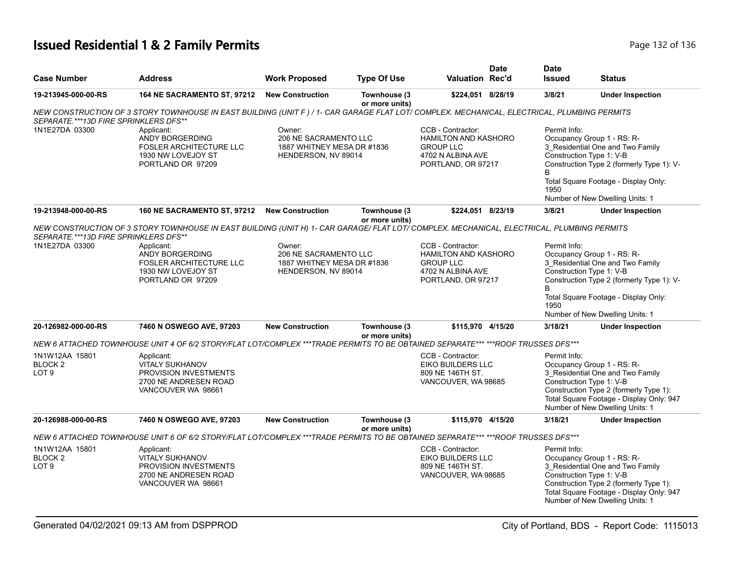# Issued Residential 1 & 2 Family Permits

| Case Number | Address | Work Proposed | Type Of Use | Valuation | Date Rec'd | Date Issued | Status |
|---|---|---|---|---|---|---|---|
| 19-213945-000-00-RS | 164 NE SACRAMENTO ST, 97212 | New Construction | Townhouse (3 or more units) | $224,051 | 8/28/19 | 3/8/21 | Under Inspection |

*NEW CONSTRUCTION OF 3 STORY TOWNHOUSE IN EAST BUILDING (UNIT F ) / 1- CAR GARAGE FLAT LOT/ COMPLEX. MECHANICAL, ELECTRICAL, PLUMBING PERMITS SEPARATE.***13D FIRE SPRINKLERS DFS***

1N1E27DA 03300

Applicant:
ANDY BORGERDING
FOSLER ARCHITECTURE LLC
1930 NW LOVEJOY ST
PORTLAND OR 97209

Owner:
206 NE SACRAMENTO LLC
1887 WHITNEY MESA DR #1836
HENDERSON, NV 89014

CCB - Contractor:
HAMILTON AND KASHORO GROUP LLC
4702 N ALBINA AVE
PORTLAND, OR 97217

Permit Info:
Occupancy Group 1 - RS: R-3_Residential One and Two Family
Construction Type 1: V-B
Construction Type 2 (formerly Type 1): V-B
Total Square Footage - Display Only: 1950
Number of New Dwelling Units: 1

| Case Number | Address | Work Proposed | Type Of Use | Valuation | Date Rec'd | Date Issued | Status |
|---|---|---|---|---|---|---|---|
| 19-213948-000-00-RS | 160 NE SACRAMENTO ST, 97212 | New Construction | Townhouse (3 or more units) | $224,051 | 8/23/19 | 3/8/21 | Under Inspection |

*NEW CONSTRUCTION OF 3 STORY TOWNHOUSE IN EAST BUILDING (UNIT H) 1- CAR GARAGE/ FLAT LOT/ COMPLEX. MECHANICAL, ELECTRICAL, PLUMBING PERMITS SEPARATE.***13D FIRE SPRINKLERS DFS***

1N1E27DA 03300

Applicant:
ANDY BORGERDING
FOSLER ARCHITECTURE LLC
1930 NW LOVEJOY ST
PORTLAND OR 97209

Owner:
206 NE SACRAMENTO LLC
1887 WHITNEY MESA DR #1836
HENDERSON, NV 89014

CCB - Contractor:
HAMILTON AND KASHORO GROUP LLC
4702 N ALBINA AVE
PORTLAND, OR 97217

Permit Info:
Occupancy Group 1 - RS: R-3_Residential One and Two Family
Construction Type 1: V-B
Construction Type 2 (formerly Type 1): V-B
Total Square Footage - Display Only: 1950
Number of New Dwelling Units: 1

| Case Number | Address | Work Proposed | Type Of Use | Valuation | Date Rec'd | Date Issued | Status |
|---|---|---|---|---|---|---|---|
| 20-126982-000-00-RS | 7460 N OSWEGO AVE, 97203 | New Construction | Townhouse (3 or more units) | $115,970 | 4/15/20 | 3/18/21 | Under Inspection |

*NEW 6 ATTACHED TOWNHOUSE UNIT 4 OF 6/2 STORY/FLAT LOT/COMPLEX ***TRADE PERMITS TO BE OBTAINED SEPARATE*** ***ROOF TRUSSES DFS****

1N1W12AA 15801
BLOCK 2
LOT 9

Applicant:
VITALY SUKHANOV
PROVISION INVESTMENTS
2700 NE ANDRESEN ROAD
VANCOUVER WA 98661

CCB - Contractor:
EIKO BUILDERS LLC
809 NE 146TH ST.
VANCOUVER, WA 98685

Permit Info:
Occupancy Group 1 - RS: R-3_Residential One and Two Family
Construction Type 1: V-B
Construction Type 2 (formerly Type 1):
Total Square Footage - Display Only: 947
Number of New Dwelling Units: 1

| Case Number | Address | Work Proposed | Type Of Use | Valuation | Date Rec'd | Date Issued | Status |
|---|---|---|---|---|---|---|---|
| 20-126988-000-00-RS | 7460 N OSWEGO AVE, 97203 | New Construction | Townhouse (3 or more units) | $115,970 | 4/15/20 | 3/18/21 | Under Inspection |

*NEW 6 ATTACHED TOWNHOUSE UNIT 6 OF 6/2 STORY/FLAT LOT/COMPLEX ***TRADE PERMITS TO BE OBTAINED SEPARATE*** ***ROOF TRUSSES DFS****

1N1W12AA 15801
BLOCK 2
LOT 9

Applicant:
VITALY SUKHANOV
PROVISION INVESTMENTS
2700 NE ANDRESEN ROAD
VANCOUVER WA 98661

CCB - Contractor:
EIKO BUILDERS LLC
809 NE 146TH ST.
VANCOUVER, WA 98685

Permit Info:
Occupancy Group 1 - RS: R-3_Residential One and Two Family
Construction Type 1: V-B
Construction Type 2 (formerly Type 1):
Total Square Footage - Display Only: 947
Number of New Dwelling Units: 1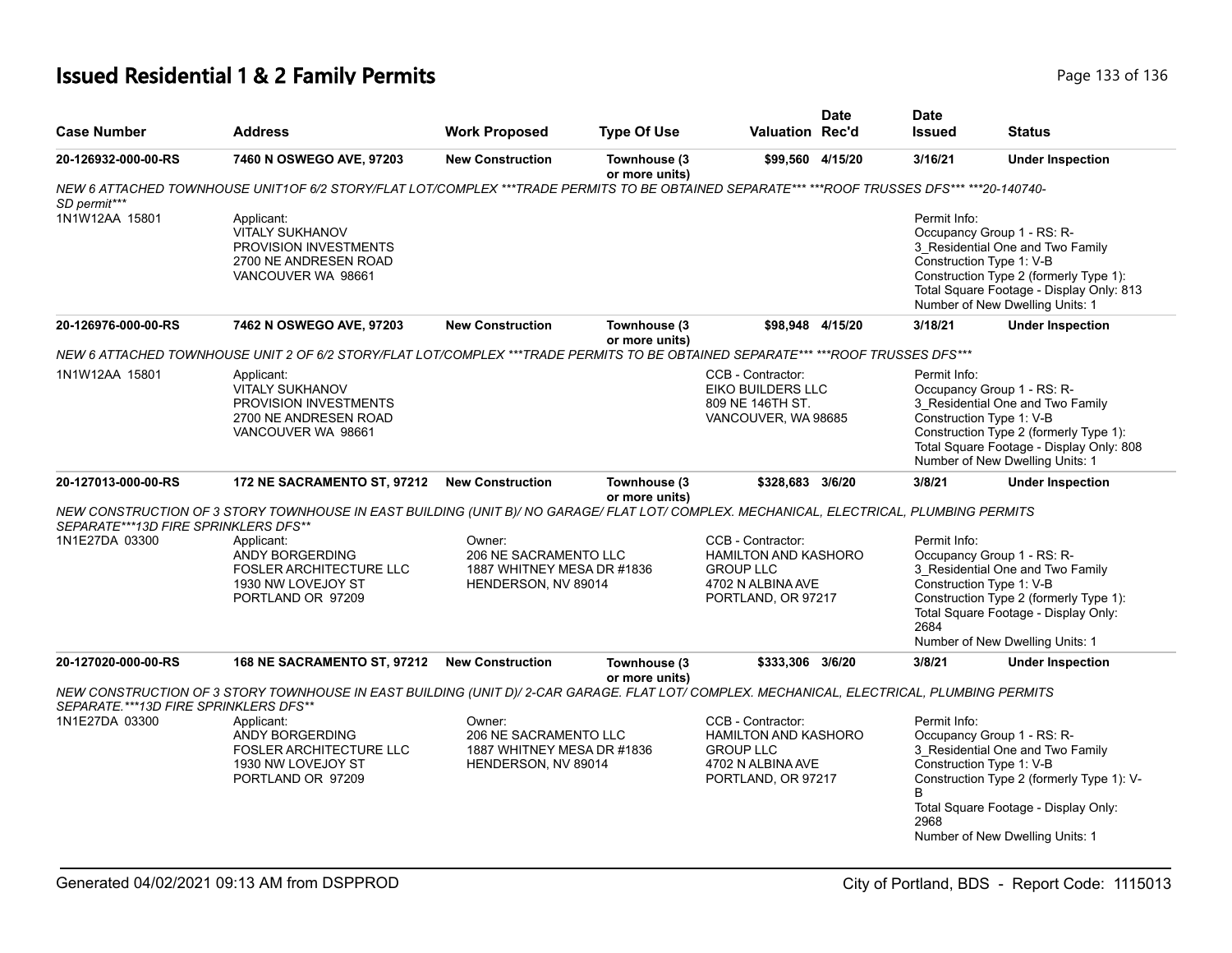# Issued Residential 1 & 2 Family Permits

| Case Number | Address | Work Proposed | Type Of Use | Valuation | Date Rec'd | Date Issued | Status |
|---|---|---|---|---|---|---|---|
| 20-126932-000-00-RS | 7460 N OSWEGO AVE, 97203 | New Construction | Townhouse (3 or more units) | $99,560 | 4/15/20 | 3/16/21 | Under Inspection |

*NEW 6 ATTACHED TOWNHOUSE UNIT1OF 6/2 STORY/FLAT LOT/COMPLEX ***TRADE PERMITS TO BE OBTAINED SEPARATE*** ***ROOF TRUSSES DFS*** ***20-140740-SD permit****

1N1W12AA 15801

Applicant:
VITALY SUKHANOV
PROVISION INVESTMENTS
2700 NE ANDRESEN ROAD
VANCOUVER WA 98661

Permit Info:
Occupancy Group 1 - RS: R-3_Residential One and Two Family
Construction Type 1: V-B
Construction Type 2 (formerly Type 1):
Total Square Footage - Display Only: 813
Number of New Dwelling Units: 1

| Case Number | Address | Work Proposed | Type Of Use | Valuation | Date Rec'd | Date Issued | Status |
|---|---|---|---|---|---|---|---|
| 20-126976-000-00-RS | 7462 N OSWEGO AVE, 97203 | New Construction | Townhouse (3 or more units) | $98,948 | 4/15/20 | 3/18/21 | Under Inspection |

*NEW 6 ATTACHED TOWNHOUSE UNIT 2 OF 6/2 STORY/FLAT LOT/COMPLEX ***TRADE PERMITS TO BE OBTAINED SEPARATE*** ***ROOF TRUSSES DFS****

1N1W12AA 15801

Applicant:
VITALY SUKHANOV
PROVISION INVESTMENTS
2700 NE ANDRESEN ROAD
VANCOUVER WA 98661

CCB - Contractor:
EIKO BUILDERS LLC
809 NE 146TH ST.
VANCOUVER, WA 98685

Permit Info:
Occupancy Group 1 - RS: R-3_Residential One and Two Family
Construction Type 1: V-B
Construction Type 2 (formerly Type 1):
Total Square Footage - Display Only: 808
Number of New Dwelling Units: 1

| Case Number | Address | Work Proposed | Type Of Use | Valuation | Date Rec'd | Date Issued | Status |
|---|---|---|---|---|---|---|---|
| 20-127013-000-00-RS | 172 NE SACRAMENTO ST, 97212 | New Construction | Townhouse (3 or more units) | $328,683 | 3/6/20 | 3/8/21 | Under Inspection |

*NEW CONSTRUCTION OF 3 STORY TOWNHOUSE IN EAST BUILDING (UNIT B)/ NO GARAGE/ FLAT LOT/ COMPLEX. MECHANICAL, ELECTRICAL, PLUMBING PERMITS SEPARATE***13D FIRE SPRINKLERS DFS***

1N1E27DA 03300

Applicant:
ANDY BORGERDING
FOSLER ARCHITECTURE LLC
1930 NW LOVEJOY ST
PORTLAND OR 97209

Owner:
206 NE SACRAMENTO LLC
1887 WHITNEY MESA DR #1836
HENDERSON, NV 89014

CCB - Contractor:
HAMILTON AND KASHORO GROUP LLC
4702 N ALBINA AVE
PORTLAND, OR 97217

Permit Info:
Occupancy Group 1 - RS: R-3_Residential One and Two Family
Construction Type 1: V-B
Construction Type 2 (formerly Type 1):
Total Square Footage - Display Only: 2684
Number of New Dwelling Units: 1

| Case Number | Address | Work Proposed | Type Of Use | Valuation | Date Rec'd | Date Issued | Status |
|---|---|---|---|---|---|---|---|
| 20-127020-000-00-RS | 168 NE SACRAMENTO ST, 97212 | New Construction | Townhouse (3 or more units) | $333,306 | 3/6/20 | 3/8/21 | Under Inspection |

*NEW CONSTRUCTION OF 3 STORY TOWNHOUSE IN EAST BUILDING (UNIT D)/ 2-CAR GARAGE. FLAT LOT/ COMPLEX. MECHANICAL, ELECTRICAL, PLUMBING PERMITS SEPARATE.***13D FIRE SPRINKLERS DFS***

1N1E27DA 03300

Applicant:
ANDY BORGERDING
FOSLER ARCHITECTURE LLC
1930 NW LOVEJOY ST
PORTLAND OR 97209

Owner:
206 NE SACRAMENTO LLC
1887 WHITNEY MESA DR #1836
HENDERSON, NV 89014

CCB - Contractor:
HAMILTON AND KASHORO GROUP LLC
4702 N ALBINA AVE
PORTLAND, OR 97217

Permit Info:
Occupancy Group 1 - RS: R-3_Residential One and Two Family
Construction Type 1: V-B
Construction Type 2 (formerly Type 1): V-B
Total Square Footage - Display Only: 2968
Number of New Dwelling Units: 1

Generated 04/02/2021 09:13 AM from DSPPROD — City of Portland, BDS - Report Code: 1115013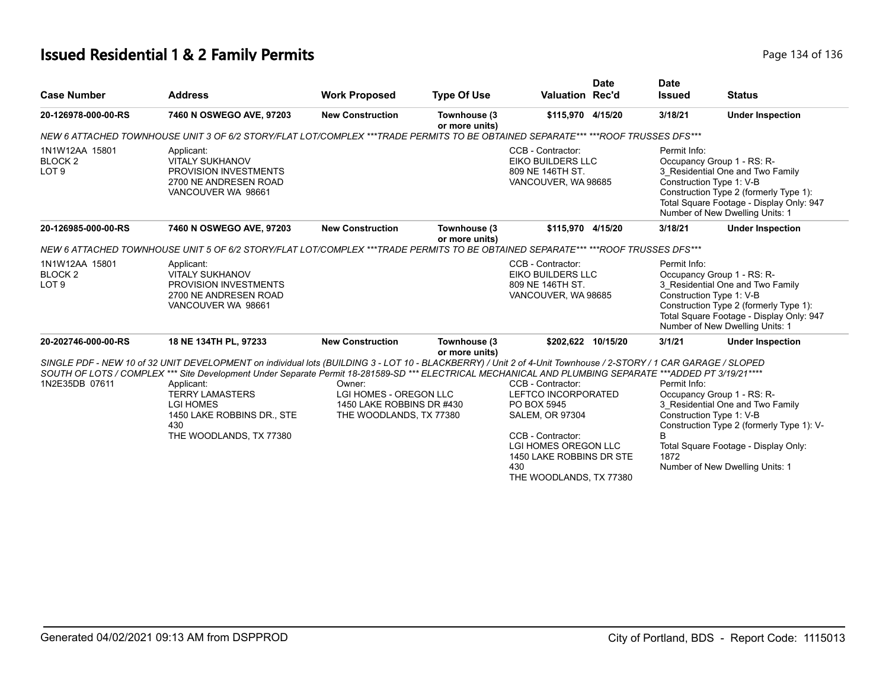# Issued Residential 1 & 2 Family Permits

| Case Number | Address | Work Proposed | Type Of Use | Valuation | Date Rec'd | Date Issued | Status |
|---|---|---|---|---|---|---|---|
| **20-126978-000-00-RS** | **7460 N OSWEGO AVE, 97203** | **New Construction** | **Townhouse (3 or more units)** | **$115,970** | **4/15/20** | **3/18/21** | **Under Inspection** |

*NEW 6 ATTACHED TOWNHOUSE UNIT 3 OF 6/2 STORY/FLAT LOT/COMPLEX ***TRADE PERMITS TO BE OBTAINED SEPARATE*** ***ROOF TRUSSES DFS****

1N1W12AA 15801
BLOCK 2
LOT 9

Applicant:
VITALY SUKHANOV
PROVISION INVESTMENTS
2700 NE ANDRESEN ROAD
VANCOUVER WA 98661

CCB - Contractor:
EIKO BUILDERS LLC
809 NE 146TH ST.
VANCOUVER, WA 98685

Permit Info:
Occupancy Group 1 - RS: R-3_Residential One and Two Family
Construction Type 1: V-B
Construction Type 2 (formerly Type 1):
Total Square Footage - Display Only: 947
Number of New Dwelling Units: 1

| Case Number | Address | Work Proposed | Type Of Use | Valuation | Date Rec'd | Date Issued | Status |
|---|---|---|---|---|---|---|---|
| **20-126985-000-00-RS** | **7460 N OSWEGO AVE, 97203** | **New Construction** | **Townhouse (3 or more units)** | **$115,970** | **4/15/20** | **3/18/21** | **Under Inspection** |

*NEW 6 ATTACHED TOWNHOUSE UNIT 5 OF 6/2 STORY/FLAT LOT/COMPLEX ***TRADE PERMITS TO BE OBTAINED SEPARATE*** ***ROOF TRUSSES DFS****

1N1W12AA 15801
BLOCK 2
LOT 9

Applicant:
VITALY SUKHANOV
PROVISION INVESTMENTS
2700 NE ANDRESEN ROAD
VANCOUVER WA 98661

CCB - Contractor:
EIKO BUILDERS LLC
809 NE 146TH ST.
VANCOUVER, WA 98685

Permit Info:
Occupancy Group 1 - RS: R-3_Residential One and Two Family
Construction Type 1: V-B
Construction Type 2 (formerly Type 1):
Total Square Footage - Display Only: 947
Number of New Dwelling Units: 1

| Case Number | Address | Work Proposed | Type Of Use | Valuation | Date Rec'd | Date Issued | Status |
|---|---|---|---|---|---|---|---|
| **20-202746-000-00-RS** | **18 NE 134TH PL, 97233** | **New Construction** | **Townhouse (3 or more units)** | **$202,622** | **10/15/20** | **3/1/21** | **Under Inspection** |

*SINGLE PDF - NEW 10 of 32 UNIT DEVELOPMENT on individual lots (BUILDING 3 - LOT 10 - BLACKBERRY) / Unit 2 of 4-Unit Townhouse / 2-STORY / 1 CAR GARAGE / SLOPED SOUTH OF LOTS / COMPLEX *** Site Development Under Separate Permit 18-281589-SD *** ELECTRICAL MECHANICAL AND PLUMBING SEPARATE ***ADDED PT 3/19/21*****

1N2E35DB 07611

Applicant:
TERRY LAMASTERS
LGI HOMES
1450 LAKE ROBBINS DR., STE 430
THE WOODLANDS, TX 77380

Owner:
LGI HOMES - OREGON LLC
1450 LAKE ROBBINS DR #430
THE WOODLANDS, TX 77380

CCB - Contractor:
LEFTCO INCORPORATED
PO BOX 5945
SALEM, OR 97304

CCB - Contractor:
LGI HOMES OREGON LLC
1450 LAKE ROBBINS DR STE 430
THE WOODLANDS, TX 77380

Permit Info:
Occupancy Group 1 - RS: R-3_Residential One and Two Family
Construction Type 1: V-B
Construction Type 2 (formerly Type 1): V-B
Total Square Footage - Display Only: 1872
Number of New Dwelling Units: 1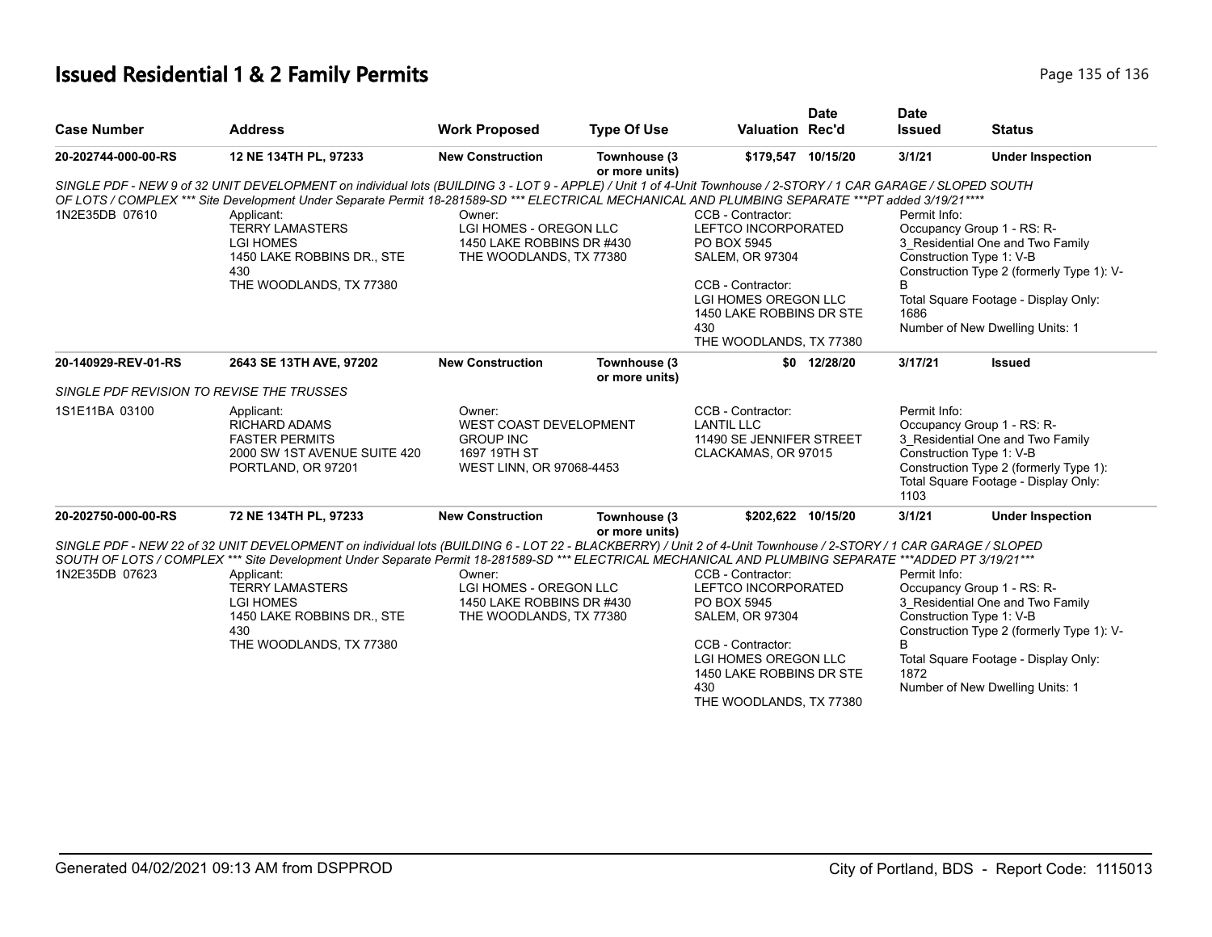# Issued Residential 1 & 2 Family Permits

| Case Number | Address | Work Proposed | Type Of Use | Valuation | Date Rec'd | Date Issued | Status |
|---|---|---|---|---|---|---|---|
| 20-202744-000-00-RS | 12 NE 134TH PL, 97233 | New Construction | Townhouse (3 or more units) | $179,547 | 10/15/20 | 3/1/21 | Under Inspection |

*SINGLE PDF - NEW 9 of 32 UNIT DEVELOPMENT on individual lots (BUILDING 3 - LOT 9 - APPLE) / Unit 1 of 4-Unit Townhouse / 2-STORY / 1 CAR GARAGE / SLOPED SOUTH OF LOTS / COMPLEX *** Site Development Under Separate Permit 18-281589-SD *** ELECTRICAL MECHANICAL AND PLUMBING SEPARATE ***PT added 3/19/21*****

1N2E35DB 07610

Applicant:
TERRY LAMASTERS
LGI HOMES
1450 LAKE ROBBINS DR., STE 430
THE WOODLANDS, TX 77380

Owner:
LGI HOMES - OREGON LLC
1450 LAKE ROBBINS DR #430
THE WOODLANDS, TX 77380

CCB - Contractor:
LEFTCO INCORPORATED
PO BOX 5945
SALEM, OR 97304

CCB - Contractor:
LGI HOMES OREGON LLC
1450 LAKE ROBBINS DR STE 430
THE WOODLANDS, TX 77380

Permit Info:
Occupancy Group 1 - RS: R-3_Residential One and Two Family
Construction Type 1: V-B
Construction Type 2 (formerly Type 1): V-B
Total Square Footage - Display Only: 1686
Number of New Dwelling Units: 1

| Case Number | Address | Work Proposed | Type Of Use | Valuation | Date Rec'd | Date Issued | Status |
|---|---|---|---|---|---|---|---|
| 20-140929-REV-01-RS | 2643 SE 13TH AVE, 97202 | New Construction | Townhouse (3 or more units) | $0 | 12/28/20 | 3/17/21 | Issued |

*SINGLE PDF REVISION TO REVISE THE TRUSSES*

1S1E11BA 03100

Applicant:
RICHARD ADAMS
FASTER PERMITS
2000 SW 1ST AVENUE SUITE 420
PORTLAND, OR 97201

Owner:
WEST COAST DEVELOPMENT GROUP INC
1697 19TH ST
WEST LINN, OR 97068-4453

CCB - Contractor:
LANTIL LLC
11490 SE JENNIFER STREET
CLACKAMAS, OR 97015

Permit Info:
Occupancy Group 1 - RS: R-3_Residential One and Two Family
Construction Type 1: V-B
Construction Type 2 (formerly Type 1):
Total Square Footage - Display Only: 1103

| Case Number | Address | Work Proposed | Type Of Use | Valuation | Date Rec'd | Date Issued | Status |
|---|---|---|---|---|---|---|---|
| 20-202750-000-00-RS | 72 NE 134TH PL, 97233 | New Construction | Townhouse (3 or more units) | $202,622 | 10/15/20 | 3/1/21 | Under Inspection |

*SINGLE PDF - NEW 22 of 32 UNIT DEVELOPMENT on individual lots (BUILDING 6 - LOT 22 - BLACKBERRY) / Unit 2 of 4-Unit Townhouse / 2-STORY / 1 CAR GARAGE / SLOPED SOUTH OF LOTS / COMPLEX *** Site Development Under Separate Permit 18-281589-SD *** ELECTRICAL MECHANICAL AND PLUMBING SEPARATE ***ADDED PT 3/19/21****

1N2E35DB 07623

Applicant:
TERRY LAMASTERS
LGI HOMES
1450 LAKE ROBBINS DR., STE 430
THE WOODLANDS, TX 77380

Owner:
LGI HOMES - OREGON LLC
1450 LAKE ROBBINS DR #430
THE WOODLANDS, TX 77380

CCB - Contractor:
LEFTCO INCORPORATED
PO BOX 5945
SALEM, OR 97304

CCB - Contractor:
LGI HOMES OREGON LLC
1450 LAKE ROBBINS DR STE 430
THE WOODLANDS, TX 77380

Permit Info:
Occupancy Group 1 - RS: R-3_Residential One and Two Family
Construction Type 1: V-B
Construction Type 2 (formerly Type 1): V-B
Total Square Footage - Display Only: 1872
Number of New Dwelling Units: 1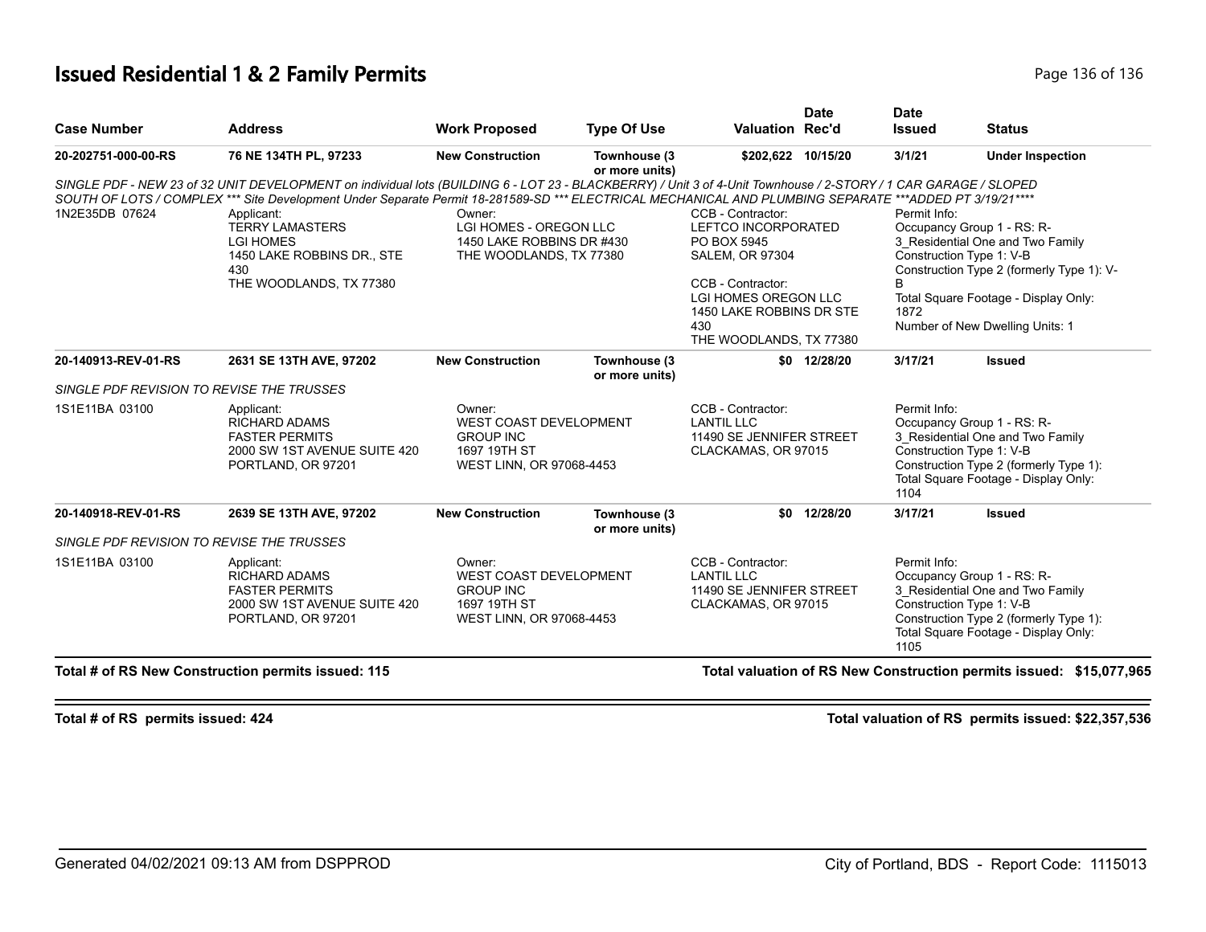# Issued Residential 1 & 2 Family Permits

| Case Number | Address | Work Proposed | Type Of Use | Valuation | Date Rec'd | Date Issued | Status |
|---|---|---|---|---|---|---|---|
| 20-202751-000-00-RS | 76 NE 134TH PL, 97233 | New Construction | Townhouse (3 or more units) | $202,622 | 10/15/20 | 3/1/21 | Under Inspection |

*SINGLE PDF - NEW 23 of 32 UNIT DEVELOPMENT on individual lots (BUILDING 6 - LOT 23 - BLACKBERRY) / Unit 3 of 4-Unit Townhouse / 2-STORY / 1 CAR GARAGE / SLOPED SOUTH OF LOTS / COMPLEX *** Site Development Under Separate Permit 18-281589-SD *** ELECTRICAL MECHANICAL AND PLUMBING SEPARATE ***ADDED PT 3/19/21*****

1N2E35DB 07624

Applicant:
TERRY LAMASTERS
LGI HOMES
1450 LAKE ROBBINS DR., STE 430
THE WOODLANDS, TX 77380

Owner:
LGI HOMES - OREGON LLC
1450 LAKE ROBBINS DR #430
THE WOODLANDS, TX 77380

CCB - Contractor:
LEFTCO INCORPORATED
PO BOX 5945
SALEM, OR 97304

CCB - Contractor:
LGI HOMES OREGON LLC
1450 LAKE ROBBINS DR STE 430
THE WOODLANDS, TX 77380

Permit Info:
Occupancy Group 1 - RS: R-3_Residential One and Two Family
Construction Type 1: V-B
Construction Type 2 (formerly Type 1): V-B
Total Square Footage - Display Only: 1872
Number of New Dwelling Units: 1

| Case Number | Address | Work Proposed | Type Of Use | Valuation | Date Rec'd | Date Issued | Status |
|---|---|---|---|---|---|---|---|
| 20-140913-REV-01-RS | 2631 SE 13TH AVE, 97202 | New Construction | Townhouse (3 or more units) | $0 | 12/28/20 | 3/17/21 | Issued |

*SINGLE PDF REVISION TO REVISE THE TRUSSES*

1S1E11BA 03100

Applicant:
RICHARD ADAMS
FASTER PERMITS
2000 SW 1ST AVENUE SUITE 420
PORTLAND, OR 97201

Owner:
WEST COAST DEVELOPMENT GROUP INC
1697 19TH ST
WEST LINN, OR 97068-4453

CCB - Contractor:
LANTIL LLC
11490 SE JENNIFER STREET
CLACKAMAS, OR 97015

Permit Info:
Occupancy Group 1 - RS: R-3_Residential One and Two Family
Construction Type 1: V-B
Construction Type 2 (formerly Type 1):
Total Square Footage - Display Only: 1104

| Case Number | Address | Work Proposed | Type Of Use | Valuation | Date Rec'd | Date Issued | Status |
|---|---|---|---|---|---|---|---|
| 20-140918-REV-01-RS | 2639 SE 13TH AVE, 97202 | New Construction | Townhouse (3 or more units) | $0 | 12/28/20 | 3/17/21 | Issued |

*SINGLE PDF REVISION TO REVISE THE TRUSSES*

1S1E11BA 03100

Applicant:
RICHARD ADAMS
FASTER PERMITS
2000 SW 1ST AVENUE SUITE 420
PORTLAND, OR 97201

Owner:
WEST COAST DEVELOPMENT GROUP INC
1697 19TH ST
WEST LINN, OR 97068-4453

CCB - Contractor:
LANTIL LLC
11490 SE JENNIFER STREET
CLACKAMAS, OR 97015

Permit Info:
Occupancy Group 1 - RS: R-3_Residential One and Two Family
Construction Type 1: V-B
Construction Type 2 (formerly Type 1):
Total Square Footage - Display Only: 1105

**Total # of RS New Construction permits issued: 115**

**Total valuation of RS New Construction permits issued: $15,077,965**

**Total # of RS permits issued: 424**

**Total valuation of RS permits issued: $22,357,536**

Generated 04/02/2021 09:13 AM from DSPPROD — City of Portland, BDS - Report Code: 1115013